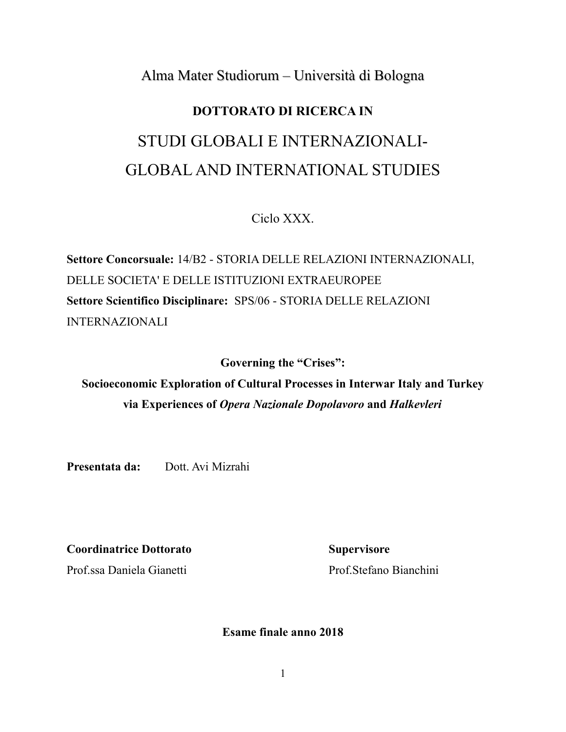Alma Mater Studiorum – Università di Bologna

**DOTTORATO DI RICERCA IN**

# STUDI GLOBALI E INTERNAZIONALI- GLOBAL AND INTERNATIONAL STUDIES

Ciclo XXX.

**Settore Concorsuale:** 14/B2 - STORIA DELLE RELAZIONI INTERNAZIONALI, DELLE SOCIETA' E DELLE ISTITUZIONI EXTRAEUROPEE
**Settore Scientifico Disciplinare:** SPS/06 - STORIA DELLE RELAZIONI INTERNAZIONALI

**Governing the "Crises":**
**Socioeconomic Exploration of Cultural Processes in Interwar Italy and Turkey via Experiences of *Opera Nazionale Dopolavoro* and *Halkevleri***

**Presentata da:** Dott. Avi Mizrahi

**Coordinatrice Dottorato**
Prof.ssa Daniela Gianetti

**Supervisore**
Prof.Stefano Bianchini

**Esame finale anno 2018**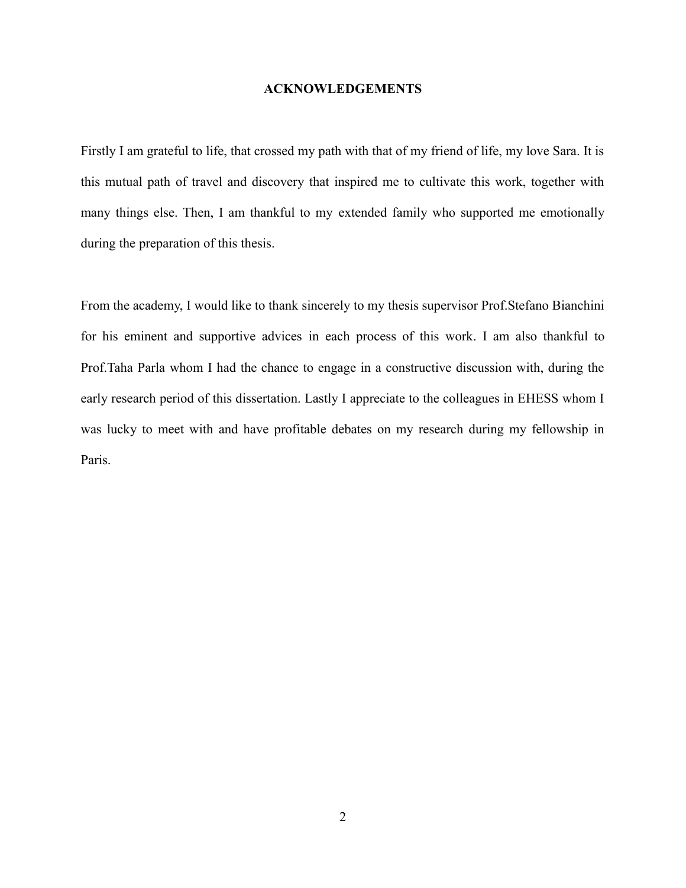# ACKNOWLEDGEMENTS

Firstly I am grateful to life, that crossed my path with that of my friend of life, my love Sara. It is this mutual path of travel and discovery that inspired me to cultivate this work, together with many things else. Then, I am thankful to my extended family who supported me emotionally during the preparation of this thesis.

From the academy, I would like to thank sincerely to my thesis supervisor Prof.Stefano Bianchini for his eminent and supportive advices in each process of this work. I am also thankful to Prof.Taha Parla whom I had the chance to engage in a constructive discussion with, during the early research period of this dissertation. Lastly I appreciate to the colleagues in EHESS whom I was lucky to meet with and have profitable debates on my research during my fellowship in Paris.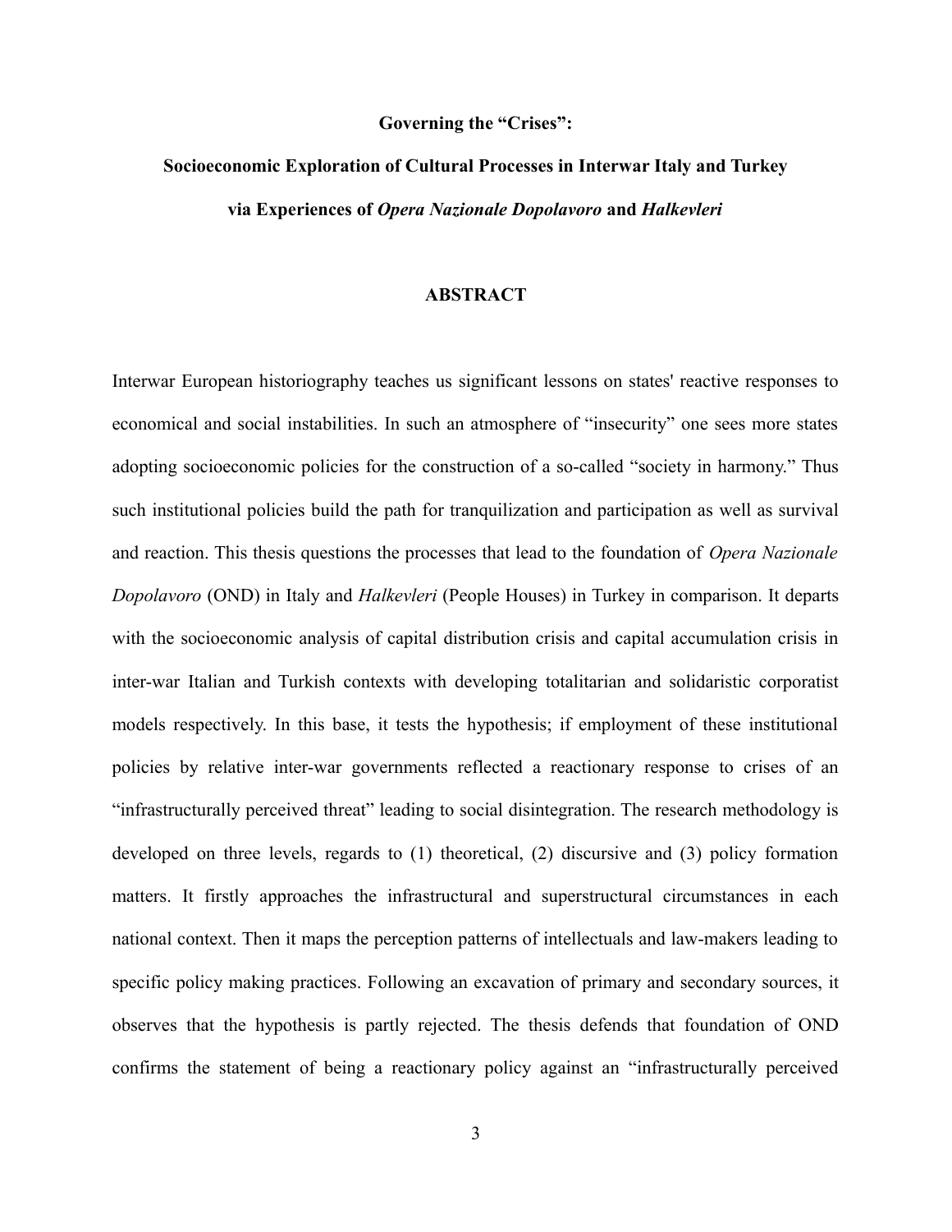**Governing the "Crises":**

**Socioeconomic Exploration of Cultural Processes in Interwar Italy and Turkey**

**via Experiences of *Opera Nazionale Dopolavoro* and *Halkevleri***

## ABSTRACT

Interwar European historiography teaches us significant lessons on states' reactive responses to economical and social instabilities. In such an atmosphere of "insecurity" one sees more states adopting socioeconomic policies for the construction of a so-called "society in harmony." Thus such institutional policies build the path for tranquilization and participation as well as survival and reaction. This thesis questions the processes that lead to the foundation of *Opera Nazionale Dopolavoro* (OND) in Italy and *Halkevleri* (People Houses) in Turkey in comparison. It departs with the socioeconomic analysis of capital distribution crisis and capital accumulation crisis in inter-war Italian and Turkish contexts with developing totalitarian and solidaristic corporatist models respectively. In this base, it tests the hypothesis; if employment of these institutional policies by relative inter-war governments reflected a reactionary response to crises of an "infrastructurally perceived threat" leading to social disintegration. The research methodology is developed on three levels, regards to (1) theoretical, (2) discursive and (3) policy formation matters. It firstly approaches the infrastructural and superstructural circumstances in each national context. Then it maps the perception patterns of intellectuals and law-makers leading to specific policy making practices. Following an excavation of primary and secondary sources, it observes that the hypothesis is partly rejected. The thesis defends that foundation of OND confirms the statement of being a reactionary policy against an "infrastructurally perceived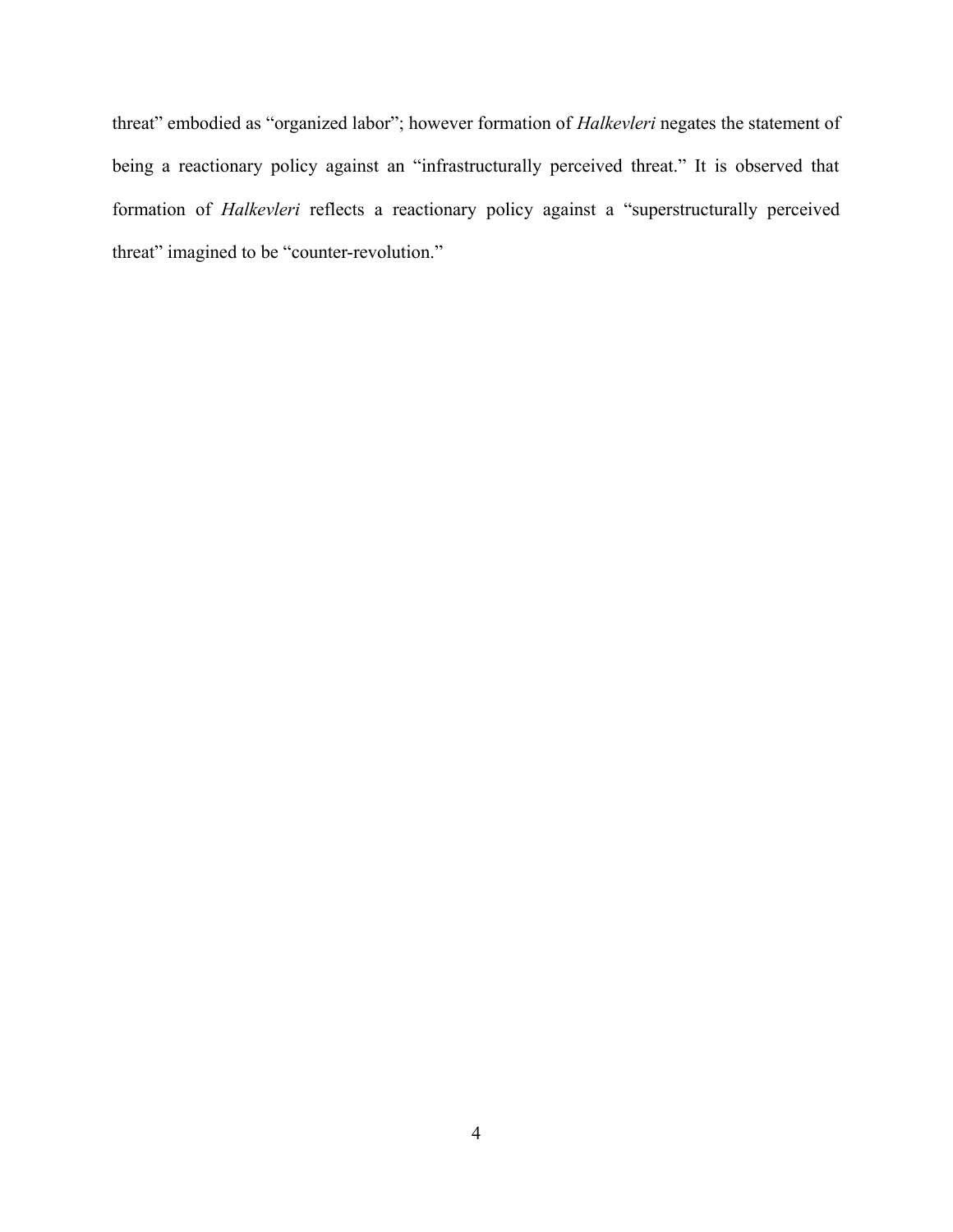threat" embodied as "organized labor"; however formation of *Halkevleri* negates the statement of being a reactionary policy against an "infrastructurally perceived threat." It is observed that formation of *Halkevleri* reflects a reactionary policy against a "superstructurally perceived threat" imagined to be "counter-revolution."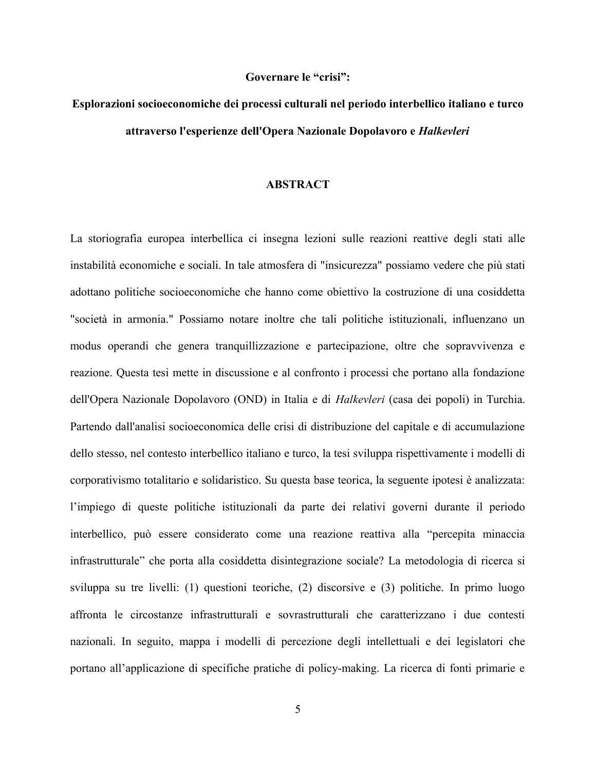**Governare le "crisi":**

**Esplorazioni socioeconomiche dei processi culturali nel periodo interbellico italiano e turco attraverso l'esperienze dell'Opera Nazionale Dopolavoro e *Halkevleri***

## ABSTRACT

La storiografia europea interbellica ci insegna lezioni sulle reazioni reattive degli stati alle instabilità economiche e sociali. In tale atmosfera di "insicurezza" possiamo vedere che più stati adottano politiche socioeconomiche che hanno come obiettivo la costruzione di una cosiddetta "società in armonia." Possiamo notare inoltre che tali politiche istituzionali, influenzano un modus operandi che genera tranquillizzazione e partecipazione, oltre che sopravvivenza e reazione. Questa tesi mette in discussione e al confronto i processi che portano alla fondazione dell'Opera Nazionale Dopolavoro (OND) in Italia e di *Halkevleri* (casa dei popoli) in Turchia. Partendo dall'analisi socioeconomica delle crisi di distribuzione del capitale e di accumulazione dello stesso, nel contesto interbellico italiano e turco, la tesi sviluppa rispettivamente i modelli di corporativismo totalitario e solidaristico. Su questa base teorica, la seguente ipotesi è analizzata: l'impiego di queste politiche istituzionali da parte dei relativi governi durante il periodo interbellico, può essere considerato come una reazione reattiva alla "percepita minaccia infrastrutturale" che porta alla cosiddetta disintegrazione sociale? La metodologia di ricerca si sviluppa su tre livelli: (1) questioni teoriche, (2) discorsive e (3) politiche. In primo luogo affronta le circostanze infrastrutturali e sovrastrutturali che caratterizzano i due contesti nazionali. In seguito, mappa i modelli di percezione degli intellettuali e dei legislatori che portano all'applicazione di specifiche pratiche di policy-making. La ricerca di fonti primarie e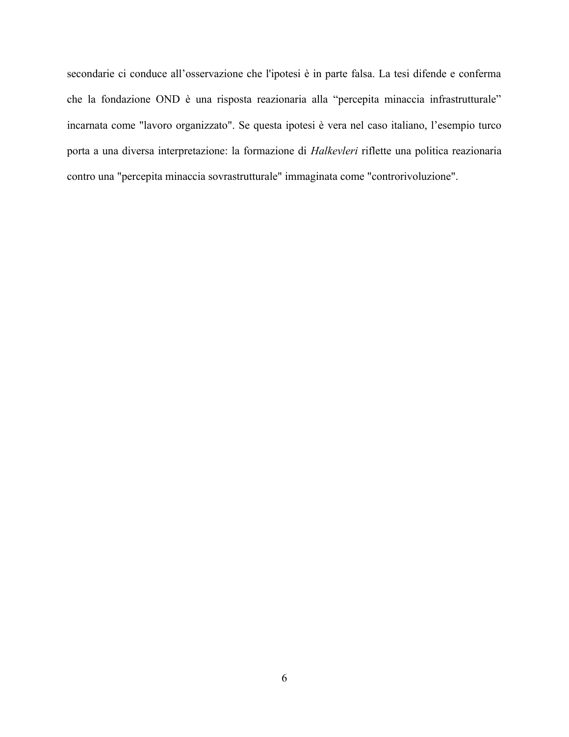secondarie ci conduce all’osservazione che l'ipotesi è in parte falsa. La tesi difende e conferma che la fondazione OND è una risposta reazionaria alla “percepita minaccia infrastrutturale” incarnata come "lavoro organizzato". Se questa ipotesi è vera nel caso italiano, l’esempio turco porta a una diversa interpretazione: la formazione di *Halkevleri* riflette una politica reazionaria contro una "percepita minaccia sovrastrutturale" immaginata come "controrivoluzione".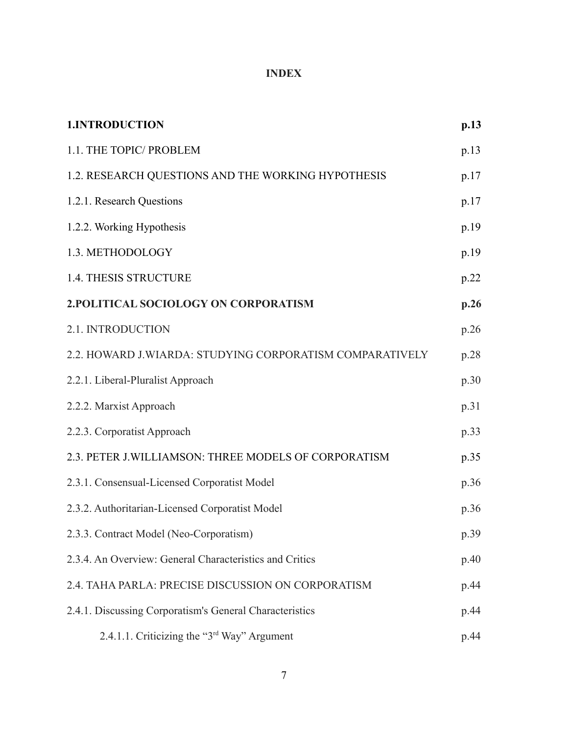# INDEX

| | |
|---|---|
| **1.INTRODUCTION** | **p.13** |
| 1.1. THE TOPIC/ PROBLEM | p.13 |
| 1.2. RESEARCH QUESTIONS AND THE WORKING HYPOTHESIS | p.17 |
| 1.2.1. Research Questions | p.17 |
| 1.2.2. Working Hypothesis | p.19 |
| 1.3. METHODOLOGY | p.19 |
| 1.4. THESIS STRUCTURE | p.22 |
| **2.POLITICAL SOCIOLOGY ON CORPORATISM** | **p.26** |
| 2.1. INTRODUCTION | p.26 |
| 2.2. HOWARD J.WIARDA: STUDYING CORPORATISM COMPARATIVELY | p.28 |
| 2.2.1. Liberal-Pluralist Approach | p.30 |
| 2.2.2. Marxist Approach | p.31 |
| 2.2.3. Corporatist Approach | p.33 |
| 2.3. PETER J.WILLIAMSON: THREE MODELS OF CORPORATISM | p.35 |
| 2.3.1. Consensual-Licensed Corporatist Model | p.36 |
| 2.3.2. Authoritarian-Licensed Corporatist Model | p.36 |
| 2.3.3. Contract Model (Neo-Corporatism) | p.39 |
| 2.3.4. An Overview: General Characteristics and Critics | p.40 |
| 2.4. TAHA PARLA: PRECISE DISCUSSION ON CORPORATISM | p.44 |
| 2.4.1. Discussing Corporatism's General Characteristics | p.44 |
| 2.4.1.1. Criticizing the "3rd Way" Argument | p.44 |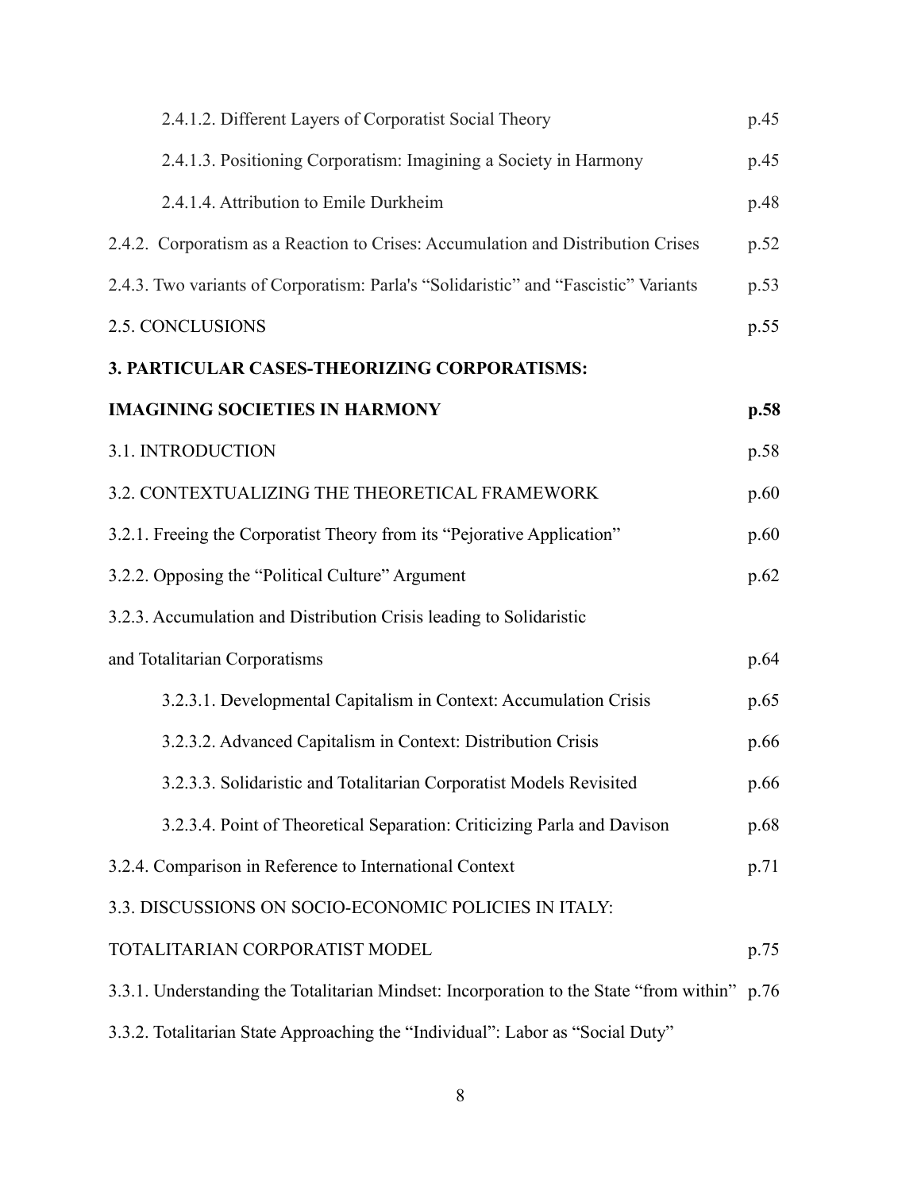2.4.1.2. Different Layers of Corporatist Social Theory p.45

2.4.1.3. Positioning Corporatism: Imagining a Society in Harmony p.45

2.4.1.4. Attribution to Emile Durkheim p.48

2.4.2. Corporatism as a Reaction to Crises: Accumulation and Distribution Crises p.52

2.4.3. Two variants of Corporatism: Parla's "Solidaristic" and "Fascistic" Variants p.53

2.5. CONCLUSIONS p.55

**3. PARTICULAR CASES-THEORIZING CORPORATISMS:**

**IMAGINING SOCIETIES IN HARMONY p.58**

3.1. INTRODUCTION p.58

3.2. CONTEXTUALIZING THE THEORETICAL FRAMEWORK p.60

3.2.1. Freeing the Corporatist Theory from its "Pejorative Application" p.60

3.2.2. Opposing the "Political Culture" Argument p.62

3.2.3. Accumulation and Distribution Crisis leading to Solidaristic and Totalitarian Corporatisms p.64

3.2.3.1. Developmental Capitalism in Context: Accumulation Crisis p.65

3.2.3.2. Advanced Capitalism in Context: Distribution Crisis p.66

3.2.3.3. Solidaristic and Totalitarian Corporatist Models Revisited p.66

3.2.3.4. Point of Theoretical Separation: Criticizing Parla and Davison p.68

3.2.4. Comparison in Reference to International Context p.71

3.3. DISCUSSIONS ON SOCIO-ECONOMIC POLICIES IN ITALY: TOTALITARIAN CORPORATIST MODEL p.75

3.3.1. Understanding the Totalitarian Mindset: Incorporation to the State "from within" p.76

3.3.2. Totalitarian State Approaching the "Individual": Labor as "Social Duty"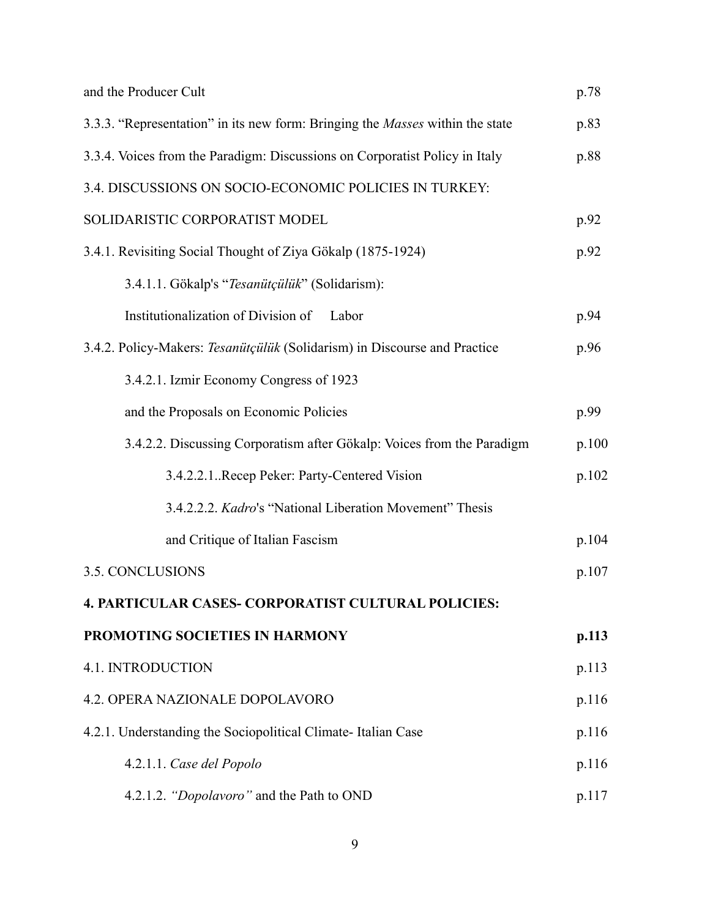and the Producer Cult p.78

3.3.3. "Representation" in its new form: Bringing the *Masses* within the state p.83

3.3.4. Voices from the Paradigm: Discussions on Corporatist Policy in Italy p.88

3.4. DISCUSSIONS ON SOCIO-ECONOMIC POLICIES IN TURKEY: SOLIDARISTIC CORPORATIST MODEL p.92

3.4.1. Revisiting Social Thought of Ziya Gökalp (1875-1924) p.92

3.4.1.1. Gökalp's "*Tesanütçülük*" (Solidarism): Institutionalization of Division of Labor p.94

3.4.2. Policy-Makers: *Tesanütçülük* (Solidarism) in Discourse and Practice p.96

3.4.2.1. Izmir Economy Congress of 1923 and the Proposals on Economic Policies p.99

3.4.2.2. Discussing Corporatism after Gökalp: Voices from the Paradigm p.100

3.4.2.2.1..Recep Peker: Party-Centered Vision p.102

3.4.2.2.2. *Kadro*'s "National Liberation Movement" Thesis and Critique of Italian Fascism p.104

3.5. CONCLUSIONS p.107

**4. PARTICULAR CASES- CORPORATIST CULTURAL POLICIES: PROMOTING SOCIETIES IN HARMONY p.113**

4.1. INTRODUCTION p.113

4.2. OPERA NAZIONALE DOPOLAVORO p.116

4.2.1. Understanding the Sociopolitical Climate- Italian Case p.116

4.2.1.1. *Case del Popolo* p.116

4.2.1.2. *"Dopolavoro"* and the Path to OND p.117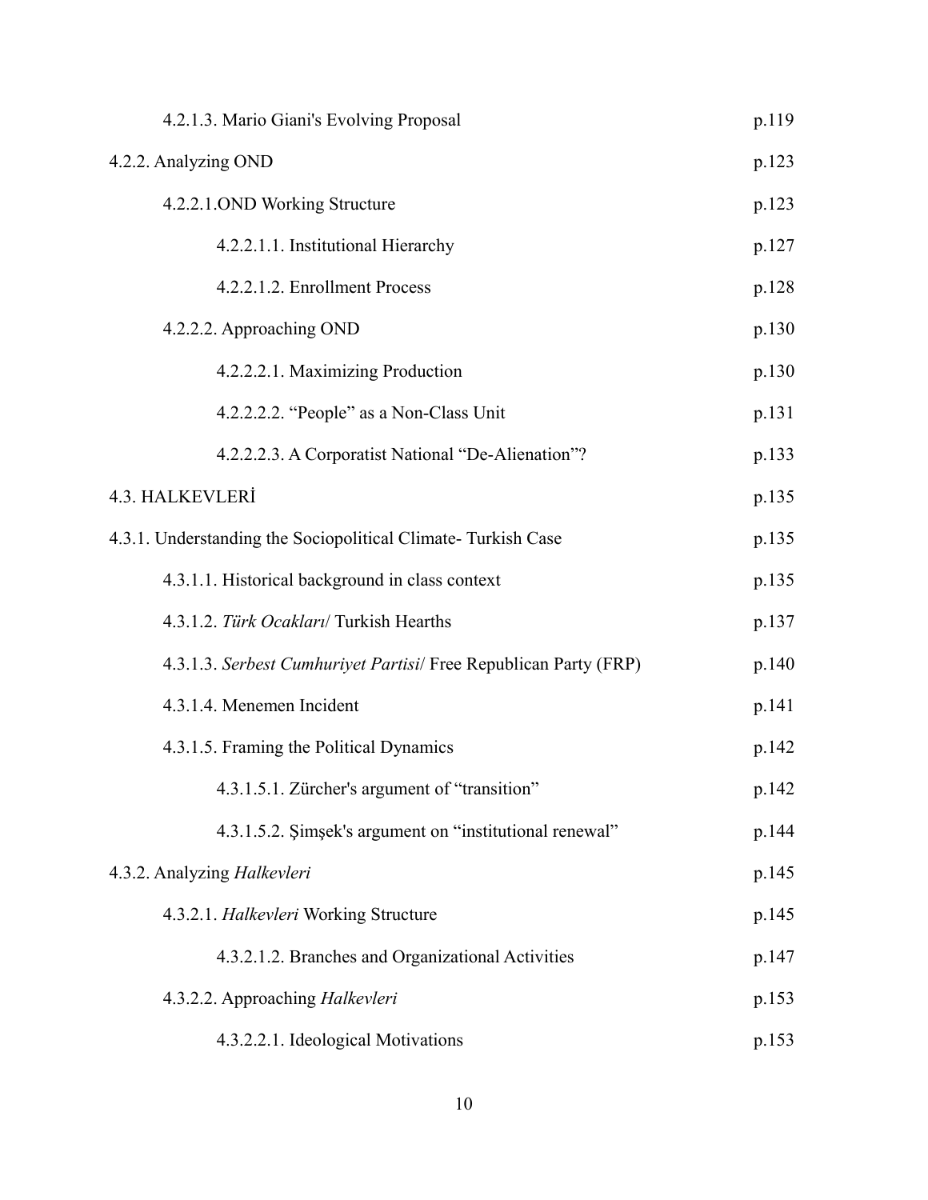4.2.1.3. Mario Giani's Evolving Proposal p.119

4.2.2. Analyzing OND p.123

4.2.2.1.OND Working Structure p.123

4.2.2.1.1. Institutional Hierarchy p.127

4.2.2.1.2. Enrollment Process p.128

4.2.2.2. Approaching OND p.130

4.2.2.2.1. Maximizing Production p.130

4.2.2.2.2. "People" as a Non-Class Unit p.131

4.2.2.2.3. A Corporatist National "De-Alienation"? p.133

4.3. HALKEVLERİ p.135

4.3.1. Understanding the Sociopolitical Climate- Turkish Case p.135

4.3.1.1. Historical background in class context p.135

4.3.1.2. *Türk Ocakları*/ Turkish Hearths p.137

4.3.1.3. *Serbest Cumhuriyet Partisi*/ Free Republican Party (FRP) p.140

4.3.1.4. Menemen Incident p.141

4.3.1.5. Framing the Political Dynamics p.142

4.3.1.5.1. Zürcher's argument of "transition" p.142

4.3.1.5.2. Şimşek's argument on "institutional renewal" p.144

4.3.2. Analyzing *Halkevleri* p.145

4.3.2.1. *Halkevleri* Working Structure p.145

4.3.2.1.2. Branches and Organizational Activities p.147

4.3.2.2. Approaching *Halkevleri* p.153

4.3.2.2.1. Ideological Motivations p.153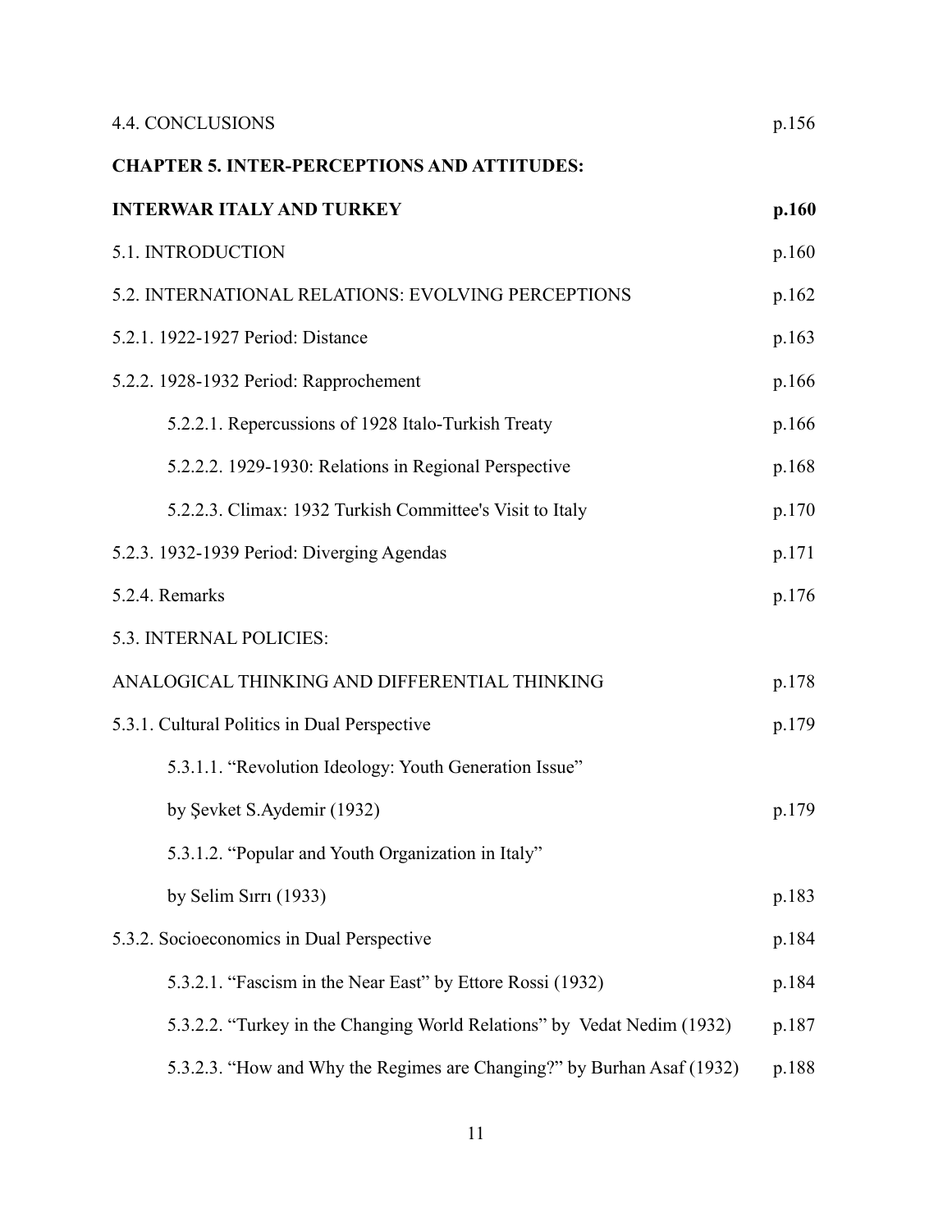4.4. CONCLUSIONS p.156

**CHAPTER 5. INTER-PERCEPTIONS AND ATTITUDES:**

**INTERWAR ITALY AND TURKEY p.160**

5.1. INTRODUCTION p.160

5.2. INTERNATIONAL RELATIONS: EVOLVING PERCEPTIONS p.162

5.2.1. 1922-1927 Period: Distance p.163

5.2.2. 1928-1932 Period: Rapprochement p.166

 5.2.2.1. Repercussions of 1928 Italo-Turkish Treaty p.166

 5.2.2.2. 1929-1930: Relations in Regional Perspective p.168

 5.2.2.3. Climax: 1932 Turkish Committee's Visit to Italy p.170

5.2.3. 1932-1939 Period: Diverging Agendas p.171

5.2.4. Remarks p.176

5.3. INTERNAL POLICIES:

ANALOGICAL THINKING AND DIFFERENTIAL THINKING p.178

5.3.1. Cultural Politics in Dual Perspective p.179

 5.3.1.1. "Revolution Ideology: Youth Generation Issue"

 by Şevket S.Aydemir (1932) p.179

 5.3.1.2. "Popular and Youth Organization in Italy"

 by Selim Sırrı (1933) p.183

5.3.2. Socioeconomics in Dual Perspective p.184

 5.3.2.1. "Fascism in the Near East" by Ettore Rossi (1932) p.184

 5.3.2.2. "Turkey in the Changing World Relations" by Vedat Nedim (1932) p.187

 5.3.2.3. "How and Why the Regimes are Changing?" by Burhan Asaf (1932) p.188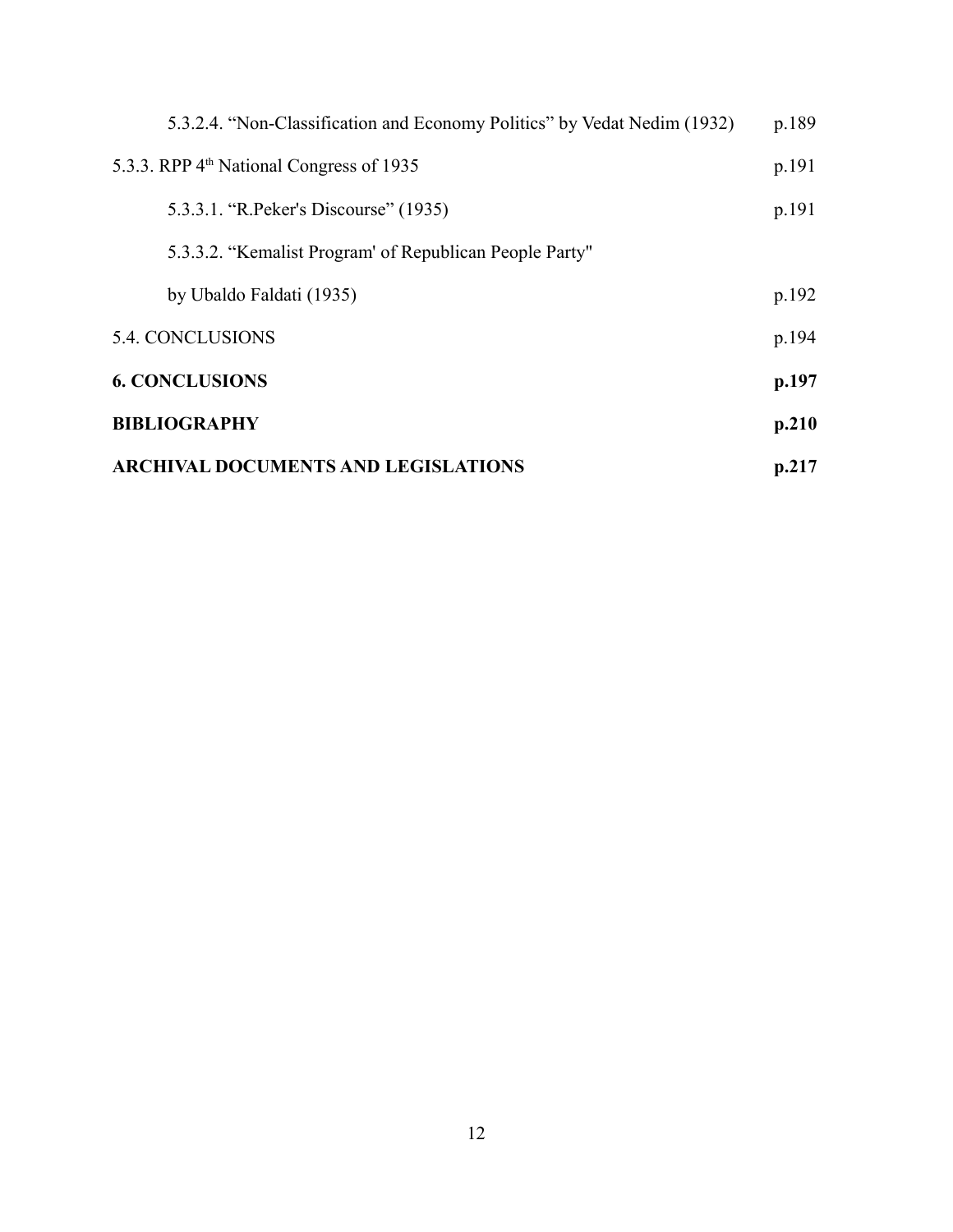5.3.2.4. “Non-Classification and Economy Politics” by Vedat Nedim (1932) p.189

5.3.3. RPP 4th National Congress of 1935 p.191

5.3.3.1. “R.Peker's Discourse” (1935) p.191

5.3.3.2. “Kemalist Program' of Republican People Party" by Ubaldo Faldati (1935) p.192

5.4. CONCLUSIONS p.194

**6. CONCLUSIONS p.197**

**BIBLIOGRAPHY p.210**

**ARCHIVAL DOCUMENTS AND LEGISLATIONS p.217**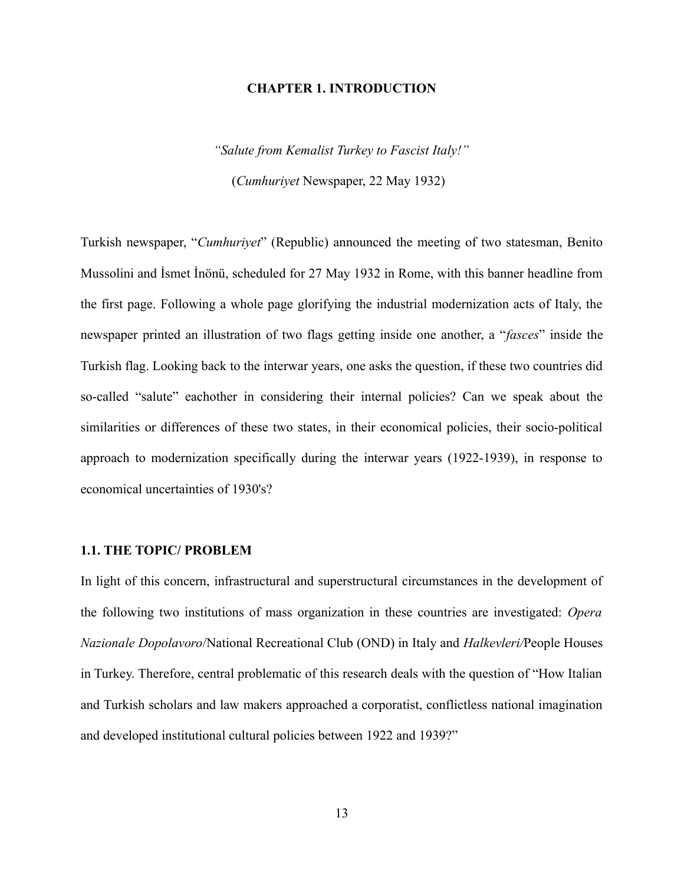# CHAPTER 1. INTRODUCTION

*"Salute from Kemalist Turkey to Fascist Italy!"*

(*Cumhuriyet* Newspaper, 22 May 1932)

Turkish newspaper, "*Cumhuriyet*" (Republic) announced the meeting of two statesman, Benito Mussolini and İsmet İnönü, scheduled for 27 May 1932 in Rome, with this banner headline from the first page. Following a whole page glorifying the industrial modernization acts of Italy, the newspaper printed an illustration of two flags getting inside one another, a "*fasces*" inside the Turkish flag. Looking back to the interwar years, one asks the question, if these two countries did so-called "salute" eachother in considering their internal policies? Can we speak about the similarities or differences of these two states, in their economical policies, their socio-political approach to modernization specifically during the interwar years (1922-1939), in response to economical uncertainties of 1930's?

## 1.1. THE TOPIC/ PROBLEM

In light of this concern, infrastructural and superstructural circumstances in the development of the following two institutions of mass organization in these countries are investigated: *Opera Nazionale Dopolavoro*/National Recreational Club (OND) in Italy and *Halkevleri/*People Houses in Turkey. Therefore, central problematic of this research deals with the question of "How Italian and Turkish scholars and law makers approached a corporatist, conflictless national imagination and developed institutional cultural policies between 1922 and 1939?"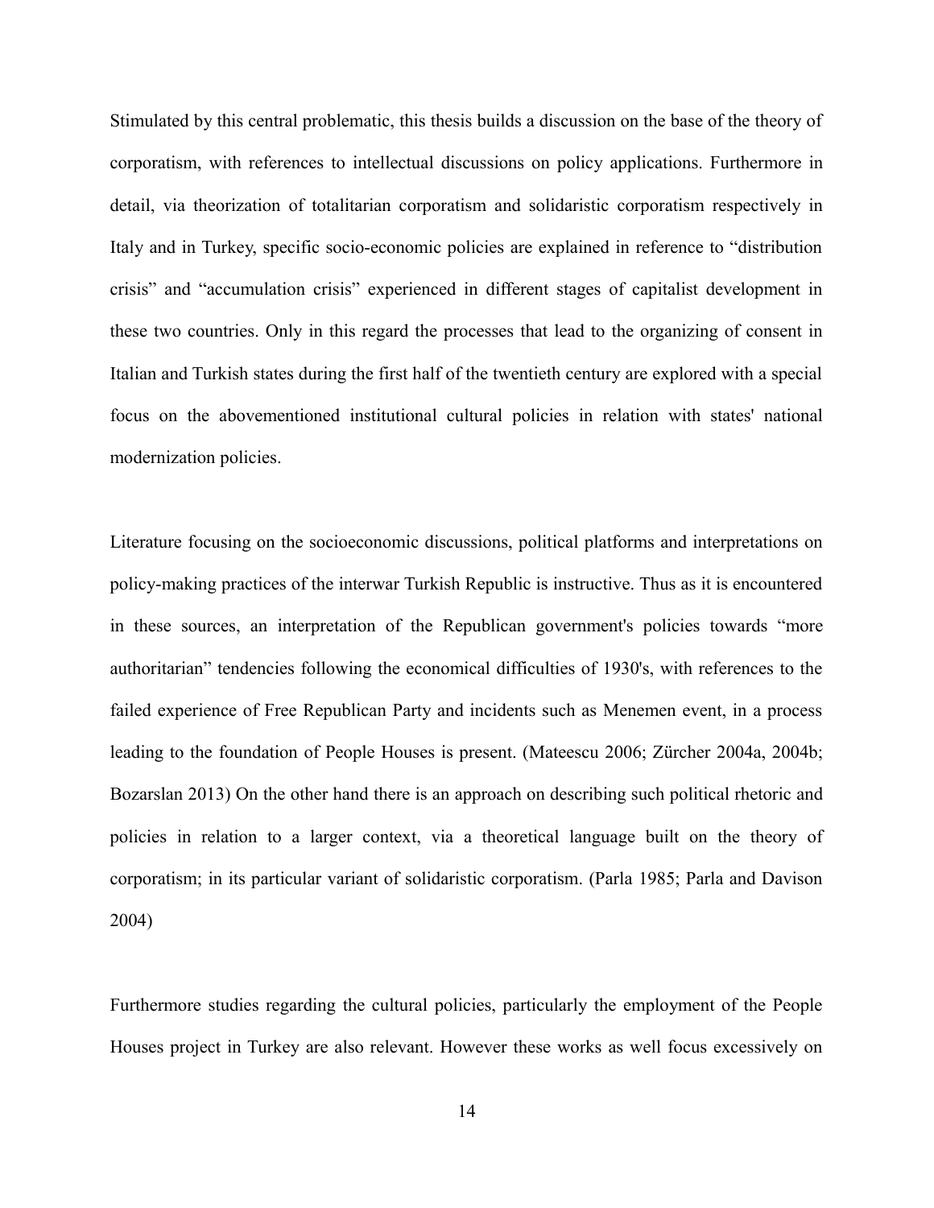Stimulated by this central problematic, this thesis builds a discussion on the base of the theory of corporatism, with references to intellectual discussions on policy applications. Furthermore in detail, via theorization of totalitarian corporatism and solidaristic corporatism respectively in Italy and in Turkey, specific socio-economic policies are explained in reference to "distribution crisis" and "accumulation crisis" experienced in different stages of capitalist development in these two countries. Only in this regard the processes that lead to the organizing of consent in Italian and Turkish states during the first half of the twentieth century are explored with a special focus on the abovementioned institutional cultural policies in relation with states' national modernization policies.

Literature focusing on the socioeconomic discussions, political platforms and interpretations on policy-making practices of the interwar Turkish Republic is instructive. Thus as it is encountered in these sources, an interpretation of the Republican government's policies towards "more authoritarian" tendencies following the economical difficulties of 1930's, with references to the failed experience of Free Republican Party and incidents such as Menemen event, in a process leading to the foundation of People Houses is present. (Mateescu 2006; Zürcher 2004a, 2004b; Bozarslan 2013) On the other hand there is an approach on describing such political rhetoric and policies in relation to a larger context, via a theoretical language built on the theory of corporatism; in its particular variant of solidaristic corporatism. (Parla 1985; Parla and Davison 2004)

Furthermore studies regarding the cultural policies, particularly the employment of the People Houses project in Turkey are also relevant. However these works as well focus excessively on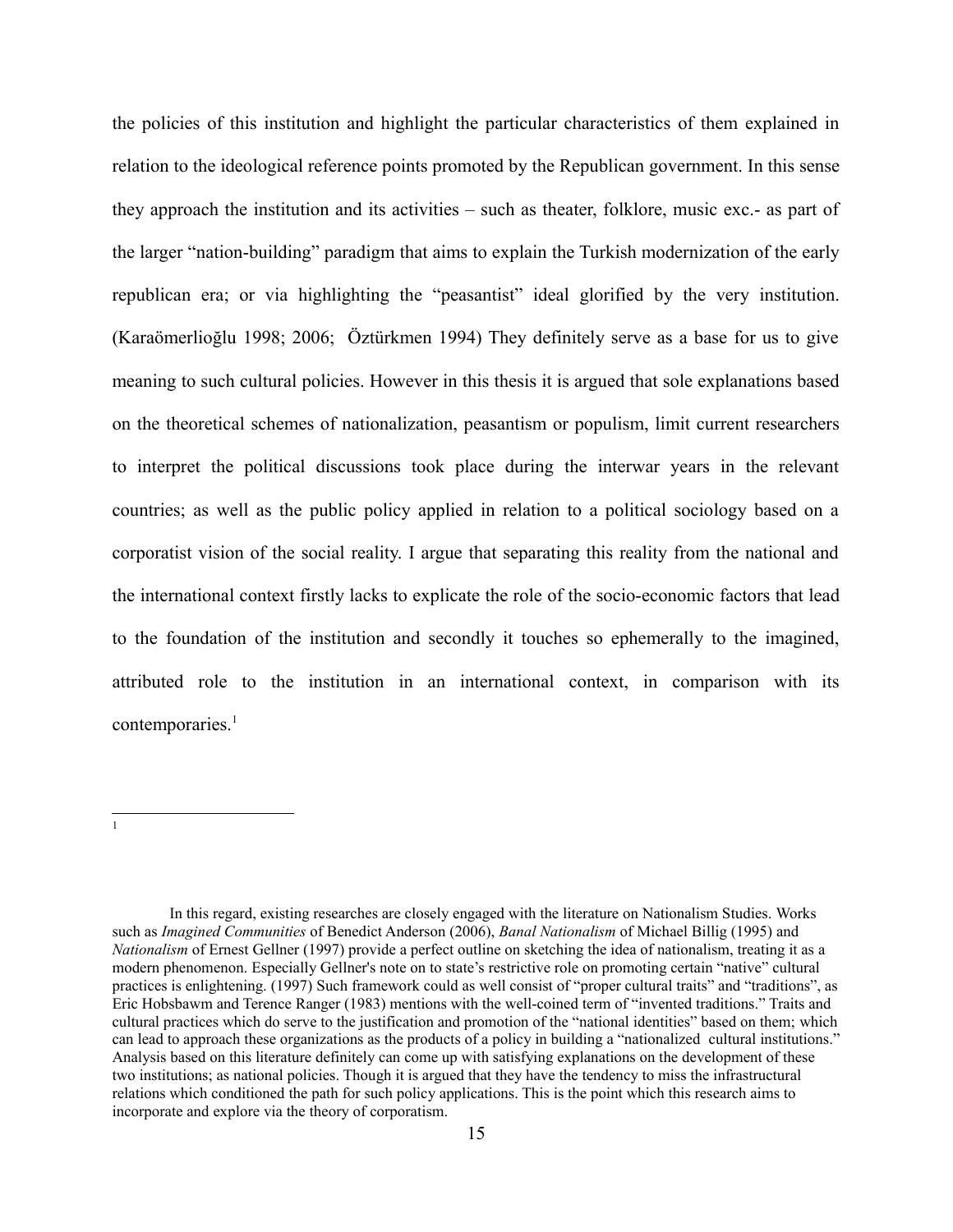the policies of this institution and highlight the particular characteristics of them explained in relation to the ideological reference points promoted by the Republican government. In this sense they approach the institution and its activities – such as theater, folklore, music exc.- as part of the larger "nation-building" paradigm that aims to explain the Turkish modernization of the early republican era; or via highlighting the "peasantist" ideal glorified by the very institution. (Karaömerlioğlu 1998; 2006; Öztürkmen 1994) They definitely serve as a base for us to give meaning to such cultural policies. However in this thesis it is argued that sole explanations based on the theoretical schemes of nationalization, peasantism or populism, limit current researchers to interpret the political discussions took place during the interwar years in the relevant countries; as well as the public policy applied in relation to a political sociology based on a corporatist vision of the social reality. I argue that separating this reality from the national and the international context firstly lacks to explicate the role of the socio-economic factors that lead to the foundation of the institution and secondly it touches so ephemerally to the imagined, attributed role to the institution in an international context, in comparison with its contemporaries.[1]

---

[1] In this regard, existing researches are closely engaged with the literature on Nationalism Studies. Works such as *Imagined Communities* of Benedict Anderson (2006), *Banal Nationalism* of Michael Billig (1995) and *Nationalism* of Ernest Gellner (1997) provide a perfect outline on sketching the idea of nationalism, treating it as a modern phenomenon. Especially Gellner's note on to state's restrictive role on promoting certain "native" cultural practices is enlightening. (1997) Such framework could as well consist of "proper cultural traits" and "traditions", as Eric Hobsbawm and Terence Ranger (1983) mentions with the well-coined term of "invented traditions." Traits and cultural practices which do serve to the justification and promotion of the "national identities" based on them; which can lead to approach these organizations as the products of a policy in building a "nationalized cultural institutions." Analysis based on this literature definitely can come up with satisfying explanations on the development of these two institutions; as national policies. Though it is argued that they have the tendency to miss the infrastructural relations which conditioned the path for such policy applications. This is the point which this research aims to incorporate and explore via the theory of corporatism.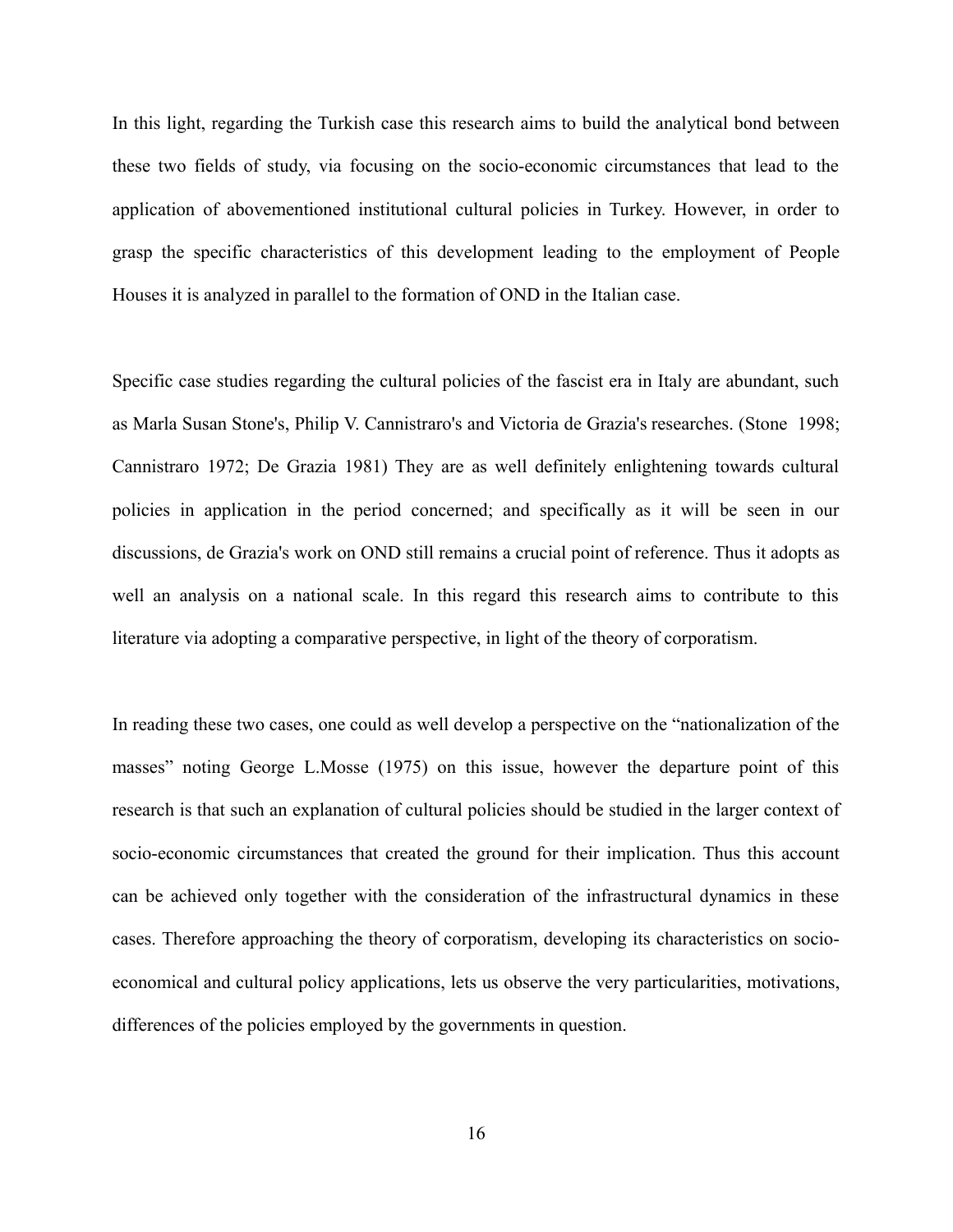In this light, regarding the Turkish case this research aims to build the analytical bond between these two fields of study, via focusing on the socio-economic circumstances that lead to the application of abovementioned institutional cultural policies in Turkey. However, in order to grasp the specific characteristics of this development leading to the employment of People Houses it is analyzed in parallel to the formation of OND in the Italian case.

Specific case studies regarding the cultural policies of the fascist era in Italy are abundant, such as Marla Susan Stone's, Philip V. Cannistraro's and Victoria de Grazia's researches. (Stone 1998; Cannistraro 1972; De Grazia 1981) They are as well definitely enlightening towards cultural policies in application in the period concerned; and specifically as it will be seen in our discussions, de Grazia's work on OND still remains a crucial point of reference. Thus it adopts as well an analysis on a national scale. In this regard this research aims to contribute to this literature via adopting a comparative perspective, in light of the theory of corporatism.

In reading these two cases, one could as well develop a perspective on the "nationalization of the masses" noting George L.Mosse (1975) on this issue, however the departure point of this research is that such an explanation of cultural policies should be studied in the larger context of socio-economic circumstances that created the ground for their implication. Thus this account can be achieved only together with the consideration of the infrastructural dynamics in these cases. Therefore approaching the theory of corporatism, developing its characteristics on socio-economical and cultural policy applications, lets us observe the very particularities, motivations, differences of the policies employed by the governments in question.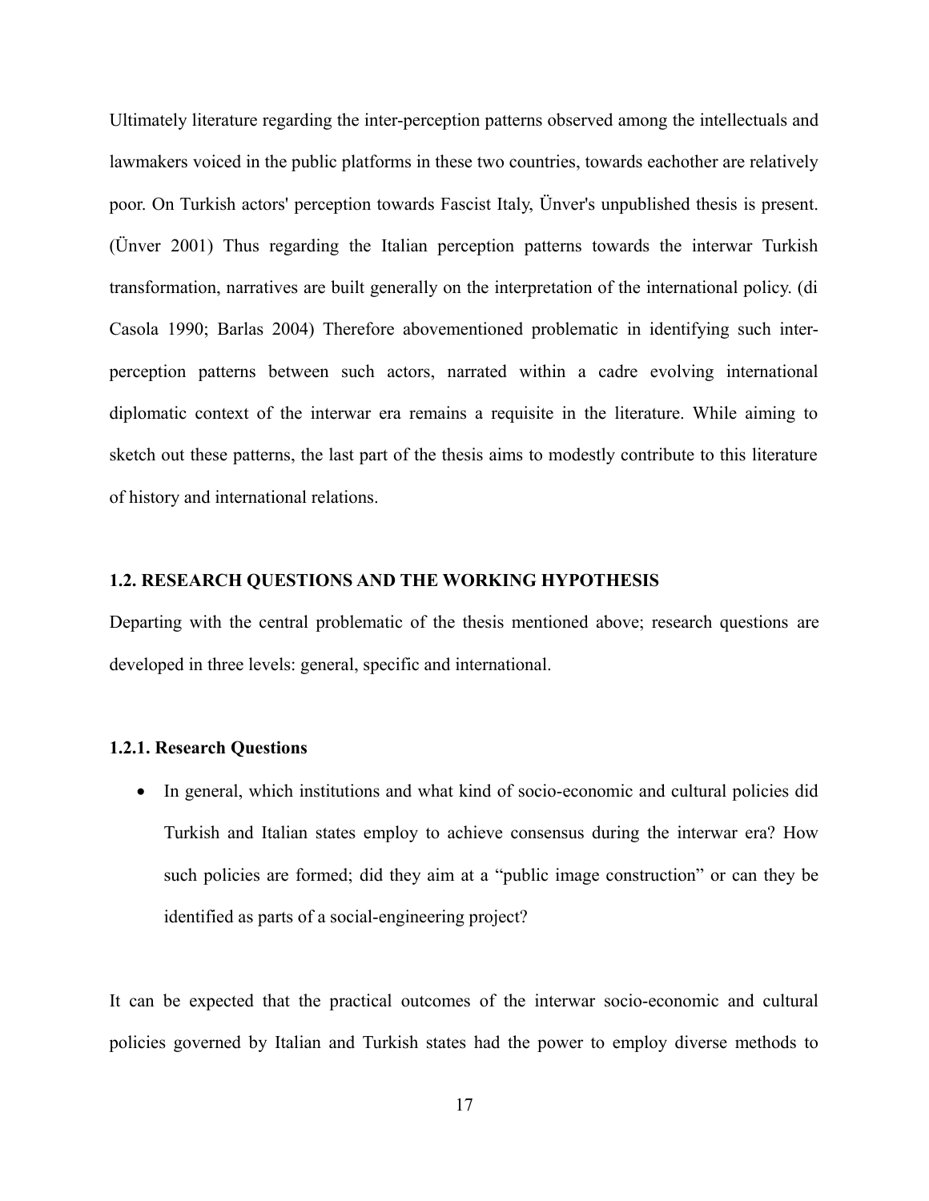Ultimately literature regarding the inter-perception patterns observed among the intellectuals and lawmakers voiced in the public platforms in these two countries, towards eachother are relatively poor. On Turkish actors' perception towards Fascist Italy, Ünver's unpublished thesis is present. (Ünver 2001) Thus regarding the Italian perception patterns towards the interwar Turkish transformation, narratives are built generally on the interpretation of the international policy. (di Casola 1990; Barlas 2004) Therefore abovementioned problematic in identifying such inter-perception patterns between such actors, narrated within a cadre evolving international diplomatic context of the interwar era remains a requisite in the literature. While aiming to sketch out these patterns, the last part of the thesis aims to modestly contribute to this literature of history and international relations.

## 1.2. RESEARCH QUESTIONS AND THE WORKING HYPOTHESIS

Departing with the central problematic of the thesis mentioned above; research questions are developed in three levels: general, specific and international.

### 1.2.1. Research Questions

- In general, which institutions and what kind of socio-economic and cultural policies did Turkish and Italian states employ to achieve consensus during the interwar era? How such policies are formed; did they aim at a "public image construction" or can they be identified as parts of a social-engineering project?

It can be expected that the practical outcomes of the interwar socio-economic and cultural policies governed by Italian and Turkish states had the power to employ diverse methods to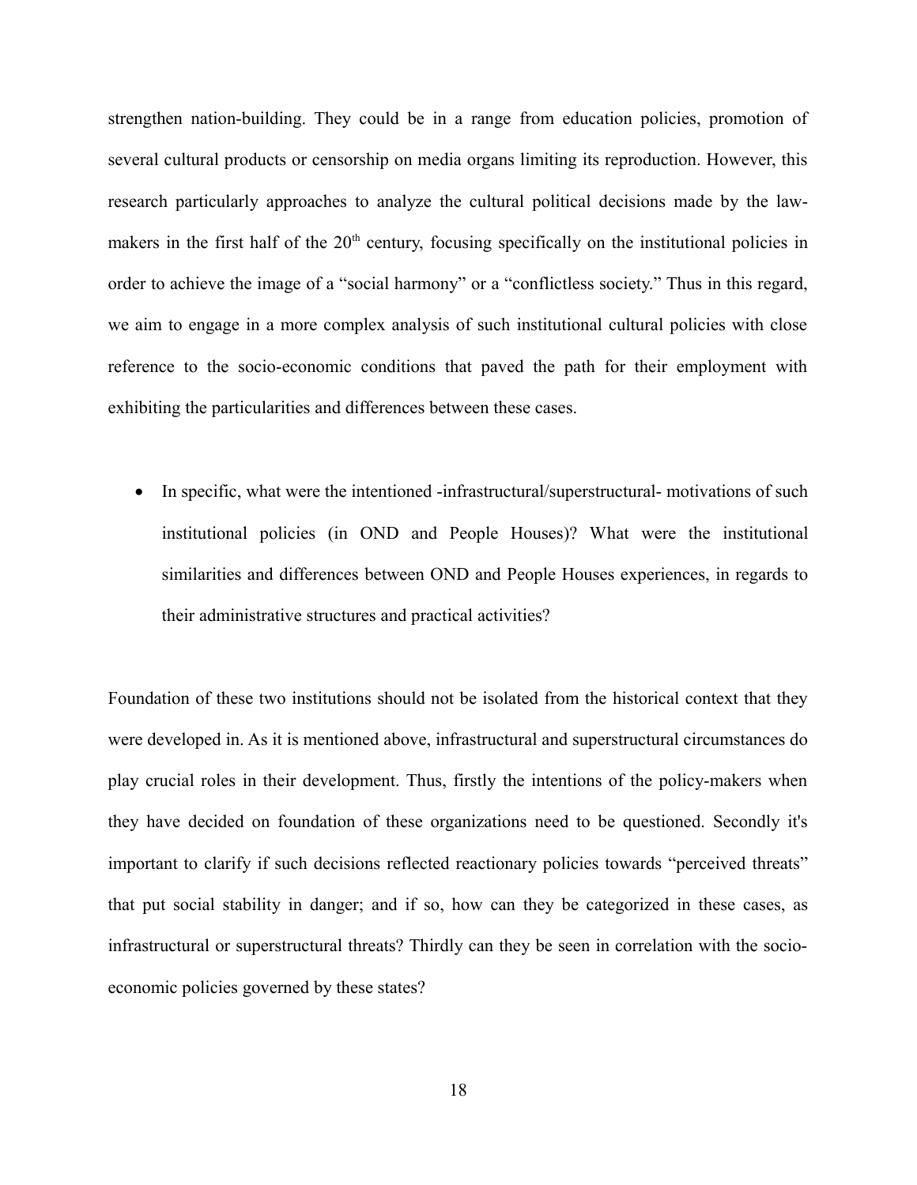strengthen nation-building. They could be in a range from education policies, promotion of several cultural products or censorship on media organs limiting its reproduction. However, this research particularly approaches to analyze the cultural political decisions made by the law-makers in the first half of the 20[th] century, focusing specifically on the institutional policies in order to achieve the image of a "social harmony" or a "conflictless society." Thus in this regard, we aim to engage in a more complex analysis of such institutional cultural policies with close reference to the socio-economic conditions that paved the path for their employment with exhibiting the particularities and differences between these cases.

- In specific, what were the intentioned -infrastructural/superstructural- motivations of such institutional policies (in OND and People Houses)? What were the institutional similarities and differences between OND and People Houses experiences, in regards to their administrative structures and practical activities?

Foundation of these two institutions should not be isolated from the historical context that they were developed in. As it is mentioned above, infrastructural and superstructural circumstances do play crucial roles in their development. Thus, firstly the intentions of the policy-makers when they have decided on foundation of these organizations need to be questioned. Secondly it's important to clarify if such decisions reflected reactionary policies towards "perceived threats" that put social stability in danger; and if so, how can they be categorized in these cases, as infrastructural or superstructural threats? Thirdly can they be seen in correlation with the socio-economic policies governed by these states?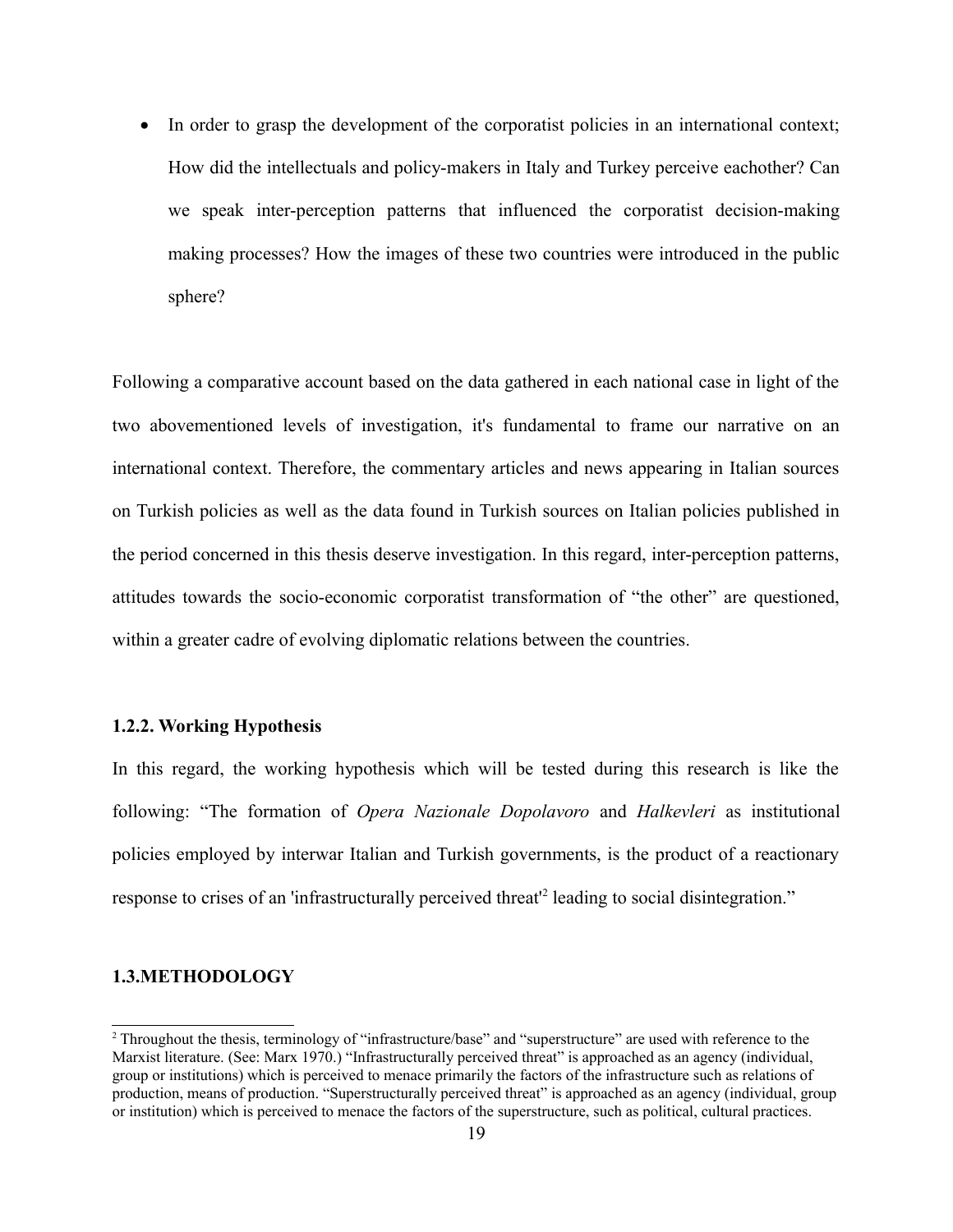- In order to grasp the development of the corporatist policies in an international context; How did the intellectuals and policy-makers in Italy and Turkey perceive eachother? Can we speak inter-perception patterns that influenced the corporatist decision-making making processes? How the images of these two countries were introduced in the public sphere?

Following a comparative account based on the data gathered in each national case in light of the two abovementioned levels of investigation, it's fundamental to frame our narrative on an international context. Therefore, the commentary articles and news appearing in Italian sources on Turkish policies as well as the data found in Turkish sources on Italian policies published in the period concerned in this thesis deserve investigation. In this regard, inter-perception patterns, attitudes towards the socio-economic corporatist transformation of "the other" are questioned, within a greater cadre of evolving diplomatic relations between the countries.

### 1.2.2. Working Hypothesis

In this regard, the working hypothesis which will be tested during this research is like the following: "The formation of *Opera Nazionale Dopolavoro* and *Halkevleri* as institutional policies employed by interwar Italian and Turkish governments, is the product of a reactionary response to crises of an 'infrastructurally perceived threat'[2] leading to social disintegration."

## 1.3.METHODOLOGY

---

[2] Throughout the thesis, terminology of "infrastructure/base" and "superstructure" are used with reference to the Marxist literature. (See: Marx 1970.) "Infrastructurally perceived threat" is approached as an agency (individual, group or institutions) which is perceived to menace primarily the factors of the infrastructure such as relations of production, means of production. "Superstructurally perceived threat" is approached as an agency (individual, group or institution) which is perceived to menace the factors of the superstructure, such as political, cultural practices.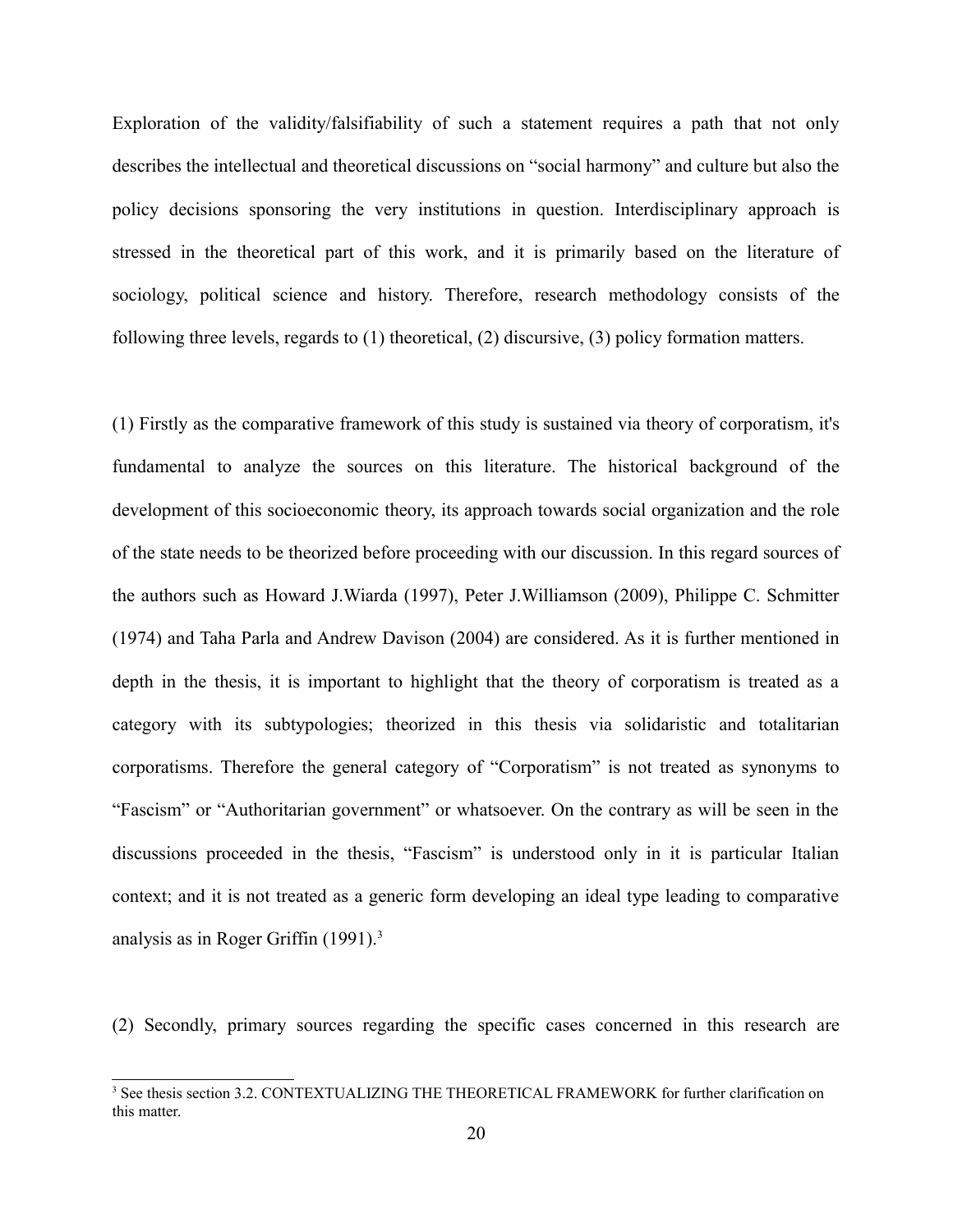Exploration of the validity/falsifiability of such a statement requires a path that not only describes the intellectual and theoretical discussions on "social harmony" and culture but also the policy decisions sponsoring the very institutions in question. Interdisciplinary approach is stressed in the theoretical part of this work, and it is primarily based on the literature of sociology, political science and history. Therefore, research methodology consists of the following three levels, regards to (1) theoretical, (2) discursive, (3) policy formation matters.

(1) Firstly as the comparative framework of this study is sustained via theory of corporatism, it's fundamental to analyze the sources on this literature. The historical background of the development of this socioeconomic theory, its approach towards social organization and the role of the state needs to be theorized before proceeding with our discussion. In this regard sources of the authors such as Howard J.Wiarda (1997), Peter J.Williamson (2009), Philippe C. Schmitter (1974) and Taha Parla and Andrew Davison (2004) are considered. As it is further mentioned in depth in the thesis, it is important to highlight that the theory of corporatism is treated as a category with its subtypologies; theorized in this thesis via solidaristic and totalitarian corporatisms. Therefore the general category of "Corporatism" is not treated as synonyms to "Fascism" or "Authoritarian government" or whatsoever. On the contrary as will be seen in the discussions proceeded in the thesis, "Fascism" is understood only in it is particular Italian context; and it is not treated as a generic form developing an ideal type leading to comparative analysis as in Roger Griffin (1991).[3]

(2) Secondly, primary sources regarding the specific cases concerned in this research are

[3] See thesis section 3.2. CONTEXTUALIZING THE THEORETICAL FRAMEWORK for further clarification on this matter.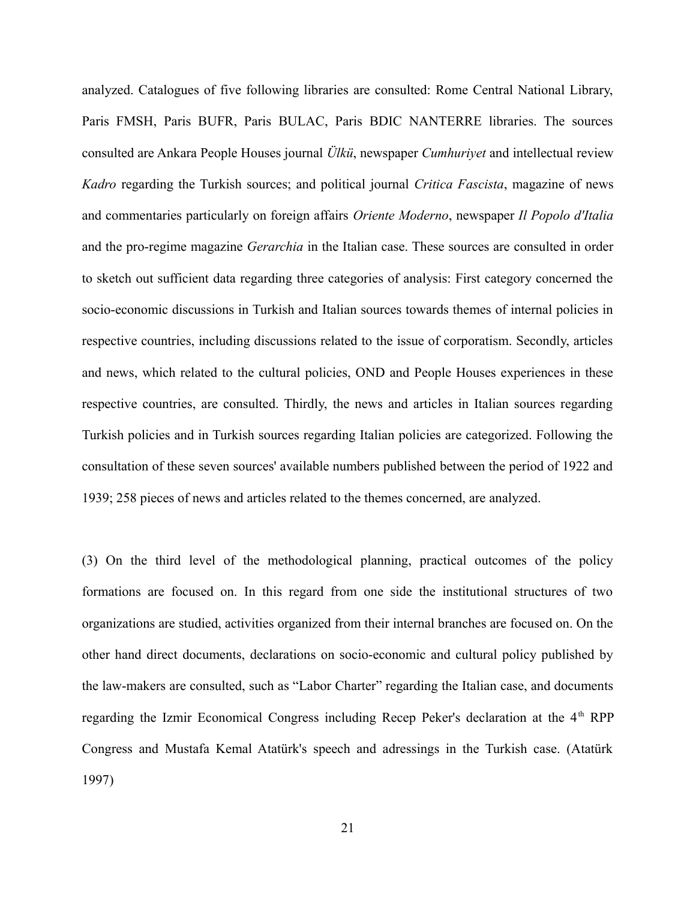analyzed. Catalogues of five following libraries are consulted: Rome Central National Library, Paris FMSH, Paris BUFR, Paris BULAC, Paris BDIC NANTERRE libraries. The sources consulted are Ankara People Houses journal *Ülkü*, newspaper *Cumhuriyet* and intellectual review *Kadro* regarding the Turkish sources; and political journal *Critica Fascista*, magazine of news and commentaries particularly on foreign affairs *Oriente Moderno*, newspaper *Il Popolo d'Italia* and the pro-regime magazine *Gerarchia* in the Italian case. These sources are consulted in order to sketch out sufficient data regarding three categories of analysis: First category concerned the socio-economic discussions in Turkish and Italian sources towards themes of internal policies in respective countries, including discussions related to the issue of corporatism. Secondly, articles and news, which related to the cultural policies, OND and People Houses experiences in these respective countries, are consulted. Thirdly, the news and articles in Italian sources regarding Turkish policies and in Turkish sources regarding Italian policies are categorized. Following the consultation of these seven sources' available numbers published between the period of 1922 and 1939; 258 pieces of news and articles related to the themes concerned, are analyzed.

(3) On the third level of the methodological planning, practical outcomes of the policy formations are focused on. In this regard from one side the institutional structures of two organizations are studied, activities organized from their internal branches are focused on. On the other hand direct documents, declarations on socio-economic and cultural policy published by the law-makers are consulted, such as "Labor Charter" regarding the Italian case, and documents regarding the Izmir Economical Congress including Recep Peker's declaration at the 4th RPP Congress and Mustafa Kemal Atatürk's speech and adressings in the Turkish case. (Atatürk 1997)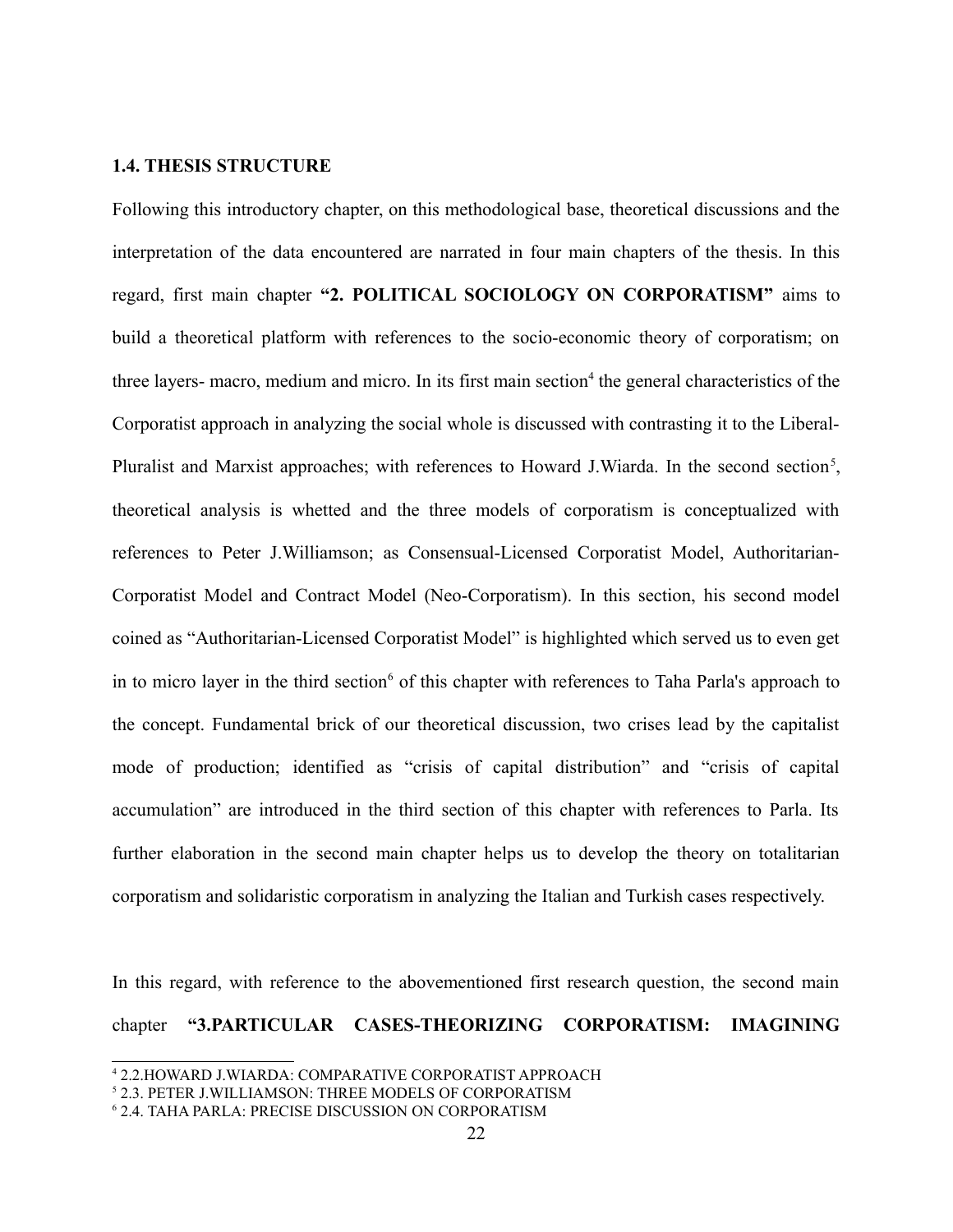### 1.4. THESIS STRUCTURE

Following this introductory chapter, on this methodological base, theoretical discussions and the interpretation of the data encountered are narrated in four main chapters of the thesis. In this regard, first main chapter **"2. POLITICAL SOCIOLOGY ON CORPORATISM"** aims to build a theoretical platform with references to the socio-economic theory of corporatism; on three layers- macro, medium and micro. In its first main section[4] the general characteristics of the Corporatist approach in analyzing the social whole is discussed with contrasting it to the Liberal-Pluralist and Marxist approaches; with references to Howard J.Wiarda. In the second section[5], theoretical analysis is whetted and the three models of corporatism is conceptualized with references to Peter J.Williamson; as Consensual-Licensed Corporatist Model, Authoritarian-Corporatist Model and Contract Model (Neo-Corporatism). In this section, his second model coined as "Authoritarian-Licensed Corporatist Model" is highlighted which served us to even get in to micro layer in the third section[6] of this chapter with references to Taha Parla's approach to the concept. Fundamental brick of our theoretical discussion, two crises lead by the capitalist mode of production; identified as "crisis of capital distribution" and "crisis of capital accumulation" are introduced in the third section of this chapter with references to Parla. Its further elaboration in the second main chapter helps us to develop the theory on totalitarian corporatism and solidaristic corporatism in analyzing the Italian and Turkish cases respectively.

In this regard, with reference to the abovementioned first research question, the second main chapter **"3.PARTICULAR CASES-THEORIZING CORPORATISM: IMAGINING**

---

[4] 2.2.HOWARD J.WIARDA: COMPARATIVE CORPORATIST APPROACH

[5] 2.3. PETER J.WILLIAMSON: THREE MODELS OF CORPORATISM

[6] 2.4. TAHA PARLA: PRECISE DISCUSSION ON CORPORATISM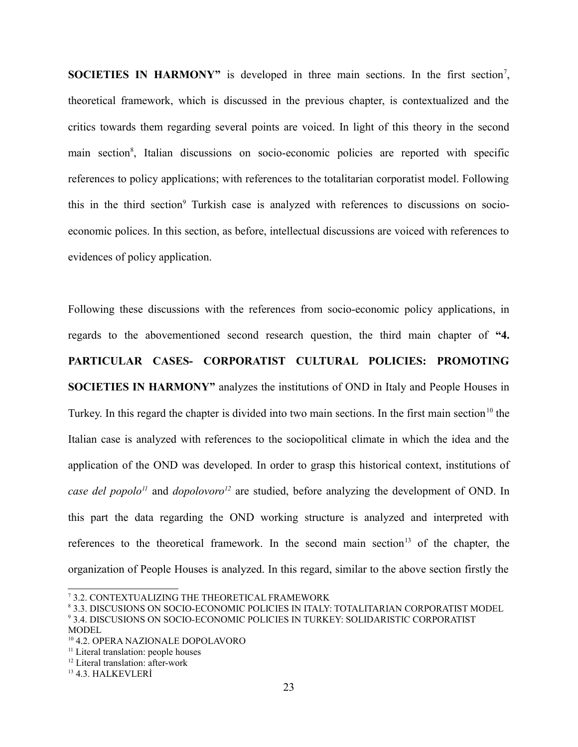**SOCIETIES IN HARMONY"** is developed in three main sections. In the first section[7], theoretical framework, which is discussed in the previous chapter, is contextualized and the critics towards them regarding several points are voiced. In light of this theory in the second main section[8], Italian discussions on socio-economic policies are reported with specific references to policy applications; with references to the totalitarian corporatist model. Following this in the third section[9] Turkish case is analyzed with references to discussions on socio-economic polices. In this section, as before, intellectual discussions are voiced with references to evidences of policy application.

Following these discussions with the references from socio-economic policy applications, in regards to the abovementioned second research question, the third main chapter of **"4. PARTICULAR CASES- CORPORATIST CULTURAL POLICIES: PROMOTING SOCIETIES IN HARMONY"** analyzes the institutions of OND in Italy and People Houses in Turkey. In this regard the chapter is divided into two main sections. In the first main section[10] the Italian case is analyzed with references to the sociopolitical climate in which the idea and the application of the OND was developed. In order to grasp this historical context, institutions of *case del popolo*[11] and *dopolovoro*[12] are studied, before analyzing the development of OND. In this part the data regarding the OND working structure is analyzed and interpreted with references to the theoretical framework. In the second main section[13] of the chapter, the organization of People Houses is analyzed. In this regard, similar to the above section firstly the

---

[7] 3.2. CONTEXTUALIZING THE THEORETICAL FRAMEWORK

[8] 3.3. DISCUSIONS ON SOCIO-ECONOMIC POLICIES IN ITALY: TOTALITARIAN CORPORATIST MODEL

[9] 3.4. DISCUSIONS ON SOCIO-ECONOMIC POLICIES IN TURKEY: SOLIDARISTIC CORPORATIST MODEL

[10] 4.2. OPERA NAZIONALE DOPOLAVORO

[11] Literal translation: people houses

[12] Literal translation: after-work

[13] 4.3. HALKEVLERİ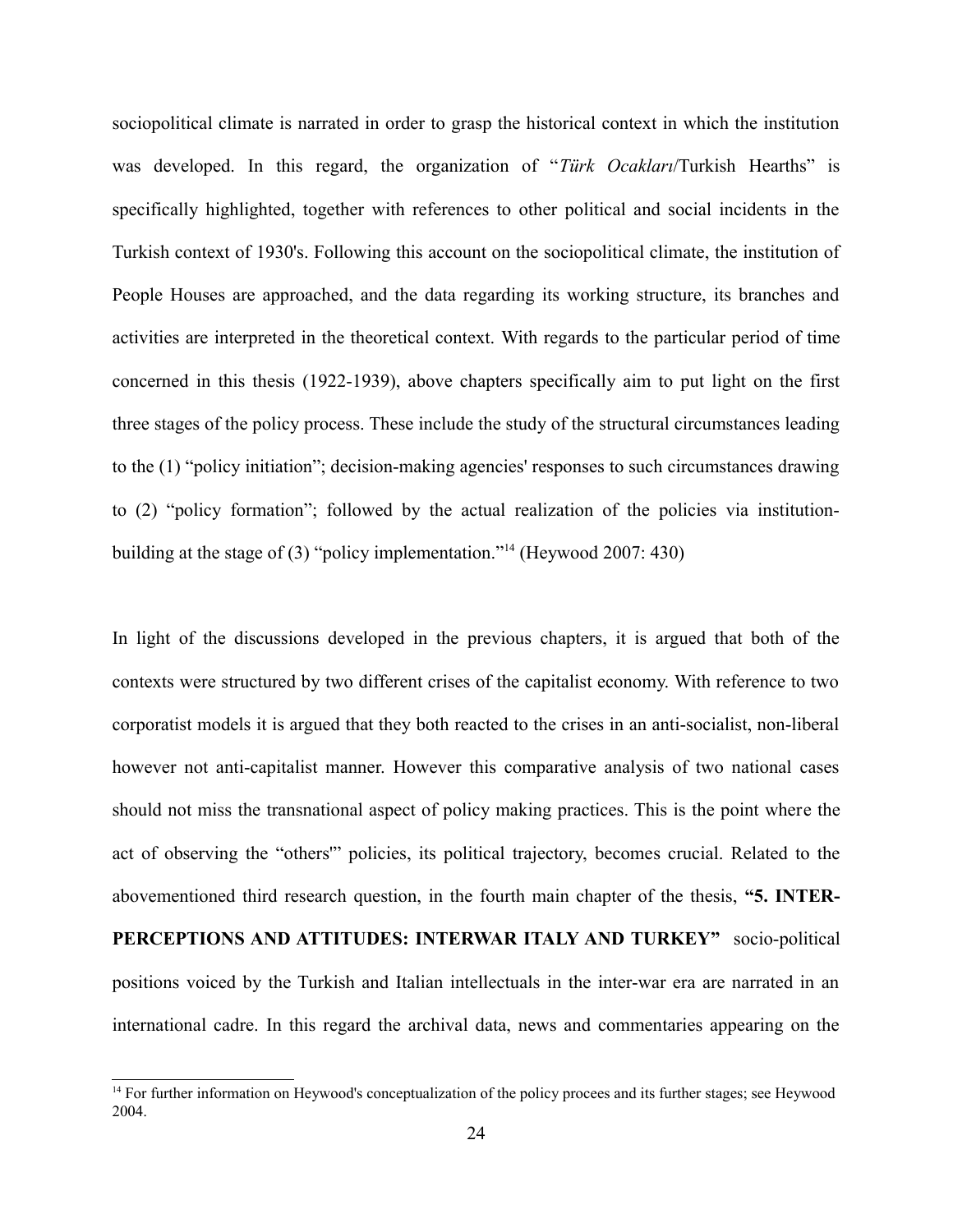sociopolitical climate is narrated in order to grasp the historical context in which the institution was developed. In this regard, the organization of "*Türk Ocakları*/Turkish Hearths" is specifically highlighted, together with references to other political and social incidents in the Turkish context of 1930's. Following this account on the sociopolitical climate, the institution of People Houses are approached, and the data regarding its working structure, its branches and activities are interpreted in the theoretical context. With regards to the particular period of time concerned in this thesis (1922-1939), above chapters specifically aim to put light on the first three stages of the policy process. These include the study of the structural circumstances leading to the (1) "policy initiation"; decision-making agencies' responses to such circumstances drawing to (2) "policy formation"; followed by the actual realization of the policies via institution-building at the stage of (3) "policy implementation."[14] (Heywood 2007: 430)

In light of the discussions developed in the previous chapters, it is argued that both of the contexts were structured by two different crises of the capitalist economy. With reference to two corporatist models it is argued that they both reacted to the crises in an anti-socialist, non-liberal however not anti-capitalist manner. However this comparative analysis of two national cases should not miss the transnational aspect of policy making practices. This is the point where the act of observing the "others'" policies, its political trajectory, becomes crucial. Related to the abovementioned third research question, in the fourth main chapter of the thesis, **"5. INTER-PERCEPTIONS AND ATTITUDES: INTERWAR ITALY AND TURKEY"** socio-political positions voiced by the Turkish and Italian intellectuals in the inter-war era are narrated in an international cadre. In this regard the archival data, news and commentaries appearing on the

[14] For further information on Heywood's conceptualization of the policy procees and its further stages; see Heywood 2004.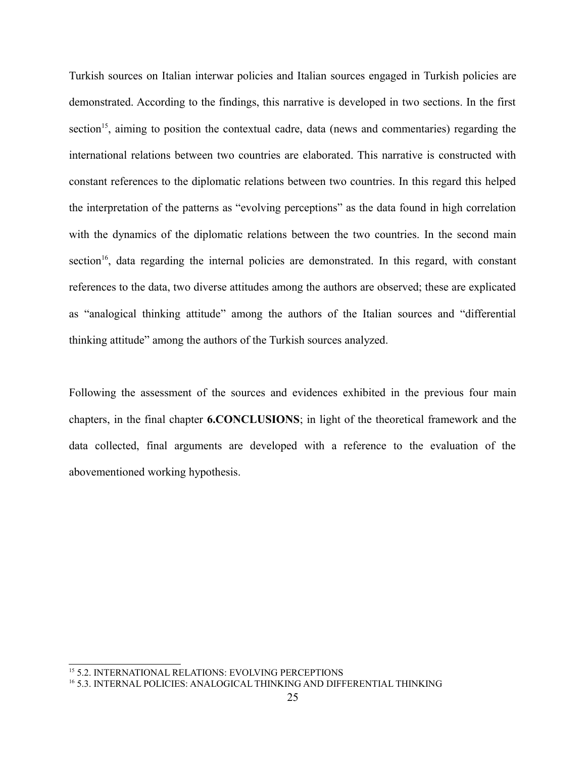Turkish sources on Italian interwar policies and Italian sources engaged in Turkish policies are demonstrated. According to the findings, this narrative is developed in two sections. In the first section[15], aiming to position the contextual cadre, data (news and commentaries) regarding the international relations between two countries are elaborated. This narrative is constructed with constant references to the diplomatic relations between two countries. In this regard this helped the interpretation of the patterns as "evolving perceptions" as the data found in high correlation with the dynamics of the diplomatic relations between the two countries. In the second main section[16], data regarding the internal policies are demonstrated. In this regard, with constant references to the data, two diverse attitudes among the authors are observed; these are explicated as "analogical thinking attitude" among the authors of the Italian sources and "differential thinking attitude" among the authors of the Turkish sources analyzed.

Following the assessment of the sources and evidences exhibited in the previous four main chapters, in the final chapter **6.CONCLUSIONS**; in light of the theoretical framework and the data collected, final arguments are developed with a reference to the evaluation of the abovementioned working hypothesis.

---

[15] 5.2. INTERNATIONAL RELATIONS: EVOLVING PERCEPTIONS

[16] 5.3. INTERNAL POLICIES: ANALOGICAL THINKING AND DIFFERENTIAL THINKING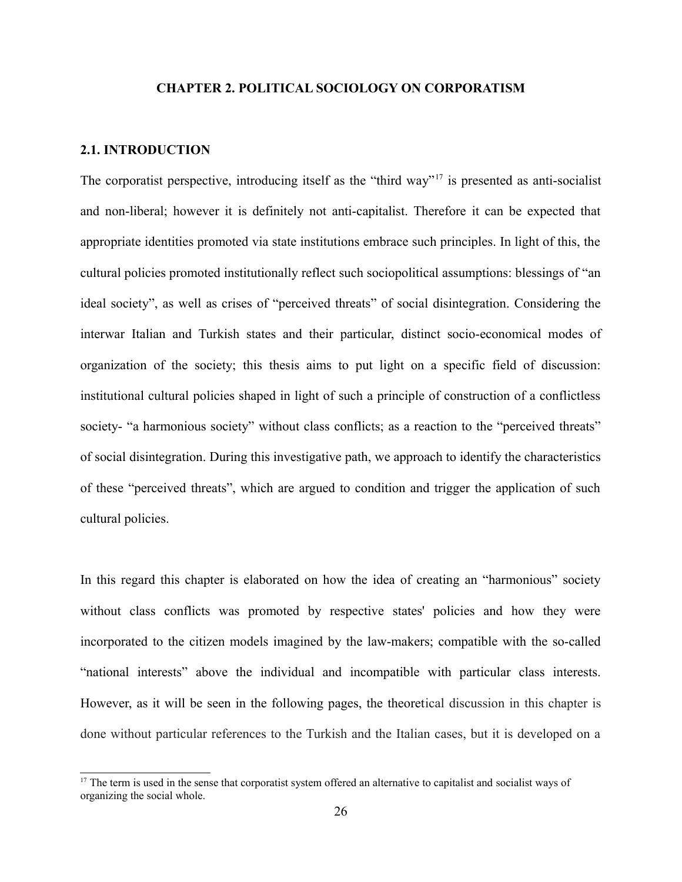# CHAPTER 2. POLITICAL SOCIOLOGY ON CORPORATISM

## 2.1. INTRODUCTION

The corporatist perspective, introducing itself as the "third way"[17] is presented as anti-socialist and non-liberal; however it is definitely not anti-capitalist. Therefore it can be expected that appropriate identities promoted via state institutions embrace such principles. In light of this, the cultural policies promoted institutionally reflect such sociopolitical assumptions: blessings of "an ideal society", as well as crises of "perceived threats" of social disintegration. Considering the interwar Italian and Turkish states and their particular, distinct socio-economical modes of organization of the society; this thesis aims to put light on a specific field of discussion: institutional cultural policies shaped in light of such a principle of construction of a conflictless society- "a harmonious society" without class conflicts; as a reaction to the "perceived threats" of social disintegration. During this investigative path, we approach to identify the characteristics of these "perceived threats", which are argued to condition and trigger the application of such cultural policies.

In this regard this chapter is elaborated on how the idea of creating an "harmonious" society without class conflicts was promoted by respective states' policies and how they were incorporated to the citizen models imagined by the law-makers; compatible with the so-called "national interests" above the individual and incompatible with particular class interests. However, as it will be seen in the following pages, the theoretical discussion in this chapter is done without particular references to the Turkish and the Italian cases, but it is developed on a

[17] The term is used in the sense that corporatist system offered an alternative to capitalist and socialist ways of organizing the social whole.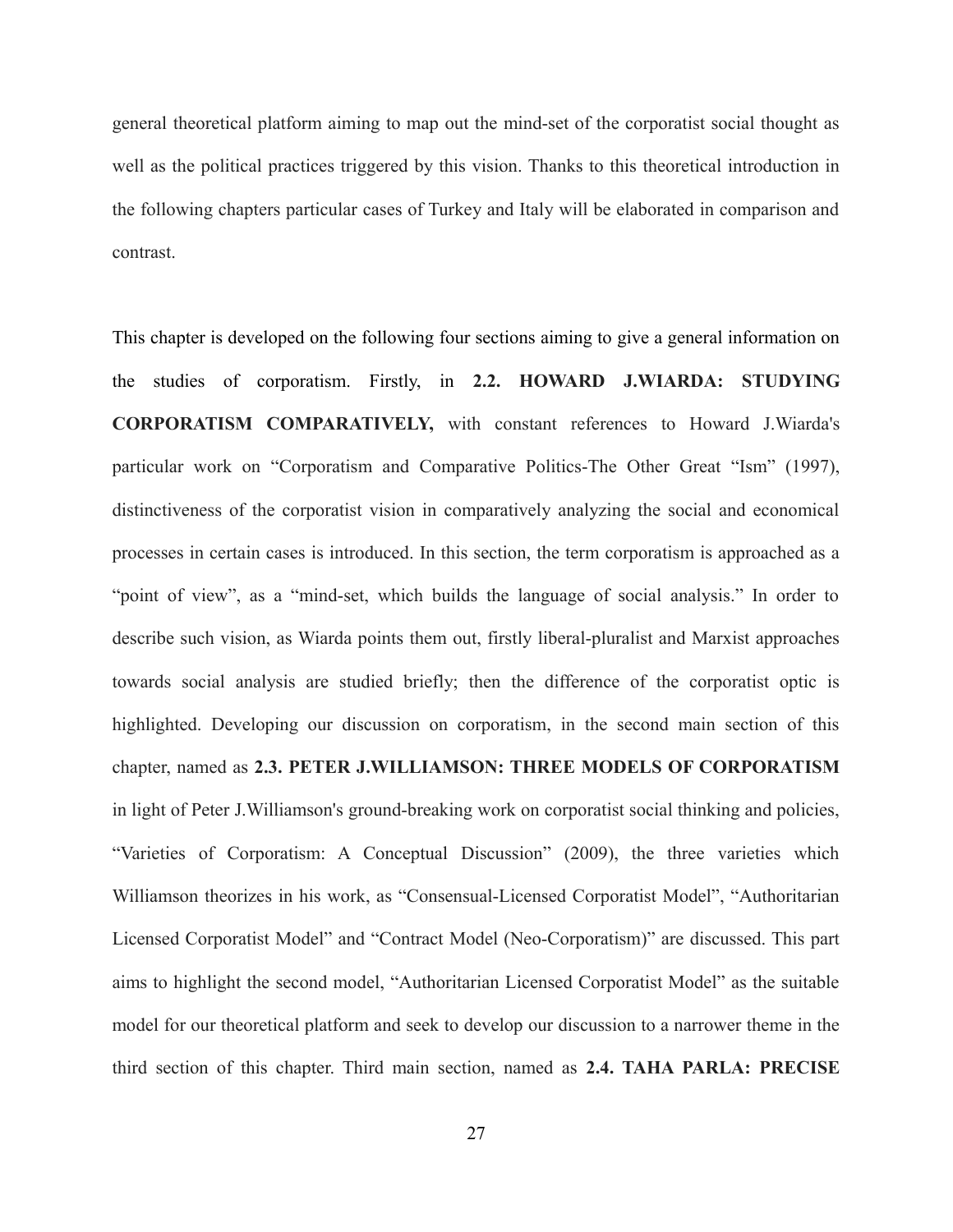general theoretical platform aiming to map out the mind-set of the corporatist social thought as well as the political practices triggered by this vision. Thanks to this theoretical introduction in the following chapters particular cases of Turkey and Italy will be elaborated in comparison and contrast.

This chapter is developed on the following four sections aiming to give a general information on the studies of corporatism. Firstly, in **2.2. HOWARD J.WIARDA: STUDYING CORPORATISM COMPARATIVELY,** with constant references to Howard J.Wiarda's particular work on "Corporatism and Comparative Politics-The Other Great "Ism" (1997), distinctiveness of the corporatist vision in comparatively analyzing the social and economical processes in certain cases is introduced. In this section, the term corporatism is approached as a "point of view", as a "mind-set, which builds the language of social analysis." In order to describe such vision, as Wiarda points them out, firstly liberal-pluralist and Marxist approaches towards social analysis are studied briefly; then the difference of the corporatist optic is highlighted. Developing our discussion on corporatism, in the second main section of this chapter, named as **2.3. PETER J.WILLIAMSON: THREE MODELS OF CORPORATISM** in light of Peter J.Williamson's ground-breaking work on corporatist social thinking and policies, "Varieties of Corporatism: A Conceptual Discussion" (2009), the three varieties which Williamson theorizes in his work, as "Consensual-Licensed Corporatist Model", "Authoritarian Licensed Corporatist Model" and "Contract Model (Neo-Corporatism)" are discussed. This part aims to highlight the second model, "Authoritarian Licensed Corporatist Model" as the suitable model for our theoretical platform and seek to develop our discussion to a narrower theme in the third section of this chapter. Third main section, named as **2.4. TAHA PARLA: PRECISE**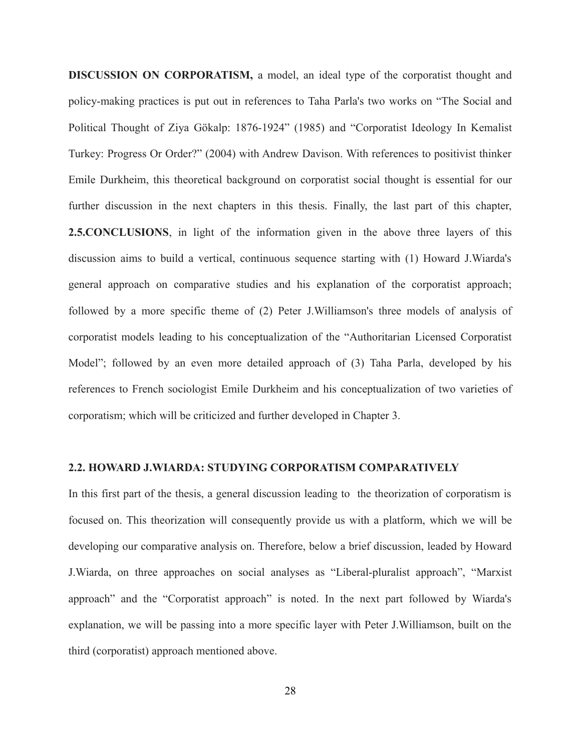**DISCUSSION ON CORPORATISM,** a model, an ideal type of the corporatist thought and policy-making practices is put out in references to Taha Parla's two works on "The Social and Political Thought of Ziya Gökalp: 1876-1924" (1985) and "Corporatist Ideology In Kemalist Turkey: Progress Or Order?" (2004) with Andrew Davison. With references to positivist thinker Emile Durkheim, this theoretical background on corporatist social thought is essential for our further discussion in the next chapters in this thesis. Finally, the last part of this chapter, **2.5.CONCLUSIONS**, in light of the information given in the above three layers of this discussion aims to build a vertical, continuous sequence starting with (1) Howard J.Wiarda's general approach on comparative studies and his explanation of the corporatist approach; followed by a more specific theme of (2) Peter J.Williamson's three models of analysis of corporatist models leading to his conceptualization of the "Authoritarian Licensed Corporatist Model"; followed by an even more detailed approach of (3) Taha Parla, developed by his references to French sociologist Emile Durkheim and his conceptualization of two varieties of corporatism; which will be criticized and further developed in Chapter 3.

## 2.2. HOWARD J.WIARDA: STUDYING CORPORATISM COMPARATIVELY

In this first part of the thesis, a general discussion leading to the theorization of corporatism is focused on. This theorization will consequently provide us with a platform, which we will be developing our comparative analysis on. Therefore, below a brief discussion, leaded by Howard J.Wiarda, on three approaches on social analyses as "Liberal-pluralist approach", "Marxist approach" and the "Corporatist approach" is noted. In the next part followed by Wiarda's explanation, we will be passing into a more specific layer with Peter J.Williamson, built on the third (corporatist) approach mentioned above.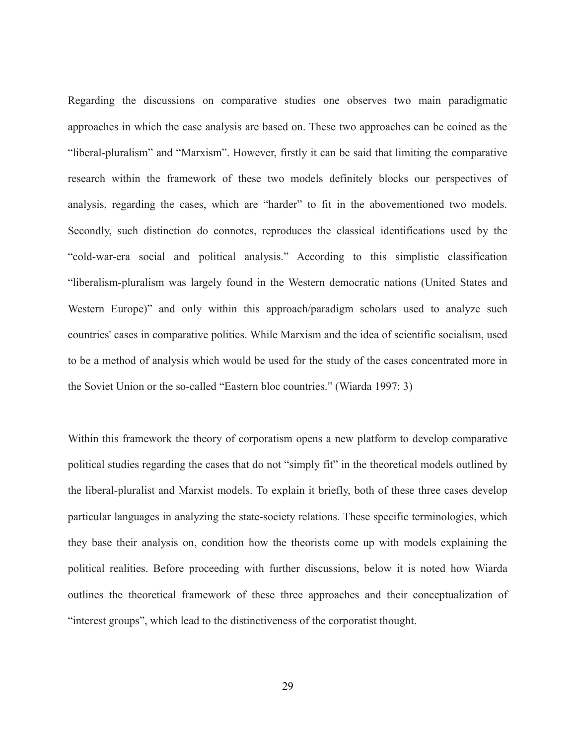Regarding the discussions on comparative studies one observes two main paradigmatic approaches in which the case analysis are based on. These two approaches can be coined as the "liberal-pluralism" and "Marxism". However, firstly it can be said that limiting the comparative research within the framework of these two models definitely blocks our perspectives of analysis, regarding the cases, which are "harder" to fit in the abovementioned two models. Secondly, such distinction do connotes, reproduces the classical identifications used by the "cold-war-era social and political analysis." According to this simplistic classification "liberalism-pluralism was largely found in the Western democratic nations (United States and Western Europe)" and only within this approach/paradigm scholars used to analyze such countries' cases in comparative politics. While Marxism and the idea of scientific socialism, used to be a method of analysis which would be used for the study of the cases concentrated more in the Soviet Union or the so-called "Eastern bloc countries." (Wiarda 1997: 3)

Within this framework the theory of corporatism opens a new platform to develop comparative political studies regarding the cases that do not "simply fit" in the theoretical models outlined by the liberal-pluralist and Marxist models. To explain it briefly, both of these three cases develop particular languages in analyzing the state-society relations. These specific terminologies, which they base their analysis on, condition how the theorists come up with models explaining the political realities. Before proceeding with further discussions, below it is noted how Wiarda outlines the theoretical framework of these three approaches and their conceptualization of "interest groups", which lead to the distinctiveness of the corporatist thought.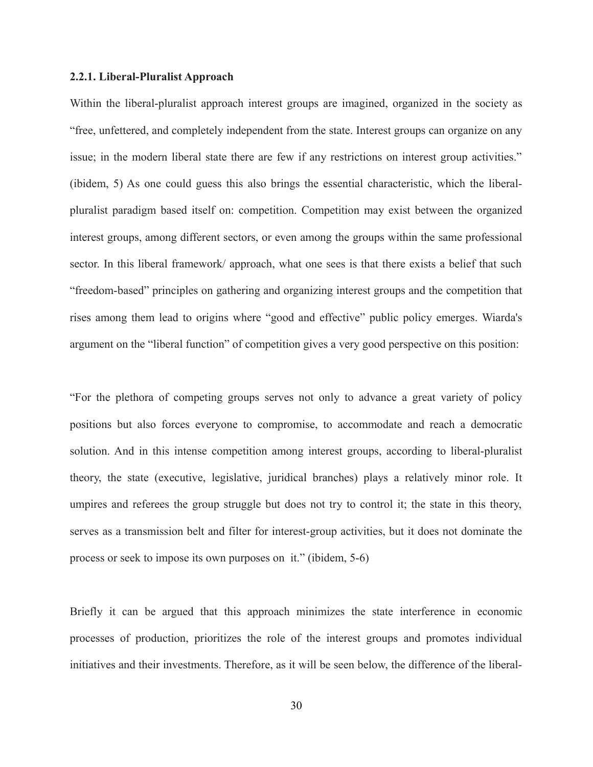**2.2.1. Liberal-Pluralist Approach**

Within the liberal-pluralist approach interest groups are imagined, organized in the society as "free, unfettered, and completely independent from the state. Interest groups can organize on any issue; in the modern liberal state there are few if any restrictions on interest group activities." (ibidem, 5) As one could guess this also brings the essential characteristic, which the liberal-pluralist paradigm based itself on: competition. Competition may exist between the organized interest groups, among different sectors, or even among the groups within the same professional sector. In this liberal framework/ approach, what one sees is that there exists a belief that such "freedom-based" principles on gathering and organizing interest groups and the competition that rises among them lead to origins where "good and effective" public policy emerges. Wiarda's argument on the "liberal function" of competition gives a very good perspective on this position:

"For the plethora of competing groups serves not only to advance a great variety of policy positions but also forces everyone to compromise, to accommodate and reach a democratic solution. And in this intense competition among interest groups, according to liberal-pluralist theory, the state (executive, legislative, juridical branches) plays a relatively minor role. It umpires and referees the group struggle but does not try to control it; the state in this theory, serves as a transmission belt and filter for interest-group activities, but it does not dominate the process or seek to impose its own purposes on it." (ibidem, 5-6)

Briefly it can be argued that this approach minimizes the state interference in economic processes of production, prioritizes the role of the interest groups and promotes individual initiatives and their investments. Therefore, as it will be seen below, the difference of the liberal-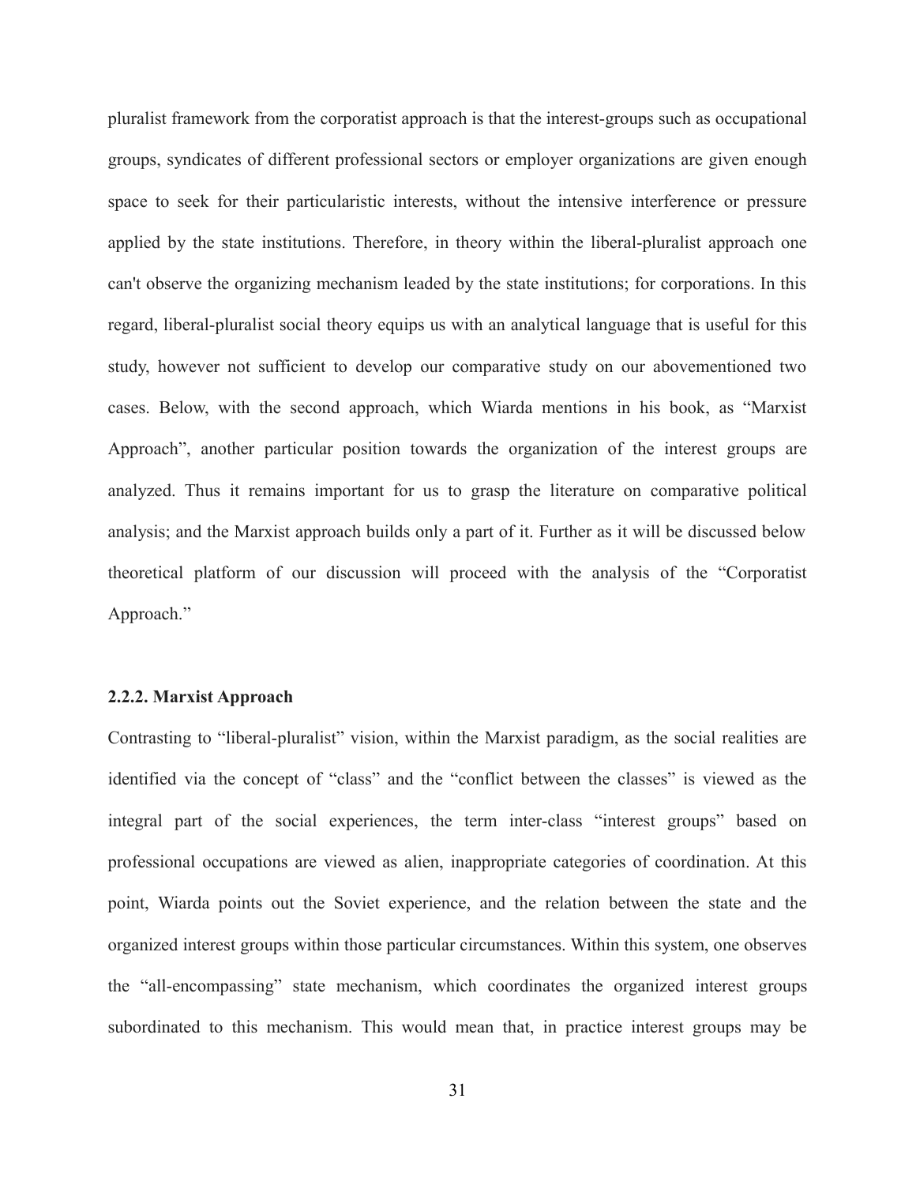pluralist framework from the corporatist approach is that the interest-groups such as occupational groups, syndicates of different professional sectors or employer organizations are given enough space to seek for their particularistic interests, without the intensive interference or pressure applied by the state institutions. Therefore, in theory within the liberal-pluralist approach one can't observe the organizing mechanism leaded by the state institutions; for corporations. In this regard, liberal-pluralist social theory equips us with an analytical language that is useful for this study, however not sufficient to develop our comparative study on our abovementioned two cases. Below, with the second approach, which Wiarda mentions in his book, as "Marxist Approach", another particular position towards the organization of the interest groups are analyzed. Thus it remains important for us to grasp the literature on comparative political analysis; and the Marxist approach builds only a part of it. Further as it will be discussed below theoretical platform of our discussion will proceed with the analysis of the "Corporatist Approach."

### 2.2.2. Marxist Approach

Contrasting to "liberal-pluralist" vision, within the Marxist paradigm, as the social realities are identified via the concept of "class" and the "conflict between the classes" is viewed as the integral part of the social experiences, the term inter-class "interest groups" based on professional occupations are viewed as alien, inappropriate categories of coordination. At this point, Wiarda points out the Soviet experience, and the relation between the state and the organized interest groups within those particular circumstances. Within this system, one observes the "all-encompassing" state mechanism, which coordinates the organized interest groups subordinated to this mechanism. This would mean that, in practice interest groups may be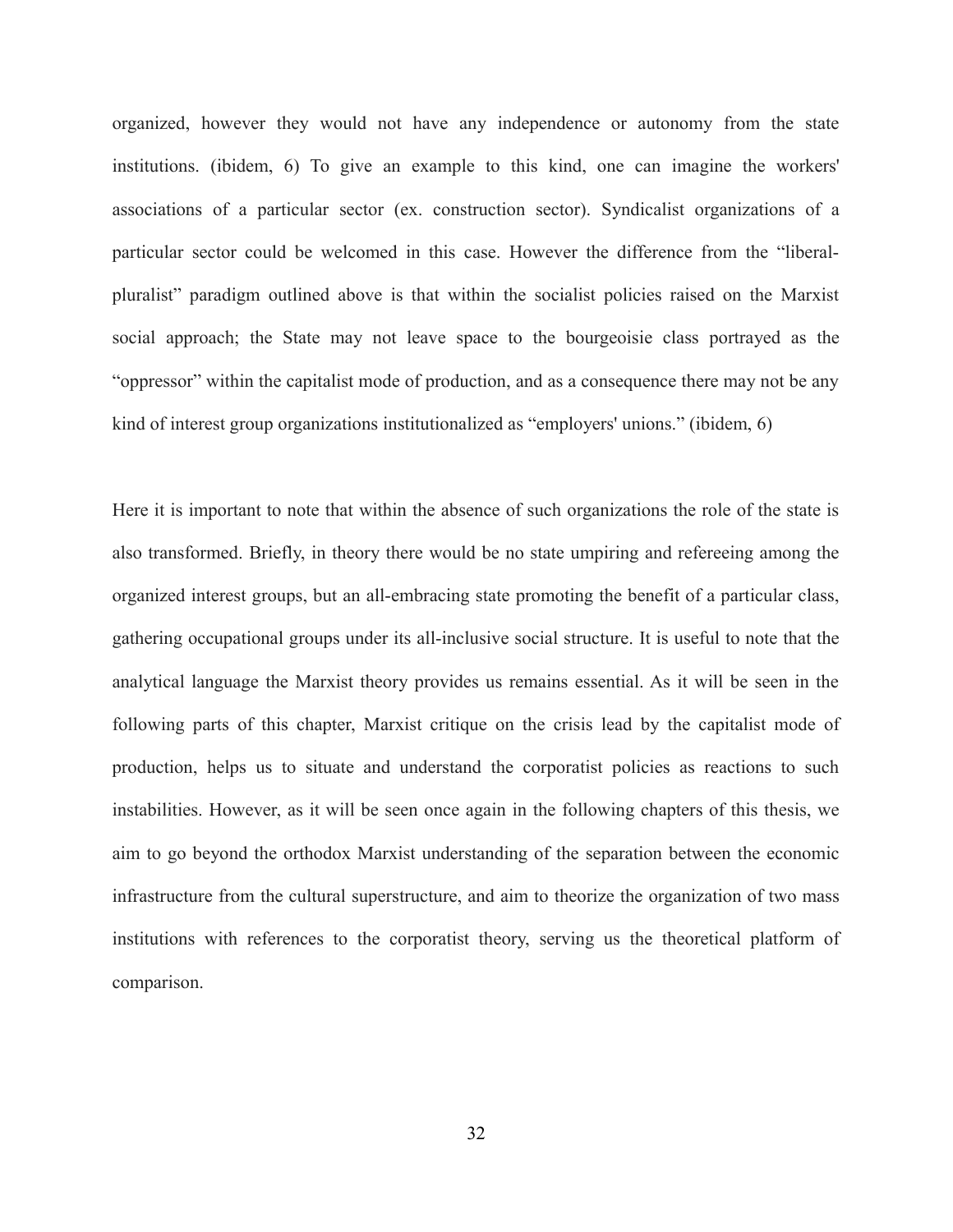organized, however they would not have any independence or autonomy from the state institutions. (ibidem, 6) To give an example to this kind, one can imagine the workers' associations of a particular sector (ex. construction sector). Syndicalist organizations of a particular sector could be welcomed in this case. However the difference from the "liberal-pluralist" paradigm outlined above is that within the socialist policies raised on the Marxist social approach; the State may not leave space to the bourgeoisie class portrayed as the "oppressor" within the capitalist mode of production, and as a consequence there may not be any kind of interest group organizations institutionalized as "employers' unions." (ibidem, 6)

Here it is important to note that within the absence of such organizations the role of the state is also transformed. Briefly, in theory there would be no state umpiring and refereeing among the organized interest groups, but an all-embracing state promoting the benefit of a particular class, gathering occupational groups under its all-inclusive social structure. It is useful to note that the analytical language the Marxist theory provides us remains essential. As it will be seen in the following parts of this chapter, Marxist critique on the crisis lead by the capitalist mode of production, helps us to situate and understand the corporatist policies as reactions to such instabilities. However, as it will be seen once again in the following chapters of this thesis, we aim to go beyond the orthodox Marxist understanding of the separation between the economic infrastructure from the cultural superstructure, and aim to theorize the organization of two mass institutions with references to the corporatist theory, serving us the theoretical platform of comparison.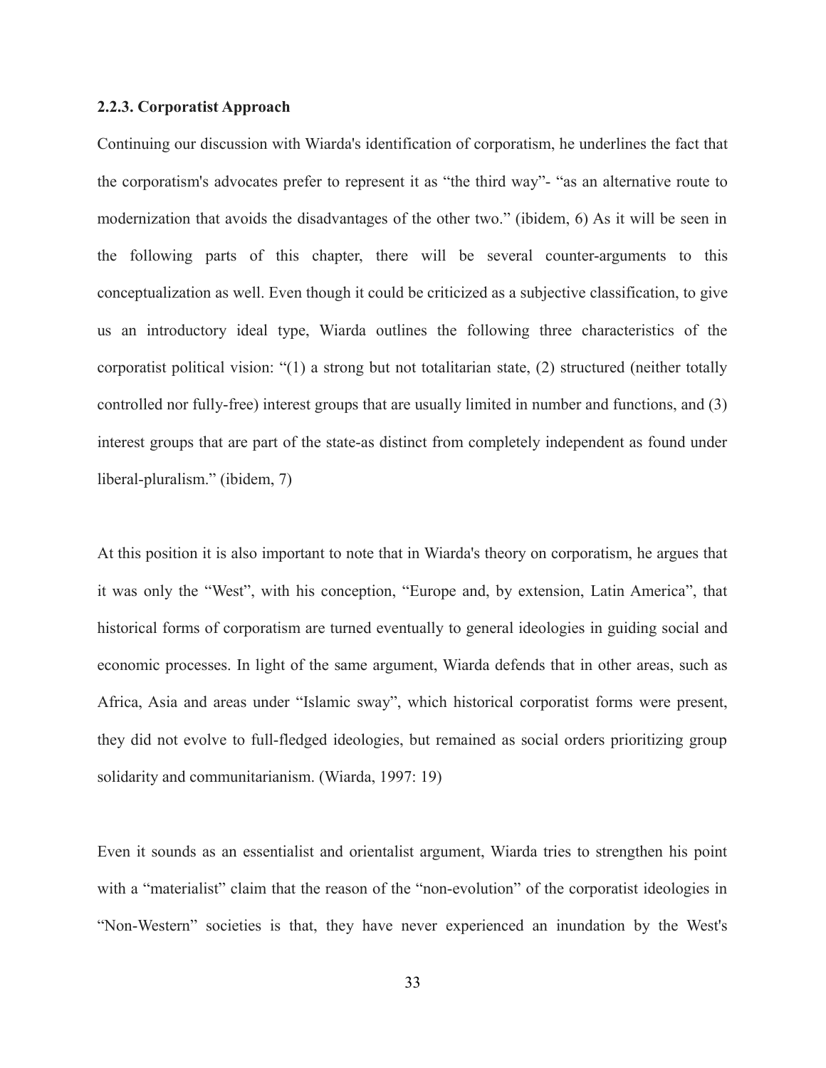### 2.2.3. Corporatist Approach

Continuing our discussion with Wiarda's identification of corporatism, he underlines the fact that the corporatism's advocates prefer to represent it as "the third way"- "as an alternative route to modernization that avoids the disadvantages of the other two." (ibidem, 6) As it will be seen in the following parts of this chapter, there will be several counter-arguments to this conceptualization as well. Even though it could be criticized as a subjective classification, to give us an introductory ideal type, Wiarda outlines the following three characteristics of the corporatist political vision: "(1) a strong but not totalitarian state, (2) structured (neither totally controlled nor fully-free) interest groups that are usually limited in number and functions, and (3) interest groups that are part of the state-as distinct from completely independent as found under liberal-pluralism." (ibidem, 7)

At this position it is also important to note that in Wiarda's theory on corporatism, he argues that it was only the "West", with his conception, "Europe and, by extension, Latin America", that historical forms of corporatism are turned eventually to general ideologies in guiding social and economic processes. In light of the same argument, Wiarda defends that in other areas, such as Africa, Asia and areas under "Islamic sway", which historical corporatist forms were present, they did not evolve to full-fledged ideologies, but remained as social orders prioritizing group solidarity and communitarianism. (Wiarda, 1997: 19)

Even it sounds as an essentialist and orientalist argument, Wiarda tries to strengthen his point with a "materialist" claim that the reason of the "non-evolution" of the corporatist ideologies in "Non-Western" societies is that, they have never experienced an inundation by the West's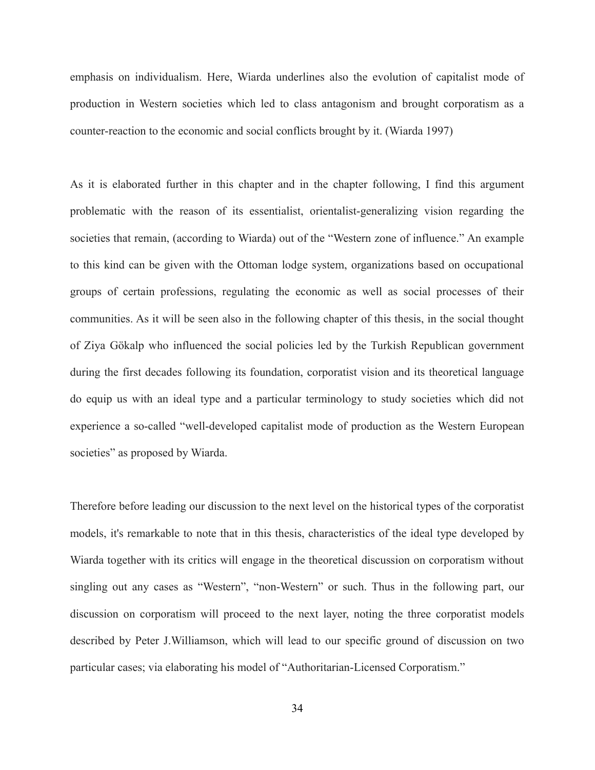emphasis on individualism. Here, Wiarda underlines also the evolution of capitalist mode of production in Western societies which led to class antagonism and brought corporatism as a counter-reaction to the economic and social conflicts brought by it. (Wiarda 1997)

As it is elaborated further in this chapter and in the chapter following, I find this argument problematic with the reason of its essentialist, orientalist-generalizing vision regarding the societies that remain, (according to Wiarda) out of the "Western zone of influence." An example to this kind can be given with the Ottoman lodge system, organizations based on occupational groups of certain professions, regulating the economic as well as social processes of their communities. As it will be seen also in the following chapter of this thesis, in the social thought of Ziya Gökalp who influenced the social policies led by the Turkish Republican government during the first decades following its foundation, corporatist vision and its theoretical language do equip us with an ideal type and a particular terminology to study societies which did not experience a so-called "well-developed capitalist mode of production as the Western European societies" as proposed by Wiarda.

Therefore before leading our discussion to the next level on the historical types of the corporatist models, it's remarkable to note that in this thesis, characteristics of the ideal type developed by Wiarda together with its critics will engage in the theoretical discussion on corporatism without singling out any cases as "Western", "non-Western" or such. Thus in the following part, our discussion on corporatism will proceed to the next layer, noting the three corporatist models described by Peter J.Williamson, which will lead to our specific ground of discussion on two particular cases; via elaborating his model of "Authoritarian-Licensed Corporatism."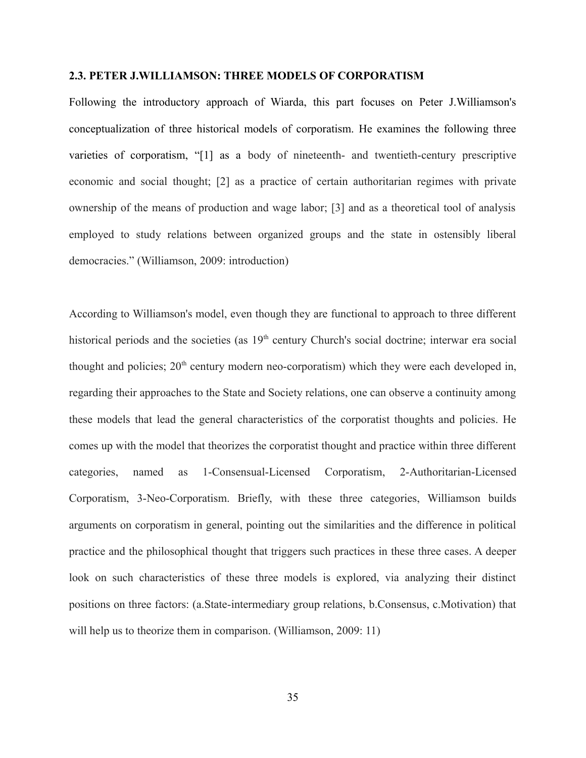### 2.3. PETER J.WILLIAMSON: THREE MODELS OF CORPORATISM

Following the introductory approach of Wiarda, this part focuses on Peter J.Williamson's conceptualization of three historical models of corporatism. He examines the following three varieties of corporatism, "[1] as a body of nineteenth- and twentieth-century prescriptive economic and social thought; [2] as a practice of certain authoritarian regimes with private ownership of the means of production and wage labor; [3] and as a theoretical tool of analysis employed to study relations between organized groups and the state in ostensibly liberal democracies." (Williamson, 2009: introduction)

According to Williamson's model, even though they are functional to approach to three different historical periods and the societies (as 19th century Church's social doctrine; interwar era social thought and policies; 20th century modern neo-corporatism) which they were each developed in, regarding their approaches to the State and Society relations, one can observe a continuity among these models that lead the general characteristics of the corporatist thoughts and policies. He comes up with the model that theorizes the corporatist thought and practice within three different categories, named as 1-Consensual-Licensed Corporatism, 2-Authoritarian-Licensed Corporatism, 3-Neo-Corporatism. Briefly, with these three categories, Williamson builds arguments on corporatism in general, pointing out the similarities and the difference in political practice and the philosophical thought that triggers such practices in these three cases. A deeper look on such characteristics of these three models is explored, via analyzing their distinct positions on three factors: (a.State-intermediary group relations, b.Consensus, c.Motivation) that will help us to theorize them in comparison. (Williamson, 2009: 11)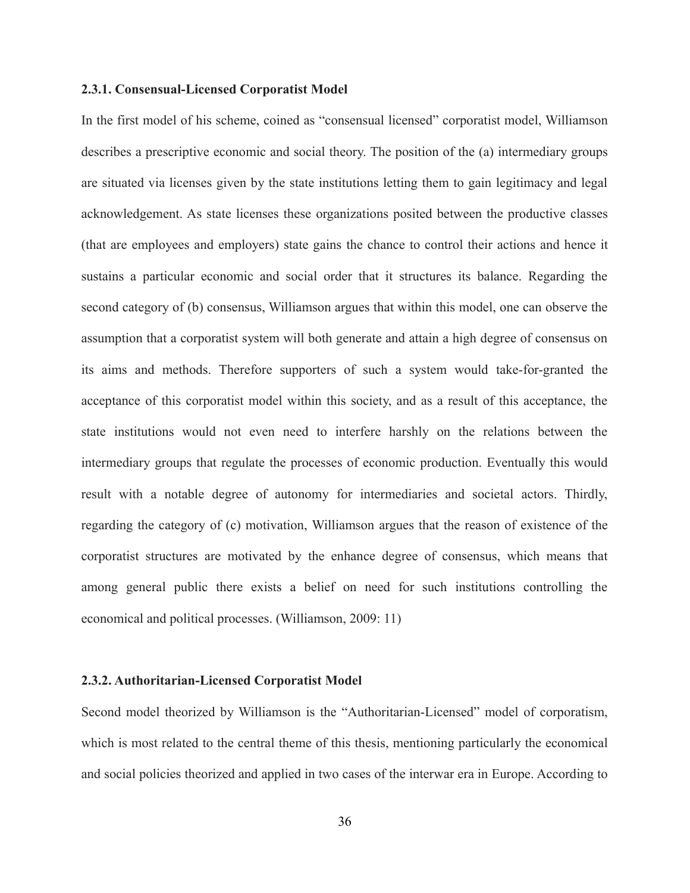### 2.3.1. Consensual-Licensed Corporatist Model

In the first model of his scheme, coined as "consensual licensed" corporatist model, Williamson describes a prescriptive economic and social theory. The position of the (a) intermediary groups are situated via licenses given by the state institutions letting them to gain legitimacy and legal acknowledgement. As state licenses these organizations posited between the productive classes (that are employees and employers) state gains the chance to control their actions and hence it sustains a particular economic and social order that it structures its balance. Regarding the second category of (b) consensus, Williamson argues that within this model, one can observe the assumption that a corporatist system will both generate and attain a high degree of consensus on its aims and methods. Therefore supporters of such a system would take-for-granted the acceptance of this corporatist model within this society, and as a result of this acceptance, the state institutions would not even need to interfere harshly on the relations between the intermediary groups that regulate the processes of economic production. Eventually this would result with a notable degree of autonomy for intermediaries and societal actors. Thirdly, regarding the category of (c) motivation, Williamson argues that the reason of existence of the corporatist structures are motivated by the enhance degree of consensus, which means that among general public there exists a belief on need for such institutions controlling the economical and political processes. (Williamson, 2009: 11)

### 2.3.2. Authoritarian-Licensed Corporatist Model

Second model theorized by Williamson is the "Authoritarian-Licensed" model of corporatism, which is most related to the central theme of this thesis, mentioning particularly the economical and social policies theorized and applied in two cases of the interwar era in Europe. According to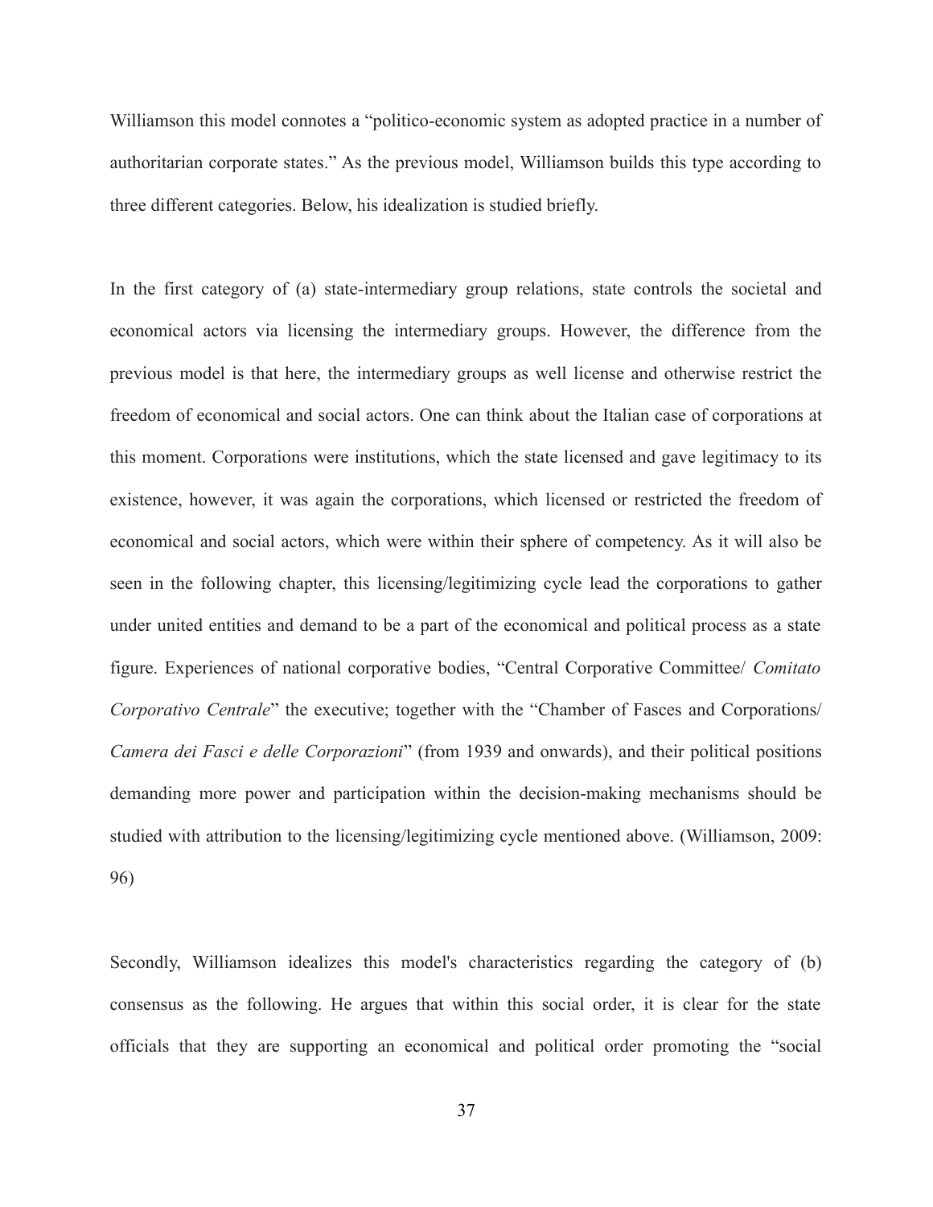Williamson this model connotes a "politico-economic system as adopted practice in a number of authoritarian corporate states." As the previous model, Williamson builds this type according to three different categories. Below, his idealization is studied briefly.

In the first category of (a) state-intermediary group relations, state controls the societal and economical actors via licensing the intermediary groups. However, the difference from the previous model is that here, the intermediary groups as well license and otherwise restrict the freedom of economical and social actors. One can think about the Italian case of corporations at this moment. Corporations were institutions, which the state licensed and gave legitimacy to its existence, however, it was again the corporations, which licensed or restricted the freedom of economical and social actors, which were within their sphere of competency. As it will also be seen in the following chapter, this licensing/legitimizing cycle lead the corporations to gather under united entities and demand to be a part of the economical and political process as a state figure. Experiences of national corporative bodies, "Central Corporative Committee/ *Comitato Corporativo Centrale*" the executive; together with the "Chamber of Fasces and Corporations/ *Camera dei Fasci e delle Corporazioni*" (from 1939 and onwards), and their political positions demanding more power and participation within the decision-making mechanisms should be studied with attribution to the licensing/legitimizing cycle mentioned above. (Williamson, 2009: 96)

Secondly, Williamson idealizes this model's characteristics regarding the category of (b) consensus as the following. He argues that within this social order, it is clear for the state officials that they are supporting an economical and political order promoting the "social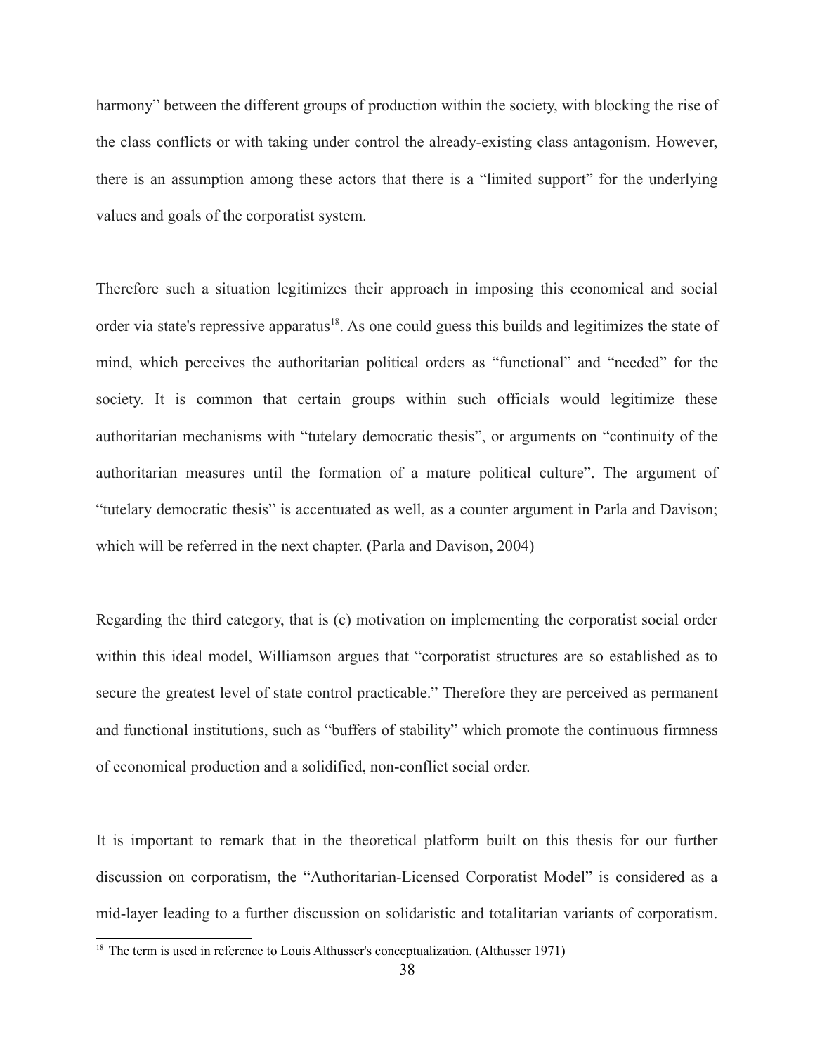harmony" between the different groups of production within the society, with blocking the rise of the class conflicts or with taking under control the already-existing class antagonism. However, there is an assumption among these actors that there is a "limited support" for the underlying values and goals of the corporatist system.

Therefore such a situation legitimizes their approach in imposing this economical and social order via state's repressive apparatus[18]. As one could guess this builds and legitimizes the state of mind, which perceives the authoritarian political orders as "functional" and "needed" for the society. It is common that certain groups within such officials would legitimize these authoritarian mechanisms with "tutelary democratic thesis", or arguments on "continuity of the authoritarian measures until the formation of a mature political culture". The argument of "tutelary democratic thesis" is accentuated as well, as a counter argument in Parla and Davison; which will be referred in the next chapter. (Parla and Davison, 2004)

Regarding the third category, that is (c) motivation on implementing the corporatist social order within this ideal model, Williamson argues that "corporatist structures are so established as to secure the greatest level of state control practicable." Therefore they are perceived as permanent and functional institutions, such as "buffers of stability" which promote the continuous firmness of economical production and a solidified, non-conflict social order.

It is important to remark that in the theoretical platform built on this thesis for our further discussion on corporatism, the "Authoritarian-Licensed Corporatist Model" is considered as a mid-layer leading to a further discussion on solidaristic and totalitarian variants of corporatism.

[18] The term is used in reference to Louis Althusser's conceptualization. (Althusser 1971)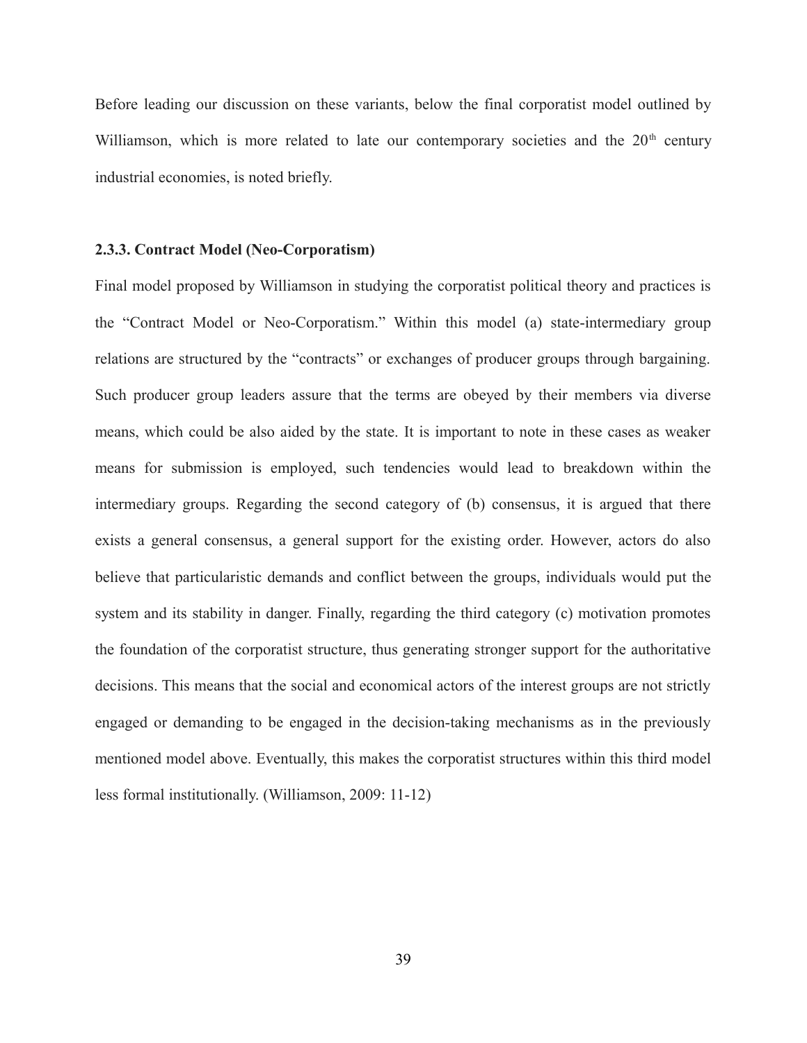Before leading our discussion on these variants, below the final corporatist model outlined by Williamson, which is more related to late our contemporary societies and the $20^{th}$ century industrial economies, is noted briefly.

### 2.3.3. Contract Model (Neo-Corporatism)

Final model proposed by Williamson in studying the corporatist political theory and practices is the "Contract Model or Neo-Corporatism." Within this model (a) state-intermediary group relations are structured by the "contracts" or exchanges of producer groups through bargaining. Such producer group leaders assure that the terms are obeyed by their members via diverse means, which could be also aided by the state. It is important to note in these cases as weaker means for submission is employed, such tendencies would lead to breakdown within the intermediary groups. Regarding the second category of (b) consensus, it is argued that there exists a general consensus, a general support for the existing order. However, actors do also believe that particularistic demands and conflict between the groups, individuals would put the system and its stability in danger. Finally, regarding the third category (c) motivation promotes the foundation of the corporatist structure, thus generating stronger support for the authoritative decisions. This means that the social and economical actors of the interest groups are not strictly engaged or demanding to be engaged in the decision-taking mechanisms as in the previously mentioned model above. Eventually, this makes the corporatist structures within this third model less formal institutionally. (Williamson, 2009: 11-12)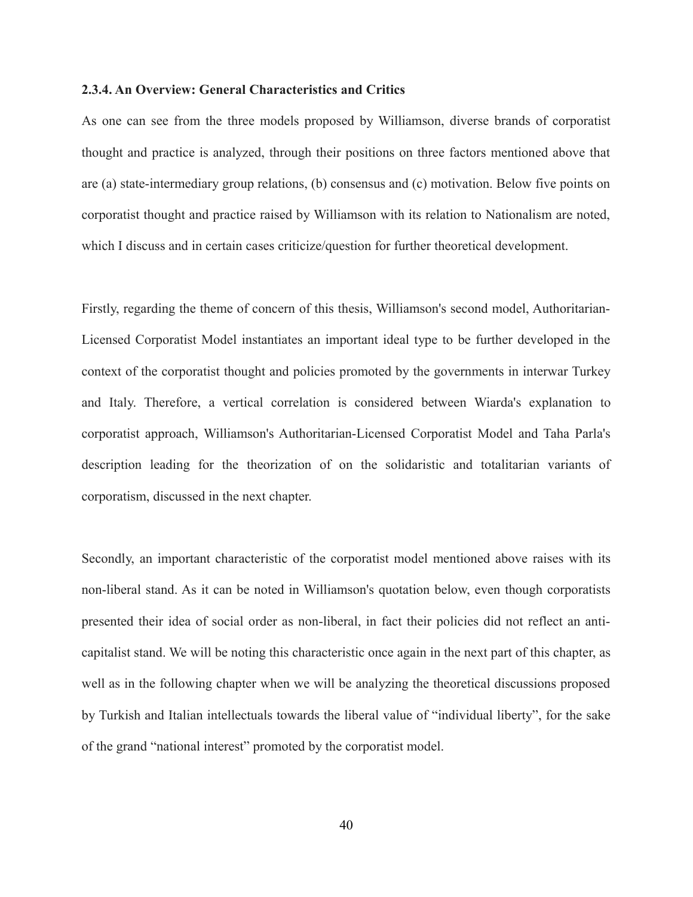### 2.3.4. An Overview: General Characteristics and Critics

As one can see from the three models proposed by Williamson, diverse brands of corporatist thought and practice is analyzed, through their positions on three factors mentioned above that are (a) state-intermediary group relations, (b) consensus and (c) motivation. Below five points on corporatist thought and practice raised by Williamson with its relation to Nationalism are noted, which I discuss and in certain cases criticize/question for further theoretical development.

Firstly, regarding the theme of concern of this thesis, Williamson's second model, Authoritarian-Licensed Corporatist Model instantiates an important ideal type to be further developed in the context of the corporatist thought and policies promoted by the governments in interwar Turkey and Italy. Therefore, a vertical correlation is considered between Wiarda's explanation to corporatist approach, Williamson's Authoritarian-Licensed Corporatist Model and Taha Parla's description leading for the theorization of on the solidaristic and totalitarian variants of corporatism, discussed in the next chapter.

Secondly, an important characteristic of the corporatist model mentioned above raises with its non-liberal stand. As it can be noted in Williamson's quotation below, even though corporatists presented their idea of social order as non-liberal, in fact their policies did not reflect an anti-capitalist stand. We will be noting this characteristic once again in the next part of this chapter, as well as in the following chapter when we will be analyzing the theoretical discussions proposed by Turkish and Italian intellectuals towards the liberal value of "individual liberty", for the sake of the grand "national interest" promoted by the corporatist model.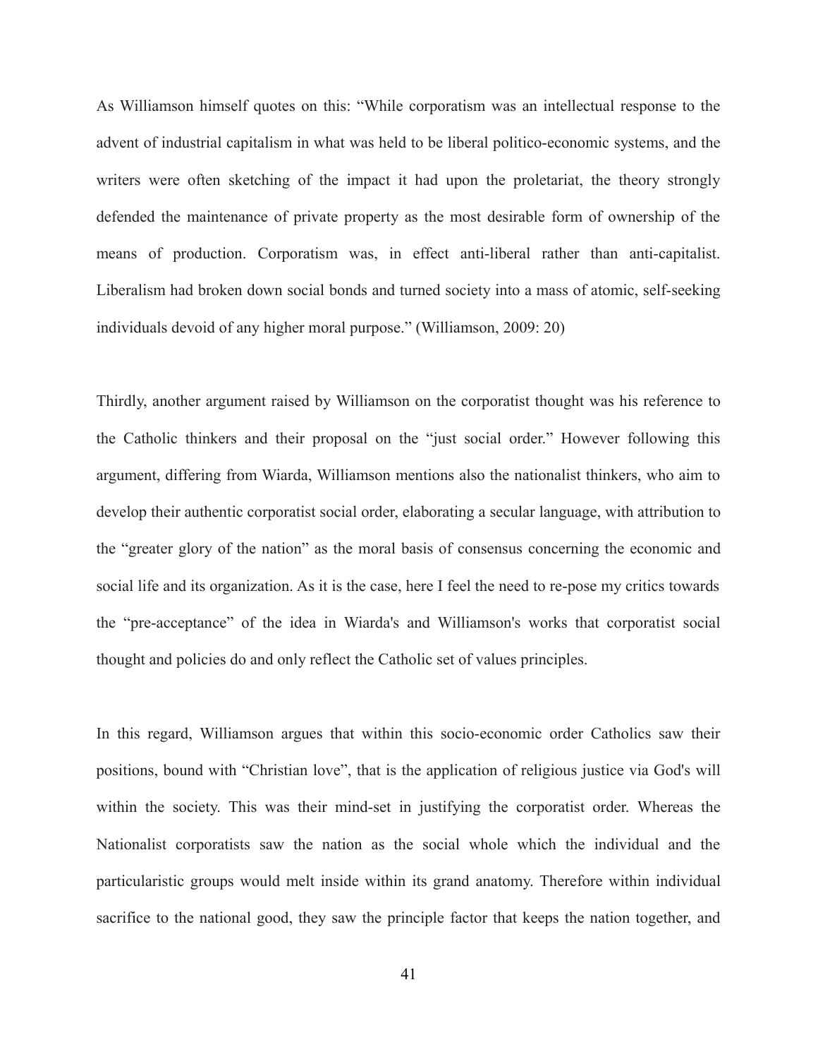As Williamson himself quotes on this: “While corporatism was an intellectual response to the advent of industrial capitalism in what was held to be liberal politico-economic systems, and the writers were often sketching of the impact it had upon the proletariat, the theory strongly defended the maintenance of private property as the most desirable form of ownership of the means of production. Corporatism was, in effect anti-liberal rather than anti-capitalist. Liberalism had broken down social bonds and turned society into a mass of atomic, self-seeking individuals devoid of any higher moral purpose.” (Williamson, 2009: 20)

Thirdly, another argument raised by Williamson on the corporatist thought was his reference to the Catholic thinkers and their proposal on the “just social order.” However following this argument, differing from Wiarda, Williamson mentions also the nationalist thinkers, who aim to develop their authentic corporatist social order, elaborating a secular language, with attribution to the “greater glory of the nation” as the moral basis of consensus concerning the economic and social life and its organization. As it is the case, here I feel the need to re-pose my critics towards the “pre-acceptance” of the idea in Wiarda's and Williamson's works that corporatist social thought and policies do and only reflect the Catholic set of values principles.

In this regard, Williamson argues that within this socio-economic order Catholics saw their positions, bound with “Christian love”, that is the application of religious justice via God's will within the society. This was their mind-set in justifying the corporatist order. Whereas the Nationalist corporatists saw the nation as the social whole which the individual and the particularistic groups would melt inside within its grand anatomy. Therefore within individual sacrifice to the national good, they saw the principle factor that keeps the nation together, and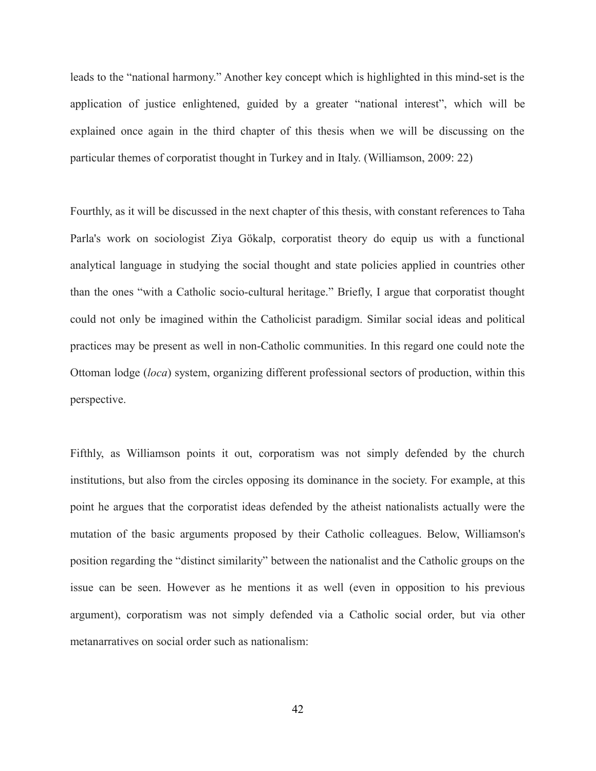leads to the "national harmony." Another key concept which is highlighted in this mind-set is the application of justice enlightened, guided by a greater "national interest", which will be explained once again in the third chapter of this thesis when we will be discussing on the particular themes of corporatist thought in Turkey and in Italy. (Williamson, 2009: 22)

Fourthly, as it will be discussed in the next chapter of this thesis, with constant references to Taha Parla's work on sociologist Ziya Gökalp, corporatist theory do equip us with a functional analytical language in studying the social thought and state policies applied in countries other than the ones "with a Catholic socio-cultural heritage." Briefly, I argue that corporatist thought could not only be imagined within the Catholicist paradigm. Similar social ideas and political practices may be present as well in non-Catholic communities. In this regard one could note the Ottoman lodge (*loca*) system, organizing different professional sectors of production, within this perspective.

Fifthly, as Williamson points it out, corporatism was not simply defended by the church institutions, but also from the circles opposing its dominance in the society. For example, at this point he argues that the corporatist ideas defended by the atheist nationalists actually were the mutation of the basic arguments proposed by their Catholic colleagues. Below, Williamson's position regarding the "distinct similarity" between the nationalist and the Catholic groups on the issue can be seen. However as he mentions it as well (even in opposition to his previous argument), corporatism was not simply defended via a Catholic social order, but via other metanarratives on social order such as nationalism: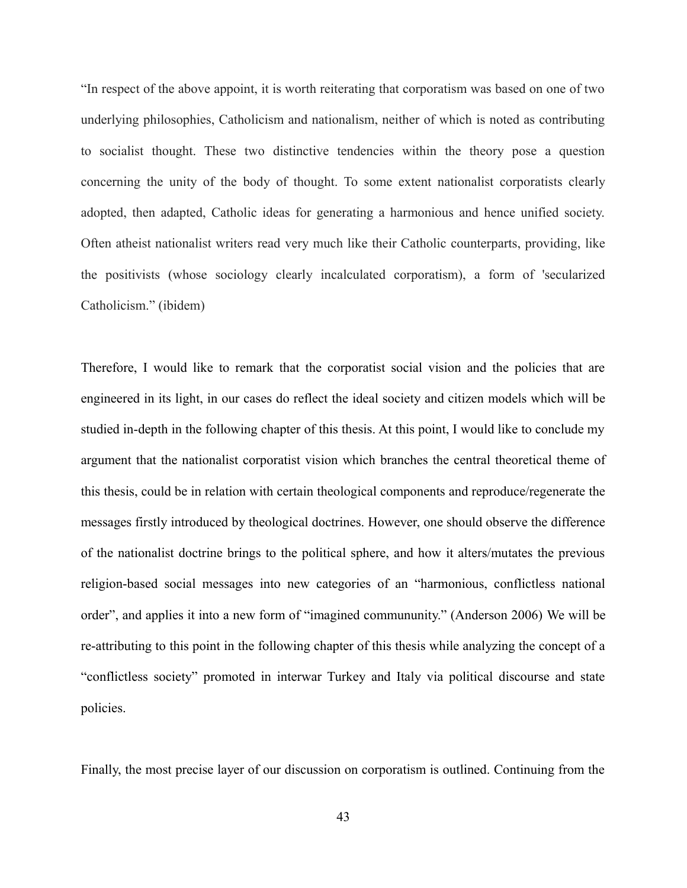"In respect of the above appoint, it is worth reiterating that corporatism was based on one of two underlying philosophies, Catholicism and nationalism, neither of which is noted as contributing to socialist thought. These two distinctive tendencies within the theory pose a question concerning the unity of the body of thought. To some extent nationalist corporatists clearly adopted, then adapted, Catholic ideas for generating a harmonious and hence unified society. Often atheist nationalist writers read very much like their Catholic counterparts, providing, like the positivists (whose sociology clearly incalculated corporatism), a form of 'secularized Catholicism." (ibidem)

Therefore, I would like to remark that the corporatist social vision and the policies that are engineered in its light, in our cases do reflect the ideal society and citizen models which will be studied in-depth in the following chapter of this thesis. At this point, I would like to conclude my argument that the nationalist corporatist vision which branches the central theoretical theme of this thesis, could be in relation with certain theological components and reproduce/regenerate the messages firstly introduced by theological doctrines. However, one should observe the difference of the nationalist doctrine brings to the political sphere, and how it alters/mutates the previous religion-based social messages into new categories of an "harmonious, conflictless national order", and applies it into a new form of "imagined commununity." (Anderson 2006) We will be re-attributing to this point in the following chapter of this thesis while analyzing the concept of a "conflictless society" promoted in interwar Turkey and Italy via political discourse and state policies.

Finally, the most precise layer of our discussion on corporatism is outlined. Continuing from the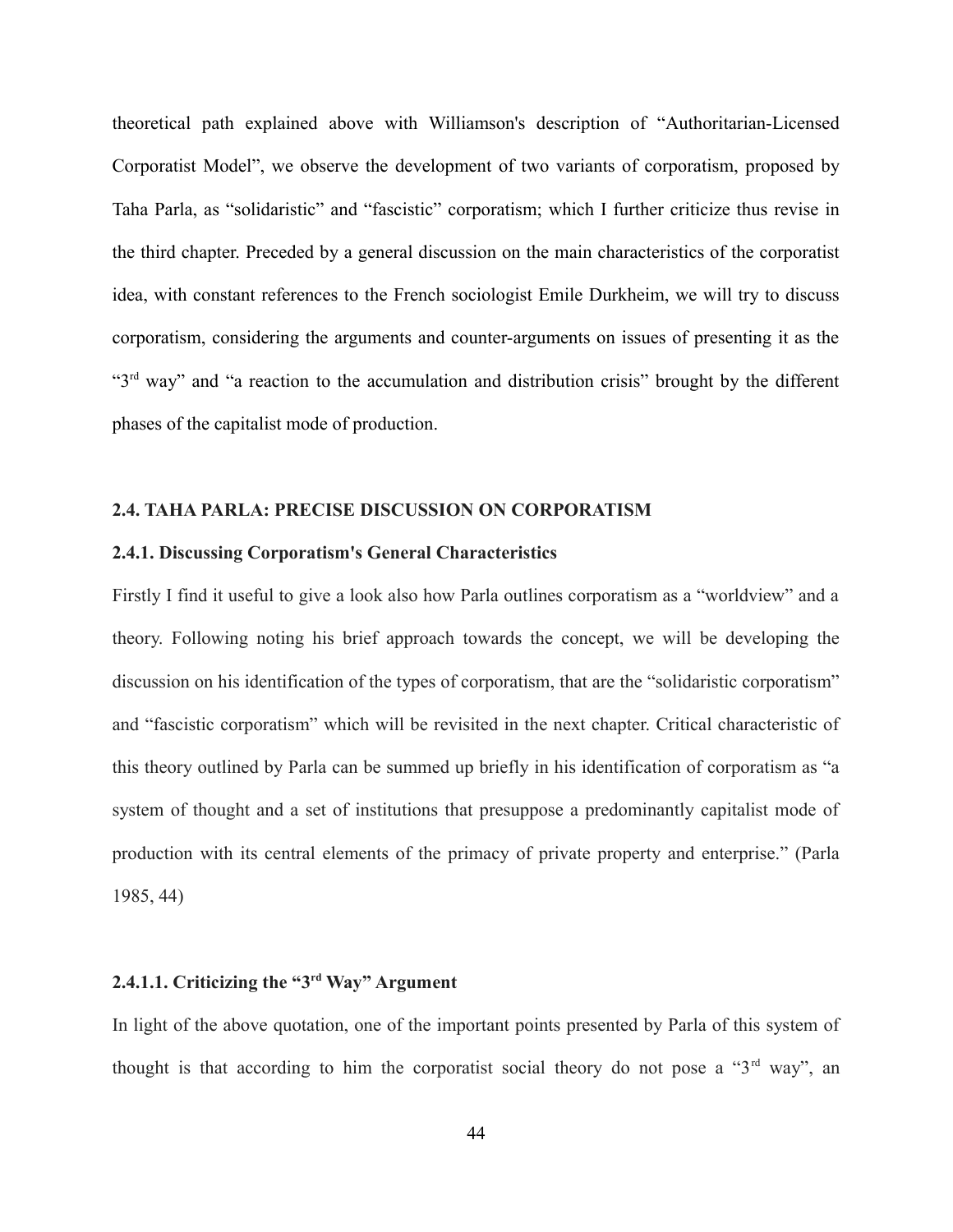theoretical path explained above with Williamson's description of "Authoritarian-Licensed Corporatist Model", we observe the development of two variants of corporatism, proposed by Taha Parla, as "solidaristic" and "fascistic" corporatism; which I further criticize thus revise in the third chapter. Preceded by a general discussion on the main characteristics of the corporatist idea, with constant references to the French sociologist Emile Durkheim, we will try to discuss corporatism, considering the arguments and counter-arguments on issues of presenting it as the "3rd way" and "a reaction to the accumulation and distribution crisis" brought by the different phases of the capitalist mode of production.

## 2.4. TAHA PARLA: PRECISE DISCUSSION ON CORPORATISM

### 2.4.1. Discussing Corporatism's General Characteristics

Firstly I find it useful to give a look also how Parla outlines corporatism as a "worldview" and a theory. Following noting his brief approach towards the concept, we will be developing the discussion on his identification of the types of corporatism, that are the "solidaristic corporatism" and "fascistic corporatism" which will be revisited in the next chapter. Critical characteristic of this theory outlined by Parla can be summed up briefly in his identification of corporatism as "a system of thought and a set of institutions that presuppose a predominantly capitalist mode of production with its central elements of the primacy of private property and enterprise." (Parla 1985, 44)

#### 2.4.1.1. Criticizing the "3rd Way" Argument

In light of the above quotation, one of the important points presented by Parla of this system of thought is that according to him the corporatist social theory do not pose a "3rd way", an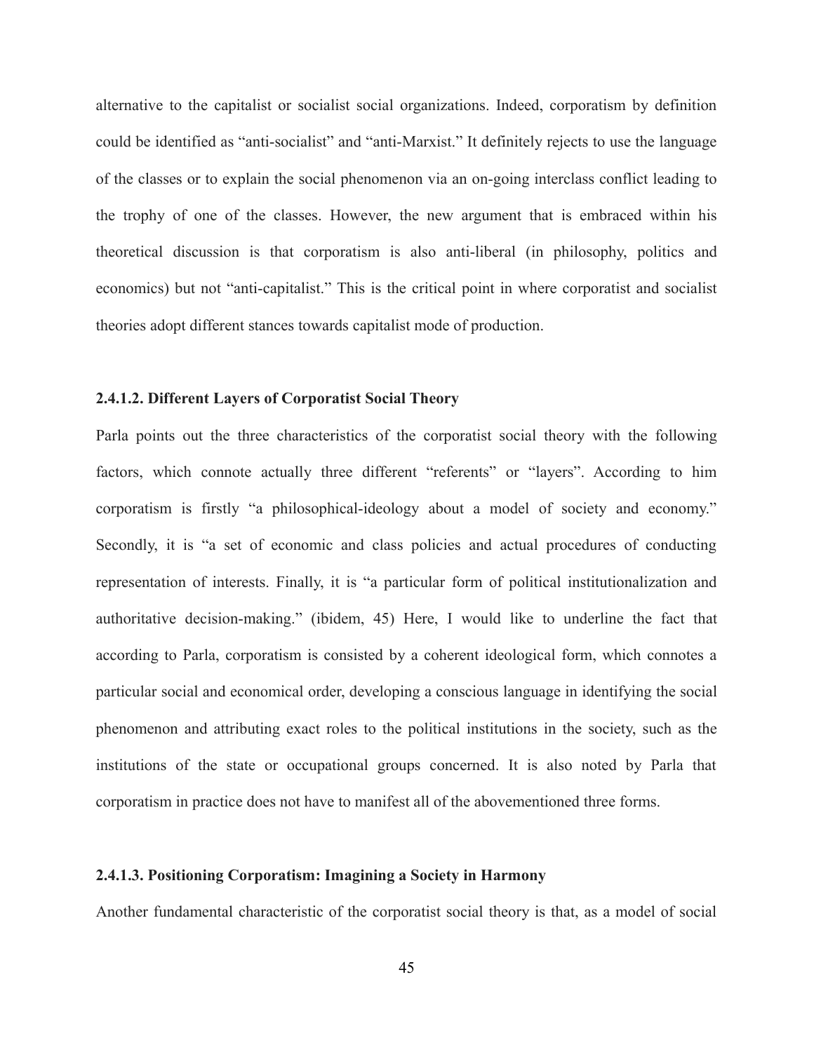alternative to the capitalist or socialist social organizations. Indeed, corporatism by definition could be identified as "anti-socialist" and "anti-Marxist." It definitely rejects to use the language of the classes or to explain the social phenomenon via an on-going interclass conflict leading to the trophy of one of the classes. However, the new argument that is embraced within his theoretical discussion is that corporatism is also anti-liberal (in philosophy, politics and economics) but not "anti-capitalist." This is the critical point in where corporatist and socialist theories adopt different stances towards capitalist mode of production.

#### 2.4.1.2. Different Layers of Corporatist Social Theory

Parla points out the three characteristics of the corporatist social theory with the following factors, which connote actually three different "referents" or "layers". According to him corporatism is firstly "a philosophical-ideology about a model of society and economy." Secondly, it is "a set of economic and class policies and actual procedures of conducting representation of interests. Finally, it is "a particular form of political institutionalization and authoritative decision-making." (ibidem, 45) Here, I would like to underline the fact that according to Parla, corporatism is consisted by a coherent ideological form, which connotes a particular social and economical order, developing a conscious language in identifying the social phenomenon and attributing exact roles to the political institutions in the society, such as the institutions of the state or occupational groups concerned. It is also noted by Parla that corporatism in practice does not have to manifest all of the abovementioned three forms.

#### 2.4.1.3. Positioning Corporatism: Imagining a Society in Harmony

Another fundamental characteristic of the corporatist social theory is that, as a model of social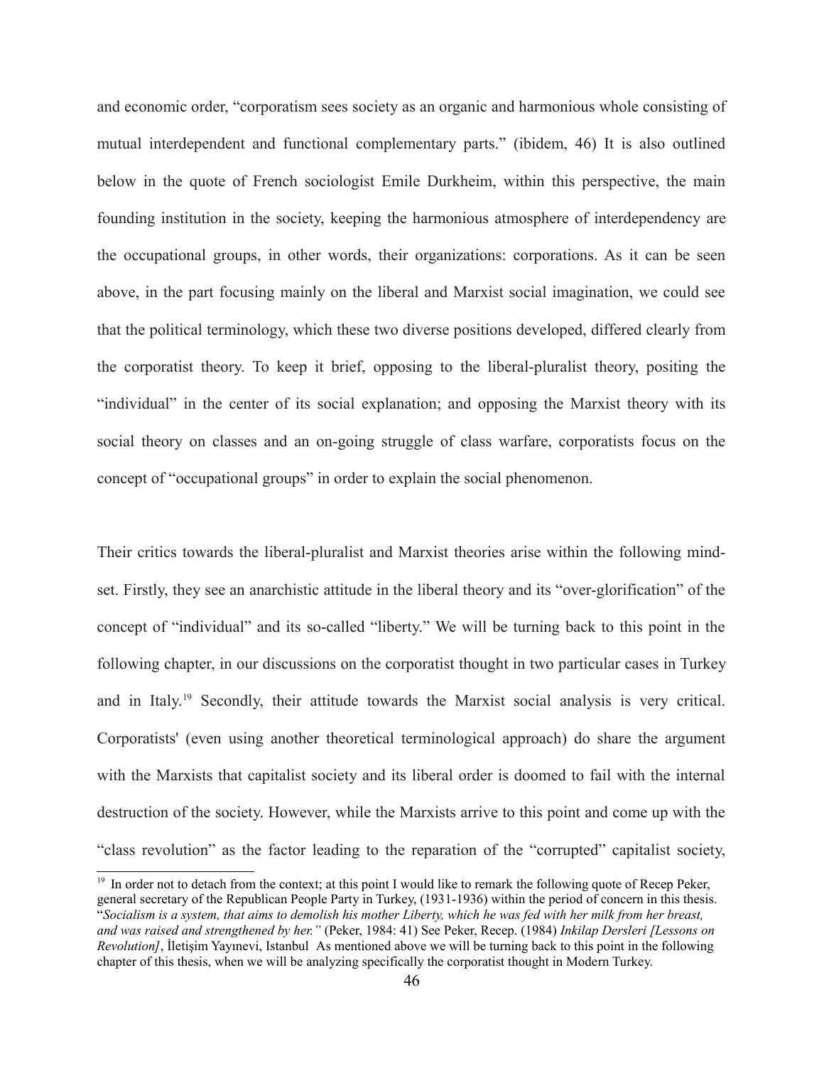and economic order, "corporatism sees society as an organic and harmonious whole consisting of mutual interdependent and functional complementary parts." (ibidem, 46) It is also outlined below in the quote of French sociologist Emile Durkheim, within this perspective, the main founding institution in the society, keeping the harmonious atmosphere of interdependency are the occupational groups, in other words, their organizations: corporations. As it can be seen above, in the part focusing mainly on the liberal and Marxist social imagination, we could see that the political terminology, which these two diverse positions developed, differed clearly from the corporatist theory. To keep it brief, opposing to the liberal-pluralist theory, positing the "individual" in the center of its social explanation; and opposing the Marxist theory with its social theory on classes and an on-going struggle of class warfare, corporatists focus on the concept of "occupational groups" in order to explain the social phenomenon.

Their critics towards the liberal-pluralist and Marxist theories arise within the following mind-set. Firstly, they see an anarchistic attitude in the liberal theory and its "over-glorification" of the concept of "individual" and its so-called "liberty." We will be turning back to this point in the following chapter, in our discussions on the corporatist thought in two particular cases in Turkey and in Italy.[19] Secondly, their attitude towards the Marxist social analysis is very critical. Corporatists' (even using another theoretical terminological approach) do share the argument with the Marxists that capitalist society and its liberal order is doomed to fail with the internal destruction of the society. However, while the Marxists arrive to this point and come up with the "class revolution" as the factor leading to the reparation of the "corrupted" capitalist society,

[19] In order not to detach from the context; at this point I would like to remark the following quote of Recep Peker, general secretary of the Republican People Party in Turkey, (1931-1936) within the period of concern in this thesis. "*Socialism is a system, that aims to demolish his mother Liberty, which he was fed with her milk from her breast, and was raised and strengthened by her."* (Peker, 1984: 41) See Peker, Recep. (1984) *Inkilap Dersleri [Lessons on Revolution]*, İletişim Yayınevi, Istanbul As mentioned above we will be turning back to this point in the following chapter of this thesis, when we will be analyzing specifically the corporatist thought in Modern Turkey.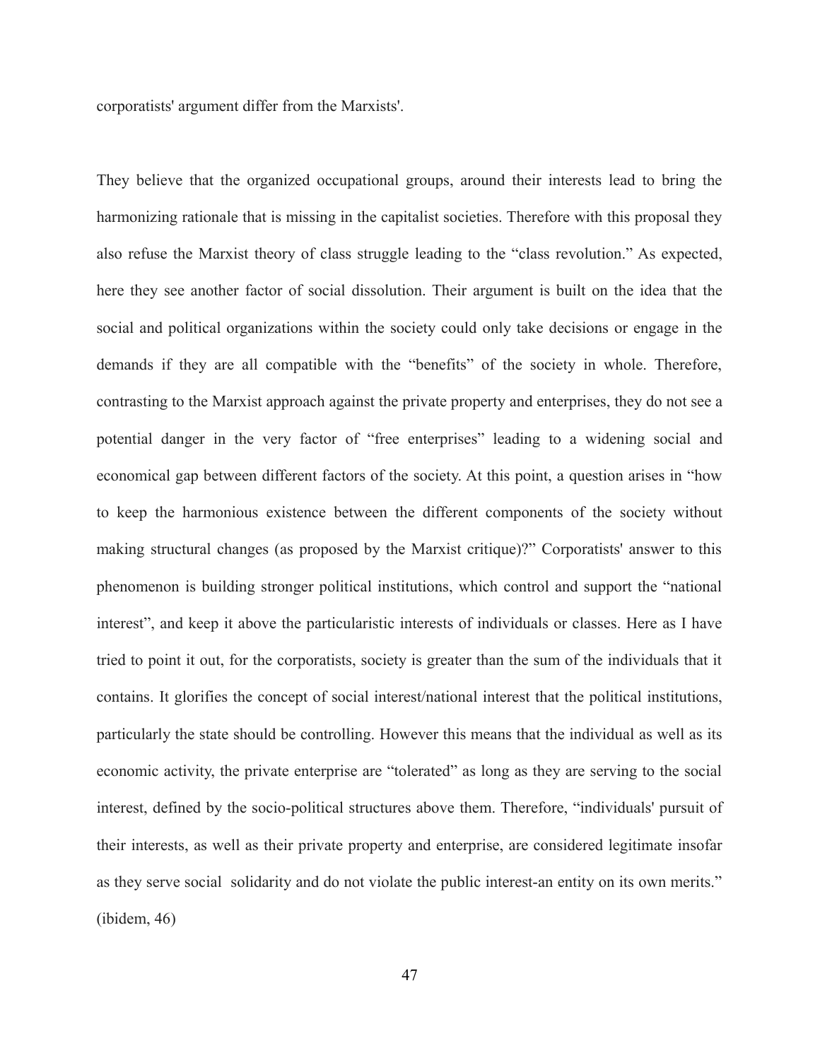corporatists' argument differ from the Marxists'.

They believe that the organized occupational groups, around their interests lead to bring the harmonizing rationale that is missing in the capitalist societies. Therefore with this proposal they also refuse the Marxist theory of class struggle leading to the "class revolution." As expected, here they see another factor of social dissolution. Their argument is built on the idea that the social and political organizations within the society could only take decisions or engage in the demands if they are all compatible with the "benefits" of the society in whole. Therefore, contrasting to the Marxist approach against the private property and enterprises, they do not see a potential danger in the very factor of "free enterprises" leading to a widening social and economical gap between different factors of the society. At this point, a question arises in "how to keep the harmonious existence between the different components of the society without making structural changes (as proposed by the Marxist critique)?" Corporatists' answer to this phenomenon is building stronger political institutions, which control and support the "national interest", and keep it above the particularistic interests of individuals or classes. Here as I have tried to point it out, for the corporatists, society is greater than the sum of the individuals that it contains. It glorifies the concept of social interest/national interest that the political institutions, particularly the state should be controlling. However this means that the individual as well as its economic activity, the private enterprise are "tolerated" as long as they are serving to the social interest, defined by the socio-political structures above them. Therefore, "individuals' pursuit of their interests, as well as their private property and enterprise, are considered legitimate insofar as they serve social solidarity and do not violate the public interest-an entity on its own merits." (ibidem, 46)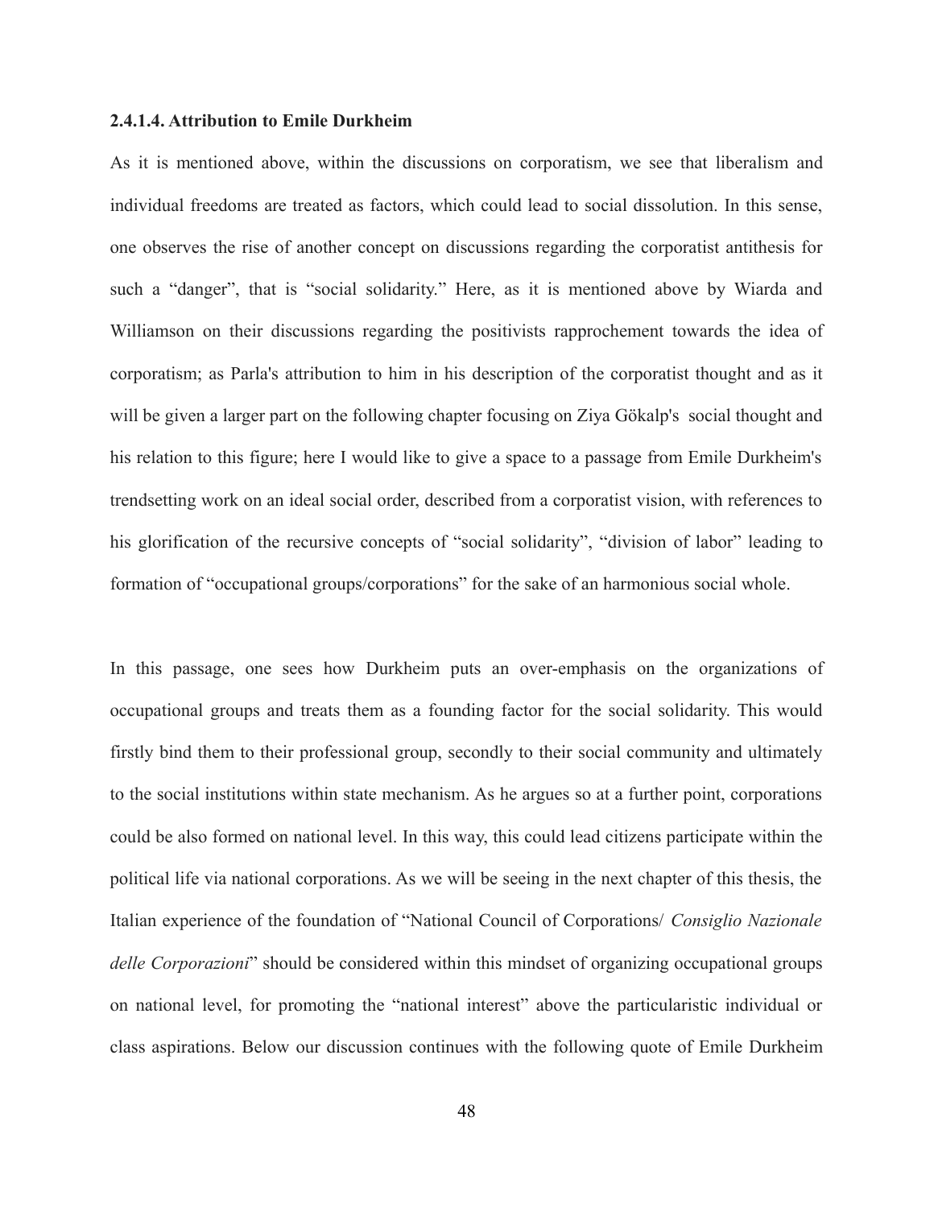#### 2.4.1.4. Attribution to Emile Durkheim

As it is mentioned above, within the discussions on corporatism, we see that liberalism and individual freedoms are treated as factors, which could lead to social dissolution. In this sense, one observes the rise of another concept on discussions regarding the corporatist antithesis for such a "danger", that is "social solidarity." Here, as it is mentioned above by Wiarda and Williamson on their discussions regarding the positivists rapprochement towards the idea of corporatism; as Parla's attribution to him in his description of the corporatist thought and as it will be given a larger part on the following chapter focusing on Ziya Gökalp's social thought and his relation to this figure; here I would like to give a space to a passage from Emile Durkheim's trendsetting work on an ideal social order, described from a corporatist vision, with references to his glorification of the recursive concepts of "social solidarity", "division of labor" leading to formation of "occupational groups/corporations" for the sake of an harmonious social whole.

In this passage, one sees how Durkheim puts an over-emphasis on the organizations of occupational groups and treats them as a founding factor for the social solidarity. This would firstly bind them to their professional group, secondly to their social community and ultimately to the social institutions within state mechanism. As he argues so at a further point, corporations could be also formed on national level. In this way, this could lead citizens participate within the political life via national corporations. As we will be seeing in the next chapter of this thesis, the Italian experience of the foundation of "National Council of Corporations/ *Consiglio Nazionale delle Corporazioni*" should be considered within this mindset of organizing occupational groups on national level, for promoting the "national interest" above the particularistic individual or class aspirations. Below our discussion continues with the following quote of Emile Durkheim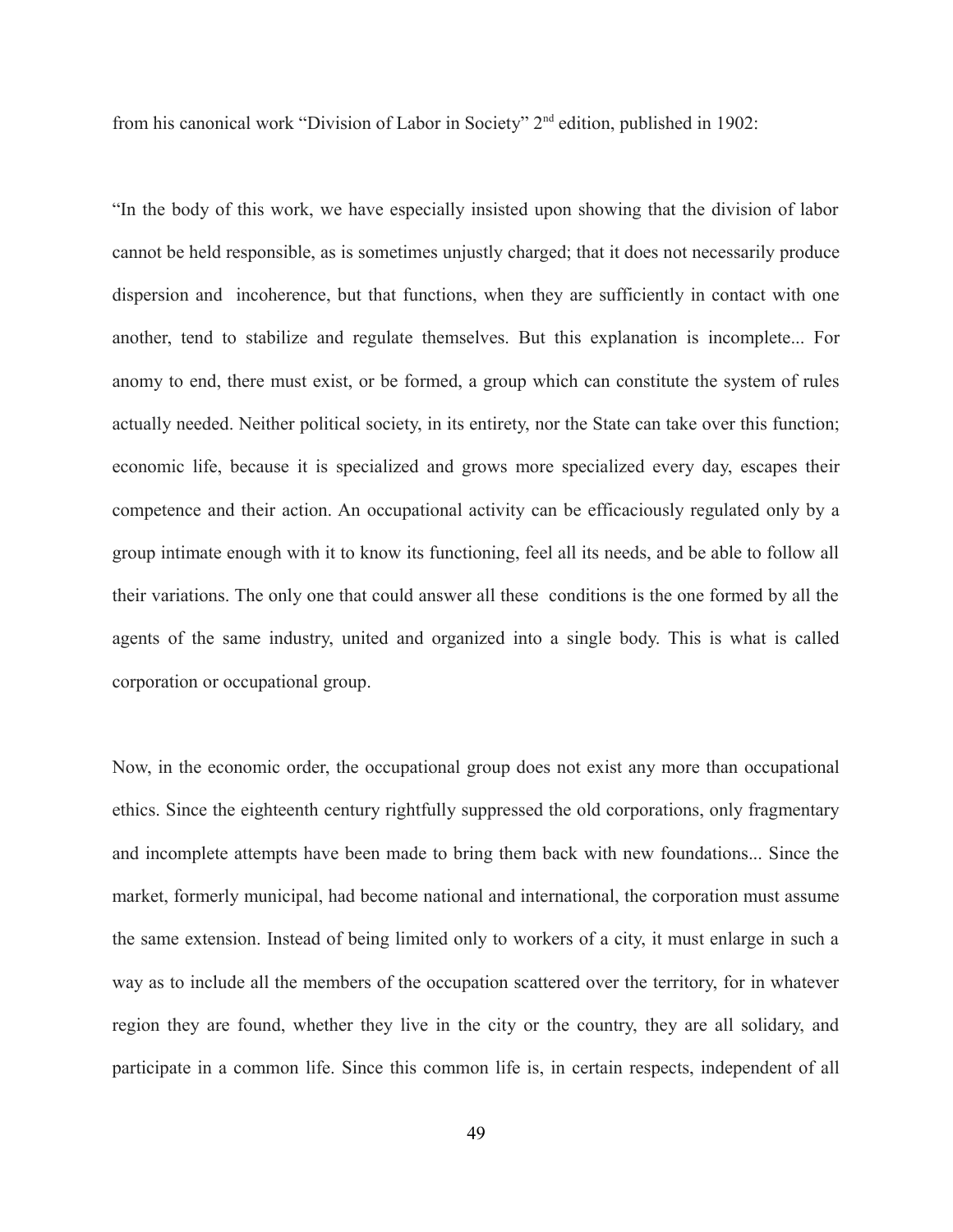from his canonical work "Division of Labor in Society" 2nd edition, published in 1902:

"In the body of this work, we have especially insisted upon showing that the division of labor cannot be held responsible, as is sometimes unjustly charged; that it does not necessarily produce dispersion and incoherence, but that functions, when they are sufficiently in contact with one another, tend to stabilize and regulate themselves. But this explanation is incomplete... For anomy to end, there must exist, or be formed, a group which can constitute the system of rules actually needed. Neither political society, in its entirety, nor the State can take over this function; economic life, because it is specialized and grows more specialized every day, escapes their competence and their action. An occupational activity can be efficaciously regulated only by a group intimate enough with it to know its functioning, feel all its needs, and be able to follow all their variations. The only one that could answer all these conditions is the one formed by all the agents of the same industry, united and organized into a single body. This is what is called corporation or occupational group.

Now, in the economic order, the occupational group does not exist any more than occupational ethics. Since the eighteenth century rightfully suppressed the old corporations, only fragmentary and incomplete attempts have been made to bring them back with new foundations... Since the market, formerly municipal, had become national and international, the corporation must assume the same extension. Instead of being limited only to workers of a city, it must enlarge in such a way as to include all the members of the occupation scattered over the territory, for in whatever region they are found, whether they live in the city or the country, they are all solidary, and participate in a common life. Since this common life is, in certain respects, independent of all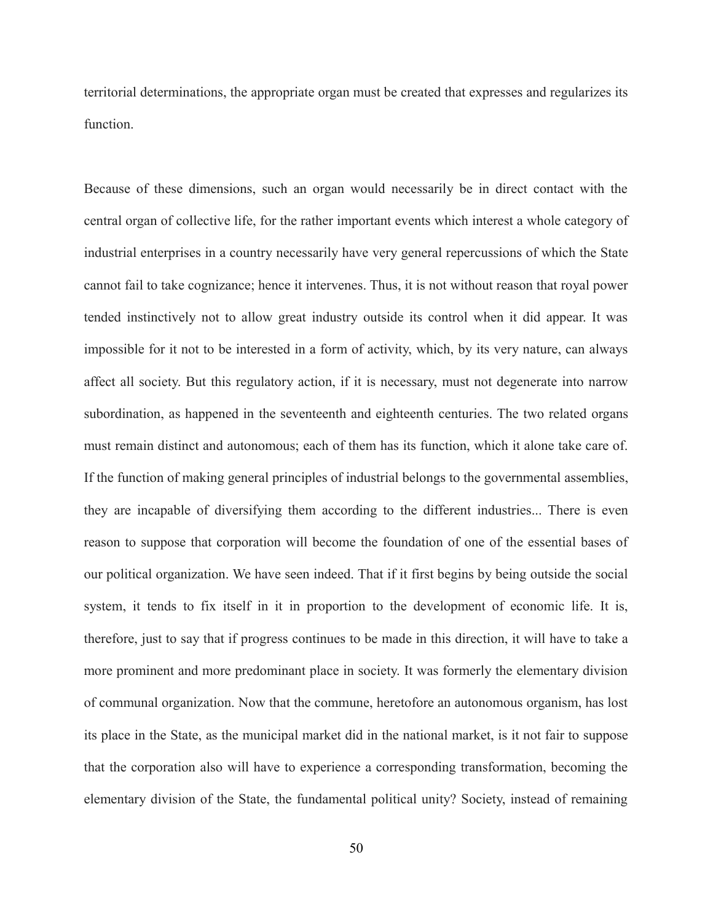territorial determinations, the appropriate organ must be created that expresses and regularizes its function.

Because of these dimensions, such an organ would necessarily be in direct contact with the central organ of collective life, for the rather important events which interest a whole category of industrial enterprises in a country necessarily have very general repercussions of which the State cannot fail to take cognizance; hence it intervenes. Thus, it is not without reason that royal power tended instinctively not to allow great industry outside its control when it did appear. It was impossible for it not to be interested in a form of activity, which, by its very nature, can always affect all society. But this regulatory action, if it is necessary, must not degenerate into narrow subordination, as happened in the seventeenth and eighteenth centuries. The two related organs must remain distinct and autonomous; each of them has its function, which it alone take care of. If the function of making general principles of industrial belongs to the governmental assemblies, they are incapable of diversifying them according to the different industries... There is even reason to suppose that corporation will become the foundation of one of the essential bases of our political organization. We have seen indeed. That if it first begins by being outside the social system, it tends to fix itself in it in proportion to the development of economic life. It is, therefore, just to say that if progress continues to be made in this direction, it will have to take a more prominent and more predominant place in society. It was formerly the elementary division of communal organization. Now that the commune, heretofore an autonomous organism, has lost its place in the State, as the municipal market did in the national market, is it not fair to suppose that the corporation also will have to experience a corresponding transformation, becoming the elementary division of the State, the fundamental political unity? Society, instead of remaining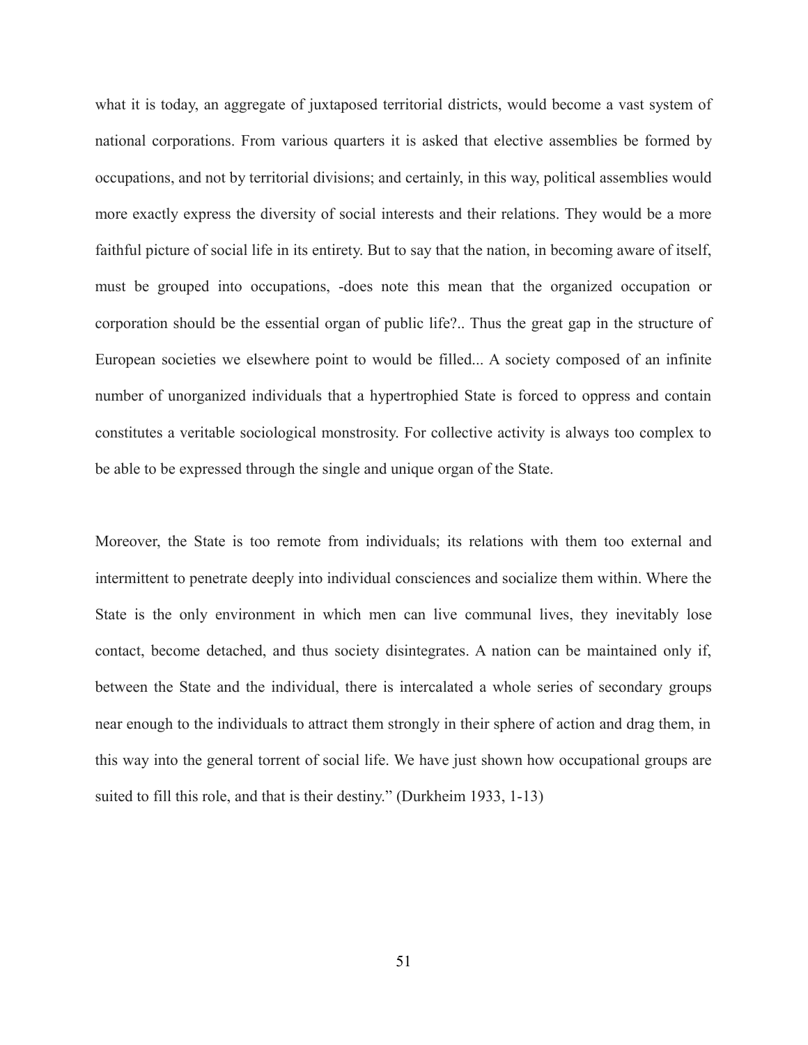what it is today, an aggregate of juxtaposed territorial districts, would become a vast system of national corporations. From various quarters it is asked that elective assemblies be formed by occupations, and not by territorial divisions; and certainly, in this way, political assemblies would more exactly express the diversity of social interests and their relations. They would be a more faithful picture of social life in its entirety. But to say that the nation, in becoming aware of itself, must be grouped into occupations, -does note this mean that the organized occupation or corporation should be the essential organ of public life?.. Thus the great gap in the structure of European societies we elsewhere point to would be filled... A society composed of an infinite number of unorganized individuals that a hypertrophied State is forced to oppress and contain constitutes a veritable sociological monstrosity. For collective activity is always too complex to be able to be expressed through the single and unique organ of the State.

Moreover, the State is too remote from individuals; its relations with them too external and intermittent to penetrate deeply into individual consciences and socialize them within. Where the State is the only environment in which men can live communal lives, they inevitably lose contact, become detached, and thus society disintegrates. A nation can be maintained only if, between the State and the individual, there is intercalated a whole series of secondary groups near enough to the individuals to attract them strongly in their sphere of action and drag them, in this way into the general torrent of social life. We have just shown how occupational groups are suited to fill this role, and that is their destiny." (Durkheim 1933, 1-13)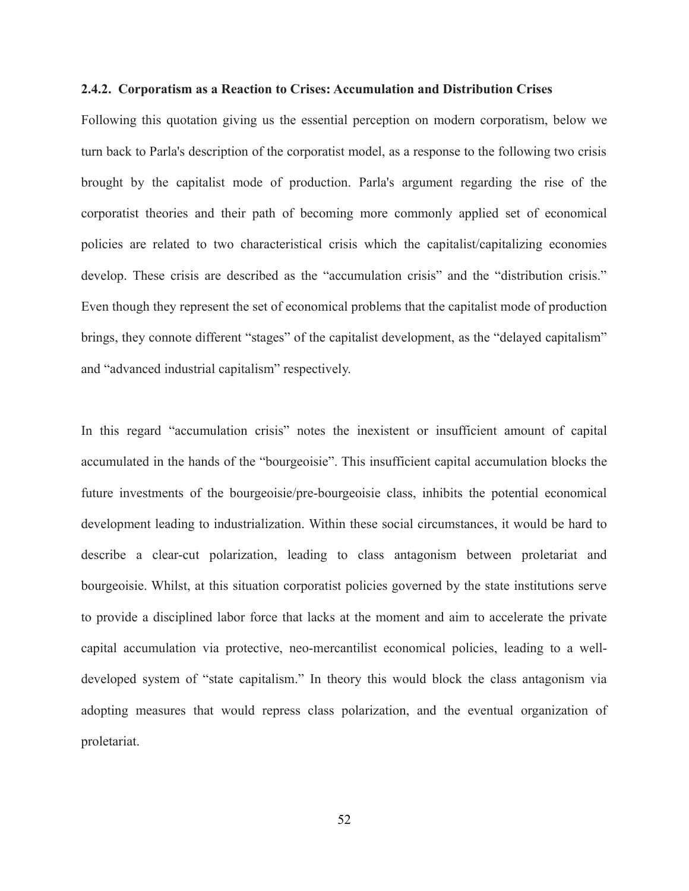### 2.4.2. Corporatism as a Reaction to Crises: Accumulation and Distribution Crises

Following this quotation giving us the essential perception on modern corporatism, below we turn back to Parla's description of the corporatist model, as a response to the following two crisis brought by the capitalist mode of production. Parla's argument regarding the rise of the corporatist theories and their path of becoming more commonly applied set of economical policies are related to two characteristical crisis which the capitalist/capitalizing economies develop. These crisis are described as the "accumulation crisis" and the "distribution crisis." Even though they represent the set of economical problems that the capitalist mode of production brings, they connote different "stages" of the capitalist development, as the "delayed capitalism" and "advanced industrial capitalism" respectively.

In this regard "accumulation crisis" notes the inexistent or insufficient amount of capital accumulated in the hands of the "bourgeoisie". This insufficient capital accumulation blocks the future investments of the bourgeoisie/pre-bourgeoisie class, inhibits the potential economical development leading to industrialization. Within these social circumstances, it would be hard to describe a clear-cut polarization, leading to class antagonism between proletariat and bourgeoisie. Whilst, at this situation corporatist policies governed by the state institutions serve to provide a disciplined labor force that lacks at the moment and aim to accelerate the private capital accumulation via protective, neo-mercantilist economical policies, leading to a well-developed system of "state capitalism." In theory this would block the class antagonism via adopting measures that would repress class polarization, and the eventual organization of proletariat.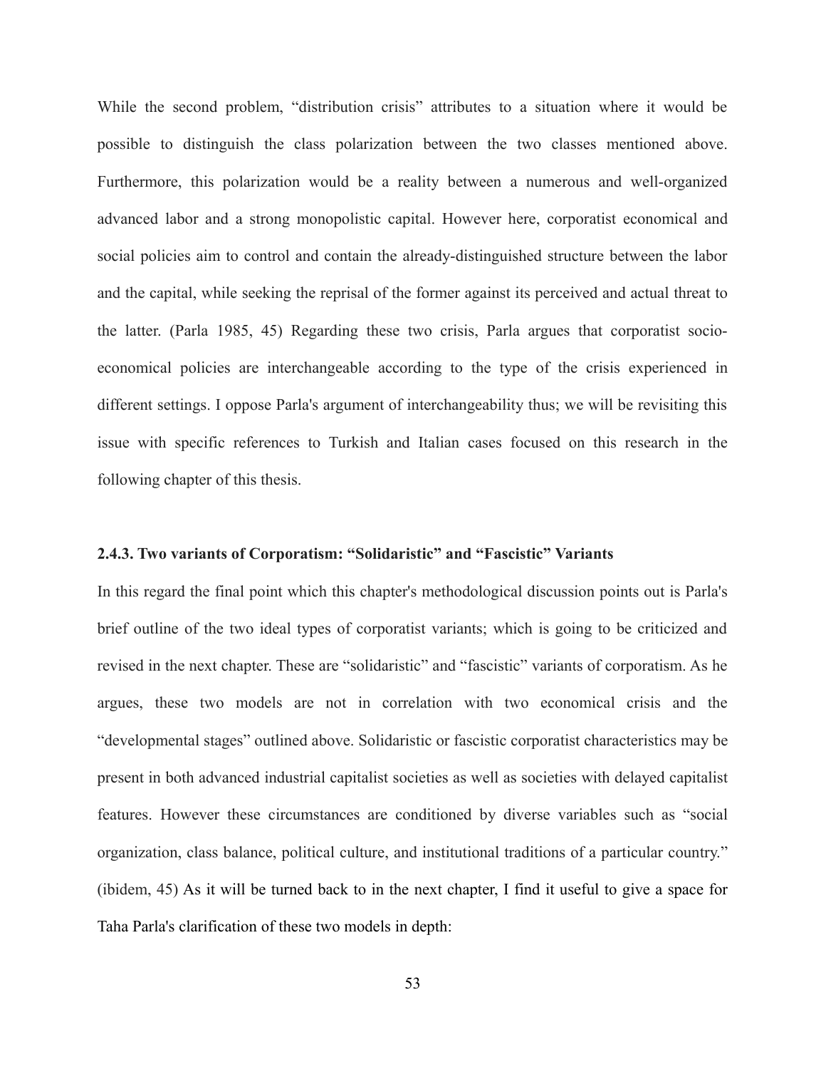While the second problem, "distribution crisis" attributes to a situation where it would be possible to distinguish the class polarization between the two classes mentioned above. Furthermore, this polarization would be a reality between a numerous and well-organized advanced labor and a strong monopolistic capital. However here, corporatist economical and social policies aim to control and contain the already-distinguished structure between the labor and the capital, while seeking the reprisal of the former against its perceived and actual threat to the latter. (Parla 1985, 45) Regarding these two crisis, Parla argues that corporatist socio-economical policies are interchangeable according to the type of the crisis experienced in different settings. I oppose Parla's argument of interchangeability thus; we will be revisiting this issue with specific references to Turkish and Italian cases focused on this research in the following chapter of this thesis.

### 2.4.3. Two variants of Corporatism: "Solidaristic" and "Fascistic" Variants

In this regard the final point which this chapter's methodological discussion points out is Parla's brief outline of the two ideal types of corporatist variants; which is going to be criticized and revised in the next chapter. These are "solidaristic" and "fascistic" variants of corporatism. As he argues, these two models are not in correlation with two economical crisis and the "developmental stages" outlined above. Solidaristic or fascistic corporatist characteristics may be present in both advanced industrial capitalist societies as well as societies with delayed capitalist features. However these circumstances are conditioned by diverse variables such as "social organization, class balance, political culture, and institutional traditions of a particular country." (ibidem, 45) As it will be turned back to in the next chapter, I find it useful to give a space for Taha Parla's clarification of these two models in depth: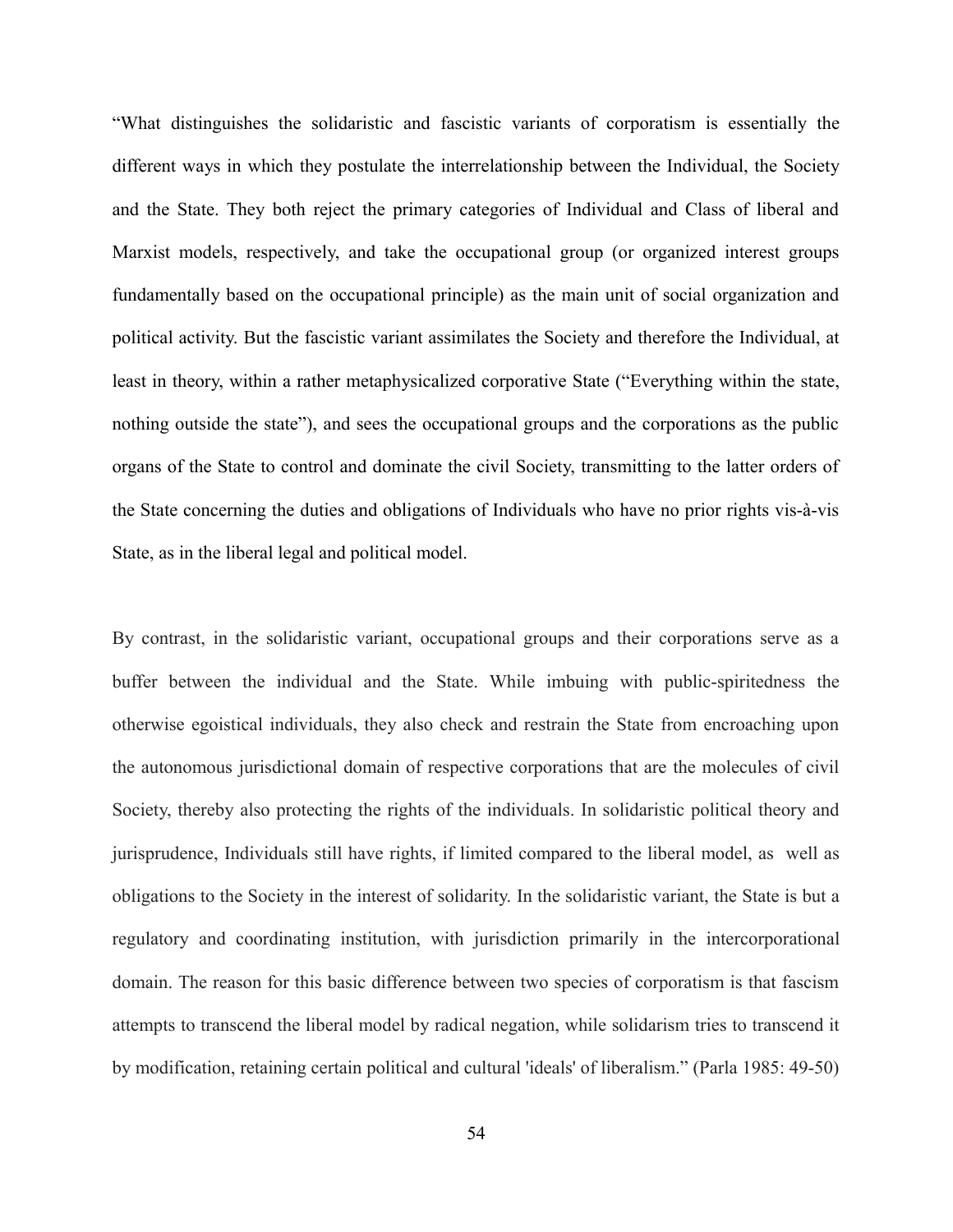"What distinguishes the solidaristic and fascistic variants of corporatism is essentially the different ways in which they postulate the interrelationship between the Individual, the Society and the State. They both reject the primary categories of Individual and Class of liberal and Marxist models, respectively, and take the occupational group (or organized interest groups fundamentally based on the occupational principle) as the main unit of social organization and political activity. But the fascistic variant assimilates the Society and therefore the Individual, at least in theory, within a rather metaphysicalized corporative State ("Everything within the state, nothing outside the state"), and sees the occupational groups and the corporations as the public organs of the State to control and dominate the civil Society, transmitting to the latter orders of the State concerning the duties and obligations of Individuals who have no prior rights vis-à-vis State, as in the liberal legal and political model.

By contrast, in the solidaristic variant, occupational groups and their corporations serve as a buffer between the individual and the State. While imbuing with public-spiritedness the otherwise egoistical individuals, they also check and restrain the State from encroaching upon the autonomous jurisdictional domain of respective corporations that are the molecules of civil Society, thereby also protecting the rights of the individuals. In solidaristic political theory and jurisprudence, Individuals still have rights, if limited compared to the liberal model, as well as obligations to the Society in the interest of solidarity. In the solidaristic variant, the State is but a regulatory and coordinating institution, with jurisdiction primarily in the intercorporational domain. The reason for this basic difference between two species of corporatism is that fascism attempts to transcend the liberal model by radical negation, while solidarism tries to transcend it by modification, retaining certain political and cultural 'ideals' of liberalism." (Parla 1985: 49-50)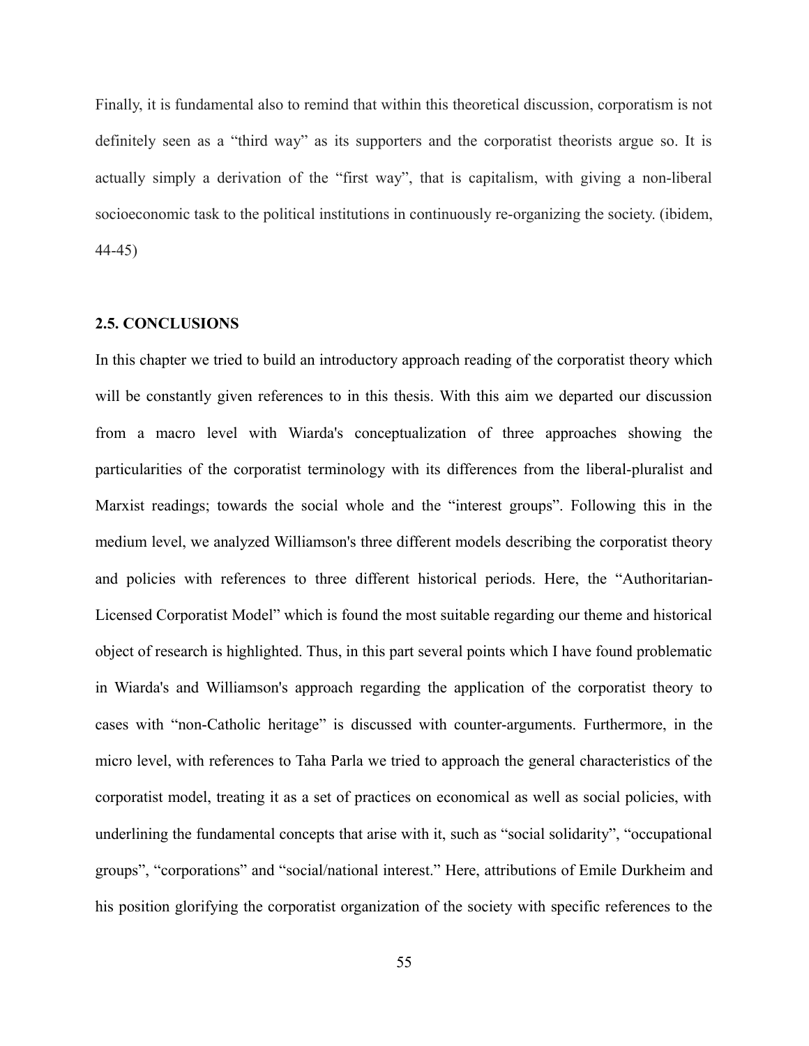Finally, it is fundamental also to remind that within this theoretical discussion, corporatism is not definitely seen as a "third way" as its supporters and the corporatist theorists argue so. It is actually simply a derivation of the "first way", that is capitalism, with giving a non-liberal socioeconomic task to the political institutions in continuously re-organizing the society. (ibidem, 44-45)

### 2.5. CONCLUSIONS

In this chapter we tried to build an introductory approach reading of the corporatist theory which will be constantly given references to in this thesis. With this aim we departed our discussion from a macro level with Wiarda's conceptualization of three approaches showing the particularities of the corporatist terminology with its differences from the liberal-pluralist and Marxist readings; towards the social whole and the "interest groups". Following this in the medium level, we analyzed Williamson's three different models describing the corporatist theory and policies with references to three different historical periods. Here, the "Authoritarian-Licensed Corporatist Model" which is found the most suitable regarding our theme and historical object of research is highlighted. Thus, in this part several points which I have found problematic in Wiarda's and Williamson's approach regarding the application of the corporatist theory to cases with "non-Catholic heritage" is discussed with counter-arguments. Furthermore, in the micro level, with references to Taha Parla we tried to approach the general characteristics of the corporatist model, treating it as a set of practices on economical as well as social policies, with underlining the fundamental concepts that arise with it, such as "social solidarity", "occupational groups", "corporations" and "social/national interest." Here, attributions of Emile Durkheim and his position glorifying the corporatist organization of the society with specific references to the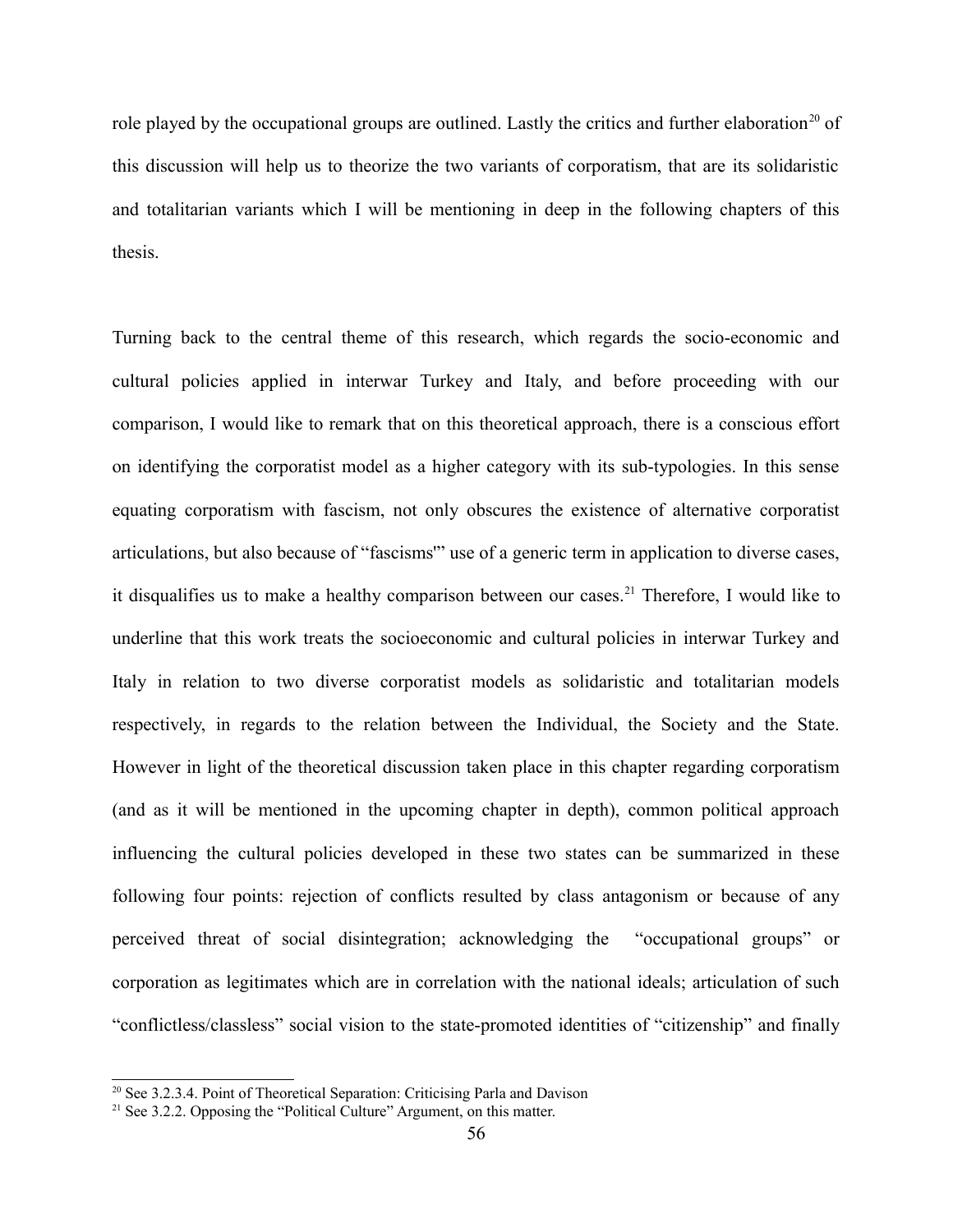role played by the occupational groups are outlined. Lastly the critics and further elaboration[20] of this discussion will help us to theorize the two variants of corporatism, that are its solidaristic and totalitarian variants which I will be mentioning in deep in the following chapters of this thesis.

Turning back to the central theme of this research, which regards the socio-economic and cultural policies applied in interwar Turkey and Italy, and before proceeding with our comparison, I would like to remark that on this theoretical approach, there is a conscious effort on identifying the corporatist model as a higher category with its sub-typologies. In this sense equating corporatism with fascism, not only obscures the existence of alternative corporatist articulations, but also because of "fascisms'" use of a generic term in application to diverse cases, it disqualifies us to make a healthy comparison between our cases.[21] Therefore, I would like to underline that this work treats the socioeconomic and cultural policies in interwar Turkey and Italy in relation to two diverse corporatist models as solidaristic and totalitarian models respectively, in regards to the relation between the Individual, the Society and the State. However in light of the theoretical discussion taken place in this chapter regarding corporatism (and as it will be mentioned in the upcoming chapter in depth), common political approach influencing the cultural policies developed in these two states can be summarized in these following four points: rejection of conflicts resulted by class antagonism or because of any perceived threat of social disintegration; acknowledging the "occupational groups" or corporation as legitimates which are in correlation with the national ideals; articulation of such "conflictless/classless" social vision to the state-promoted identities of "citizenship" and finally

[20] See 3.2.3.4. Point of Theoretical Separation: Criticising Parla and Davison

[21] See 3.2.2. Opposing the "Political Culture" Argument, on this matter.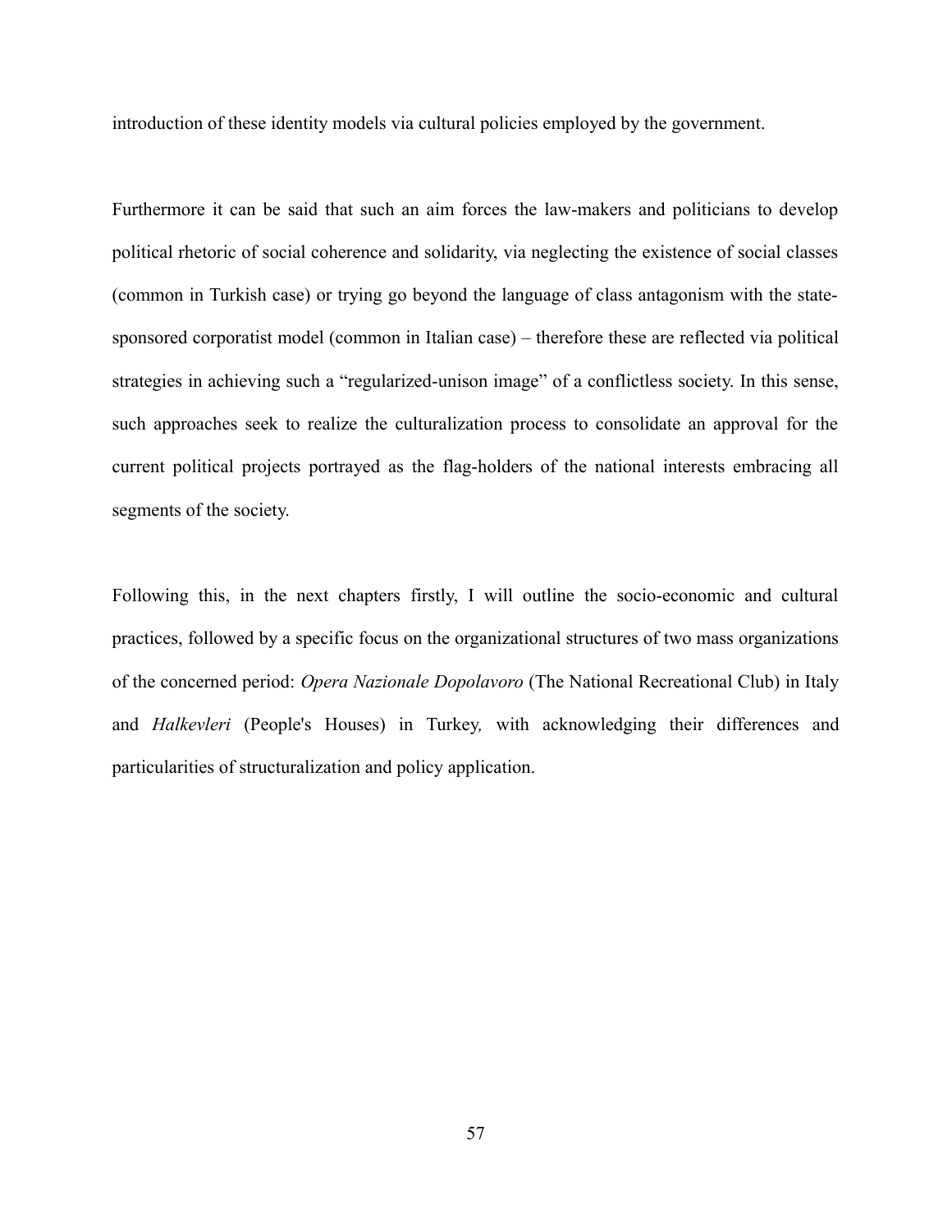introduction of these identity models via cultural policies employed by the government.

Furthermore it can be said that such an aim forces the law-makers and politicians to develop political rhetoric of social coherence and solidarity, via neglecting the existence of social classes (common in Turkish case) or trying go beyond the language of class antagonism with the state-sponsored corporatist model (common in Italian case) – therefore these are reflected via political strategies in achieving such a "regularized-unison image" of a conflictless society. In this sense, such approaches seek to realize the culturalization process to consolidate an approval for the current political projects portrayed as the flag-holders of the national interests embracing all segments of the society.

Following this, in the next chapters firstly, I will outline the socio-economic and cultural practices, followed by a specific focus on the organizational structures of two mass organizations of the concerned period: *Opera Nazionale Dopolavoro* (The National Recreational Club) in Italy and *Halkevleri* (People's Houses) in Turkey*,* with acknowledging their differences and particularities of structuralization and policy application.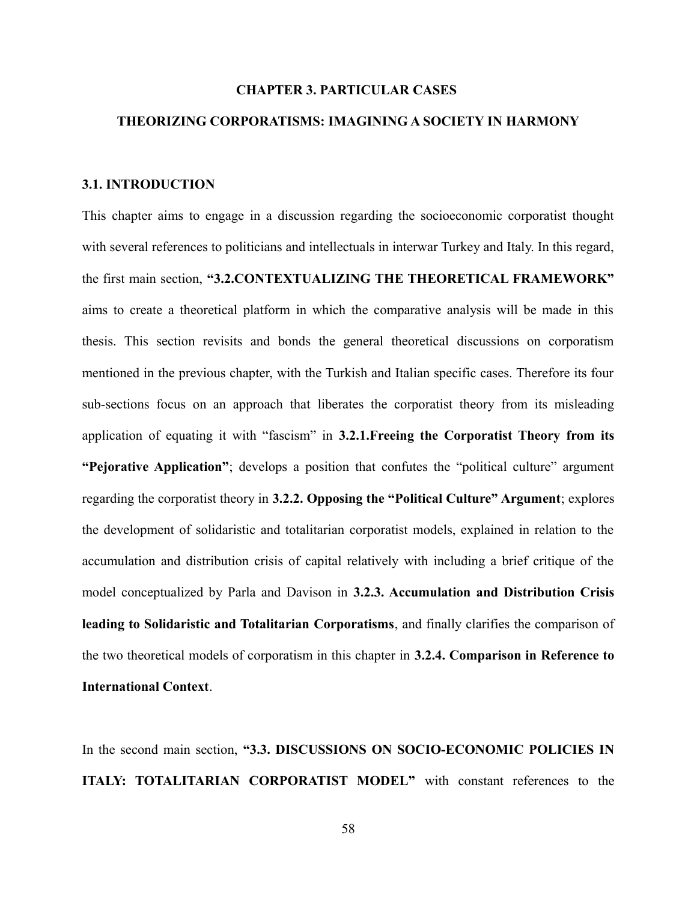# CHAPTER 3. PARTICULAR CASES

## THEORIZING CORPORATISMS: IMAGINING A SOCIETY IN HARMONY

### 3.1. INTRODUCTION

This chapter aims to engage in a discussion regarding the socioeconomic corporatist thought with several references to politicians and intellectuals in interwar Turkey and Italy. In this regard, the first main section, **"3.2.CONTEXTUALIZING THE THEORETICAL FRAMEWORK"** aims to create a theoretical platform in which the comparative analysis will be made in this thesis. This section revisits and bonds the general theoretical discussions on corporatism mentioned in the previous chapter, with the Turkish and Italian specific cases. Therefore its four sub-sections focus on an approach that liberates the corporatist theory from its misleading application of equating it with "fascism" in **3.2.1.Freeing the Corporatist Theory from its "Pejorative Application"**; develops a position that confutes the "political culture" argument regarding the corporatist theory in **3.2.2. Opposing the "Political Culture" Argument**; explores the development of solidaristic and totalitarian corporatist models, explained in relation to the accumulation and distribution crisis of capital relatively with including a brief critique of the model conceptualized by Parla and Davison in **3.2.3. Accumulation and Distribution Crisis leading to Solidaristic and Totalitarian Corporatisms**, and finally clarifies the comparison of the two theoretical models of corporatism in this chapter in **3.2.4. Comparison in Reference to International Context**.

In the second main section, **"3.3. DISCUSSIONS ON SOCIO-ECONOMIC POLICIES IN ITALY: TOTALITARIAN CORPORATIST MODEL"** with constant references to the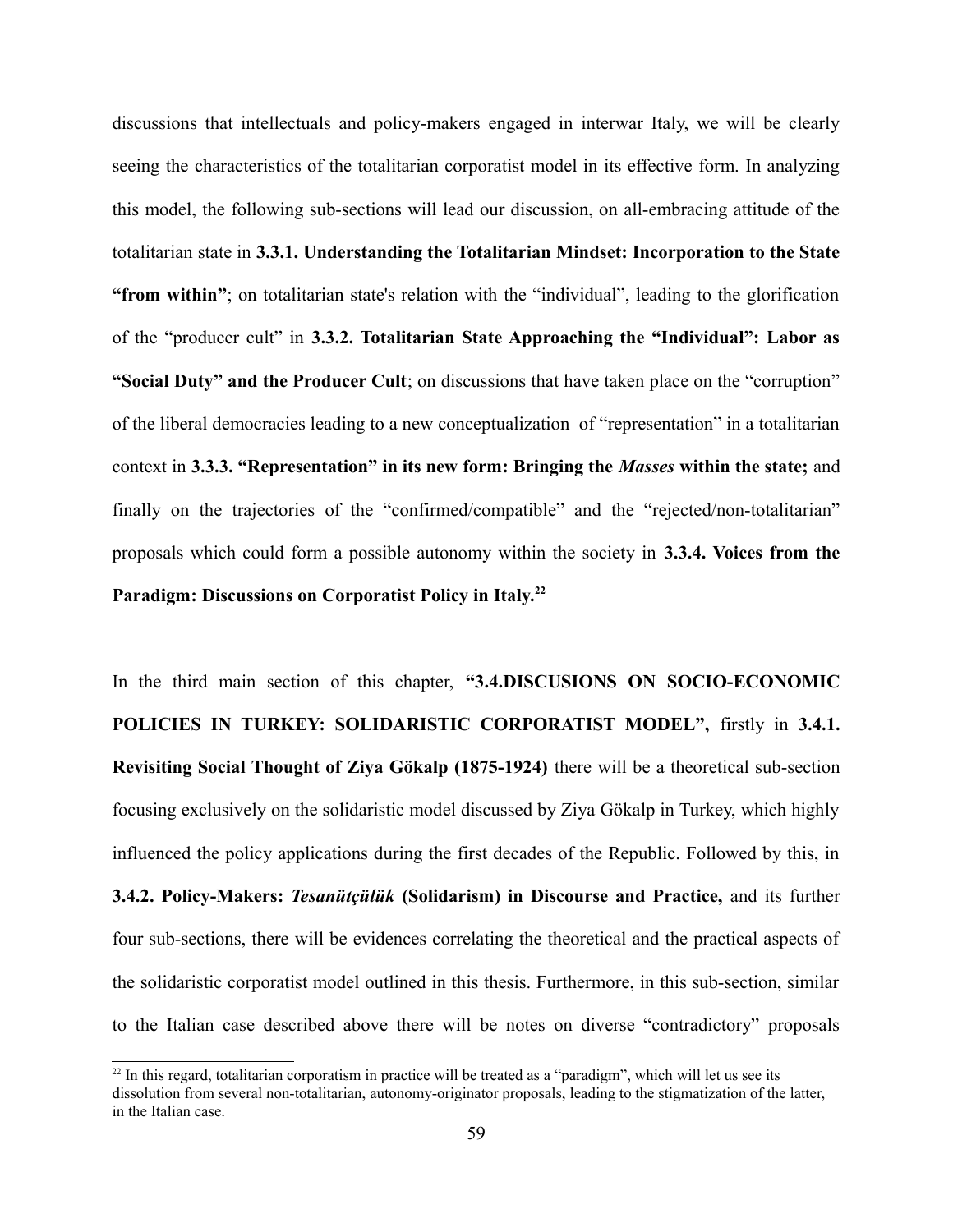discussions that intellectuals and policy-makers engaged in interwar Italy, we will be clearly seeing the characteristics of the totalitarian corporatist model in its effective form. In analyzing this model, the following sub-sections will lead our discussion, on all-embracing attitude of the totalitarian state in **3.3.1. Understanding the Totalitarian Mindset: Incorporation to the State "from within"**; on totalitarian state's relation with the "individual", leading to the glorification of the "producer cult" in **3.3.2. Totalitarian State Approaching the "Individual": Labor as "Social Duty" and the Producer Cult**; on discussions that have taken place on the "corruption" of the liberal democracies leading to a new conceptualization of "representation" in a totalitarian context in **3.3.3. "Representation" in its new form: Bringing the *Masses* within the state;** and finally on the trajectories of the "confirmed/compatible" and the "rejected/non-totalitarian" proposals which could form a possible autonomy within the society in **3.3.4. Voices from the Paradigm: Discussions on Corporatist Policy in Italy.**[22]

In the third main section of this chapter, **"3.4.DISCUSIONS ON SOCIO-ECONOMIC POLICIES IN TURKEY: SOLIDARISTIC CORPORATIST MODEL",** firstly in **3.4.1. Revisiting Social Thought of Ziya Gökalp (1875-1924)** there will be a theoretical sub-section focusing exclusively on the solidaristic model discussed by Ziya Gökalp in Turkey, which highly influenced the policy applications during the first decades of the Republic. Followed by this, in **3.4.2. Policy-Makers: *Tesanütçülük* (Solidarism) in Discourse and Practice,** and its further four sub-sections, there will be evidences correlating the theoretical and the practical aspects of the solidaristic corporatist model outlined in this thesis. Furthermore, in this sub-section, similar to the Italian case described above there will be notes on diverse "contradictory" proposals

[22] In this regard, totalitarian corporatism in practice will be treated as a "paradigm", which will let us see its dissolution from several non-totalitarian, autonomy-originator proposals, leading to the stigmatization of the latter, in the Italian case.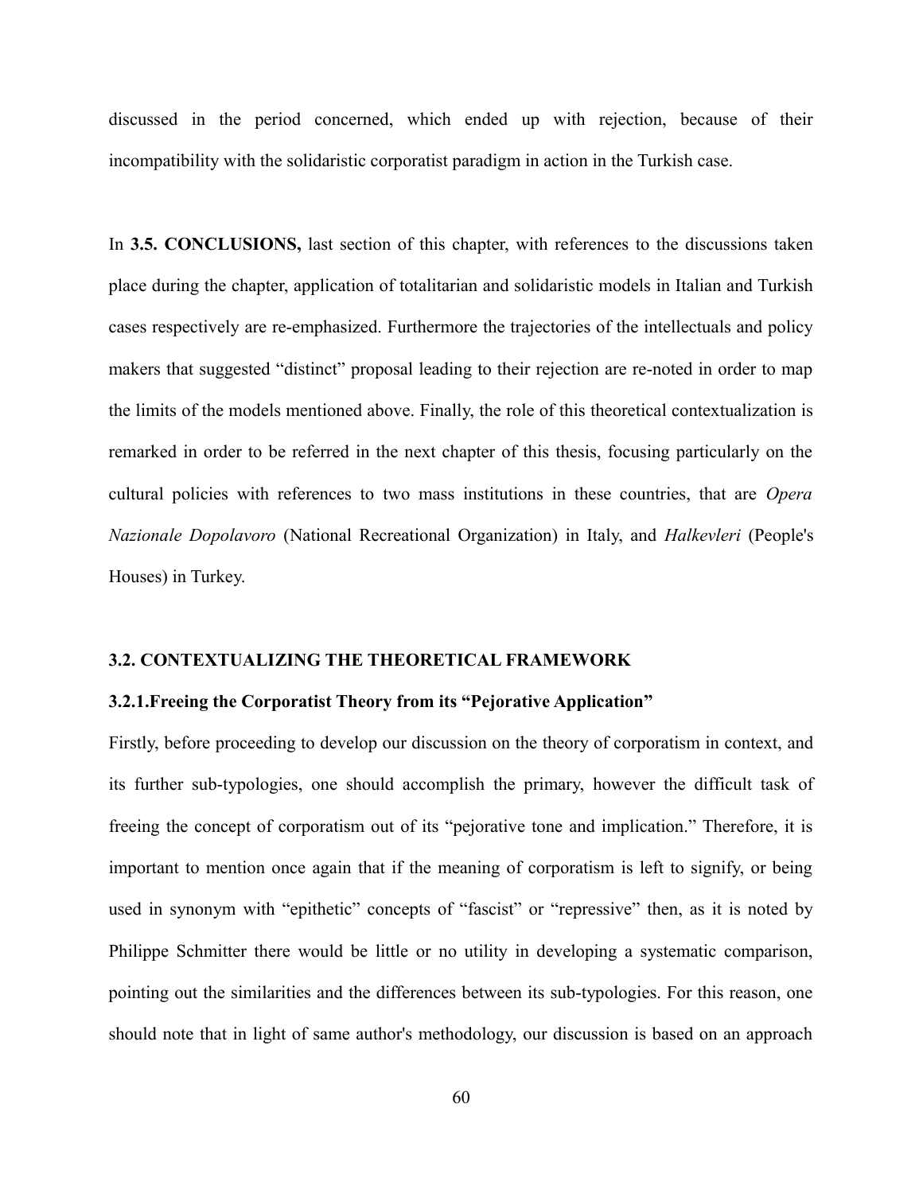discussed in the period concerned, which ended up with rejection, because of their incompatibility with the solidaristic corporatist paradigm in action in the Turkish case.

In **3.5. CONCLUSIONS,** last section of this chapter, with references to the discussions taken place during the chapter, application of totalitarian and solidaristic models in Italian and Turkish cases respectively are re-emphasized. Furthermore the trajectories of the intellectuals and policy makers that suggested "distinct" proposal leading to their rejection are re-noted in order to map the limits of the models mentioned above. Finally, the role of this theoretical contextualization is remarked in order to be referred in the next chapter of this thesis, focusing particularly on the cultural policies with references to two mass institutions in these countries, that are *Opera Nazionale Dopolavoro* (National Recreational Organization) in Italy, and *Halkevleri* (People's Houses) in Turkey.

## 3.2. CONTEXTUALIZING THE THEORETICAL FRAMEWORK

### 3.2.1.Freeing the Corporatist Theory from its "Pejorative Application"

Firstly, before proceeding to develop our discussion on the theory of corporatism in context, and its further sub-typologies, one should accomplish the primary, however the difficult task of freeing the concept of corporatism out of its "pejorative tone and implication." Therefore, it is important to mention once again that if the meaning of corporatism is left to signify, or being used in synonym with "epithetic" concepts of "fascist" or "repressive" then, as it is noted by Philippe Schmitter there would be little or no utility in developing a systematic comparison, pointing out the similarities and the differences between its sub-typologies. For this reason, one should note that in light of same author's methodology, our discussion is based on an approach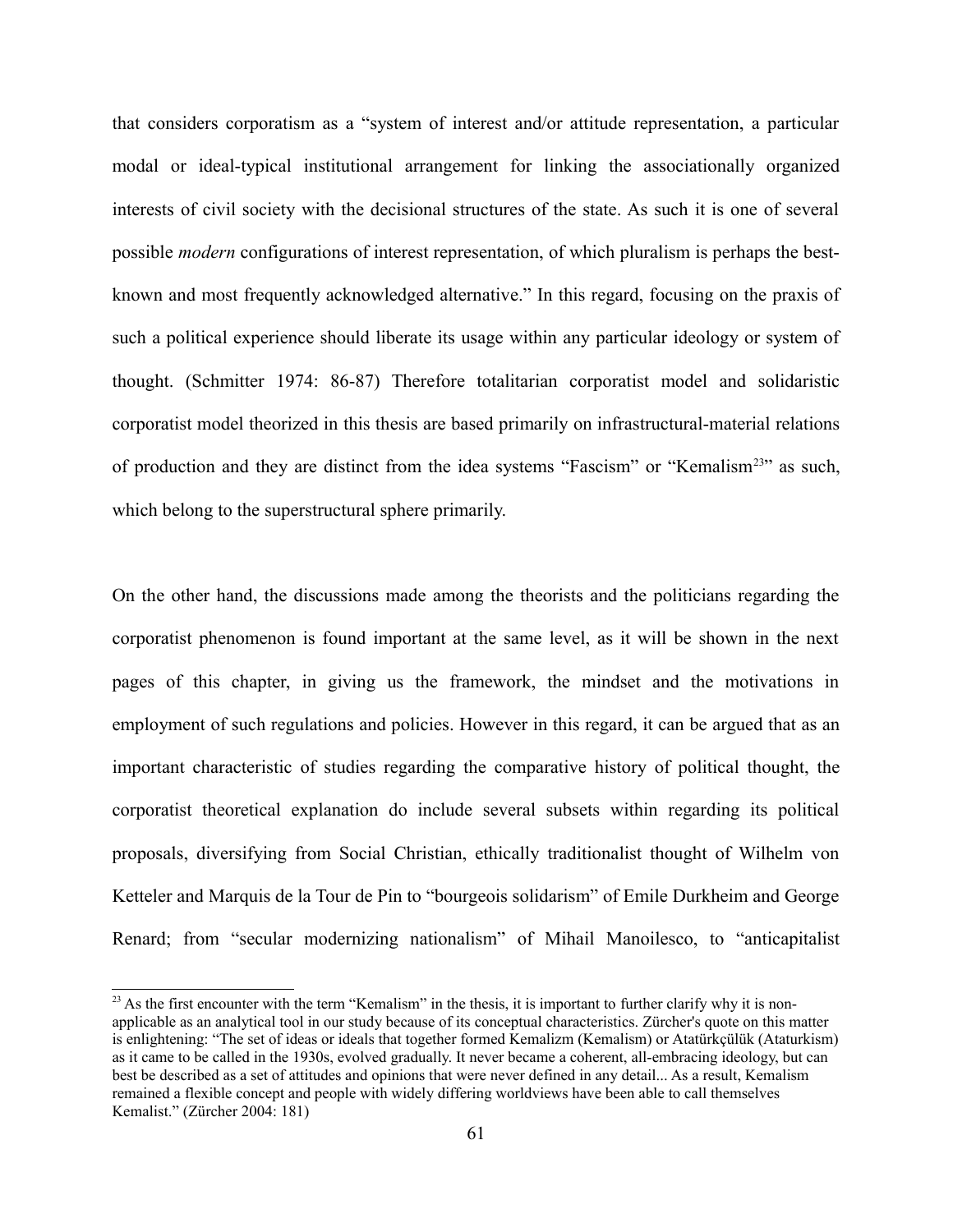that considers corporatism as a "system of interest and/or attitude representation, a particular modal or ideal-typical institutional arrangement for linking the associationally organized interests of civil society with the decisional structures of the state. As such it is one of several possible *modern* configurations of interest representation, of which pluralism is perhaps the best-known and most frequently acknowledged alternative." In this regard, focusing on the praxis of such a political experience should liberate its usage within any particular ideology or system of thought. (Schmitter 1974: 86-87) Therefore totalitarian corporatist model and solidaristic corporatist model theorized in this thesis are based primarily on infrastructural-material relations of production and they are distinct from the idea systems "Fascism" or "Kemalism[23]" as such, which belong to the superstructural sphere primarily.

On the other hand, the discussions made among the theorists and the politicians regarding the corporatist phenomenon is found important at the same level, as it will be shown in the next pages of this chapter, in giving us the framework, the mindset and the motivations in employment of such regulations and policies. However in this regard, it can be argued that as an important characteristic of studies regarding the comparative history of political thought, the corporatist theoretical explanation do include several subsets within regarding its political proposals, diversifying from Social Christian, ethically traditionalist thought of Wilhelm von Ketteler and Marquis de la Tour de Pin to "bourgeois solidarism" of Emile Durkheim and George Renard; from "secular modernizing nationalism" of Mihail Manoilesco, to "anticapitalist

[23] As the first encounter with the term "Kemalism" in the thesis, it is important to further clarify why it is non-applicable as an analytical tool in our study because of its conceptual characteristics. Zürcher's quote on this matter is enlightening: "The set of ideas or ideals that together formed Kemalizm (Kemalism) or Atatürkçülük (Ataturkism) as it came to be called in the 1930s, evolved gradually. It never became a coherent, all-embracing ideology, but can best be described as a set of attitudes and opinions that were never defined in any detail... As a result, Kemalism remained a flexible concept and people with widely differing worldviews have been able to call themselves Kemalist." (Zürcher 2004: 181)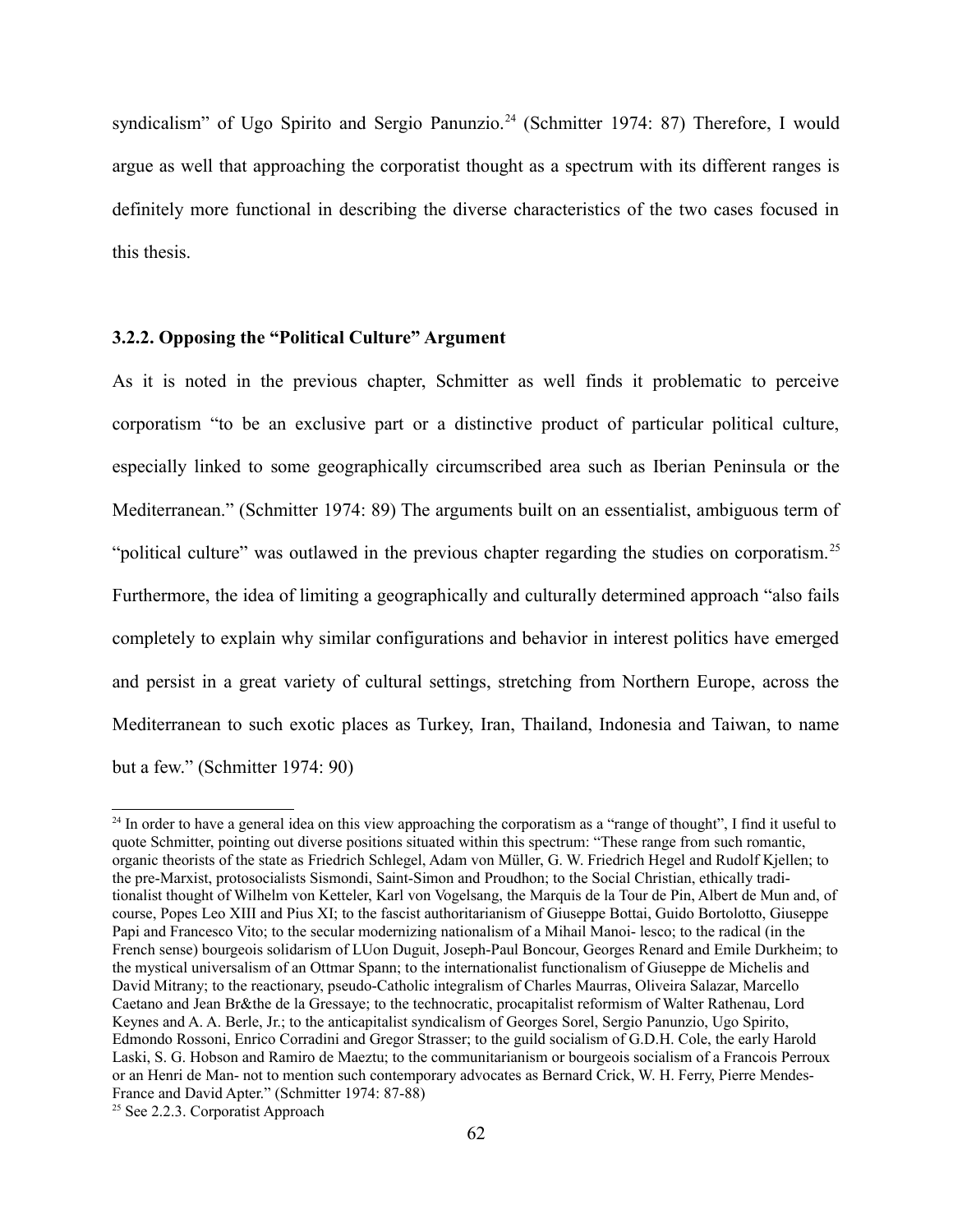syndicalism" of Ugo Spirito and Sergio Panunzio.[24] (Schmitter 1974: 87) Therefore, I would argue as well that approaching the corporatist thought as a spectrum with its different ranges is definitely more functional in describing the diverse characteristics of the two cases focused in this thesis.

### 3.2.2. Opposing the "Political Culture" Argument

As it is noted in the previous chapter, Schmitter as well finds it problematic to perceive corporatism "to be an exclusive part or a distinctive product of particular political culture, especially linked to some geographically circumscribed area such as Iberian Peninsula or the Mediterranean." (Schmitter 1974: 89) The arguments built on an essentialist, ambiguous term of "political culture" was outlawed in the previous chapter regarding the studies on corporatism.[25] Furthermore, the idea of limiting a geographically and culturally determined approach "also fails completely to explain why similar configurations and behavior in interest politics have emerged and persist in a great variety of cultural settings, stretching from Northern Europe, across the Mediterranean to such exotic places as Turkey, Iran, Thailand, Indonesia and Taiwan, to name but a few." (Schmitter 1974: 90)

---

[24] In order to have a general idea on this view approaching the corporatism as a "range of thought", I find it useful to quote Schmitter, pointing out diverse positions situated within this spectrum: "These range from such romantic, organic theorists of the state as Friedrich Schlegel, Adam von Müller, G. W. Friedrich Hegel and Rudolf Kjellen; to the pre-Marxist, protosocialists Sismondi, Saint-Simon and Proudhon; to the Social Christian, ethically traditionalist thought of Wilhelm von Ketteler, Karl von Vogelsang, the Marquis de la Tour de Pin, Albert de Mun and, of course, Popes Leo XIII and Pius XI; to the fascist authoritarianism of Giuseppe Bottai, Guido Bortolotto, Giuseppe Papi and Francesco Vito; to the secular modernizing nationalism of a Mihail Manoi- lesco; to the radical (in the French sense) bourgeois solidarism of LUon Duguit, Joseph-Paul Boncour, Georges Renard and Emile Durkheim; to the mystical universalism of an Ottmar Spann; to the internationalist functionalism of Giuseppe de Michelis and David Mitrany; to the reactionary, pseudo-Catholic integralism of Charles Maurras, Oliveira Salazar, Marcello Caetano and Jean Br&the de la Gressaye; to the technocratic, procapitalist reformism of Walter Rathenau, Lord Keynes and A. A. Berle, Jr.; to the anticapitalist syndicalism of Georges Sorel, Sergio Panunzio, Ugo Spirito, Edmondo Rossoni, Enrico Corradini and Gregor Strasser; to the guild socialism of G.D.H. Cole, the early Harold Laski, S. G. Hobson and Ramiro de Maeztu; to the communitarianism or bourgeois socialism of a Francois Perroux or an Henri de Man- not to mention such contemporary advocates as Bernard Crick, W. H. Ferry, Pierre Mendes-France and David Apter." (Schmitter 1974: 87-88)

[25] See 2.2.3. Corporatist Approach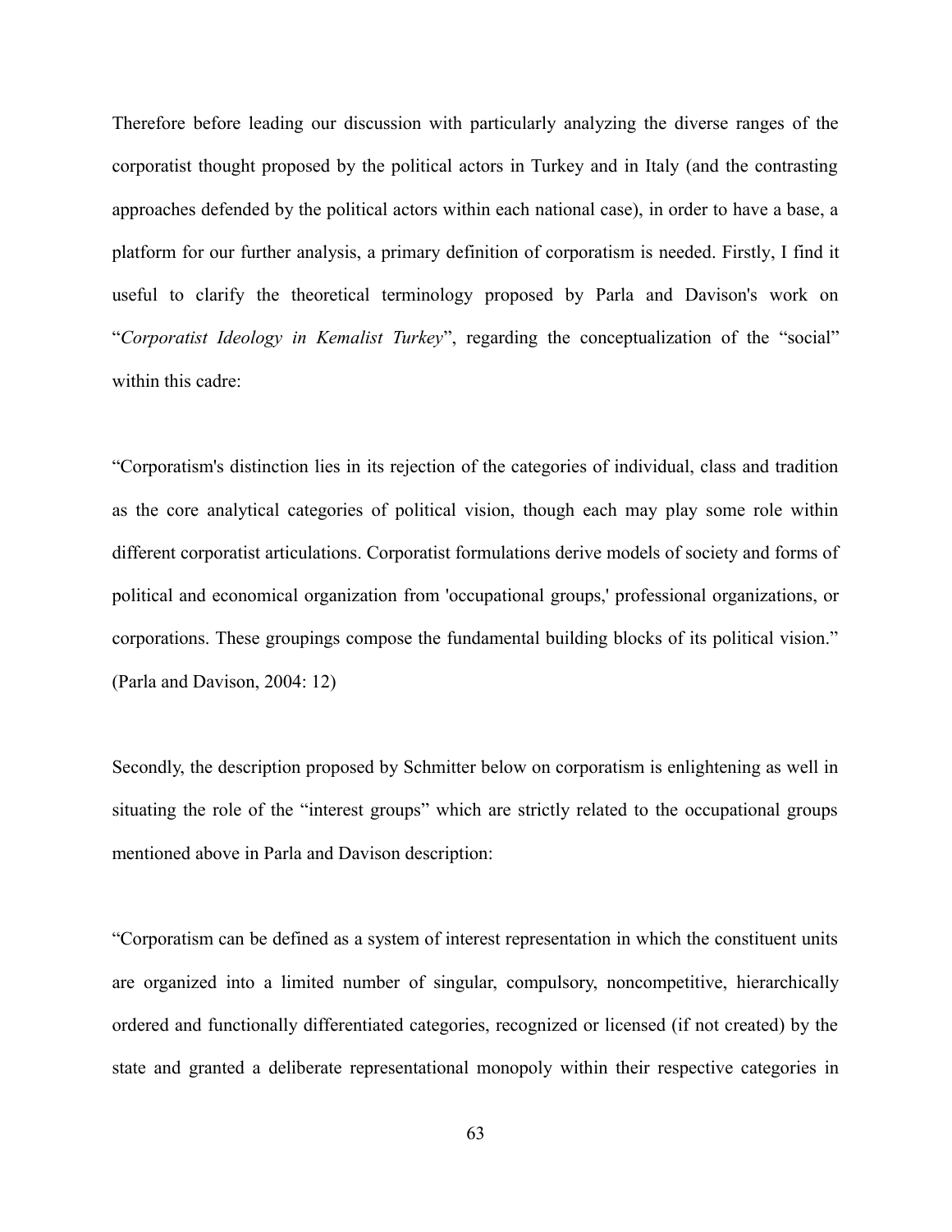Therefore before leading our discussion with particularly analyzing the diverse ranges of the corporatist thought proposed by the political actors in Turkey and in Italy (and the contrasting approaches defended by the political actors within each national case), in order to have a base, a platform for our further analysis, a primary definition of corporatism is needed. Firstly, I find it useful to clarify the theoretical terminology proposed by Parla and Davison's work on "*Corporatist Ideology in Kemalist Turkey*", regarding the conceptualization of the "social" within this cadre:

"Corporatism's distinction lies in its rejection of the categories of individual, class and tradition as the core analytical categories of political vision, though each may play some role within different corporatist articulations. Corporatist formulations derive models of society and forms of political and economical organization from 'occupational groups,' professional organizations, or corporations. These groupings compose the fundamental building blocks of its political vision." (Parla and Davison, 2004: 12)

Secondly, the description proposed by Schmitter below on corporatism is enlightening as well in situating the role of the "interest groups" which are strictly related to the occupational groups mentioned above in Parla and Davison description:

"Corporatism can be defined as a system of interest representation in which the constituent units are organized into a limited number of singular, compulsory, noncompetitive, hierarchically ordered and functionally differentiated categories, recognized or licensed (if not created) by the state and granted a deliberate representational monopoly within their respective categories in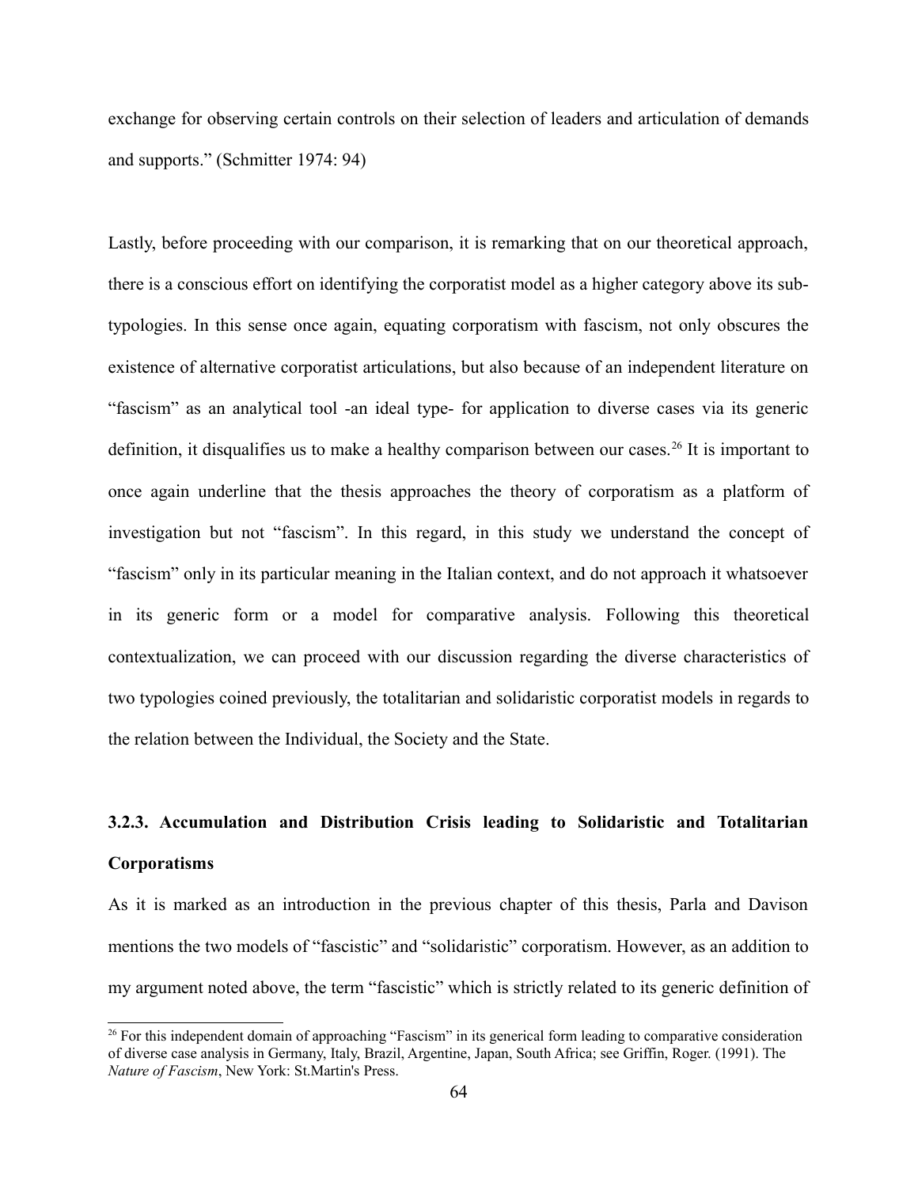exchange for observing certain controls on their selection of leaders and articulation of demands and supports." (Schmitter 1974: 94)

Lastly, before proceeding with our comparison, it is remarking that on our theoretical approach, there is a conscious effort on identifying the corporatist model as a higher category above its sub-typologies. In this sense once again, equating corporatism with fascism, not only obscures the existence of alternative corporatist articulations, but also because of an independent literature on "fascism" as an analytical tool -an ideal type- for application to diverse cases via its generic definition, it disqualifies us to make a healthy comparison between our cases.[26] It is important to once again underline that the thesis approaches the theory of corporatism as a platform of investigation but not "fascism". In this regard, in this study we understand the concept of "fascism" only in its particular meaning in the Italian context, and do not approach it whatsoever in its generic form or a model for comparative analysis. Following this theoretical contextualization, we can proceed with our discussion regarding the diverse characteristics of two typologies coined previously, the totalitarian and solidaristic corporatist models in regards to the relation between the Individual, the Society and the State.

### 3.2.3. Accumulation and Distribution Crisis leading to Solidaristic and Totalitarian Corporatisms

As it is marked as an introduction in the previous chapter of this thesis, Parla and Davison mentions the two models of "fascistic" and "solidaristic" corporatism. However, as an addition to my argument noted above, the term "fascistic" which is strictly related to its generic definition of

---

[26] For this independent domain of approaching "Fascism" in its generical form leading to comparative consideration of diverse case analysis in Germany, Italy, Brazil, Argentine, Japan, South Africa; see Griffin, Roger. (1991). The *Nature of Fascism*, New York: St.Martin's Press.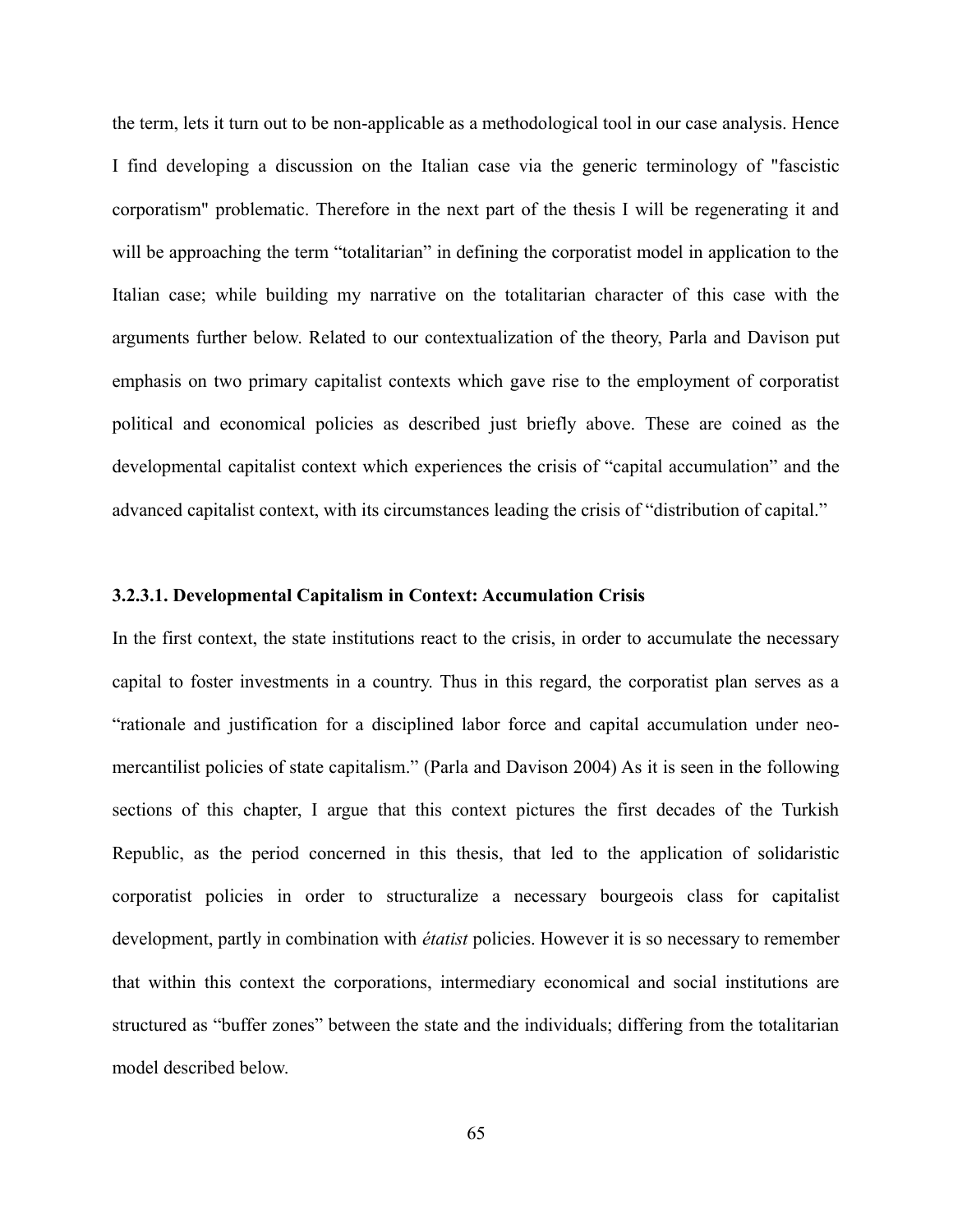the term, lets it turn out to be non-applicable as a methodological tool in our case analysis. Hence I find developing a discussion on the Italian case via the generic terminology of "fascistic corporatism" problematic. Therefore in the next part of the thesis I will be regenerating it and will be approaching the term "totalitarian" in defining the corporatist model in application to the Italian case; while building my narrative on the totalitarian character of this case with the arguments further below. Related to our contextualization of the theory, Parla and Davison put emphasis on two primary capitalist contexts which gave rise to the employment of corporatist political and economical policies as described just briefly above. These are coined as the developmental capitalist context which experiences the crisis of "capital accumulation" and the advanced capitalist context, with its circumstances leading the crisis of "distribution of capital."

#### 3.2.3.1. Developmental Capitalism in Context: Accumulation Crisis

In the first context, the state institutions react to the crisis, in order to accumulate the necessary capital to foster investments in a country. Thus in this regard, the corporatist plan serves as a "rationale and justification for a disciplined labor force and capital accumulation under neo-mercantilist policies of state capitalism." (Parla and Davison 2004) As it is seen in the following sections of this chapter, I argue that this context pictures the first decades of the Turkish Republic, as the period concerned in this thesis, that led to the application of solidaristic corporatist policies in order to structuralize a necessary bourgeois class for capitalist development, partly in combination with *étatist* policies. However it is so necessary to remember that within this context the corporations, intermediary economical and social institutions are structured as "buffer zones" between the state and the individuals; differing from the totalitarian model described below.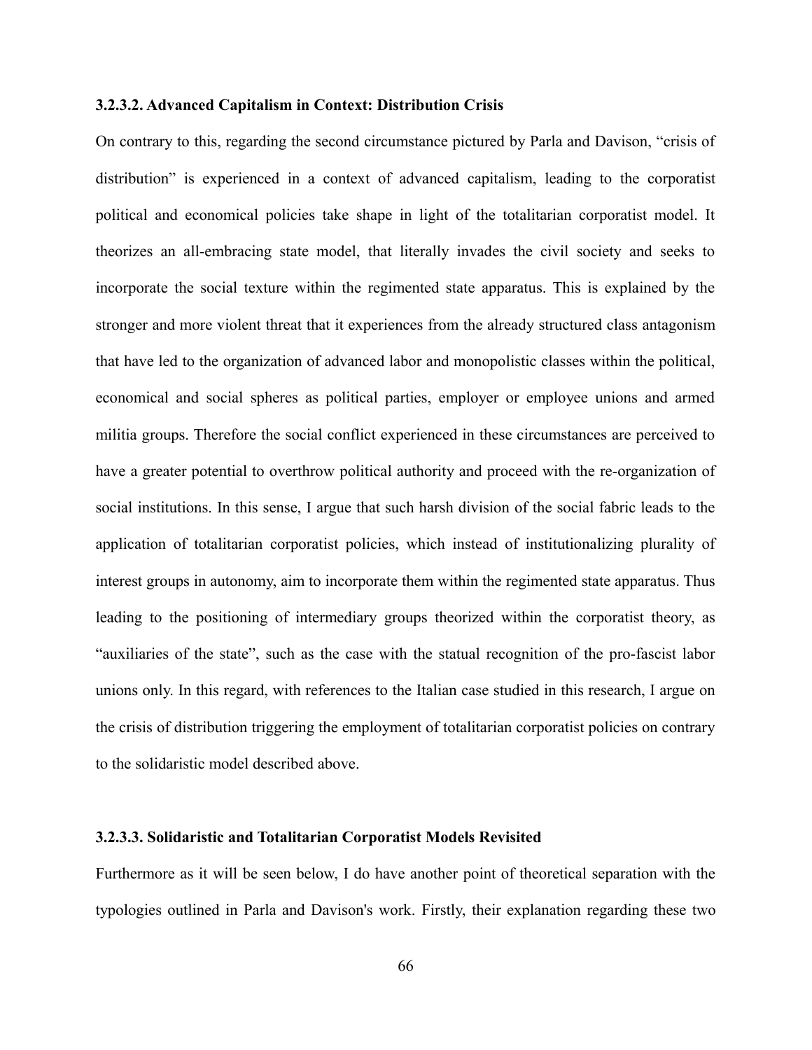#### 3.2.3.2. Advanced Capitalism in Context: Distribution Crisis

On contrary to this, regarding the second circumstance pictured by Parla and Davison, "crisis of distribution" is experienced in a context of advanced capitalism, leading to the corporatist political and economical policies take shape in light of the totalitarian corporatist model. It theorizes an all-embracing state model, that literally invades the civil society and seeks to incorporate the social texture within the regimented state apparatus. This is explained by the stronger and more violent threat that it experiences from the already structured class antagonism that have led to the organization of advanced labor and monopolistic classes within the political, economical and social spheres as political parties, employer or employee unions and armed militia groups. Therefore the social conflict experienced in these circumstances are perceived to have a greater potential to overthrow political authority and proceed with the re-organization of social institutions. In this sense, I argue that such harsh division of the social fabric leads to the application of totalitarian corporatist policies, which instead of institutionalizing plurality of interest groups in autonomy, aim to incorporate them within the regimented state apparatus. Thus leading to the positioning of intermediary groups theorized within the corporatist theory, as "auxiliaries of the state", such as the case with the statual recognition of the pro-fascist labor unions only. In this regard, with references to the Italian case studied in this research, I argue on the crisis of distribution triggering the employment of totalitarian corporatist policies on contrary to the solidaristic model described above.

#### 3.2.3.3. Solidaristic and Totalitarian Corporatist Models Revisited

Furthermore as it will be seen below, I do have another point of theoretical separation with the typologies outlined in Parla and Davison's work. Firstly, their explanation regarding these two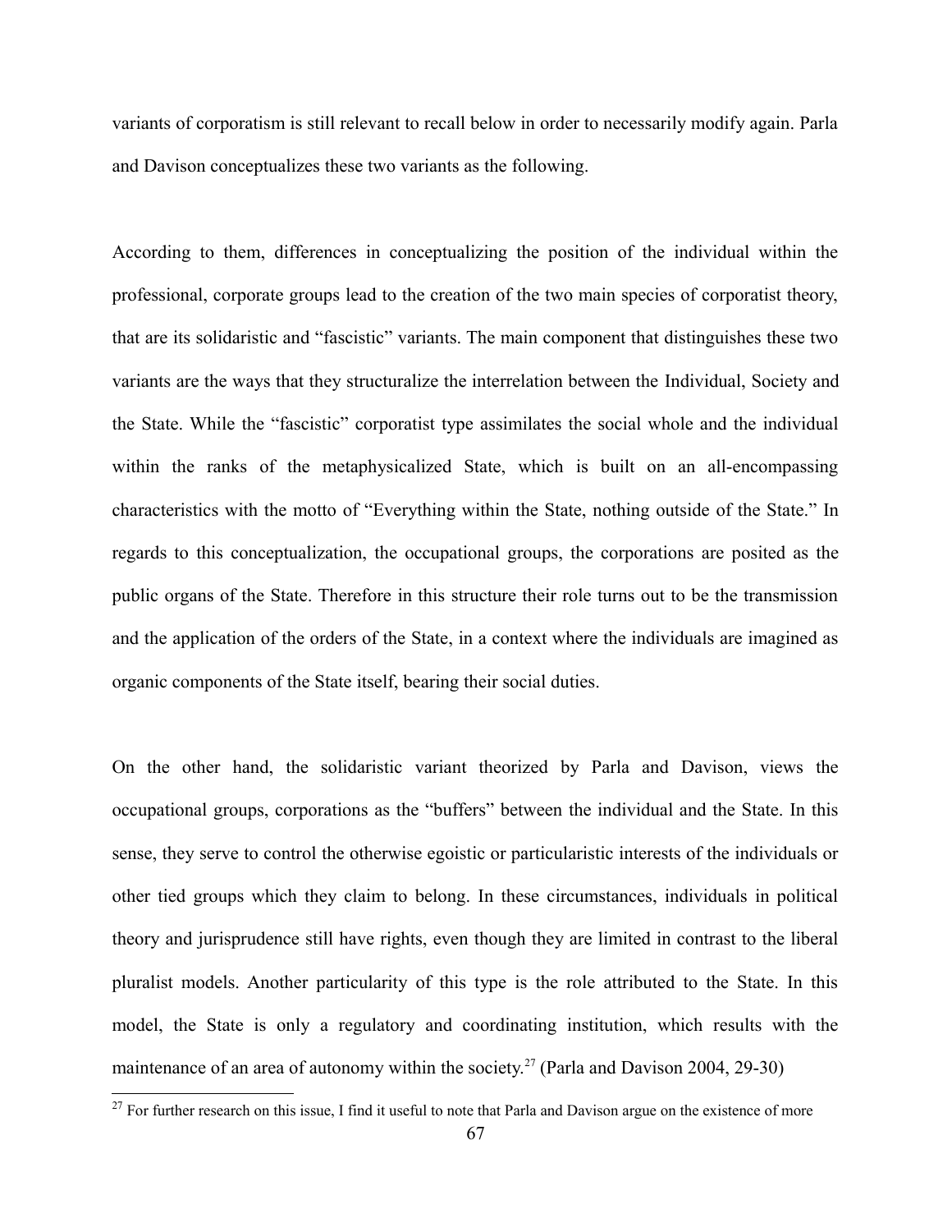variants of corporatism is still relevant to recall below in order to necessarily modify again. Parla and Davison conceptualizes these two variants as the following.

According to them, differences in conceptualizing the position of the individual within the professional, corporate groups lead to the creation of the two main species of corporatist theory, that are its solidaristic and "fascistic" variants. The main component that distinguishes these two variants are the ways that they structuralize the interrelation between the Individual, Society and the State. While the "fascistic" corporatist type assimilates the social whole and the individual within the ranks of the metaphysicalized State, which is built on an all-encompassing characteristics with the motto of "Everything within the State, nothing outside of the State." In regards to this conceptualization, the occupational groups, the corporations are posited as the public organs of the State. Therefore in this structure their role turns out to be the transmission and the application of the orders of the State, in a context where the individuals are imagined as organic components of the State itself, bearing their social duties.

On the other hand, the solidaristic variant theorized by Parla and Davison, views the occupational groups, corporations as the "buffers" between the individual and the State. In this sense, they serve to control the otherwise egoistic or particularistic interests of the individuals or other tied groups which they claim to belong. In these circumstances, individuals in political theory and jurisprudence still have rights, even though they are limited in contrast to the liberal pluralist models. Another particularity of this type is the role attributed to the State. In this model, the State is only a regulatory and coordinating institution, which results with the maintenance of an area of autonomy within the society.[27] (Parla and Davison 2004, 29-30)

[27] For further research on this issue, I find it useful to note that Parla and Davison argue on the existence of more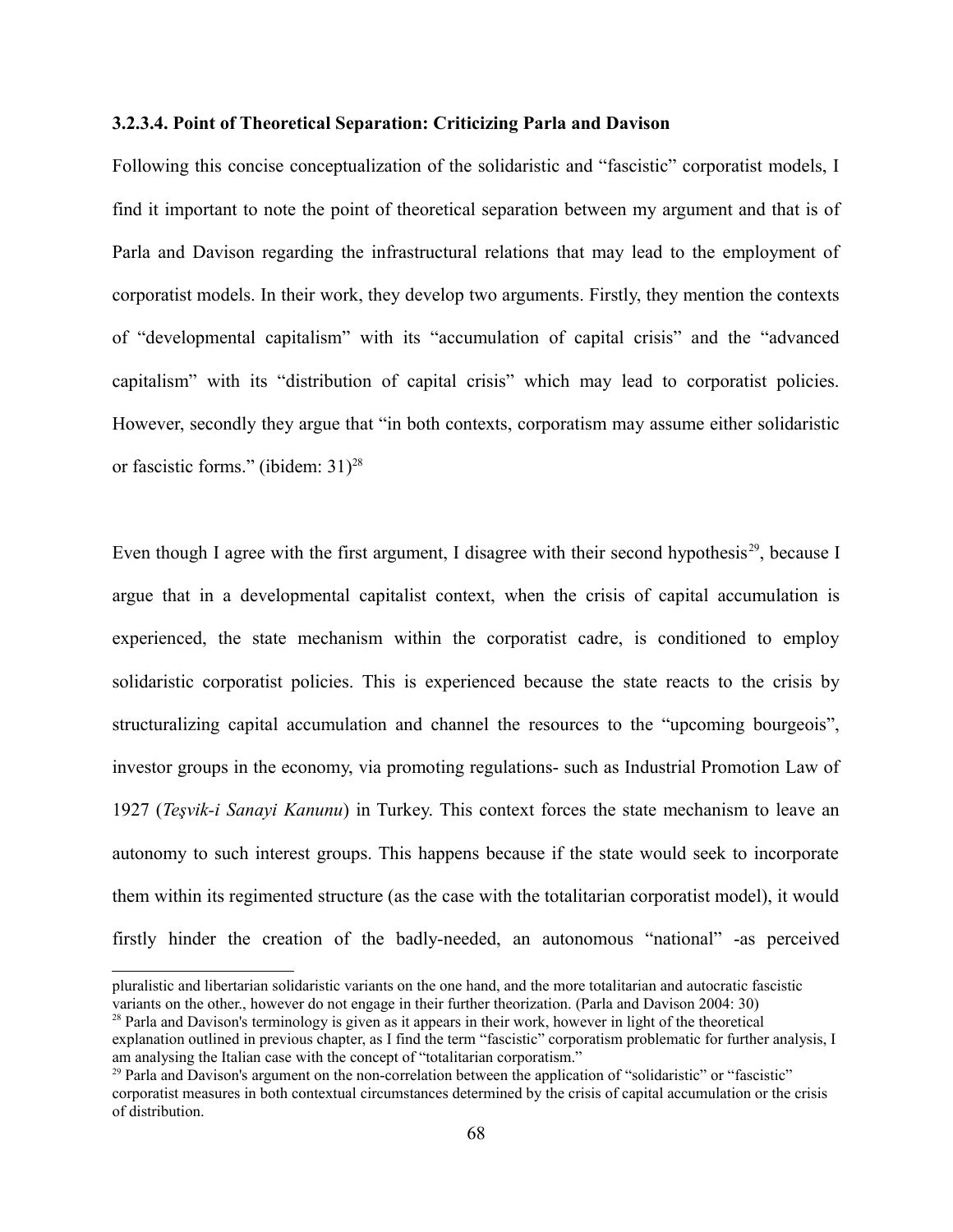#### 3.2.3.4. Point of Theoretical Separation: Criticizing Parla and Davison

Following this concise conceptualization of the solidaristic and "fascistic" corporatist models, I find it important to note the point of theoretical separation between my argument and that is of Parla and Davison regarding the infrastructural relations that may lead to the employment of corporatist models. In their work, they develop two arguments. Firstly, they mention the contexts of "developmental capitalism" with its "accumulation of capital crisis" and the "advanced capitalism" with its "distribution of capital crisis" which may lead to corporatist policies. However, secondly they argue that "in both contexts, corporatism may assume either solidaristic or fascistic forms." (ibidem: 31)[28]

Even though I agree with the first argument, I disagree with their second hypothesis[29], because I argue that in a developmental capitalist context, when the crisis of capital accumulation is experienced, the state mechanism within the corporatist cadre, is conditioned to employ solidaristic corporatist policies. This is experienced because the state reacts to the crisis by structuralizing capital accumulation and channel the resources to the "upcoming bourgeois", investor groups in the economy, via promoting regulations- such as Industrial Promotion Law of 1927 (*Teşvik-i Sanayi Kanunu*) in Turkey. This context forces the state mechanism to leave an autonomy to such interest groups. This happens because if the state would seek to incorporate them within its regimented structure (as the case with the totalitarian corporatist model), it would firstly hinder the creation of the badly-needed, an autonomous "national" -as perceived

---

pluralistic and libertarian solidaristic variants on the one hand, and the more totalitarian and autocratic fascistic variants on the other., however do not engage in their further theorization. (Parla and Davison 2004: 30)

[28] Parla and Davison's terminology is given as it appears in their work, however in light of the theoretical explanation outlined in previous chapter, as I find the term "fascistic" corporatism problematic for further analysis, I am analysing the Italian case with the concept of "totalitarian corporatism."

[29] Parla and Davison's argument on the non-correlation between the application of "solidaristic" or "fascistic" corporatist measures in both contextual circumstances determined by the crisis of capital accumulation or the crisis of distribution.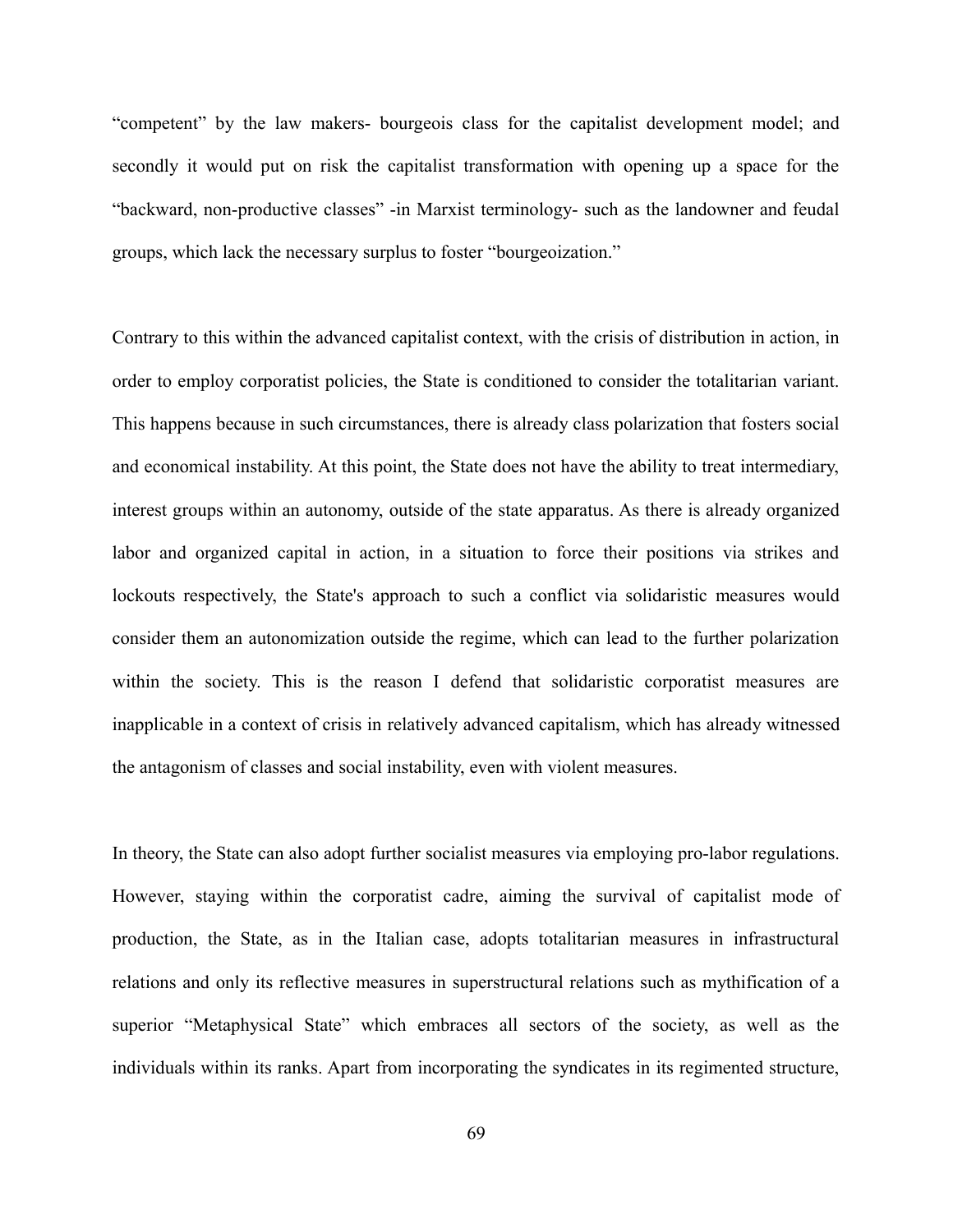“competent” by the law makers- bourgeois class for the capitalist development model; and secondly it would put on risk the capitalist transformation with opening up a space for the “backward, non-productive classes” -in Marxist terminology- such as the landowner and feudal groups, which lack the necessary surplus to foster “bourgeoization.”

Contrary to this within the advanced capitalist context, with the crisis of distribution in action, in order to employ corporatist policies, the State is conditioned to consider the totalitarian variant. This happens because in such circumstances, there is already class polarization that fosters social and economical instability. At this point, the State does not have the ability to treat intermediary, interest groups within an autonomy, outside of the state apparatus. As there is already organized labor and organized capital in action, in a situation to force their positions via strikes and lockouts respectively, the State's approach to such a conflict via solidaristic measures would consider them an autonomization outside the regime, which can lead to the further polarization within the society. This is the reason I defend that solidaristic corporatist measures are inapplicable in a context of crisis in relatively advanced capitalism, which has already witnessed the antagonism of classes and social instability, even with violent measures.

In theory, the State can also adopt further socialist measures via employing pro-labor regulations. However, staying within the corporatist cadre, aiming the survival of capitalist mode of production, the State, as in the Italian case, adopts totalitarian measures in infrastructural relations and only its reflective measures in superstructural relations such as mythification of a superior “Metaphysical State” which embraces all sectors of the society, as well as the individuals within its ranks. Apart from incorporating the syndicates in its regimented structure,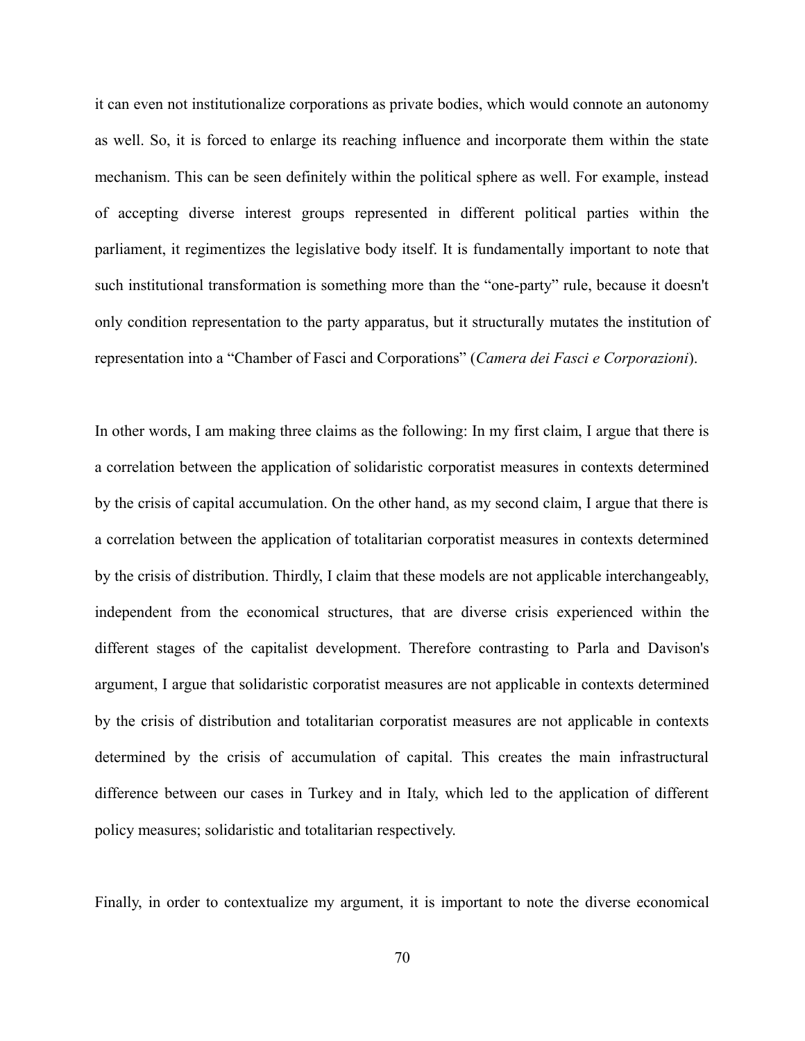it can even not institutionalize corporations as private bodies, which would connote an autonomy as well. So, it is forced to enlarge its reaching influence and incorporate them within the state mechanism. This can be seen definitely within the political sphere as well. For example, instead of accepting diverse interest groups represented in different political parties within the parliament, it regimentizes the legislative body itself. It is fundamentally important to note that such institutional transformation is something more than the "one-party" rule, because it doesn't only condition representation to the party apparatus, but it structurally mutates the institution of representation into a "Chamber of Fasci and Corporations" (*Camera dei Fasci e Corporazioni*).

In other words, I am making three claims as the following: In my first claim, I argue that there is a correlation between the application of solidaristic corporatist measures in contexts determined by the crisis of capital accumulation. On the other hand, as my second claim, I argue that there is a correlation between the application of totalitarian corporatist measures in contexts determined by the crisis of distribution. Thirdly, I claim that these models are not applicable interchangeably, independent from the economical structures, that are diverse crisis experienced within the different stages of the capitalist development. Therefore contrasting to Parla and Davison's argument, I argue that solidaristic corporatist measures are not applicable in contexts determined by the crisis of distribution and totalitarian corporatist measures are not applicable in contexts determined by the crisis of accumulation of capital. This creates the main infrastructural difference between our cases in Turkey and in Italy, which led to the application of different policy measures; solidaristic and totalitarian respectively.

Finally, in order to contextualize my argument, it is important to note the diverse economical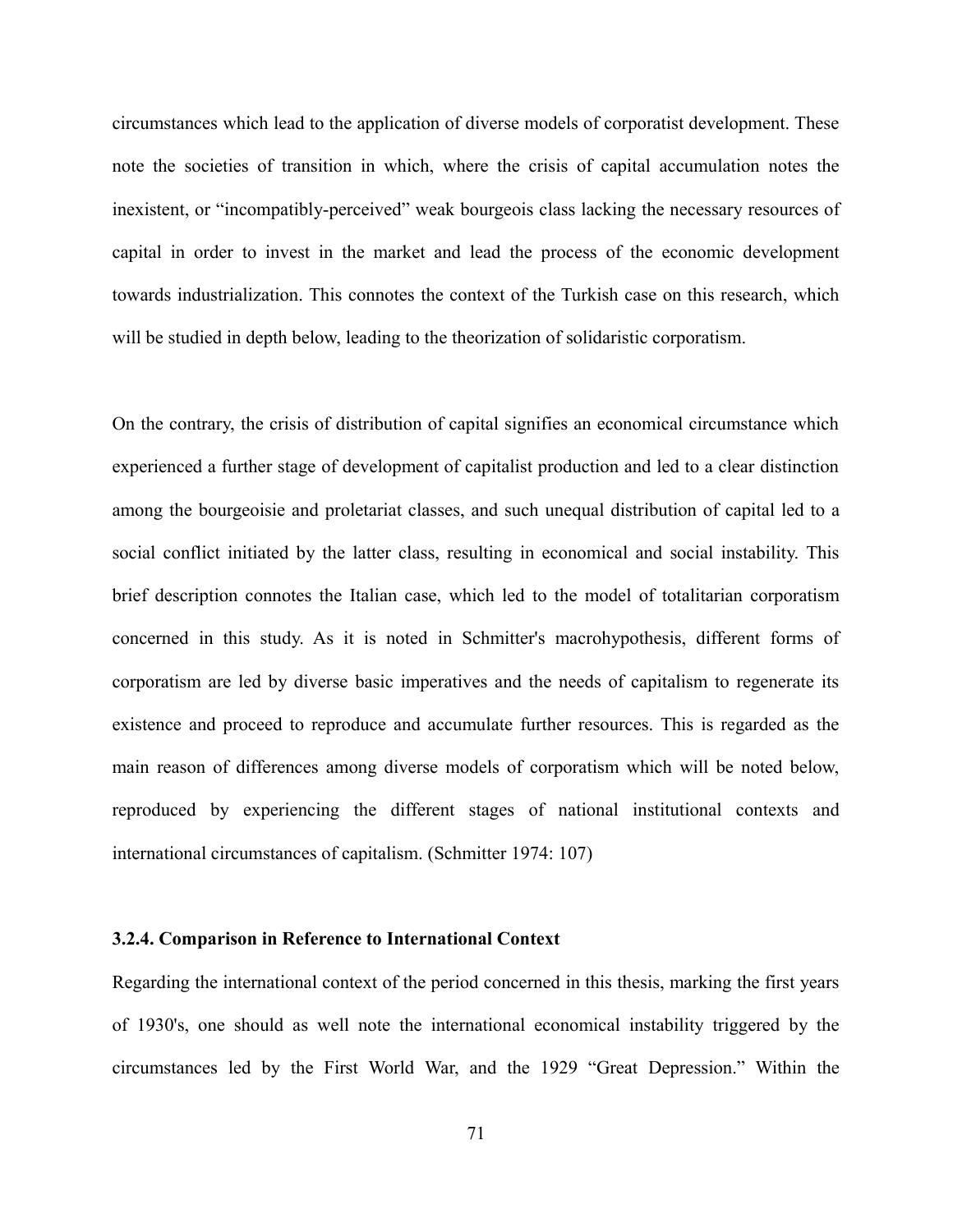circumstances which lead to the application of diverse models of corporatist development. These note the societies of transition in which, where the crisis of capital accumulation notes the inexistent, or "incompatibly-perceived" weak bourgeois class lacking the necessary resources of capital in order to invest in the market and lead the process of the economic development towards industrialization. This connotes the context of the Turkish case on this research, which will be studied in depth below, leading to the theorization of solidaristic corporatism.

On the contrary, the crisis of distribution of capital signifies an economical circumstance which experienced a further stage of development of capitalist production and led to a clear distinction among the bourgeoisie and proletariat classes, and such unequal distribution of capital led to a social conflict initiated by the latter class, resulting in economical and social instability. This brief description connotes the Italian case, which led to the model of totalitarian corporatism concerned in this study. As it is noted in Schmitter's macrohypothesis, different forms of corporatism are led by diverse basic imperatives and the needs of capitalism to regenerate its existence and proceed to reproduce and accumulate further resources. This is regarded as the main reason of differences among diverse models of corporatism which will be noted below, reproduced by experiencing the different stages of national institutional contexts and international circumstances of capitalism. (Schmitter 1974: 107)

### 3.2.4. Comparison in Reference to International Context

Regarding the international context of the period concerned in this thesis, marking the first years of 1930's, one should as well note the international economical instability triggered by the circumstances led by the First World War, and the 1929 "Great Depression." Within the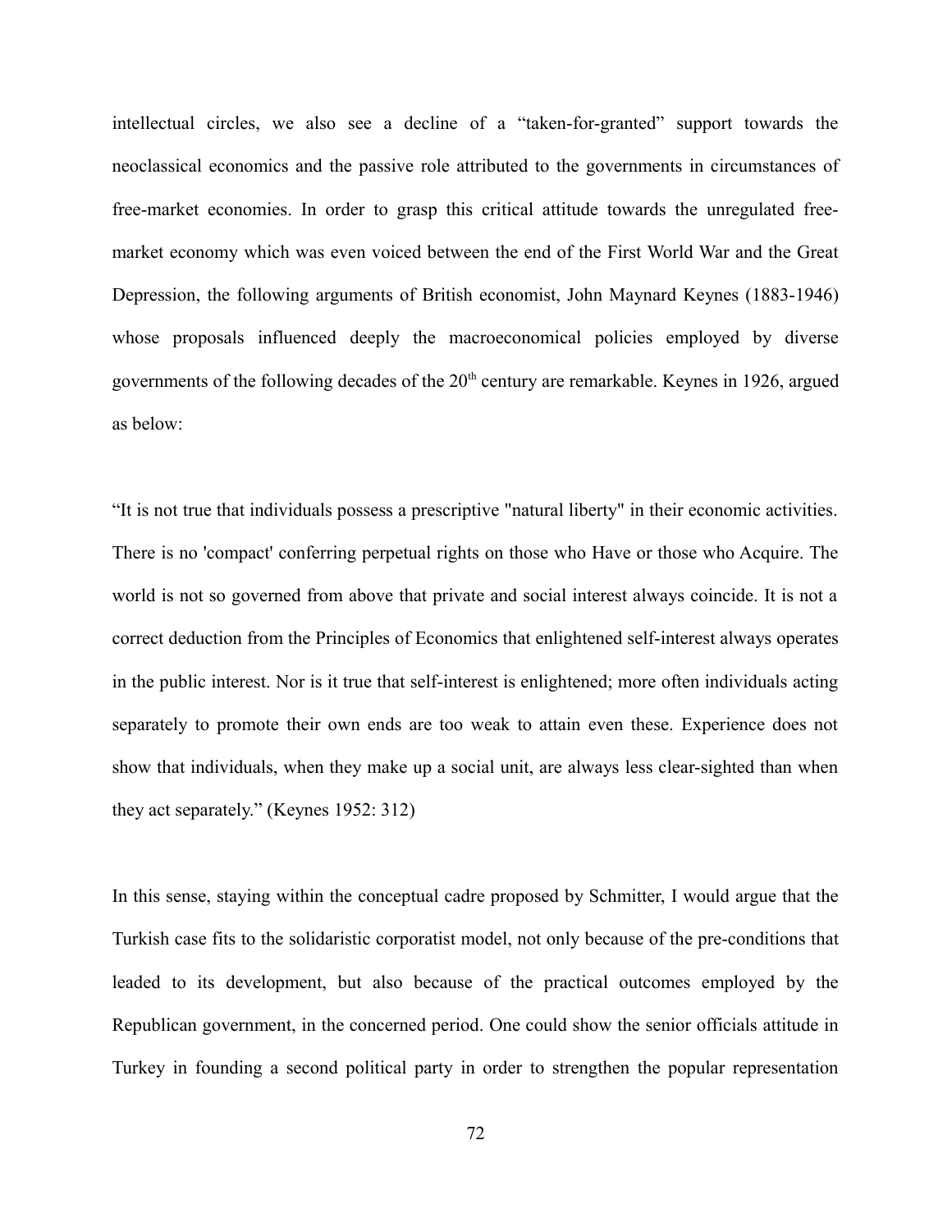intellectual circles, we also see a decline of a "taken-for-granted" support towards the neoclassical economics and the passive role attributed to the governments in circumstances of free-market economies. In order to grasp this critical attitude towards the unregulated free-market economy which was even voiced between the end of the First World War and the Great Depression, the following arguments of British economist, John Maynard Keynes (1883-1946) whose proposals influenced deeply the macroeconomical policies employed by diverse governments of the following decades of the 20th century are remarkable. Keynes in 1926, argued as below:

"It is not true that individuals possess a prescriptive "natural liberty" in their economic activities. There is no 'compact' conferring perpetual rights on those who Have or those who Acquire. The world is not so governed from above that private and social interest always coincide. It is not a correct deduction from the Principles of Economics that enlightened self-interest always operates in the public interest. Nor is it true that self-interest is enlightened; more often individuals acting separately to promote their own ends are too weak to attain even these. Experience does not show that individuals, when they make up a social unit, are always less clear-sighted than when they act separately." (Keynes 1952: 312)

In this sense, staying within the conceptual cadre proposed by Schmitter, I would argue that the Turkish case fits to the solidaristic corporatist model, not only because of the pre-conditions that leaded to its development, but also because of the practical outcomes employed by the Republican government, in the concerned period. One could show the senior officials attitude in Turkey in founding a second political party in order to strengthen the popular representation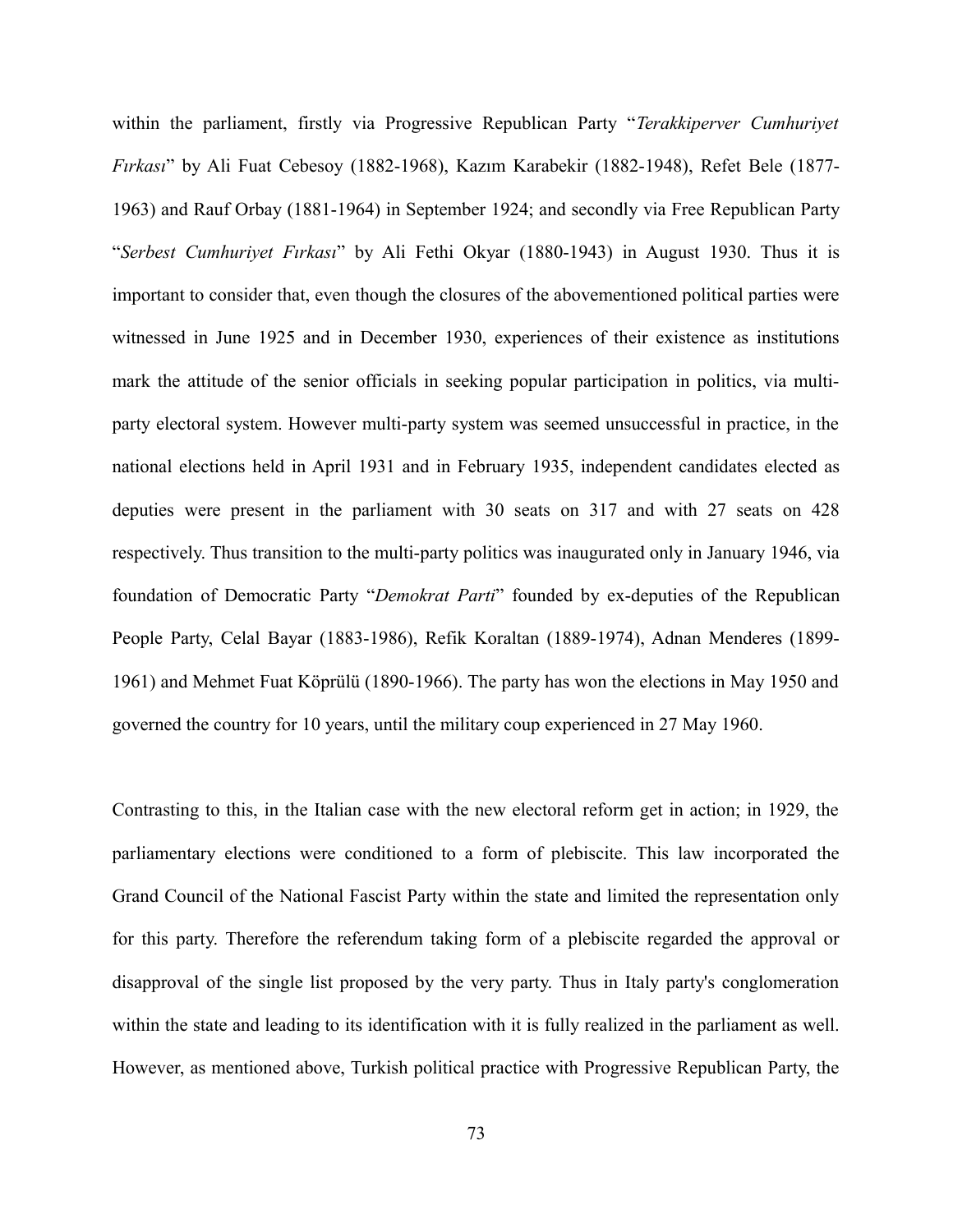within the parliament, firstly via Progressive Republican Party "*Terakkiperver Cumhuriyet Fırkası*" by Ali Fuat Cebesoy (1882-1968), Kazım Karabekir (1882-1948), Refet Bele (1877-1963) and Rauf Orbay (1881-1964) in September 1924; and secondly via Free Republican Party "*Serbest Cumhuriyet Fırkası*" by Ali Fethi Okyar (1880-1943) in August 1930. Thus it is important to consider that, even though the closures of the abovementioned political parties were witnessed in June 1925 and in December 1930, experiences of their existence as institutions mark the attitude of the senior officials in seeking popular participation in politics, via multi-party electoral system. However multi-party system was seemed unsuccessful in practice, in the national elections held in April 1931 and in February 1935, independent candidates elected as deputies were present in the parliament with 30 seats on 317 and with 27 seats on 428 respectively. Thus transition to the multi-party politics was inaugurated only in January 1946, via foundation of Democratic Party "*Demokrat Parti*" founded by ex-deputies of the Republican People Party, Celal Bayar (1883-1986), Refik Koraltan (1889-1974), Adnan Menderes (1899-1961) and Mehmet Fuat Köprülü (1890-1966). The party has won the elections in May 1950 and governed the country for 10 years, until the military coup experienced in 27 May 1960.

Contrasting to this, in the Italian case with the new electoral reform get in action; in 1929, the parliamentary elections were conditioned to a form of plebiscite. This law incorporated the Grand Council of the National Fascist Party within the state and limited the representation only for this party. Therefore the referendum taking form of a plebiscite regarded the approval or disapproval of the single list proposed by the very party. Thus in Italy party's conglomeration within the state and leading to its identification with it is fully realized in the parliament as well. However, as mentioned above, Turkish political practice with Progressive Republican Party, the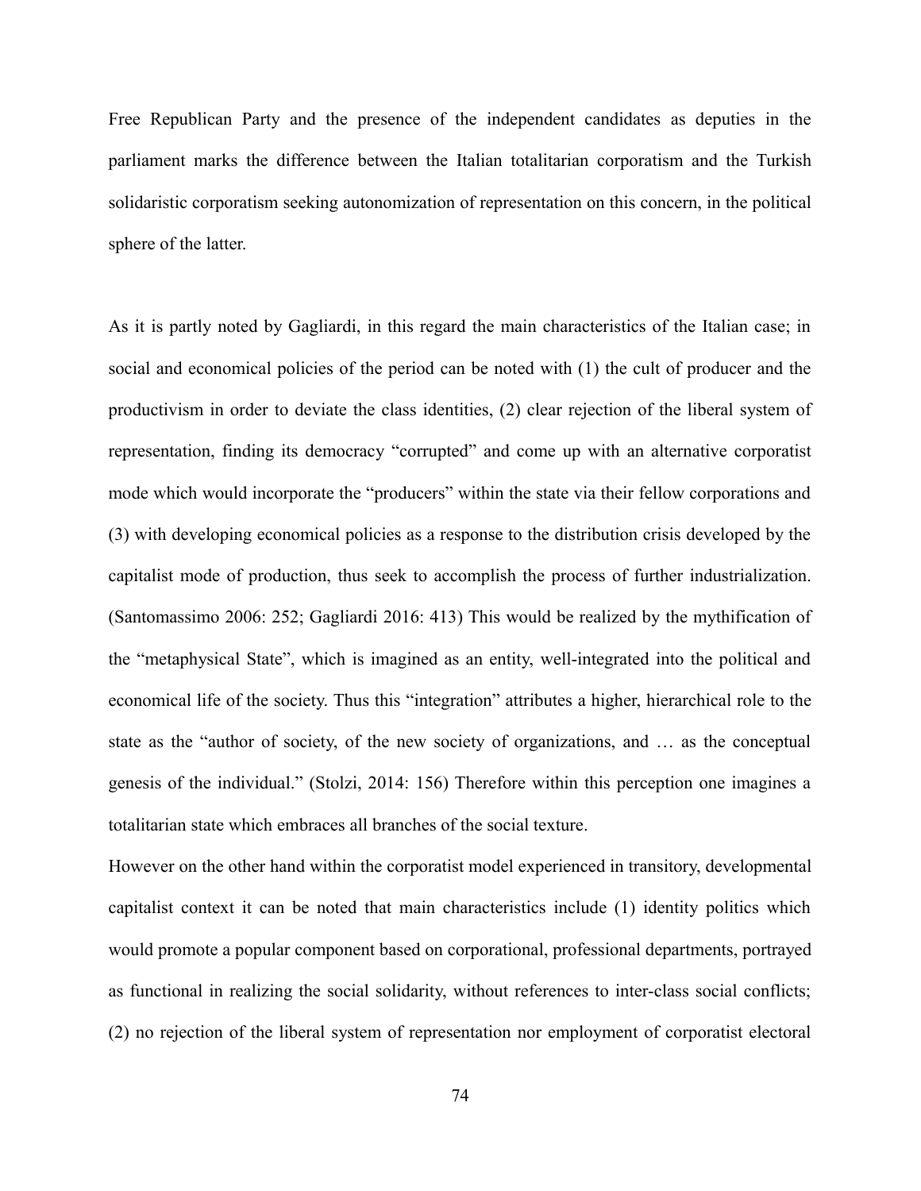Free Republican Party and the presence of the independent candidates as deputies in the parliament marks the difference between the Italian totalitarian corporatism and the Turkish solidaristic corporatism seeking autonomization of representation on this concern, in the political sphere of the latter.

As it is partly noted by Gagliardi, in this regard the main characteristics of the Italian case; in social and economical policies of the period can be noted with (1) the cult of producer and the productivism in order to deviate the class identities, (2) clear rejection of the liberal system of representation, finding its democracy "corrupted" and come up with an alternative corporatist mode which would incorporate the "producers" within the state via their fellow corporations and (3) with developing economical policies as a response to the distribution crisis developed by the capitalist mode of production, thus seek to accomplish the process of further industrialization. (Santomassimo 2006: 252; Gagliardi 2016: 413) This would be realized by the mythification of the "metaphysical State", which is imagined as an entity, well-integrated into the political and economical life of the society. Thus this "integration" attributes a higher, hierarchical role to the state as the "author of society, of the new society of organizations, and … as the conceptual genesis of the individual." (Stolzi, 2014: 156) Therefore within this perception one imagines a totalitarian state which embraces all branches of the social texture.

However on the other hand within the corporatist model experienced in transitory, developmental capitalist context it can be noted that main characteristics include (1) identity politics which would promote a popular component based on corporational, professional departments, portrayed as functional in realizing the social solidarity, without references to inter-class social conflicts; (2) no rejection of the liberal system of representation nor employment of corporatist electoral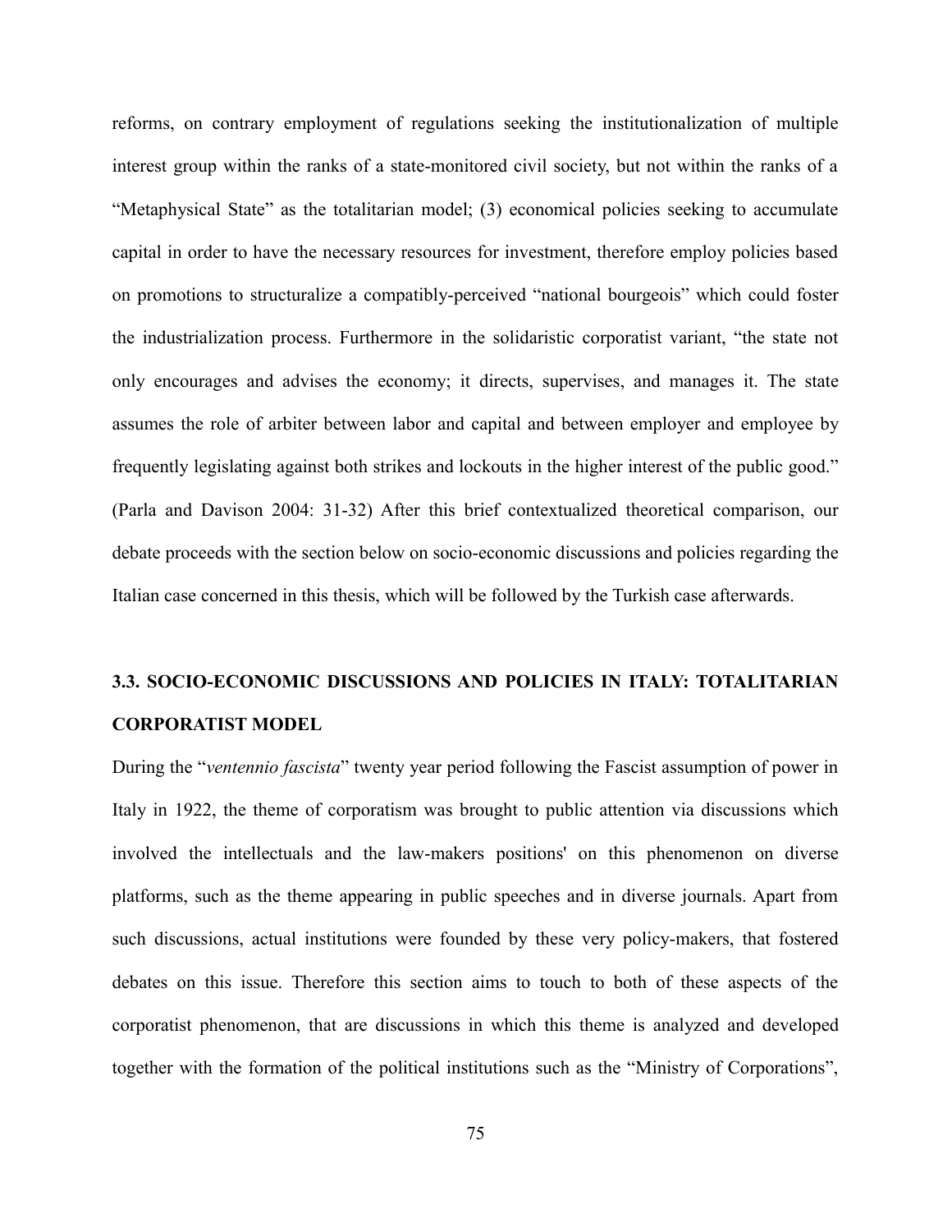reforms, on contrary employment of regulations seeking the institutionalization of multiple interest group within the ranks of a state-monitored civil society, but not within the ranks of a "Metaphysical State" as the totalitarian model; (3) economical policies seeking to accumulate capital in order to have the necessary resources for investment, therefore employ policies based on promotions to structuralize a compatibly-perceived "national bourgeois" which could foster the industrialization process. Furthermore in the solidaristic corporatist variant, "the state not only encourages and advises the economy; it directs, supervises, and manages it. The state assumes the role of arbiter between labor and capital and between employer and employee by frequently legislating against both strikes and lockouts in the higher interest of the public good." (Parla and Davison 2004: 31-32) After this brief contextualized theoretical comparison, our debate proceeds with the section below on socio-economic discussions and policies regarding the Italian case concerned in this thesis, which will be followed by the Turkish case afterwards.

### 3.3. SOCIO-ECONOMIC DISCUSSIONS AND POLICIES IN ITALY: TOTALITARIAN CORPORATIST MODEL

During the "*ventennio fascista*" twenty year period following the Fascist assumption of power in Italy in 1922, the theme of corporatism was brought to public attention via discussions which involved the intellectuals and the law-makers positions' on this phenomenon on diverse platforms, such as the theme appearing in public speeches and in diverse journals. Apart from such discussions, actual institutions were founded by these very policy-makers, that fostered debates on this issue. Therefore this section aims to touch to both of these aspects of the corporatist phenomenon, that are discussions in which this theme is analyzed and developed together with the formation of the political institutions such as the "Ministry of Corporations",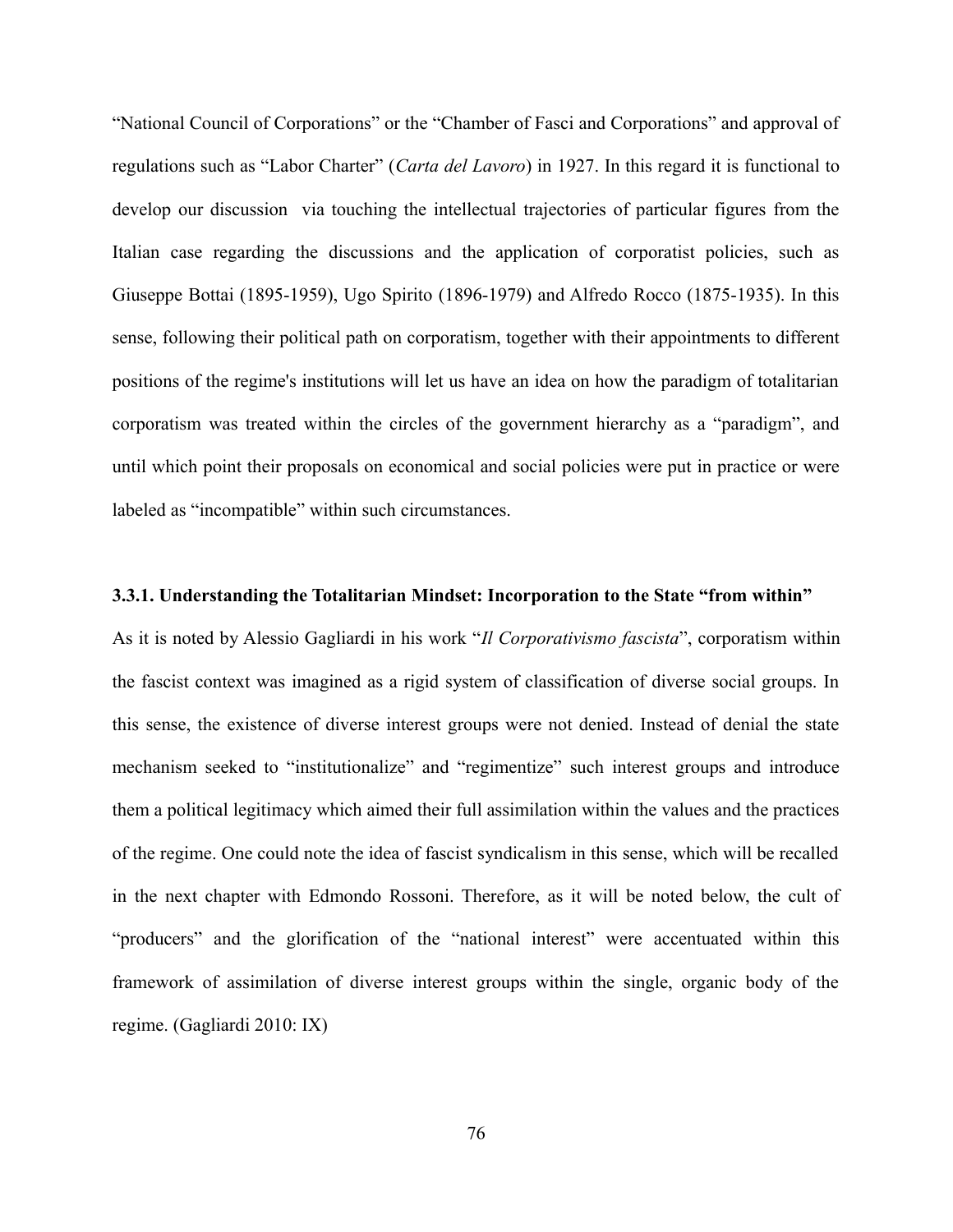"National Council of Corporations" or the "Chamber of Fasci and Corporations" and approval of regulations such as "Labor Charter" (*Carta del Lavoro*) in 1927. In this regard it is functional to develop our discussion via touching the intellectual trajectories of particular figures from the Italian case regarding the discussions and the application of corporatist policies, such as Giuseppe Bottai (1895-1959), Ugo Spirito (1896-1979) and Alfredo Rocco (1875-1935). In this sense, following their political path on corporatism, together with their appointments to different positions of the regime's institutions will let us have an idea on how the paradigm of totalitarian corporatism was treated within the circles of the government hierarchy as a "paradigm", and until which point their proposals on economical and social policies were put in practice or were labeled as "incompatible" within such circumstances.

### 3.3.1. Understanding the Totalitarian Mindset: Incorporation to the State "from within"

As it is noted by Alessio Gagliardi in his work "*Il Corporativismo fascista*", corporatism within the fascist context was imagined as a rigid system of classification of diverse social groups. In this sense, the existence of diverse interest groups were not denied. Instead of denial the state mechanism seeked to "institutionalize" and "regimentize" such interest groups and introduce them a political legitimacy which aimed their full assimilation within the values and the practices of the regime. One could note the idea of fascist syndicalism in this sense, which will be recalled in the next chapter with Edmondo Rossoni. Therefore, as it will be noted below, the cult of "producers" and the glorification of the "national interest" were accentuated within this framework of assimilation of diverse interest groups within the single, organic body of the regime. (Gagliardi 2010: IX)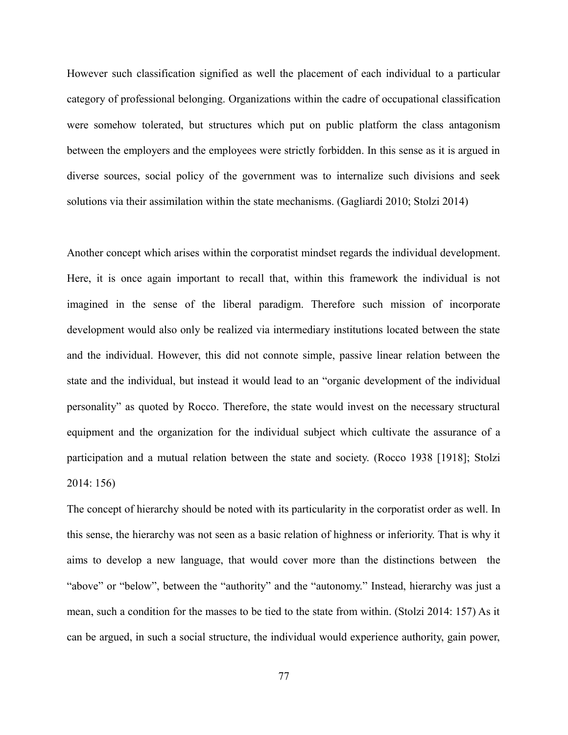However such classification signified as well the placement of each individual to a particular category of professional belonging. Organizations within the cadre of occupational classification were somehow tolerated, but structures which put on public platform the class antagonism between the employers and the employees were strictly forbidden. In this sense as it is argued in diverse sources, social policy of the government was to internalize such divisions and seek solutions via their assimilation within the state mechanisms. (Gagliardi 2010; Stolzi 2014)

Another concept which arises within the corporatist mindset regards the individual development. Here, it is once again important to recall that, within this framework the individual is not imagined in the sense of the liberal paradigm. Therefore such mission of incorporate development would also only be realized via intermediary institutions located between the state and the individual. However, this did not connote simple, passive linear relation between the state and the individual, but instead it would lead to an "organic development of the individual personality" as quoted by Rocco. Therefore, the state would invest on the necessary structural equipment and the organization for the individual subject which cultivate the assurance of a participation and a mutual relation between the state and society. (Rocco 1938 [1918]; Stolzi 2014: 156)

The concept of hierarchy should be noted with its particularity in the corporatist order as well. In this sense, the hierarchy was not seen as a basic relation of highness or inferiority. That is why it aims to develop a new language, that would cover more than the distinctions between the "above" or "below", between the "authority" and the "autonomy." Instead, hierarchy was just a mean, such a condition for the masses to be tied to the state from within. (Stolzi 2014: 157) As it can be argued, in such a social structure, the individual would experience authority, gain power,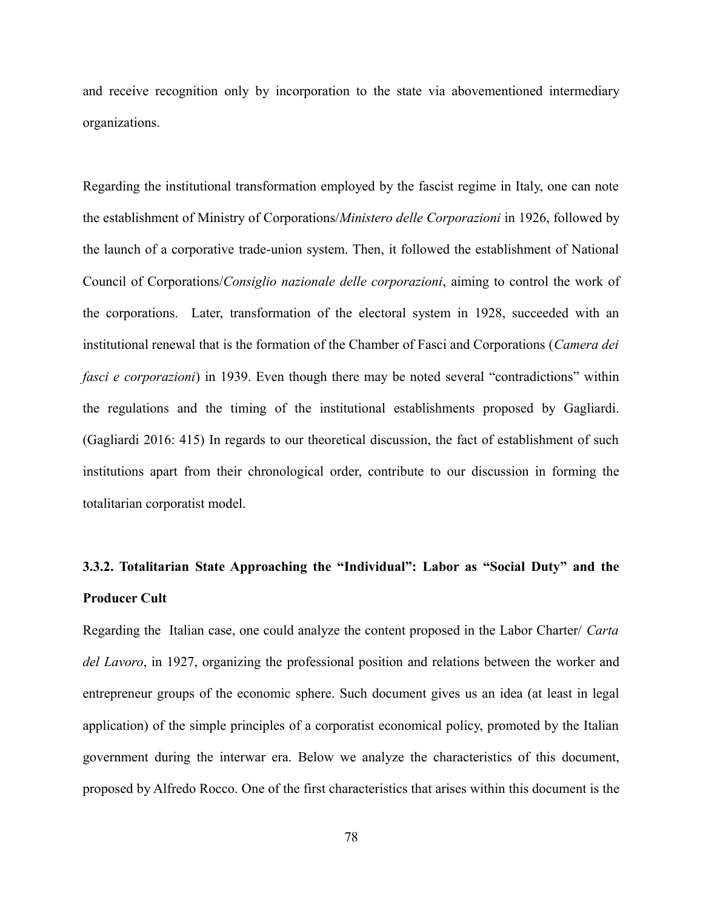and receive recognition only by incorporation to the state via abovementioned intermediary organizations.

Regarding the institutional transformation employed by the fascist regime in Italy, one can note the establishment of Ministry of Corporations/*Ministero delle Corporazioni* in 1926, followed by the launch of a corporative trade-union system. Then, it followed the establishment of National Council of Corporations/*Consiglio nazionale delle corporazioni*, aiming to control the work of the corporations. Later, transformation of the electoral system in 1928, succeeded with an institutional renewal that is the formation of the Chamber of Fasci and Corporations (*Camera dei fasci e corporazioni*) in 1939. Even though there may be noted several "contradictions" within the regulations and the timing of the institutional establishments proposed by Gagliardi. (Gagliardi 2016: 415) In regards to our theoretical discussion, the fact of establishment of such institutions apart from their chronological order, contribute to our discussion in forming the totalitarian corporatist model.

### 3.3.2. Totalitarian State Approaching the "Individual": Labor as "Social Duty" and the Producer Cult

Regarding the Italian case, one could analyze the content proposed in the Labor Charter/ *Carta del Lavoro*, in 1927, organizing the professional position and relations between the worker and entrepreneur groups of the economic sphere. Such document gives us an idea (at least in legal application) of the simple principles of a corporatist economical policy, promoted by the Italian government during the interwar era. Below we analyze the characteristics of this document, proposed by Alfredo Rocco. One of the first characteristics that arises within this document is the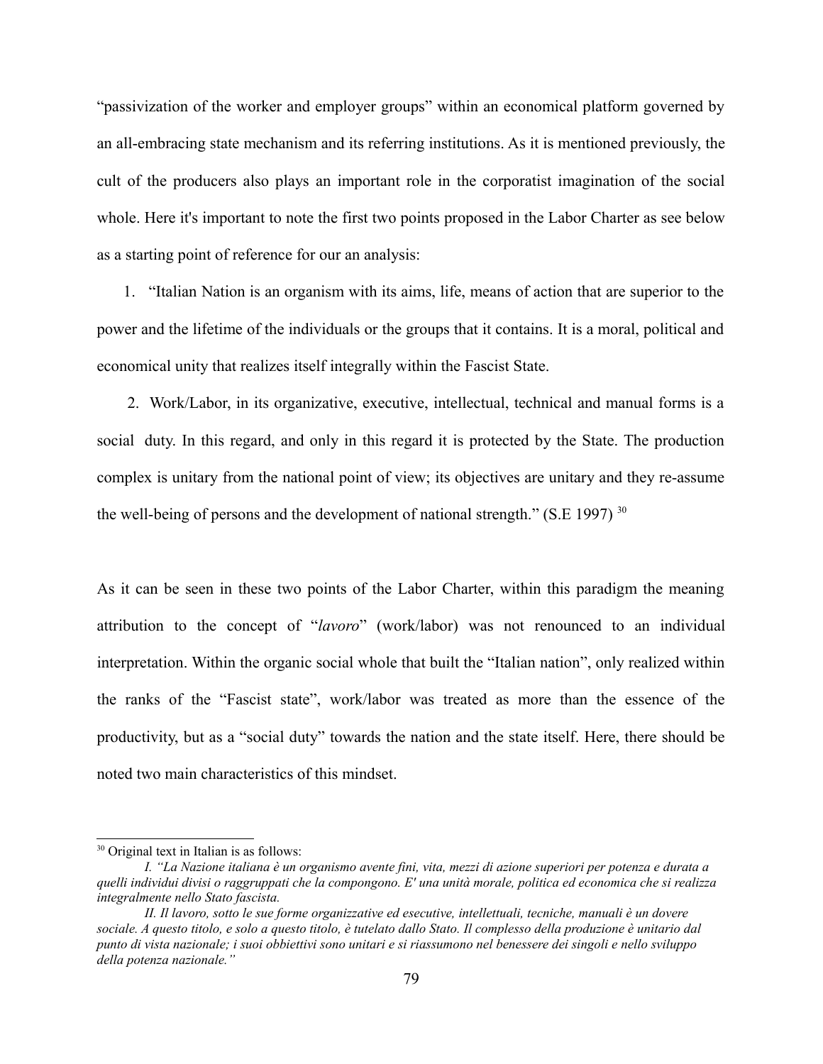"passivization of the worker and employer groups" within an economical platform governed by an all-embracing state mechanism and its referring institutions. As it is mentioned previously, the cult of the producers also plays an important role in the corporatist imagination of the social whole. Here it's important to note the first two points proposed in the Labor Charter as see below as a starting point of reference for our an analysis:

1. "Italian Nation is an organism with its aims, life, means of action that are superior to the power and the lifetime of the individuals or the groups that it contains. It is a moral, political and economical unity that realizes itself integrally within the Fascist State.

2. Work/Labor, in its organizative, executive, intellectual, technical and manual forms is a social duty. In this regard, and only in this regard it is protected by the State. The production complex is unitary from the national point of view; its objectives are unitary and they re-assume the well-being of persons and the development of national strength." (S.E 1997) [30]

As it can be seen in these two points of the Labor Charter, within this paradigm the meaning attribution to the concept of "*lavoro*" (work/labor) was not renounced to an individual interpretation. Within the organic social whole that built the "Italian nation", only realized within the ranks of the "Fascist state", work/labor was treated as more than the essence of the productivity, but as a "social duty" towards the nation and the state itself. Here, there should be noted two main characteristics of this mindset.

---

[30] Original text in Italian is as follows:

*I. "La Nazione italiana è un organismo avente fini, vita, mezzi di azione superiori per potenza e durata a quelli individui divisi o raggruppati che la compongono. E' una unità morale, politica ed economica che si realizza integralmente nello Stato fascista.*

*II. Il lavoro, sotto le sue forme organizzative ed esecutive, intellettuali, tecniche, manuali è un dovere sociale. A questo titolo, e solo a questo titolo, è tutelato dallo Stato. Il complesso della produzione è unitario dal punto di vista nazionale; i suoi obbiettivi sono unitari e si riassumono nel benessere dei singoli e nello sviluppo della potenza nazionale."*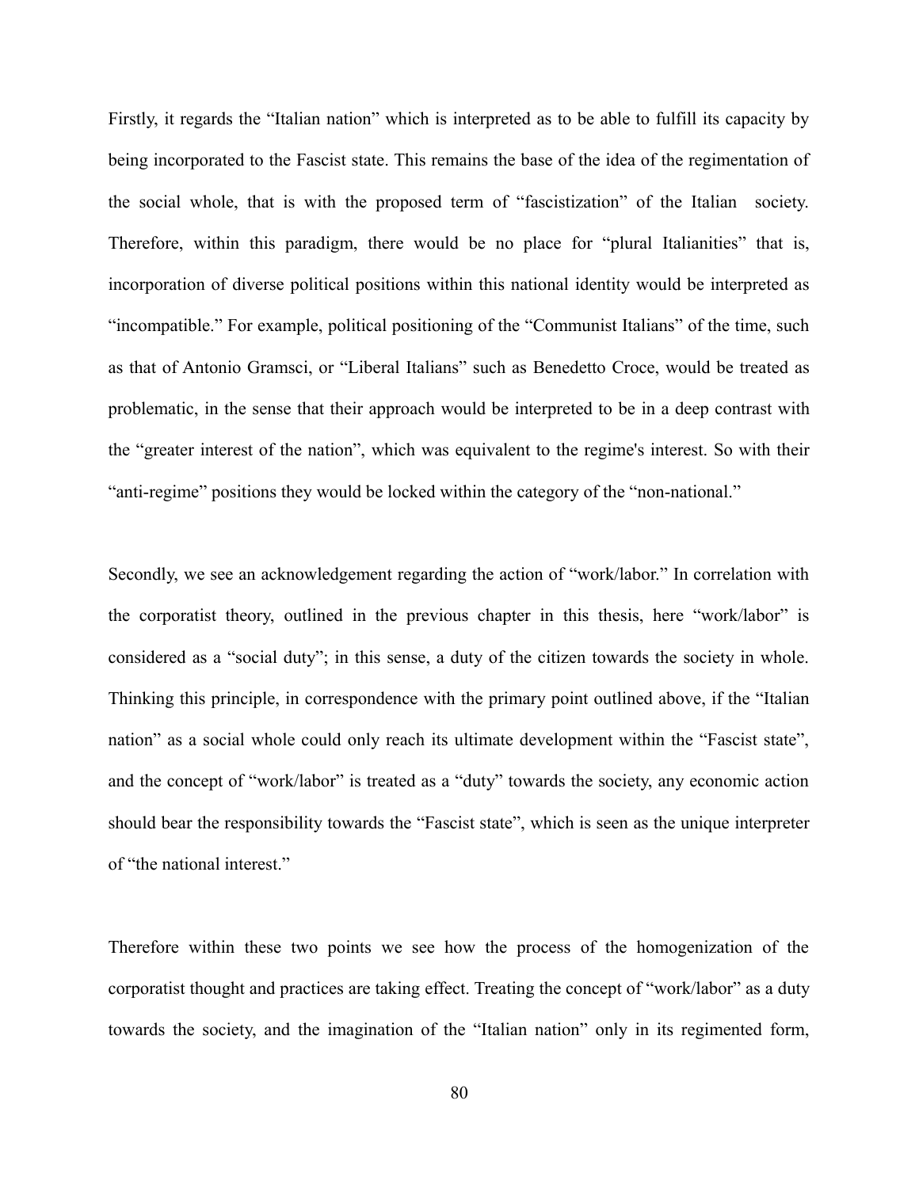Firstly, it regards the "Italian nation" which is interpreted as to be able to fulfill its capacity by being incorporated to the Fascist state. This remains the base of the idea of the regimentation of the social whole, that is with the proposed term of "fascistization" of the Italian society. Therefore, within this paradigm, there would be no place for "plural Italianities" that is, incorporation of diverse political positions within this national identity would be interpreted as "incompatible." For example, political positioning of the "Communist Italians" of the time, such as that of Antonio Gramsci, or "Liberal Italians" such as Benedetto Croce, would be treated as problematic, in the sense that their approach would be interpreted to be in a deep contrast with the "greater interest of the nation", which was equivalent to the regime's interest. So with their "anti-regime" positions they would be locked within the category of the "non-national."

Secondly, we see an acknowledgement regarding the action of "work/labor." In correlation with the corporatist theory, outlined in the previous chapter in this thesis, here "work/labor" is considered as a "social duty"; in this sense, a duty of the citizen towards the society in whole. Thinking this principle, in correspondence with the primary point outlined above, if the "Italian nation" as a social whole could only reach its ultimate development within the "Fascist state", and the concept of "work/labor" is treated as a "duty" towards the society, any economic action should bear the responsibility towards the "Fascist state", which is seen as the unique interpreter of "the national interest."

Therefore within these two points we see how the process of the homogenization of the corporatist thought and practices are taking effect. Treating the concept of "work/labor" as a duty towards the society, and the imagination of the "Italian nation" only in its regimented form,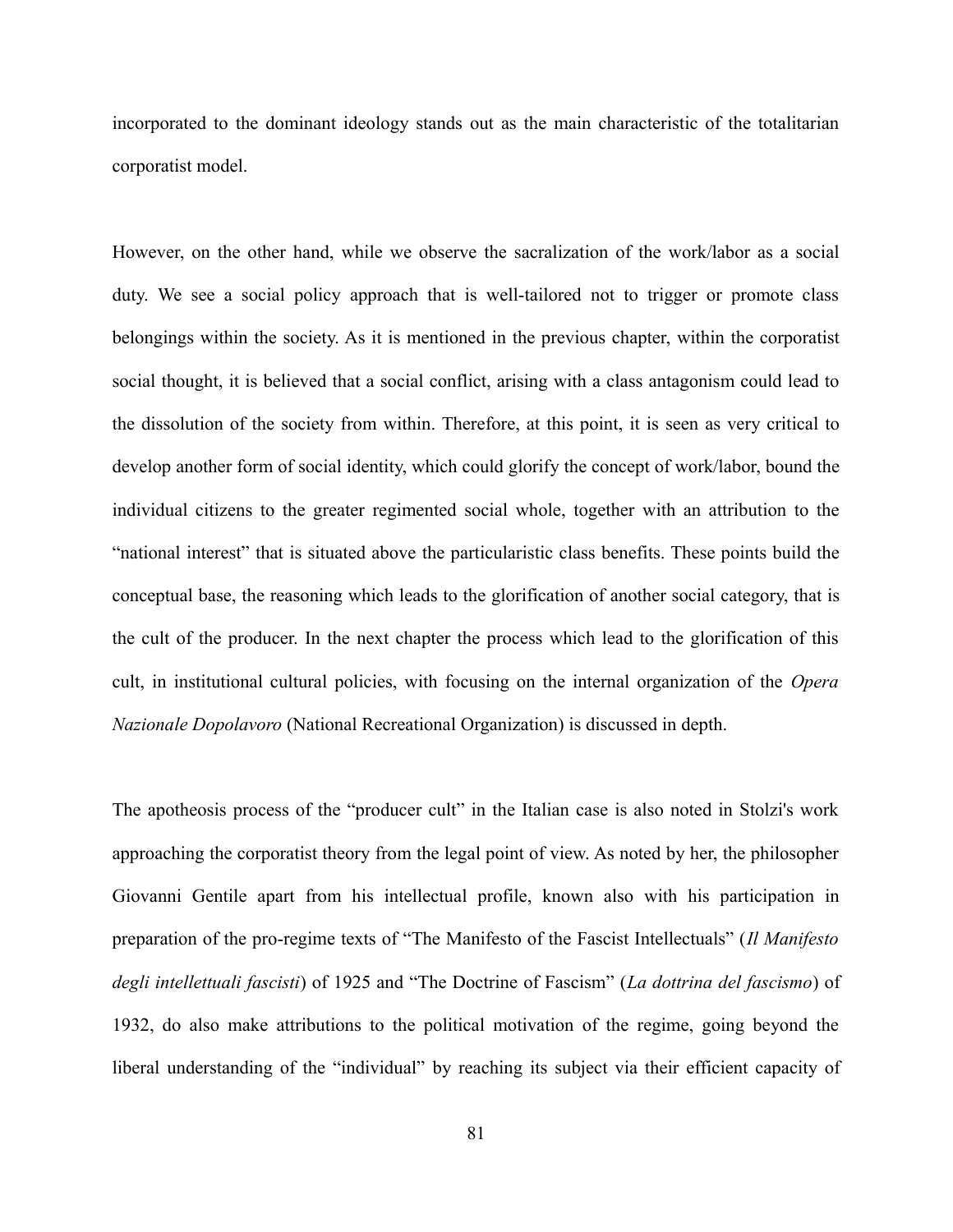incorporated to the dominant ideology stands out as the main characteristic of the totalitarian corporatist model.

However, on the other hand, while we observe the sacralization of the work/labor as a social duty. We see a social policy approach that is well-tailored not to trigger or promote class belongings within the society. As it is mentioned in the previous chapter, within the corporatist social thought, it is believed that a social conflict, arising with a class antagonism could lead to the dissolution of the society from within. Therefore, at this point, it is seen as very critical to develop another form of social identity, which could glorify the concept of work/labor, bound the individual citizens to the greater regimented social whole, together with an attribution to the "national interest" that is situated above the particularistic class benefits. These points build the conceptual base, the reasoning which leads to the glorification of another social category, that is the cult of the producer. In the next chapter the process which lead to the glorification of this cult, in institutional cultural policies, with focusing on the internal organization of the *Opera Nazionale Dopolavoro* (National Recreational Organization) is discussed in depth.

The apotheosis process of the "producer cult" in the Italian case is also noted in Stolzi's work approaching the corporatist theory from the legal point of view. As noted by her, the philosopher Giovanni Gentile apart from his intellectual profile, known also with his participation in preparation of the pro-regime texts of "The Manifesto of the Fascist Intellectuals" (*Il Manifesto degli intellettuali fascisti*) of 1925 and "The Doctrine of Fascism" (*La dottrina del fascismo*) of 1932, do also make attributions to the political motivation of the regime, going beyond the liberal understanding of the "individual" by reaching its subject via their efficient capacity of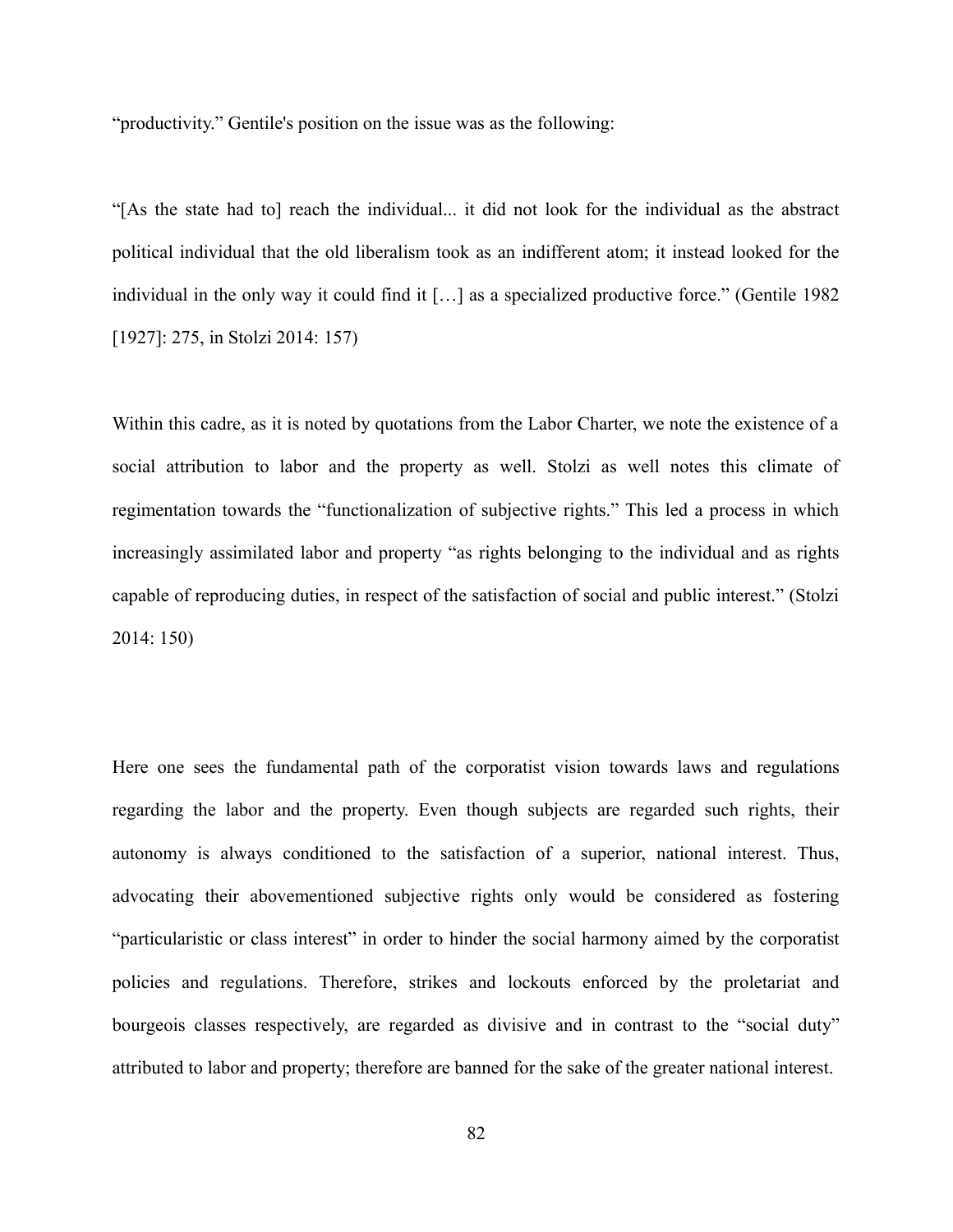"productivity." Gentile's position on the issue was as the following:

"[As the state had to] reach the individual... it did not look for the individual as the abstract political individual that the old liberalism took as an indifferent atom; it instead looked for the individual in the only way it could find it […] as a specialized productive force." (Gentile 1982 [1927]: 275, in Stolzi 2014: 157)

Within this cadre, as it is noted by quotations from the Labor Charter, we note the existence of a social attribution to labor and the property as well. Stolzi as well notes this climate of regimentation towards the "functionalization of subjective rights." This led a process in which increasingly assimilated labor and property "as rights belonging to the individual and as rights capable of reproducing duties, in respect of the satisfaction of social and public interest." (Stolzi 2014: 150)

Here one sees the fundamental path of the corporatist vision towards laws and regulations regarding the labor and the property. Even though subjects are regarded such rights, their autonomy is always conditioned to the satisfaction of a superior, national interest. Thus, advocating their abovementioned subjective rights only would be considered as fostering "particularistic or class interest" in order to hinder the social harmony aimed by the corporatist policies and regulations. Therefore, strikes and lockouts enforced by the proletariat and bourgeois classes respectively, are regarded as divisive and in contrast to the "social duty" attributed to labor and property; therefore are banned for the sake of the greater national interest.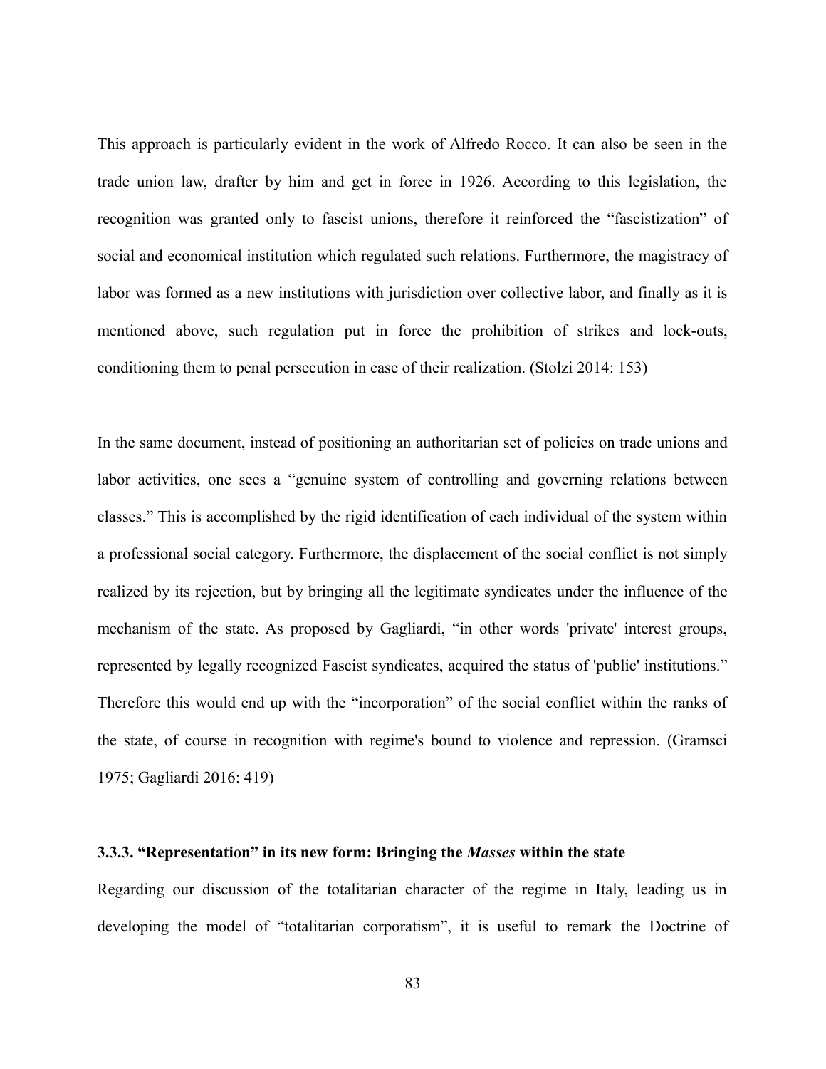This approach is particularly evident in the work of Alfredo Rocco. It can also be seen in the trade union law, drafter by him and get in force in 1926. According to this legislation, the recognition was granted only to fascist unions, therefore it reinforced the "fascistization" of social and economical institution which regulated such relations. Furthermore, the magistracy of labor was formed as a new institutions with jurisdiction over collective labor, and finally as it is mentioned above, such regulation put in force the prohibition of strikes and lock-outs, conditioning them to penal persecution in case of their realization. (Stolzi 2014: 153)

In the same document, instead of positioning an authoritarian set of policies on trade unions and labor activities, one sees a "genuine system of controlling and governing relations between classes." This is accomplished by the rigid identification of each individual of the system within a professional social category. Furthermore, the displacement of the social conflict is not simply realized by its rejection, but by bringing all the legitimate syndicates under the influence of the mechanism of the state. As proposed by Gagliardi, "in other words 'private' interest groups, represented by legally recognized Fascist syndicates, acquired the status of 'public' institutions." Therefore this would end up with the "incorporation" of the social conflict within the ranks of the state, of course in recognition with regime's bound to violence and repression. (Gramsci 1975; Gagliardi 2016: 419)

### 3.3.3. "Representation" in its new form: Bringing the *Masses* within the state

Regarding our discussion of the totalitarian character of the regime in Italy, leading us in developing the model of "totalitarian corporatism", it is useful to remark the Doctrine of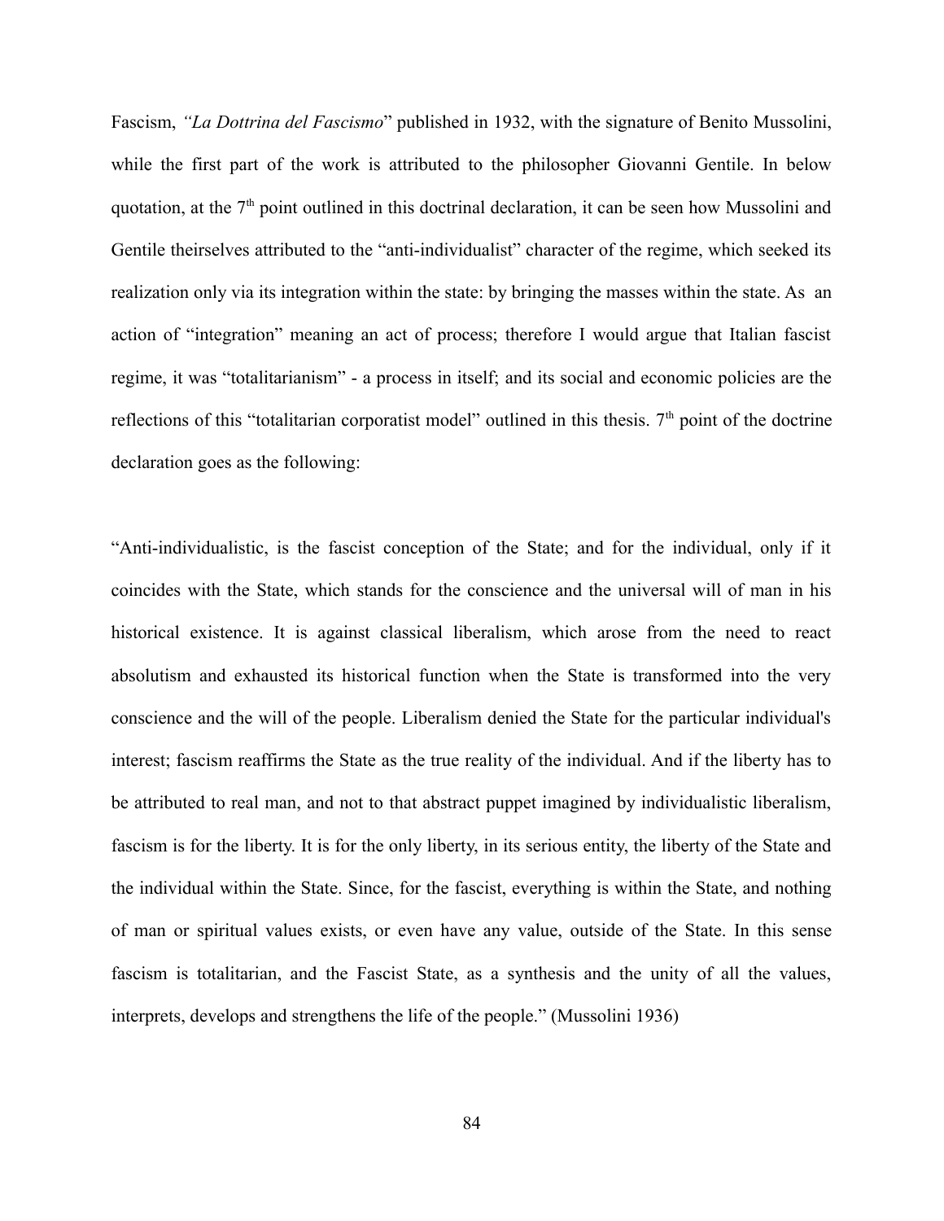Fascism, *"La Dottrina del Fascismo*" published in 1932, with the signature of Benito Mussolini, while the first part of the work is attributed to the philosopher Giovanni Gentile. In below quotation, at the 7th point outlined in this doctrinal declaration, it can be seen how Mussolini and Gentile theirselves attributed to the "anti-individualist" character of the regime, which seeked its realization only via its integration within the state: by bringing the masses within the state. As an action of "integration" meaning an act of process; therefore I would argue that Italian fascist regime, it was "totalitarianism" - a process in itself; and its social and economic policies are the reflections of this "totalitarian corporatist model" outlined in this thesis. 7th point of the doctrine declaration goes as the following:

"Anti-individualistic, is the fascist conception of the State; and for the individual, only if it coincides with the State, which stands for the conscience and the universal will of man in his historical existence. It is against classical liberalism, which arose from the need to react absolutism and exhausted its historical function when the State is transformed into the very conscience and the will of the people. Liberalism denied the State for the particular individual's interest; fascism reaffirms the State as the true reality of the individual. And if the liberty has to be attributed to real man, and not to that abstract puppet imagined by individualistic liberalism, fascism is for the liberty. It is for the only liberty, in its serious entity, the liberty of the State and the individual within the State. Since, for the fascist, everything is within the State, and nothing of man or spiritual values exists, or even have any value, outside of the State. In this sense fascism is totalitarian, and the Fascist State, as a synthesis and the unity of all the values, interprets, develops and strengthens the life of the people." (Mussolini 1936)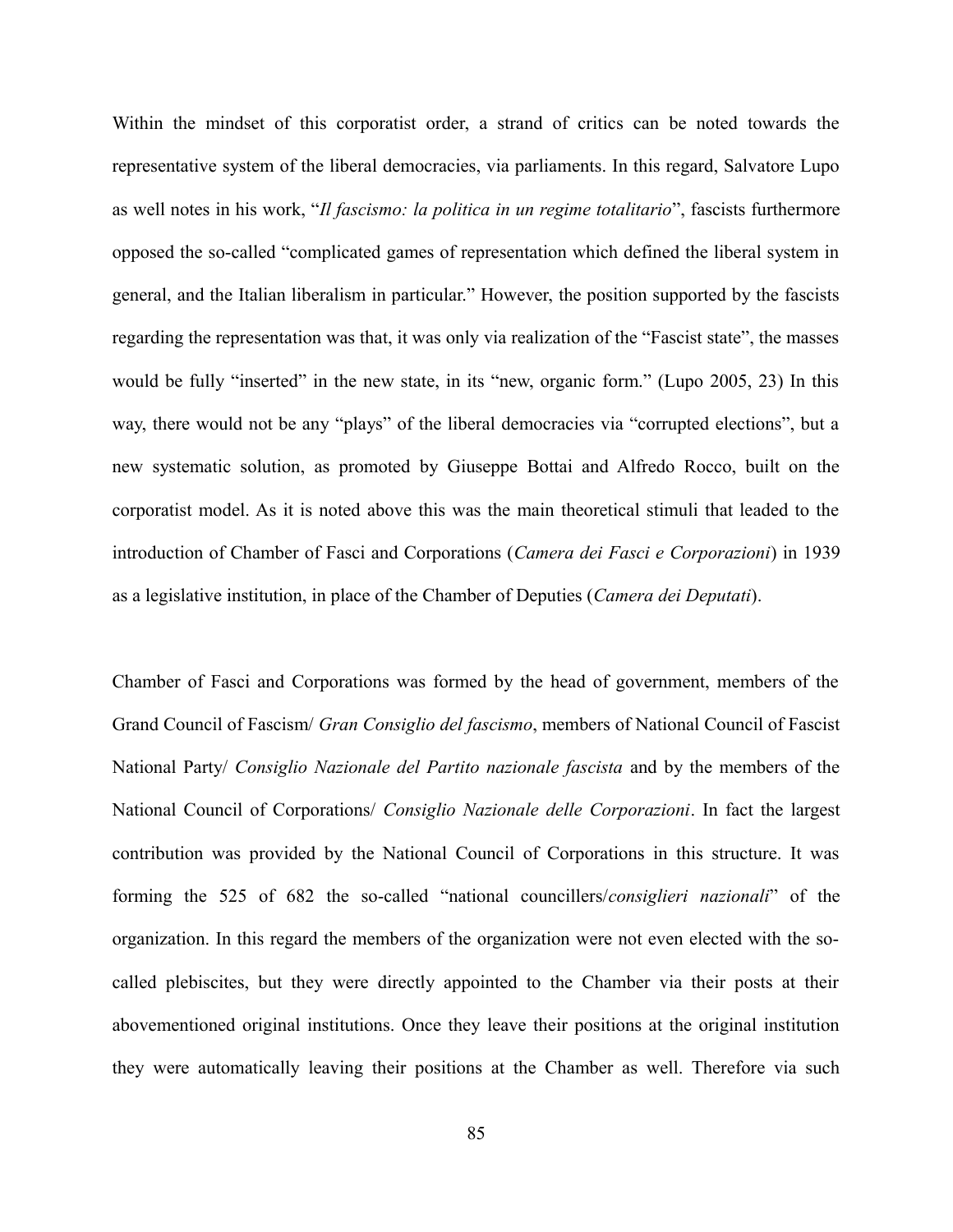Within the mindset of this corporatist order, a strand of critics can be noted towards the representative system of the liberal democracies, via parliaments. In this regard, Salvatore Lupo as well notes in his work, "*Il fascismo: la politica in un regime totalitario*", fascists furthermore opposed the so-called "complicated games of representation which defined the liberal system in general, and the Italian liberalism in particular." However, the position supported by the fascists regarding the representation was that, it was only via realization of the "Fascist state", the masses would be fully "inserted" in the new state, in its "new, organic form." (Lupo 2005, 23) In this way, there would not be any "plays" of the liberal democracies via "corrupted elections", but a new systematic solution, as promoted by Giuseppe Bottai and Alfredo Rocco, built on the corporatist model. As it is noted above this was the main theoretical stimuli that leaded to the introduction of Chamber of Fasci and Corporations (*Camera dei Fasci e Corporazioni*) in 1939 as a legislative institution, in place of the Chamber of Deputies (*Camera dei Deputati*).

Chamber of Fasci and Corporations was formed by the head of government, members of the Grand Council of Fascism/ *Gran Consiglio del fascismo*, members of National Council of Fascist National Party/ *Consiglio Nazionale del Partito nazionale fascista* and by the members of the National Council of Corporations/ *Consiglio Nazionale delle Corporazioni*. In fact the largest contribution was provided by the National Council of Corporations in this structure. It was forming the 525 of 682 the so-called "national councillers/*consiglieri nazionali*" of the organization. In this regard the members of the organization were not even elected with the so-called plebiscites, but they were directly appointed to the Chamber via their posts at their abovementioned original institutions. Once they leave their positions at the original institution they were automatically leaving their positions at the Chamber as well. Therefore via such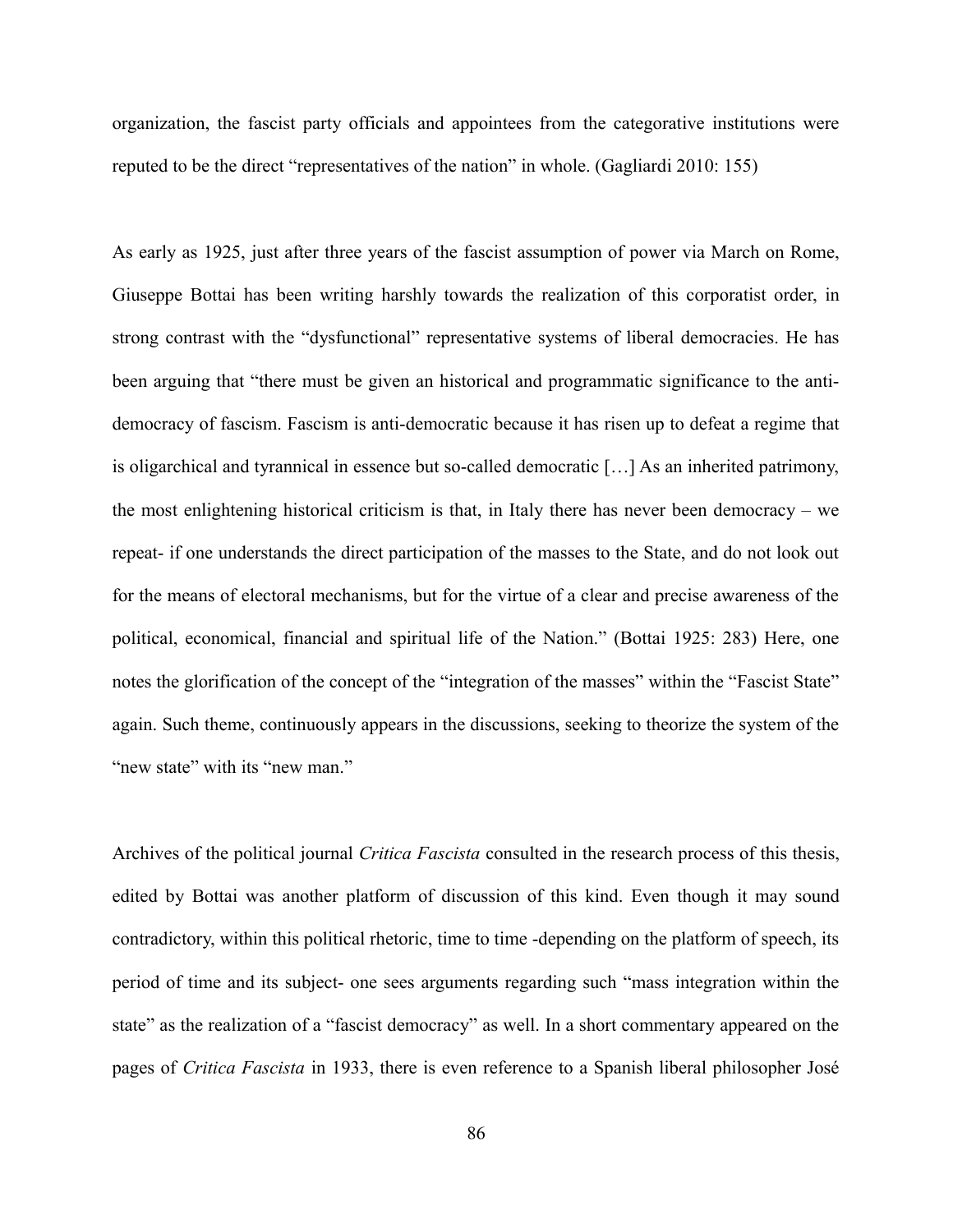organization, the fascist party officials and appointees from the categorative institutions were reputed to be the direct "representatives of the nation" in whole. (Gagliardi 2010: 155)

As early as 1925, just after three years of the fascist assumption of power via March on Rome, Giuseppe Bottai has been writing harshly towards the realization of this corporatist order, in strong contrast with the "dysfunctional" representative systems of liberal democracies. He has been arguing that "there must be given an historical and programmatic significance to the anti-democracy of fascism. Fascism is anti-democratic because it has risen up to defeat a regime that is oligarchical and tyrannical in essence but so-called democratic […] As an inherited patrimony, the most enlightening historical criticism is that, in Italy there has never been democracy – we repeat- if one understands the direct participation of the masses to the State, and do not look out for the means of electoral mechanisms, but for the virtue of a clear and precise awareness of the political, economical, financial and spiritual life of the Nation." (Bottai 1925: 283) Here, one notes the glorification of the concept of the "integration of the masses" within the "Fascist State" again. Such theme, continuously appears in the discussions, seeking to theorize the system of the "new state" with its "new man."

Archives of the political journal *Critica Fascista* consulted in the research process of this thesis, edited by Bottai was another platform of discussion of this kind. Even though it may sound contradictory, within this political rhetoric, time to time -depending on the platform of speech, its period of time and its subject- one sees arguments regarding such "mass integration within the state" as the realization of a "fascist democracy" as well. In a short commentary appeared on the pages of *Critica Fascista* in 1933, there is even reference to a Spanish liberal philosopher José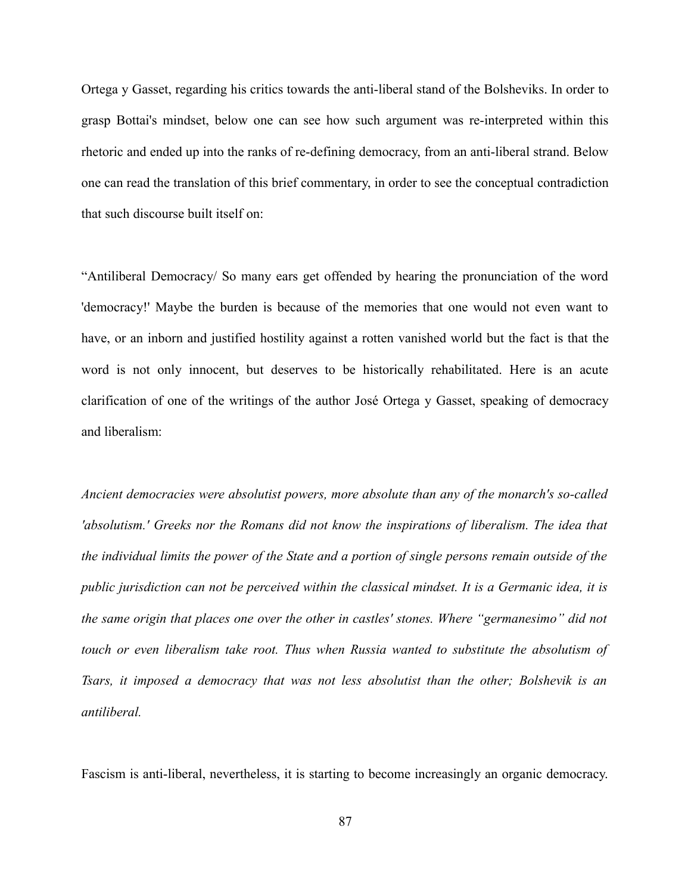Ortega y Gasset, regarding his critics towards the anti-liberal stand of the Bolsheviks. In order to grasp Bottai's mindset, below one can see how such argument was re-interpreted within this rhetoric and ended up into the ranks of re-defining democracy, from an anti-liberal strand. Below one can read the translation of this brief commentary, in order to see the conceptual contradiction that such discourse built itself on:

"Antiliberal Democracy/ So many ears get offended by hearing the pronunciation of the word 'democracy!' Maybe the burden is because of the memories that one would not even want to have, or an inborn and justified hostility against a rotten vanished world but the fact is that the word is not only innocent, but deserves to be historically rehabilitated. Here is an acute clarification of one of the writings of the author José Ortega y Gasset, speaking of democracy and liberalism:

*Ancient democracies were absolutist powers, more absolute than any of the monarch's so-called 'absolutism.' Greeks nor the Romans did not know the inspirations of liberalism. The idea that the individual limits the power of the State and a portion of single persons remain outside of the public jurisdiction can not be perceived within the classical mindset. It is a Germanic idea, it is the same origin that places one over the other in castles' stones. Where "germanesimo" did not touch or even liberalism take root. Thus when Russia wanted to substitute the absolutism of Tsars, it imposed a democracy that was not less absolutist than the other; Bolshevik is an antiliberal.*

Fascism is anti-liberal, nevertheless, it is starting to become increasingly an organic democracy.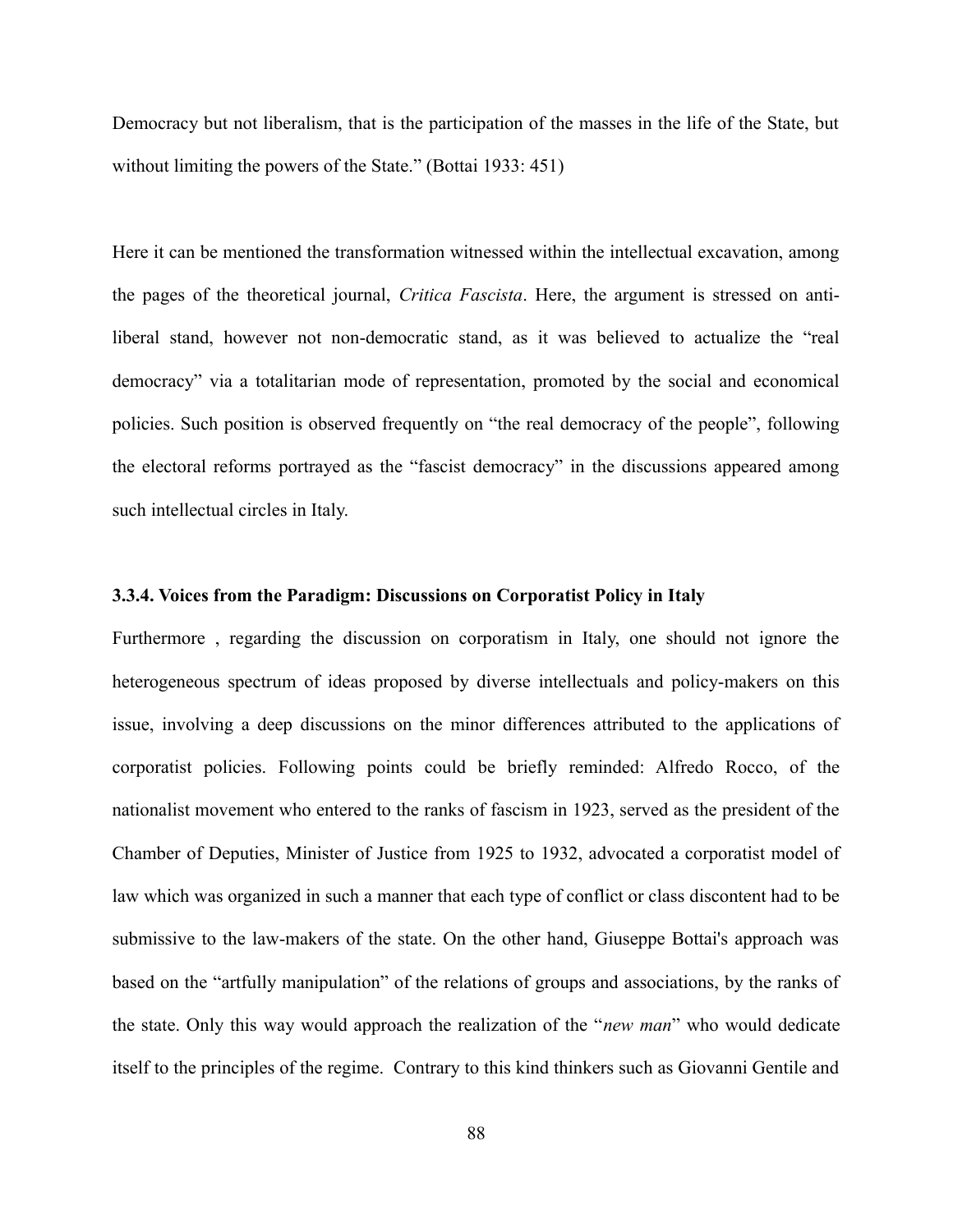Democracy but not liberalism, that is the participation of the masses in the life of the State, but without limiting the powers of the State." (Bottai 1933: 451)

Here it can be mentioned the transformation witnessed within the intellectual excavation, among the pages of the theoretical journal, *Critica Fascista*. Here, the argument is stressed on anti-liberal stand, however not non-democratic stand, as it was believed to actualize the "real democracy" via a totalitarian mode of representation, promoted by the social and economical policies. Such position is observed frequently on "the real democracy of the people", following the electoral reforms portrayed as the "fascist democracy" in the discussions appeared among such intellectual circles in Italy.

### 3.3.4. Voices from the Paradigm: Discussions on Corporatist Policy in Italy

Furthermore , regarding the discussion on corporatism in Italy, one should not ignore the heterogeneous spectrum of ideas proposed by diverse intellectuals and policy-makers on this issue, involving a deep discussions on the minor differences attributed to the applications of corporatist policies. Following points could be briefly reminded: Alfredo Rocco, of the nationalist movement who entered to the ranks of fascism in 1923, served as the president of the Chamber of Deputies, Minister of Justice from 1925 to 1932, advocated a corporatist model of law which was organized in such a manner that each type of conflict or class discontent had to be submissive to the law-makers of the state. On the other hand, Giuseppe Bottai's approach was based on the "artfully manipulation" of the relations of groups and associations, by the ranks of the state. Only this way would approach the realization of the "*new man*" who would dedicate itself to the principles of the regime. Contrary to this kind thinkers such as Giovanni Gentile and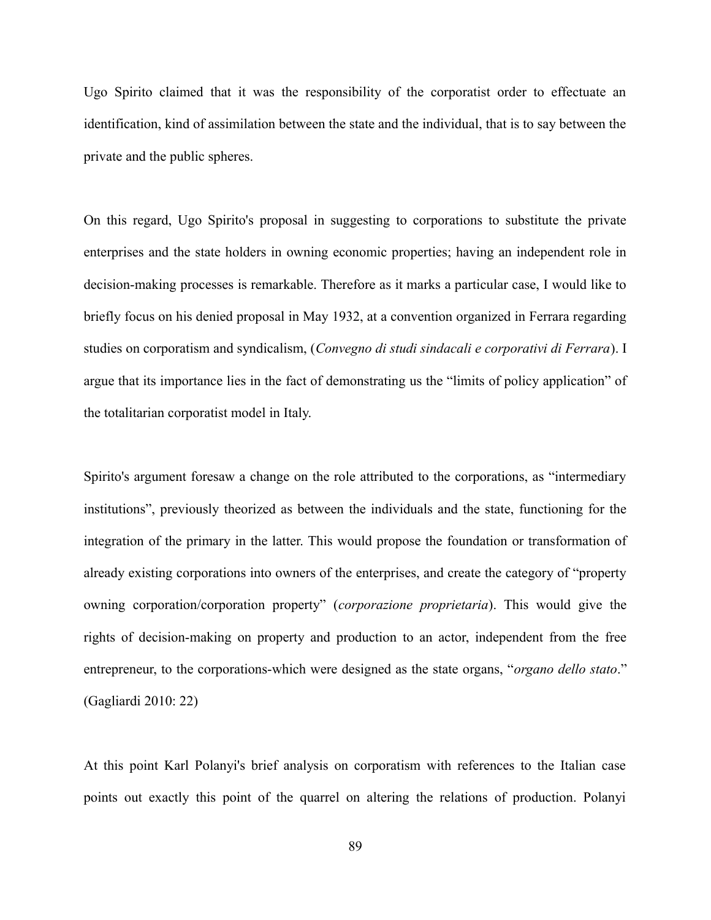Ugo Spirito claimed that it was the responsibility of the corporatist order to effectuate an identification, kind of assimilation between the state and the individual, that is to say between the private and the public spheres.

On this regard, Ugo Spirito's proposal in suggesting to corporations to substitute the private enterprises and the state holders in owning economic properties; having an independent role in decision-making processes is remarkable. Therefore as it marks a particular case, I would like to briefly focus on his denied proposal in May 1932, at a convention organized in Ferrara regarding studies on corporatism and syndicalism, (*Convegno di studi sindacali e corporativi di Ferrara*). I argue that its importance lies in the fact of demonstrating us the "limits of policy application" of the totalitarian corporatist model in Italy.

Spirito's argument foresaw a change on the role attributed to the corporations, as "intermediary institutions", previously theorized as between the individuals and the state, functioning for the integration of the primary in the latter. This would propose the foundation or transformation of already existing corporations into owners of the enterprises, and create the category of "property owning corporation/corporation property" (*corporazione proprietaria*). This would give the rights of decision-making on property and production to an actor, independent from the free entrepreneur, to the corporations-which were designed as the state organs, "*organo dello stato*." (Gagliardi 2010: 22)

At this point Karl Polanyi's brief analysis on corporatism with references to the Italian case points out exactly this point of the quarrel on altering the relations of production. Polanyi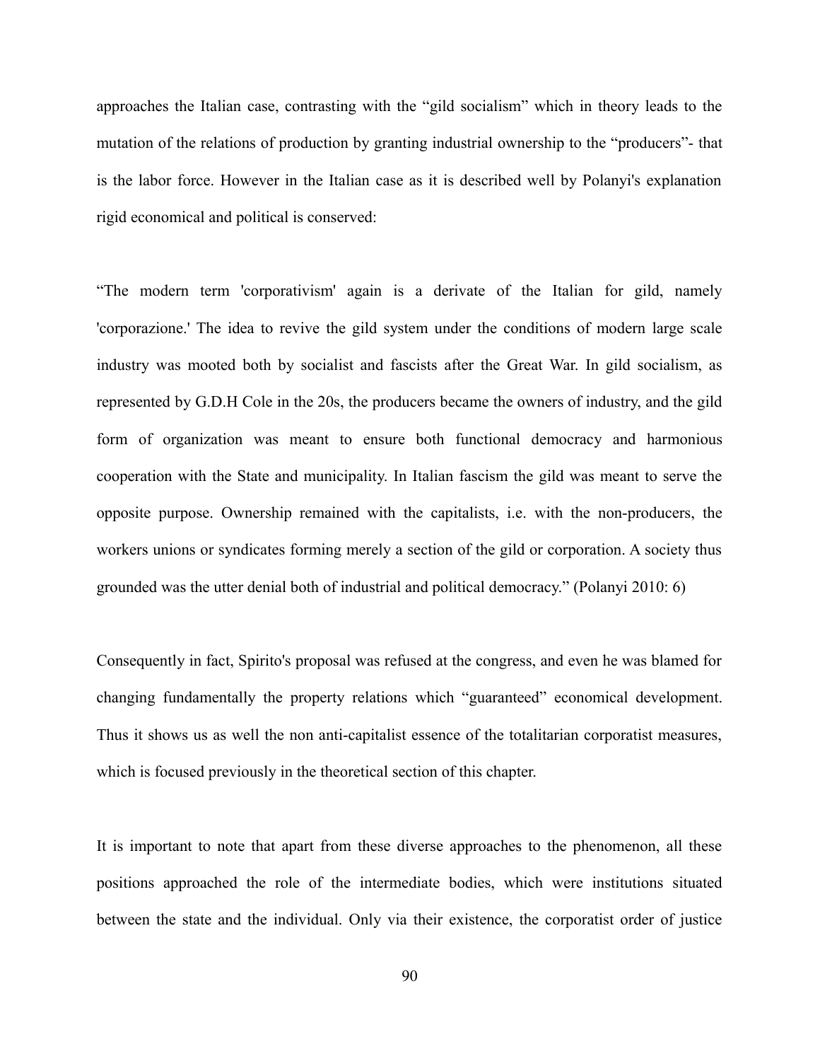approaches the Italian case, contrasting with the "gild socialism" which in theory leads to the mutation of the relations of production by granting industrial ownership to the "producers"- that is the labor force. However in the Italian case as it is described well by Polanyi's explanation rigid economical and political is conserved:

"The modern term 'corporativism' again is a derivate of the Italian for gild, namely 'corporazione.' The idea to revive the gild system under the conditions of modern large scale industry was mooted both by socialist and fascists after the Great War. In gild socialism, as represented by G.D.H Cole in the 20s, the producers became the owners of industry, and the gild form of organization was meant to ensure both functional democracy and harmonious cooperation with the State and municipality. In Italian fascism the gild was meant to serve the opposite purpose. Ownership remained with the capitalists, i.e. with the non-producers, the workers unions or syndicates forming merely a section of the gild or corporation. A society thus grounded was the utter denial both of industrial and political democracy." (Polanyi 2010: 6)

Consequently in fact, Spirito's proposal was refused at the congress, and even he was blamed for changing fundamentally the property relations which "guaranteed" economical development. Thus it shows us as well the non anti-capitalist essence of the totalitarian corporatist measures, which is focused previously in the theoretical section of this chapter.

It is important to note that apart from these diverse approaches to the phenomenon, all these positions approached the role of the intermediate bodies, which were institutions situated between the state and the individual. Only via their existence, the corporatist order of justice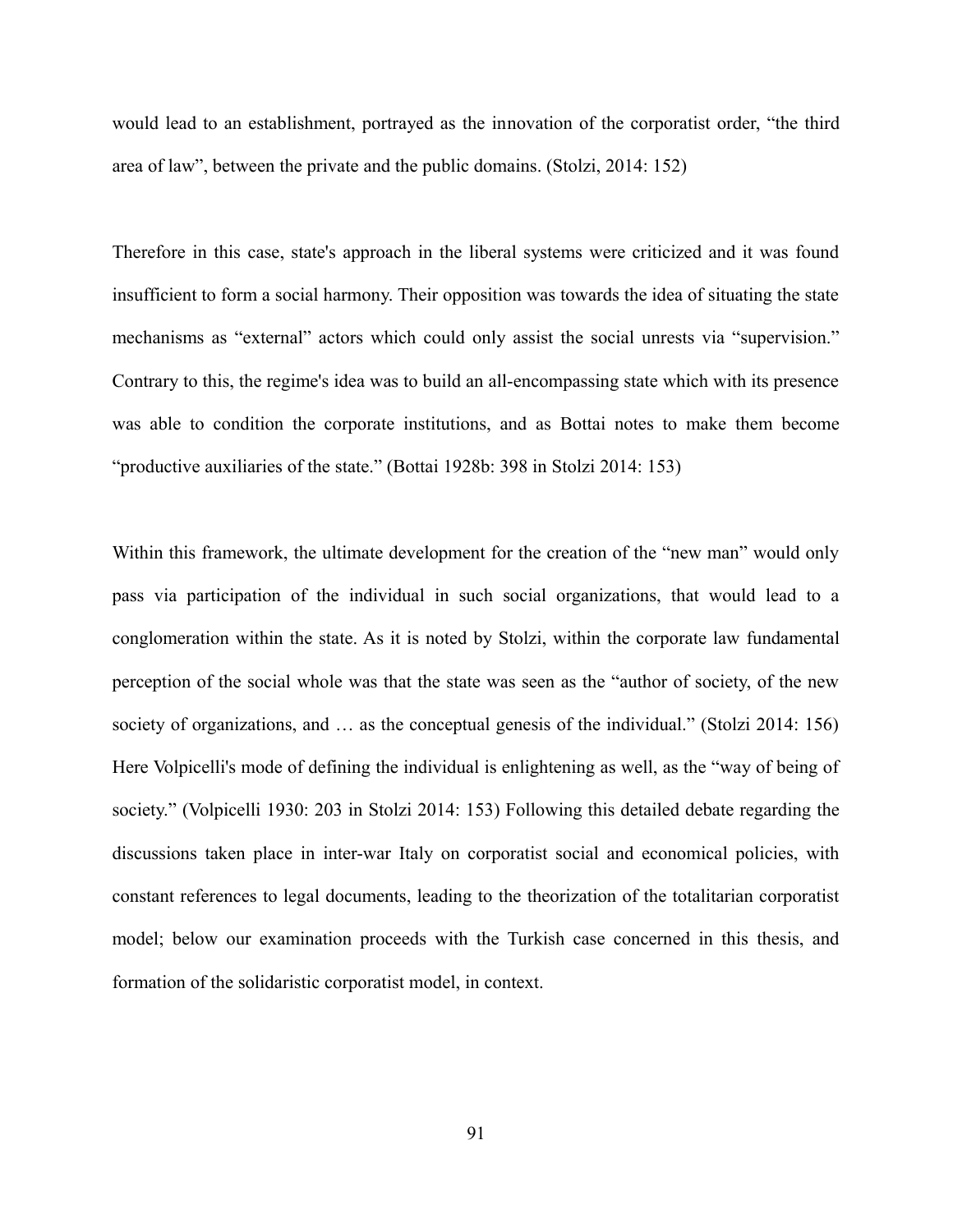would lead to an establishment, portrayed as the innovation of the corporatist order, "the third area of law", between the private and the public domains. (Stolzi, 2014: 152)

Therefore in this case, state's approach in the liberal systems were criticized and it was found insufficient to form a social harmony. Their opposition was towards the idea of situating the state mechanisms as "external" actors which could only assist the social unrests via "supervision." Contrary to this, the regime's idea was to build an all-encompassing state which with its presence was able to condition the corporate institutions, and as Bottai notes to make them become "productive auxiliaries of the state." (Bottai 1928b: 398 in Stolzi 2014: 153)

Within this framework, the ultimate development for the creation of the "new man" would only pass via participation of the individual in such social organizations, that would lead to a conglomeration within the state. As it is noted by Stolzi, within the corporate law fundamental perception of the social whole was that the state was seen as the "author of society, of the new society of organizations, and … as the conceptual genesis of the individual." (Stolzi 2014: 156) Here Volpicelli's mode of defining the individual is enlightening as well, as the "way of being of society." (Volpicelli 1930: 203 in Stolzi 2014: 153) Following this detailed debate regarding the discussions taken place in inter-war Italy on corporatist social and economical policies, with constant references to legal documents, leading to the theorization of the totalitarian corporatist model; below our examination proceeds with the Turkish case concerned in this thesis, and formation of the solidaristic corporatist model, in context.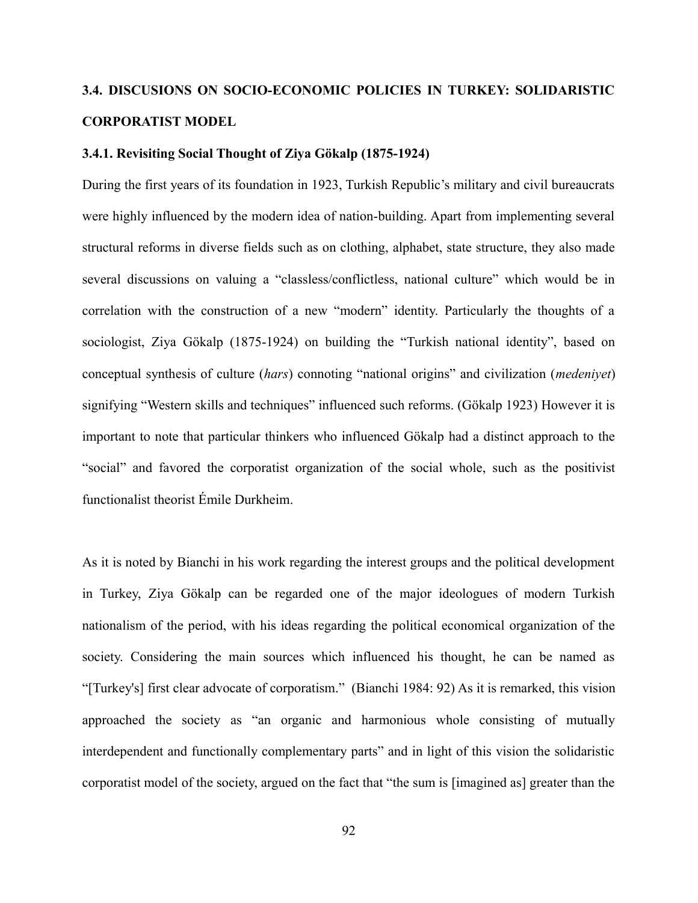## 3.4. DISCUSIONS ON SOCIO-ECONOMIC POLICIES IN TURKEY: SOLIDARISTIC CORPORATIST MODEL

### 3.4.1. Revisiting Social Thought of Ziya Gökalp (1875-1924)

During the first years of its foundation in 1923, Turkish Republic's military and civil bureaucrats were highly influenced by the modern idea of nation-building. Apart from implementing several structural reforms in diverse fields such as on clothing, alphabet, state structure, they also made several discussions on valuing a "classless/conflictless, national culture" which would be in correlation with the construction of a new "modern" identity. Particularly the thoughts of a sociologist, Ziya Gökalp (1875-1924) on building the "Turkish national identity", based on conceptual synthesis of culture (*hars*) connoting "national origins" and civilization (*medeniyet*) signifying "Western skills and techniques" influenced such reforms. (Gökalp 1923) However it is important to note that particular thinkers who influenced Gökalp had a distinct approach to the "social" and favored the corporatist organization of the social whole, such as the positivist functionalist theorist Émile Durkheim.

As it is noted by Bianchi in his work regarding the interest groups and the political development in Turkey, Ziya Gökalp can be regarded one of the major ideologues of modern Turkish nationalism of the period, with his ideas regarding the political economical organization of the society. Considering the main sources which influenced his thought, he can be named as "[Turkey's] first clear advocate of corporatism." (Bianchi 1984: 92) As it is remarked, this vision approached the society as "an organic and harmonious whole consisting of mutually interdependent and functionally complementary parts" and in light of this vision the solidaristic corporatist model of the society, argued on the fact that "the sum is [imagined as] greater than the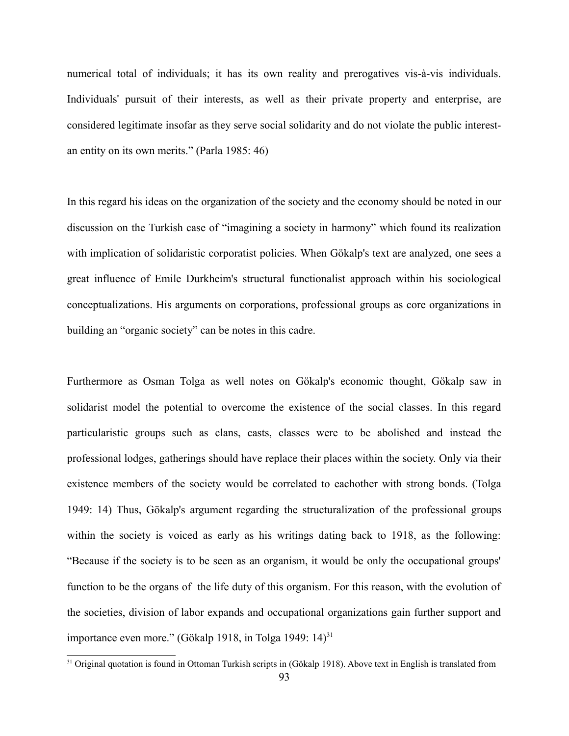numerical total of individuals; it has its own reality and prerogatives vis-à-vis individuals. Individuals' pursuit of their interests, as well as their private property and enterprise, are considered legitimate insofar as they serve social solidarity and do not violate the public interest-an entity on its own merits." (Parla 1985: 46)

In this regard his ideas on the organization of the society and the economy should be noted in our discussion on the Turkish case of "imagining a society in harmony" which found its realization with implication of solidaristic corporatist policies. When Gökalp's text are analyzed, one sees a great influence of Emile Durkheim's structural functionalist approach within his sociological conceptualizations. His arguments on corporations, professional groups as core organizations in building an "organic society" can be notes in this cadre.

Furthermore as Osman Tolga as well notes on Gökalp's economic thought, Gökalp saw in solidarist model the potential to overcome the existence of the social classes. In this regard particularistic groups such as clans, casts, classes were to be abolished and instead the professional lodges, gatherings should have replace their places within the society. Only via their existence members of the society would be correlated to eachother with strong bonds. (Tolga 1949: 14) Thus, Gökalp's argument regarding the structuralization of the professional groups within the society is voiced as early as his writings dating back to 1918, as the following: "Because if the society is to be seen as an organism, it would be only the occupational groups' function to be the organs of the life duty of this organism. For this reason, with the evolution of the societies, division of labor expands and occupational organizations gain further support and importance even more." (Gökalp 1918, in Tolga 1949: 14)[31]

[31] Original quotation is found in Ottoman Turkish scripts in (Gökalp 1918). Above text in English is translated from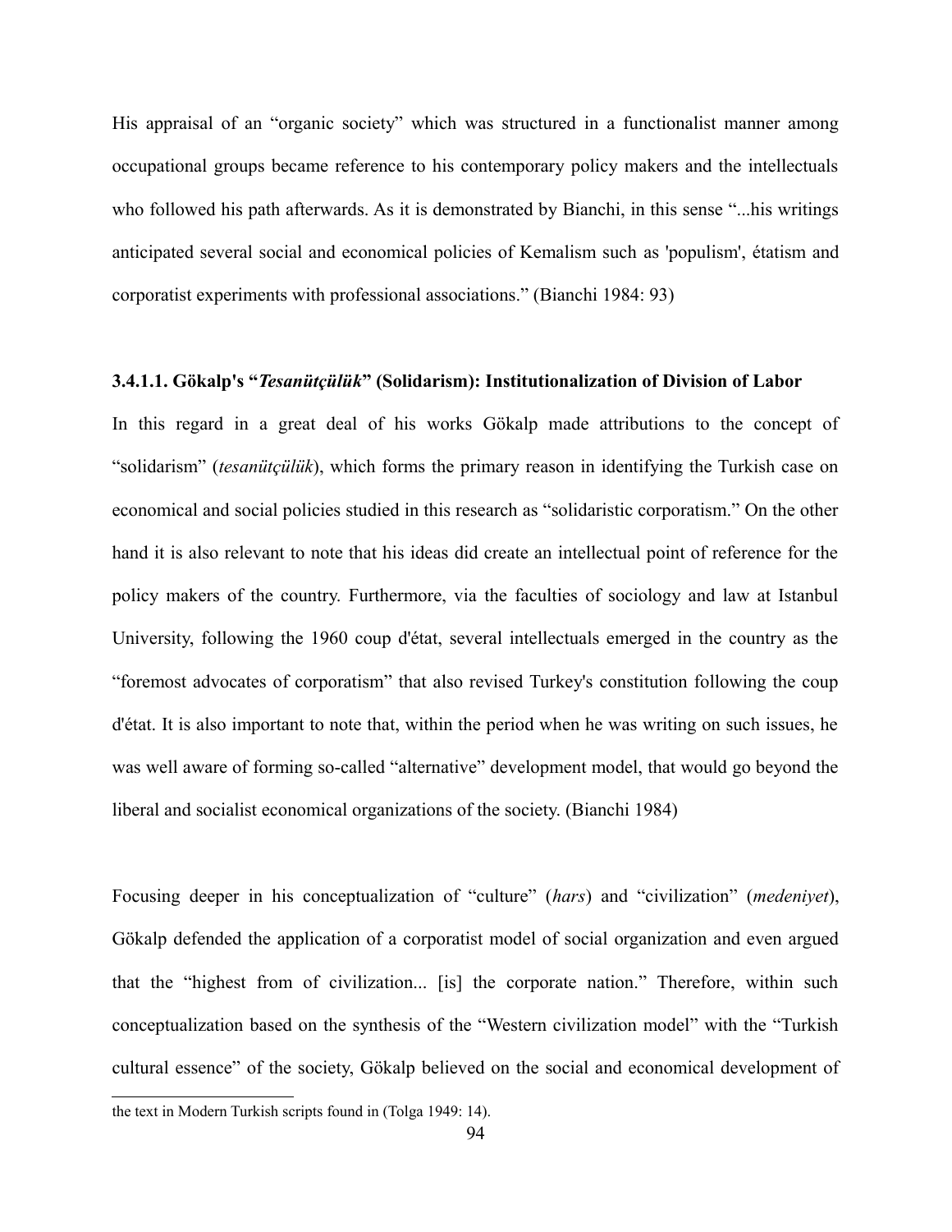His appraisal of an "organic society" which was structured in a functionalist manner among occupational groups became reference to his contemporary policy makers and the intellectuals who followed his path afterwards. As it is demonstrated by Bianchi, in this sense "...his writings anticipated several social and economical policies of Kemalism such as 'populism', étatism and corporatist experiments with professional associations." (Bianchi 1984: 93)

#### 3.4.1.1. Gökalp's "*Tesanütçülük*" (Solidarism): Institutionalization of Division of Labor

In this regard in a great deal of his works Gökalp made attributions to the concept of "solidarism" (*tesanütçülük*), which forms the primary reason in identifying the Turkish case on economical and social policies studied in this research as "solidaristic corporatism." On the other hand it is also relevant to note that his ideas did create an intellectual point of reference for the policy makers of the country. Furthermore, via the faculties of sociology and law at Istanbul University, following the 1960 coup d'état, several intellectuals emerged in the country as the "foremost advocates of corporatism" that also revised Turkey's constitution following the coup d'état. It is also important to note that, within the period when he was writing on such issues, he was well aware of forming so-called "alternative" development model, that would go beyond the liberal and socialist economical organizations of the society. (Bianchi 1984)

Focusing deeper in his conceptualization of "culture" (*hars*) and "civilization" (*medeniyet*), Gökalp defended the application of a corporatist model of social organization and even argued that the "highest from of civilization... [is] the corporate nation." Therefore, within such conceptualization based on the synthesis of the "Western civilization model" with the "Turkish cultural essence" of the society, Gökalp believed on the social and economical development of

---

the text in Modern Turkish scripts found in (Tolga 1949: 14).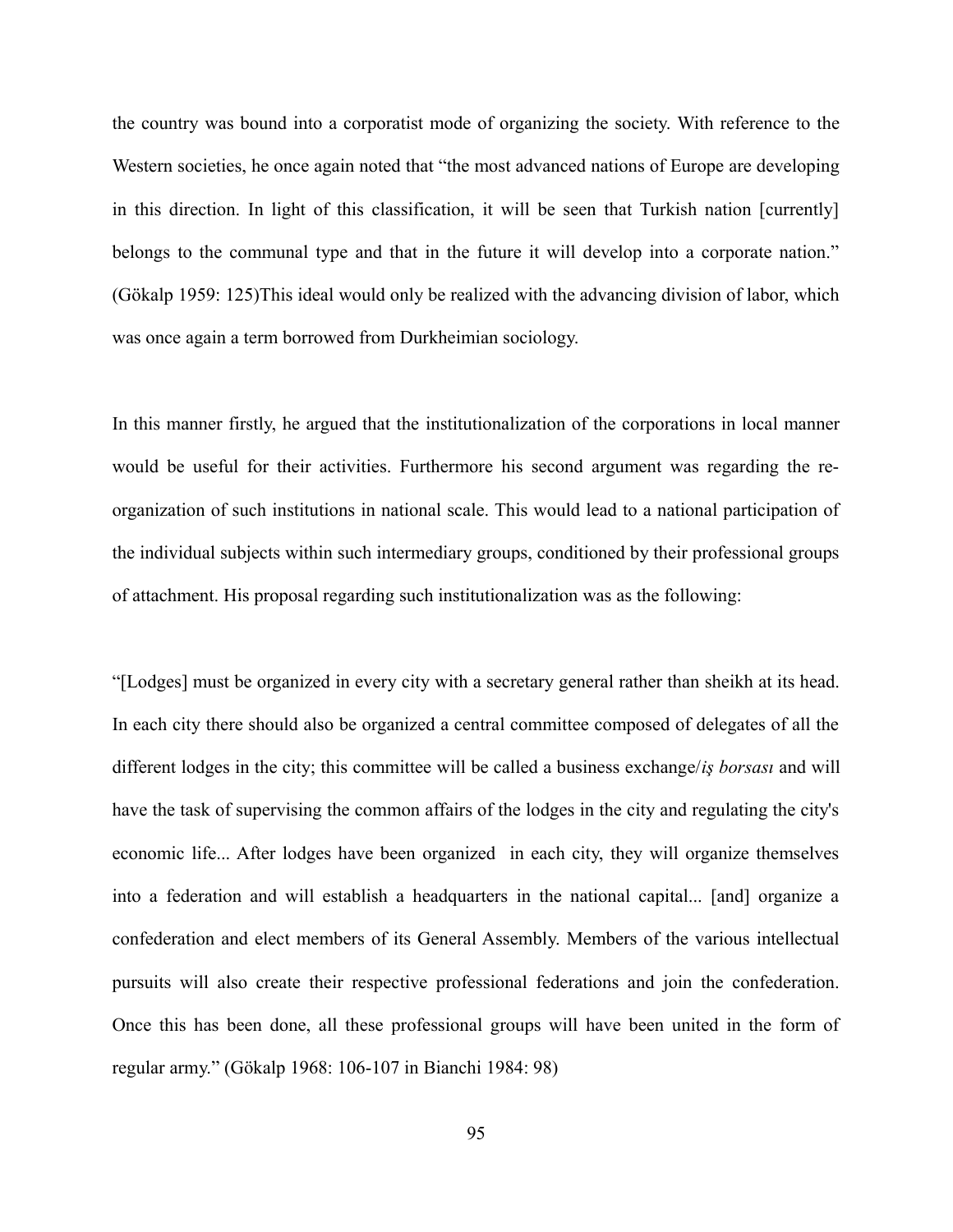the country was bound into a corporatist mode of organizing the society. With reference to the Western societies, he once again noted that "the most advanced nations of Europe are developing in this direction. In light of this classification, it will be seen that Turkish nation [currently] belongs to the communal type and that in the future it will develop into a corporate nation." (Gökalp 1959: 125)This ideal would only be realized with the advancing division of labor, which was once again a term borrowed from Durkheimian sociology.

In this manner firstly, he argued that the institutionalization of the corporations in local manner would be useful for their activities. Furthermore his second argument was regarding the re-organization of such institutions in national scale. This would lead to a national participation of the individual subjects within such intermediary groups, conditioned by their professional groups of attachment. His proposal regarding such institutionalization was as the following:

"[Lodges] must be organized in every city with a secretary general rather than sheikh at its head. In each city there should also be organized a central committee composed of delegates of all the different lodges in the city; this committee will be called a business exchange/*iş borsası* and will have the task of supervising the common affairs of the lodges in the city and regulating the city's economic life... After lodges have been organized in each city, they will organize themselves into a federation and will establish a headquarters in the national capital... [and] organize a confederation and elect members of its General Assembly. Members of the various intellectual pursuits will also create their respective professional federations and join the confederation. Once this has been done, all these professional groups will have been united in the form of regular army." (Gökalp 1968: 106-107 in Bianchi 1984: 98)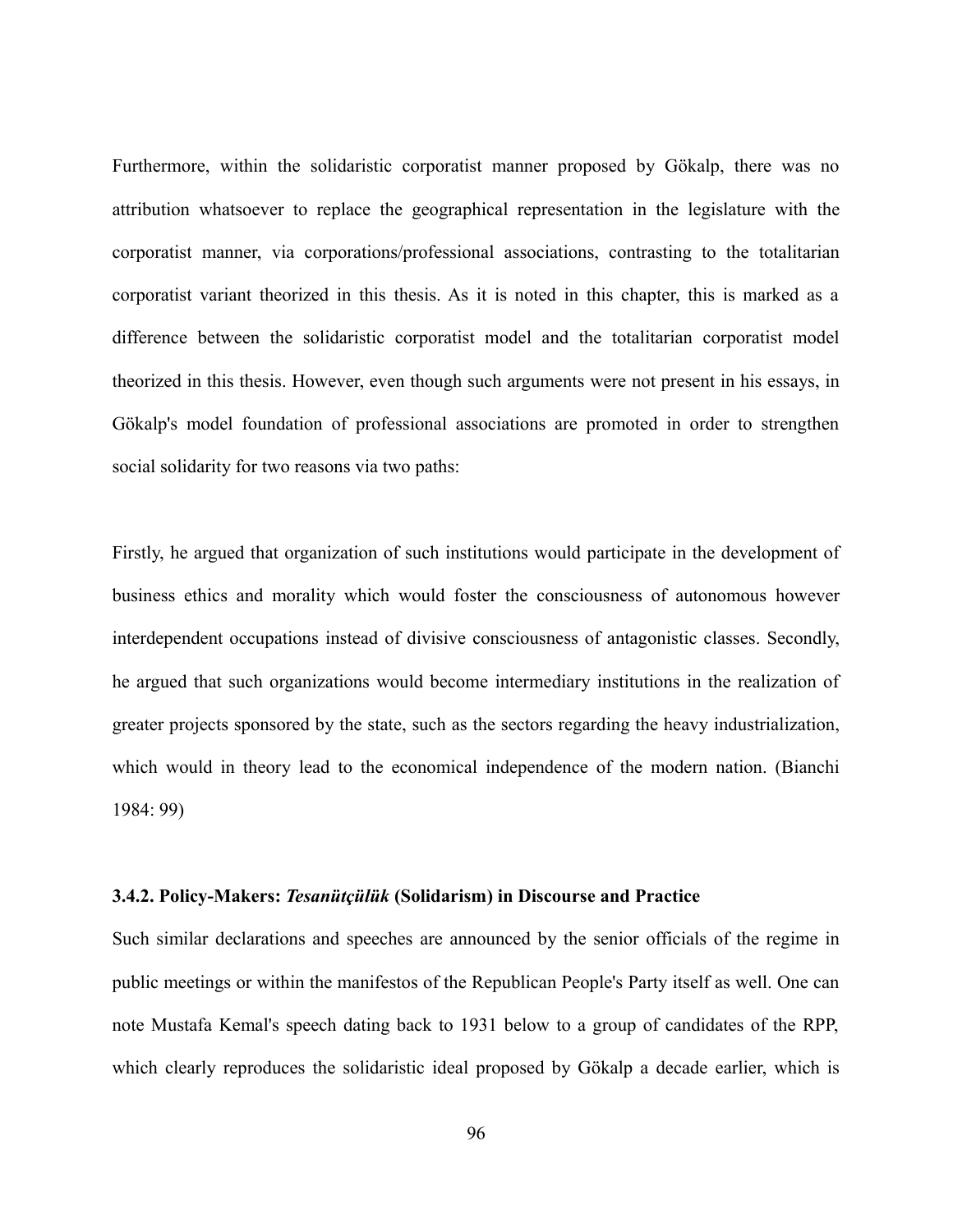Furthermore, within the solidaristic corporatist manner proposed by Gökalp, there was no attribution whatsoever to replace the geographical representation in the legislature with the corporatist manner, via corporations/professional associations, contrasting to the totalitarian corporatist variant theorized in this thesis. As it is noted in this chapter, this is marked as a difference between the solidaristic corporatist model and the totalitarian corporatist model theorized in this thesis. However, even though such arguments were not present in his essays, in Gökalp's model foundation of professional associations are promoted in order to strengthen social solidarity for two reasons via two paths:

Firstly, he argued that organization of such institutions would participate in the development of business ethics and morality which would foster the consciousness of autonomous however interdependent occupations instead of divisive consciousness of antagonistic classes. Secondly, he argued that such organizations would become intermediary institutions in the realization of greater projects sponsored by the state, such as the sectors regarding the heavy industrialization, which would in theory lead to the economical independence of the modern nation. (Bianchi 1984: 99)

### 3.4.2. Policy-Makers: *Tesanütçülük* (Solidarism) in Discourse and Practice

Such similar declarations and speeches are announced by the senior officials of the regime in public meetings or within the manifestos of the Republican People's Party itself as well. One can note Mustafa Kemal's speech dating back to 1931 below to a group of candidates of the RPP, which clearly reproduces the solidaristic ideal proposed by Gökalp a decade earlier, which is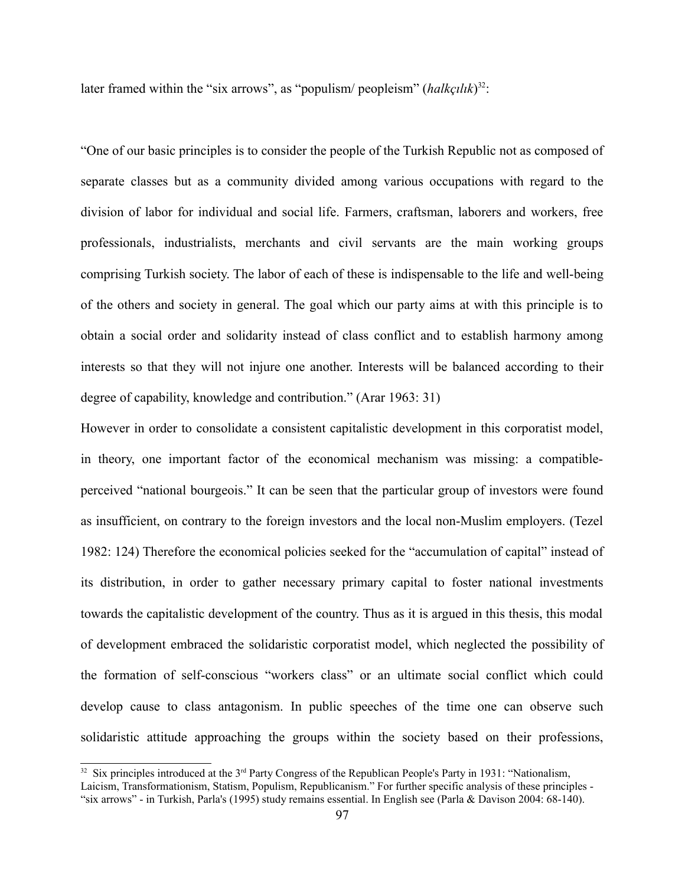later framed within the "six arrows", as "populism/ peopleism" (*halkçılık*)[32]:

"One of our basic principles is to consider the people of the Turkish Republic not as composed of separate classes but as a community divided among various occupations with regard to the division of labor for individual and social life. Farmers, craftsman, laborers and workers, free professionals, industrialists, merchants and civil servants are the main working groups comprising Turkish society. The labor of each of these is indispensable to the life and well-being of the others and society in general. The goal which our party aims at with this principle is to obtain a social order and solidarity instead of class conflict and to establish harmony among interests so that they will not injure one another. Interests will be balanced according to their degree of capability, knowledge and contribution." (Arar 1963: 31)

However in order to consolidate a consistent capitalistic development in this corporatist model, in theory, one important factor of the economical mechanism was missing: a compatible-perceived "national bourgeois." It can be seen that the particular group of investors were found as insufficient, on contrary to the foreign investors and the local non-Muslim employers. (Tezel 1982: 124) Therefore the economical policies seeked for the "accumulation of capital" instead of its distribution, in order to gather necessary primary capital to foster national investments towards the capitalistic development of the country. Thus as it is argued in this thesis, this modal of development embraced the solidaristic corporatist model, which neglected the possibility of the formation of self-conscious "workers class" or an ultimate social conflict which could develop cause to class antagonism. In public speeches of the time one can observe such solidaristic attitude approaching the groups within the society based on their professions,

[32] Six principles introduced at the 3rd Party Congress of the Republican People's Party in 1931: "Nationalism, Laicism, Transformationism, Statism, Populism, Republicanism." For further specific analysis of these principles - "six arrows" - in Turkish, Parla's (1995) study remains essential. In English see (Parla & Davison 2004: 68-140).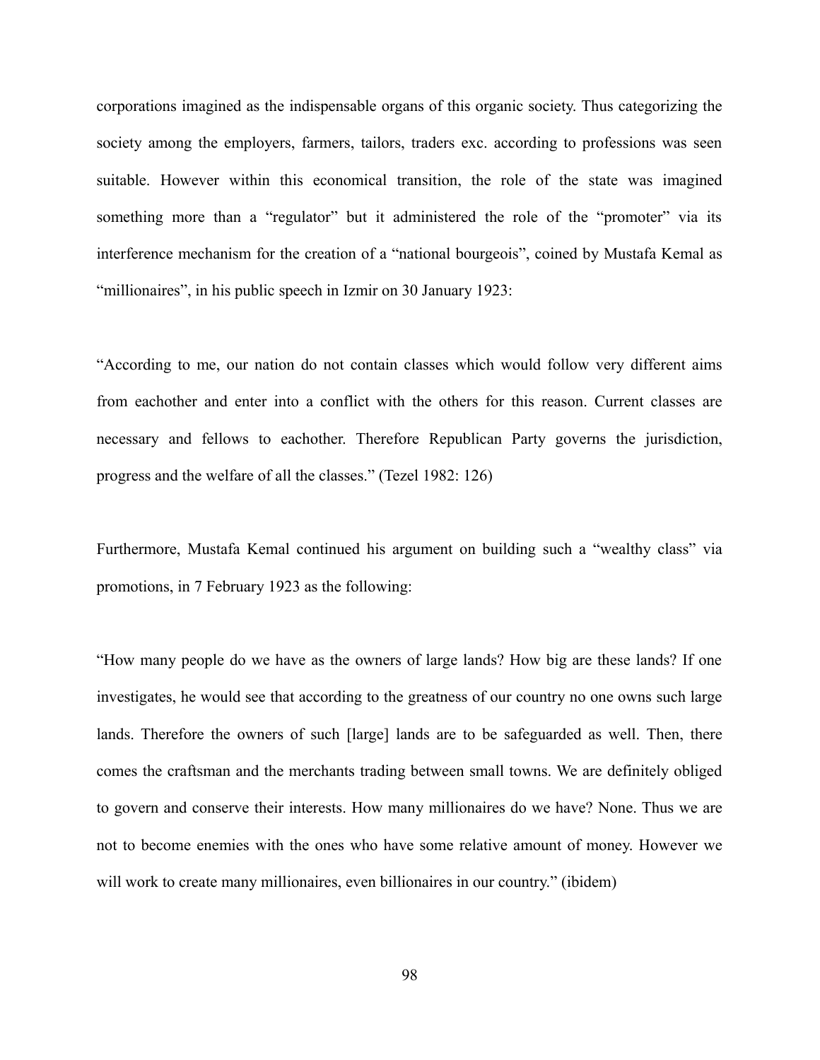corporations imagined as the indispensable organs of this organic society. Thus categorizing the society among the employers, farmers, tailors, traders exc. according to professions was seen suitable. However within this economical transition, the role of the state was imagined something more than a "regulator" but it administered the role of the "promoter" via its interference mechanism for the creation of a "national bourgeois", coined by Mustafa Kemal as "millionaires", in his public speech in Izmir on 30 January 1923:

"According to me, our nation do not contain classes which would follow very different aims from eachother and enter into a conflict with the others for this reason. Current classes are necessary and fellows to eachother. Therefore Republican Party governs the jurisdiction, progress and the welfare of all the classes." (Tezel 1982: 126)

Furthermore, Mustafa Kemal continued his argument on building such a "wealthy class" via promotions, in 7 February 1923 as the following:

"How many people do we have as the owners of large lands? How big are these lands? If one investigates, he would see that according to the greatness of our country no one owns such large lands. Therefore the owners of such [large] lands are to be safeguarded as well. Then, there comes the craftsman and the merchants trading between small towns. We are definitely obliged to govern and conserve their interests. How many millionaires do we have? None. Thus we are not to become enemies with the ones who have some relative amount of money. However we will work to create many millionaires, even billionaires in our country." (ibidem)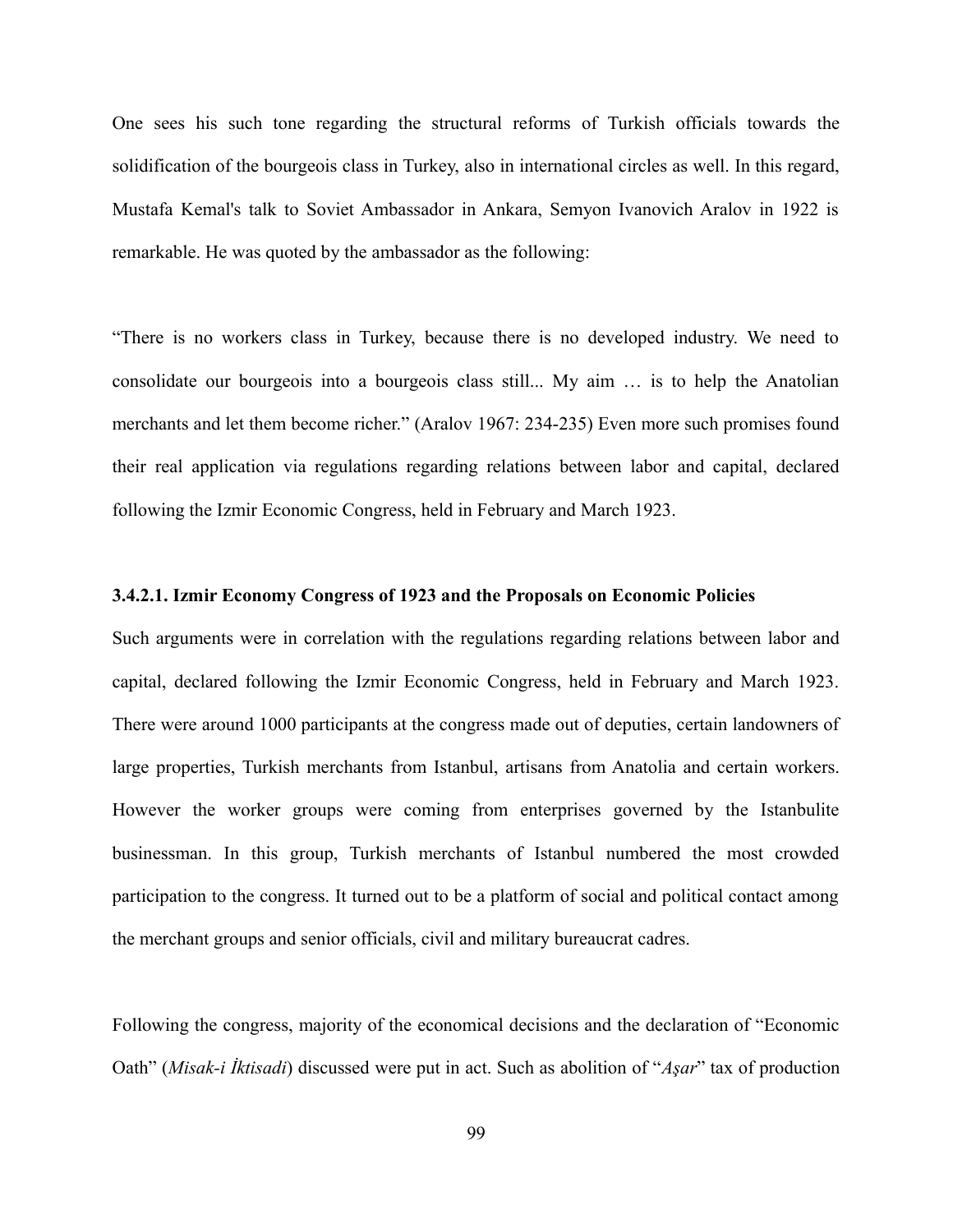One sees his such tone regarding the structural reforms of Turkish officials towards the solidification of the bourgeois class in Turkey, also in international circles as well. In this regard, Mustafa Kemal's talk to Soviet Ambassador in Ankara, Semyon Ivanovich Aralov in 1922 is remarkable. He was quoted by the ambassador as the following:

"There is no workers class in Turkey, because there is no developed industry. We need to consolidate our bourgeois into a bourgeois class still... My aim … is to help the Anatolian merchants and let them become richer." (Aralov 1967: 234-235) Even more such promises found their real application via regulations regarding relations between labor and capital, declared following the Izmir Economic Congress, held in February and March 1923.

#### 3.4.2.1. Izmir Economy Congress of 1923 and the Proposals on Economic Policies

Such arguments were in correlation with the regulations regarding relations between labor and capital, declared following the Izmir Economic Congress, held in February and March 1923. There were around 1000 participants at the congress made out of deputies, certain landowners of large properties, Turkish merchants from Istanbul, artisans from Anatolia and certain workers. However the worker groups were coming from enterprises governed by the Istanbulite businessman. In this group, Turkish merchants of Istanbul numbered the most crowded participation to the congress. It turned out to be a platform of social and political contact among the merchant groups and senior officials, civil and military bureaucrat cadres.

Following the congress, majority of the economical decisions and the declaration of "Economic Oath" (*Misak-i İktisadi*) discussed were put in act. Such as abolition of "*Aşar*" tax of production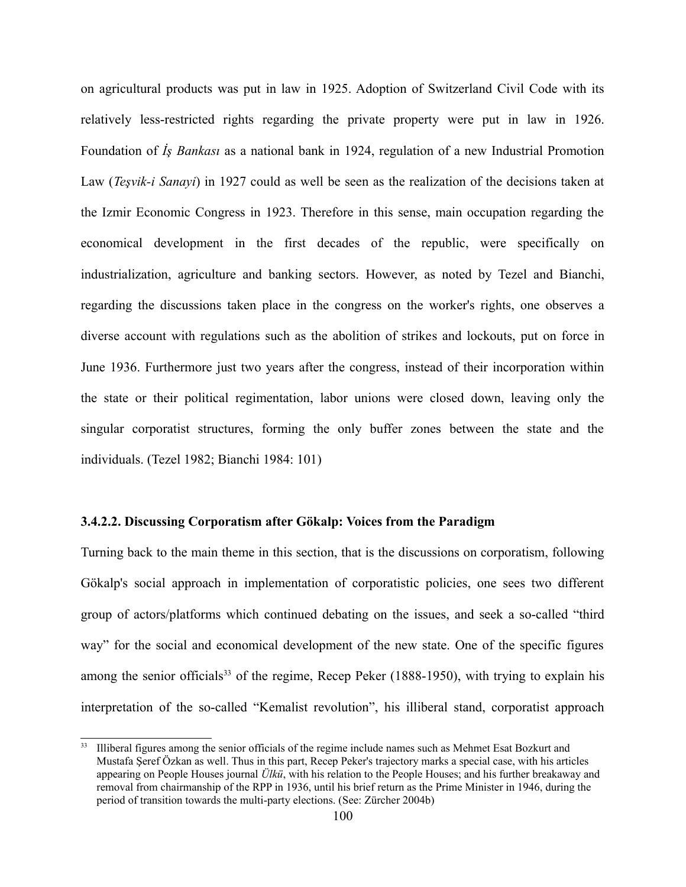on agricultural products was put in law in 1925. Adoption of Switzerland Civil Code with its relatively less-restricted rights regarding the private property were put in law in 1926. Foundation of *İş Bankası* as a national bank in 1924, regulation of a new Industrial Promotion Law (*Teşvik-i Sanayi*) in 1927 could as well be seen as the realization of the decisions taken at the Izmir Economic Congress in 1923. Therefore in this sense, main occupation regarding the economical development in the first decades of the republic, were specifically on industrialization, agriculture and banking sectors. However, as noted by Tezel and Bianchi, regarding the discussions taken place in the congress on the worker's rights, one observes a diverse account with regulations such as the abolition of strikes and lockouts, put on force in June 1936. Furthermore just two years after the congress, instead of their incorporation within the state or their political regimentation, labor unions were closed down, leaving only the singular corporatist structures, forming the only buffer zones between the state and the individuals. (Tezel 1982; Bianchi 1984: 101)

#### 3.4.2.2. Discussing Corporatism after Gökalp: Voices from the Paradigm

Turning back to the main theme in this section, that is the discussions on corporatism, following Gökalp's social approach in implementation of corporatistic policies, one sees two different group of actors/platforms which continued debating on the issues, and seek a so-called "third way" for the social and economical development of the new state. One of the specific figures among the senior officials[33] of the regime, Recep Peker (1888-1950), with trying to explain his interpretation of the so-called "Kemalist revolution", his illiberal stand, corporatist approach

[33] Illiberal figures among the senior officials of the regime include names such as Mehmet Esat Bozkurt and Mustafa Şeref Özkan as well. Thus in this part, Recep Peker's trajectory marks a special case, with his articles appearing on People Houses journal *Ülkü*, with his relation to the People Houses; and his further breakaway and removal from chairmanship of the RPP in 1936, until his brief return as the Prime Minister in 1946, during the period of transition towards the multi-party elections. (See: Zürcher 2004b)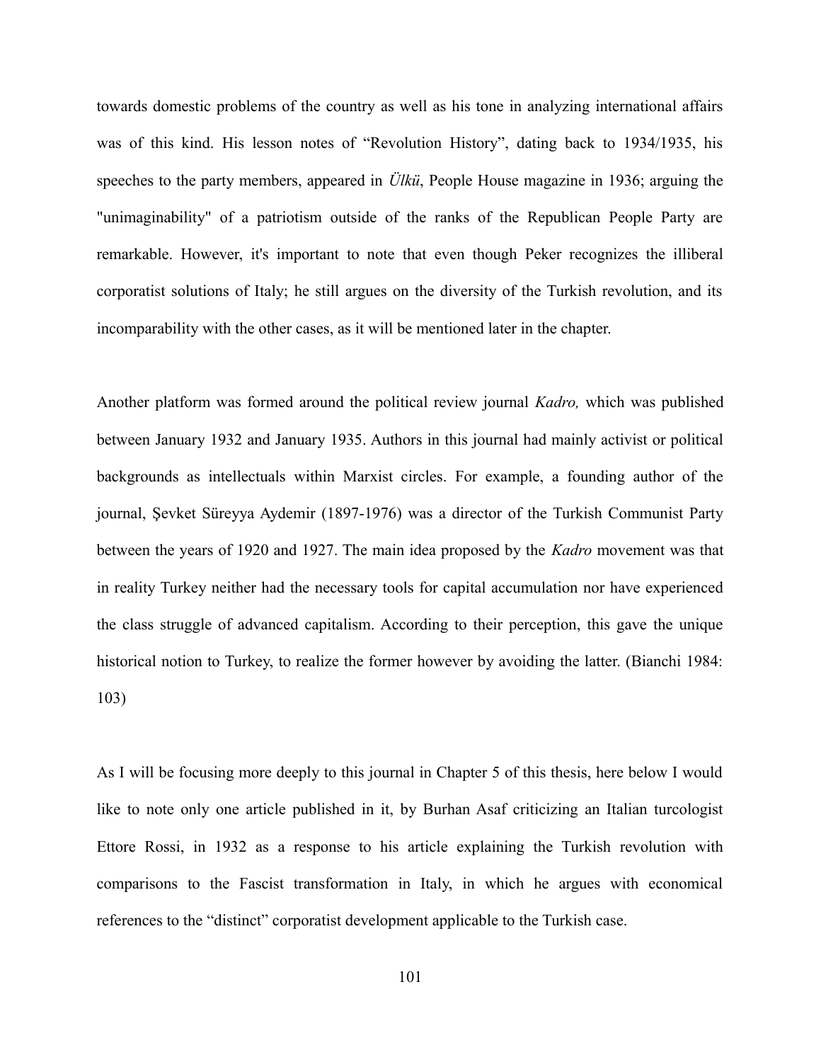towards domestic problems of the country as well as his tone in analyzing international affairs was of this kind. His lesson notes of "Revolution History", dating back to 1934/1935, his speeches to the party members, appeared in *Ülkü*, People House magazine in 1936; arguing the "unimaginability" of a patriotism outside of the ranks of the Republican People Party are remarkable. However, it's important to note that even though Peker recognizes the illiberal corporatist solutions of Italy; he still argues on the diversity of the Turkish revolution, and its incomparability with the other cases, as it will be mentioned later in the chapter.

Another platform was formed around the political review journal *Kadro,* which was published between January 1932 and January 1935. Authors in this journal had mainly activist or political backgrounds as intellectuals within Marxist circles. For example, a founding author of the journal, Şevket Süreyya Aydemir (1897-1976) was a director of the Turkish Communist Party between the years of 1920 and 1927. The main idea proposed by the *Kadro* movement was that in reality Turkey neither had the necessary tools for capital accumulation nor have experienced the class struggle of advanced capitalism. According to their perception, this gave the unique historical notion to Turkey, to realize the former however by avoiding the latter. (Bianchi 1984: 103)

As I will be focusing more deeply to this journal in Chapter 5 of this thesis, here below I would like to note only one article published in it, by Burhan Asaf criticizing an Italian turcologist Ettore Rossi, in 1932 as a response to his article explaining the Turkish revolution with comparisons to the Fascist transformation in Italy, in which he argues with economical references to the "distinct" corporatist development applicable to the Turkish case.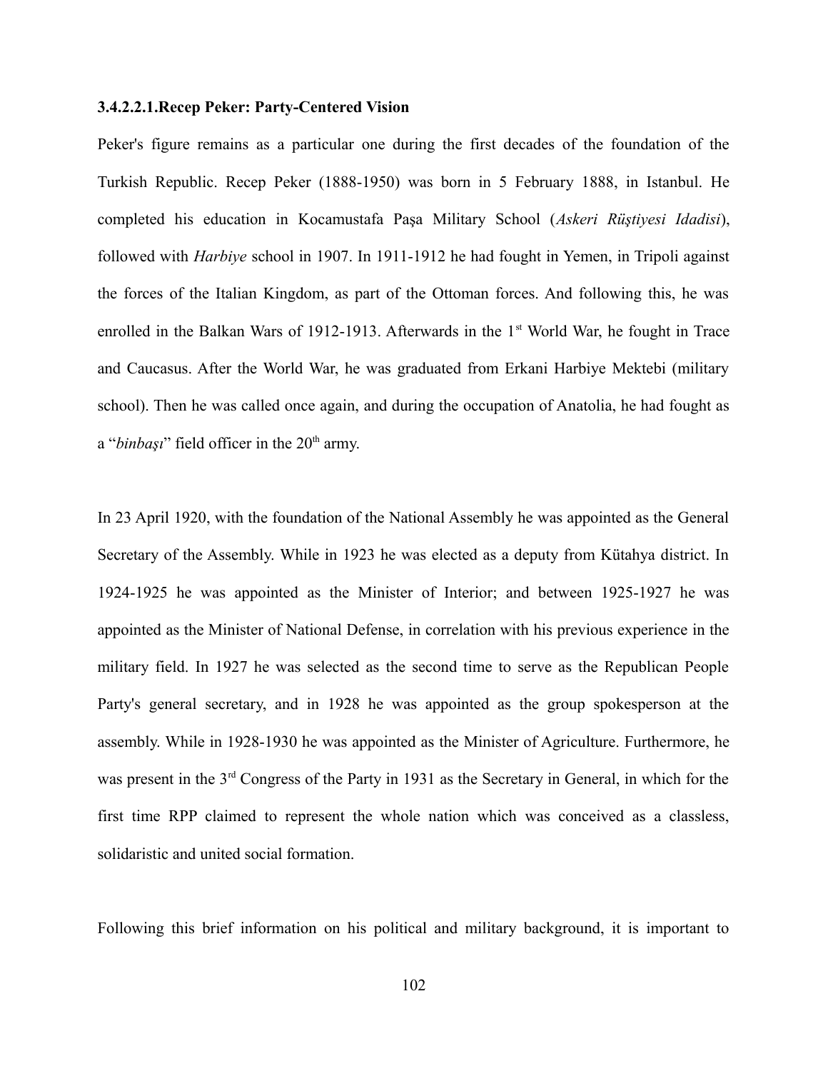#### 3.4.2.2.1.Recep Peker: Party-Centered Vision

Peker's figure remains as a particular one during the first decades of the foundation of the Turkish Republic. Recep Peker (1888-1950) was born in 5 February 1888, in Istanbul. He completed his education in Kocamustafa Paşa Military School (*Askeri Rüştiyesi Idadisi*), followed with *Harbiye* school in 1907. In 1911-1912 he had fought in Yemen, in Tripoli against the forces of the Italian Kingdom, as part of the Ottoman forces. And following this, he was enrolled in the Balkan Wars of 1912-1913. Afterwards in the 1st World War, he fought in Trace and Caucasus. After the World War, he was graduated from Erkani Harbiye Mektebi (military school). Then he was called once again, and during the occupation of Anatolia, he had fought as a "*binbaşı*" field officer in the 20th army.

In 23 April 1920, with the foundation of the National Assembly he was appointed as the General Secretary of the Assembly. While in 1923 he was elected as a deputy from Kütahya district. In 1924-1925 he was appointed as the Minister of Interior; and between 1925-1927 he was appointed as the Minister of National Defense, in correlation with his previous experience in the military field. In 1927 he was selected as the second time to serve as the Republican People Party's general secretary, and in 1928 he was appointed as the group spokesperson at the assembly. While in 1928-1930 he was appointed as the Minister of Agriculture. Furthermore, he was present in the 3rd Congress of the Party in 1931 as the Secretary in General, in which for the first time RPP claimed to represent the whole nation which was conceived as a classless, solidaristic and united social formation.

Following this brief information on his political and military background, it is important to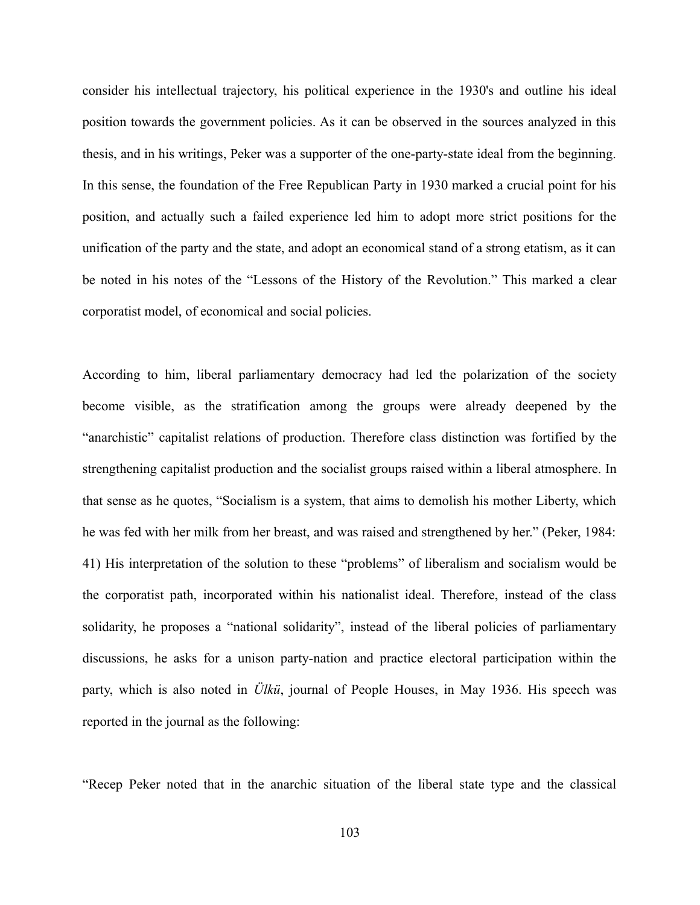consider his intellectual trajectory, his political experience in the 1930's and outline his ideal position towards the government policies. As it can be observed in the sources analyzed in this thesis, and in his writings, Peker was a supporter of the one-party-state ideal from the beginning. In this sense, the foundation of the Free Republican Party in 1930 marked a crucial point for his position, and actually such a failed experience led him to adopt more strict positions for the unification of the party and the state, and adopt an economical stand of a strong etatism, as it can be noted in his notes of the "Lessons of the History of the Revolution." This marked a clear corporatist model, of economical and social policies.

According to him, liberal parliamentary democracy had led the polarization of the society become visible, as the stratification among the groups were already deepened by the "anarchistic" capitalist relations of production. Therefore class distinction was fortified by the strengthening capitalist production and the socialist groups raised within a liberal atmosphere. In that sense as he quotes, "Socialism is a system, that aims to demolish his mother Liberty, which he was fed with her milk from her breast, and was raised and strengthened by her." (Peker, 1984: 41) His interpretation of the solution to these "problems" of liberalism and socialism would be the corporatist path, incorporated within his nationalist ideal. Therefore, instead of the class solidarity, he proposes a "national solidarity", instead of the liberal policies of parliamentary discussions, he asks for a unison party-nation and practice electoral participation within the party, which is also noted in *Ülkü*, journal of People Houses, in May 1936. His speech was reported in the journal as the following:

"Recep Peker noted that in the anarchic situation of the liberal state type and the classical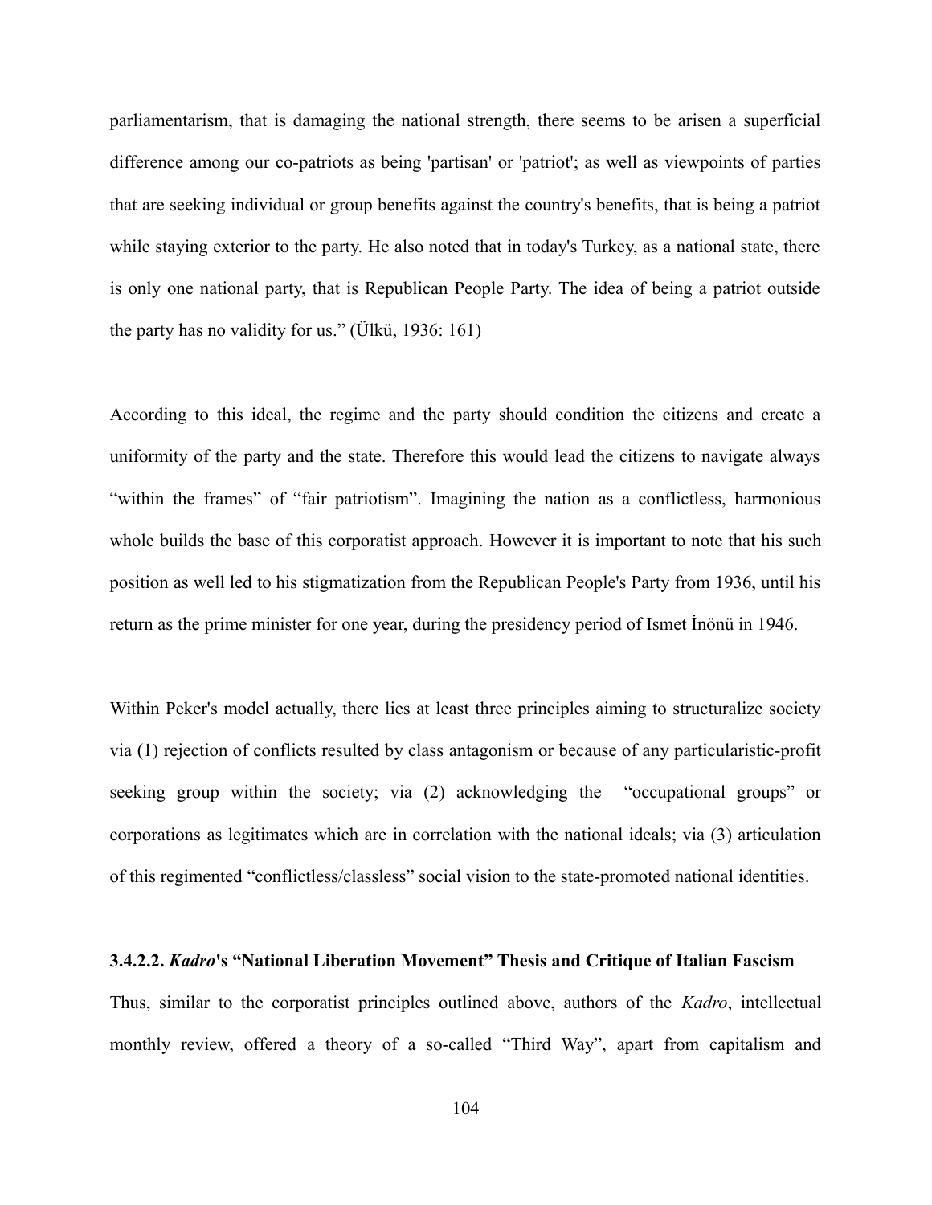parliamentarism, that is damaging the national strength, there seems to be arisen a superficial difference among our co-patriots as being 'partisan' or 'patriot'; as well as viewpoints of parties that are seeking individual or group benefits against the country's benefits, that is being a patriot while staying exterior to the party. He also noted that in today's Turkey, as a national state, there is only one national party, that is Republican People Party. The idea of being a patriot outside the party has no validity for us." (Ülkü, 1936: 161)

According to this ideal, the regime and the party should condition the citizens and create a uniformity of the party and the state. Therefore this would lead the citizens to navigate always "within the frames" of "fair patriotism". Imagining the nation as a conflictless, harmonious whole builds the base of this corporatist approach. However it is important to note that his such position as well led to his stigmatization from the Republican People's Party from 1936, until his return as the prime minister for one year, during the presidency period of Ismet İnönü in 1946.

Within Peker's model actually, there lies at least three principles aiming to structuralize society via (1) rejection of conflicts resulted by class antagonism or because of any particularistic-profit seeking group within the society; via (2) acknowledging the "occupational groups" or corporations as legitimates which are in correlation with the national ideals; via (3) articulation of this regimented "conflictless/classless" social vision to the state-promoted national identities.

#### 3.4.2.2. *Kadro*'s "National Liberation Movement" Thesis and Critique of Italian Fascism

Thus, similar to the corporatist principles outlined above, authors of the *Kadro*, intellectual monthly review, offered a theory of a so-called "Third Way", apart from capitalism and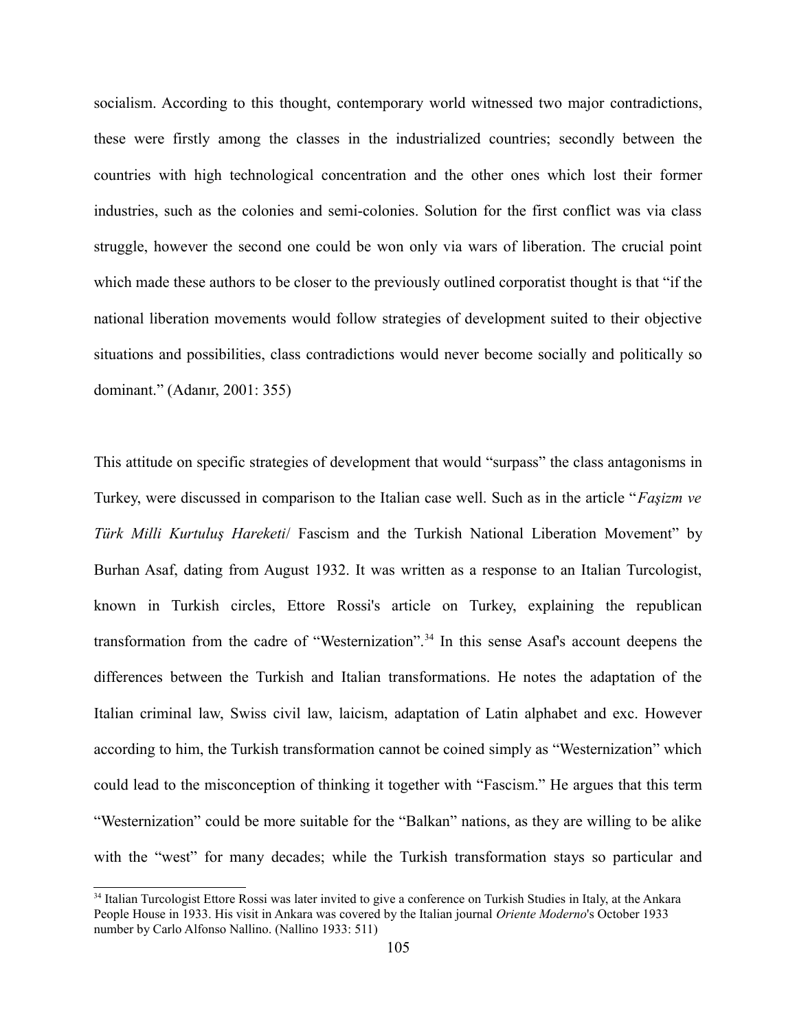socialism. According to this thought, contemporary world witnessed two major contradictions, these were firstly among the classes in the industrialized countries; secondly between the countries with high technological concentration and the other ones which lost their former industries, such as the colonies and semi-colonies. Solution for the first conflict was via class struggle, however the second one could be won only via wars of liberation. The crucial point which made these authors to be closer to the previously outlined corporatist thought is that "if the national liberation movements would follow strategies of development suited to their objective situations and possibilities, class contradictions would never become socially and politically so dominant." (Adanır, 2001: 355)

This attitude on specific strategies of development that would "surpass" the class antagonisms in Turkey, were discussed in comparison to the Italian case well. Such as in the article "*Faşizm ve Türk Milli Kurtuluş Hareketi*/ Fascism and the Turkish National Liberation Movement" by Burhan Asaf, dating from August 1932. It was written as a response to an Italian Turcologist, known in Turkish circles, Ettore Rossi's article on Turkey, explaining the republican transformation from the cadre of "Westernization".[34] In this sense Asaf's account deepens the differences between the Turkish and Italian transformations. He notes the adaptation of the Italian criminal law, Swiss civil law, laicism, adaptation of Latin alphabet and exc. However according to him, the Turkish transformation cannot be coined simply as "Westernization" which could lead to the misconception of thinking it together with "Fascism." He argues that this term "Westernization" could be more suitable for the "Balkan" nations, as they are willing to be alike with the "west" for many decades; while the Turkish transformation stays so particular and

[34] Italian Turcologist Ettore Rossi was later invited to give a conference on Turkish Studies in Italy, at the Ankara People House in 1933. His visit in Ankara was covered by the Italian journal *Oriente Moderno*'s October 1933 number by Carlo Alfonso Nallino. (Nallino 1933: 511)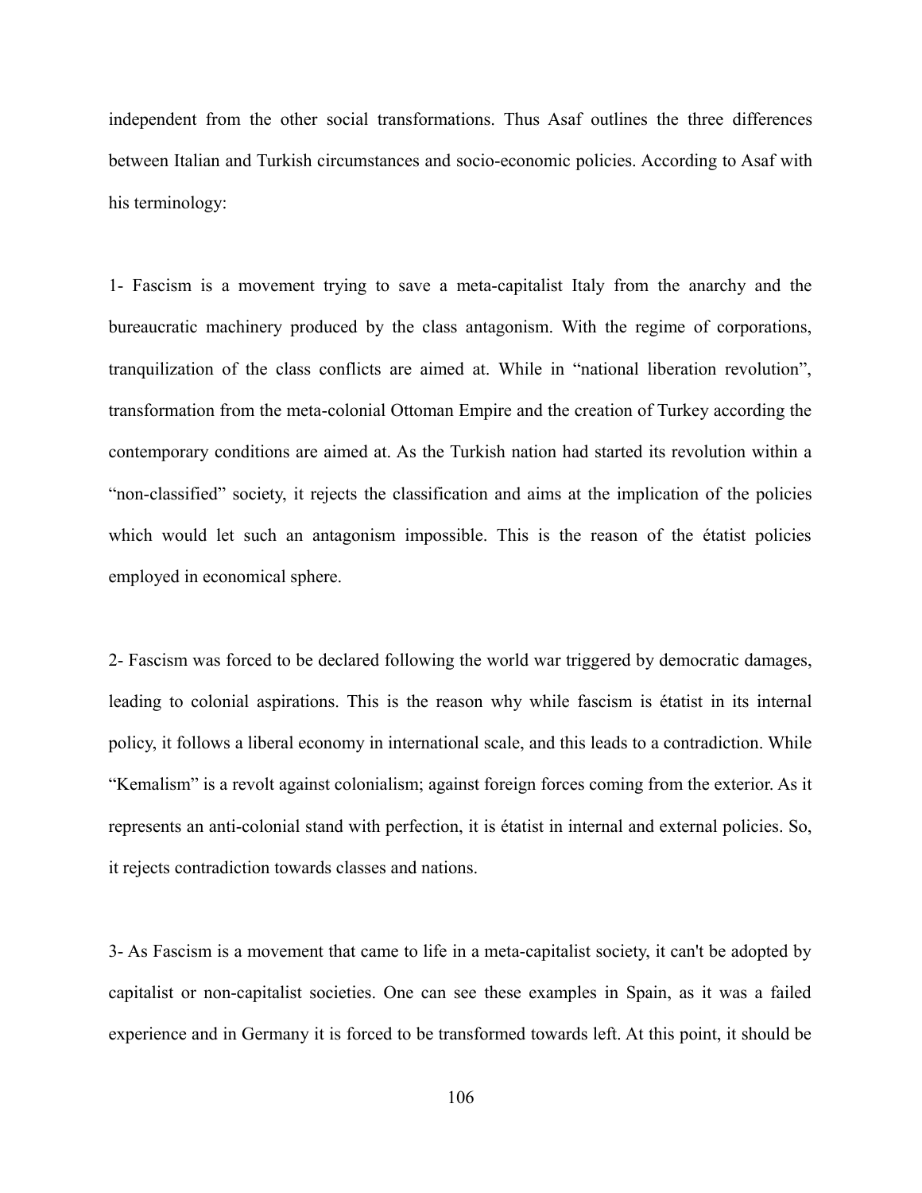independent from the other social transformations. Thus Asaf outlines the three differences between Italian and Turkish circumstances and socio-economic policies. According to Asaf with his terminology:

1- Fascism is a movement trying to save a meta-capitalist Italy from the anarchy and the bureaucratic machinery produced by the class antagonism. With the regime of corporations, tranquilization of the class conflicts are aimed at. While in "national liberation revolution", transformation from the meta-colonial Ottoman Empire and the creation of Turkey according the contemporary conditions are aimed at. As the Turkish nation had started its revolution within a "non-classified" society, it rejects the classification and aims at the implication of the policies which would let such an antagonism impossible. This is the reason of the étatist policies employed in economical sphere.

2- Fascism was forced to be declared following the world war triggered by democratic damages, leading to colonial aspirations. This is the reason why while fascism is étatist in its internal policy, it follows a liberal economy in international scale, and this leads to a contradiction. While "Kemalism" is a revolt against colonialism; against foreign forces coming from the exterior. As it represents an anti-colonial stand with perfection, it is étatist in internal and external policies. So, it rejects contradiction towards classes and nations.

3- As Fascism is a movement that came to life in a meta-capitalist society, it can't be adopted by capitalist or non-capitalist societies. One can see these examples in Spain, as it was a failed experience and in Germany it is forced to be transformed towards left. At this point, it should be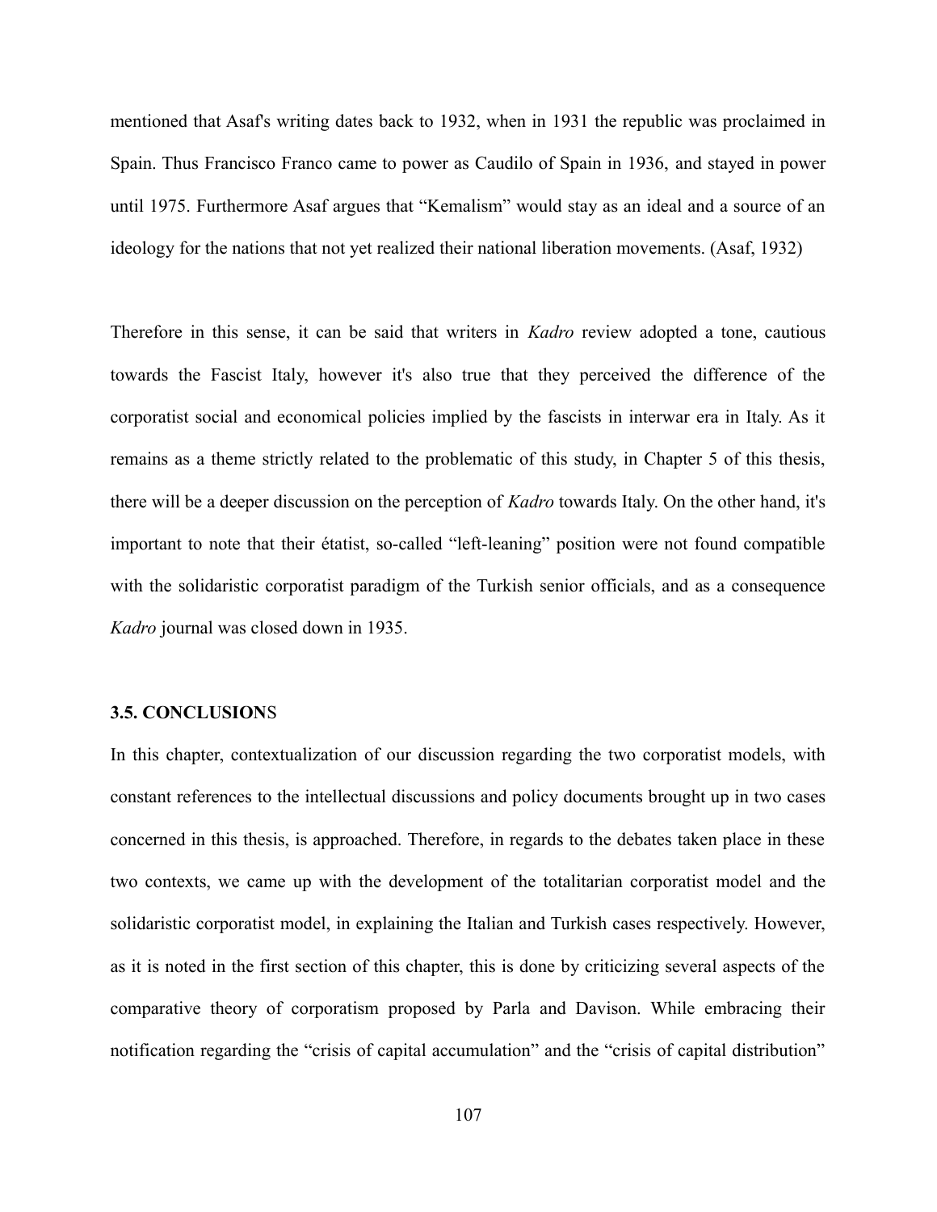mentioned that Asaf's writing dates back to 1932, when in 1931 the republic was proclaimed in Spain. Thus Francisco Franco came to power as Caudilo of Spain in 1936, and stayed in power until 1975. Furthermore Asaf argues that "Kemalism" would stay as an ideal and a source of an ideology for the nations that not yet realized their national liberation movements. (Asaf, 1932)

Therefore in this sense, it can be said that writers in *Kadro* review adopted a tone, cautious towards the Fascist Italy, however it's also true that they perceived the difference of the corporatist social and economical policies implied by the fascists in interwar era in Italy. As it remains as a theme strictly related to the problematic of this study, in Chapter 5 of this thesis, there will be a deeper discussion on the perception of *Kadro* towards Italy. On the other hand, it's important to note that their étatist, so-called "left-leaning" position were not found compatible with the solidaristic corporatist paradigm of the Turkish senior officials, and as a consequence *Kadro* journal was closed down in 1935.

### 3.5. CONCLUSIONS

In this chapter, contextualization of our discussion regarding the two corporatist models, with constant references to the intellectual discussions and policy documents brought up in two cases concerned in this thesis, is approached. Therefore, in regards to the debates taken place in these two contexts, we came up with the development of the totalitarian corporatist model and the solidaristic corporatist model, in explaining the Italian and Turkish cases respectively. However, as it is noted in the first section of this chapter, this is done by criticizing several aspects of the comparative theory of corporatism proposed by Parla and Davison. While embracing their notification regarding the "crisis of capital accumulation" and the "crisis of capital distribution"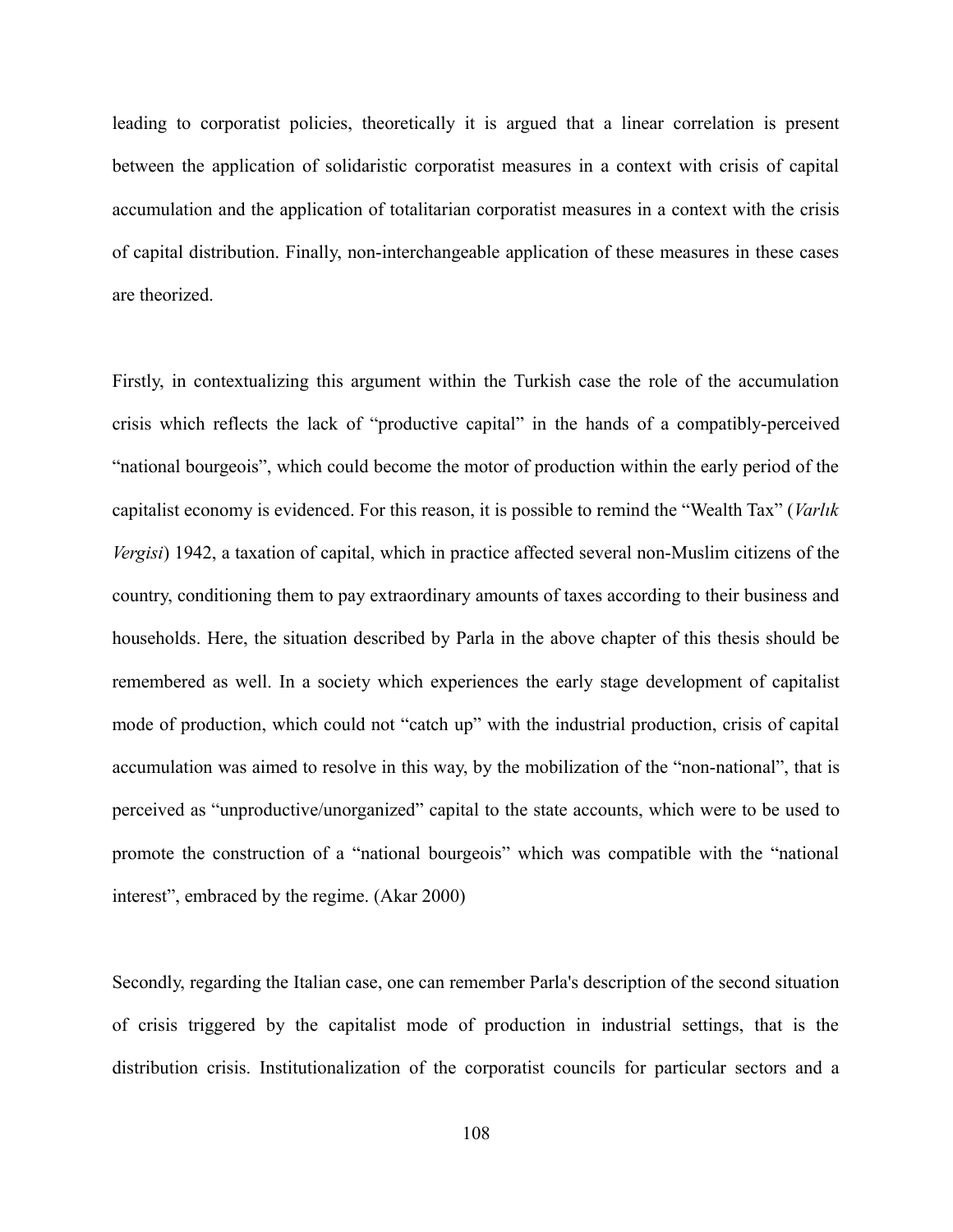leading to corporatist policies, theoretically it is argued that a linear correlation is present between the application of solidaristic corporatist measures in a context with crisis of capital accumulation and the application of totalitarian corporatist measures in a context with the crisis of capital distribution. Finally, non-interchangeable application of these measures in these cases are theorized.

Firstly, in contextualizing this argument within the Turkish case the role of the accumulation crisis which reflects the lack of "productive capital" in the hands of a compatibly-perceived "national bourgeois", which could become the motor of production within the early period of the capitalist economy is evidenced. For this reason, it is possible to remind the "Wealth Tax" (*Varlık Vergisi*) 1942, a taxation of capital, which in practice affected several non-Muslim citizens of the country, conditioning them to pay extraordinary amounts of taxes according to their business and households. Here, the situation described by Parla in the above chapter of this thesis should be remembered as well. In a society which experiences the early stage development of capitalist mode of production, which could not "catch up" with the industrial production, crisis of capital accumulation was aimed to resolve in this way, by the mobilization of the "non-national", that is perceived as "unproductive/unorganized" capital to the state accounts, which were to be used to promote the construction of a "national bourgeois" which was compatible with the "national interest", embraced by the regime. (Akar 2000)

Secondly, regarding the Italian case, one can remember Parla's description of the second situation of crisis triggered by the capitalist mode of production in industrial settings, that is the distribution crisis. Institutionalization of the corporatist councils for particular sectors and a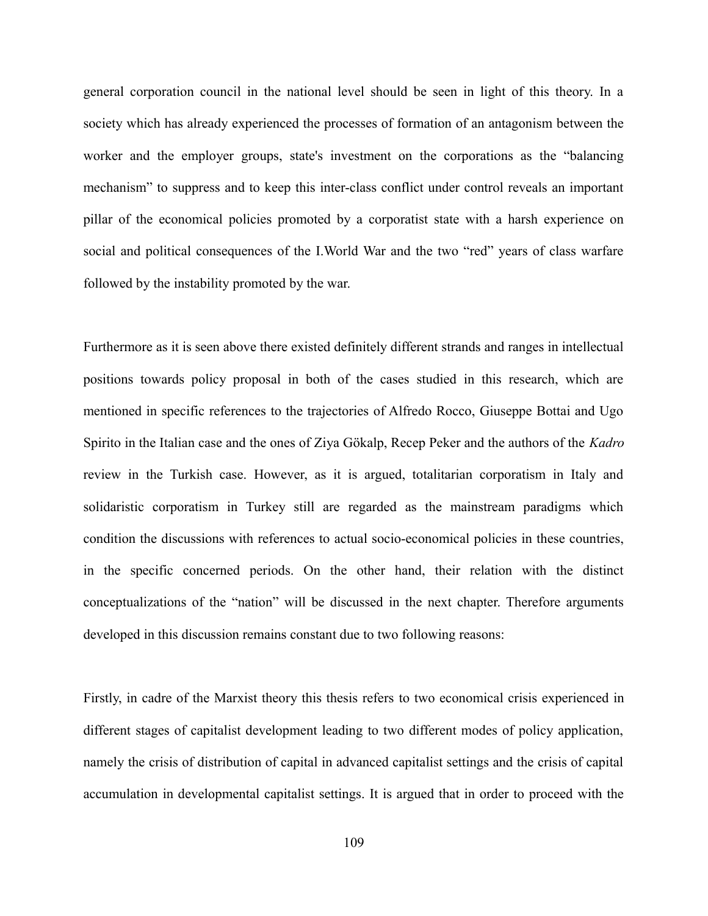general corporation council in the national level should be seen in light of this theory. In a society which has already experienced the processes of formation of an antagonism between the worker and the employer groups, state's investment on the corporations as the "balancing mechanism" to suppress and to keep this inter-class conflict under control reveals an important pillar of the economical policies promoted by a corporatist state with a harsh experience on social and political consequences of the I.World War and the two "red" years of class warfare followed by the instability promoted by the war.

Furthermore as it is seen above there existed definitely different strands and ranges in intellectual positions towards policy proposal in both of the cases studied in this research, which are mentioned in specific references to the trajectories of Alfredo Rocco, Giuseppe Bottai and Ugo Spirito in the Italian case and the ones of Ziya Gökalp, Recep Peker and the authors of the *Kadro* review in the Turkish case. However, as it is argued, totalitarian corporatism in Italy and solidaristic corporatism in Turkey still are regarded as the mainstream paradigms which condition the discussions with references to actual socio-economical policies in these countries, in the specific concerned periods. On the other hand, their relation with the distinct conceptualizations of the "nation" will be discussed in the next chapter. Therefore arguments developed in this discussion remains constant due to two following reasons:

Firstly, in cadre of the Marxist theory this thesis refers to two economical crisis experienced in different stages of capitalist development leading to two different modes of policy application, namely the crisis of distribution of capital in advanced capitalist settings and the crisis of capital accumulation in developmental capitalist settings. It is argued that in order to proceed with the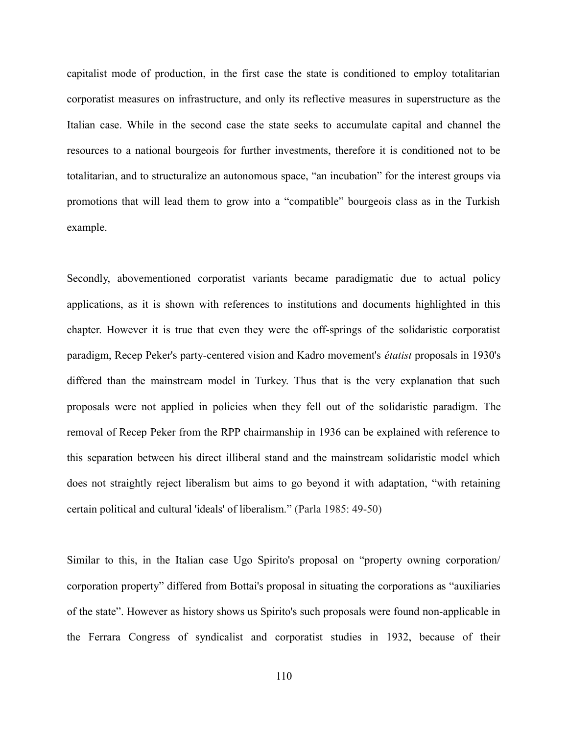capitalist mode of production, in the first case the state is conditioned to employ totalitarian corporatist measures on infrastructure, and only its reflective measures in superstructure as the Italian case. While in the second case the state seeks to accumulate capital and channel the resources to a national bourgeois for further investments, therefore it is conditioned not to be totalitarian, and to structuralize an autonomous space, "an incubation" for the interest groups via promotions that will lead them to grow into a "compatible" bourgeois class as in the Turkish example.

Secondly, abovementioned corporatist variants became paradigmatic due to actual policy applications, as it is shown with references to institutions and documents highlighted in this chapter. However it is true that even they were the off-springs of the solidaristic corporatist paradigm, Recep Peker's party-centered vision and Kadro movement's *étatist* proposals in 1930's differed than the mainstream model in Turkey. Thus that is the very explanation that such proposals were not applied in policies when they fell out of the solidaristic paradigm. The removal of Recep Peker from the RPP chairmanship in 1936 can be explained with reference to this separation between his direct illiberal stand and the mainstream solidaristic model which does not straightly reject liberalism but aims to go beyond it with adaptation, "with retaining certain political and cultural 'ideals' of liberalism." (Parla 1985: 49-50)

Similar to this, in the Italian case Ugo Spirito's proposal on "property owning corporation/ corporation property" differed from Bottai's proposal in situating the corporations as "auxiliaries of the state". However as history shows us Spirito's such proposals were found non-applicable in the Ferrara Congress of syndicalist and corporatist studies in 1932, because of their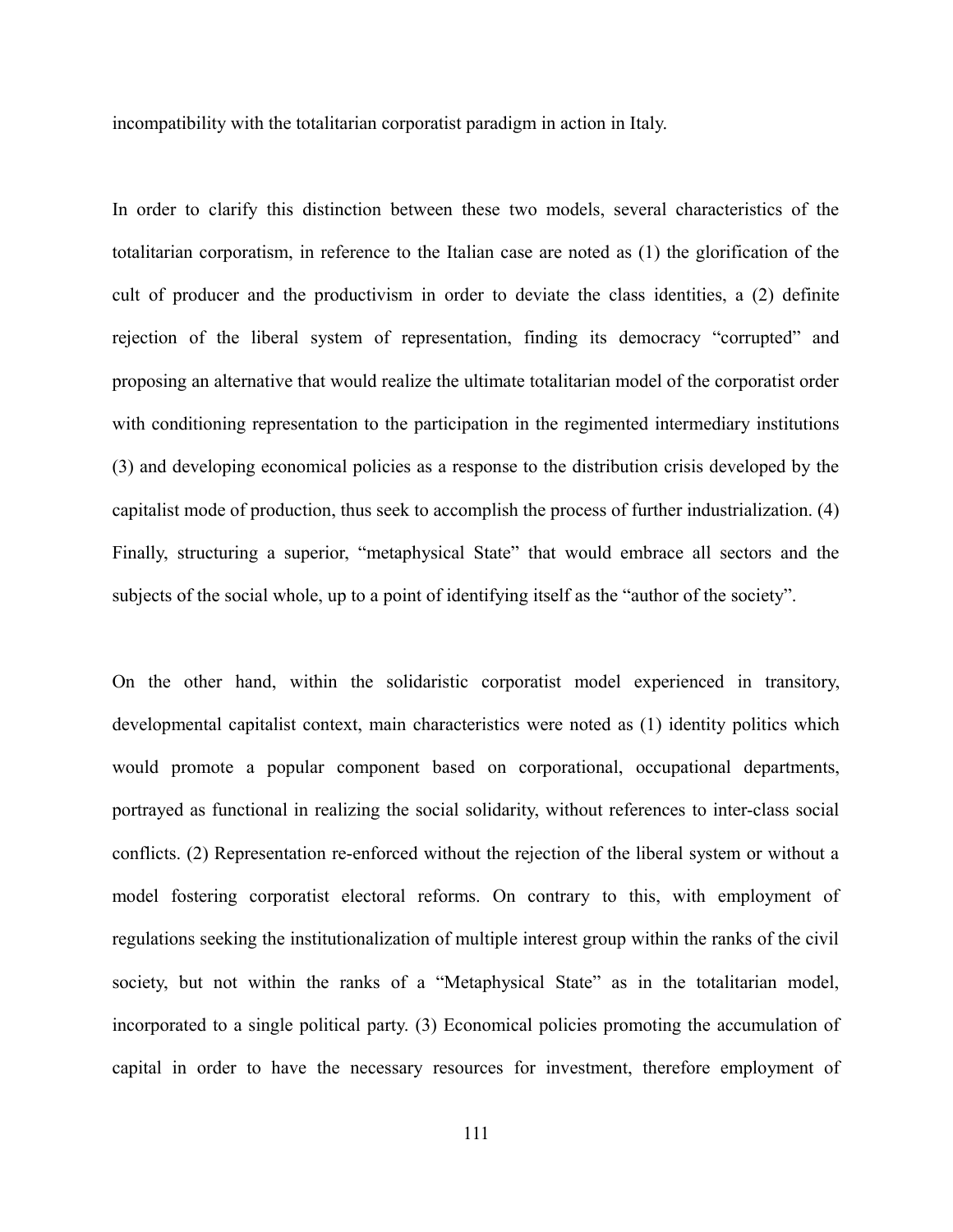incompatibility with the totalitarian corporatist paradigm in action in Italy.

In order to clarify this distinction between these two models, several characteristics of the totalitarian corporatism, in reference to the Italian case are noted as (1) the glorification of the cult of producer and the productivism in order to deviate the class identities, a (2) definite rejection of the liberal system of representation, finding its democracy "corrupted" and proposing an alternative that would realize the ultimate totalitarian model of the corporatist order with conditioning representation to the participation in the regimented intermediary institutions (3) and developing economical policies as a response to the distribution crisis developed by the capitalist mode of production, thus seek to accomplish the process of further industrialization. (4) Finally, structuring a superior, "metaphysical State" that would embrace all sectors and the subjects of the social whole, up to a point of identifying itself as the "author of the society".

On the other hand, within the solidaristic corporatist model experienced in transitory, developmental capitalist context, main characteristics were noted as (1) identity politics which would promote a popular component based on corporational, occupational departments, portrayed as functional in realizing the social solidarity, without references to inter-class social conflicts. (2) Representation re-enforced without the rejection of the liberal system or without a model fostering corporatist electoral reforms. On contrary to this, with employment of regulations seeking the institutionalization of multiple interest group within the ranks of the civil society, but not within the ranks of a "Metaphysical State" as in the totalitarian model, incorporated to a single political party. (3) Economical policies promoting the accumulation of capital in order to have the necessary resources for investment, therefore employment of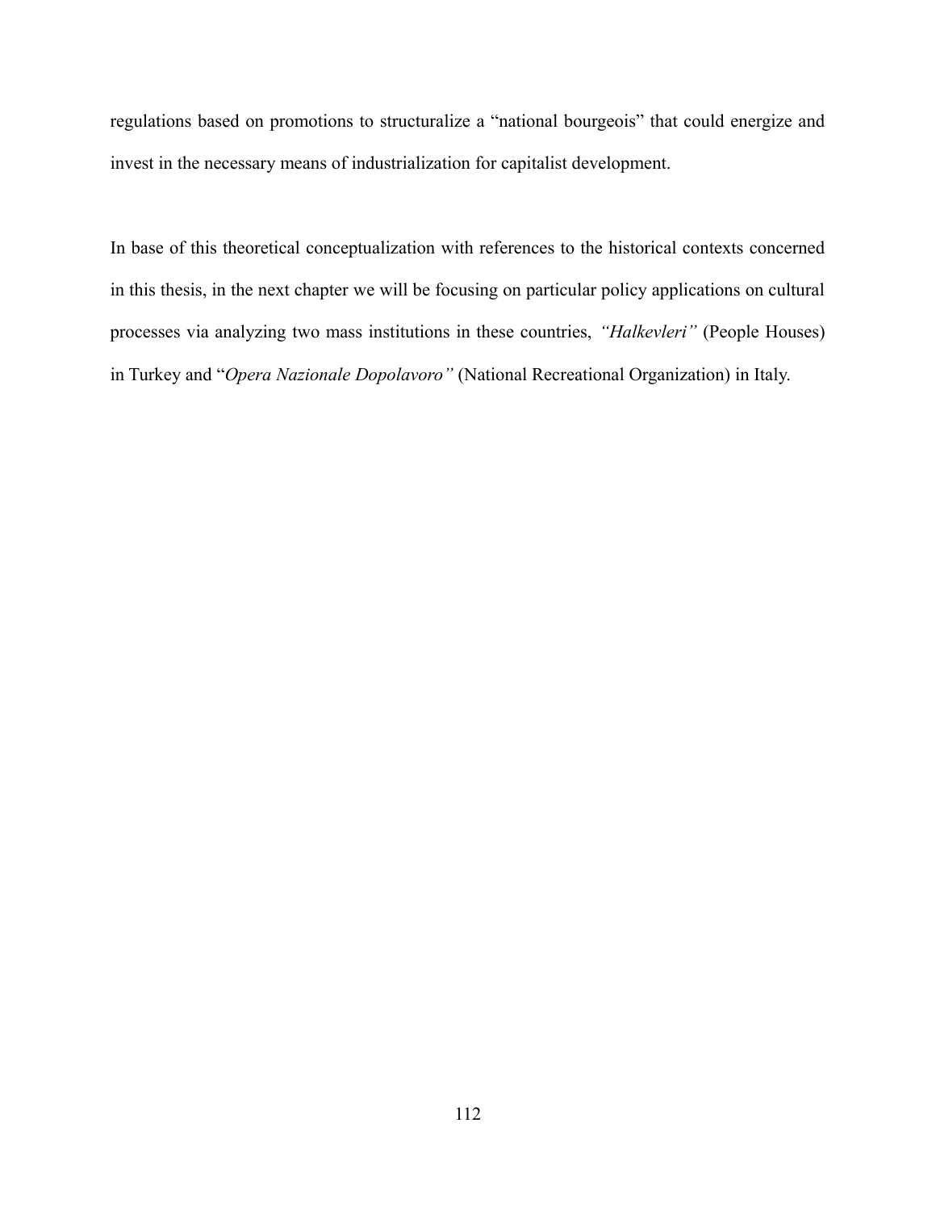regulations based on promotions to structuralize a "national bourgeois" that could energize and invest in the necessary means of industrialization for capitalist development.

In base of this theoretical conceptualization with references to the historical contexts concerned in this thesis, in the next chapter we will be focusing on particular policy applications on cultural processes via analyzing two mass institutions in these countries, *"Halkevleri"* (People Houses) in Turkey and "*Opera Nazionale Dopolavoro"* (National Recreational Organization) in Italy.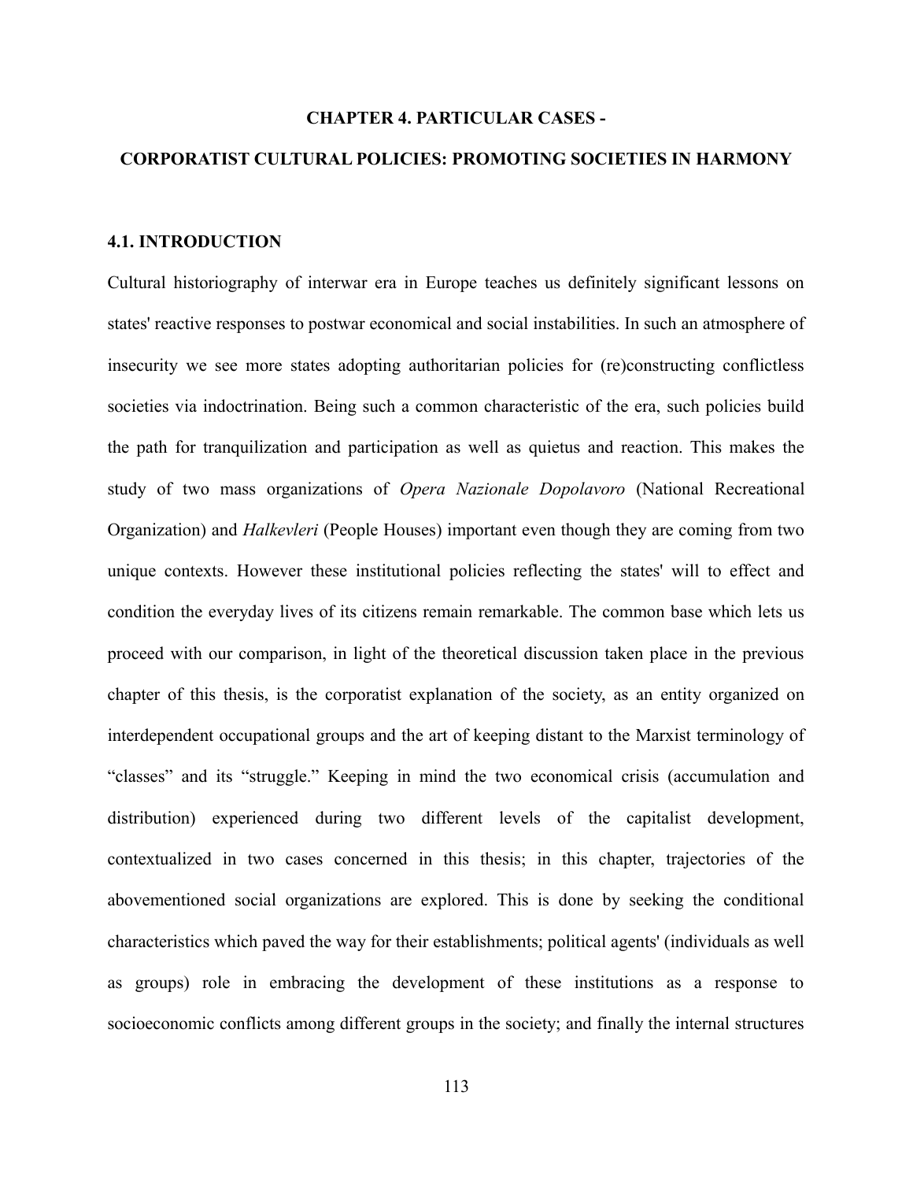# CHAPTER 4. PARTICULAR CASES - CORPORATIST CULTURAL POLICIES: PROMOTING SOCIETIES IN HARMONY

## 4.1. INTRODUCTION

Cultural historiography of interwar era in Europe teaches us definitely significant lessons on states' reactive responses to postwar economical and social instabilities. In such an atmosphere of insecurity we see more states adopting authoritarian policies for (re)constructing conflictless societies via indoctrination. Being such a common characteristic of the era, such policies build the path for tranquilization and participation as well as quietus and reaction. This makes the study of two mass organizations of *Opera Nazionale Dopolavoro* (National Recreational Organization) and *Halkevleri* (People Houses) important even though they are coming from two unique contexts. However these institutional policies reflecting the states' will to effect and condition the everyday lives of its citizens remain remarkable. The common base which lets us proceed with our comparison, in light of the theoretical discussion taken place in the previous chapter of this thesis, is the corporatist explanation of the society, as an entity organized on interdependent occupational groups and the art of keeping distant to the Marxist terminology of "classes" and its "struggle." Keeping in mind the two economical crisis (accumulation and distribution) experienced during two different levels of the capitalist development, contextualized in two cases concerned in this thesis; in this chapter, trajectories of the abovementioned social organizations are explored. This is done by seeking the conditional characteristics which paved the way for their establishments; political agents' (individuals as well as groups) role in embracing the development of these institutions as a response to socioeconomic conflicts among different groups in the society; and finally the internal structures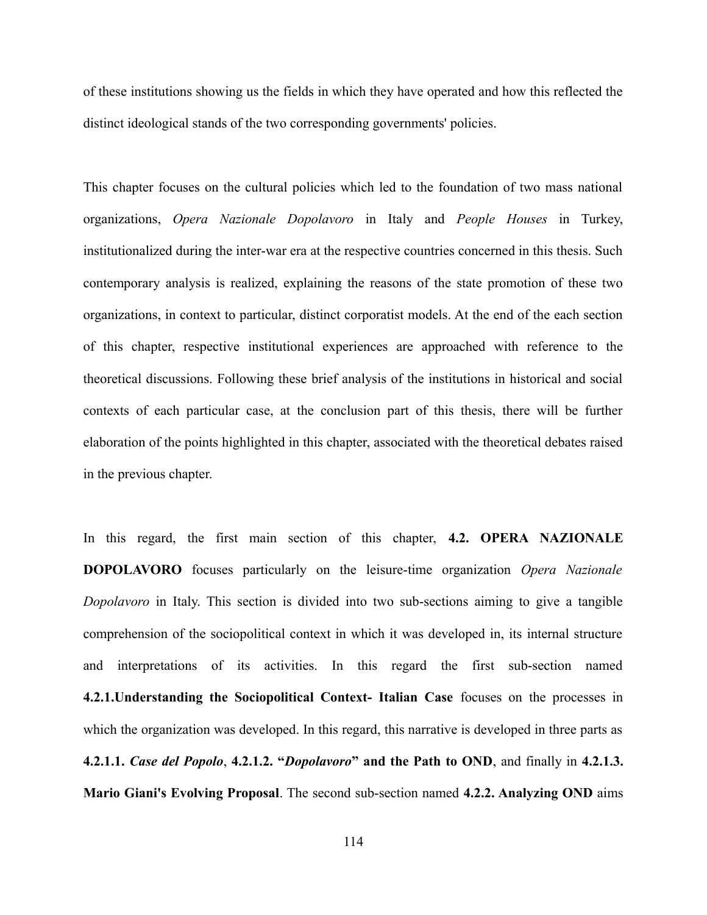of these institutions showing us the fields in which they have operated and how this reflected the distinct ideological stands of the two corresponding governments' policies.

This chapter focuses on the cultural policies which led to the foundation of two mass national organizations, *Opera Nazionale Dopolavoro* in Italy and *People Houses* in Turkey, institutionalized during the inter-war era at the respective countries concerned in this thesis. Such contemporary analysis is realized, explaining the reasons of the state promotion of these two organizations, in context to particular, distinct corporatist models. At the end of the each section of this chapter, respective institutional experiences are approached with reference to the theoretical discussions. Following these brief analysis of the institutions in historical and social contexts of each particular case, at the conclusion part of this thesis, there will be further elaboration of the points highlighted in this chapter, associated with the theoretical debates raised in the previous chapter.

In this regard, the first main section of this chapter, **4.2. OPERA NAZIONALE DOPOLAVORO** focuses particularly on the leisure-time organization *Opera Nazionale Dopolavoro* in Italy. This section is divided into two sub-sections aiming to give a tangible comprehension of the sociopolitical context in which it was developed in, its internal structure and interpretations of its activities. In this regard the first sub-section named **4.2.1.Understanding the Sociopolitical Context- Italian Case** focuses on the processes in which the organization was developed. In this regard, this narrative is developed in three parts as **4.2.1.1.** ***Case del Popolo***, **4.2.1.2. "*Dopolavoro*" and the Path to OND**, and finally in **4.2.1.3. Mario Giani's Evolving Proposal**. The second sub-section named **4.2.2. Analyzing OND** aims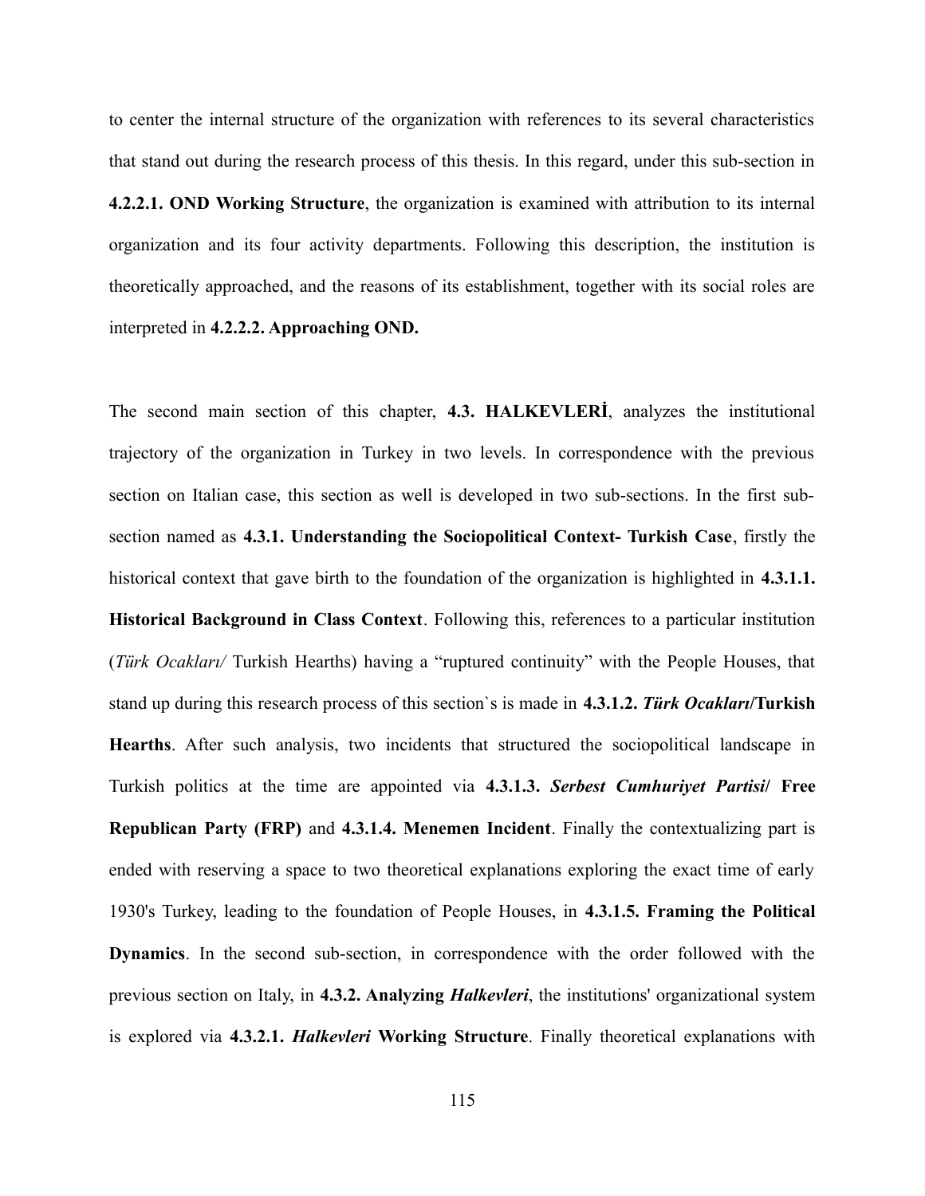to center the internal structure of the organization with references to its several characteristics that stand out during the research process of this thesis. In this regard, under this sub-section in **4.2.2.1. OND Working Structure**, the organization is examined with attribution to its internal organization and its four activity departments. Following this description, the institution is theoretically approached, and the reasons of its establishment, together with its social roles are interpreted in **4.2.2.2. Approaching OND.**

The second main section of this chapter, **4.3. HALKEVLERİ**, analyzes the institutional trajectory of the organization in Turkey in two levels. In correspondence with the previous section on Italian case, this section as well is developed in two sub-sections. In the first sub-section named as **4.3.1. Understanding the Sociopolitical Context- Turkish Case**, firstly the historical context that gave birth to the foundation of the organization is highlighted in **4.3.1.1. Historical Background in Class Context**. Following this, references to a particular institution (*Türk Ocakları/* Turkish Hearths) having a "ruptured continuity" with the People Houses, that stand up during this research process of this section`s is made in **4.3.1.2. *Türk Ocakları*/Turkish Hearths**. After such analysis, two incidents that structured the sociopolitical landscape in Turkish politics at the time are appointed via **4.3.1.3. *Serbest Cumhuriyet Partisi*/ Free Republican Party (FRP)** and **4.3.1.4. Menemen Incident**. Finally the contextualizing part is ended with reserving a space to two theoretical explanations exploring the exact time of early 1930's Turkey, leading to the foundation of People Houses, in **4.3.1.5. Framing the Political Dynamics**. In the second sub-section, in correspondence with the order followed with the previous section on Italy, in **4.3.2. Analyzing *Halkevleri***, the institutions' organizational system is explored via **4.3.2.1. *Halkevleri* Working Structure**. Finally theoretical explanations with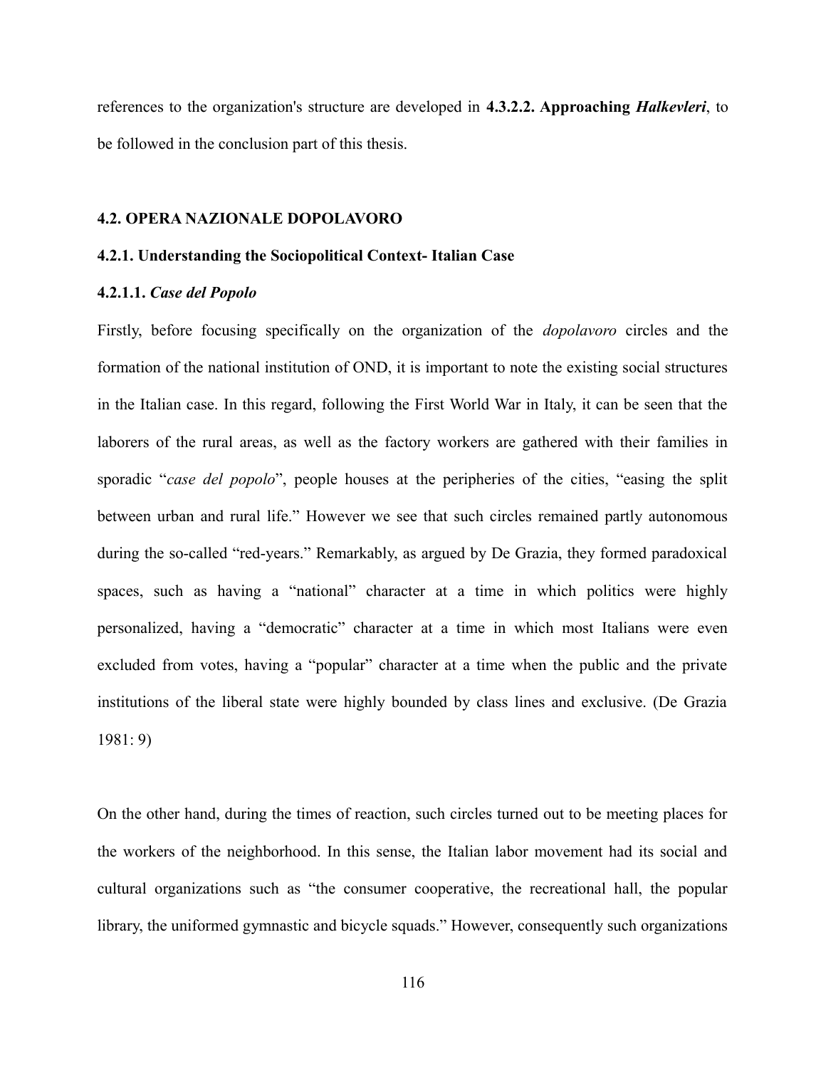references to the organization's structure are developed in **4.3.2.2. Approaching *Halkevleri***, to be followed in the conclusion part of this thesis.

## 4.2. OPERA NAZIONALE DOPOLAVORO

### 4.2.1. Understanding the Sociopolitical Context- Italian Case

#### 4.2.1.1. *Case del Popolo*

Firstly, before focusing specifically on the organization of the *dopolavoro* circles and the formation of the national institution of OND, it is important to note the existing social structures in the Italian case. In this regard, following the First World War in Italy, it can be seen that the laborers of the rural areas, as well as the factory workers are gathered with their families in sporadic "*case del popolo*", people houses at the peripheries of the cities, "easing the split between urban and rural life." However we see that such circles remained partly autonomous during the so-called "red-years." Remarkably, as argued by De Grazia, they formed paradoxical spaces, such as having a "national" character at a time in which politics were highly personalized, having a "democratic" character at a time in which most Italians were even excluded from votes, having a "popular" character at a time when the public and the private institutions of the liberal state were highly bounded by class lines and exclusive. (De Grazia 1981: 9)

On the other hand, during the times of reaction, such circles turned out to be meeting places for the workers of the neighborhood. In this sense, the Italian labor movement had its social and cultural organizations such as "the consumer cooperative, the recreational hall, the popular library, the uniformed gymnastic and bicycle squads." However, consequently such organizations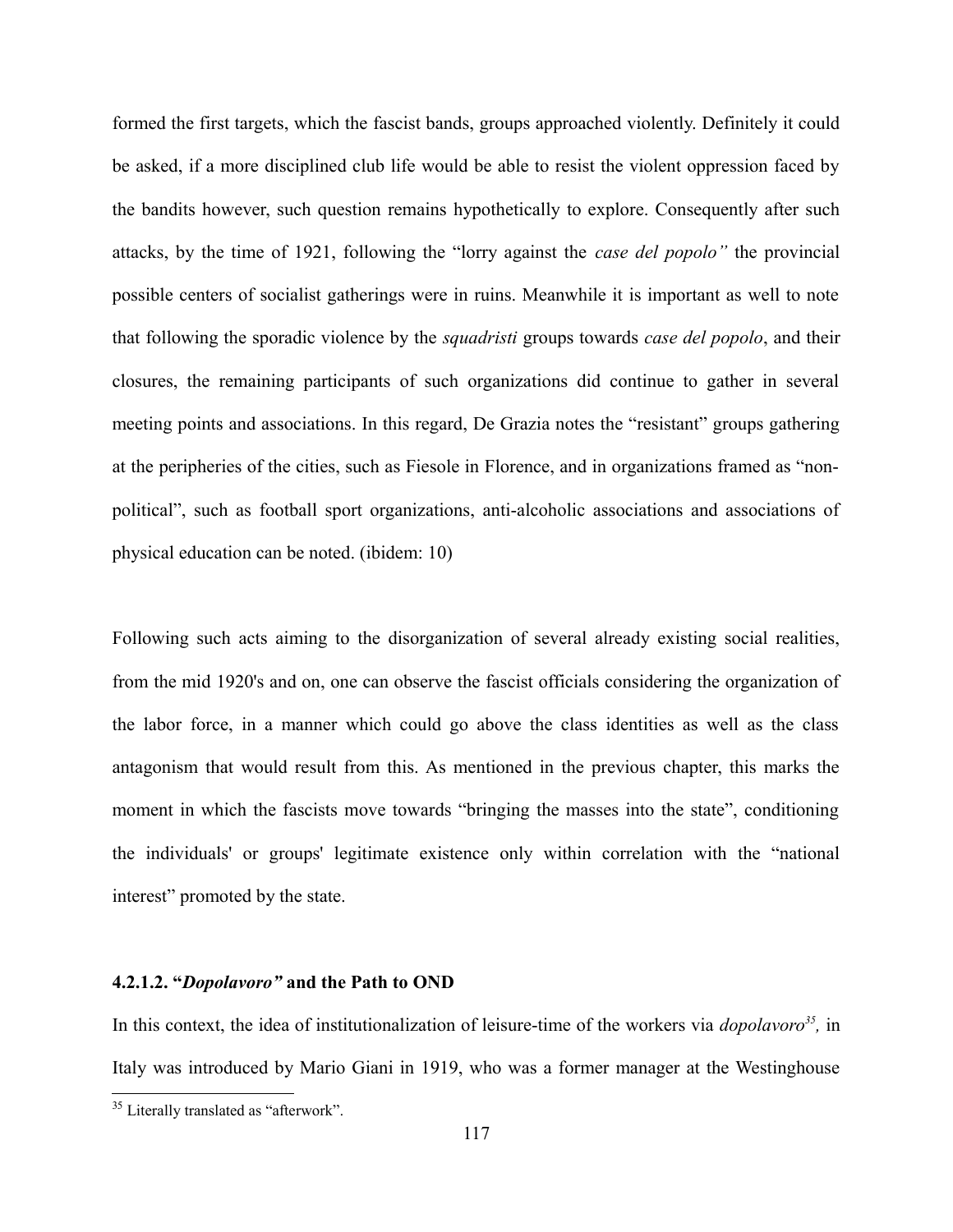formed the first targets, which the fascist bands, groups approached violently. Definitely it could be asked, if a more disciplined club life would be able to resist the violent oppression faced by the bandits however, such question remains hypothetically to explore. Consequently after such attacks, by the time of 1921, following the "lorry against the *case del popolo"* the provincial possible centers of socialist gatherings were in ruins. Meanwhile it is important as well to note that following the sporadic violence by the *squadristi* groups towards *case del popolo*, and their closures, the remaining participants of such organizations did continue to gather in several meeting points and associations. In this regard, De Grazia notes the "resistant" groups gathering at the peripheries of the cities, such as Fiesole in Florence, and in organizations framed as "non-political", such as football sport organizations, anti-alcoholic associations and associations of physical education can be noted. (ibidem: 10)

Following such acts aiming to the disorganization of several already existing social realities, from the mid 1920's and on, one can observe the fascist officials considering the organization of the labor force, in a manner which could go above the class identities as well as the class antagonism that would result from this. As mentioned in the previous chapter, this marks the moment in which the fascists move towards "bringing the masses into the state", conditioning the individuals' or groups' legitimate existence only within correlation with the "national interest" promoted by the state.

#### 4.2.1.2. "*Dopolavoro"* and the Path to OND

In this context, the idea of institutionalization of leisure-time of the workers via *dopolavoro*[35], in Italy was introduced by Mario Giani in 1919, who was a former manager at the Westinghouse

[35] Literally translated as "afterwork".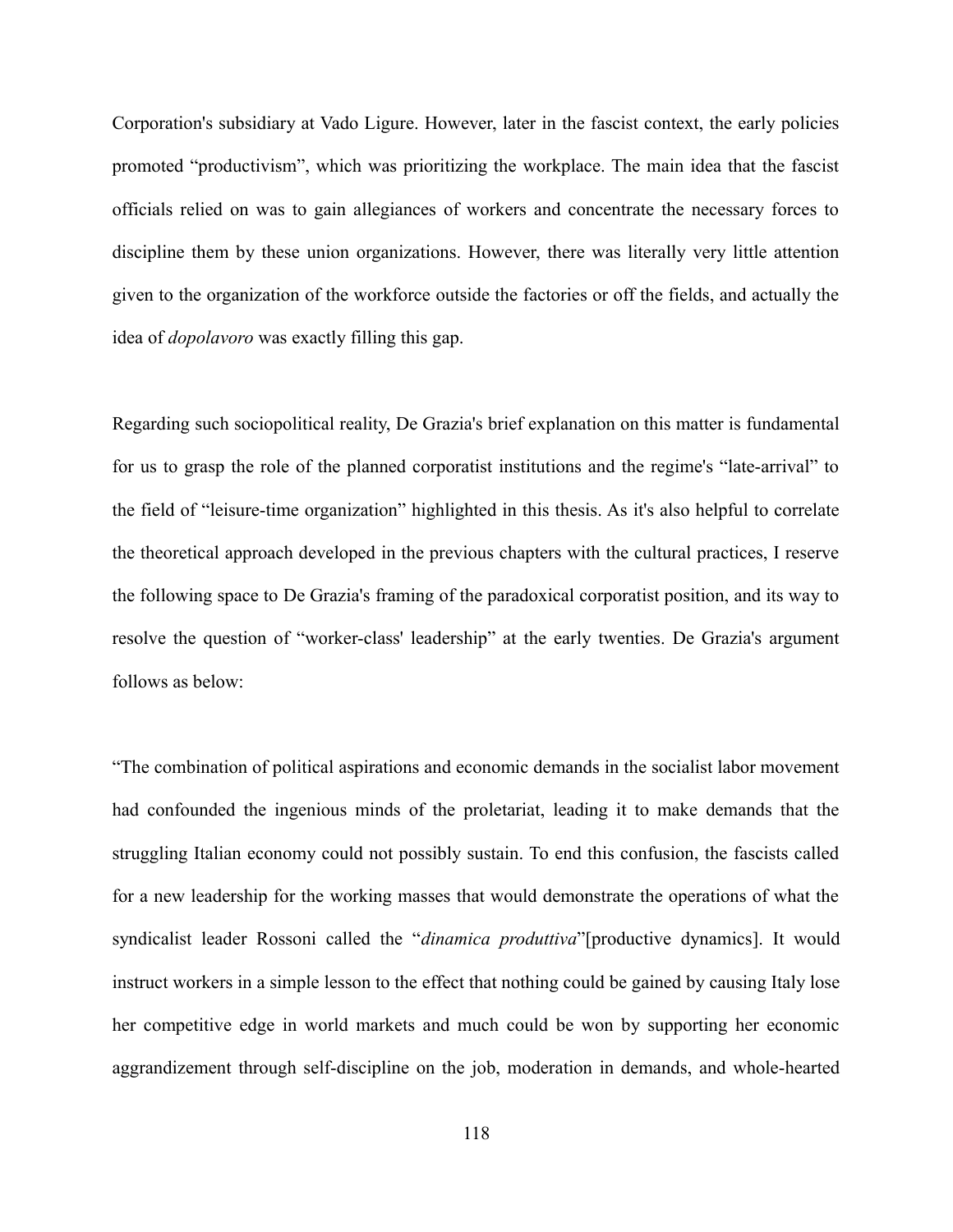Corporation's subsidiary at Vado Ligure. However, later in the fascist context, the early policies promoted "productivism", which was prioritizing the workplace. The main idea that the fascist officials relied on was to gain allegiances of workers and concentrate the necessary forces to discipline them by these union organizations. However, there was literally very little attention given to the organization of the workforce outside the factories or off the fields, and actually the idea of *dopolavoro* was exactly filling this gap.

Regarding such sociopolitical reality, De Grazia's brief explanation on this matter is fundamental for us to grasp the role of the planned corporatist institutions and the regime's "late-arrival" to the field of "leisure-time organization" highlighted in this thesis. As it's also helpful to correlate the theoretical approach developed in the previous chapters with the cultural practices, I reserve the following space to De Grazia's framing of the paradoxical corporatist position, and its way to resolve the question of "worker-class' leadership" at the early twenties. De Grazia's argument follows as below:

"The combination of political aspirations and economic demands in the socialist labor movement had confounded the ingenious minds of the proletariat, leading it to make demands that the struggling Italian economy could not possibly sustain. To end this confusion, the fascists called for a new leadership for the working masses that would demonstrate the operations of what the syndicalist leader Rossoni called the "*dinamica produttiva*"[productive dynamics]. It would instruct workers in a simple lesson to the effect that nothing could be gained by causing Italy lose her competitive edge in world markets and much could be won by supporting her economic aggrandizement through self-discipline on the job, moderation in demands, and whole-hearted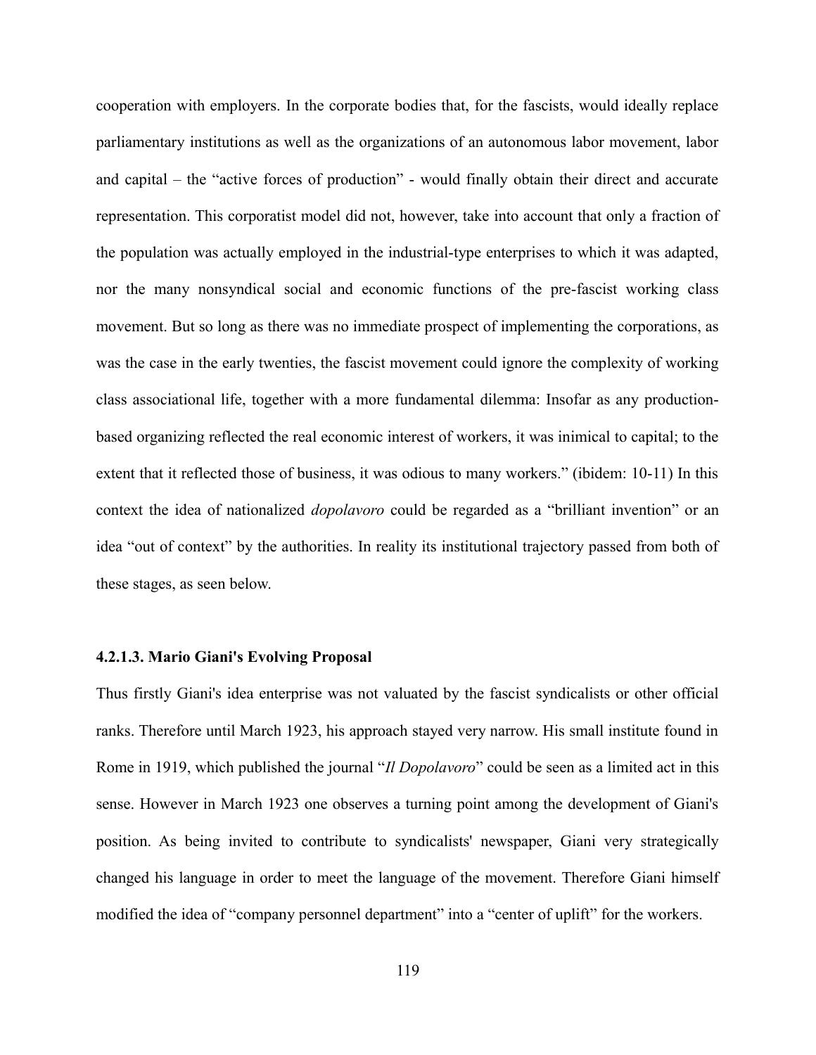cooperation with employers. In the corporate bodies that, for the fascists, would ideally replace parliamentary institutions as well as the organizations of an autonomous labor movement, labor and capital – the "active forces of production" - would finally obtain their direct and accurate representation. This corporatist model did not, however, take into account that only a fraction of the population was actually employed in the industrial-type enterprises to which it was adapted, nor the many nonsyndical social and economic functions of the pre-fascist working class movement. But so long as there was no immediate prospect of implementing the corporations, as was the case in the early twenties, the fascist movement could ignore the complexity of working class associational life, together with a more fundamental dilemma: Insofar as any production-based organizing reflected the real economic interest of workers, it was inimical to capital; to the extent that it reflected those of business, it was odious to many workers." (ibidem: 10-11) In this context the idea of nationalized *dopolavoro* could be regarded as a "brilliant invention" or an idea "out of context" by the authorities. In reality its institutional trajectory passed from both of these stages, as seen below.

#### 4.2.1.3. Mario Giani's Evolving Proposal

Thus firstly Giani's idea enterprise was not valuated by the fascist syndicalists or other official ranks. Therefore until March 1923, his approach stayed very narrow. His small institute found in Rome in 1919, which published the journal "*Il Dopolavoro*" could be seen as a limited act in this sense. However in March 1923 one observes a turning point among the development of Giani's position. As being invited to contribute to syndicalists' newspaper, Giani very strategically changed his language in order to meet the language of the movement. Therefore Giani himself modified the idea of "company personnel department" into a "center of uplift" for the workers.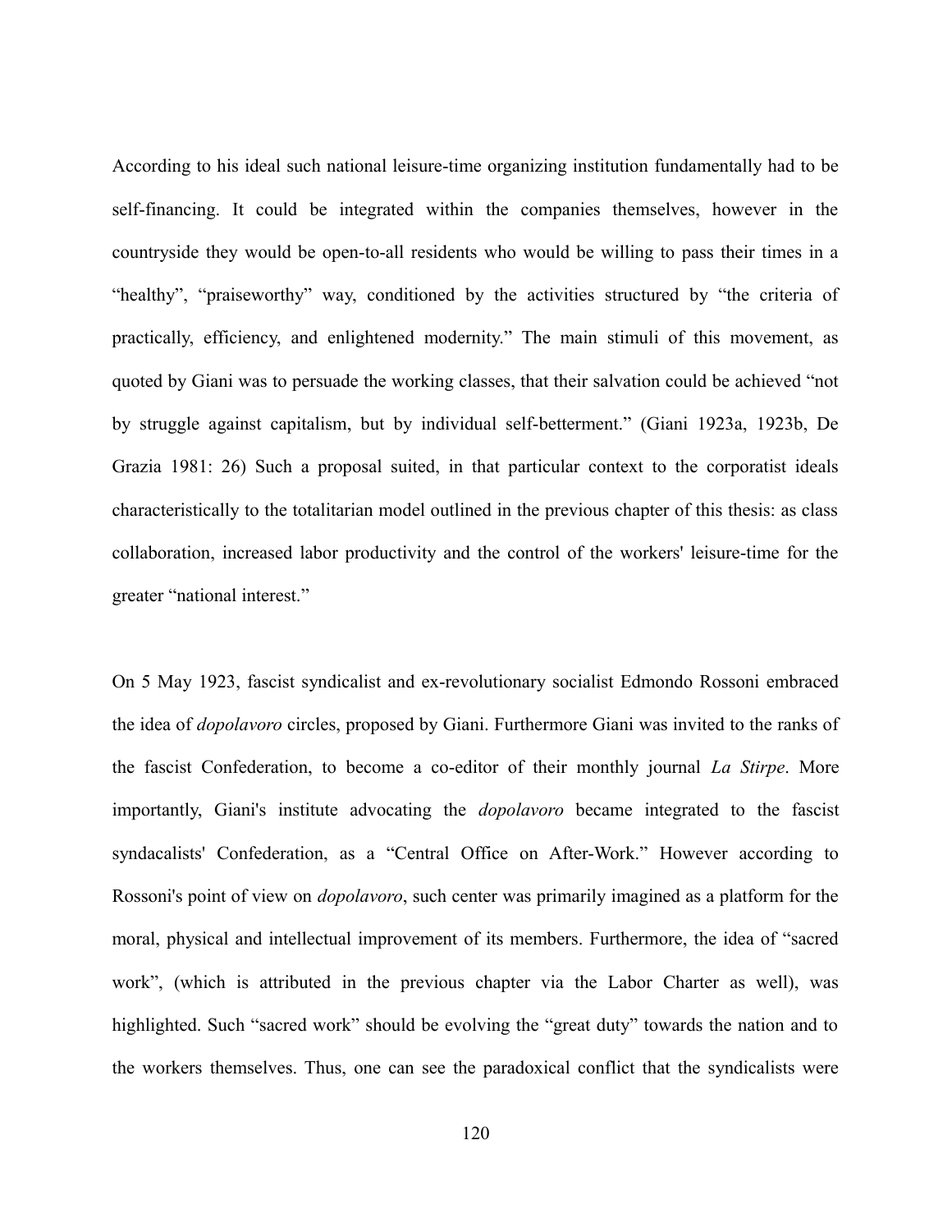According to his ideal such national leisure-time organizing institution fundamentally had to be self-financing. It could be integrated within the companies themselves, however in the countryside they would be open-to-all residents who would be willing to pass their times in a "healthy", "praiseworthy" way, conditioned by the activities structured by "the criteria of practically, efficiency, and enlightened modernity." The main stimuli of this movement, as quoted by Giani was to persuade the working classes, that their salvation could be achieved "not by struggle against capitalism, but by individual self-betterment." (Giani 1923a, 1923b, De Grazia 1981: 26) Such a proposal suited, in that particular context to the corporatist ideals characteristically to the totalitarian model outlined in the previous chapter of this thesis: as class collaboration, increased labor productivity and the control of the workers' leisure-time for the greater "national interest."

On 5 May 1923, fascist syndicalist and ex-revolutionary socialist Edmondo Rossoni embraced the idea of *dopolavoro* circles, proposed by Giani. Furthermore Giani was invited to the ranks of the fascist Confederation, to become a co-editor of their monthly journal *La Stirpe*. More importantly, Giani's institute advocating the *dopolavoro* became integrated to the fascist syndacalists' Confederation, as a "Central Office on After-Work." However according to Rossoni's point of view on *dopolavoro*, such center was primarily imagined as a platform for the moral, physical and intellectual improvement of its members. Furthermore, the idea of "sacred work", (which is attributed in the previous chapter via the Labor Charter as well), was highlighted. Such "sacred work" should be evolving the "great duty" towards the nation and to the workers themselves. Thus, one can see the paradoxical conflict that the syndicalists were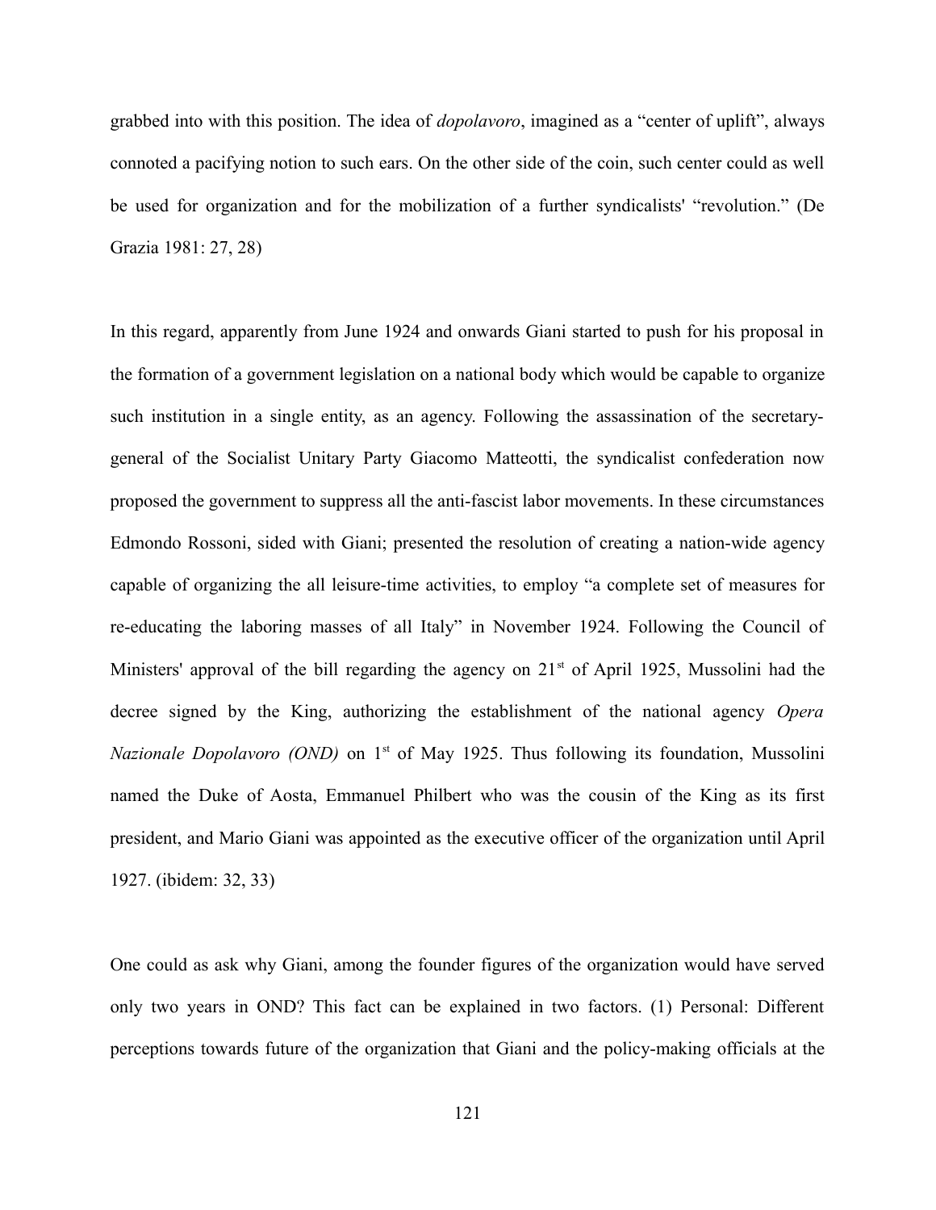grabbed into with this position. The idea of *dopolavoro*, imagined as a "center of uplift", always connoted a pacifying notion to such ears. On the other side of the coin, such center could as well be used for organization and for the mobilization of a further syndicalists' "revolution." (De Grazia 1981: 27, 28)

In this regard, apparently from June 1924 and onwards Giani started to push for his proposal in the formation of a government legislation on a national body which would be capable to organize such institution in a single entity, as an agency. Following the assassination of the secretary-general of the Socialist Unitary Party Giacomo Matteotti, the syndicalist confederation now proposed the government to suppress all the anti-fascist labor movements. In these circumstances Edmondo Rossoni, sided with Giani; presented the resolution of creating a nation-wide agency capable of organizing the all leisure-time activities, to employ "a complete set of measures for re-educating the laboring masses of all Italy" in November 1924. Following the Council of Ministers' approval of the bill regarding the agency on 21st of April 1925, Mussolini had the decree signed by the King, authorizing the establishment of the national agency *Opera Nazionale Dopolavoro (OND)* on 1st of May 1925. Thus following its foundation, Mussolini named the Duke of Aosta, Emmanuel Philbert who was the cousin of the King as its first president, and Mario Giani was appointed as the executive officer of the organization until April 1927. (ibidem: 32, 33)

One could as ask why Giani, among the founder figures of the organization would have served only two years in OND? This fact can be explained in two factors. (1) Personal: Different perceptions towards future of the organization that Giani and the policy-making officials at the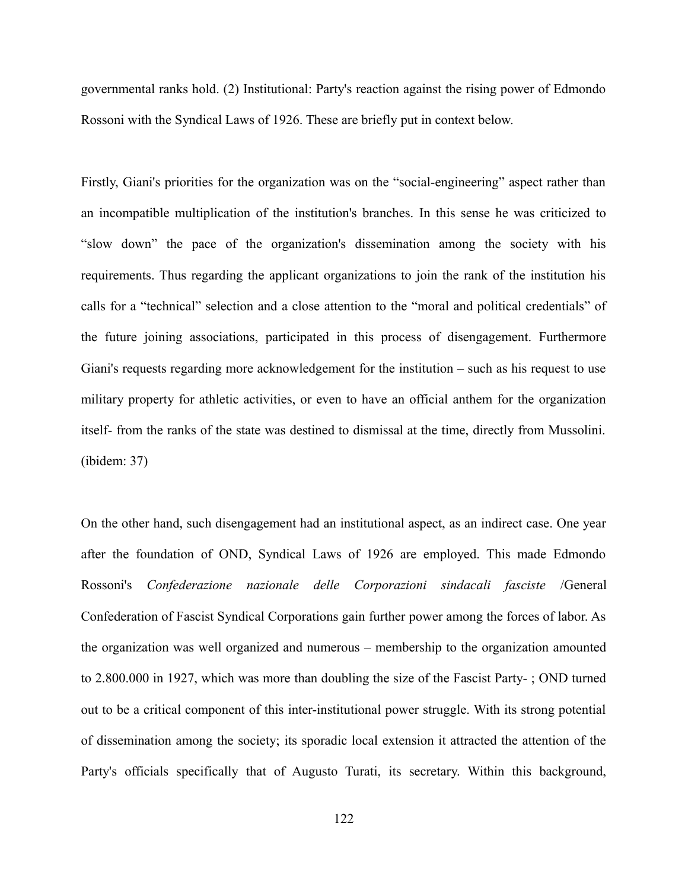governmental ranks hold. (2) Institutional: Party's reaction against the rising power of Edmondo Rossoni with the Syndical Laws of 1926. These are briefly put in context below.

Firstly, Giani's priorities for the organization was on the “social-engineering” aspect rather than an incompatible multiplication of the institution's branches. In this sense he was criticized to “slow down” the pace of the organization's dissemination among the society with his requirements. Thus regarding the applicant organizations to join the rank of the institution his calls for a “technical” selection and a close attention to the “moral and political credentials” of the future joining associations, participated in this process of disengagement. Furthermore Giani's requests regarding more acknowledgement for the institution – such as his request to use military property for athletic activities, or even to have an official anthem for the organization itself- from the ranks of the state was destined to dismissal at the time, directly from Mussolini. (ibidem: 37)

On the other hand, such disengagement had an institutional aspect, as an indirect case. One year after the foundation of OND, Syndical Laws of 1926 are employed. This made Edmondo Rossoni's *Confederazione nazionale delle Corporazioni sindacali fasciste* /General Confederation of Fascist Syndical Corporations gain further power among the forces of labor. As the organization was well organized and numerous – membership to the organization amounted to 2.800.000 in 1927, which was more than doubling the size of the Fascist Party- ; OND turned out to be a critical component of this inter-institutional power struggle. With its strong potential of dissemination among the society; its sporadic local extension it attracted the attention of the Party's officials specifically that of Augusto Turati, its secretary. Within this background,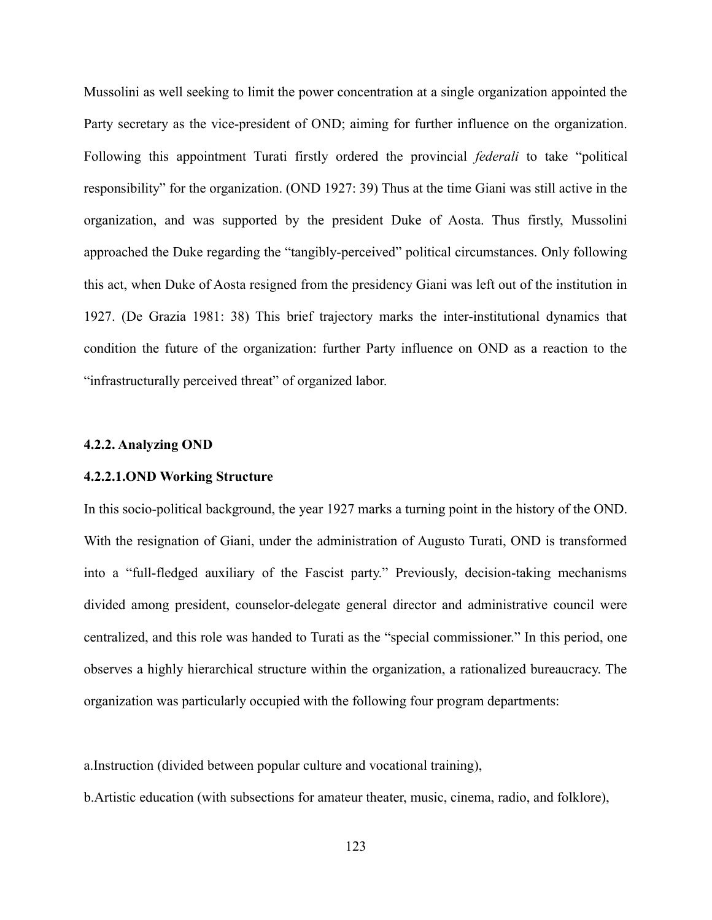Mussolini as well seeking to limit the power concentration at a single organization appointed the Party secretary as the vice-president of OND; aiming for further influence on the organization. Following this appointment Turati firstly ordered the provincial *federali* to take "political responsibility" for the organization. (OND 1927: 39) Thus at the time Giani was still active in the organization, and was supported by the president Duke of Aosta. Thus firstly, Mussolini approached the Duke regarding the "tangibly-perceived" political circumstances. Only following this act, when Duke of Aosta resigned from the presidency Giani was left out of the institution in 1927. (De Grazia 1981: 38) This brief trajectory marks the inter-institutional dynamics that condition the future of the organization: further Party influence on OND as a reaction to the "infrastructurally perceived threat" of organized labor.

#### 4.2.2. Analyzing OND

##### 4.2.2.1.OND Working Structure

In this socio-political background, the year 1927 marks a turning point in the history of the OND. With the resignation of Giani, under the administration of Augusto Turati, OND is transformed into a "full-fledged auxiliary of the Fascist party." Previously, decision-taking mechanisms divided among president, counselor-delegate general director and administrative council were centralized, and this role was handed to Turati as the "special commissioner." In this period, one observes a highly hierarchical structure within the organization, a rationalized bureaucracy. The organization was particularly occupied with the following four program departments:

a.Instruction (divided between popular culture and vocational training),

b.Artistic education (with subsections for amateur theater, music, cinema, radio, and folklore),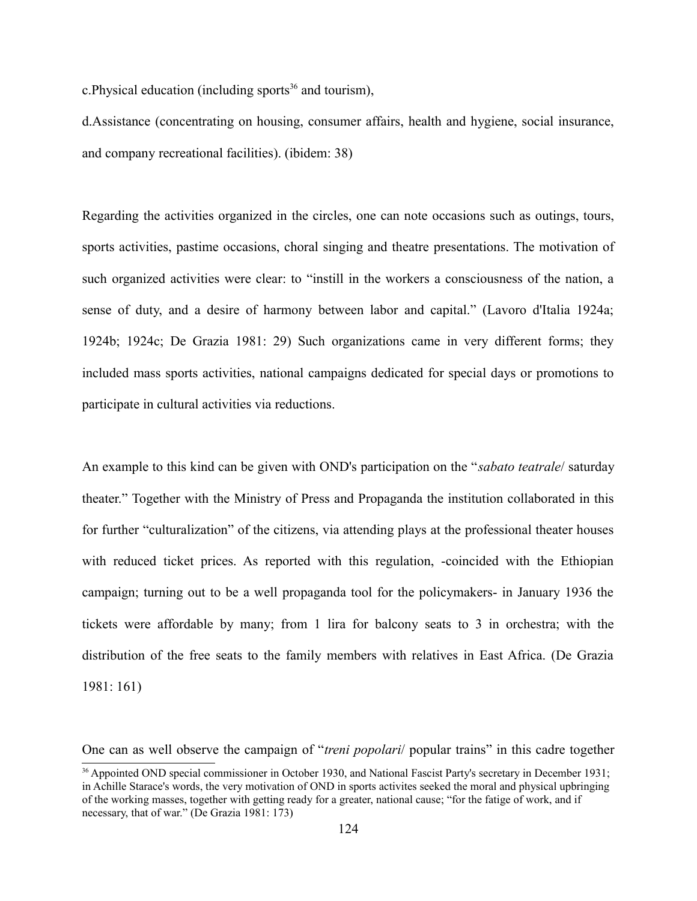c.Physical education (including sports[36] and tourism),

d.Assistance (concentrating on housing, consumer affairs, health and hygiene, social insurance, and company recreational facilities). (ibidem: 38)

Regarding the activities organized in the circles, one can note occasions such as outings, tours, sports activities, pastime occasions, choral singing and theatre presentations. The motivation of such organized activities were clear: to "instill in the workers a consciousness of the nation, a sense of duty, and a desire of harmony between labor and capital." (Lavoro d'Italia 1924a; 1924b; 1924c; De Grazia 1981: 29) Such organizations came in very different forms; they included mass sports activities, national campaigns dedicated for special days or promotions to participate in cultural activities via reductions.

An example to this kind can be given with OND's participation on the "*sabato teatrale*/ saturday theater." Together with the Ministry of Press and Propaganda the institution collaborated in this for further "culturalization" of the citizens, via attending plays at the professional theater houses with reduced ticket prices. As reported with this regulation, -coincided with the Ethiopian campaign; turning out to be a well propaganda tool for the policymakers- in January 1936 the tickets were affordable by many; from 1 lira for balcony seats to 3 in orchestra; with the distribution of the free seats to the family members with relatives in East Africa. (De Grazia 1981: 161)

One can as well observe the campaign of "*treni popolari*/ popular trains" in this cadre together

[36] Appointed OND special commissioner in October 1930, and National Fascist Party's secretary in December 1931; in Achille Starace's words, the very motivation of OND in sports activites seeked the moral and physical upbringing of the working masses, together with getting ready for a greater, national cause; "for the fatige of work, and if necessary, that of war." (De Grazia 1981: 173)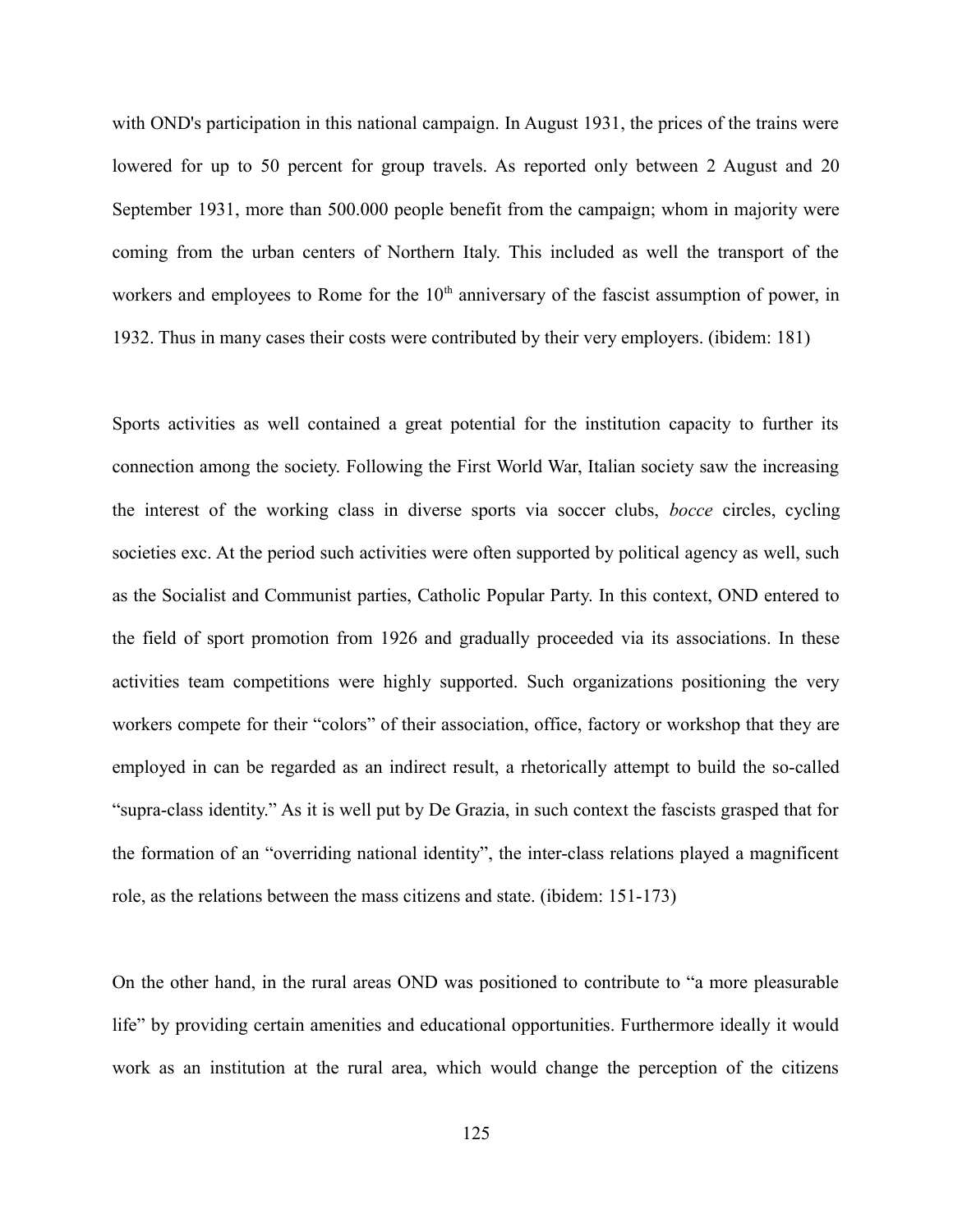with OND's participation in this national campaign. In August 1931, the prices of the trains were lowered for up to 50 percent for group travels. As reported only between 2 August and 20 September 1931, more than 500.000 people benefit from the campaign; whom in majority were coming from the urban centers of Northern Italy. This included as well the transport of the workers and employees to Rome for the 10th anniversary of the fascist assumption of power, in 1932. Thus in many cases their costs were contributed by their very employers. (ibidem: 181)

Sports activities as well contained a great potential for the institution capacity to further its connection among the society. Following the First World War, Italian society saw the increasing the interest of the working class in diverse sports via soccer clubs, *bocce* circles, cycling societies exc. At the period such activities were often supported by political agency as well, such as the Socialist and Communist parties, Catholic Popular Party. In this context, OND entered to the field of sport promotion from 1926 and gradually proceeded via its associations. In these activities team competitions were highly supported. Such organizations positioning the very workers compete for their "colors" of their association, office, factory or workshop that they are employed in can be regarded as an indirect result, a rhetorically attempt to build the so-called "supra-class identity." As it is well put by De Grazia, in such context the fascists grasped that for the formation of an "overriding national identity", the inter-class relations played a magnificent role, as the relations between the mass citizens and state. (ibidem: 151-173)

On the other hand, in the rural areas OND was positioned to contribute to "a more pleasurable life" by providing certain amenities and educational opportunities. Furthermore ideally it would work as an institution at the rural area, which would change the perception of the citizens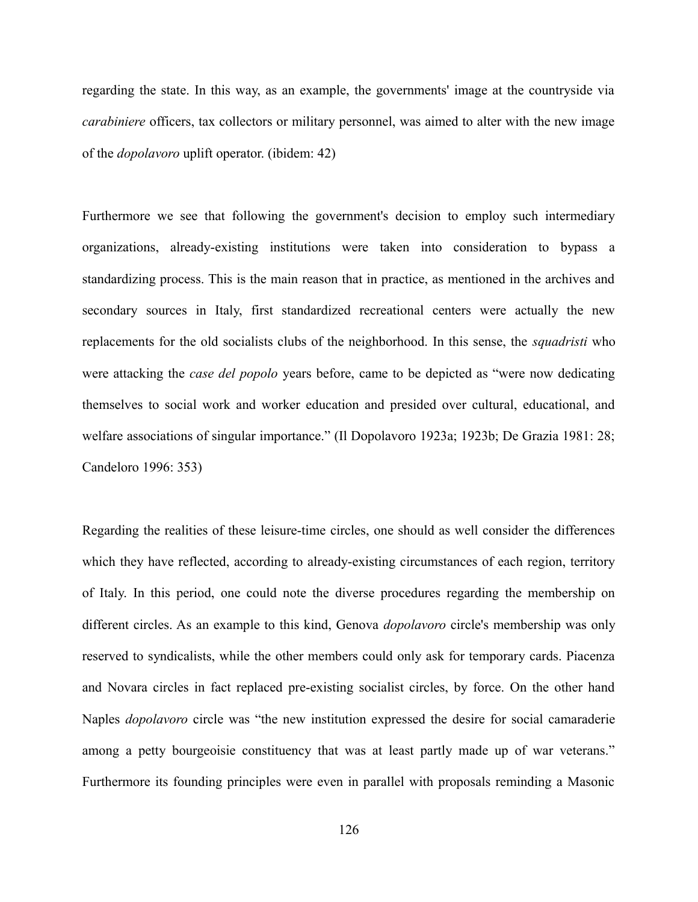regarding the state. In this way, as an example, the governments' image at the countryside via *carabiniere* officers, tax collectors or military personnel, was aimed to alter with the new image of the *dopolavoro* uplift operator. (ibidem: 42)

Furthermore we see that following the government's decision to employ such intermediary organizations, already-existing institutions were taken into consideration to bypass a standardizing process. This is the main reason that in practice, as mentioned in the archives and secondary sources in Italy, first standardized recreational centers were actually the new replacements for the old socialists clubs of the neighborhood. In this sense, the *squadristi* who were attacking the *case del popolo* years before, came to be depicted as "were now dedicating themselves to social work and worker education and presided over cultural, educational, and welfare associations of singular importance." (Il Dopolavoro 1923a; 1923b; De Grazia 1981: 28; Candeloro 1996: 353)

Regarding the realities of these leisure-time circles, one should as well consider the differences which they have reflected, according to already-existing circumstances of each region, territory of Italy. In this period, one could note the diverse procedures regarding the membership on different circles. As an example to this kind, Genova *dopolavoro* circle's membership was only reserved to syndicalists, while the other members could only ask for temporary cards. Piacenza and Novara circles in fact replaced pre-existing socialist circles, by force. On the other hand Naples *dopolavoro* circle was "the new institution expressed the desire for social camaraderie among a petty bourgeoisie constituency that was at least partly made up of war veterans." Furthermore its founding principles were even in parallel with proposals reminding a Masonic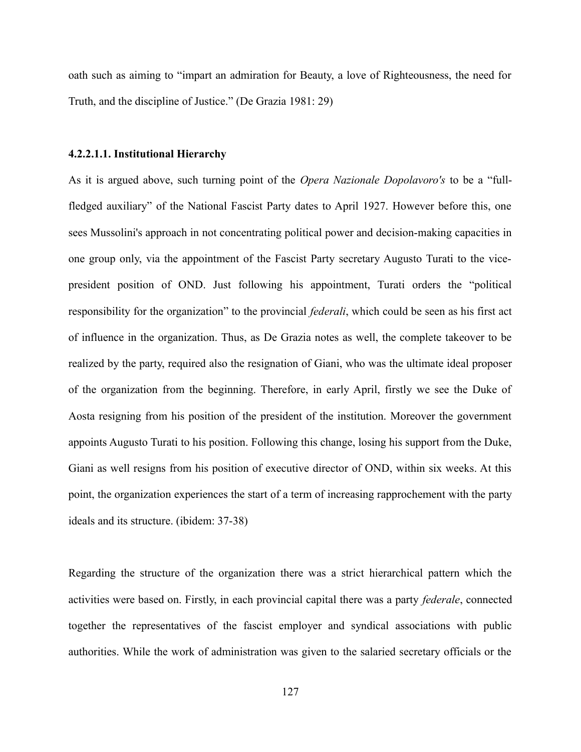oath such as aiming to "impart an admiration for Beauty, a love of Righteousness, the need for Truth, and the discipline of Justice." (De Grazia 1981: 29)

#### 4.2.2.1.1. Institutional Hierarchy

As it is argued above, such turning point of the *Opera Nazionale Dopolavoro's* to be a "full-fledged auxiliary" of the National Fascist Party dates to April 1927. However before this, one sees Mussolini's approach in not concentrating political power and decision-making capacities in one group only, via the appointment of the Fascist Party secretary Augusto Turati to the vice-president position of OND. Just following his appointment, Turati orders the "political responsibility for the organization" to the provincial *federali*, which could be seen as his first act of influence in the organization. Thus, as De Grazia notes as well, the complete takeover to be realized by the party, required also the resignation of Giani, who was the ultimate ideal proposer of the organization from the beginning. Therefore, in early April, firstly we see the Duke of Aosta resigning from his position of the president of the institution. Moreover the government appoints Augusto Turati to his position. Following this change, losing his support from the Duke, Giani as well resigns from his position of executive director of OND, within six weeks. At this point, the organization experiences the start of a term of increasing rapprochement with the party ideals and its structure. (ibidem: 37-38)

Regarding the structure of the organization there was a strict hierarchical pattern which the activities were based on. Firstly, in each provincial capital there was a party *federale*, connected together the representatives of the fascist employer and syndical associations with public authorities. While the work of administration was given to the salaried secretary officials or the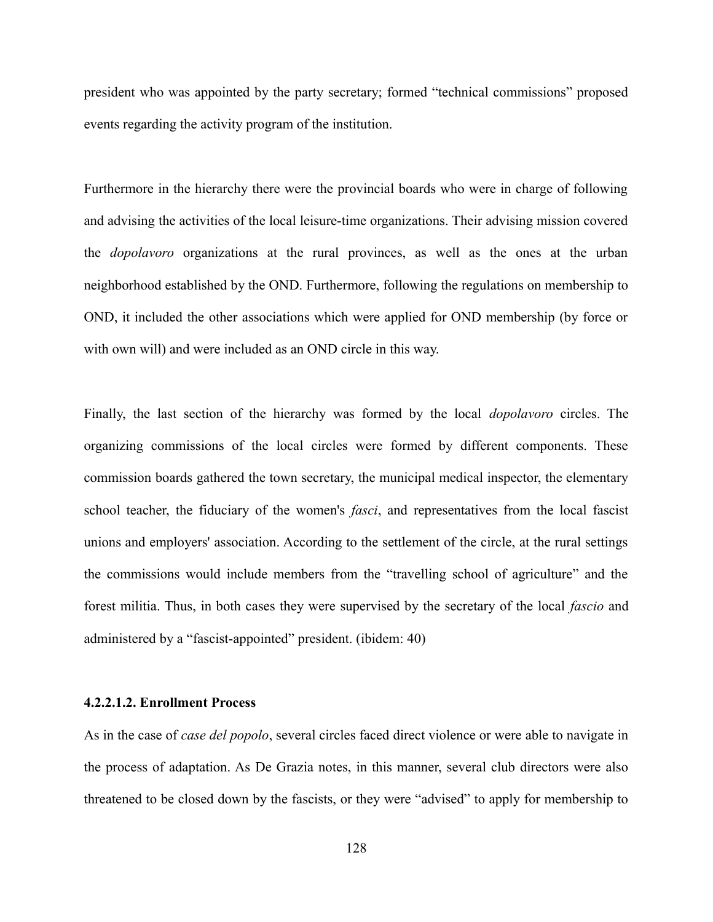president who was appointed by the party secretary; formed "technical commissions" proposed events regarding the activity program of the institution.

Furthermore in the hierarchy there were the provincial boards who were in charge of following and advising the activities of the local leisure-time organizations. Their advising mission covered the *dopolavoro* organizations at the rural provinces, as well as the ones at the urban neighborhood established by the OND. Furthermore, following the regulations on membership to OND, it included the other associations which were applied for OND membership (by force or with own will) and were included as an OND circle in this way.

Finally, the last section of the hierarchy was formed by the local *dopolavoro* circles. The organizing commissions of the local circles were formed by different components. These commission boards gathered the town secretary, the municipal medical inspector, the elementary school teacher, the fiduciary of the women's *fasci*, and representatives from the local fascist unions and employers' association. According to the settlement of the circle, at the rural settings the commissions would include members from the "travelling school of agriculture" and the forest militia. Thus, in both cases they were supervised by the secretary of the local *fascio* and administered by a "fascist-appointed" president. (ibidem: 40)

#### 4.2.2.1.2. Enrollment Process

As in the case of *case del popolo*, several circles faced direct violence or were able to navigate in the process of adaptation. As De Grazia notes, in this manner, several club directors were also threatened to be closed down by the fascists, or they were "advised" to apply for membership to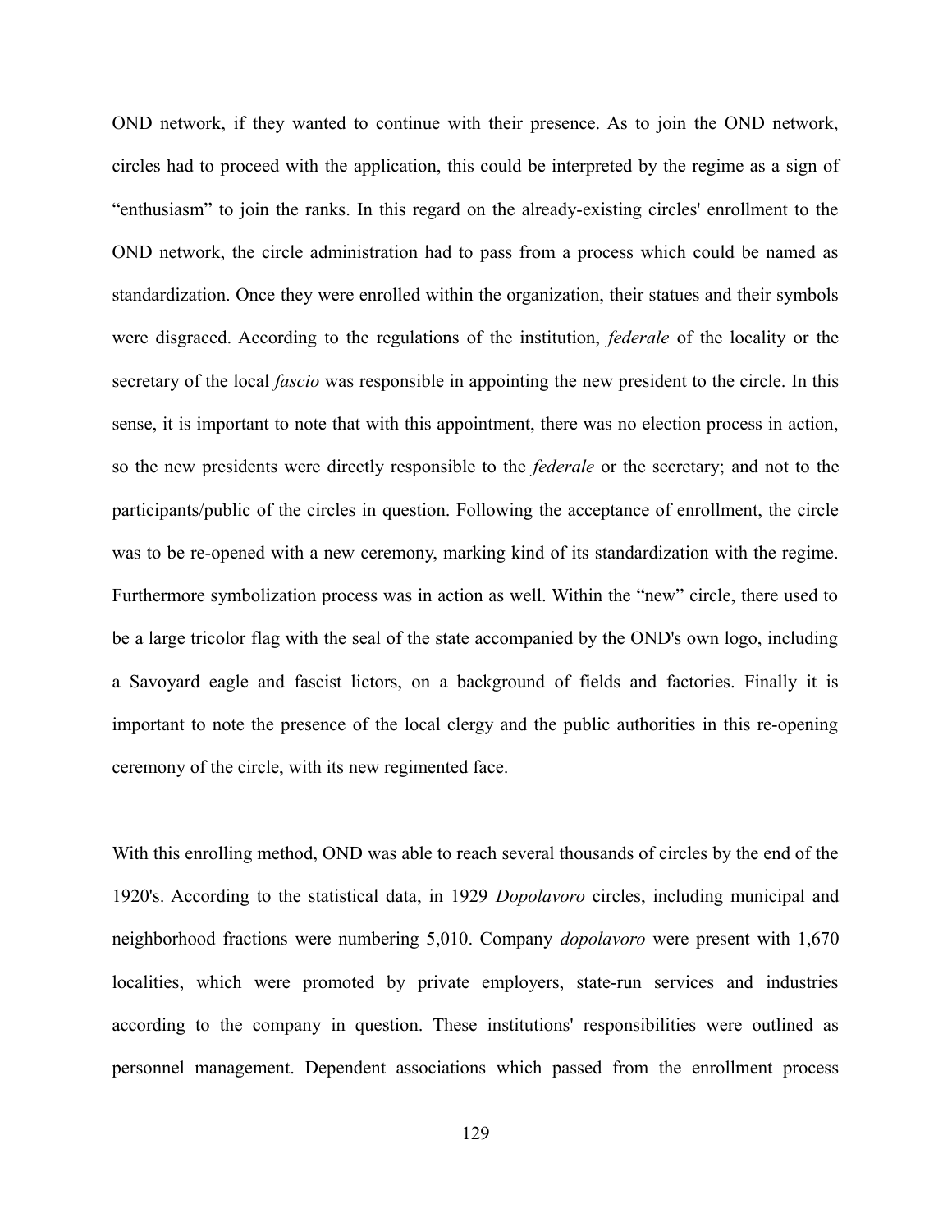OND network, if they wanted to continue with their presence. As to join the OND network, circles had to proceed with the application, this could be interpreted by the regime as a sign of "enthusiasm" to join the ranks. In this regard on the already-existing circles' enrollment to the OND network, the circle administration had to pass from a process which could be named as standardization. Once they were enrolled within the organization, their statues and their symbols were disgraced. According to the regulations of the institution, *federale* of the locality or the secretary of the local *fascio* was responsible in appointing the new president to the circle. In this sense, it is important to note that with this appointment, there was no election process in action, so the new presidents were directly responsible to the *federale* or the secretary; and not to the participants/public of the circles in question. Following the acceptance of enrollment, the circle was to be re-opened with a new ceremony, marking kind of its standardization with the regime. Furthermore symbolization process was in action as well. Within the "new" circle, there used to be a large tricolor flag with the seal of the state accompanied by the OND's own logo, including a Savoyard eagle and fascist lictors, on a background of fields and factories. Finally it is important to note the presence of the local clergy and the public authorities in this re-opening ceremony of the circle, with its new regimented face.

With this enrolling method, OND was able to reach several thousands of circles by the end of the 1920's. According to the statistical data, in 1929 *Dopolavoro* circles, including municipal and neighborhood fractions were numbering 5,010. Company *dopolavoro* were present with 1,670 localities, which were promoted by private employers, state-run services and industries according to the company in question. These institutions' responsibilities were outlined as personnel management. Dependent associations which passed from the enrollment process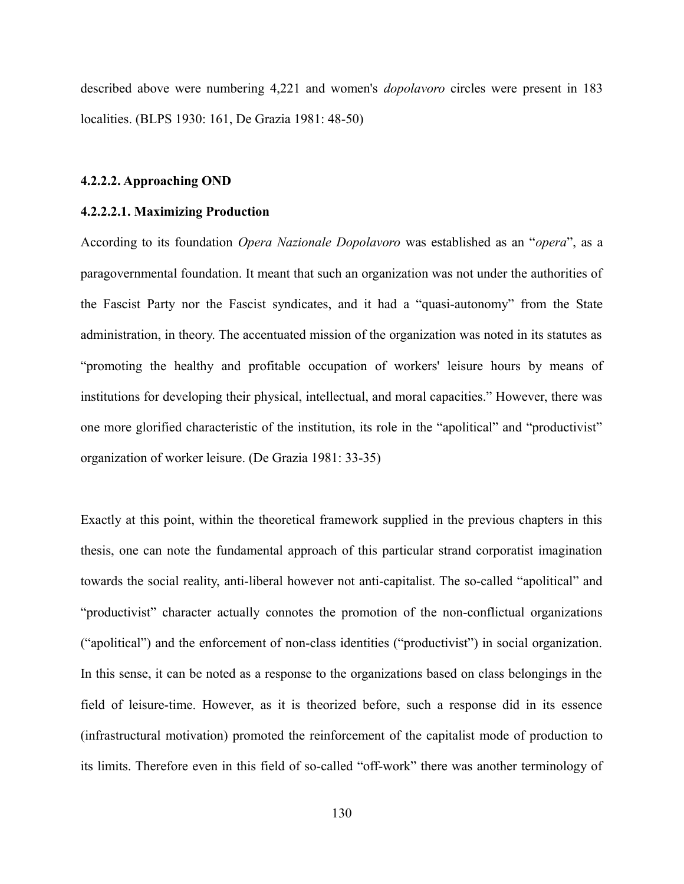described above were numbering 4,221 and women's *dopolavoro* circles were present in 183 localities. (BLPS 1930: 161, De Grazia 1981: 48-50)

#### 4.2.2.2. Approaching OND

##### 4.2.2.2.1. Maximizing Production

According to its foundation *Opera Nazionale Dopolavoro* was established as an "*opera*", as a paragovernmental foundation. It meant that such an organization was not under the authorities of the Fascist Party nor the Fascist syndicates, and it had a "quasi-autonomy" from the State administration, in theory. The accentuated mission of the organization was noted in its statutes as "promoting the healthy and profitable occupation of workers' leisure hours by means of institutions for developing their physical, intellectual, and moral capacities." However, there was one more glorified characteristic of the institution, its role in the "apolitical" and "productivist" organization of worker leisure. (De Grazia 1981: 33-35)

Exactly at this point, within the theoretical framework supplied in the previous chapters in this thesis, one can note the fundamental approach of this particular strand corporatist imagination towards the social reality, anti-liberal however not anti-capitalist. The so-called "apolitical" and "productivist" character actually connotes the promotion of the non-conflictual organizations ("apolitical") and the enforcement of non-class identities ("productivist") in social organization. In this sense, it can be noted as a response to the organizations based on class belongings in the field of leisure-time. However, as it is theorized before, such a response did in its essence (infrastructural motivation) promoted the reinforcement of the capitalist mode of production to its limits. Therefore even in this field of so-called "off-work" there was another terminology of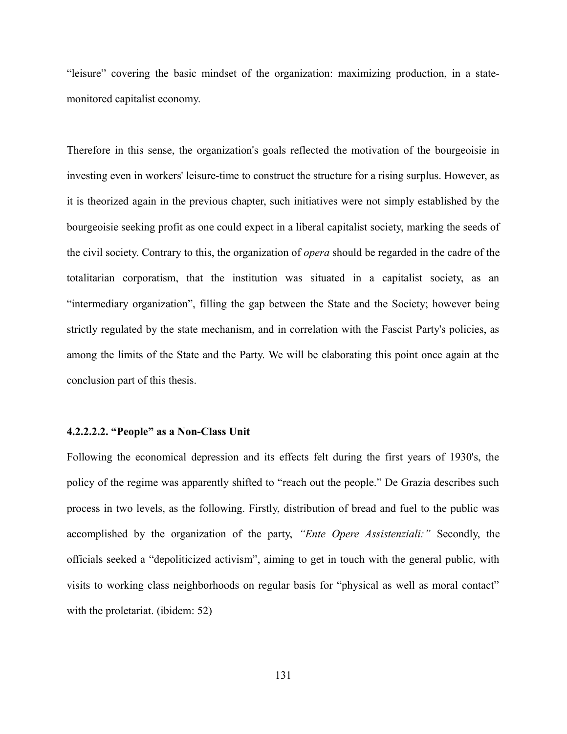"leisure" covering the basic mindset of the organization: maximizing production, in a state-monitored capitalist economy.

Therefore in this sense, the organization's goals reflected the motivation of the bourgeoisie in investing even in workers' leisure-time to construct the structure for a rising surplus. However, as it is theorized again in the previous chapter, such initiatives were not simply established by the bourgeoisie seeking profit as one could expect in a liberal capitalist society, marking the seeds of the civil society. Contrary to this, the organization of *opera* should be regarded in the cadre of the totalitarian corporatism, that the institution was situated in a capitalist society, as an "intermediary organization", filling the gap between the State and the Society; however being strictly regulated by the state mechanism, and in correlation with the Fascist Party's policies, as among the limits of the State and the Party. We will be elaborating this point once again at the conclusion part of this thesis.

#### 4.2.2.2.2. "People" as a Non-Class Unit

Following the economical depression and its effects felt during the first years of 1930's, the policy of the regime was apparently shifted to "reach out the people." De Grazia describes such process in two levels, as the following. Firstly, distribution of bread and fuel to the public was accomplished by the organization of the party, *"Ente Opere Assistenziali:"* Secondly, the officials seeked a "depoliticized activism", aiming to get in touch with the general public, with visits to working class neighborhoods on regular basis for "physical as well as moral contact" with the proletariat. (ibidem: 52)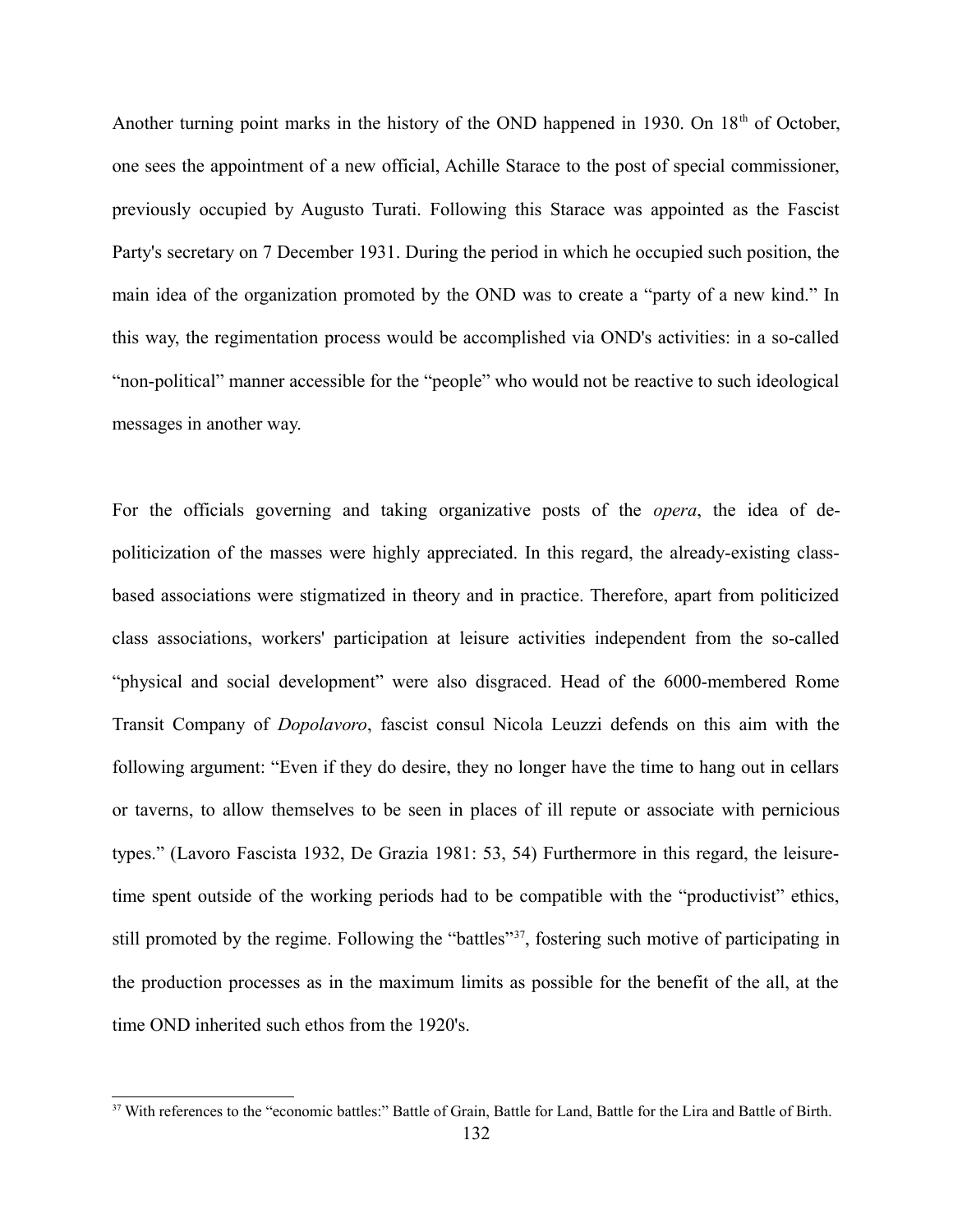Another turning point marks in the history of the OND happened in 1930. On 18th of October, one sees the appointment of a new official, Achille Starace to the post of special commissioner, previously occupied by Augusto Turati. Following this Starace was appointed as the Fascist Party's secretary on 7 December 1931. During the period in which he occupied such position, the main idea of the organization promoted by the OND was to create a "party of a new kind." In this way, the regimentation process would be accomplished via OND's activities: in a so-called "non-political" manner accessible for the "people" who would not be reactive to such ideological messages in another way.

For the officials governing and taking organizative posts of the *opera*, the idea of de-politicization of the masses were highly appreciated. In this regard, the already-existing class-based associations were stigmatized in theory and in practice. Therefore, apart from politicized class associations, workers' participation at leisure activities independent from the so-called "physical and social development" were also disgraced. Head of the 6000-membered Rome Transit Company of *Dopolavoro*, fascist consul Nicola Leuzzi defends on this aim with the following argument: "Even if they do desire, they no longer have the time to hang out in cellars or taverns, to allow themselves to be seen in places of ill repute or associate with pernicious types." (Lavoro Fascista 1932, De Grazia 1981: 53, 54) Furthermore in this regard, the leisure-time spent outside of the working periods had to be compatible with the "productivist" ethics, still promoted by the regime. Following the "battles"[37], fostering such motive of participating in the production processes as in the maximum limits as possible for the benefit of the all, at the time OND inherited such ethos from the 1920's.

[37] With references to the "economic battles:" Battle of Grain, Battle for Land, Battle for the Lira and Battle of Birth.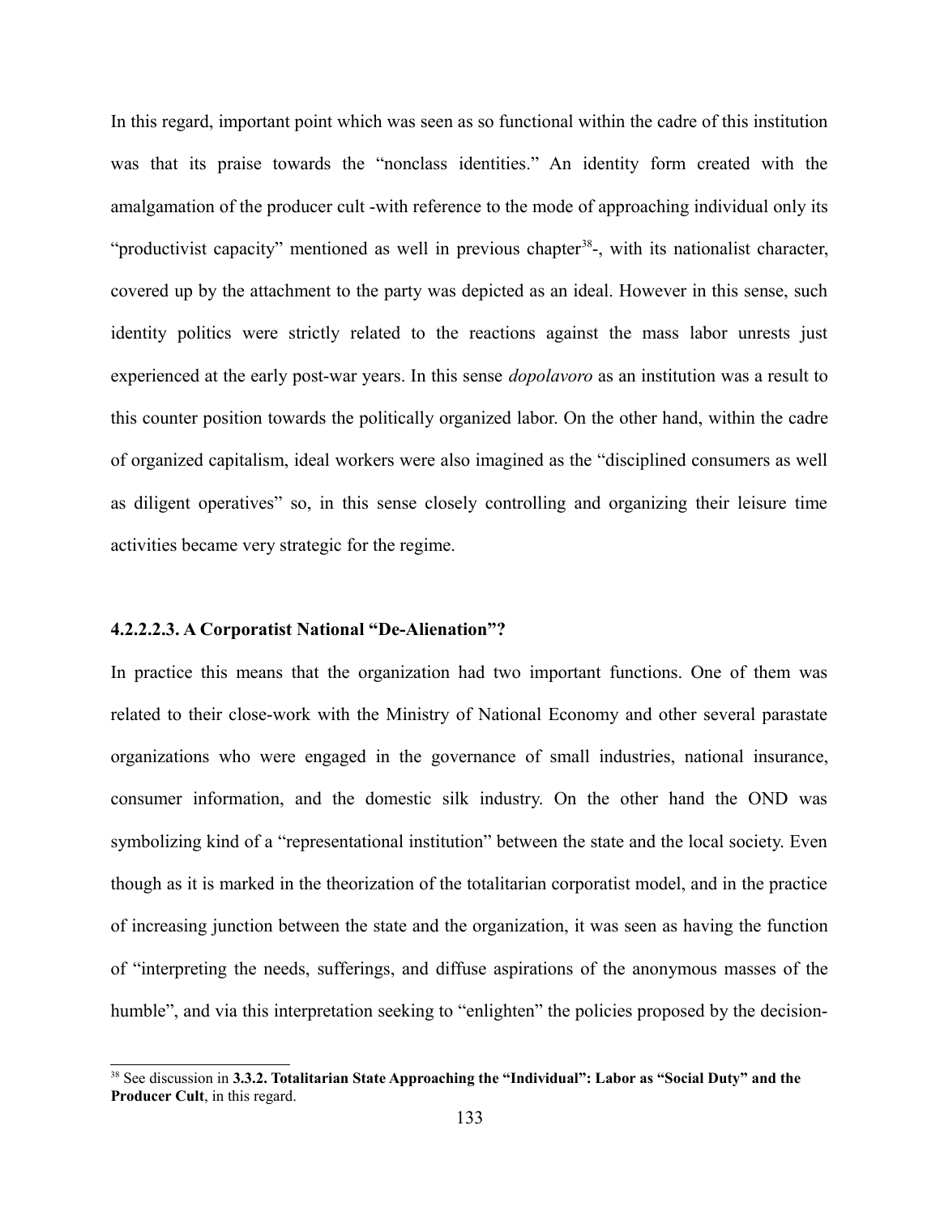In this regard, important point which was seen as so functional within the cadre of this institution was that its praise towards the "nonclass identities." An identity form created with the amalgamation of the producer cult -with reference to the mode of approaching individual only its "productivist capacity" mentioned as well in previous chapter[38]-, with its nationalist character, covered up by the attachment to the party was depicted as an ideal. However in this sense, such identity politics were strictly related to the reactions against the mass labor unrests just experienced at the early post-war years. In this sense *dopolavoro* as an institution was a result to this counter position towards the politically organized labor. On the other hand, within the cadre of organized capitalism, ideal workers were also imagined as the "disciplined consumers as well as diligent operatives" so, in this sense closely controlling and organizing their leisure time activities became very strategic for the regime.

#### 4.2.2.2.3. A Corporatist National "De-Alienation"?

In practice this means that the organization had two important functions. One of them was related to their close-work with the Ministry of National Economy and other several parastate organizations who were engaged in the governance of small industries, national insurance, consumer information, and the domestic silk industry. On the other hand the OND was symbolizing kind of a "representational institution" between the state and the local society. Even though as it is marked in the theorization of the totalitarian corporatist model, and in the practice of increasing junction between the state and the organization, it was seen as having the function of "interpreting the needs, sufferings, and diffuse aspirations of the anonymous masses of the humble", and via this interpretation seeking to "enlighten" the policies proposed by the decision-

---

[38] See discussion in **3.3.2. Totalitarian State Approaching the "Individual": Labor as "Social Duty" and the Producer Cult**, in this regard.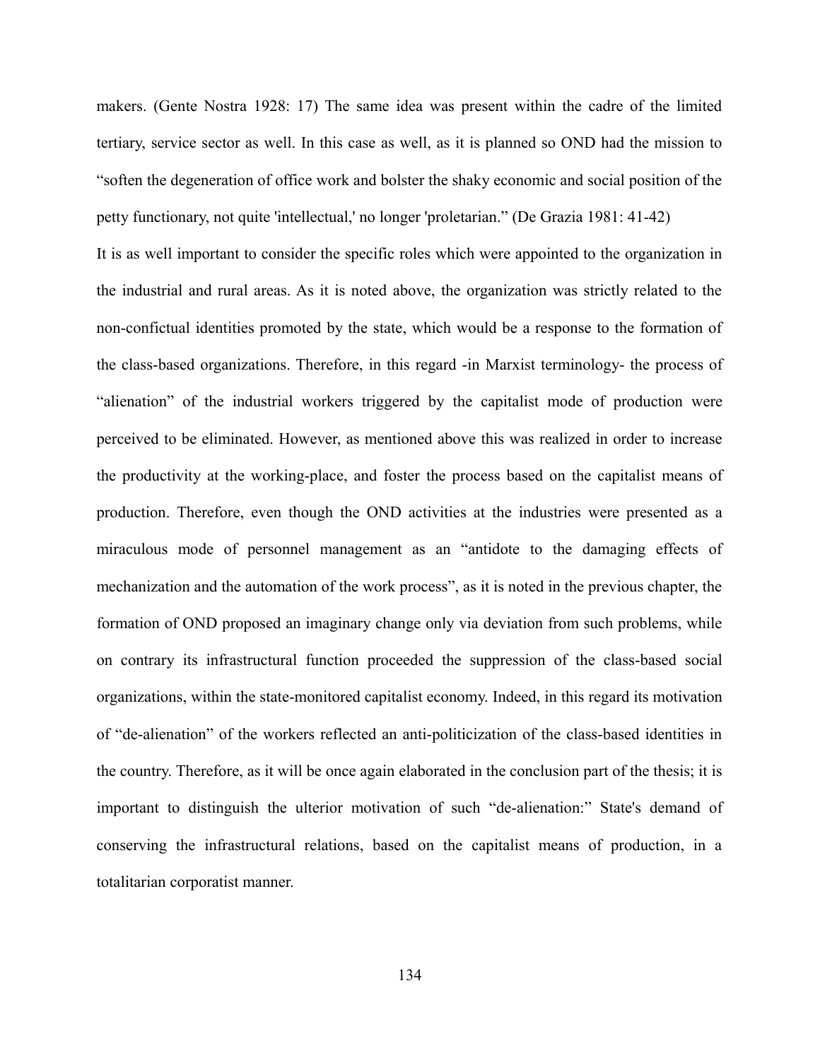makers. (Gente Nostra 1928: 17) The same idea was present within the cadre of the limited tertiary, service sector as well. In this case as well, as it is planned so OND had the mission to "soften the degeneration of office work and bolster the shaky economic and social position of the petty functionary, not quite 'intellectual,' no longer 'proletarian." (De Grazia 1981: 41-42)

It is as well important to consider the specific roles which were appointed to the organization in the industrial and rural areas. As it is noted above, the organization was strictly related to the non-confictual identities promoted by the state, which would be a response to the formation of the class-based organizations. Therefore, in this regard -in Marxist terminology- the process of "alienation" of the industrial workers triggered by the capitalist mode of production were perceived to be eliminated. However, as mentioned above this was realized in order to increase the productivity at the working-place, and foster the process based on the capitalist means of production. Therefore, even though the OND activities at the industries were presented as a miraculous mode of personnel management as an "antidote to the damaging effects of mechanization and the automation of the work process", as it is noted in the previous chapter, the formation of OND proposed an imaginary change only via deviation from such problems, while on contrary its infrastructural function proceeded the suppression of the class-based social organizations, within the state-monitored capitalist economy. Indeed, in this regard its motivation of "de-alienation" of the workers reflected an anti-politicization of the class-based identities in the country. Therefore, as it will be once again elaborated in the conclusion part of the thesis; it is important to distinguish the ulterior motivation of such "de-alienation:" State's demand of conserving the infrastructural relations, based on the capitalist means of production, in a totalitarian corporatist manner.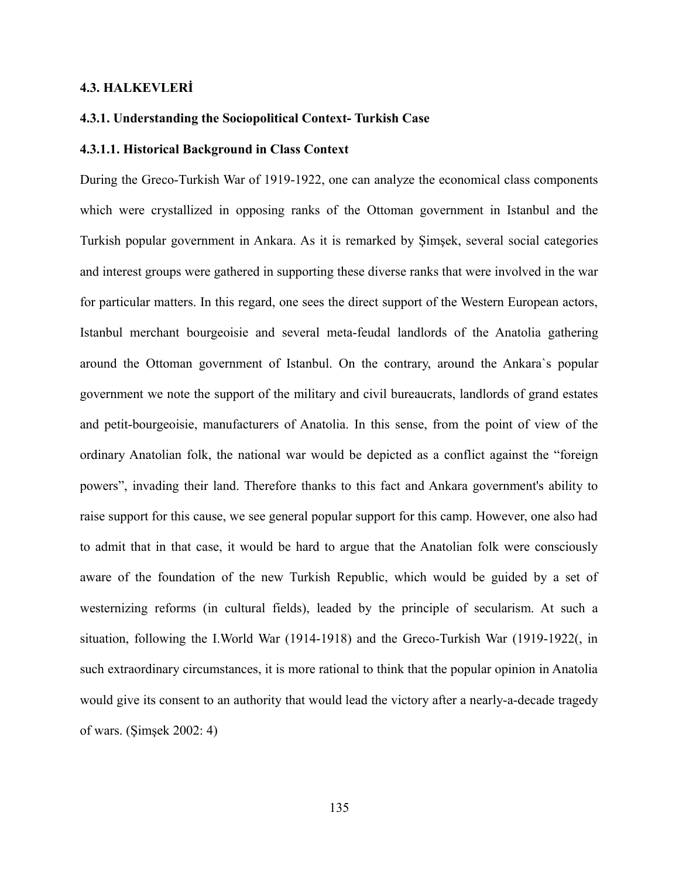### 4.3. HALKEVLERİ

#### 4.3.1. Understanding the Sociopolitical Context- Turkish Case

##### 4.3.1.1. Historical Background in Class Context

During the Greco-Turkish War of 1919-1922, one can analyze the economical class components which were crystallized in opposing ranks of the Ottoman government in Istanbul and the Turkish popular government in Ankara. As it is remarked by Şimşek, several social categories and interest groups were gathered in supporting these diverse ranks that were involved in the war for particular matters. In this regard, one sees the direct support of the Western European actors, Istanbul merchant bourgeoisie and several meta-feudal landlords of the Anatolia gathering around the Ottoman government of Istanbul. On the contrary, around the Ankara`s popular government we note the support of the military and civil bureaucrats, landlords of grand estates and petit-bourgeoisie, manufacturers of Anatolia. In this sense, from the point of view of the ordinary Anatolian folk, the national war would be depicted as a conflict against the "foreign powers", invading their land. Therefore thanks to this fact and Ankara government's ability to raise support for this cause, we see general popular support for this camp. However, one also had to admit that in that case, it would be hard to argue that the Anatolian folk were consciously aware of the foundation of the new Turkish Republic, which would be guided by a set of westernizing reforms (in cultural fields), leaded by the principle of secularism. At such a situation, following the I.World War (1914-1918) and the Greco-Turkish War (1919-1922(, in such extraordinary circumstances, it is more rational to think that the popular opinion in Anatolia would give its consent to an authority that would lead the victory after a nearly-a-decade tragedy of wars. (Şimşek 2002: 4)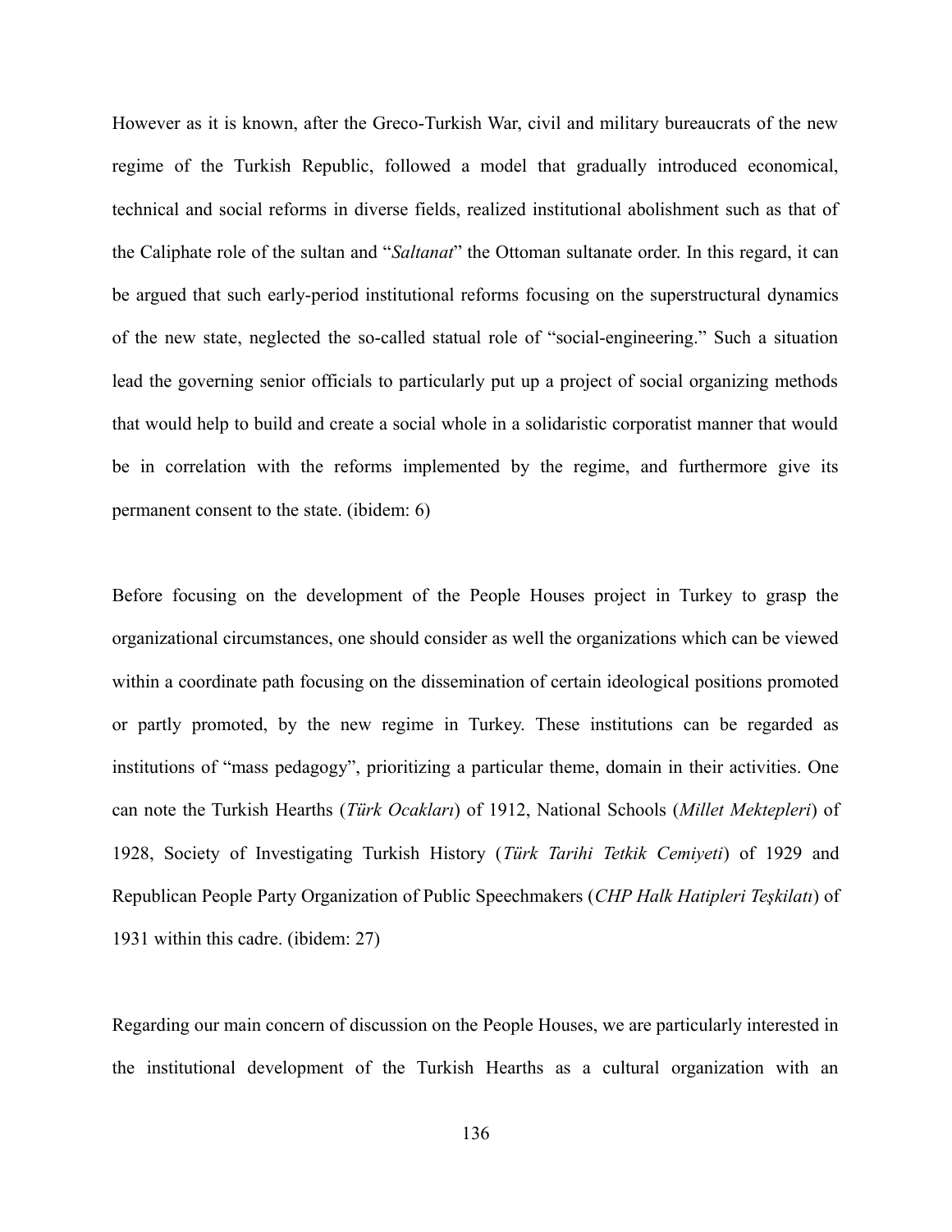However as it is known, after the Greco-Turkish War, civil and military bureaucrats of the new regime of the Turkish Republic, followed a model that gradually introduced economical, technical and social reforms in diverse fields, realized institutional abolishment such as that of the Caliphate role of the sultan and "*Saltanat*" the Ottoman sultanate order. In this regard, it can be argued that such early-period institutional reforms focusing on the superstructural dynamics of the new state, neglected the so-called statual role of "social-engineering." Such a situation lead the governing senior officials to particularly put up a project of social organizing methods that would help to build and create a social whole in a solidaristic corporatist manner that would be in correlation with the reforms implemented by the regime, and furthermore give its permanent consent to the state. (ibidem: 6)

Before focusing on the development of the People Houses project in Turkey to grasp the organizational circumstances, one should consider as well the organizations which can be viewed within a coordinate path focusing on the dissemination of certain ideological positions promoted or partly promoted, by the new regime in Turkey. These institutions can be regarded as institutions of "mass pedagogy", prioritizing a particular theme, domain in their activities. One can note the Turkish Hearths (*Türk Ocakları*) of 1912, National Schools (*Millet Mektepleri*) of 1928, Society of Investigating Turkish History (*Türk Tarihi Tetkik Cemiyeti*) of 1929 and Republican People Party Organization of Public Speechmakers (*CHP Halk Hatipleri Teşkilatı*) of 1931 within this cadre. (ibidem: 27)

Regarding our main concern of discussion on the People Houses, we are particularly interested in the institutional development of the Turkish Hearths as a cultural organization with an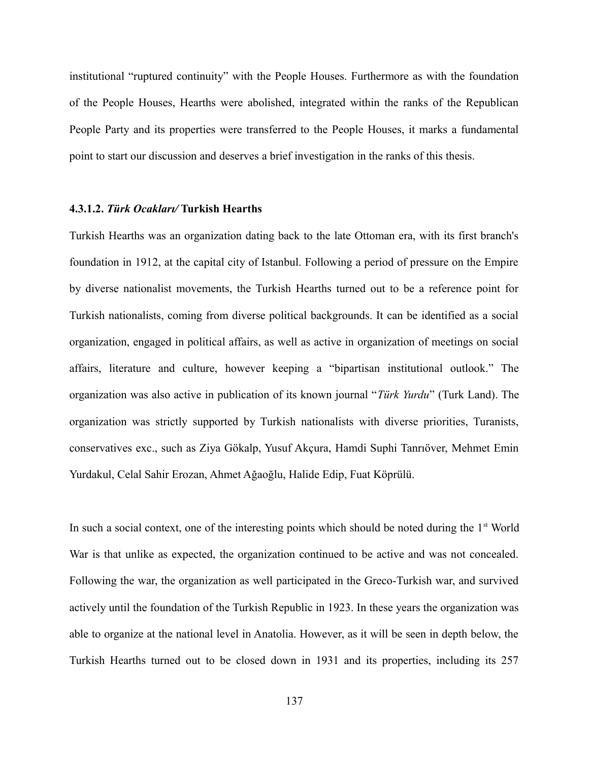institutional “ruptured continuity” with the People Houses. Furthermore as with the foundation of the People Houses, Hearths were abolished, integrated within the ranks of the Republican People Party and its properties were transferred to the People Houses, it marks a fundamental point to start our discussion and deserves a brief investigation in the ranks of this thesis.

#### 4.3.1.2. *Türk Ocakları/* Turkish Hearths

Turkish Hearths was an organization dating back to the late Ottoman era, with its first branch's foundation in 1912, at the capital city of Istanbul. Following a period of pressure on the Empire by diverse nationalist movements, the Turkish Hearths turned out to be a reference point for Turkish nationalists, coming from diverse political backgrounds. It can be identified as a social organization, engaged in political affairs, as well as active in organization of meetings on social affairs, literature and culture, however keeping a “bipartisan institutional outlook.” The organization was also active in publication of its known journal “*Türk Yurdu*” (Turk Land). The organization was strictly supported by Turkish nationalists with diverse priorities, Turanists, conservatives exc., such as Ziya Gökalp, Yusuf Akçura, Hamdi Suphi Tanrıöver, Mehmet Emin Yurdakul, Celal Sahir Erozan, Ahmet Ağaoğlu, Halide Edip, Fuat Köprülü.

In such a social context, one of the interesting points which should be noted during the 1st World War is that unlike as expected, the organization continued to be active and was not concealed. Following the war, the organization as well participated in the Greco-Turkish war, and survived actively until the foundation of the Turkish Republic in 1923. In these years the organization was able to organize at the national level in Anatolia. However, as it will be seen in depth below, the Turkish Hearths turned out to be closed down in 1931 and its properties, including its 257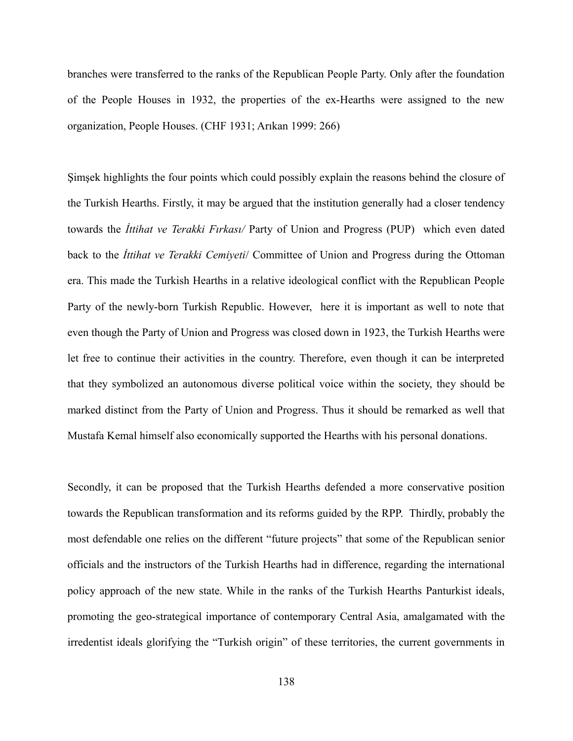branches were transferred to the ranks of the Republican People Party. Only after the foundation of the People Houses in 1932, the properties of the ex-Hearths were assigned to the new organization, People Houses. (CHF 1931; Arıkan 1999: 266)

Şimşek highlights the four points which could possibly explain the reasons behind the closure of the Turkish Hearths. Firstly, it may be argued that the institution generally had a closer tendency towards the *İttihat ve Terakki Fırkası/* Party of Union and Progress (PUP) which even dated back to the *İttihat ve Terakki Cemiyeti*/ Committee of Union and Progress during the Ottoman era. This made the Turkish Hearths in a relative ideological conflict with the Republican People Party of the newly-born Turkish Republic. However, here it is important as well to note that even though the Party of Union and Progress was closed down in 1923, the Turkish Hearths were let free to continue their activities in the country. Therefore, even though it can be interpreted that they symbolized an autonomous diverse political voice within the society, they should be marked distinct from the Party of Union and Progress. Thus it should be remarked as well that Mustafa Kemal himself also economically supported the Hearths with his personal donations.

Secondly, it can be proposed that the Turkish Hearths defended a more conservative position towards the Republican transformation and its reforms guided by the RPP. Thirdly, probably the most defendable one relies on the different "future projects" that some of the Republican senior officials and the instructors of the Turkish Hearths had in difference, regarding the international policy approach of the new state. While in the ranks of the Turkish Hearths Panturkist ideals, promoting the geo-strategical importance of contemporary Central Asia, amalgamated with the irredentist ideals glorifying the "Turkish origin" of these territories, the current governments in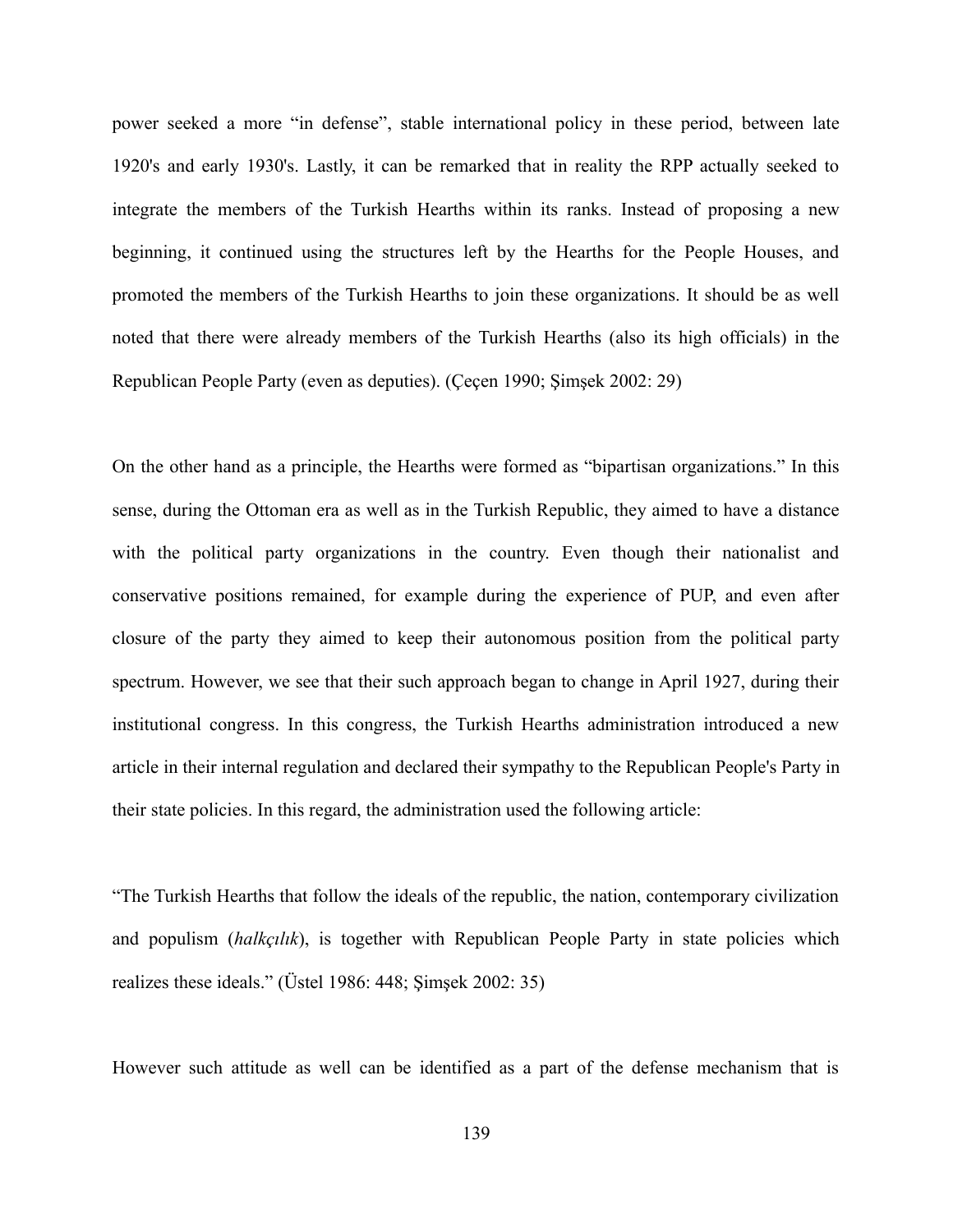power seeked a more "in defense", stable international policy in these period, between late 1920's and early 1930's. Lastly, it can be remarked that in reality the RPP actually seeked to integrate the members of the Turkish Hearths within its ranks. Instead of proposing a new beginning, it continued using the structures left by the Hearths for the People Houses, and promoted the members of the Turkish Hearths to join these organizations. It should be as well noted that there were already members of the Turkish Hearths (also its high officials) in the Republican People Party (even as deputies). (Çeçen 1990; Şimşek 2002: 29)

On the other hand as a principle, the Hearths were formed as "bipartisan organizations." In this sense, during the Ottoman era as well as in the Turkish Republic, they aimed to have a distance with the political party organizations in the country. Even though their nationalist and conservative positions remained, for example during the experience of PUP, and even after closure of the party they aimed to keep their autonomous position from the political party spectrum. However, we see that their such approach began to change in April 1927, during their institutional congress. In this congress, the Turkish Hearths administration introduced a new article in their internal regulation and declared their sympathy to the Republican People's Party in their state policies. In this regard, the administration used the following article:

"The Turkish Hearths that follow the ideals of the republic, the nation, contemporary civilization and populism (*halkçılık*), is together with Republican People Party in state policies which realizes these ideals." (Üstel 1986: 448; Şimşek 2002: 35)

However such attitude as well can be identified as a part of the defense mechanism that is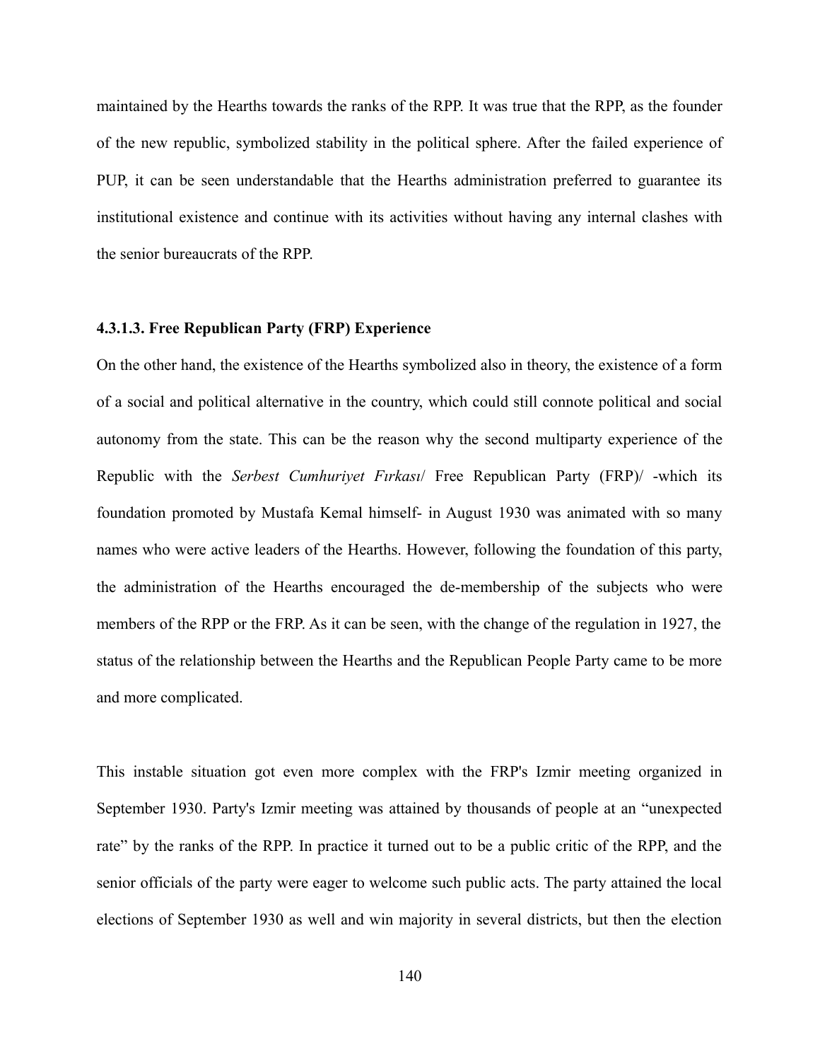maintained by the Hearths towards the ranks of the RPP. It was true that the RPP, as the founder of the new republic, symbolized stability in the political sphere. After the failed experience of PUP, it can be seen understandable that the Hearths administration preferred to guarantee its institutional existence and continue with its activities without having any internal clashes with the senior bureaucrats of the RPP.

#### 4.3.1.3. Free Republican Party (FRP) Experience

On the other hand, the existence of the Hearths symbolized also in theory, the existence of a form of a social and political alternative in the country, which could still connote political and social autonomy from the state. This can be the reason why the second multiparty experience of the Republic with the *Serbest Cumhuriyet Fırkası*/ Free Republican Party (FRP)/ -which its foundation promoted by Mustafa Kemal himself- in August 1930 was animated with so many names who were active leaders of the Hearths. However, following the foundation of this party, the administration of the Hearths encouraged the de-membership of the subjects who were members of the RPP or the FRP. As it can be seen, with the change of the regulation in 1927, the status of the relationship between the Hearths and the Republican People Party came to be more and more complicated.

This instable situation got even more complex with the FRP's Izmir meeting organized in September 1930. Party's Izmir meeting was attained by thousands of people at an "unexpected rate" by the ranks of the RPP. In practice it turned out to be a public critic of the RPP, and the senior officials of the party were eager to welcome such public acts. The party attained the local elections of September 1930 as well and win majority in several districts, but then the election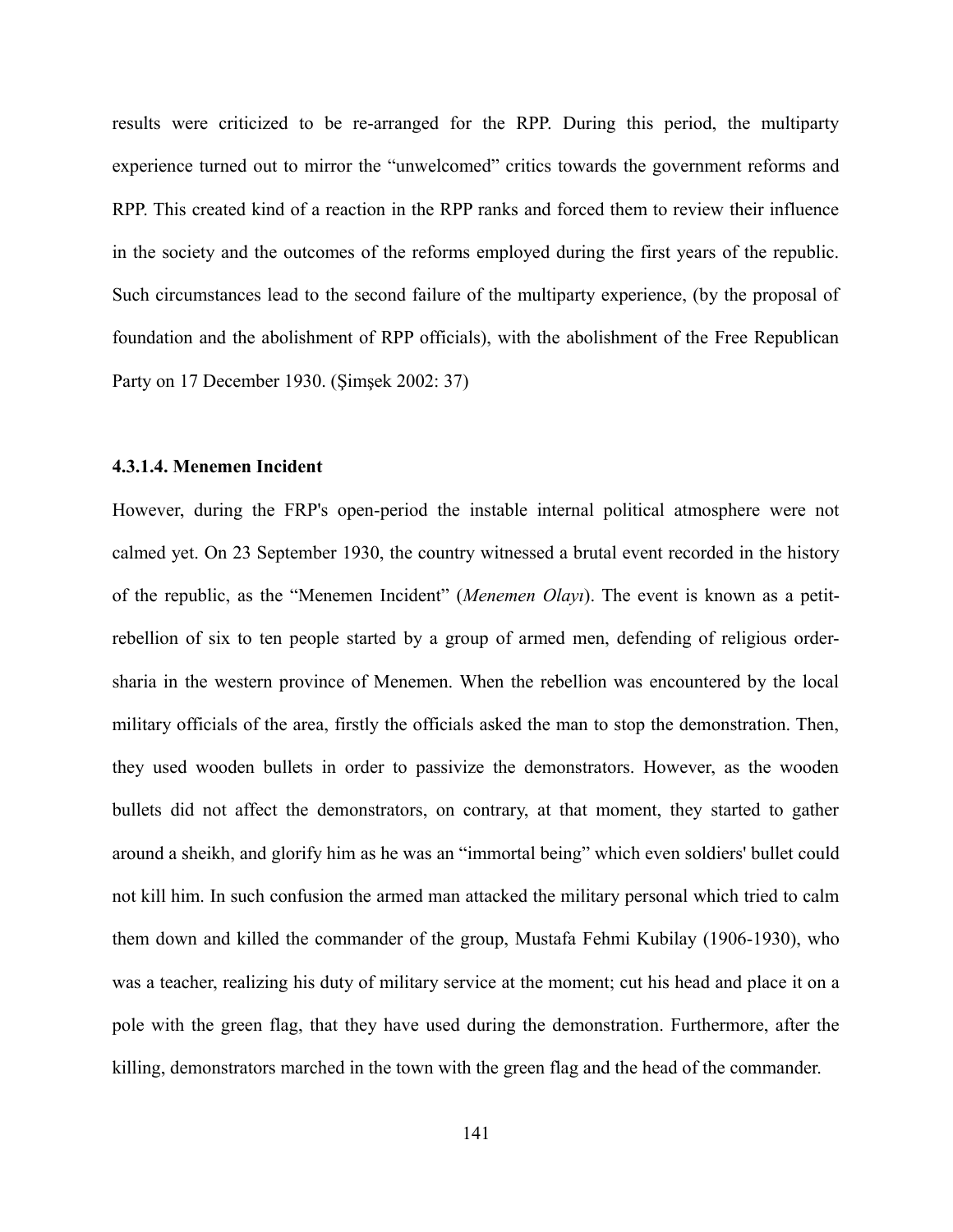results were criticized to be re-arranged for the RPP. During this period, the multiparty experience turned out to mirror the “unwelcomed” critics towards the government reforms and RPP. This created kind of a reaction in the RPP ranks and forced them to review their influence in the society and the outcomes of the reforms employed during the first years of the republic. Such circumstances lead to the second failure of the multiparty experience, (by the proposal of foundation and the abolishment of RPP officials), with the abolishment of the Free Republican Party on 17 December 1930. (Şimşek 2002: 37)

#### 4.3.1.4. Menemen Incident

However, during the FRP's open-period the instable internal political atmosphere were not calmed yet. On 23 September 1930, the country witnessed a brutal event recorded in the history of the republic, as the “Menemen Incident” (*Menemen Olayı*). The event is known as a petit-rebellion of six to ten people started by a group of armed men, defending of religious order-sharia in the western province of Menemen. When the rebellion was encountered by the local military officials of the area, firstly the officials asked the man to stop the demonstration. Then, they used wooden bullets in order to passivize the demonstrators. However, as the wooden bullets did not affect the demonstrators, on contrary, at that moment, they started to gather around a sheikh, and glorify him as he was an “immortal being” which even soldiers' bullet could not kill him. In such confusion the armed man attacked the military personal which tried to calm them down and killed the commander of the group, Mustafa Fehmi Kubilay (1906-1930), who was a teacher, realizing his duty of military service at the moment; cut his head and place it on a pole with the green flag, that they have used during the demonstration. Furthermore, after the killing, demonstrators marched in the town with the green flag and the head of the commander.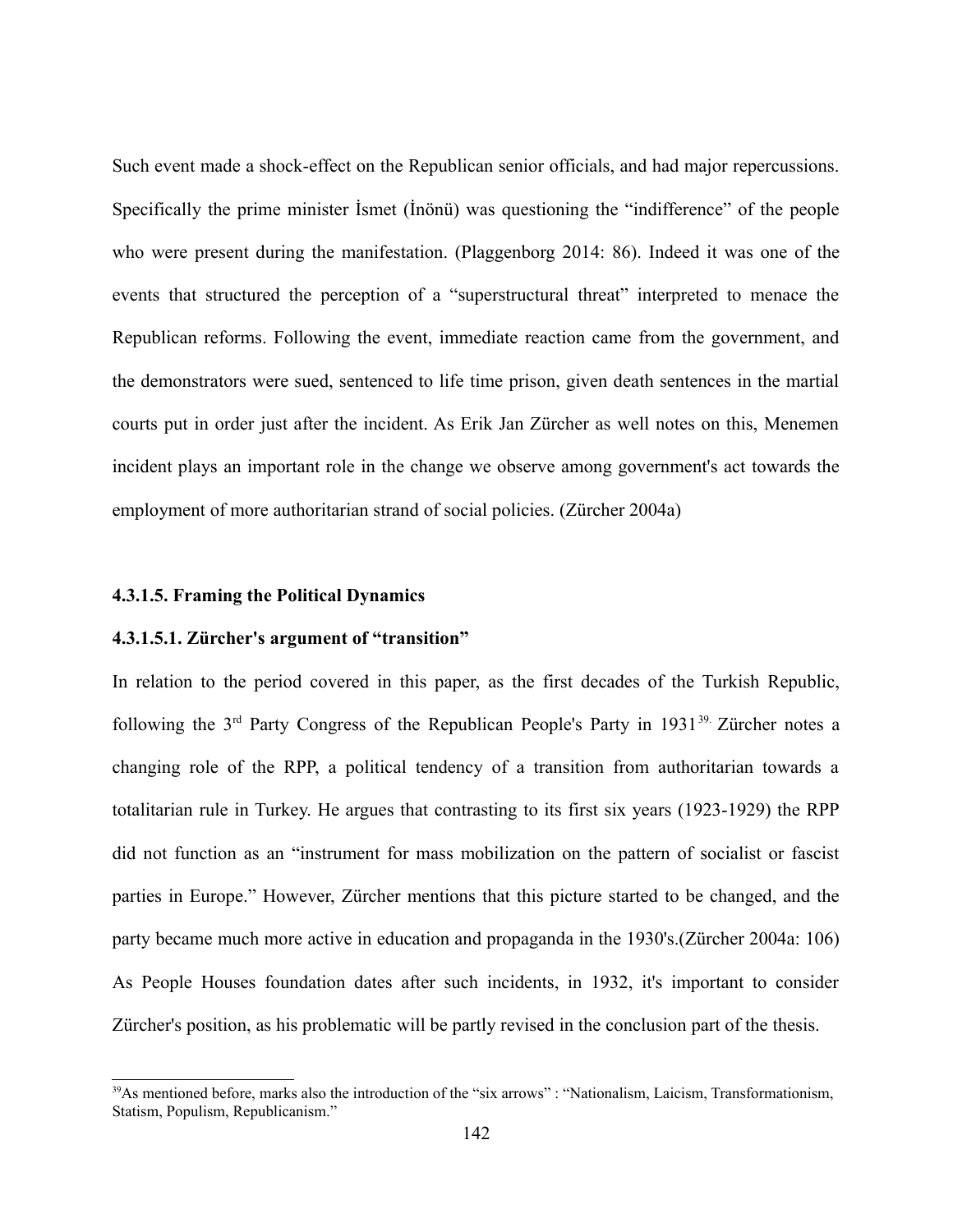Such event made a shock-effect on the Republican senior officials, and had major repercussions. Specifically the prime minister İsmet (İnönü) was questioning the "indifference" of the people who were present during the manifestation. (Plaggenborg 2014: 86). Indeed it was one of the events that structured the perception of a "superstructural threat" interpreted to menace the Republican reforms. Following the event, immediate reaction came from the government, and the demonstrators were sued, sentenced to life time prison, given death sentences in the martial courts put in order just after the incident. As Erik Jan Zürcher as well notes on this, Menemen incident plays an important role in the change we observe among government's act towards the employment of more authoritarian strand of social policies. (Zürcher 2004a)

#### 4.3.1.5. Framing the Political Dynamics

##### 4.3.1.5.1. Zürcher's argument of "transition"

In relation to the period covered in this paper, as the first decades of the Turkish Republic, following the 3rd Party Congress of the Republican People's Party in 1931[39.] Zürcher notes a changing role of the RPP, a political tendency of a transition from authoritarian towards a totalitarian rule in Turkey. He argues that contrasting to its first six years (1923-1929) the RPP did not function as an "instrument for mass mobilization on the pattern of socialist or fascist parties in Europe." However, Zürcher mentions that this picture started to be changed, and the party became much more active in education and propaganda in the 1930's.(Zürcher 2004a: 106) As People Houses foundation dates after such incidents, in 1932, it's important to consider Zürcher's position, as his problematic will be partly revised in the conclusion part of the thesis.

---

[39]As mentioned before, marks also the introduction of the "six arrows" : "Nationalism, Laicism, Transformationism, Statism, Populism, Republicanism."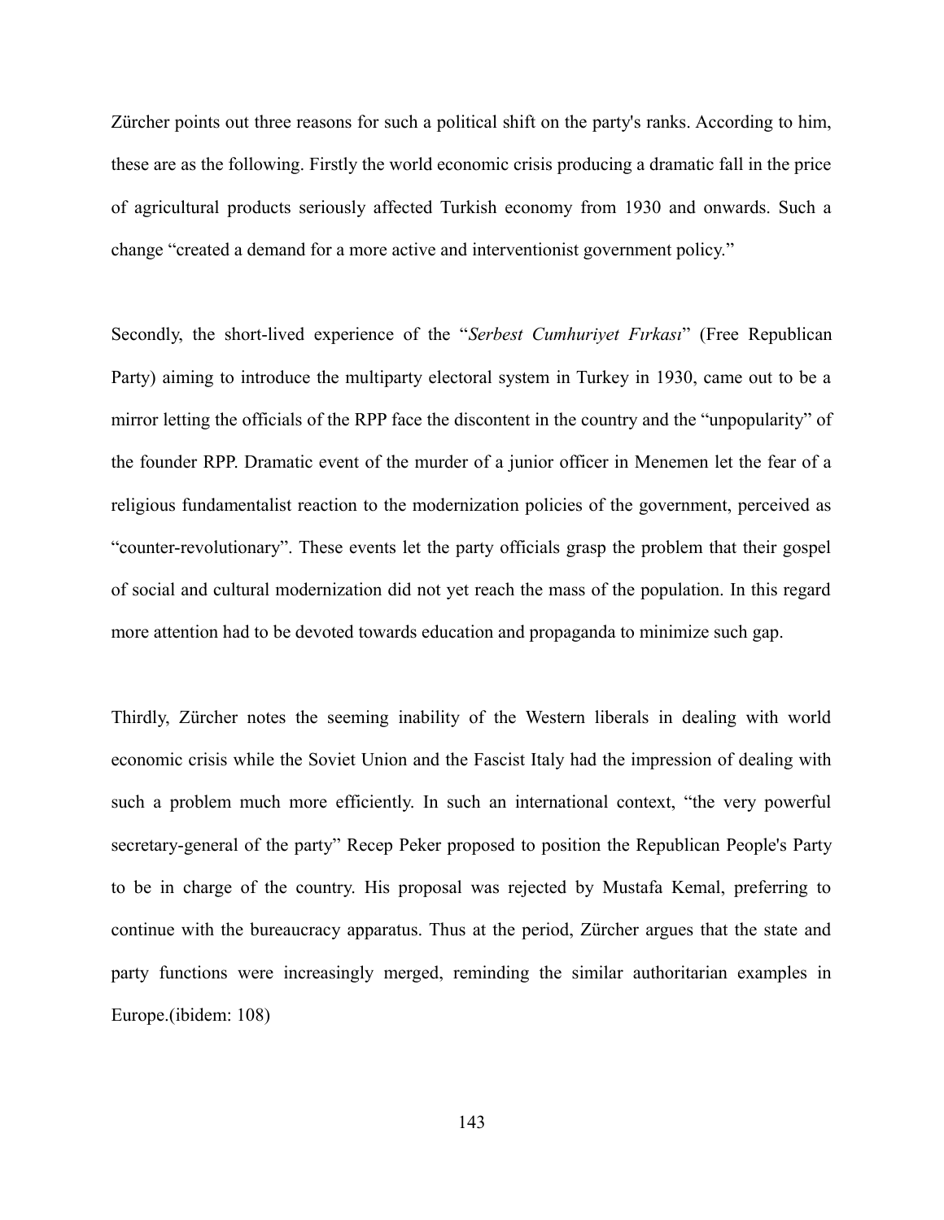Zürcher points out three reasons for such a political shift on the party's ranks. According to him, these are as the following. Firstly the world economic crisis producing a dramatic fall in the price of agricultural products seriously affected Turkish economy from 1930 and onwards. Such a change "created a demand for a more active and interventionist government policy."

Secondly, the short-lived experience of the "*Serbest Cumhuriyet Fırkası*" (Free Republican Party) aiming to introduce the multiparty electoral system in Turkey in 1930, came out to be a mirror letting the officials of the RPP face the discontent in the country and the "unpopularity" of the founder RPP. Dramatic event of the murder of a junior officer in Menemen let the fear of a religious fundamentalist reaction to the modernization policies of the government, perceived as "counter-revolutionary". These events let the party officials grasp the problem that their gospel of social and cultural modernization did not yet reach the mass of the population. In this regard more attention had to be devoted towards education and propaganda to minimize such gap.

Thirdly, Zürcher notes the seeming inability of the Western liberals in dealing with world economic crisis while the Soviet Union and the Fascist Italy had the impression of dealing with such a problem much more efficiently. In such an international context, "the very powerful secretary-general of the party" Recep Peker proposed to position the Republican People's Party to be in charge of the country. His proposal was rejected by Mustafa Kemal, preferring to continue with the bureaucracy apparatus. Thus at the period, Zürcher argues that the state and party functions were increasingly merged, reminding the similar authoritarian examples in Europe.(ibidem: 108)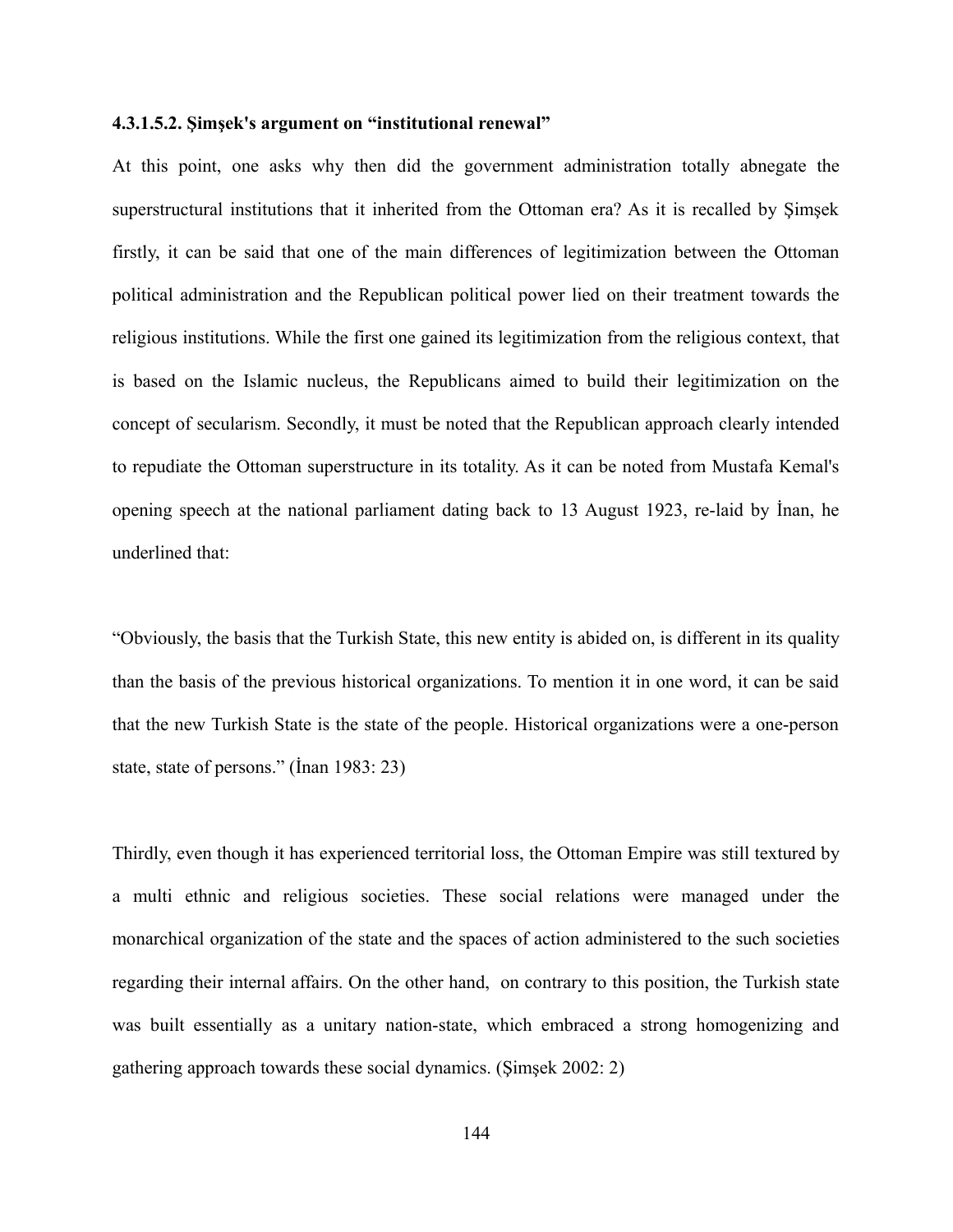#### 4.3.1.5.2. Şimşek's argument on "institutional renewal"

At this point, one asks why then did the government administration totally abnegate the superstructural institutions that it inherited from the Ottoman era? As it is recalled by Şimşek firstly, it can be said that one of the main differences of legitimization between the Ottoman political administration and the Republican political power lied on their treatment towards the religious institutions. While the first one gained its legitimization from the religious context, that is based on the Islamic nucleus, the Republicans aimed to build their legitimization on the concept of secularism. Secondly, it must be noted that the Republican approach clearly intended to repudiate the Ottoman superstructure in its totality. As it can be noted from Mustafa Kemal's opening speech at the national parliament dating back to 13 August 1923, re-laid by İnan, he underlined that:

"Obviously, the basis that the Turkish State, this new entity is abided on, is different in its quality than the basis of the previous historical organizations. To mention it in one word, it can be said that the new Turkish State is the state of the people. Historical organizations were a one-person state, state of persons." (İnan 1983: 23)

Thirdly, even though it has experienced territorial loss, the Ottoman Empire was still textured by a multi ethnic and religious societies. These social relations were managed under the monarchical organization of the state and the spaces of action administered to the such societies regarding their internal affairs. On the other hand, on contrary to this position, the Turkish state was built essentially as a unitary nation-state, which embraced a strong homogenizing and gathering approach towards these social dynamics. (Şimşek 2002: 2)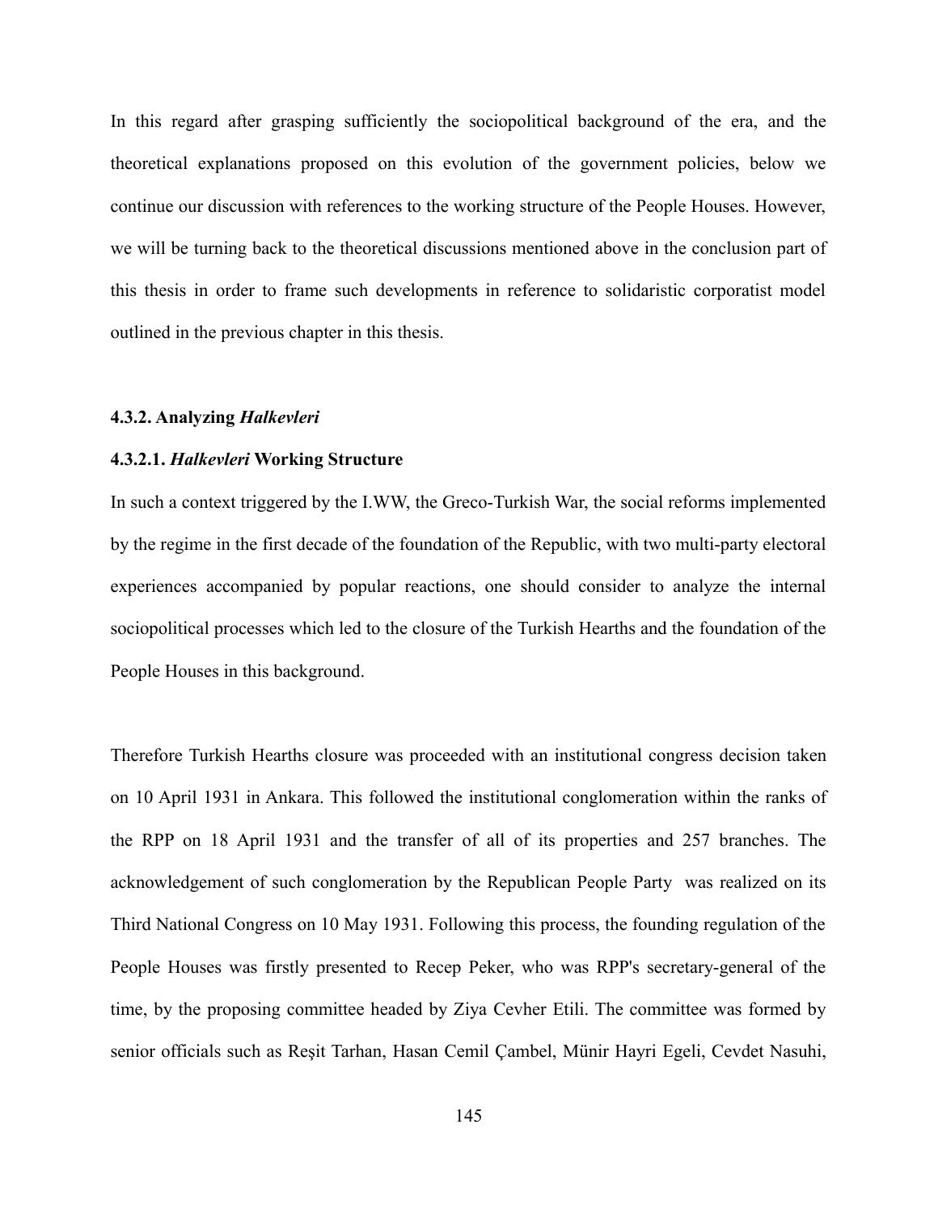In this regard after grasping sufficiently the sociopolitical background of the era, and the theoretical explanations proposed on this evolution of the government policies, below we continue our discussion with references to the working structure of the People Houses. However, we will be turning back to the theoretical discussions mentioned above in the conclusion part of this thesis in order to frame such developments in reference to solidaristic corporatist model outlined in the previous chapter in this thesis.

### 4.3.2. Analyzing *Halkevleri*

#### 4.3.2.1. *Halkevleri* Working Structure

In such a context triggered by the I.WW, the Greco-Turkish War, the social reforms implemented by the regime in the first decade of the foundation of the Republic, with two multi-party electoral experiences accompanied by popular reactions, one should consider to analyze the internal sociopolitical processes which led to the closure of the Turkish Hearths and the foundation of the People Houses in this background.

Therefore Turkish Hearths closure was proceeded with an institutional congress decision taken on 10 April 1931 in Ankara. This followed the institutional conglomeration within the ranks of the RPP on 18 April 1931 and the transfer of all of its properties and 257 branches. The acknowledgement of such conglomeration by the Republican People Party was realized on its Third National Congress on 10 May 1931. Following this process, the founding regulation of the People Houses was firstly presented to Recep Peker, who was RPP's secretary-general of the time, by the proposing committee headed by Ziya Cevher Etili. The committee was formed by senior officials such as Reşit Tarhan, Hasan Cemil Çambel, Münir Hayri Egeli, Cevdet Nasuhi,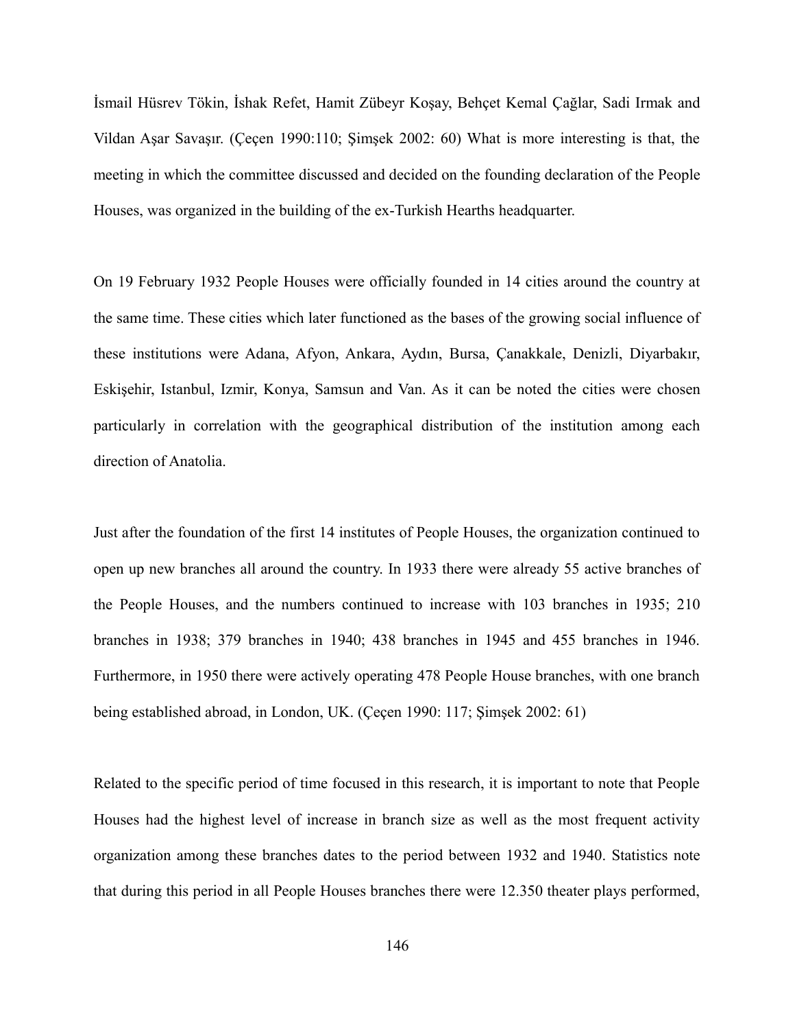İsmail Hüsrev Tökin, İshak Refet, Hamit Zübeyr Koşay, Behçet Kemal Çağlar, Sadi Irmak and Vildan Aşar Savaşır. (Çeçen 1990:110; Şimşek 2002: 60) What is more interesting is that, the meeting in which the committee discussed and decided on the founding declaration of the People Houses, was organized in the building of the ex-Turkish Hearths headquarter.

On 19 February 1932 People Houses were officially founded in 14 cities around the country at the same time. These cities which later functioned as the bases of the growing social influence of these institutions were Adana, Afyon, Ankara, Aydın, Bursa, Çanakkale, Denizli, Diyarbakır, Eskişehir, Istanbul, Izmir, Konya, Samsun and Van. As it can be noted the cities were chosen particularly in correlation with the geographical distribution of the institution among each direction of Anatolia.

Just after the foundation of the first 14 institutes of People Houses, the organization continued to open up new branches all around the country. In 1933 there were already 55 active branches of the People Houses, and the numbers continued to increase with 103 branches in 1935; 210 branches in 1938; 379 branches in 1940; 438 branches in 1945 and 455 branches in 1946. Furthermore, in 1950 there were actively operating 478 People House branches, with one branch being established abroad, in London, UK. (Çeçen 1990: 117; Şimşek 2002: 61)

Related to the specific period of time focused in this research, it is important to note that People Houses had the highest level of increase in branch size as well as the most frequent activity organization among these branches dates to the period between 1932 and 1940. Statistics note that during this period in all People Houses branches there were 12.350 theater plays performed,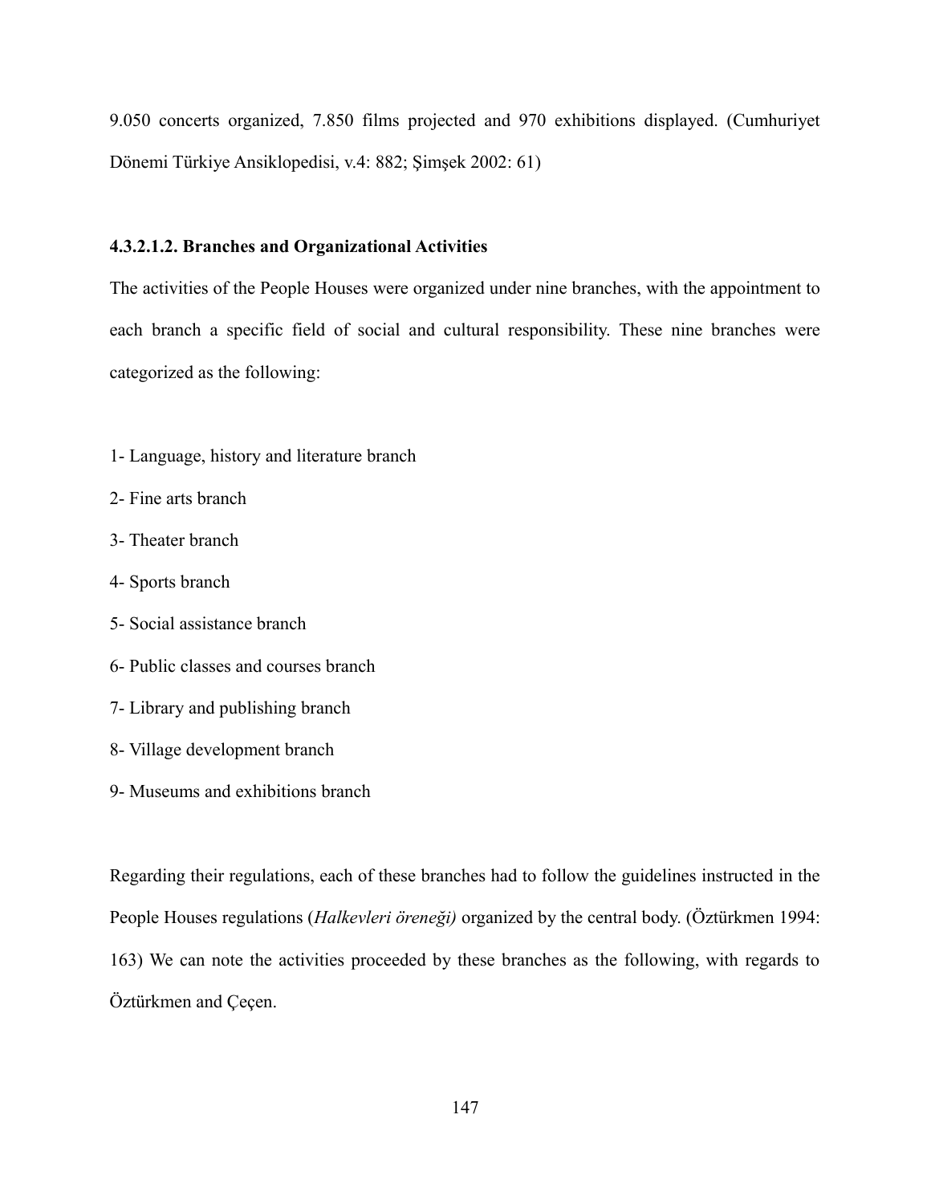9.050 concerts organized, 7.850 films projected and 970 exhibitions displayed. (Cumhuriyet Dönemi Türkiye Ansiklopedisi, v.4: 882; Şimşek 2002: 61)

#### 4.3.2.1.2. Branches and Organizational Activities

The activities of the People Houses were organized under nine branches, with the appointment to each branch a specific field of social and cultural responsibility. These nine branches were categorized as the following:

1- Language, history and literature branch

2- Fine arts branch

3- Theater branch

4- Sports branch

5- Social assistance branch

6- Public classes and courses branch

7- Library and publishing branch

8- Village development branch

9- Museums and exhibitions branch

Regarding their regulations, each of these branches had to follow the guidelines instructed in the People Houses regulations (*Halkevleri öreneği)* organized by the central body. (Öztürkmen 1994: 163) We can note the activities proceeded by these branches as the following, with regards to Öztürkmen and Çeçen.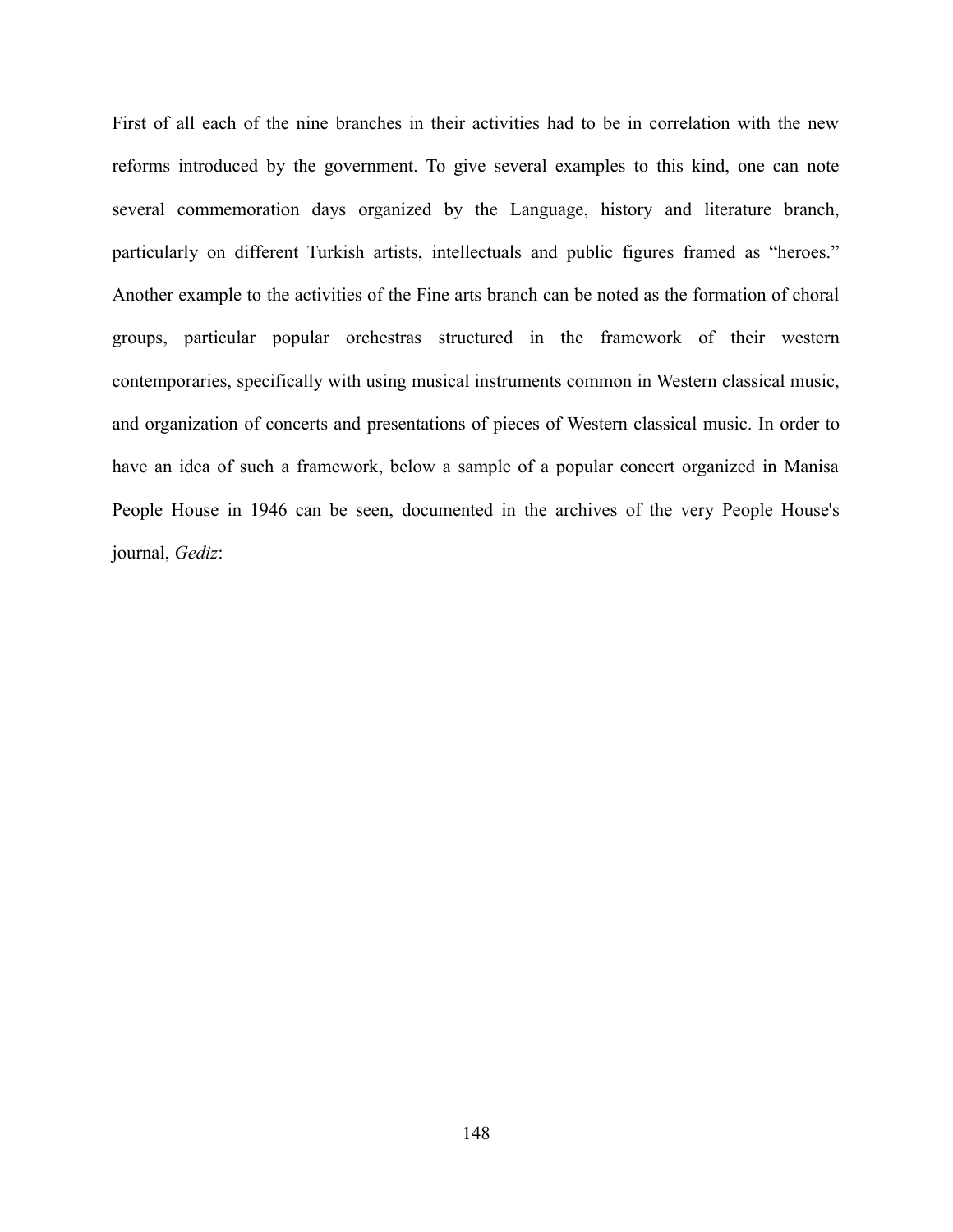First of all each of the nine branches in their activities had to be in correlation with the new reforms introduced by the government. To give several examples to this kind, one can note several commemoration days organized by the Language, history and literature branch, particularly on different Turkish artists, intellectuals and public figures framed as "heroes." Another example to the activities of the Fine arts branch can be noted as the formation of choral groups, particular popular orchestras structured in the framework of their western contemporaries, specifically with using musical instruments common in Western classical music, and organization of concerts and presentations of pieces of Western classical music. In order to have an idea of such a framework, below a sample of a popular concert organized in Manisa People House in 1946 can be seen, documented in the archives of the very People House's journal, *Gediz*: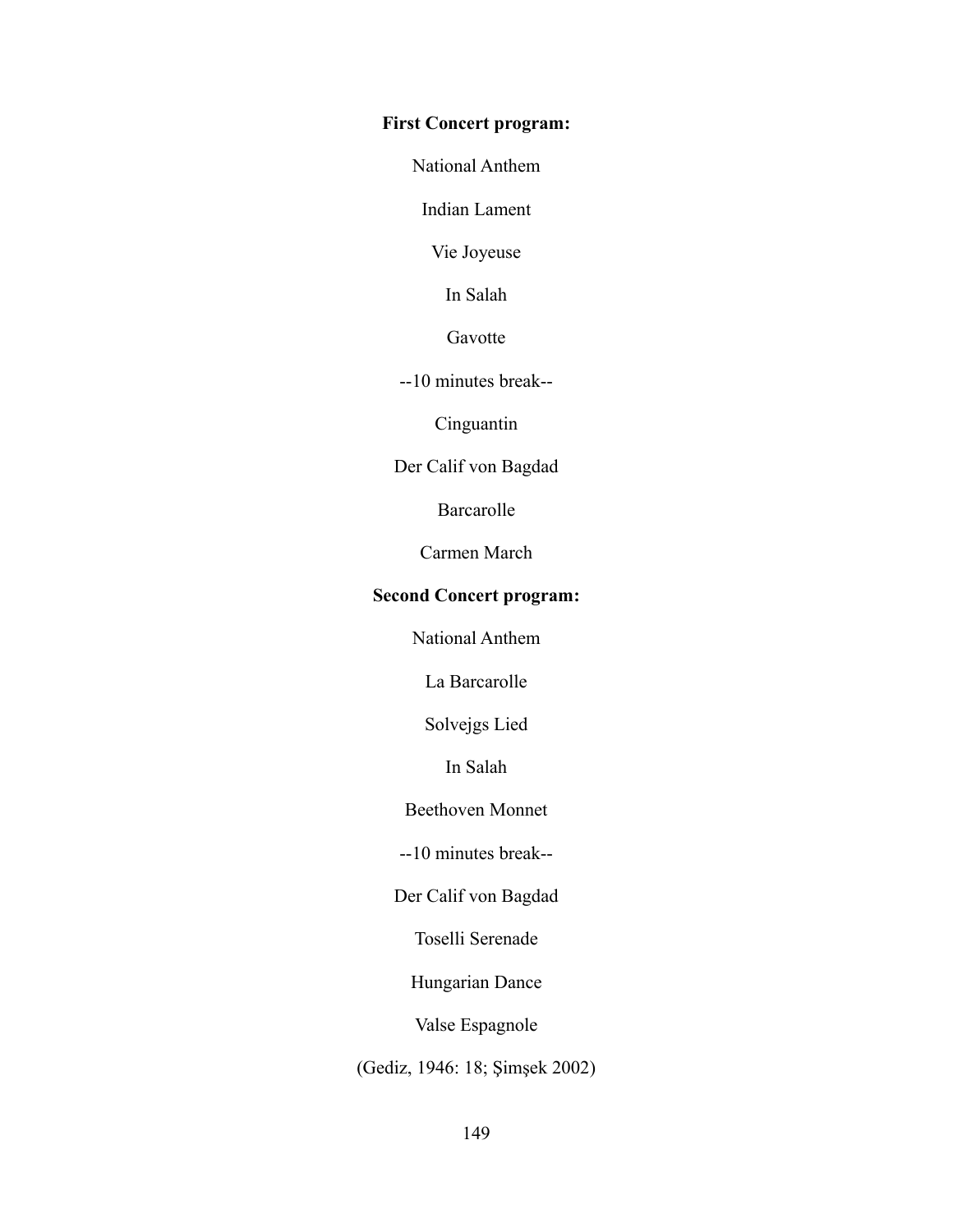**First Concert program:**

National Anthem

Indian Lament

Vie Joyeuse

In Salah

Gavotte

--10 minutes break--

Cinguantin

Der Calif von Bagdad

Barcarolle

Carmen March

**Second Concert program:**

National Anthem

La Barcarolle

Solvejgs Lied

In Salah

Beethoven Monnet

--10 minutes break--

Der Calif von Bagdad

Toselli Serenade

Hungarian Dance

Valse Espagnole

(Gediz, 1946: 18; Şimşek 2002)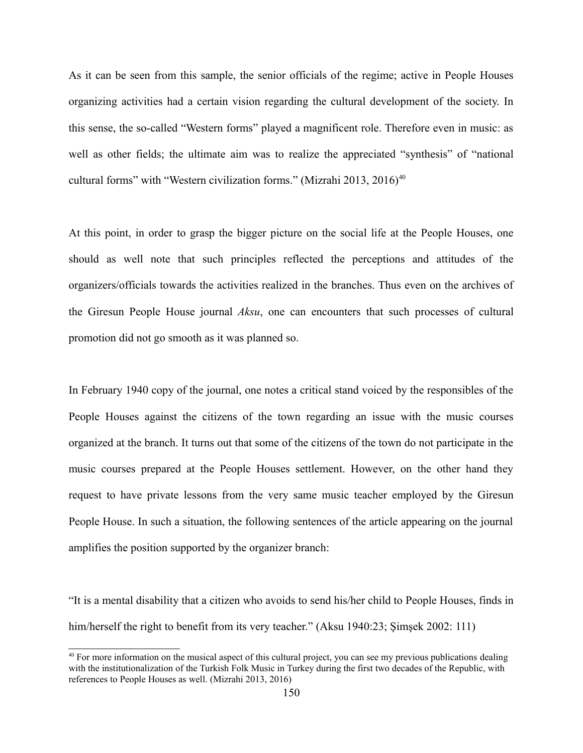As it can be seen from this sample, the senior officials of the regime; active in People Houses organizing activities had a certain vision regarding the cultural development of the society. In this sense, the so-called "Western forms" played a magnificent role. Therefore even in music: as well as other fields; the ultimate aim was to realize the appreciated "synthesis" of "national cultural forms" with "Western civilization forms." (Mizrahi 2013, 2016)[40]

At this point, in order to grasp the bigger picture on the social life at the People Houses, one should as well note that such principles reflected the perceptions and attitudes of the organizers/officials towards the activities realized in the branches. Thus even on the archives of the Giresun People House journal *Aksu*, one can encounters that such processes of cultural promotion did not go smooth as it was planned so.

In February 1940 copy of the journal, one notes a critical stand voiced by the responsibles of the People Houses against the citizens of the town regarding an issue with the music courses organized at the branch. It turns out that some of the citizens of the town do not participate in the music courses prepared at the People Houses settlement. However, on the other hand they request to have private lessons from the very same music teacher employed by the Giresun People House. In such a situation, the following sentences of the article appearing on the journal amplifies the position supported by the organizer branch:

"It is a mental disability that a citizen who avoids to send his/her child to People Houses, finds in him/herself the right to benefit from its very teacher." (Aksu 1940:23; Şimşek 2002: 111)

[40] For more information on the musical aspect of this cultural project, you can see my previous publications dealing with the institutionalization of the Turkish Folk Music in Turkey during the first two decades of the Republic, with references to People Houses as well. (Mizrahi 2013, 2016)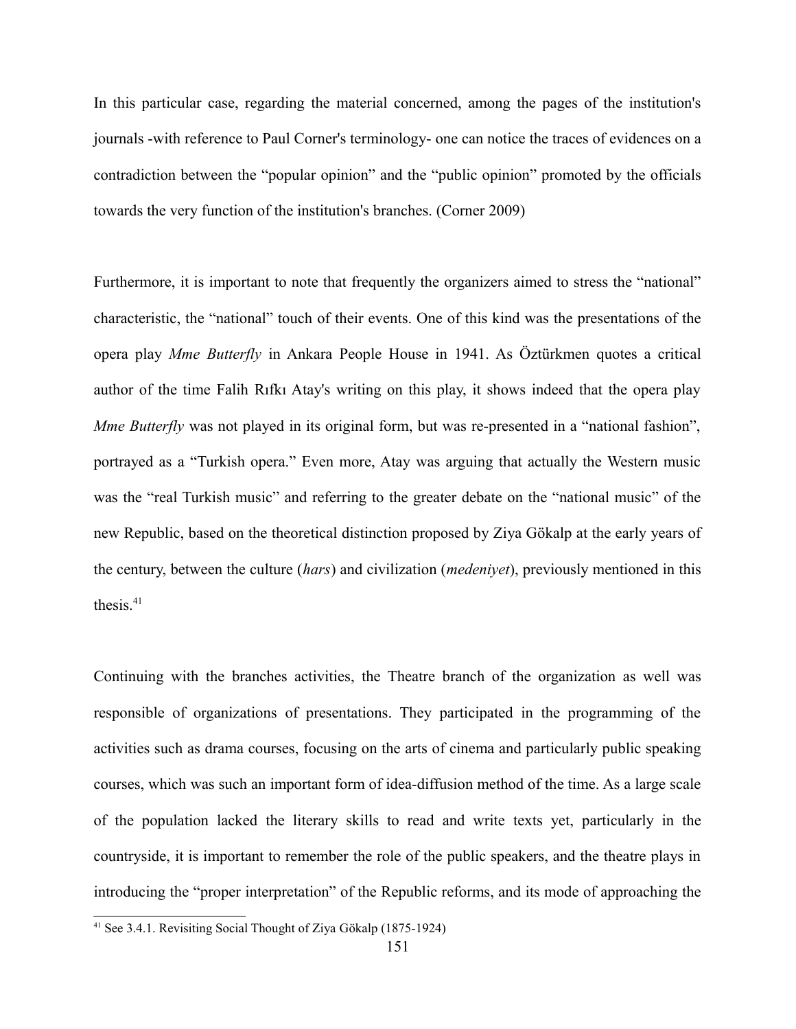In this particular case, regarding the material concerned, among the pages of the institution's journals -with reference to Paul Corner's terminology- one can notice the traces of evidences on a contradiction between the “popular opinion” and the “public opinion” promoted by the officials towards the very function of the institution's branches. (Corner 2009)

Furthermore, it is important to note that frequently the organizers aimed to stress the “national” characteristic, the “national” touch of their events. One of this kind was the presentations of the opera play *Mme Butterfly* in Ankara People House in 1941. As Öztürkmen quotes a critical author of the time Falih Rıfkı Atay's writing on this play, it shows indeed that the opera play *Mme Butterfly* was not played in its original form, but was re-presented in a “national fashion”, portrayed as a “Turkish opera.” Even more, Atay was arguing that actually the Western music was the “real Turkish music” and referring to the greater debate on the “national music” of the new Republic, based on the theoretical distinction proposed by Ziya Gökalp at the early years of the century, between the culture (*hars*) and civilization (*medeniyet*), previously mentioned in this thesis.[41]

Continuing with the branches activities, the Theatre branch of the organization as well was responsible of organizations of presentations. They participated in the programming of the activities such as drama courses, focusing on the arts of cinema and particularly public speaking courses, which was such an important form of idea-diffusion method of the time. As a large scale of the population lacked the literary skills to read and write texts yet, particularly in the countryside, it is important to remember the role of the public speakers, and the theatre plays in introducing the “proper interpretation” of the Republic reforms, and its mode of approaching the

[41] See 3.4.1. Revisiting Social Thought of Ziya Gökalp (1875-1924)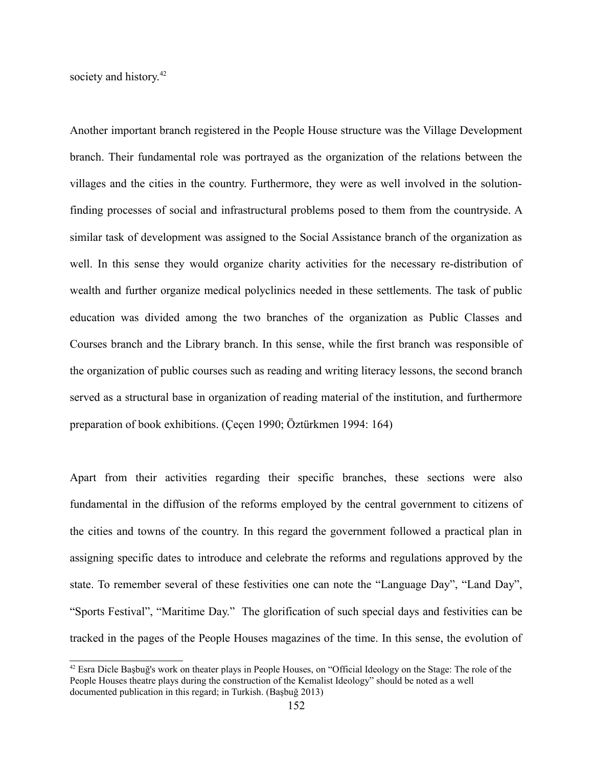society and history.[42]

Another important branch registered in the People House structure was the Village Development branch. Their fundamental role was portrayed as the organization of the relations between the villages and the cities in the country. Furthermore, they were as well involved in the solution-finding processes of social and infrastructural problems posed to them from the countryside. A similar task of development was assigned to the Social Assistance branch of the organization as well. In this sense they would organize charity activities for the necessary re-distribution of wealth and further organize medical polyclinics needed in these settlements. The task of public education was divided among the two branches of the organization as Public Classes and Courses branch and the Library branch. In this sense, while the first branch was responsible of the organization of public courses such as reading and writing literacy lessons, the second branch served as a structural base in organization of reading material of the institution, and furthermore preparation of book exhibitions. (Çeçen 1990; Öztürkmen 1994: 164)

Apart from their activities regarding their specific branches, these sections were also fundamental in the diffusion of the reforms employed by the central government to citizens of the cities and towns of the country. In this regard the government followed a practical plan in assigning specific dates to introduce and celebrate the reforms and regulations approved by the state. To remember several of these festivities one can note the "Language Day", "Land Day", "Sports Festival", "Maritime Day." The glorification of such special days and festivities can be tracked in the pages of the People Houses magazines of the time. In this sense, the evolution of

[42] Esra Dicle Başbuğ's work on theater plays in People Houses, on "Official Ideology on the Stage: The role of the People Houses theatre plays during the construction of the Kemalist Ideology" should be noted as a well documented publication in this regard; in Turkish. (Başbuğ 2013)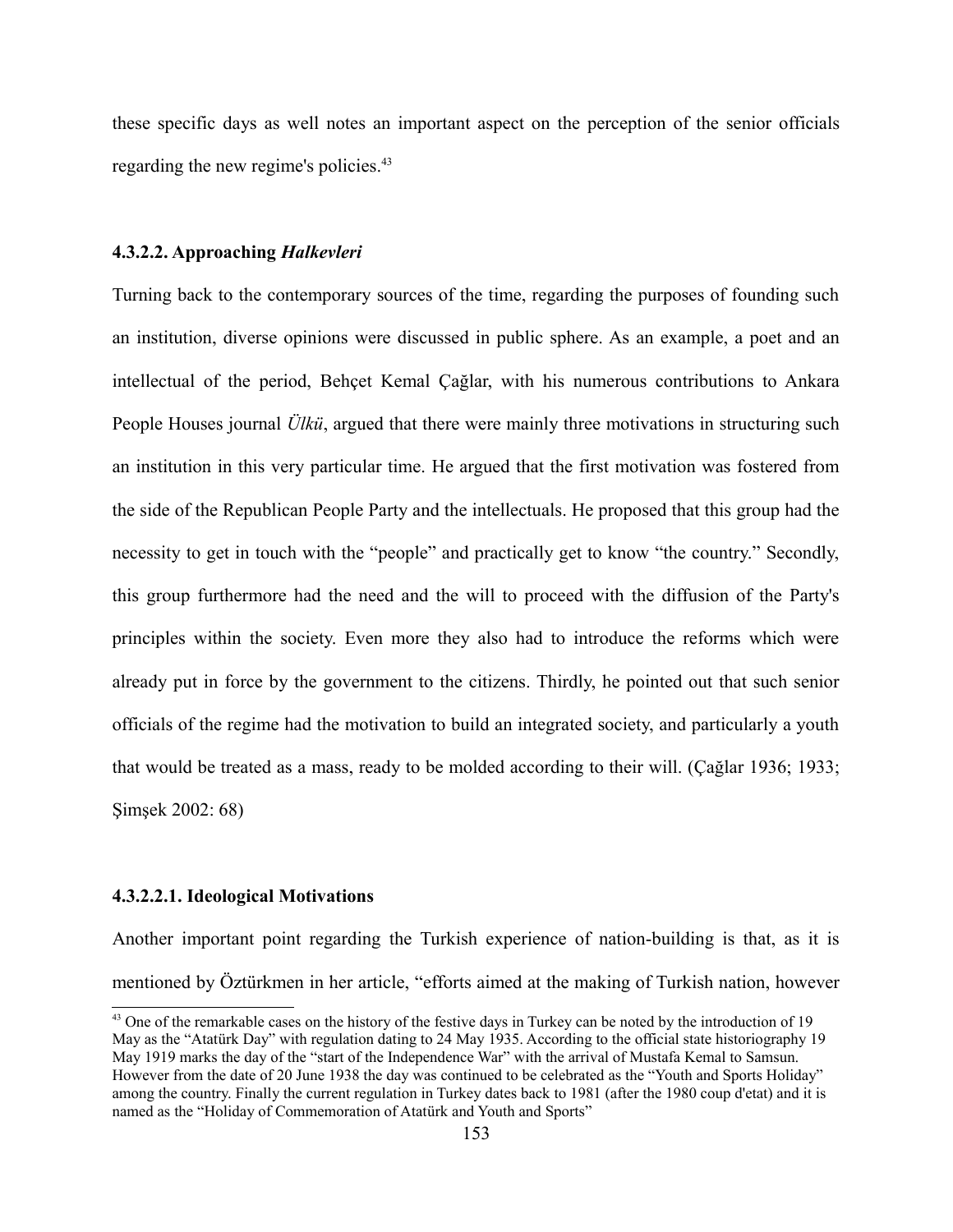these specific days as well notes an important aspect on the perception of the senior officials regarding the new regime's policies.[43]

#### 4.3.2.2. Approaching *Halkevleri*

Turning back to the contemporary sources of the time, regarding the purposes of founding such an institution, diverse opinions were discussed in public sphere. As an example, a poet and an intellectual of the period, Behçet Kemal Çağlar, with his numerous contributions to Ankara People Houses journal *Ülkü*, argued that there were mainly three motivations in structuring such an institution in this very particular time. He argued that the first motivation was fostered from the side of the Republican People Party and the intellectuals. He proposed that this group had the necessity to get in touch with the "people" and practically get to know "the country." Secondly, this group furthermore had the need and the will to proceed with the diffusion of the Party's principles within the society. Even more they also had to introduce the reforms which were already put in force by the government to the citizens. Thirdly, he pointed out that such senior officials of the regime had the motivation to build an integrated society, and particularly a youth that would be treated as a mass, ready to be molded according to their will. (Çağlar 1936; 1933; Şimşek 2002: 68)

##### 4.3.2.2.1. Ideological Motivations

Another important point regarding the Turkish experience of nation-building is that, as it is mentioned by Öztürkmen in her article, "efforts aimed at the making of Turkish nation, however

---

[43] One of the remarkable cases on the history of the festive days in Turkey can be noted by the introduction of 19 May as the "Atatürk Day" with regulation dating to 24 May 1935. According to the official state historiography 19 May 1919 marks the day of the "start of the Independence War" with the arrival of Mustafa Kemal to Samsun. However from the date of 20 June 1938 the day was continued to be celebrated as the "Youth and Sports Holiday" among the country. Finally the current regulation in Turkey dates back to 1981 (after the 1980 coup d'etat) and it is named as the "Holiday of Commemoration of Atatürk and Youth and Sports"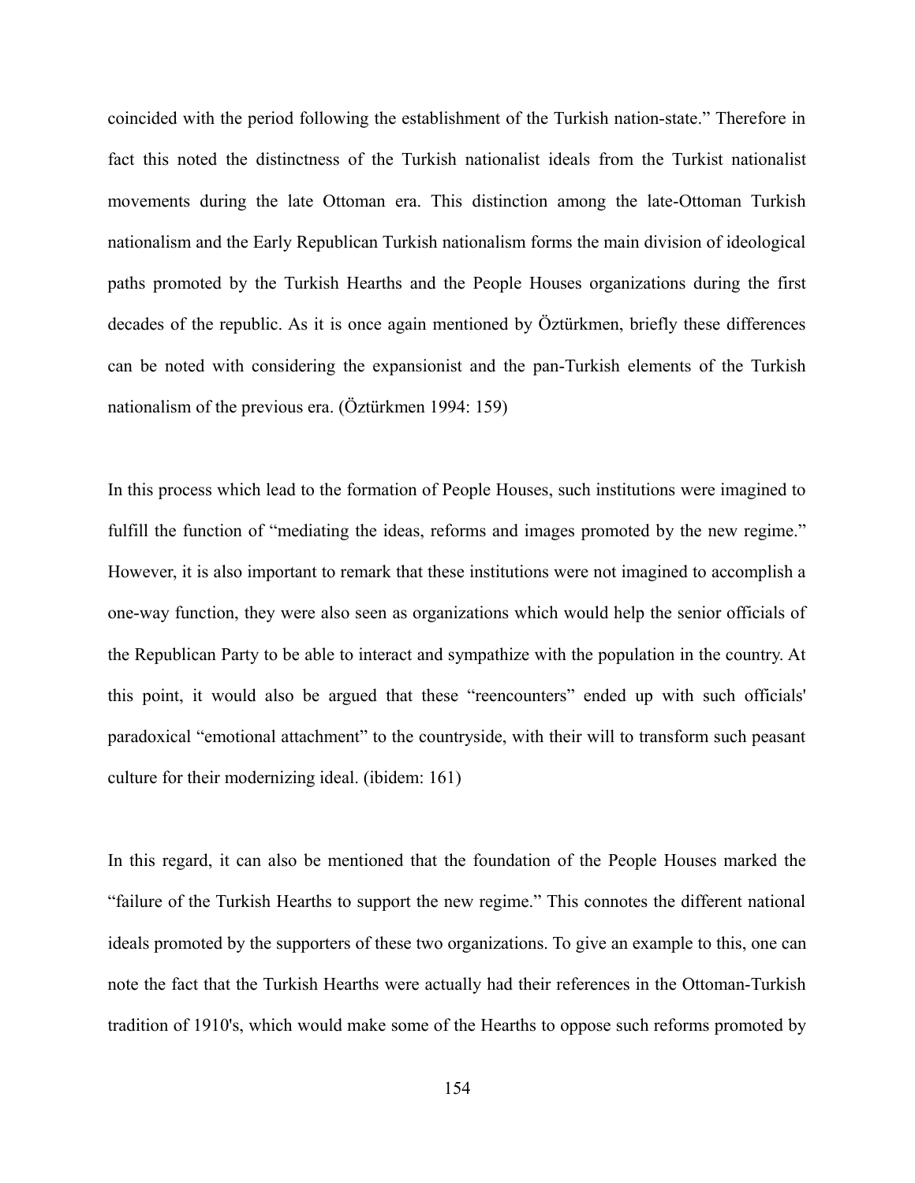coincided with the period following the establishment of the Turkish nation-state." Therefore in fact this noted the distinctness of the Turkish nationalist ideals from the Turkist nationalist movements during the late Ottoman era. This distinction among the late-Ottoman Turkish nationalism and the Early Republican Turkish nationalism forms the main division of ideological paths promoted by the Turkish Hearths and the People Houses organizations during the first decades of the republic. As it is once again mentioned by Öztürkmen, briefly these differences can be noted with considering the expansionist and the pan-Turkish elements of the Turkish nationalism of the previous era. (Öztürkmen 1994: 159)

In this process which lead to the formation of People Houses, such institutions were imagined to fulfill the function of "mediating the ideas, reforms and images promoted by the new regime." However, it is also important to remark that these institutions were not imagined to accomplish a one-way function, they were also seen as organizations which would help the senior officials of the Republican Party to be able to interact and sympathize with the population in the country. At this point, it would also be argued that these "reencounters" ended up with such officials' paradoxical "emotional attachment" to the countryside, with their will to transform such peasant culture for their modernizing ideal. (ibidem: 161)

In this regard, it can also be mentioned that the foundation of the People Houses marked the "failure of the Turkish Hearths to support the new regime." This connotes the different national ideals promoted by the supporters of these two organizations. To give an example to this, one can note the fact that the Turkish Hearths were actually had their references in the Ottoman-Turkish tradition of 1910's, which would make some of the Hearths to oppose such reforms promoted by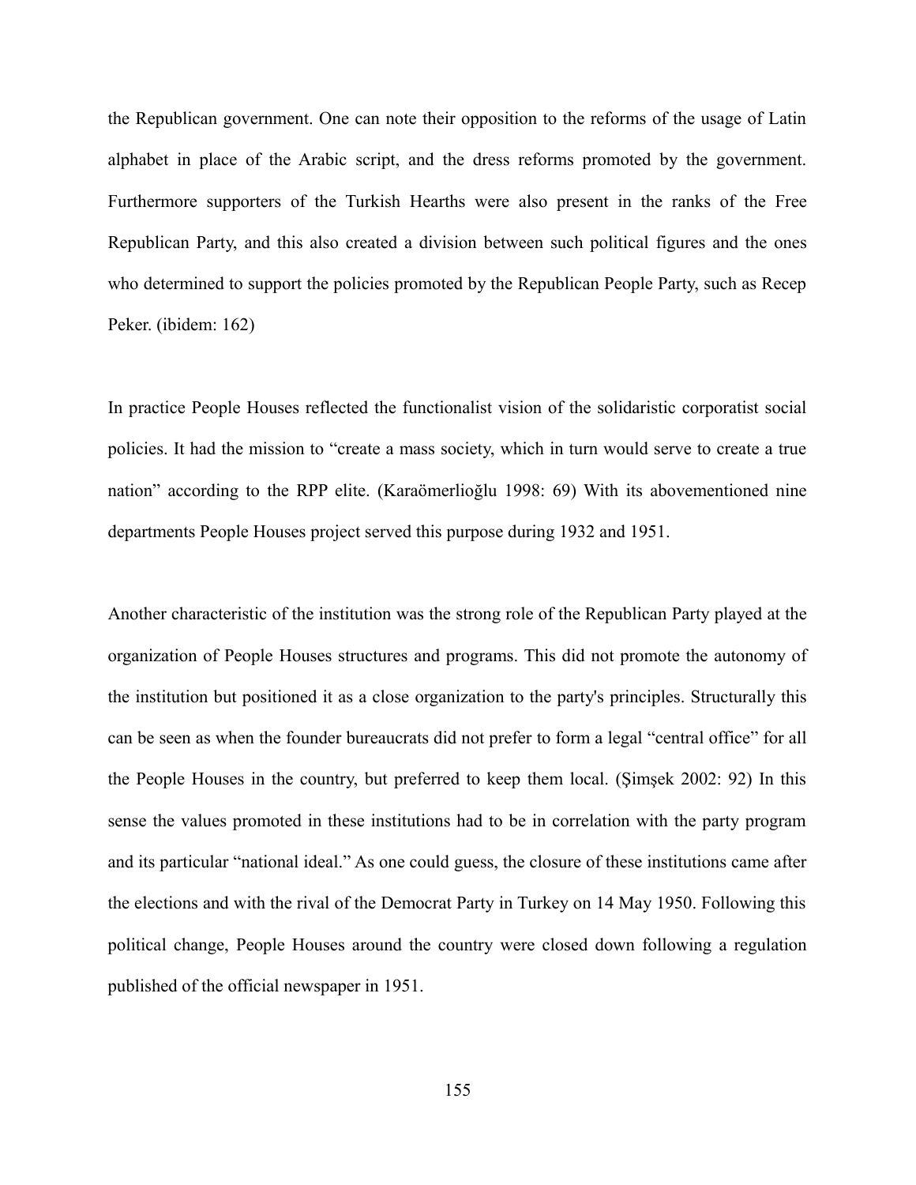the Republican government. One can note their opposition to the reforms of the usage of Latin alphabet in place of the Arabic script, and the dress reforms promoted by the government. Furthermore supporters of the Turkish Hearths were also present in the ranks of the Free Republican Party, and this also created a division between such political figures and the ones who determined to support the policies promoted by the Republican People Party, such as Recep Peker. (ibidem: 162)

In practice People Houses reflected the functionalist vision of the solidaristic corporatist social policies. It had the mission to "create a mass society, which in turn would serve to create a true nation" according to the RPP elite. (Karaömerlioğlu 1998: 69) With its abovementioned nine departments People Houses project served this purpose during 1932 and 1951.

Another characteristic of the institution was the strong role of the Republican Party played at the organization of People Houses structures and programs. This did not promote the autonomy of the institution but positioned it as a close organization to the party's principles. Structurally this can be seen as when the founder bureaucrats did not prefer to form a legal "central office" for all the People Houses in the country, but preferred to keep them local. (Şimşek 2002: 92) In this sense the values promoted in these institutions had to be in correlation with the party program and its particular "national ideal." As one could guess, the closure of these institutions came after the elections and with the rival of the Democrat Party in Turkey on 14 May 1950. Following this political change, People Houses around the country were closed down following a regulation published of the official newspaper in 1951.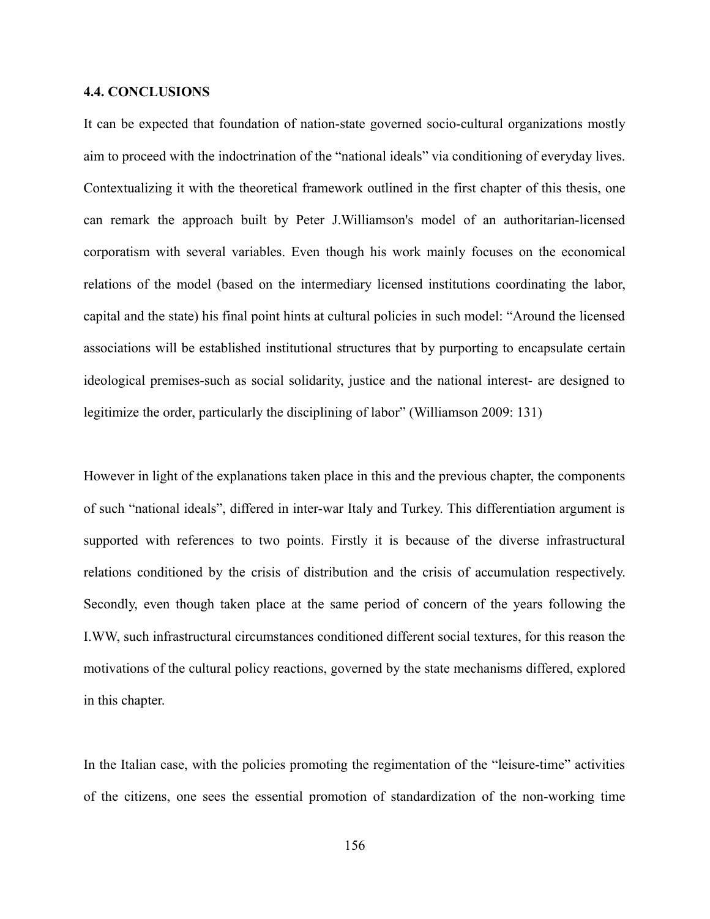### 4.4. CONCLUSIONS

It can be expected that foundation of nation-state governed socio-cultural organizations mostly aim to proceed with the indoctrination of the "national ideals" via conditioning of everyday lives. Contextualizing it with the theoretical framework outlined in the first chapter of this thesis, one can remark the approach built by Peter J.Williamson's model of an authoritarian-licensed corporatism with several variables. Even though his work mainly focuses on the economical relations of the model (based on the intermediary licensed institutions coordinating the labor, capital and the state) his final point hints at cultural policies in such model: "Around the licensed associations will be established institutional structures that by purporting to encapsulate certain ideological premises-such as social solidarity, justice and the national interest- are designed to legitimize the order, particularly the disciplining of labor" (Williamson 2009: 131)

However in light of the explanations taken place in this and the previous chapter, the components of such "national ideals", differed in inter-war Italy and Turkey. This differentiation argument is supported with references to two points. Firstly it is because of the diverse infrastructural relations conditioned by the crisis of distribution and the crisis of accumulation respectively. Secondly, even though taken place at the same period of concern of the years following the I.WW, such infrastructural circumstances conditioned different social textures, for this reason the motivations of the cultural policy reactions, governed by the state mechanisms differed, explored in this chapter.

In the Italian case, with the policies promoting the regimentation of the "leisure-time" activities of the citizens, one sees the essential promotion of standardization of the non-working time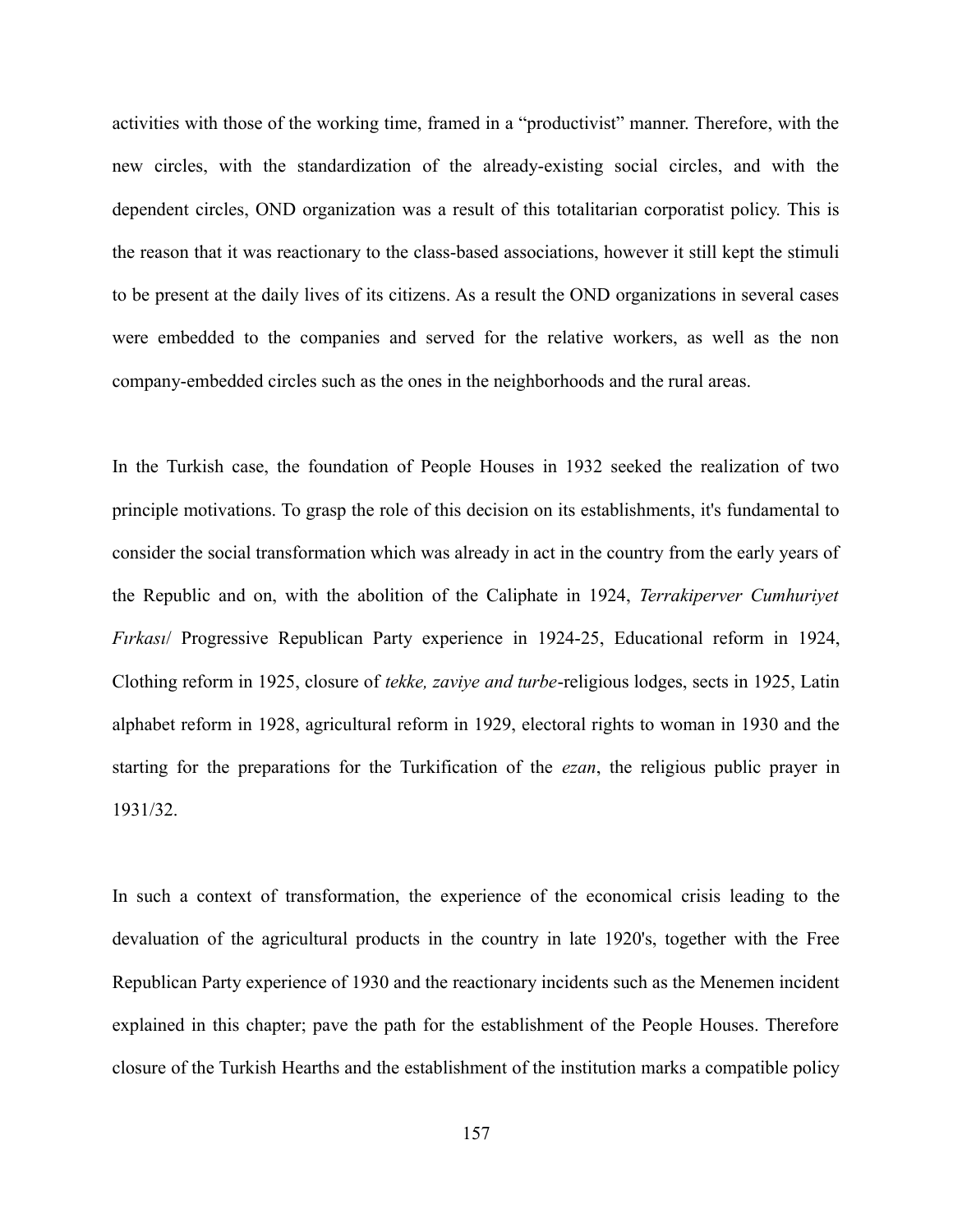activities with those of the working time, framed in a "productivist" manner. Therefore, with the new circles, with the standardization of the already-existing social circles, and with the dependent circles, OND organization was a result of this totalitarian corporatist policy. This is the reason that it was reactionary to the class-based associations, however it still kept the stimuli to be present at the daily lives of its citizens. As a result the OND organizations in several cases were embedded to the companies and served for the relative workers, as well as the non company-embedded circles such as the ones in the neighborhoods and the rural areas.

In the Turkish case, the foundation of People Houses in 1932 seeked the realization of two principle motivations. To grasp the role of this decision on its establishments, it's fundamental to consider the social transformation which was already in act in the country from the early years of the Republic and on, with the abolition of the Caliphate in 1924, *Terrakiperver Cumhuriyet Fırkası*/ Progressive Republican Party experience in 1924-25, Educational reform in 1924, Clothing reform in 1925, closure of *tekke, zaviye and turbe*-religious lodges, sects in 1925, Latin alphabet reform in 1928, agricultural reform in 1929, electoral rights to woman in 1930 and the starting for the preparations for the Turkification of the *ezan*, the religious public prayer in 1931/32.

In such a context of transformation, the experience of the economical crisis leading to the devaluation of the agricultural products in the country in late 1920's, together with the Free Republican Party experience of 1930 and the reactionary incidents such as the Menemen incident explained in this chapter; pave the path for the establishment of the People Houses. Therefore closure of the Turkish Hearths and the establishment of the institution marks a compatible policy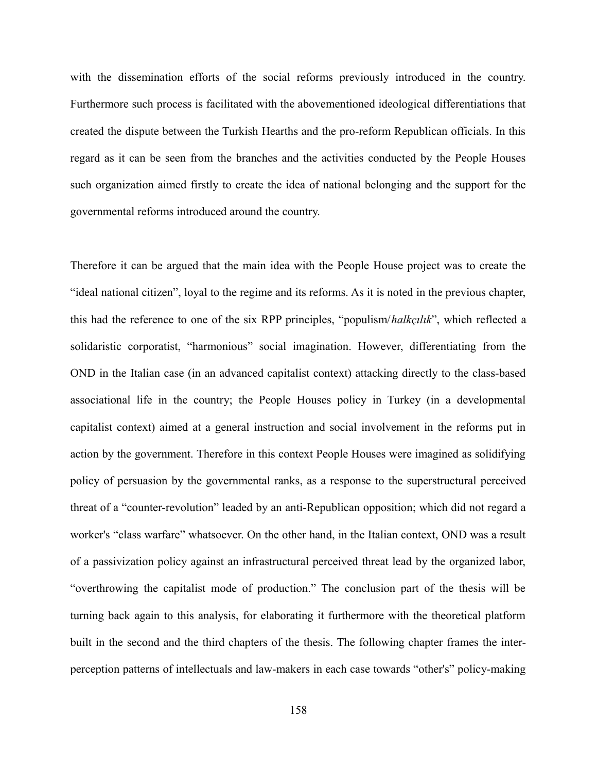with the dissemination efforts of the social reforms previously introduced in the country. Furthermore such process is facilitated with the abovementioned ideological differentiations that created the dispute between the Turkish Hearths and the pro-reform Republican officials. In this regard as it can be seen from the branches and the activities conducted by the People Houses such organization aimed firstly to create the idea of national belonging and the support for the governmental reforms introduced around the country.

Therefore it can be argued that the main idea with the People House project was to create the "ideal national citizen", loyal to the regime and its reforms. As it is noted in the previous chapter, this had the reference to one of the six RPP principles, "populism/*halkçılık*", which reflected a solidaristic corporatist, "harmonious" social imagination. However, differentiating from the OND in the Italian case (in an advanced capitalist context) attacking directly to the class-based associational life in the country; the People Houses policy in Turkey (in a developmental capitalist context) aimed at a general instruction and social involvement in the reforms put in action by the government. Therefore in this context People Houses were imagined as solidifying policy of persuasion by the governmental ranks, as a response to the superstructural perceived threat of a "counter-revolution" leaded by an anti-Republican opposition; which did not regard a worker's "class warfare" whatsoever. On the other hand, in the Italian context, OND was a result of a passivization policy against an infrastructural perceived threat lead by the organized labor, "overthrowing the capitalist mode of production." The conclusion part of the thesis will be turning back again to this analysis, for elaborating it furthermore with the theoretical platform built in the second and the third chapters of the thesis. The following chapter frames the inter-perception patterns of intellectuals and law-makers in each case towards "other's" policy-making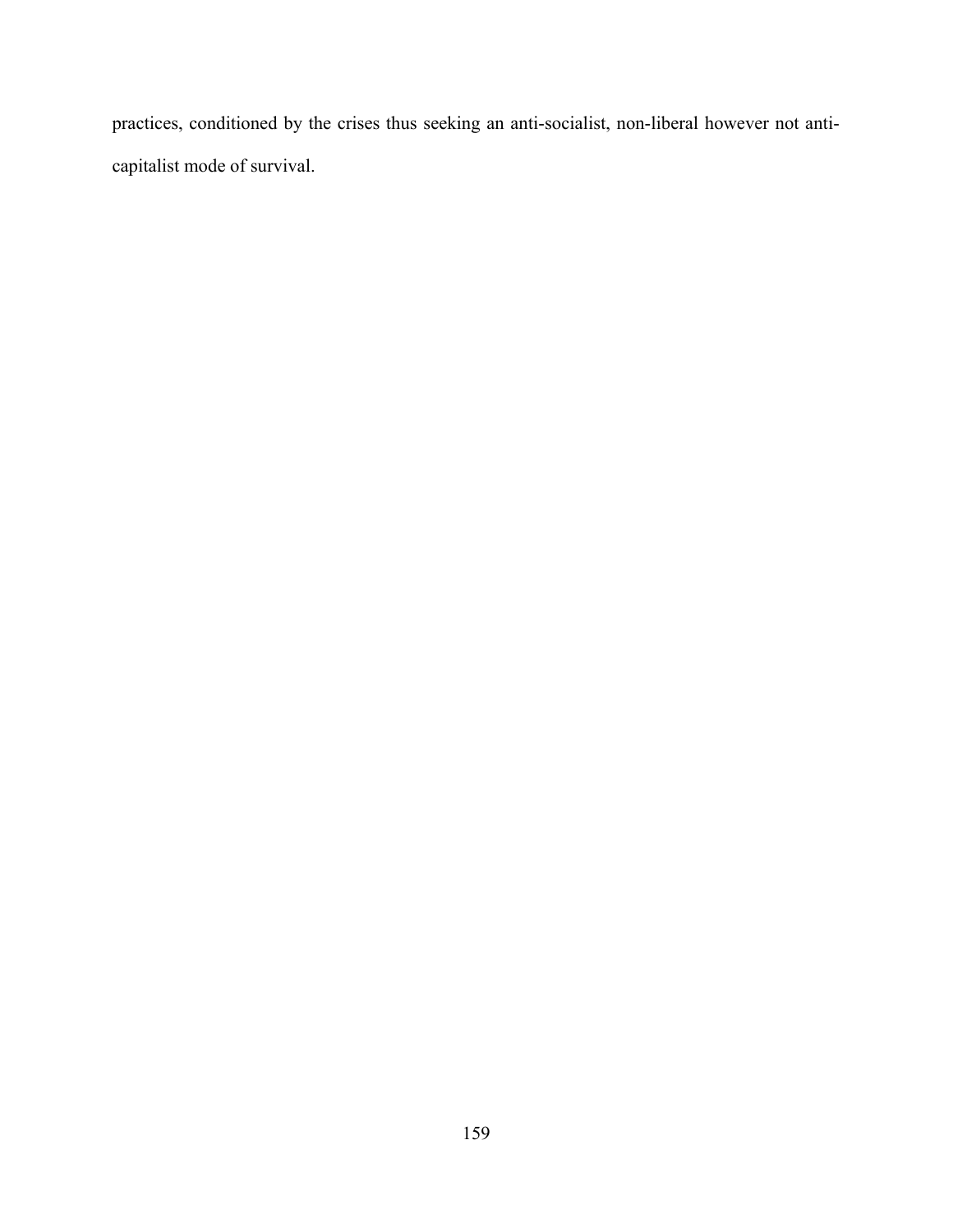practices, conditioned by the crises thus seeking an anti-socialist, non-liberal however not anti-capitalist mode of survival.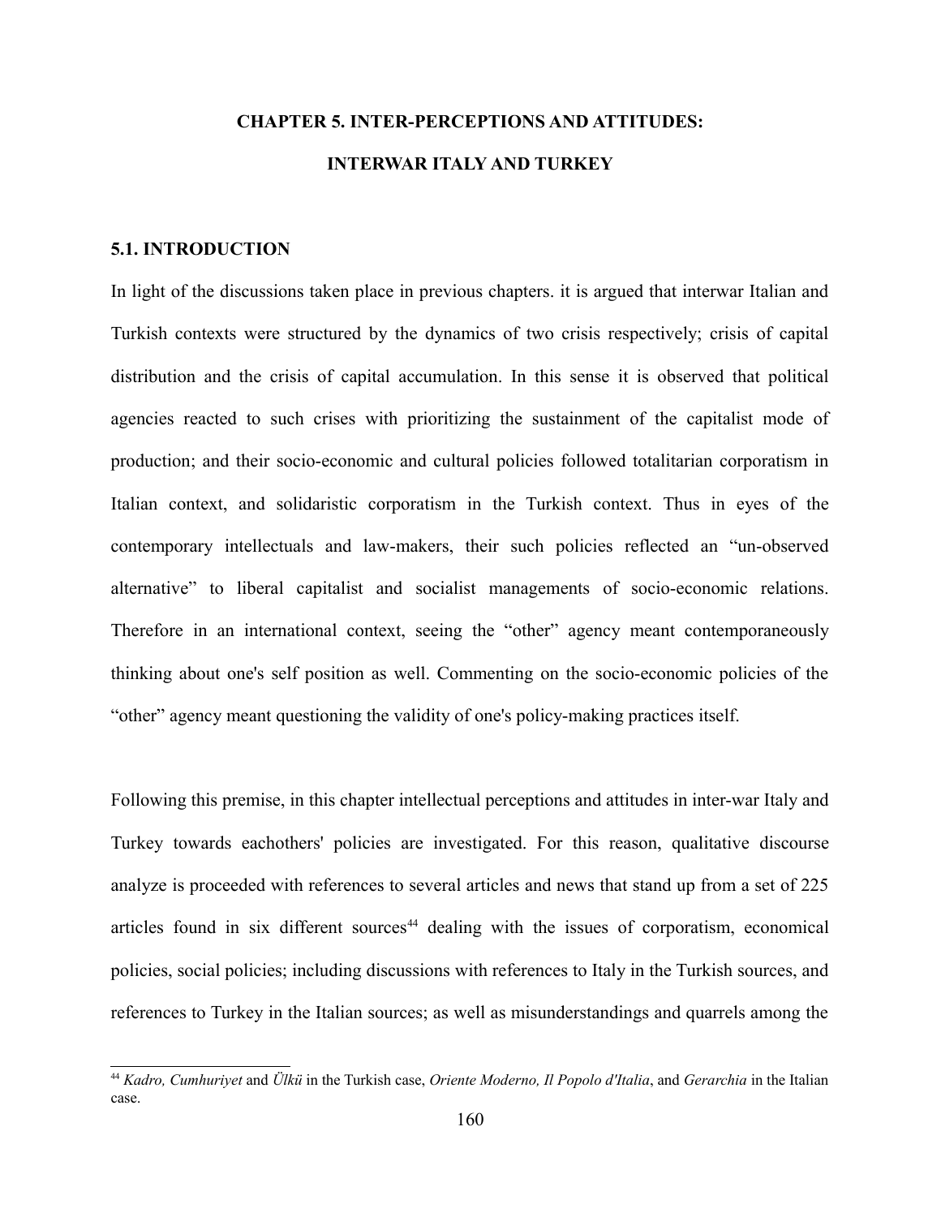# CHAPTER 5. INTER-PERCEPTIONS AND ATTITUDES: INTERWAR ITALY AND TURKEY

## 5.1. INTRODUCTION

In light of the discussions taken place in previous chapters. it is argued that interwar Italian and Turkish contexts were structured by the dynamics of two crisis respectively; crisis of capital distribution and the crisis of capital accumulation. In this sense it is observed that political agencies reacted to such crises with prioritizing the sustainment of the capitalist mode of production; and their socio-economic and cultural policies followed totalitarian corporatism in Italian context, and solidaristic corporatism in the Turkish context. Thus in eyes of the contemporary intellectuals and law-makers, their such policies reflected an "un-observed alternative" to liberal capitalist and socialist managements of socio-economic relations. Therefore in an international context, seeing the "other" agency meant contemporaneously thinking about one's self position as well. Commenting on the socio-economic policies of the "other" agency meant questioning the validity of one's policy-making practices itself.

Following this premise, in this chapter intellectual perceptions and attitudes in inter-war Italy and Turkey towards eachothers' policies are investigated. For this reason, qualitative discourse analyze is proceeded with references to several articles and news that stand up from a set of 225 articles found in six different sources[44] dealing with the issues of corporatism, economical policies, social policies; including discussions with references to Italy in the Turkish sources, and references to Turkey in the Italian sources; as well as misunderstandings and quarrels among the

[44] *Kadro, Cumhuriyet* and *Ülkü* in the Turkish case, *Oriente Moderno, Il Popolo d'Italia*, and *Gerarchia* in the Italian case.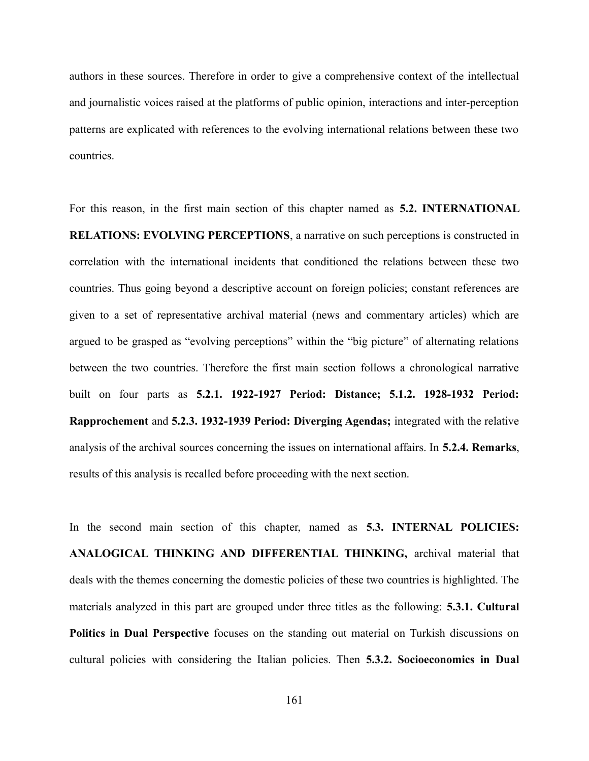authors in these sources. Therefore in order to give a comprehensive context of the intellectual and journalistic voices raised at the platforms of public opinion, interactions and inter-perception patterns are explicated with references to the evolving international relations between these two countries.

For this reason, in the first main section of this chapter named as **5.2. INTERNATIONAL RELATIONS: EVOLVING PERCEPTIONS**, a narrative on such perceptions is constructed in correlation with the international incidents that conditioned the relations between these two countries. Thus going beyond a descriptive account on foreign policies; constant references are given to a set of representative archival material (news and commentary articles) which are argued to be grasped as "evolving perceptions" within the "big picture" of alternating relations between the two countries. Therefore the first main section follows a chronological narrative built on four parts as **5.2.1. 1922-1927 Period: Distance; 5.1.2. 1928-1932 Period: Rapprochement** and **5.2.3. 1932-1939 Period: Diverging Agendas;** integrated with the relative analysis of the archival sources concerning the issues on international affairs. In **5.2.4. Remarks**, results of this analysis is recalled before proceeding with the next section.

In the second main section of this chapter, named as **5.3. INTERNAL POLICIES: ANALOGICAL THINKING AND DIFFERENTIAL THINKING,** archival material that deals with the themes concerning the domestic policies of these two countries is highlighted. The materials analyzed in this part are grouped under three titles as the following: **5.3.1. Cultural Politics in Dual Perspective** focuses on the standing out material on Turkish discussions on cultural policies with considering the Italian policies. Then **5.3.2. Socioeconomics in Dual**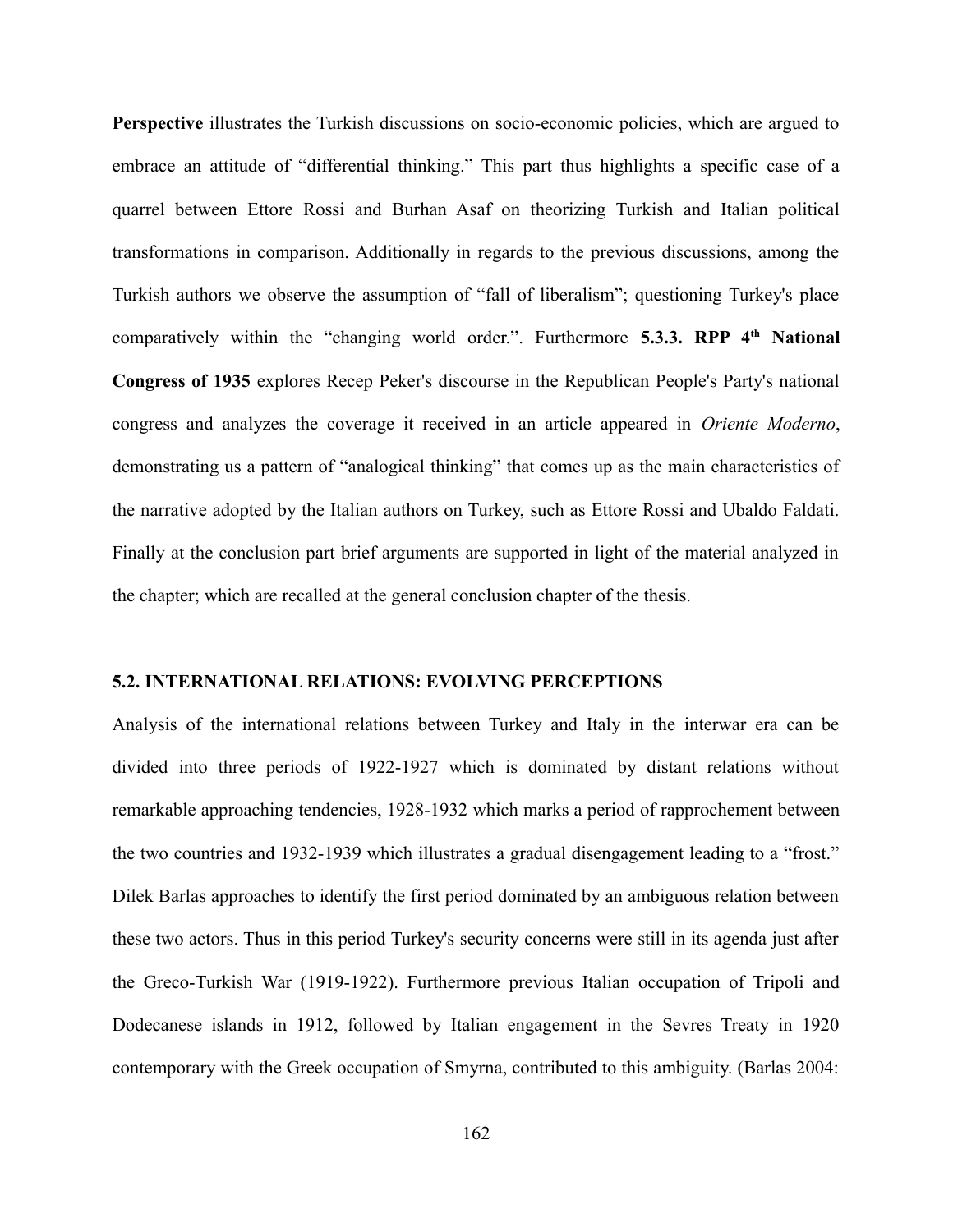**Perspective** illustrates the Turkish discussions on socio-economic policies, which are argued to embrace an attitude of "differential thinking." This part thus highlights a specific case of a quarrel between Ettore Rossi and Burhan Asaf on theorizing Turkish and Italian political transformations in comparison. Additionally in regards to the previous discussions, among the Turkish authors we observe the assumption of "fall of liberalism"; questioning Turkey's place comparatively within the "changing world order.". Furthermore **5.3.3. RPP 4th National Congress of 1935** explores Recep Peker's discourse in the Republican People's Party's national congress and analyzes the coverage it received in an article appeared in *Oriente Moderno*, demonstrating us a pattern of "analogical thinking" that comes up as the main characteristics of the narrative adopted by the Italian authors on Turkey, such as Ettore Rossi and Ubaldo Faldati. Finally at the conclusion part brief arguments are supported in light of the material analyzed in the chapter; which are recalled at the general conclusion chapter of the thesis.

## 5.2. INTERNATIONAL RELATIONS: EVOLVING PERCEPTIONS

Analysis of the international relations between Turkey and Italy in the interwar era can be divided into three periods of 1922-1927 which is dominated by distant relations without remarkable approaching tendencies, 1928-1932 which marks a period of rapprochement between the two countries and 1932-1939 which illustrates a gradual disengagement leading to a "frost." Dilek Barlas approaches to identify the first period dominated by an ambiguous relation between these two actors. Thus in this period Turkey's security concerns were still in its agenda just after the Greco-Turkish War (1919-1922). Furthermore previous Italian occupation of Tripoli and Dodecanese islands in 1912, followed by Italian engagement in the Sevres Treaty in 1920 contemporary with the Greek occupation of Smyrna, contributed to this ambiguity. (Barlas 2004: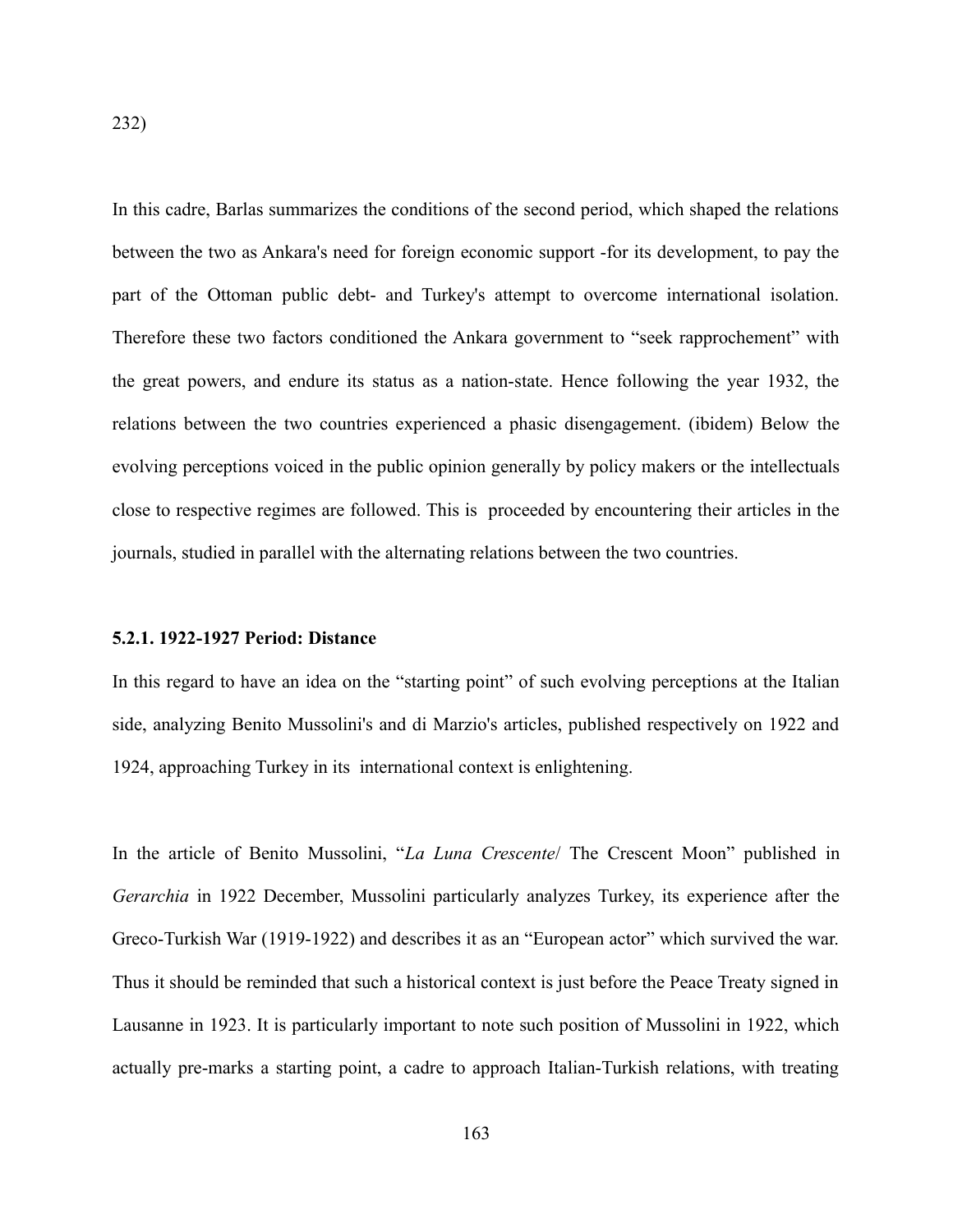232)

In this cadre, Barlas summarizes the conditions of the second period, which shaped the relations between the two as Ankara's need for foreign economic support -for its development, to pay the part of the Ottoman public debt- and Turkey's attempt to overcome international isolation. Therefore these two factors conditioned the Ankara government to "seek rapprochement" with the great powers, and endure its status as a nation-state. Hence following the year 1932, the relations between the two countries experienced a phasic disengagement. (ibidem) Below the evolving perceptions voiced in the public opinion generally by policy makers or the intellectuals close to respective regimes are followed. This is proceeded by encountering their articles in the journals, studied in parallel with the alternating relations between the two countries.

### 5.2.1. 1922-1927 Period: Distance

In this regard to have an idea on the "starting point" of such evolving perceptions at the Italian side, analyzing Benito Mussolini's and di Marzio's articles, published respectively on 1922 and 1924, approaching Turkey in its international context is enlightening.

In the article of Benito Mussolini, "*La Luna Crescente*/ The Crescent Moon" published in *Gerarchia* in 1922 December, Mussolini particularly analyzes Turkey, its experience after the Greco-Turkish War (1919-1922) and describes it as an "European actor" which survived the war. Thus it should be reminded that such a historical context is just before the Peace Treaty signed in Lausanne in 1923. It is particularly important to note such position of Mussolini in 1922, which actually pre-marks a starting point, a cadre to approach Italian-Turkish relations, with treating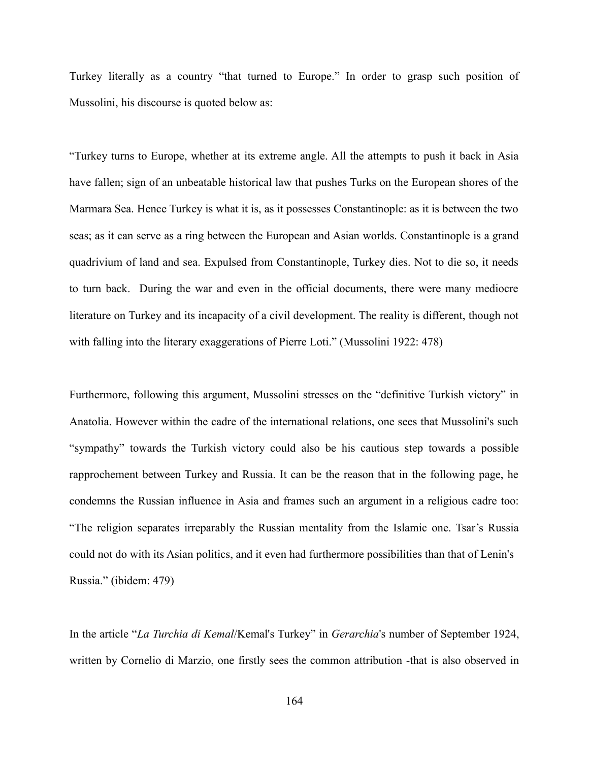Turkey literally as a country "that turned to Europe." In order to grasp such position of Mussolini, his discourse is quoted below as:

"Turkey turns to Europe, whether at its extreme angle. All the attempts to push it back in Asia have fallen; sign of an unbeatable historical law that pushes Turks on the European shores of the Marmara Sea. Hence Turkey is what it is, as it possesses Constantinople: as it is between the two seas; as it can serve as a ring between the European and Asian worlds. Constantinople is a grand quadrivium of land and sea. Expulsed from Constantinople, Turkey dies. Not to die so, it needs to turn back. During the war and even in the official documents, there were many mediocre literature on Turkey and its incapacity of a civil development. The reality is different, though not with falling into the literary exaggerations of Pierre Loti." (Mussolini 1922: 478)

Furthermore, following this argument, Mussolini stresses on the "definitive Turkish victory" in Anatolia. However within the cadre of the international relations, one sees that Mussolini's such "sympathy" towards the Turkish victory could also be his cautious step towards a possible rapprochement between Turkey and Russia. It can be the reason that in the following page, he condemns the Russian influence in Asia and frames such an argument in a religious cadre too: "The religion separates irreparably the Russian mentality from the Islamic one. Tsar's Russia could not do with its Asian politics, and it even had furthermore possibilities than that of Lenin's Russia." (ibidem: 479)

In the article "*La Turchia di Kemal*/Kemal's Turkey" in *Gerarchia*'s number of September 1924, written by Cornelio di Marzio, one firstly sees the common attribution -that is also observed in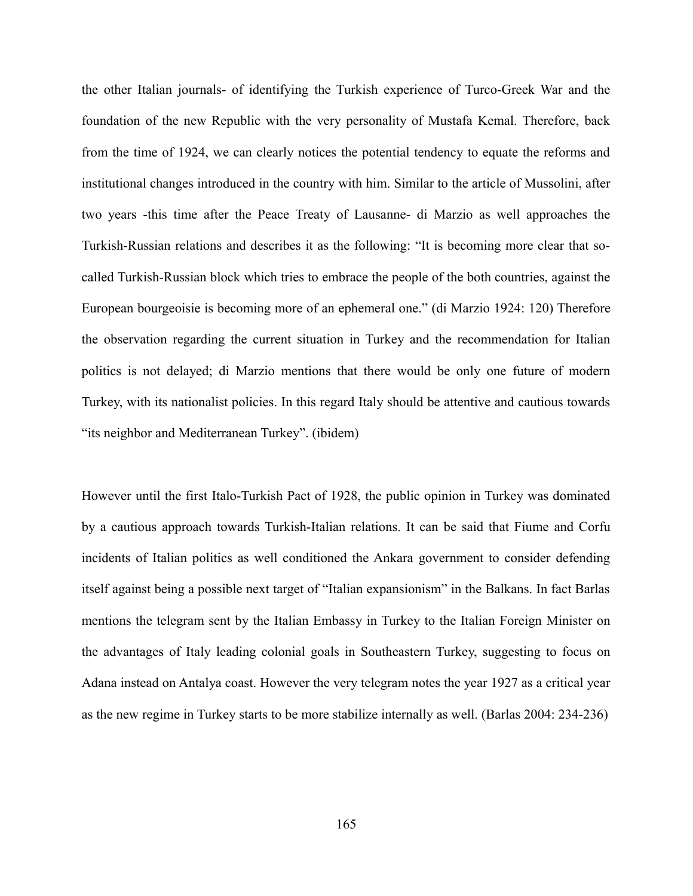the other Italian journals- of identifying the Turkish experience of Turco-Greek War and the foundation of the new Republic with the very personality of Mustafa Kemal. Therefore, back from the time of 1924, we can clearly notices the potential tendency to equate the reforms and institutional changes introduced in the country with him. Similar to the article of Mussolini, after two years -this time after the Peace Treaty of Lausanne- di Marzio as well approaches the Turkish-Russian relations and describes it as the following: "It is becoming more clear that so-called Turkish-Russian block which tries to embrace the people of the both countries, against the European bourgeoisie is becoming more of an ephemeral one." (di Marzio 1924: 120) Therefore the observation regarding the current situation in Turkey and the recommendation for Italian politics is not delayed; di Marzio mentions that there would be only one future of modern Turkey, with its nationalist policies. In this regard Italy should be attentive and cautious towards "its neighbor and Mediterranean Turkey". (ibidem)

However until the first Italo-Turkish Pact of 1928, the public opinion in Turkey was dominated by a cautious approach towards Turkish-Italian relations. It can be said that Fiume and Corfu incidents of Italian politics as well conditioned the Ankara government to consider defending itself against being a possible next target of "Italian expansionism" in the Balkans. In fact Barlas mentions the telegram sent by the Italian Embassy in Turkey to the Italian Foreign Minister on the advantages of Italy leading colonial goals in Southeastern Turkey, suggesting to focus on Adana instead on Antalya coast. However the very telegram notes the year 1927 as a critical year as the new regime in Turkey starts to be more stabilize internally as well. (Barlas 2004: 234-236)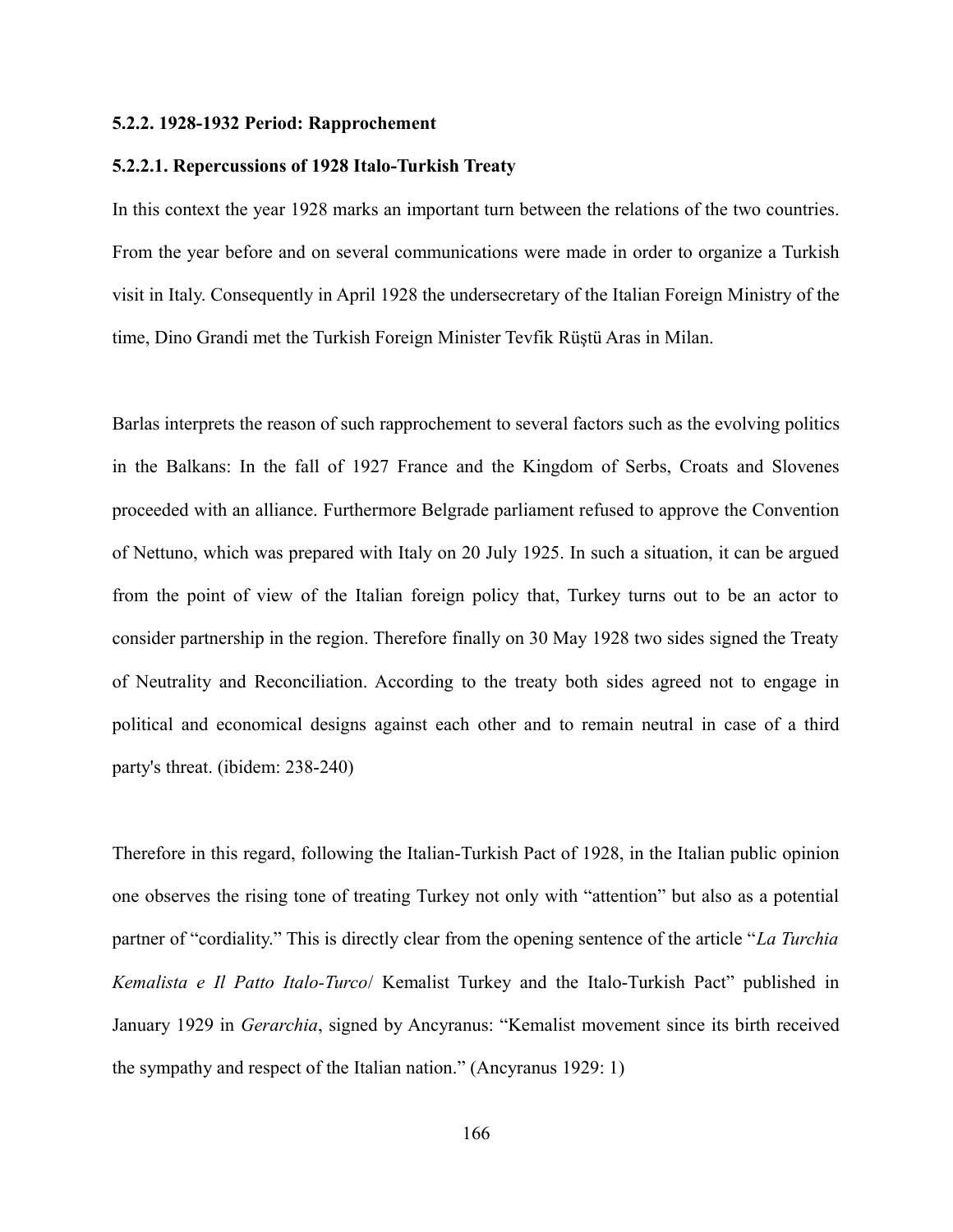### 5.2.2. 1928-1932 Period: Rapprochement

#### 5.2.2.1. Repercussions of 1928 Italo-Turkish Treaty

In this context the year 1928 marks an important turn between the relations of the two countries. From the year before and on several communications were made in order to organize a Turkish visit in Italy. Consequently in April 1928 the undersecretary of the Italian Foreign Ministry of the time, Dino Grandi met the Turkish Foreign Minister Tevfik Rüştü Aras in Milan.

Barlas interprets the reason of such rapprochement to several factors such as the evolving politics in the Balkans: In the fall of 1927 France and the Kingdom of Serbs, Croats and Slovenes proceeded with an alliance. Furthermore Belgrade parliament refused to approve the Convention of Nettuno, which was prepared with Italy on 20 July 1925. In such a situation, it can be argued from the point of view of the Italian foreign policy that, Turkey turns out to be an actor to consider partnership in the region. Therefore finally on 30 May 1928 two sides signed the Treaty of Neutrality and Reconciliation. According to the treaty both sides agreed not to engage in political and economical designs against each other and to remain neutral in case of a third party's threat. (ibidem: 238-240)

Therefore in this regard, following the Italian-Turkish Pact of 1928, in the Italian public opinion one observes the rising tone of treating Turkey not only with "attention" but also as a potential partner of "cordiality." This is directly clear from the opening sentence of the article "*La Turchia Kemalista e Il Patto Italo-Turco*/ Kemalist Turkey and the Italo-Turkish Pact" published in January 1929 in *Gerarchia*, signed by Ancyranus: "Kemalist movement since its birth received the sympathy and respect of the Italian nation." (Ancyranus 1929: 1)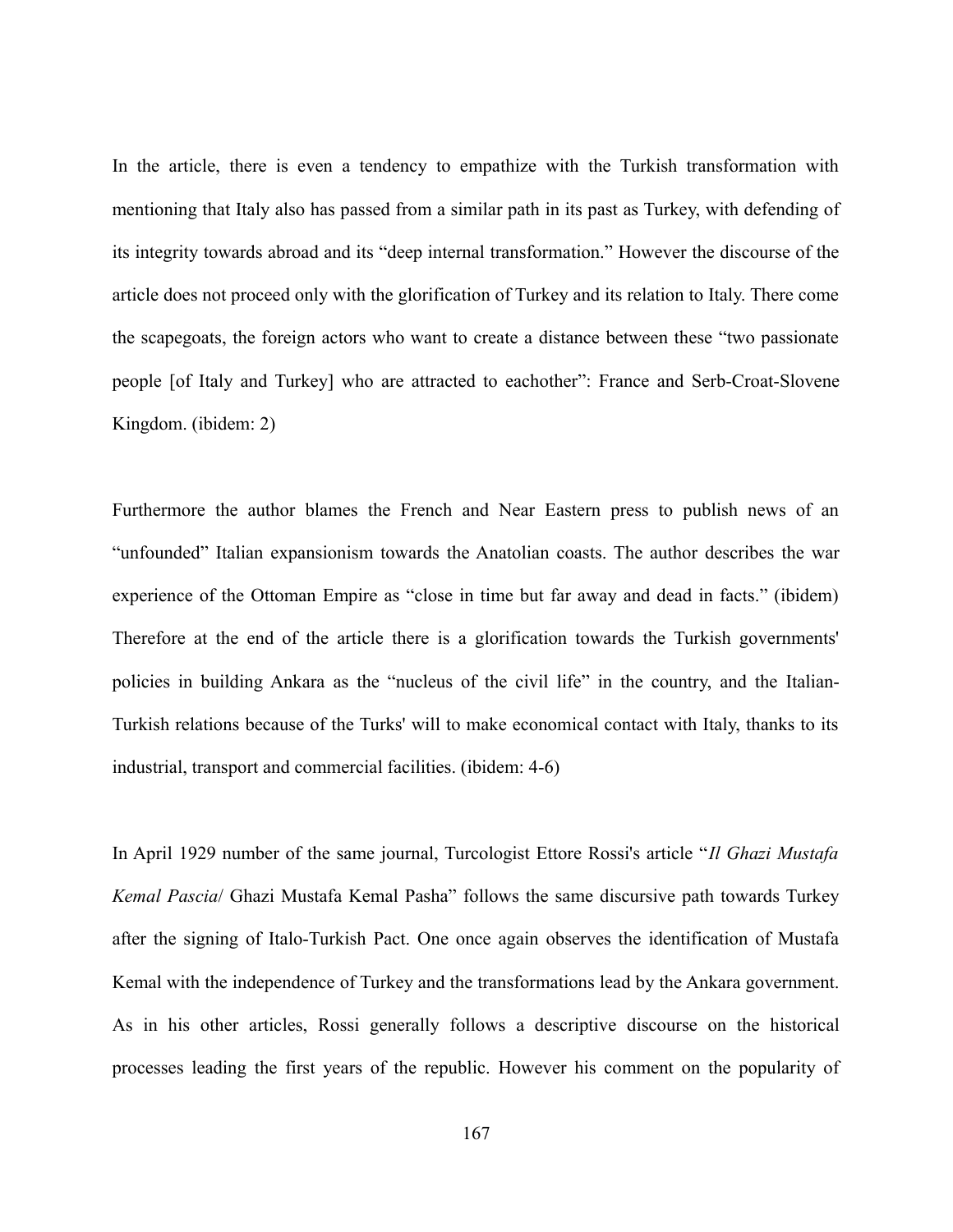In the article, there is even a tendency to empathize with the Turkish transformation with mentioning that Italy also has passed from a similar path in its past as Turkey, with defending of its integrity towards abroad and its "deep internal transformation." However the discourse of the article does not proceed only with the glorification of Turkey and its relation to Italy. There come the scapegoats, the foreign actors who want to create a distance between these "two passionate people [of Italy and Turkey] who are attracted to eachother": France and Serb-Croat-Slovene Kingdom. (ibidem: 2)

Furthermore the author blames the French and Near Eastern press to publish news of an "unfounded" Italian expansionism towards the Anatolian coasts. The author describes the war experience of the Ottoman Empire as "close in time but far away and dead in facts." (ibidem) Therefore at the end of the article there is a glorification towards the Turkish governments' policies in building Ankara as the "nucleus of the civil life" in the country, and the Italian-Turkish relations because of the Turks' will to make economical contact with Italy, thanks to its industrial, transport and commercial facilities. (ibidem: 4-6)

In April 1929 number of the same journal, Turcologist Ettore Rossi's article "*Il Ghazi Mustafa Kemal Pascia*/ Ghazi Mustafa Kemal Pasha" follows the same discursive path towards Turkey after the signing of Italo-Turkish Pact. One once again observes the identification of Mustafa Kemal with the independence of Turkey and the transformations lead by the Ankara government. As in his other articles, Rossi generally follows a descriptive discourse on the historical processes leading the first years of the republic. However his comment on the popularity of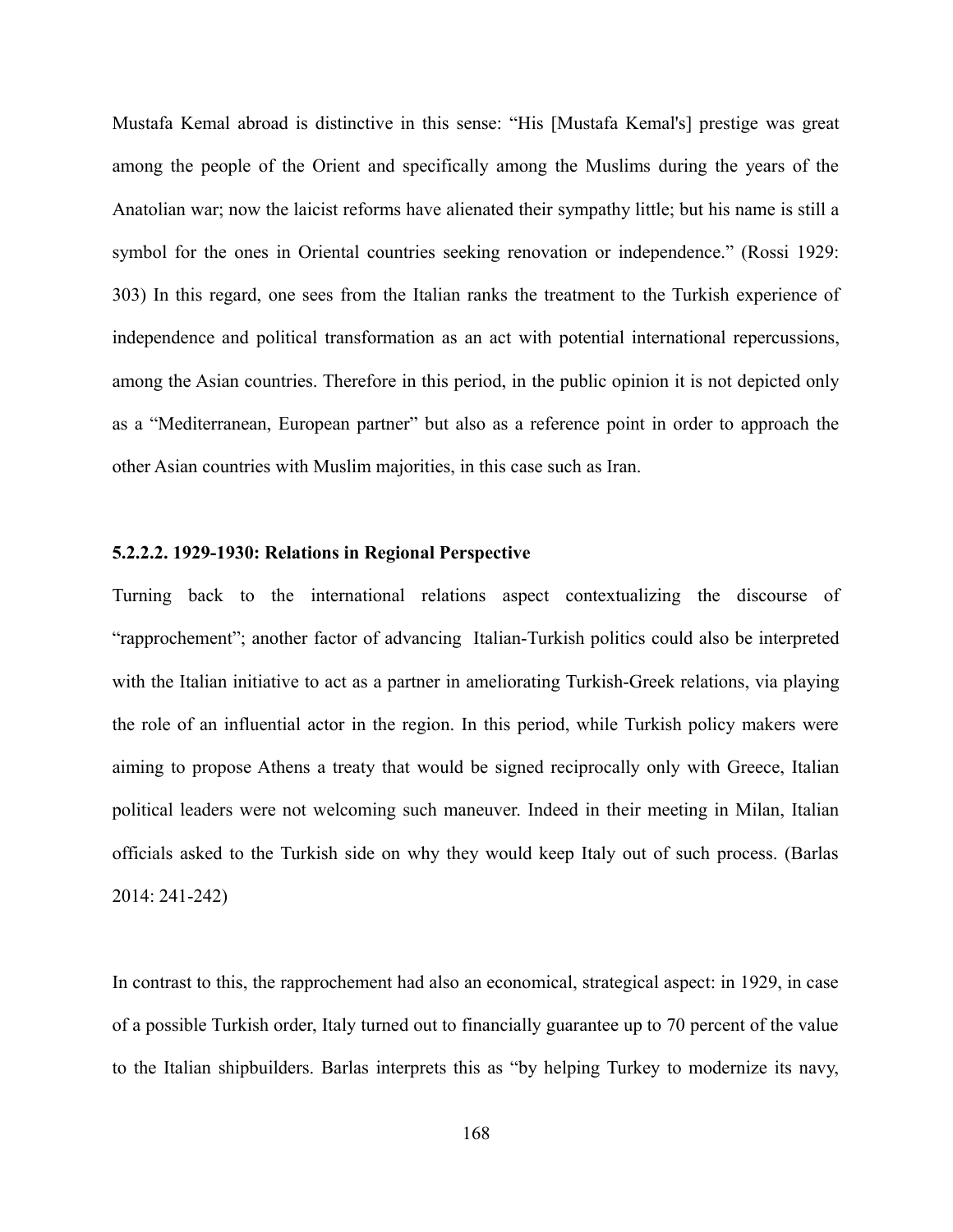Mustafa Kemal abroad is distinctive in this sense: "His [Mustafa Kemal's] prestige was great among the people of the Orient and specifically among the Muslims during the years of the Anatolian war; now the laicist reforms have alienated their sympathy little; but his name is still a symbol for the ones in Oriental countries seeking renovation or independence." (Rossi 1929: 303) In this regard, one sees from the Italian ranks the treatment to the Turkish experience of independence and political transformation as an act with potential international repercussions, among the Asian countries. Therefore in this period, in the public opinion it is not depicted only as a "Mediterranean, European partner" but also as a reference point in order to approach the other Asian countries with Muslim majorities, in this case such as Iran.

#### 5.2.2.2. 1929-1930: Relations in Regional Perspective

Turning back to the international relations aspect contextualizing the discourse of "rapprochement"; another factor of advancing Italian-Turkish politics could also be interpreted with the Italian initiative to act as a partner in ameliorating Turkish-Greek relations, via playing the role of an influential actor in the region. In this period, while Turkish policy makers were aiming to propose Athens a treaty that would be signed reciprocally only with Greece, Italian political leaders were not welcoming such maneuver. Indeed in their meeting in Milan, Italian officials asked to the Turkish side on why they would keep Italy out of such process. (Barlas 2014: 241-242)

In contrast to this, the rapprochement had also an economical, strategical aspect: in 1929, in case of a possible Turkish order, Italy turned out to financially guarantee up to 70 percent of the value to the Italian shipbuilders. Barlas interprets this as "by helping Turkey to modernize its navy,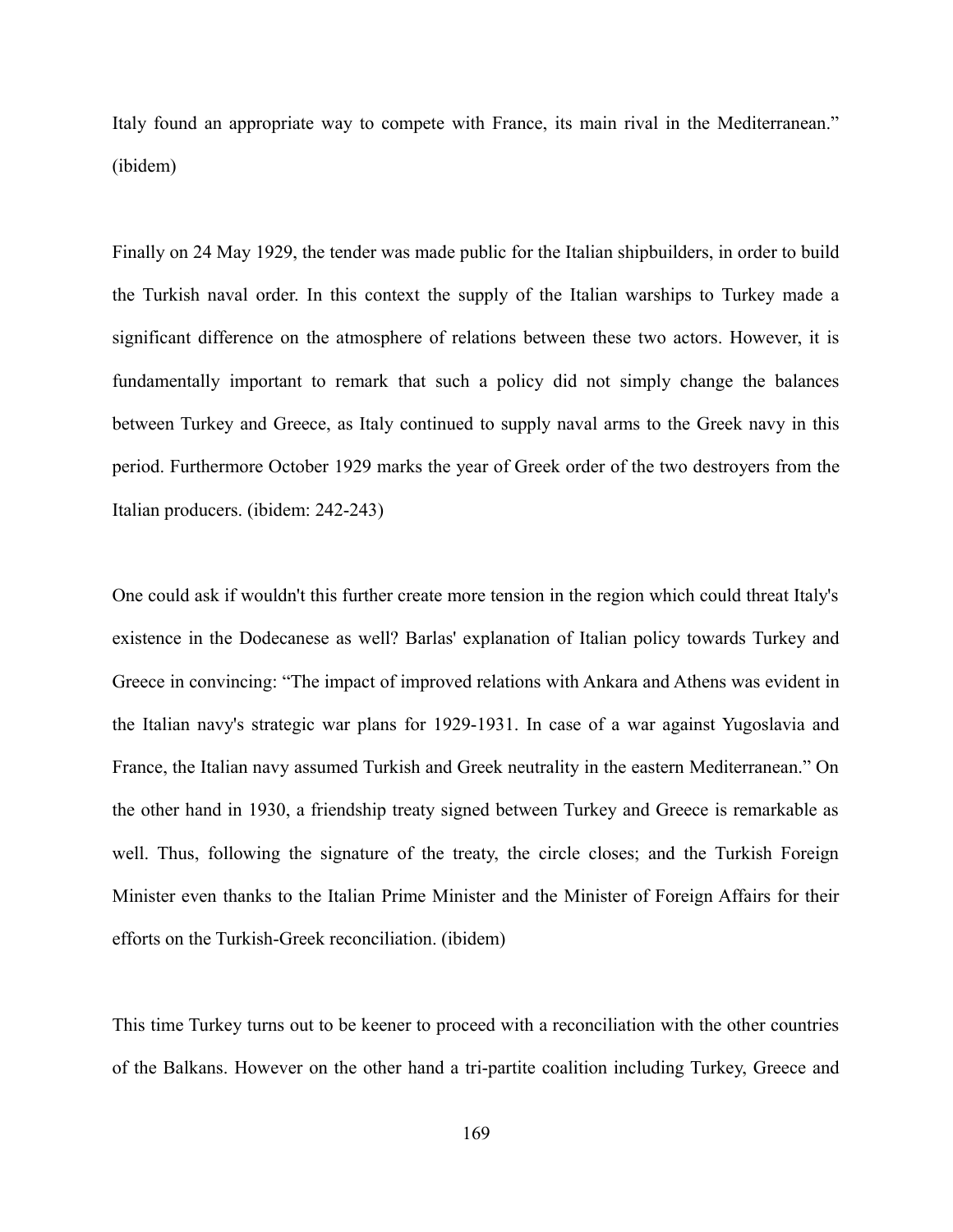Italy found an appropriate way to compete with France, its main rival in the Mediterranean." (ibidem)

Finally on 24 May 1929, the tender was made public for the Italian shipbuilders, in order to build the Turkish naval order. In this context the supply of the Italian warships to Turkey made a significant difference on the atmosphere of relations between these two actors. However, it is fundamentally important to remark that such a policy did not simply change the balances between Turkey and Greece, as Italy continued to supply naval arms to the Greek navy in this period. Furthermore October 1929 marks the year of Greek order of the two destroyers from the Italian producers. (ibidem: 242-243)

One could ask if wouldn't this further create more tension in the region which could threat Italy's existence in the Dodecanese as well? Barlas' explanation of Italian policy towards Turkey and Greece in convincing: "The impact of improved relations with Ankara and Athens was evident in the Italian navy's strategic war plans for 1929-1931. In case of a war against Yugoslavia and France, the Italian navy assumed Turkish and Greek neutrality in the eastern Mediterranean." On the other hand in 1930, a friendship treaty signed between Turkey and Greece is remarkable as well. Thus, following the signature of the treaty, the circle closes; and the Turkish Foreign Minister even thanks to the Italian Prime Minister and the Minister of Foreign Affairs for their efforts on the Turkish-Greek reconciliation. (ibidem)

This time Turkey turns out to be keener to proceed with a reconciliation with the other countries of the Balkans. However on the other hand a tri-partite coalition including Turkey, Greece and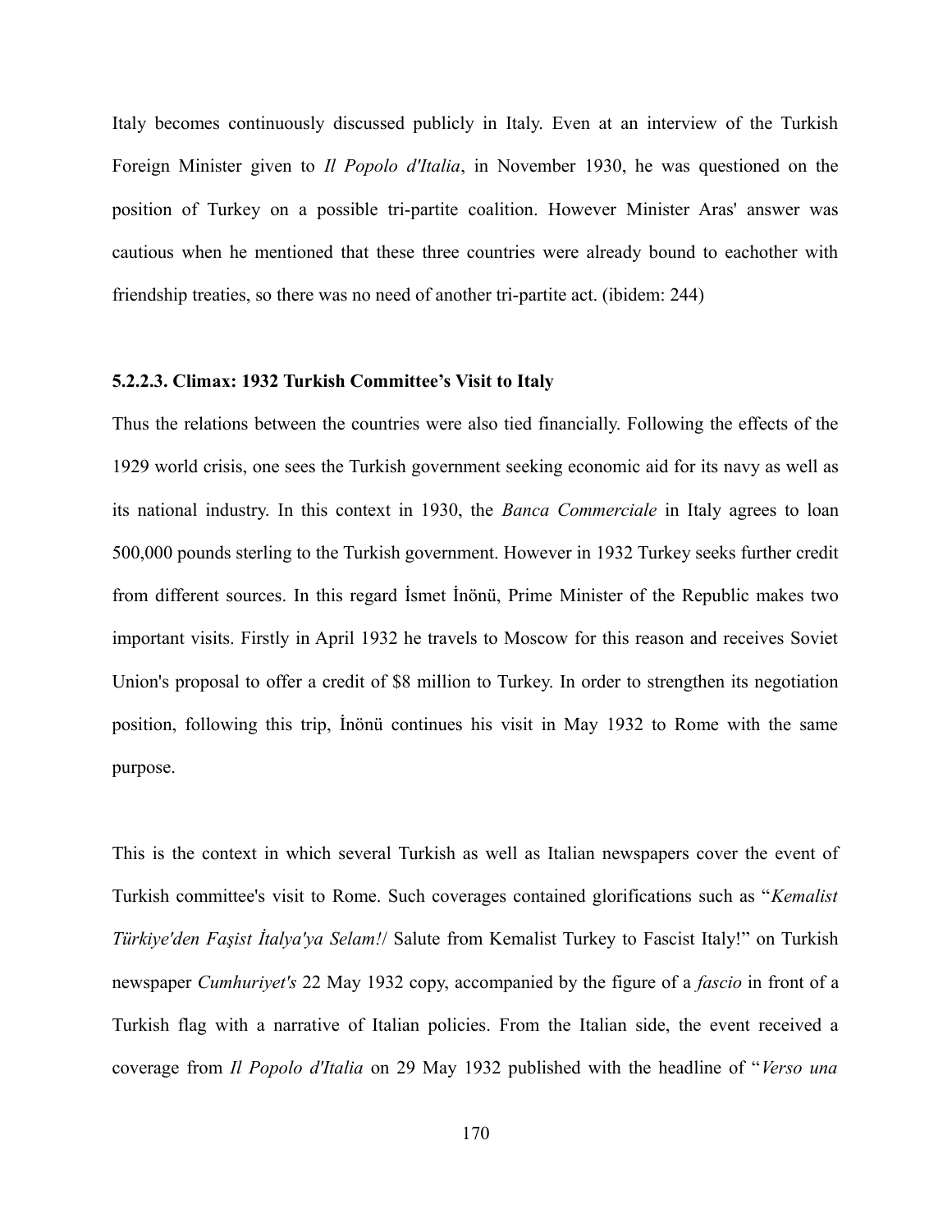Italy becomes continuously discussed publicly in Italy. Even at an interview of the Turkish Foreign Minister given to *Il Popolo d'Italia*, in November 1930, he was questioned on the position of Turkey on a possible tri-partite coalition. However Minister Aras' answer was cautious when he mentioned that these three countries were already bound to eachother with friendship treaties, so there was no need of another tri-partite act. (ibidem: 244)

#### 5.2.2.3. Climax: 1932 Turkish Committee's Visit to Italy

Thus the relations between the countries were also tied financially. Following the effects of the 1929 world crisis, one sees the Turkish government seeking economic aid for its navy as well as its national industry. In this context in 1930, the *Banca Commerciale* in Italy agrees to loan 500,000 pounds sterling to the Turkish government. However in 1932 Turkey seeks further credit from different sources. In this regard İsmet İnönü, Prime Minister of the Republic makes two important visits. Firstly in April 1932 he travels to Moscow for this reason and receives Soviet Union's proposal to offer a credit of $8 million to Turkey. In order to strengthen its negotiation position, following this trip, İnönü continues his visit in May 1932 to Rome with the same purpose.

This is the context in which several Turkish as well as Italian newspapers cover the event of Turkish committee's visit to Rome. Such coverages contained glorifications such as "*Kemalist Türkiye'den Faşist İtalya'ya Selam!*/ Salute from Kemalist Turkey to Fascist Italy!" on Turkish newspaper *Cumhuriyet's* 22 May 1932 copy, accompanied by the figure of a *fascio* in front of a Turkish flag with a narrative of Italian policies. From the Italian side, the event received a coverage from *Il Popolo d'Italia* on 29 May 1932 published with the headline of "*Verso una*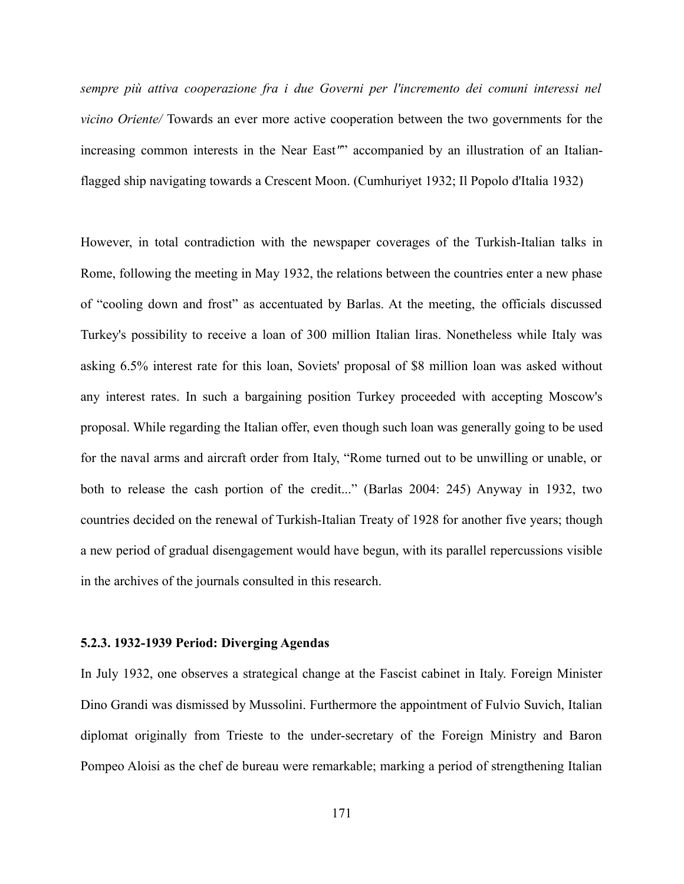*sempre più attiva cooperazione fra i due Governi per l'incremento dei comuni interessi nel vicino Oriente/* Towards an ever more active cooperation between the two governments for the increasing common interests in the Near East″" accompanied by an illustration of an Italian-flagged ship navigating towards a Crescent Moon. (Cumhuriyet 1932; Il Popolo d'Italia 1932)

However, in total contradiction with the newspaper coverages of the Turkish-Italian talks in Rome, following the meeting in May 1932, the relations between the countries enter a new phase of "cooling down and frost" as accentuated by Barlas. At the meeting, the officials discussed Turkey's possibility to receive a loan of 300 million Italian liras. Nonetheless while Italy was asking 6.5% interest rate for this loan, Soviets' proposal of $8 million loan was asked without any interest rates. In such a bargaining position Turkey proceeded with accepting Moscow's proposal. While regarding the Italian offer, even though such loan was generally going to be used for the naval arms and aircraft order from Italy, "Rome turned out to be unwilling or unable, or both to release the cash portion of the credit..." (Barlas 2004: 245) Anyway in 1932, two countries decided on the renewal of Turkish-Italian Treaty of 1928 for another five years; though a new period of gradual disengagement would have begun, with its parallel repercussions visible in the archives of the journals consulted in this research.

#### 5.2.3. 1932-1939 Period: Diverging Agendas

In July 1932, one observes a strategical change at the Fascist cabinet in Italy. Foreign Minister Dino Grandi was dismissed by Mussolini. Furthermore the appointment of Fulvio Suvich, Italian diplomat originally from Trieste to the under-secretary of the Foreign Ministry and Baron Pompeo Aloisi as the chef de bureau were remarkable; marking a period of strengthening Italian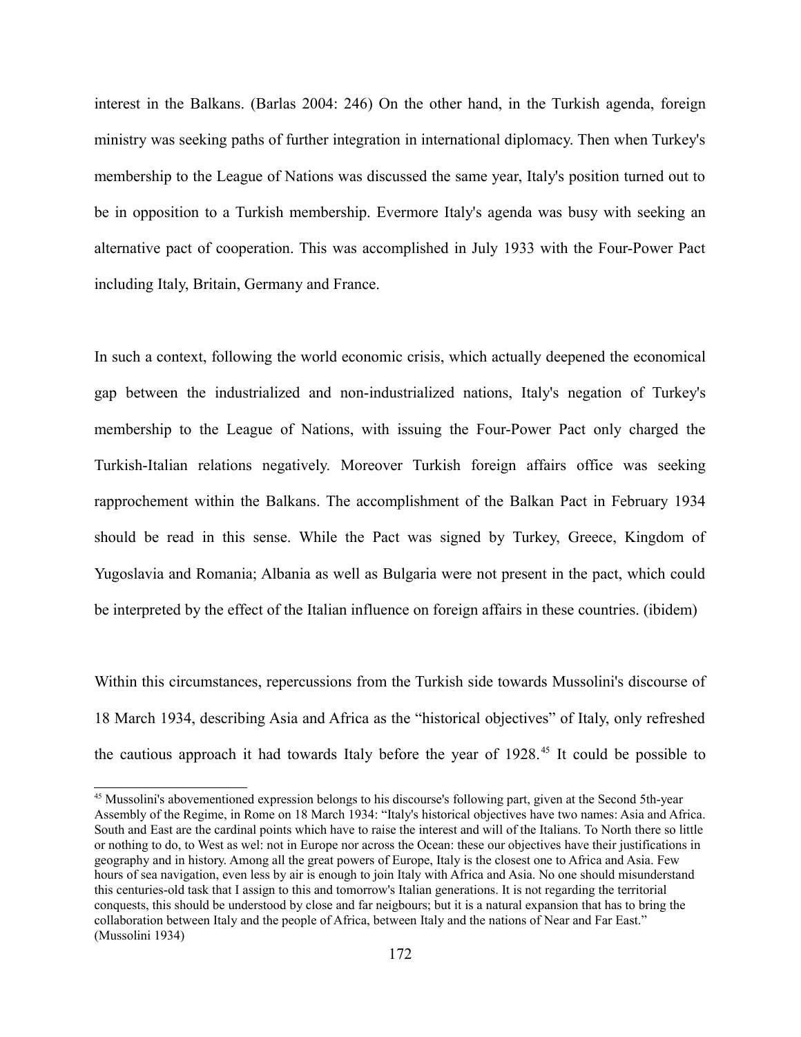interest in the Balkans. (Barlas 2004: 246) On the other hand, in the Turkish agenda, foreign ministry was seeking paths of further integration in international diplomacy. Then when Turkey's membership to the League of Nations was discussed the same year, Italy's position turned out to be in opposition to a Turkish membership. Evermore Italy's agenda was busy with seeking an alternative pact of cooperation. This was accomplished in July 1933 with the Four-Power Pact including Italy, Britain, Germany and France.

In such a context, following the world economic crisis, which actually deepened the economical gap between the industrialized and non-industrialized nations, Italy's negation of Turkey's membership to the League of Nations, with issuing the Four-Power Pact only charged the Turkish-Italian relations negatively. Moreover Turkish foreign affairs office was seeking rapprochement within the Balkans. The accomplishment of the Balkan Pact in February 1934 should be read in this sense. While the Pact was signed by Turkey, Greece, Kingdom of Yugoslavia and Romania; Albania as well as Bulgaria were not present in the pact, which could be interpreted by the effect of the Italian influence on foreign affairs in these countries. (ibidem)

Within this circumstances, repercussions from the Turkish side towards Mussolini's discourse of 18 March 1934, describing Asia and Africa as the "historical objectives" of Italy, only refreshed the cautious approach it had towards Italy before the year of 1928.[45] It could be possible to

[45] Mussolini's abovementioned expression belongs to his discourse's following part, given at the Second 5th-year Assembly of the Regime, in Rome on 18 March 1934: "Italy's historical objectives have two names: Asia and Africa. South and East are the cardinal points which have to raise the interest and will of the Italians. To North there so little or nothing to do, to West as wel: not in Europe nor across the Ocean: these our objectives have their justifications in geography and in history. Among all the great powers of Europe, Italy is the closest one to Africa and Asia. Few hours of sea navigation, even less by air is enough to join Italy with Africa and Asia. No one should misunderstand this centuries-old task that I assign to this and tomorrow's Italian generations. It is not regarding the territorial conquests, this should be understood by close and far neigbours; but it is a natural expansion that has to bring the collaboration between Italy and the people of Africa, between Italy and the nations of Near and Far East." (Mussolini 1934)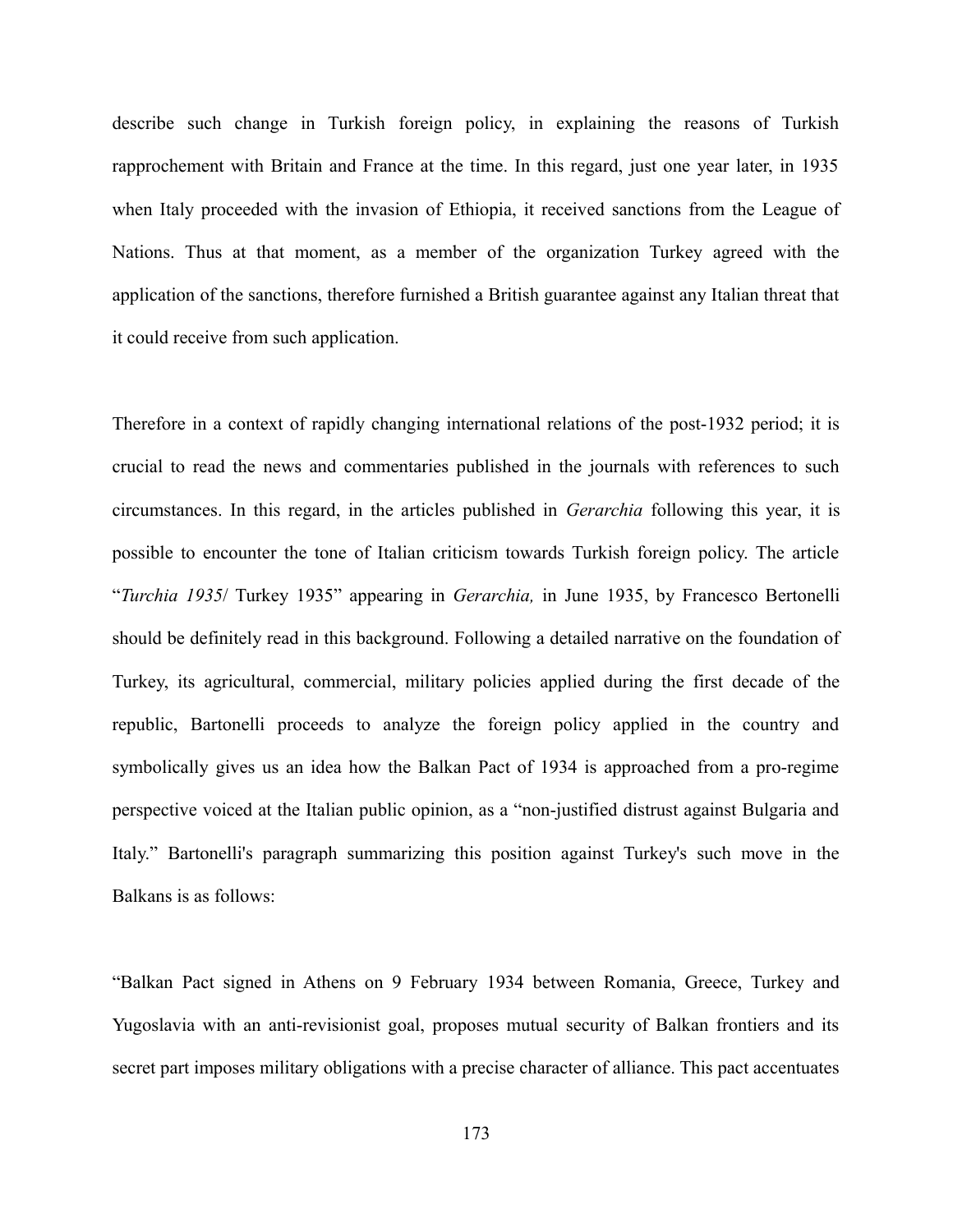describe such change in Turkish foreign policy, in explaining the reasons of Turkish rapprochement with Britain and France at the time. In this regard, just one year later, in 1935 when Italy proceeded with the invasion of Ethiopia, it received sanctions from the League of Nations. Thus at that moment, as a member of the organization Turkey agreed with the application of the sanctions, therefore furnished a British guarantee against any Italian threat that it could receive from such application.

Therefore in a context of rapidly changing international relations of the post-1932 period; it is crucial to read the news and commentaries published in the journals with references to such circumstances. In this regard, in the articles published in *Gerarchia* following this year, it is possible to encounter the tone of Italian criticism towards Turkish foreign policy. The article "*Turchia 1935*/ Turkey 1935" appearing in *Gerarchia,* in June 1935, by Francesco Bertonelli should be definitely read in this background. Following a detailed narrative on the foundation of Turkey, its agricultural, commercial, military policies applied during the first decade of the republic, Bartonelli proceeds to analyze the foreign policy applied in the country and symbolically gives us an idea how the Balkan Pact of 1934 is approached from a pro-regime perspective voiced at the Italian public opinion, as a "non-justified distrust against Bulgaria and Italy." Bartonelli's paragraph summarizing this position against Turkey's such move in the Balkans is as follows:

"Balkan Pact signed in Athens on 9 February 1934 between Romania, Greece, Turkey and Yugoslavia with an anti-revisionist goal, proposes mutual security of Balkan frontiers and its secret part imposes military obligations with a precise character of alliance. This pact accentuates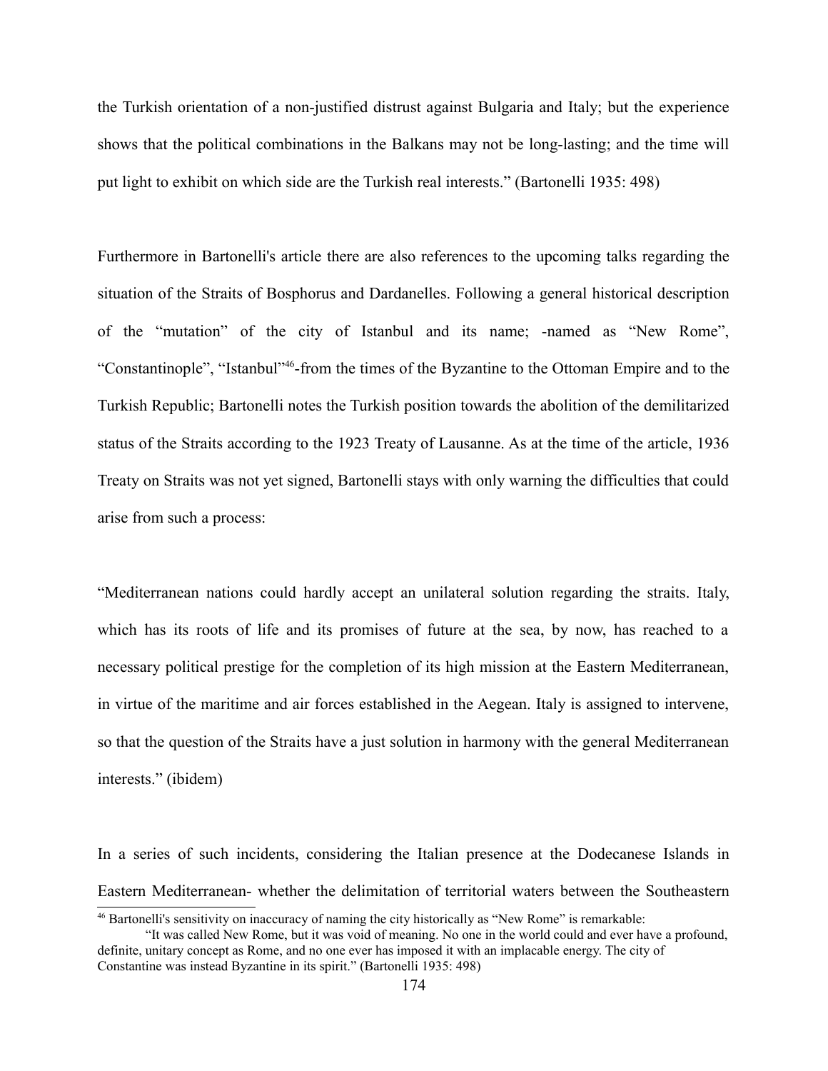the Turkish orientation of a non-justified distrust against Bulgaria and Italy; but the experience shows that the political combinations in the Balkans may not be long-lasting; and the time will put light to exhibit on which side are the Turkish real interests." (Bartonelli 1935: 498)

Furthermore in Bartonelli's article there are also references to the upcoming talks regarding the situation of the Straits of Bosphorus and Dardanelles. Following a general historical description of the "mutation" of the city of Istanbul and its name; -named as "New Rome", "Constantinople", "Istanbul"[46]-from the times of the Byzantine to the Ottoman Empire and to the Turkish Republic; Bartonelli notes the Turkish position towards the abolition of the demilitarized status of the Straits according to the 1923 Treaty of Lausanne. As at the time of the article, 1936 Treaty on Straits was not yet signed, Bartonelli stays with only warning the difficulties that could arise from such a process:

"Mediterranean nations could hardly accept an unilateral solution regarding the straits. Italy, which has its roots of life and its promises of future at the sea, by now, has reached to a necessary political prestige for the completion of its high mission at the Eastern Mediterranean, in virtue of the maritime and air forces established in the Aegean. Italy is assigned to intervene, so that the question of the Straits have a just solution in harmony with the general Mediterranean interests." (ibidem)

In a series of such incidents, considering the Italian presence at the Dodecanese Islands in Eastern Mediterranean- whether the delimitation of territorial waters between the Southeastern

[46] Bartonelli's sensitivity on inaccuracy of naming the city historically as "New Rome" is remarkable:

"It was called New Rome, but it was void of meaning. No one in the world could and ever have a profound, definite, unitary concept as Rome, and no one ever has imposed it with an implacable energy. The city of Constantine was instead Byzantine in its spirit." (Bartonelli 1935: 498)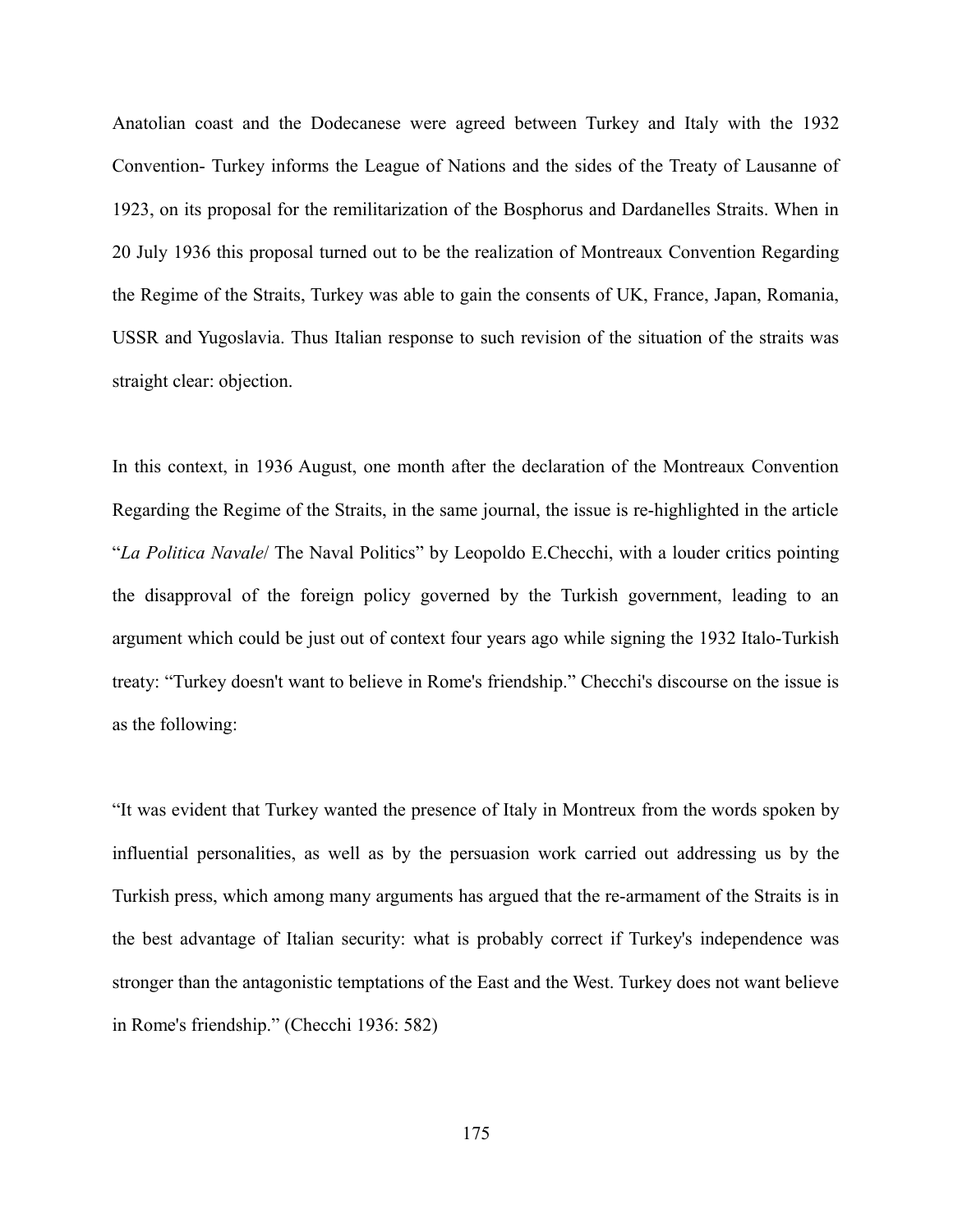Anatolian coast and the Dodecanese were agreed between Turkey and Italy with the 1932 Convention- Turkey informs the League of Nations and the sides of the Treaty of Lausanne of 1923, on its proposal for the remilitarization of the Bosphorus and Dardanelles Straits. When in 20 July 1936 this proposal turned out to be the realization of Montreaux Convention Regarding the Regime of the Straits, Turkey was able to gain the consents of UK, France, Japan, Romania, USSR and Yugoslavia. Thus Italian response to such revision of the situation of the straits was straight clear: objection.

In this context, in 1936 August, one month after the declaration of the Montreaux Convention Regarding the Regime of the Straits, in the same journal, the issue is re-highlighted in the article "*La Politica Navale*/ The Naval Politics" by Leopoldo E.Checchi, with a louder critics pointing the disapproval of the foreign policy governed by the Turkish government, leading to an argument which could be just out of context four years ago while signing the 1932 Italo-Turkish treaty: "Turkey doesn't want to believe in Rome's friendship." Checchi's discourse on the issue is as the following:

"It was evident that Turkey wanted the presence of Italy in Montreux from the words spoken by influential personalities, as well as by the persuasion work carried out addressing us by the Turkish press, which among many arguments has argued that the re-armament of the Straits is in the best advantage of Italian security: what is probably correct if Turkey's independence was stronger than the antagonistic temptations of the East and the West. Turkey does not want believe in Rome's friendship." (Checchi 1936: 582)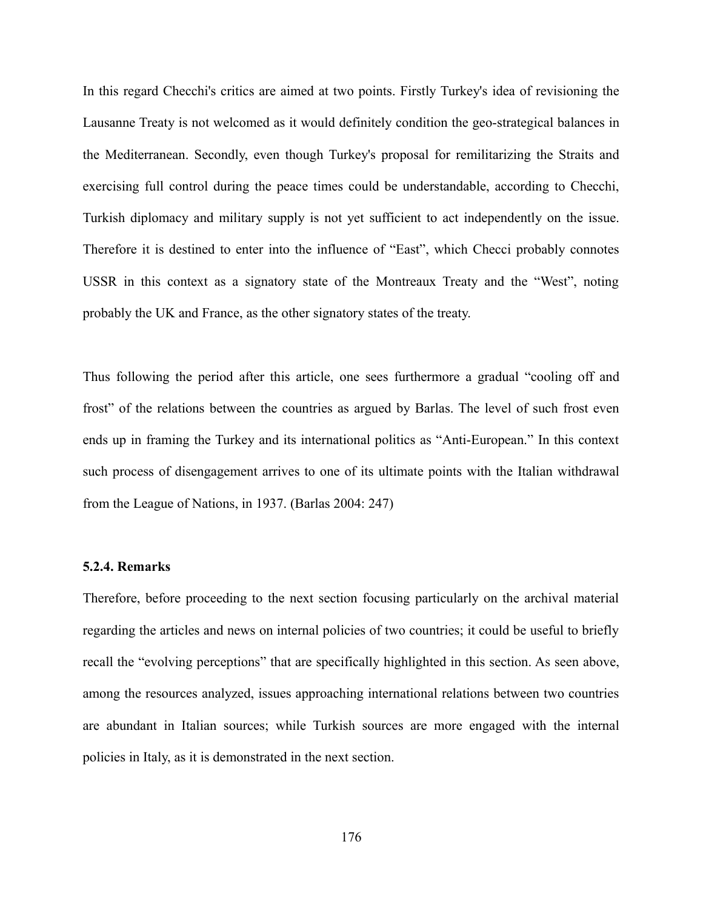In this regard Checchi's critics are aimed at two points. Firstly Turkey's idea of revisioning the Lausanne Treaty is not welcomed as it would definitely condition the geo-strategical balances in the Mediterranean. Secondly, even though Turkey's proposal for remilitarizing the Straits and exercising full control during the peace times could be understandable, according to Checchi, Turkish diplomacy and military supply is not yet sufficient to act independently on the issue. Therefore it is destined to enter into the influence of "East", which Checci probably connotes USSR in this context as a signatory state of the Montreaux Treaty and the "West", noting probably the UK and France, as the other signatory states of the treaty.

Thus following the period after this article, one sees furthermore a gradual "cooling off and frost" of the relations between the countries as argued by Barlas. The level of such frost even ends up in framing the Turkey and its international politics as "Anti-European." In this context such process of disengagement arrives to one of its ultimate points with the Italian withdrawal from the League of Nations, in 1937. (Barlas 2004: 247)

### 5.2.4. Remarks

Therefore, before proceeding to the next section focusing particularly on the archival material regarding the articles and news on internal policies of two countries; it could be useful to briefly recall the "evolving perceptions" that are specifically highlighted in this section. As seen above, among the resources analyzed, issues approaching international relations between two countries are abundant in Italian sources; while Turkish sources are more engaged with the internal policies in Italy, as it is demonstrated in the next section.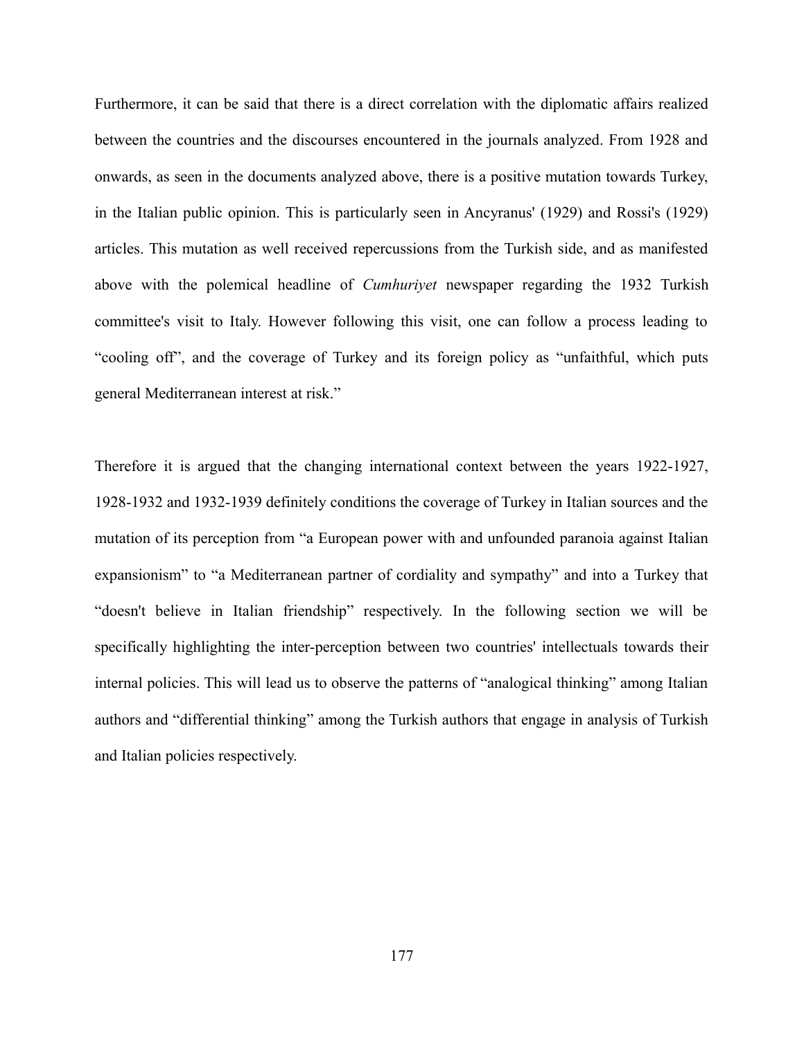Furthermore, it can be said that there is a direct correlation with the diplomatic affairs realized between the countries and the discourses encountered in the journals analyzed. From 1928 and onwards, as seen in the documents analyzed above, there is a positive mutation towards Turkey, in the Italian public opinion. This is particularly seen in Ancyranus' (1929) and Rossi's (1929) articles. This mutation as well received repercussions from the Turkish side, and as manifested above with the polemical headline of *Cumhuriyet* newspaper regarding the 1932 Turkish committee's visit to Italy. However following this visit, one can follow a process leading to "cooling off", and the coverage of Turkey and its foreign policy as "unfaithful, which puts general Mediterranean interest at risk."

Therefore it is argued that the changing international context between the years 1922-1927, 1928-1932 and 1932-1939 definitely conditions the coverage of Turkey in Italian sources and the mutation of its perception from "a European power with and unfounded paranoia against Italian expansionism" to "a Mediterranean partner of cordiality and sympathy" and into a Turkey that "doesn't believe in Italian friendship" respectively. In the following section we will be specifically highlighting the inter-perception between two countries' intellectuals towards their internal policies. This will lead us to observe the patterns of "analogical thinking" among Italian authors and "differential thinking" among the Turkish authors that engage in analysis of Turkish and Italian policies respectively.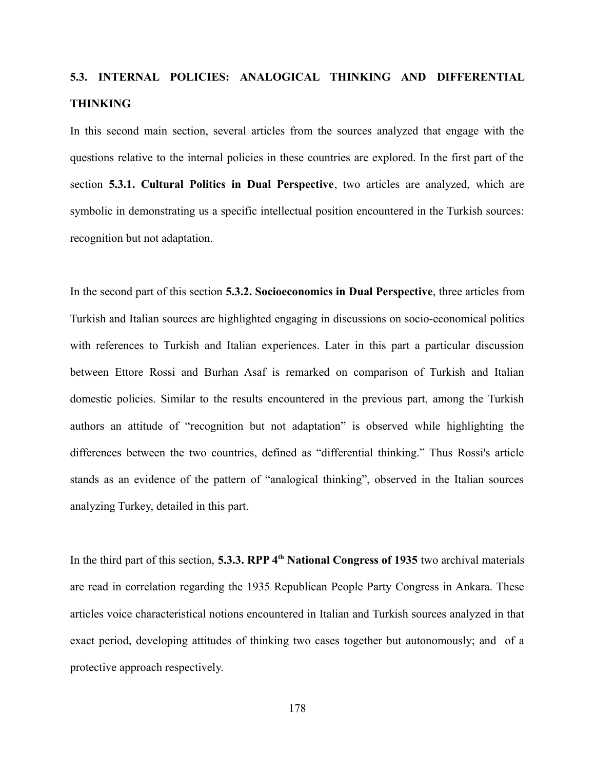## 5.3. INTERNAL POLICIES: ANALOGICAL THINKING AND DIFFERENTIAL THINKING

In this second main section, several articles from the sources analyzed that engage with the questions relative to the internal policies in these countries are explored. In the first part of the section **5.3.1. Cultural Politics in Dual Perspective**, two articles are analyzed, which are symbolic in demonstrating us a specific intellectual position encountered in the Turkish sources: recognition but not adaptation.

In the second part of this section **5.3.2. Socioeconomics in Dual Perspective**, three articles from Turkish and Italian sources are highlighted engaging in discussions on socio-economical politics with references to Turkish and Italian experiences. Later in this part a particular discussion between Ettore Rossi and Burhan Asaf is remarked on comparison of Turkish and Italian domestic policies. Similar to the results encountered in the previous part, among the Turkish authors an attitude of "recognition but not adaptation" is observed while highlighting the differences between the two countries, defined as "differential thinking." Thus Rossi's article stands as an evidence of the pattern of "analogical thinking", observed in the Italian sources analyzing Turkey, detailed in this part.

In the third part of this section, **5.3.3. RPP 4th National Congress of 1935** two archival materials are read in correlation regarding the 1935 Republican People Party Congress in Ankara. These articles voice characteristical notions encountered in Italian and Turkish sources analyzed in that exact period, developing attitudes of thinking two cases together but autonomously; and of a protective approach respectively.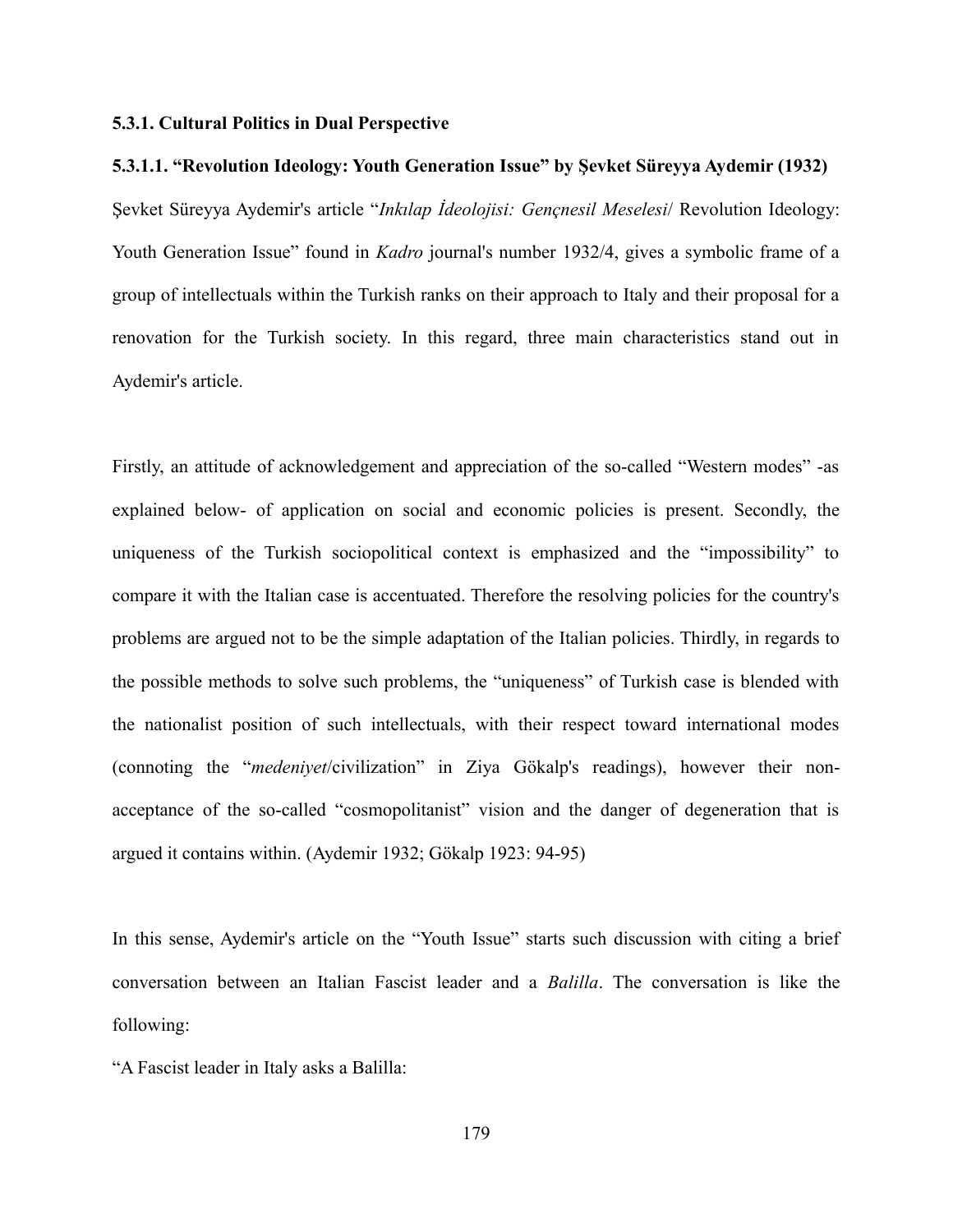#### 5.3.1. Cultural Politics in Dual Perspective

##### 5.3.1.1. "Revolution Ideology: Youth Generation Issue" by Şevket Süreyya Aydemir (1932)

Şevket Süreyya Aydemir's article "*Inkılap İdeolojisi: Gençnesil Meselesi*/ Revolution Ideology: Youth Generation Issue" found in *Kadro* journal's number 1932/4, gives a symbolic frame of a group of intellectuals within the Turkish ranks on their approach to Italy and their proposal for a renovation for the Turkish society. In this regard, three main characteristics stand out in Aydemir's article.

Firstly, an attitude of acknowledgement and appreciation of the so-called "Western modes" -as explained below- of application on social and economic policies is present. Secondly, the uniqueness of the Turkish sociopolitical context is emphasized and the "impossibility" to compare it with the Italian case is accentuated. Therefore the resolving policies for the country's problems are argued not to be the simple adaptation of the Italian policies. Thirdly, in regards to the possible methods to solve such problems, the "uniqueness" of Turkish case is blended with the nationalist position of such intellectuals, with their respect toward international modes (connoting the "*medeniyet*/civilization" in Ziya Gökalp's readings), however their non-acceptance of the so-called "cosmopolitanist" vision and the danger of degeneration that is argued it contains within. (Aydemir 1932; Gökalp 1923: 94-95)

In this sense, Aydemir's article on the "Youth Issue" starts such discussion with citing a brief conversation between an Italian Fascist leader and a *Balilla*. The conversation is like the following:

"A Fascist leader in Italy asks a Balilla: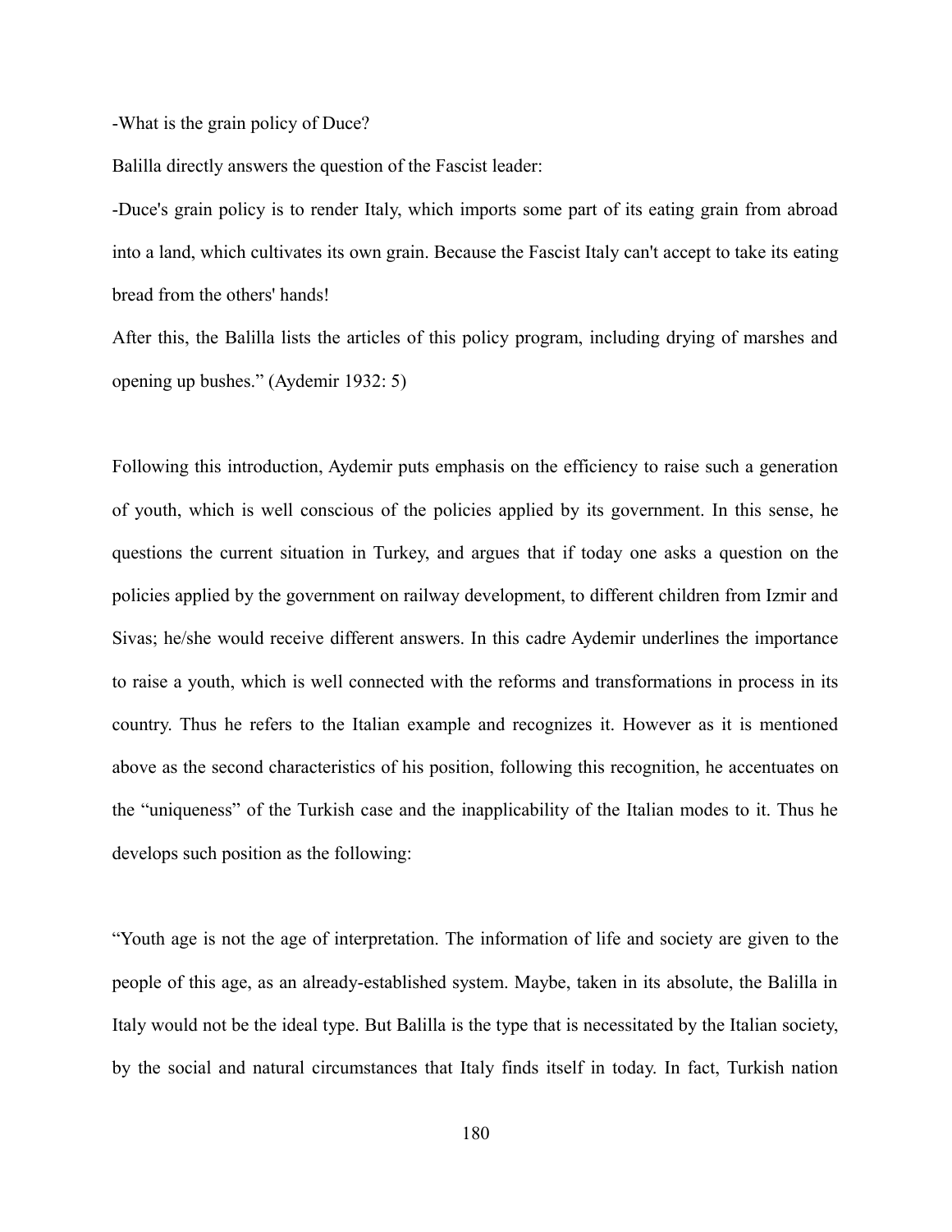-What is the grain policy of Duce?

Balilla directly answers the question of the Fascist leader:

-Duce's grain policy is to render Italy, which imports some part of its eating grain from abroad into a land, which cultivates its own grain. Because the Fascist Italy can't accept to take its eating bread from the others' hands!

After this, the Balilla lists the articles of this policy program, including drying of marshes and opening up bushes." (Aydemir 1932: 5)

Following this introduction, Aydemir puts emphasis on the efficiency to raise such a generation of youth, which is well conscious of the policies applied by its government. In this sense, he questions the current situation in Turkey, and argues that if today one asks a question on the policies applied by the government on railway development, to different children from Izmir and Sivas; he/she would receive different answers. In this cadre Aydemir underlines the importance to raise a youth, which is well connected with the reforms and transformations in process in its country. Thus he refers to the Italian example and recognizes it. However as it is mentioned above as the second characteristics of his position, following this recognition, he accentuates on the "uniqueness" of the Turkish case and the inapplicability of the Italian modes to it. Thus he develops such position as the following:

"Youth age is not the age of interpretation. The information of life and society are given to the people of this age, as an already-established system. Maybe, taken in its absolute, the Balilla in Italy would not be the ideal type. But Balilla is the type that is necessitated by the Italian society, by the social and natural circumstances that Italy finds itself in today. In fact, Turkish nation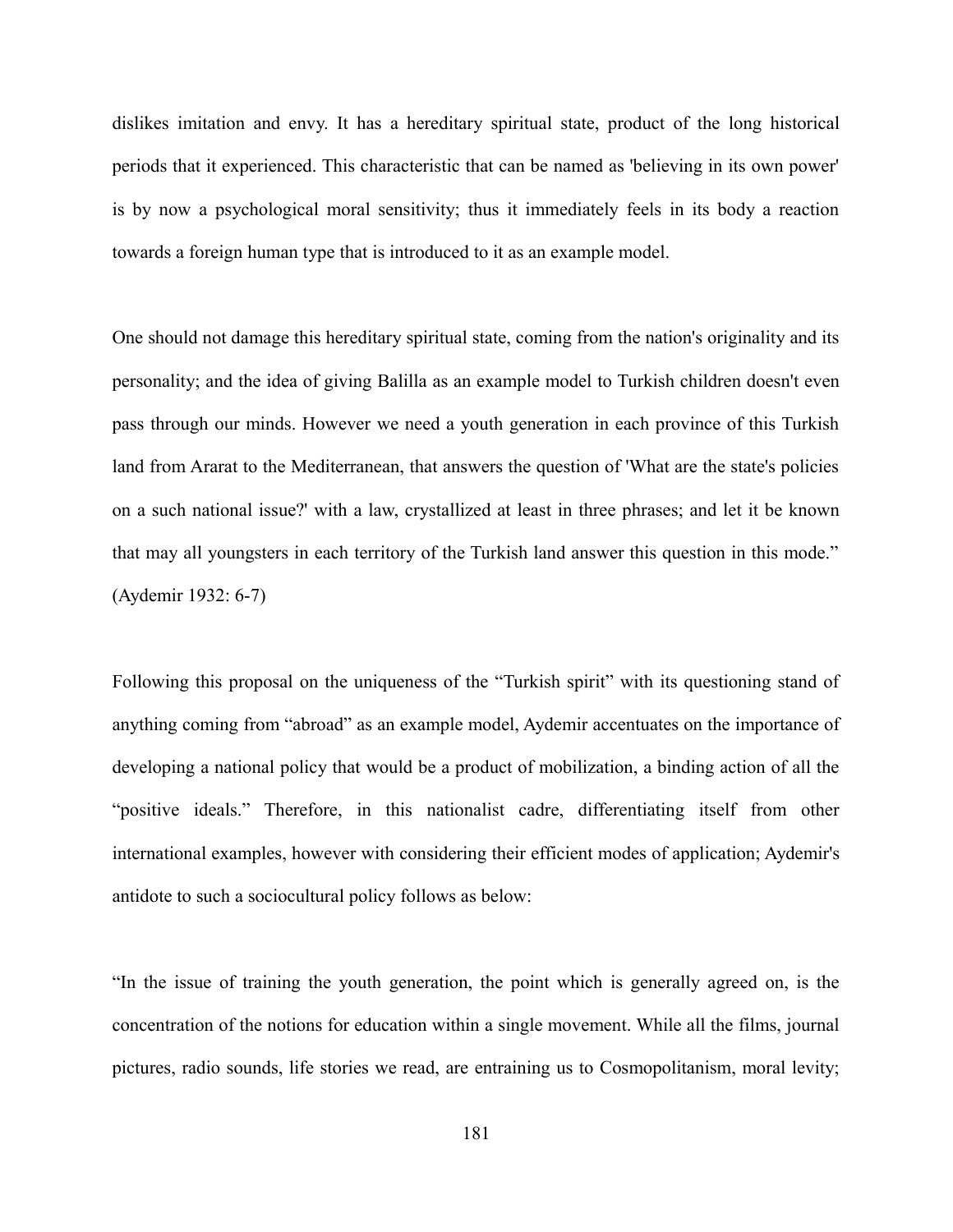dislikes imitation and envy. It has a hereditary spiritual state, product of the long historical periods that it experienced. This characteristic that can be named as 'believing in its own power' is by now a psychological moral sensitivity; thus it immediately feels in its body a reaction towards a foreign human type that is introduced to it as an example model.

One should not damage this hereditary spiritual state, coming from the nation's originality and its personality; and the idea of giving Balilla as an example model to Turkish children doesn't even pass through our minds. However we need a youth generation in each province of this Turkish land from Ararat to the Mediterranean, that answers the question of 'What are the state's policies on a such national issue?' with a law, crystallized at least in three phrases; and let it be known that may all youngsters in each territory of the Turkish land answer this question in this mode." (Aydemir 1932: 6-7)

Following this proposal on the uniqueness of the "Turkish spirit" with its questioning stand of anything coming from "abroad" as an example model, Aydemir accentuates on the importance of developing a national policy that would be a product of mobilization, a binding action of all the "positive ideals." Therefore, in this nationalist cadre, differentiating itself from other international examples, however with considering their efficient modes of application; Aydemir's antidote to such a sociocultural policy follows as below:

"In the issue of training the youth generation, the point which is generally agreed on, is the concentration of the notions for education within a single movement. While all the films, journal pictures, radio sounds, life stories we read, are entraining us to Cosmopolitanism, moral levity;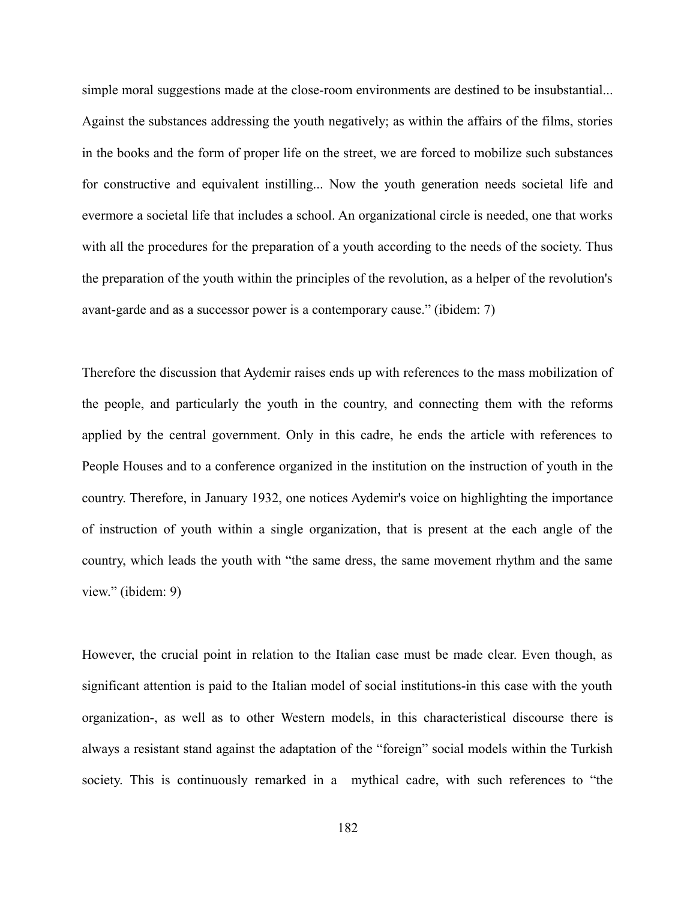simple moral suggestions made at the close-room environments are destined to be insubstantial... Against the substances addressing the youth negatively; as within the affairs of the films, stories in the books and the form of proper life on the street, we are forced to mobilize such substances for constructive and equivalent instilling... Now the youth generation needs societal life and evermore a societal life that includes a school. An organizational circle is needed, one that works with all the procedures for the preparation of a youth according to the needs of the society. Thus the preparation of the youth within the principles of the revolution, as a helper of the revolution's avant-garde and as a successor power is a contemporary cause." (ibidem: 7)

Therefore the discussion that Aydemir raises ends up with references to the mass mobilization of the people, and particularly the youth in the country, and connecting them with the reforms applied by the central government. Only in this cadre, he ends the article with references to People Houses and to a conference organized in the institution on the instruction of youth in the country. Therefore, in January 1932, one notices Aydemir's voice on highlighting the importance of instruction of youth within a single organization, that is present at the each angle of the country, which leads the youth with "the same dress, the same movement rhythm and the same view." (ibidem: 9)

However, the crucial point in relation to the Italian case must be made clear. Even though, as significant attention is paid to the Italian model of social institutions-in this case with the youth organization-, as well as to other Western models, in this characteristical discourse there is always a resistant stand against the adaptation of the "foreign" social models within the Turkish society. This is continuously remarked in a mythical cadre, with such references to "the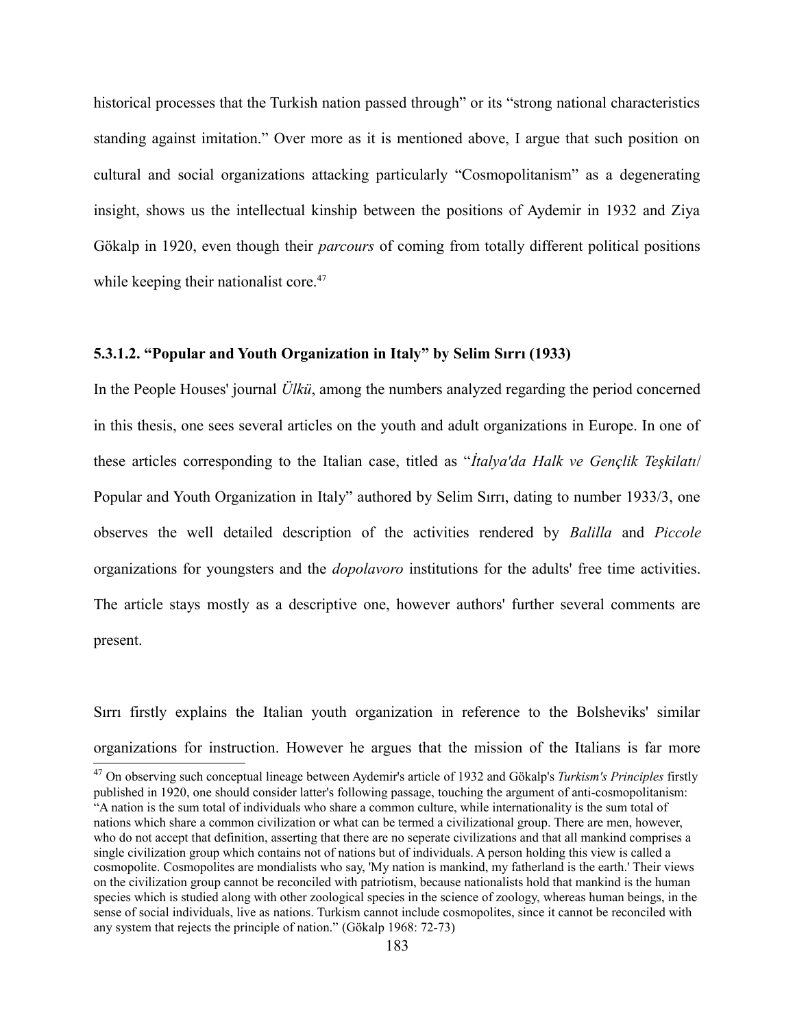historical processes that the Turkish nation passed through" or its "strong national characteristics standing against imitation." Over more as it is mentioned above, I argue that such position on cultural and social organizations attacking particularly "Cosmopolitanism" as a degenerating insight, shows us the intellectual kinship between the positions of Aydemir in 1932 and Ziya Gökalp in 1920, even though their *parcours* of coming from totally different political positions while keeping their nationalist core.[47]

### 5.3.1.2. "Popular and Youth Organization in Italy" by Selim Sırrı (1933)

In the People Houses' journal *Ülkü*, among the numbers analyzed regarding the period concerned in this thesis, one sees several articles on the youth and adult organizations in Europe. In one of these articles corresponding to the Italian case, titled as "*İtalya'da Halk ve Gençlik Teşkilatı*/ Popular and Youth Organization in Italy" authored by Selim Sırrı, dating to number 1933/3, one observes the well detailed description of the activities rendered by *Balilla* and *Piccole* organizations for youngsters and the *dopolavoro* institutions for the adults' free time activities. The article stays mostly as a descriptive one, however authors' further several comments are present.

Sırrı firstly explains the Italian youth organization in reference to the Bolsheviks' similar organizations for instruction. However he argues that the mission of the Italians is far more

[47] On observing such conceptual lineage between Aydemir's article of 1932 and Gökalp's *Turkism's Principles* firstly published in 1920, one should consider latter's following passage, touching the argument of anti-cosmopolitanism: "A nation is the sum total of individuals who share a common culture, while internationality is the sum total of nations which share a common civilization or what can be termed a civilizational group. There are men, however, who do not accept that definition, asserting that there are no seperate civilizations and that all mankind comprises a single civilization group which contains not of nations but of individuals. A person holding this view is called a cosmopolite. Cosmopolites are mondialists who say, 'My nation is mankind, my fatherland is the earth.' Their views on the civilization group cannot be reconciled with patriotism, because nationalists hold that mankind is the human species which is studied along with other zoological species in the science of zoology, whereas human beings, in the sense of social individuals, live as nations. Turkism cannot include cosmopolites, since it cannot be reconciled with any system that rejects the principle of nation." (Gökalp 1968: 72-73)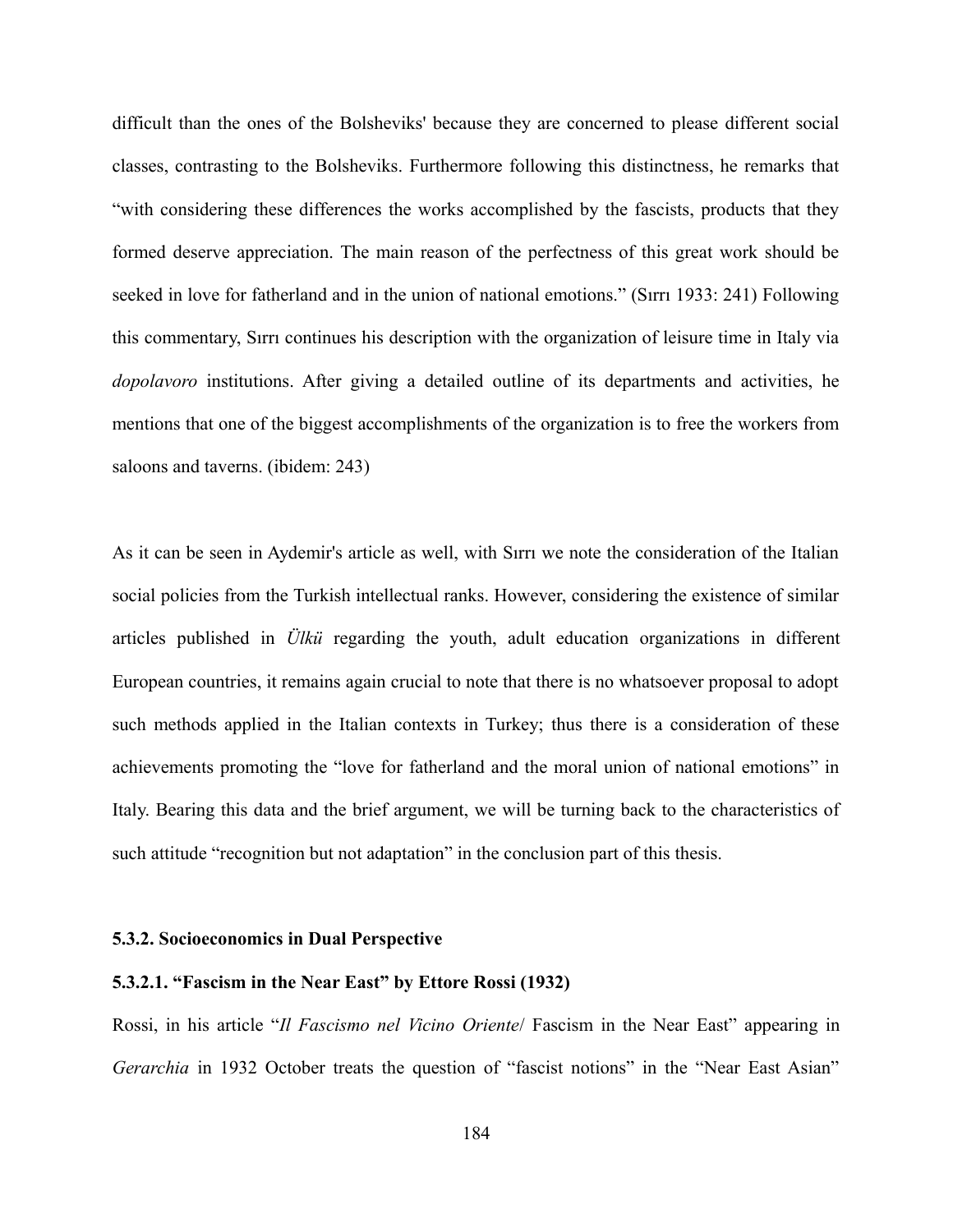difficult than the ones of the Bolsheviks' because they are concerned to please different social classes, contrasting to the Bolsheviks. Furthermore following this distinctness, he remarks that "with considering these differences the works accomplished by the fascists, products that they formed deserve appreciation. The main reason of the perfectness of this great work should be seeked in love for fatherland and in the union of national emotions." (Sırrı 1933: 241) Following this commentary, Sırrı continues his description with the organization of leisure time in Italy via *dopolavoro* institutions. After giving a detailed outline of its departments and activities, he mentions that one of the biggest accomplishments of the organization is to free the workers from saloons and taverns. (ibidem: 243)

As it can be seen in Aydemir's article as well, with Sırrı we note the consideration of the Italian social policies from the Turkish intellectual ranks. However, considering the existence of similar articles published in *Ülkü* regarding the youth, adult education organizations in different European countries, it remains again crucial to note that there is no whatsoever proposal to adopt such methods applied in the Italian contexts in Turkey; thus there is a consideration of these achievements promoting the "love for fatherland and the moral union of national emotions" in Italy. Bearing this data and the brief argument, we will be turning back to the characteristics of such attitude "recognition but not adaptation" in the conclusion part of this thesis.

### 5.3.2. Socioeconomics in Dual Perspective

#### 5.3.2.1. "Fascism in the Near East" by Ettore Rossi (1932)

Rossi, in his article "*Il Fascismo nel Vicino Oriente*/ Fascism in the Near East" appearing in *Gerarchia* in 1932 October treats the question of "fascist notions" in the "Near East Asian"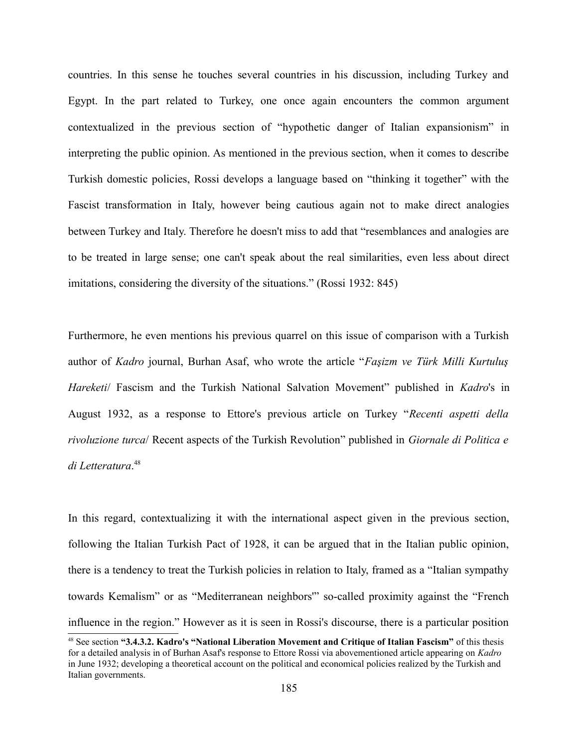countries. In this sense he touches several countries in his discussion, including Turkey and Egypt. In the part related to Turkey, one once again encounters the common argument contextualized in the previous section of "hypothetic danger of Italian expansionism" in interpreting the public opinion. As mentioned in the previous section, when it comes to describe Turkish domestic policies, Rossi develops a language based on "thinking it together" with the Fascist transformation in Italy, however being cautious again not to make direct analogies between Turkey and Italy. Therefore he doesn't miss to add that "resemblances and analogies are to be treated in large sense; one can't speak about the real similarities, even less about direct imitations, considering the diversity of the situations." (Rossi 1932: 845)

Furthermore, he even mentions his previous quarrel on this issue of comparison with a Turkish author of *Kadro* journal, Burhan Asaf, who wrote the article "*Faşizm ve Türk Milli Kurtuluş Hareketi*/ Fascism and the Turkish National Salvation Movement" published in *Kadro*'s in August 1932, as a response to Ettore's previous article on Turkey "*Recenti aspetti della rivoluzione turca*/ Recent aspects of the Turkish Revolution" published in *Giornale di Politica e di Letteratura*.[48]

In this regard, contextualizing it with the international aspect given in the previous section, following the Italian Turkish Pact of 1928, it can be argued that in the Italian public opinion, there is a tendency to treat the Turkish policies in relation to Italy, framed as a "Italian sympathy towards Kemalism" or as "Mediterranean neighbors'" so-called proximity against the "French influence in the region." However as it is seen in Rossi's discourse, there is a particular position

---

[48] See section **"3.4.3.2. Kadro's "National Liberation Movement and Critique of Italian Fascism"** of this thesis for a detailed analysis in of Burhan Asaf's response to Ettore Rossi via abovementioned article appearing on *Kadro* in June 1932; developing a theoretical account on the political and economical policies realized by the Turkish and Italian governments.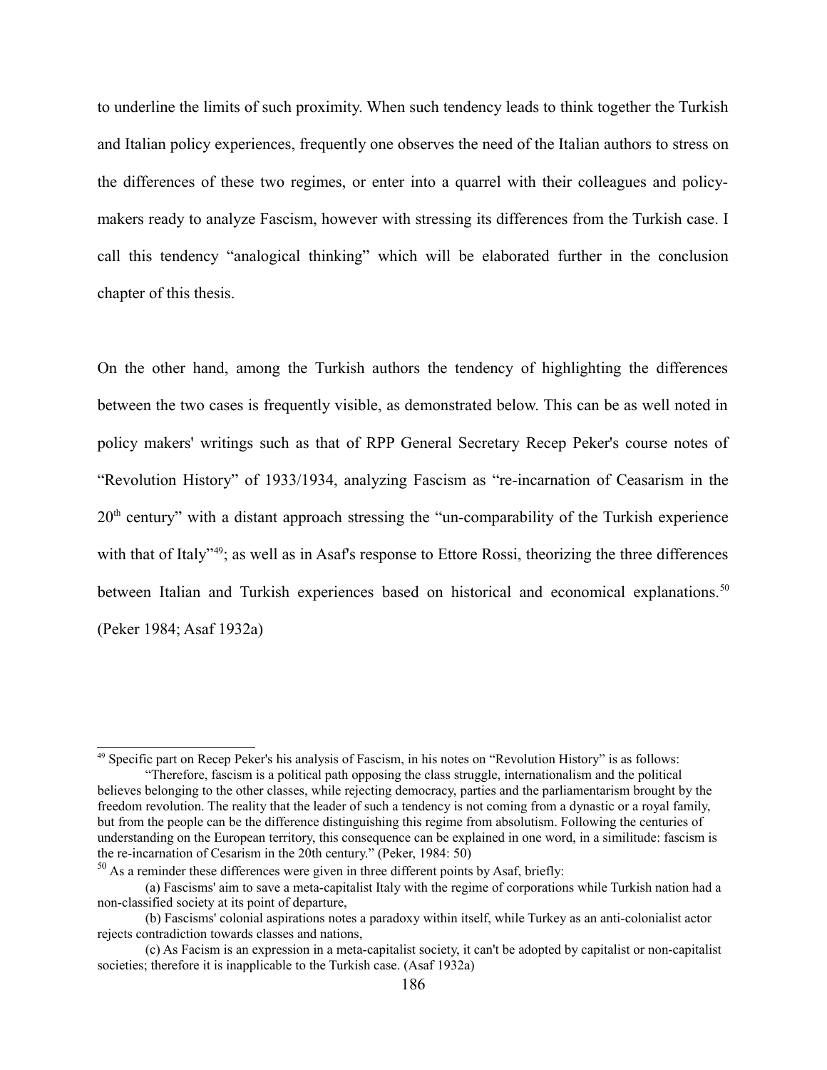to underline the limits of such proximity. When such tendency leads to think together the Turkish and Italian policy experiences, frequently one observes the need of the Italian authors to stress on the differences of these two regimes, or enter into a quarrel with their colleagues and policy-makers ready to analyze Fascism, however with stressing its differences from the Turkish case. I call this tendency "analogical thinking" which will be elaborated further in the conclusion chapter of this thesis.

On the other hand, among the Turkish authors the tendency of highlighting the differences between the two cases is frequently visible, as demonstrated below. This can be as well noted in policy makers' writings such as that of RPP General Secretary Recep Peker's course notes of "Revolution History" of 1933/1934, analyzing Fascism as "re-incarnation of Ceasarism in the 20th century" with a distant approach stressing the "un-comparability of the Turkish experience with that of Italy"[49]; as well as in Asaf's response to Ettore Rossi, theorizing the three differences between Italian and Turkish experiences based on historical and economical explanations.[50] (Peker 1984; Asaf 1932a)

---

[49] Specific part on Recep Peker's his analysis of Fascism, in his notes on "Revolution History" is as follows:

"Therefore, fascism is a political path opposing the class struggle, internationalism and the political believes belonging to the other classes, while rejecting democracy, parties and the parliamentarism brought by the freedom revolution. The reality that the leader of such a tendency is not coming from a dynastic or a royal family, but from the people can be the difference distinguishing this regime from absolutism. Following the centuries of understanding on the European territory, this consequence can be explained in one word, in a similitude: fascism is the re-incarnation of Cesarism in the 20th century." (Peker, 1984: 50)

[50] As a reminder these differences were given in three different points by Asaf, briefly:

(a) Fascisms' aim to save a meta-capitalist Italy with the regime of corporations while Turkish nation had a non-classified society at its point of departure,

(b) Fascisms' colonial aspirations notes a paradoxy within itself, while Turkey as an anti-colonialist actor rejects contradiction towards classes and nations,

(c) As Facism is an expression in a meta-capitalist society, it can't be adopted by capitalist or non-capitalist societies; therefore it is inapplicable to the Turkish case. (Asaf 1932a)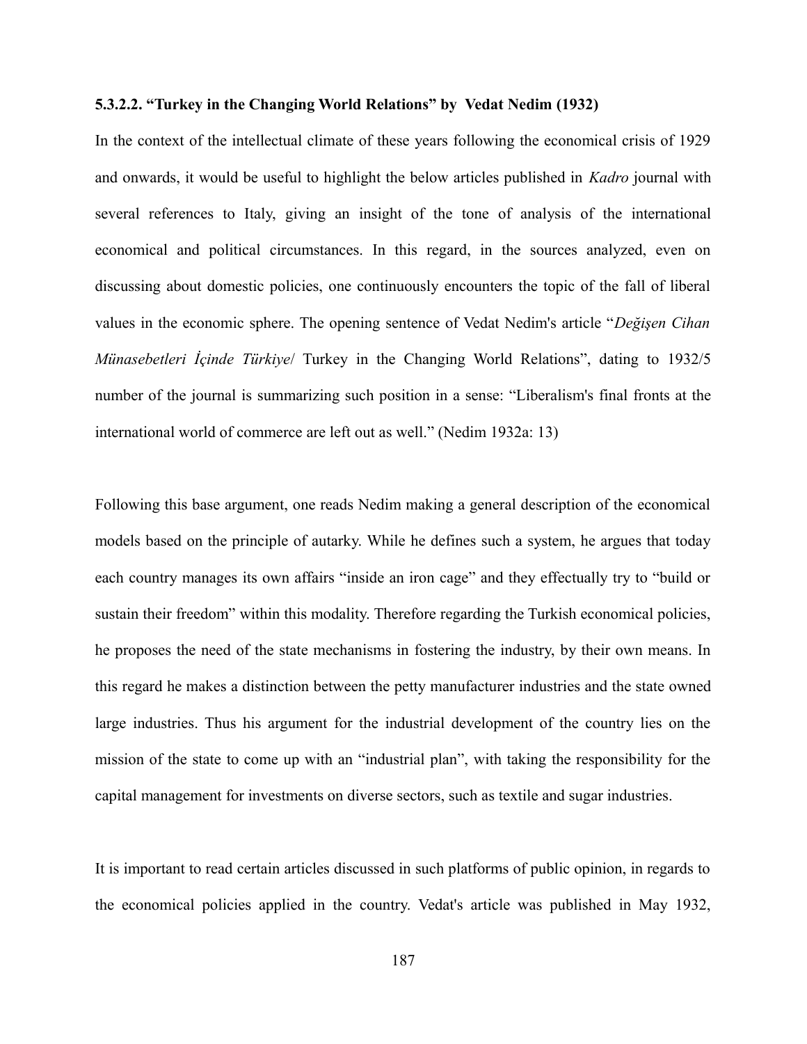#### 5.3.2.2. "Turkey in the Changing World Relations" by Vedat Nedim (1932)

In the context of the intellectual climate of these years following the economical crisis of 1929 and onwards, it would be useful to highlight the below articles published in *Kadro* journal with several references to Italy, giving an insight of the tone of analysis of the international economical and political circumstances. In this regard, in the sources analyzed, even on discussing about domestic policies, one continuously encounters the topic of the fall of liberal values in the economic sphere. The opening sentence of Vedat Nedim's article "*Değişen Cihan Münasebetleri İçinde Türkiye*/ Turkey in the Changing World Relations", dating to 1932/5 number of the journal is summarizing such position in a sense: "Liberalism's final fronts at the international world of commerce are left out as well." (Nedim 1932a: 13)

Following this base argument, one reads Nedim making a general description of the economical models based on the principle of autarky. While he defines such a system, he argues that today each country manages its own affairs "inside an iron cage" and they effectually try to "build or sustain their freedom" within this modality. Therefore regarding the Turkish economical policies, he proposes the need of the state mechanisms in fostering the industry, by their own means. In this regard he makes a distinction between the petty manufacturer industries and the state owned large industries. Thus his argument for the industrial development of the country lies on the mission of the state to come up with an "industrial plan", with taking the responsibility for the capital management for investments on diverse sectors, such as textile and sugar industries.

It is important to read certain articles discussed in such platforms of public opinion, in regards to the economical policies applied in the country. Vedat's article was published in May 1932,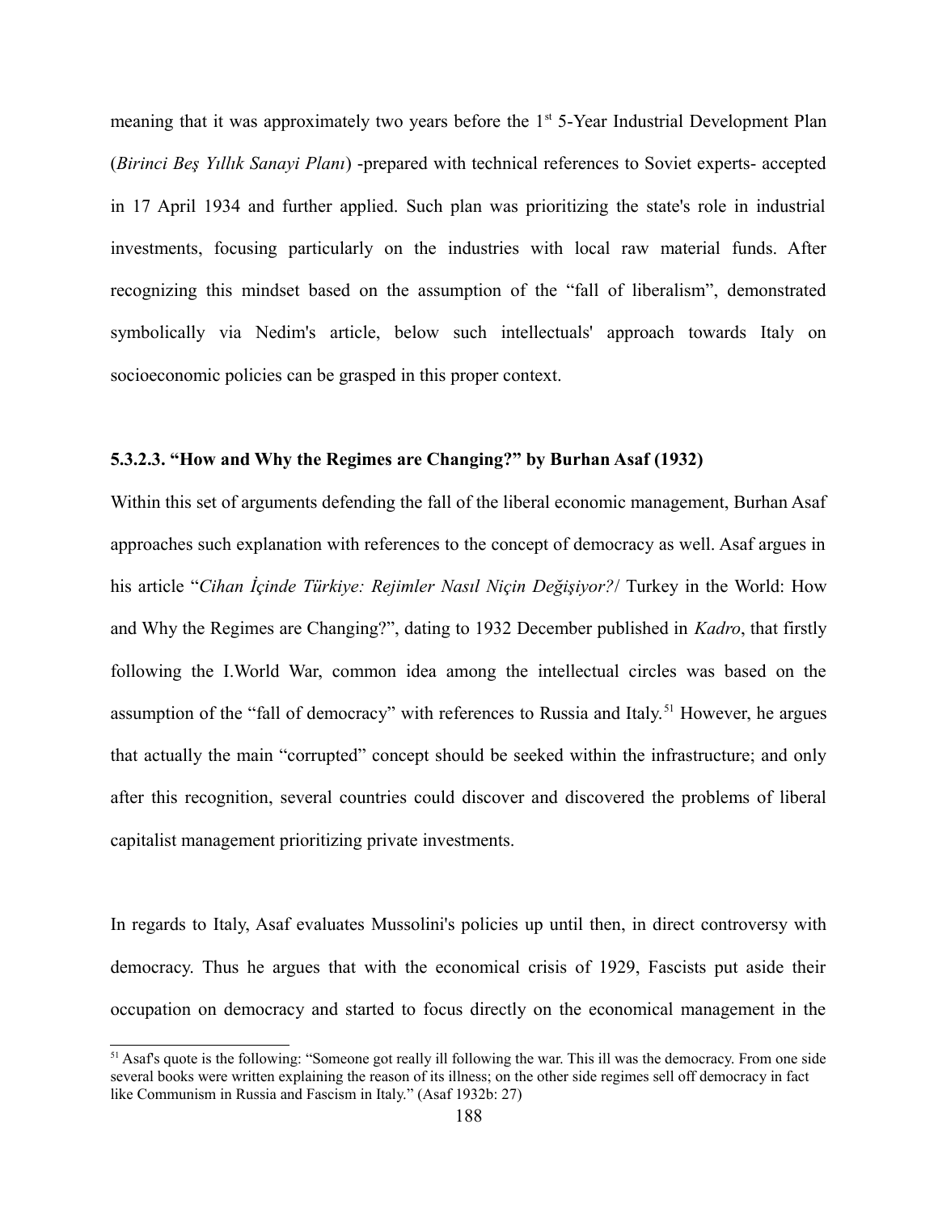meaning that it was approximately two years before the 1st 5-Year Industrial Development Plan (*Birinci Beş Yıllık Sanayi Planı*) -prepared with technical references to Soviet experts- accepted in 17 April 1934 and further applied. Such plan was prioritizing the state's role in industrial investments, focusing particularly on the industries with local raw material funds. After recognizing this mindset based on the assumption of the "fall of liberalism", demonstrated symbolically via Nedim's article, below such intellectuals' approach towards Italy on socioeconomic policies can be grasped in this proper context.

#### 5.3.2.3. "How and Why the Regimes are Changing?" by Burhan Asaf (1932)

Within this set of arguments defending the fall of the liberal economic management, Burhan Asaf approaches such explanation with references to the concept of democracy as well. Asaf argues in his article "*Cihan İçinde Türkiye: Rejimler Nasıl Niçin Değişiyor?*/ Turkey in the World: How and Why the Regimes are Changing?", dating to 1932 December published in *Kadro*, that firstly following the I.World War, common idea among the intellectual circles was based on the assumption of the "fall of democracy" with references to Russia and Italy.[51] However, he argues that actually the main "corrupted" concept should be seeked within the infrastructure; and only after this recognition, several countries could discover and discovered the problems of liberal capitalist management prioritizing private investments.

In regards to Italy, Asaf evaluates Mussolini's policies up until then, in direct controversy with democracy. Thus he argues that with the economical crisis of 1929, Fascists put aside their occupation on democracy and started to focus directly on the economical management in the

[51] Asaf's quote is the following: "Someone got really ill following the war. This ill was the democracy. From one side several books were written explaining the reason of its illness; on the other side regimes sell off democracy in fact like Communism in Russia and Fascism in Italy." (Asaf 1932b: 27)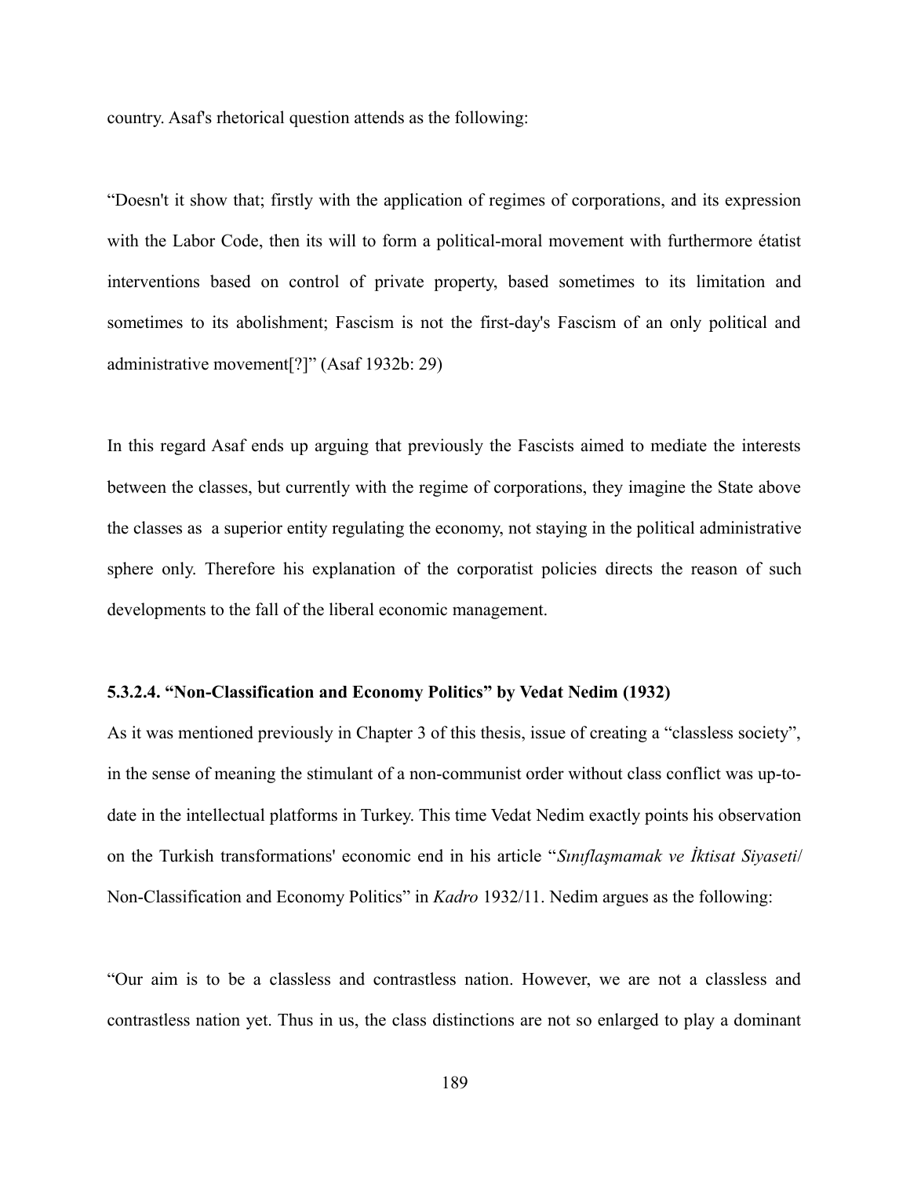country. Asaf's rhetorical question attends as the following:

"Doesn't it show that; firstly with the application of regimes of corporations, and its expression with the Labor Code, then its will to form a political-moral movement with furthermore étatist interventions based on control of private property, based sometimes to its limitation and sometimes to its abolishment; Fascism is not the first-day's Fascism of an only political and administrative movement[?]" (Asaf 1932b: 29)

In this regard Asaf ends up arguing that previously the Fascists aimed to mediate the interests between the classes, but currently with the regime of corporations, they imagine the State above the classes as a superior entity regulating the economy, not staying in the political administrative sphere only. Therefore his explanation of the corporatist policies directs the reason of such developments to the fall of the liberal economic management.

#### 5.3.2.4. "Non-Classification and Economy Politics" by Vedat Nedim (1932)

As it was mentioned previously in Chapter 3 of this thesis, issue of creating a "classless society", in the sense of meaning the stimulant of a non-communist order without class conflict was up-to-date in the intellectual platforms in Turkey. This time Vedat Nedim exactly points his observation on the Turkish transformations' economic end in his article "*Sınıflaşmamak ve İktisat Siyaseti*/ Non-Classification and Economy Politics" in *Kadro* 1932/11. Nedim argues as the following:

"Our aim is to be a classless and contrastless nation. However, we are not a classless and contrastless nation yet. Thus in us, the class distinctions are not so enlarged to play a dominant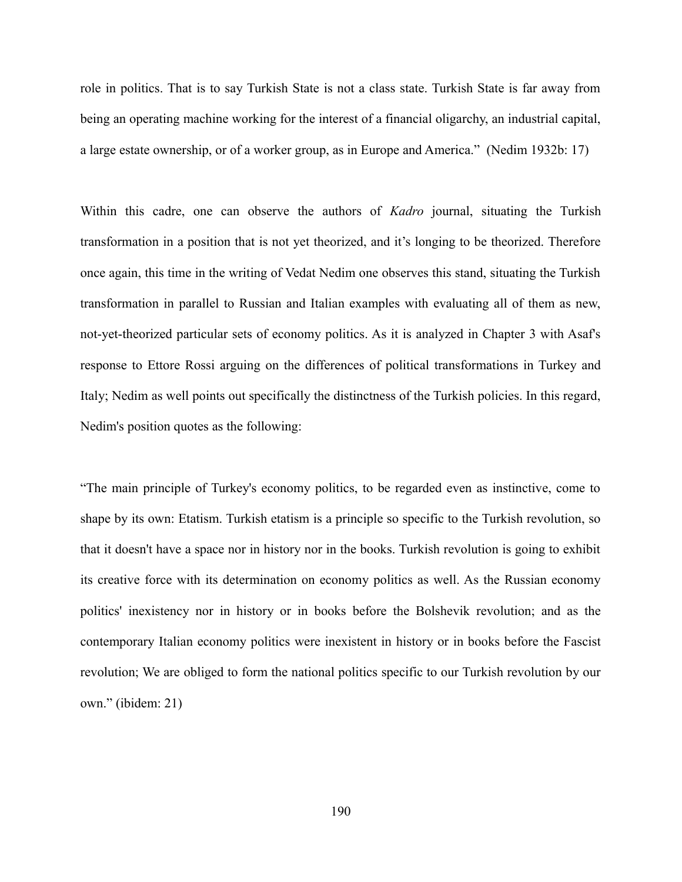role in politics. That is to say Turkish State is not a class state. Turkish State is far away from being an operating machine working for the interest of a financial oligarchy, an industrial capital, a large estate ownership, or of a worker group, as in Europe and America." (Nedim 1932b: 17)

Within this cadre, one can observe the authors of *Kadro* journal, situating the Turkish transformation in a position that is not yet theorized, and it's longing to be theorized. Therefore once again, this time in the writing of Vedat Nedim one observes this stand, situating the Turkish transformation in parallel to Russian and Italian examples with evaluating all of them as new, not-yet-theorized particular sets of economy politics. As it is analyzed in Chapter 3 with Asaf's response to Ettore Rossi arguing on the differences of political transformations in Turkey and Italy; Nedim as well points out specifically the distinctness of the Turkish policies. In this regard, Nedim's position quotes as the following:

"The main principle of Turkey's economy politics, to be regarded even as instinctive, come to shape by its own: Etatism. Turkish etatism is a principle so specific to the Turkish revolution, so that it doesn't have a space nor in history nor in the books. Turkish revolution is going to exhibit its creative force with its determination on economy politics as well. As the Russian economy politics' inexistency nor in history or in books before the Bolshevik revolution; and as the contemporary Italian economy politics were inexistent in history or in books before the Fascist revolution; We are obliged to form the national politics specific to our Turkish revolution by our own." (ibidem: 21)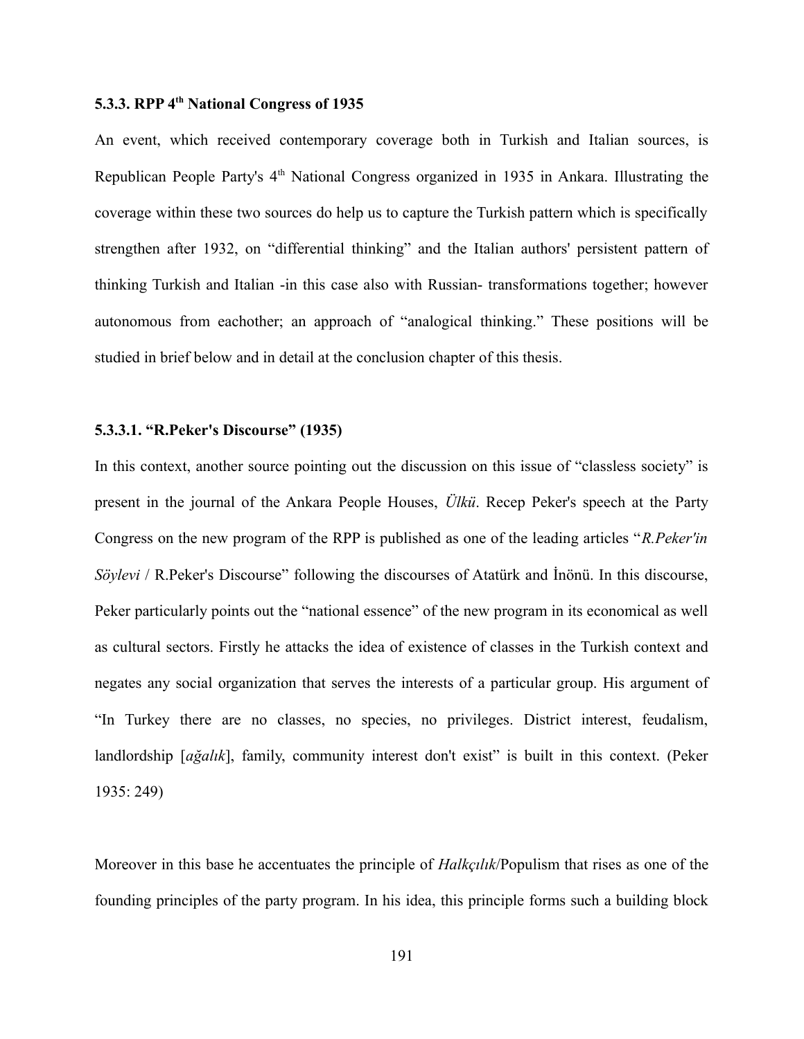### 5.3.3. RPP 4th National Congress of 1935

An event, which received contemporary coverage both in Turkish and Italian sources, is Republican People Party's 4th National Congress organized in 1935 in Ankara. Illustrating the coverage within these two sources do help us to capture the Turkish pattern which is specifically strengthen after 1932, on "differential thinking" and the Italian authors' persistent pattern of thinking Turkish and Italian -in this case also with Russian- transformations together; however autonomous from eachother; an approach of "analogical thinking." These positions will be studied in brief below and in detail at the conclusion chapter of this thesis.

#### 5.3.3.1. "R.Peker's Discourse" (1935)

In this context, another source pointing out the discussion on this issue of "classless society" is present in the journal of the Ankara People Houses, *Ülkü*. Recep Peker's speech at the Party Congress on the new program of the RPP is published as one of the leading articles "*R.Peker'in Söylevi* / R.Peker's Discourse" following the discourses of Atatürk and İnönü. In this discourse, Peker particularly points out the "national essence" of the new program in its economical as well as cultural sectors. Firstly he attacks the idea of existence of classes in the Turkish context and negates any social organization that serves the interests of a particular group. His argument of "In Turkey there are no classes, no species, no privileges. District interest, feudalism, landlordship [*ağalık*], family, community interest don't exist" is built in this context. (Peker 1935: 249)

Moreover in this base he accentuates the principle of *Halkçılık*/Populism that rises as one of the founding principles of the party program. In his idea, this principle forms such a building block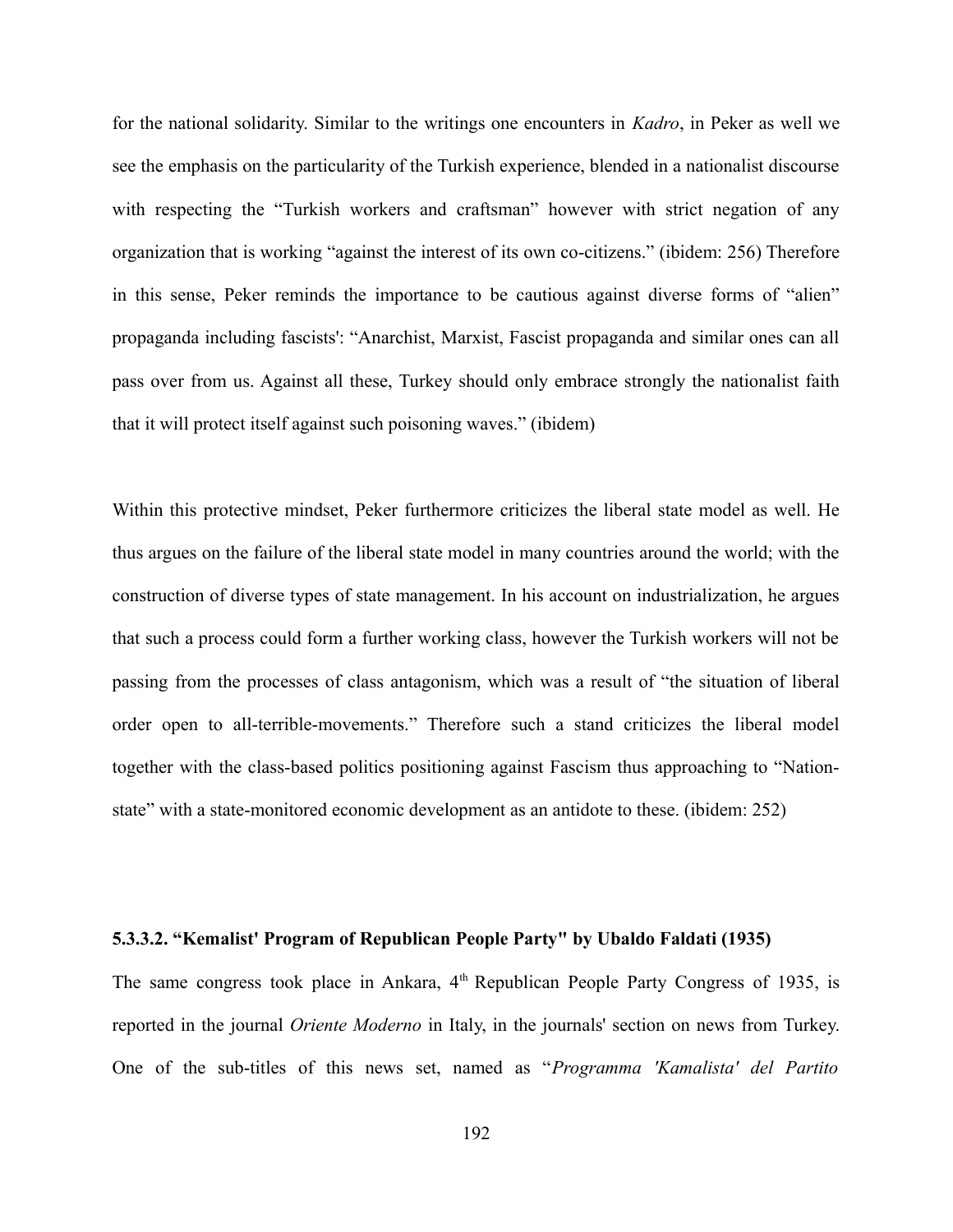for the national solidarity. Similar to the writings one encounters in *Kadro*, in Peker as well we see the emphasis on the particularity of the Turkish experience, blended in a nationalist discourse with respecting the "Turkish workers and craftsman" however with strict negation of any organization that is working "against the interest of its own co-citizens." (ibidem: 256) Therefore in this sense, Peker reminds the importance to be cautious against diverse forms of "alien" propaganda including fascists': "Anarchist, Marxist, Fascist propaganda and similar ones can all pass over from us. Against all these, Turkey should only embrace strongly the nationalist faith that it will protect itself against such poisoning waves." (ibidem)

Within this protective mindset, Peker furthermore criticizes the liberal state model as well. He thus argues on the failure of the liberal state model in many countries around the world; with the construction of diverse types of state management. In his account on industrialization, he argues that such a process could form a further working class, however the Turkish workers will not be passing from the processes of class antagonism, which was a result of "the situation of liberal order open to all-terrible-movements." Therefore such a stand criticizes the liberal model together with the class-based politics positioning against Fascism thus approaching to "Nation-state" with a state-monitored economic development as an antidote to these. (ibidem: 252)

#### 5.3.3.2. "Kemalist' Program of Republican People Party" by Ubaldo Faldati (1935)

The same congress took place in Ankara, 4th Republican People Party Congress of 1935, is reported in the journal *Oriente Moderno* in Italy, in the journals' section on news from Turkey. One of the sub-titles of this news set, named as "*Programma 'Kamalista' del Partito*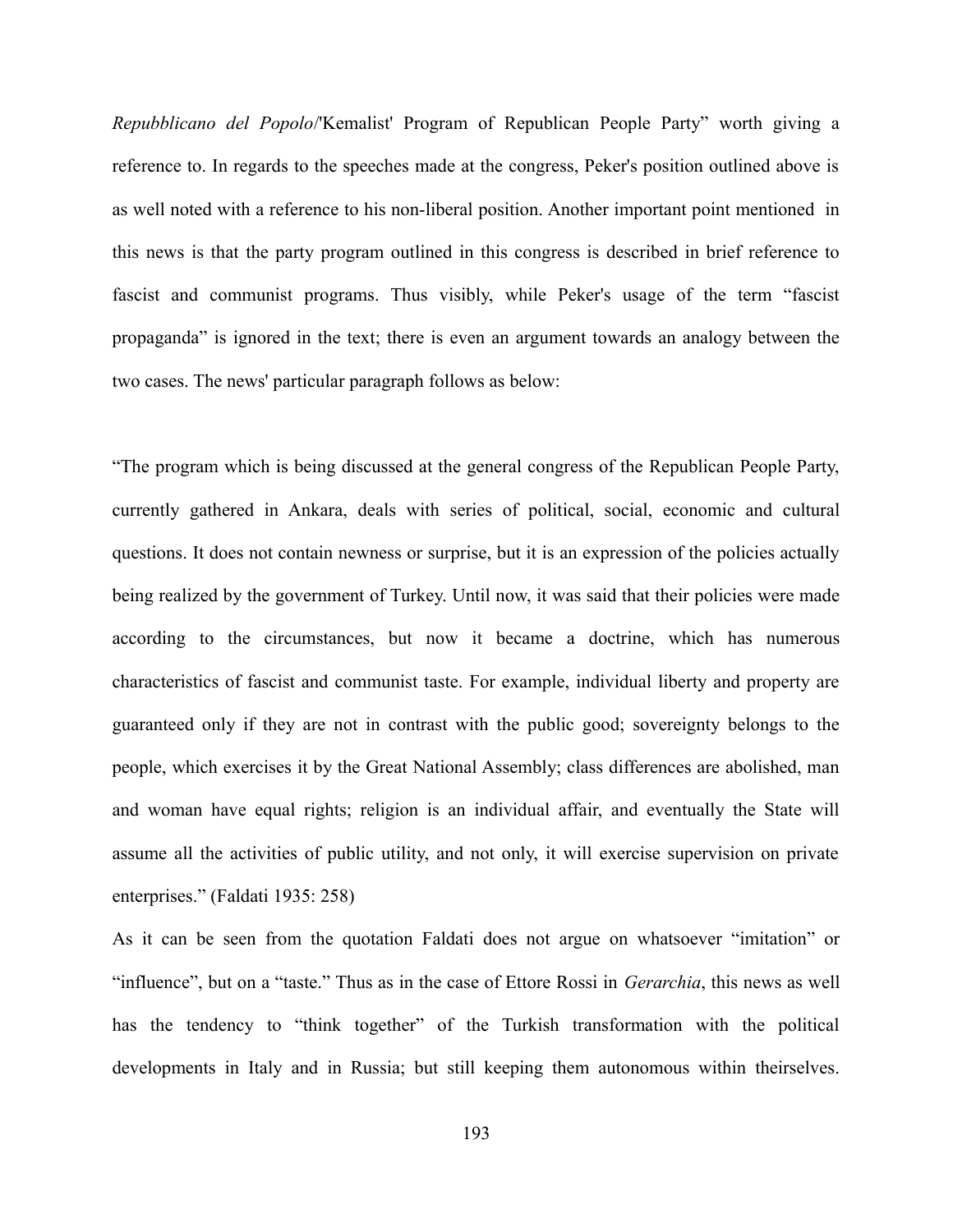*Repubblicano del Popolo*/'Kemalist' Program of Republican People Party" worth giving a reference to. In regards to the speeches made at the congress, Peker's position outlined above is as well noted with a reference to his non-liberal position. Another important point mentioned in this news is that the party program outlined in this congress is described in brief reference to fascist and communist programs. Thus visibly, while Peker's usage of the term "fascist propaganda" is ignored in the text; there is even an argument towards an analogy between the two cases. The news' particular paragraph follows as below:

"The program which is being discussed at the general congress of the Republican People Party, currently gathered in Ankara, deals with series of political, social, economic and cultural questions. It does not contain newness or surprise, but it is an expression of the policies actually being realized by the government of Turkey. Until now, it was said that their policies were made according to the circumstances, but now it became a doctrine, which has numerous characteristics of fascist and communist taste. For example, individual liberty and property are guaranteed only if they are not in contrast with the public good; sovereignty belongs to the people, which exercises it by the Great National Assembly; class differences are abolished, man and woman have equal rights; religion is an individual affair, and eventually the State will assume all the activities of public utility, and not only, it will exercise supervision on private enterprises." (Faldati 1935: 258)

As it can be seen from the quotation Faldati does not argue on whatsoever "imitation" or "influence", but on a "taste." Thus as in the case of Ettore Rossi in *Gerarchia*, this news as well has the tendency to "think together" of the Turkish transformation with the political developments in Italy and in Russia; but still keeping them autonomous within theirselves.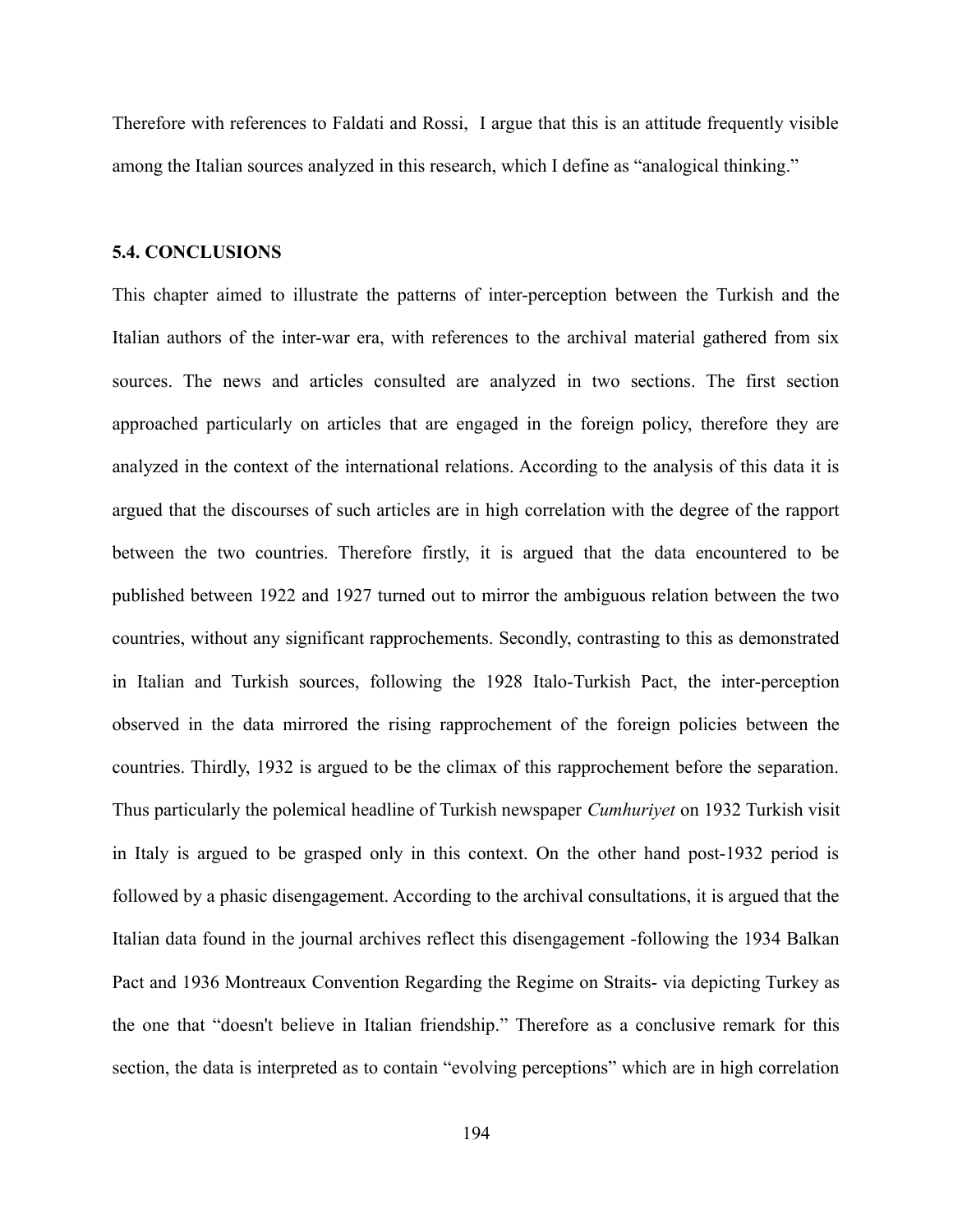Therefore with references to Faldati and Rossi,  I argue that this is an attitude frequently visible among the Italian sources analyzed in this research, which I define as "analogical thinking."

## 5.4. CONCLUSIONS

This chapter aimed to illustrate the patterns of inter-perception between the Turkish and the Italian authors of the inter-war era, with references to the archival material gathered from six sources. The news and articles consulted are analyzed in two sections. The first section approached particularly on articles that are engaged in the foreign policy, therefore they are analyzed in the context of the international relations. According to the analysis of this data it is argued that the discourses of such articles are in high correlation with the degree of the rapport between the two countries. Therefore firstly, it is argued that the data encountered to be published between 1922 and 1927 turned out to mirror the ambiguous relation between the two countries, without any significant rapprochements. Secondly, contrasting to this as demonstrated in Italian and Turkish sources, following the 1928 Italo-Turkish Pact, the inter-perception observed in the data mirrored the rising rapprochement of the foreign policies between the countries. Thirdly, 1932 is argued to be the climax of this rapprochement before the separation. Thus particularly the polemical headline of Turkish newspaper *Cumhuriyet* on 1932 Turkish visit in Italy is argued to be grasped only in this context. On the other hand post-1932 period is followed by a phasic disengagement. According to the archival consultations, it is argued that the Italian data found in the journal archives reflect this disengagement -following the 1934 Balkan Pact and 1936 Montreaux Convention Regarding the Regime on Straits- via depicting Turkey as the one that "doesn't believe in Italian friendship." Therefore as a conclusive remark for this section, the data is interpreted as to contain "evolving perceptions" which are in high correlation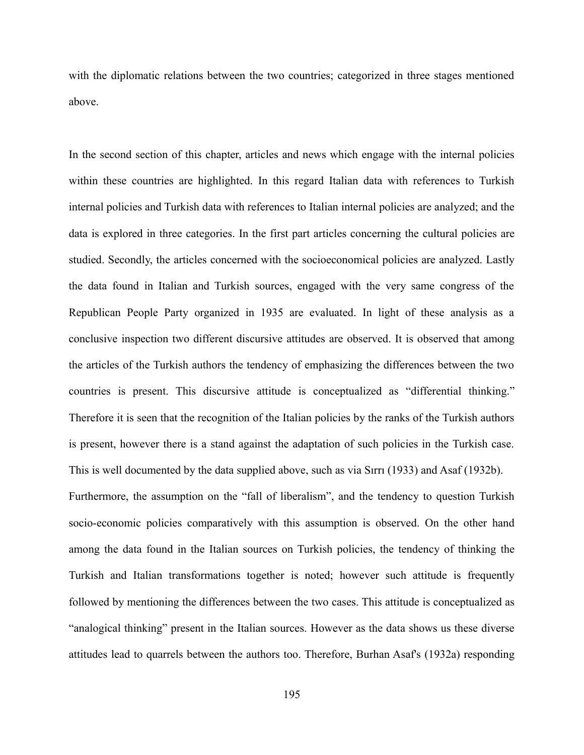with the diplomatic relations between the two countries; categorized in three stages mentioned above.

In the second section of this chapter, articles and news which engage with the internal policies within these countries are highlighted. In this regard Italian data with references to Turkish internal policies and Turkish data with references to Italian internal policies are analyzed; and the data is explored in three categories. In the first part articles concerning the cultural policies are studied. Secondly, the articles concerned with the socioeconomical policies are analyzed. Lastly the data found in Italian and Turkish sources, engaged with the very same congress of the Republican People Party organized in 1935 are evaluated. In light of these analysis as a conclusive inspection two different discursive attitudes are observed. It is observed that among the articles of the Turkish authors the tendency of emphasizing the differences between the two countries is present. This discursive attitude is conceptualized as "differential thinking." Therefore it is seen that the recognition of the Italian policies by the ranks of the Turkish authors is present, however there is a stand against the adaptation of such policies in the Turkish case. This is well documented by the data supplied above, such as via Sırrı (1933) and Asaf (1932b). Furthermore, the assumption on the "fall of liberalism", and the tendency to question Turkish socio-economic policies comparatively with this assumption is observed. On the other hand among the data found in the Italian sources on Turkish policies, the tendency of thinking the Turkish and Italian transformations together is noted; however such attitude is frequently followed by mentioning the differences between the two cases. This attitude is conceptualized as "analogical thinking" present in the Italian sources. However as the data shows us these diverse attitudes lead to quarrels between the authors too. Therefore, Burhan Asaf's (1932a) responding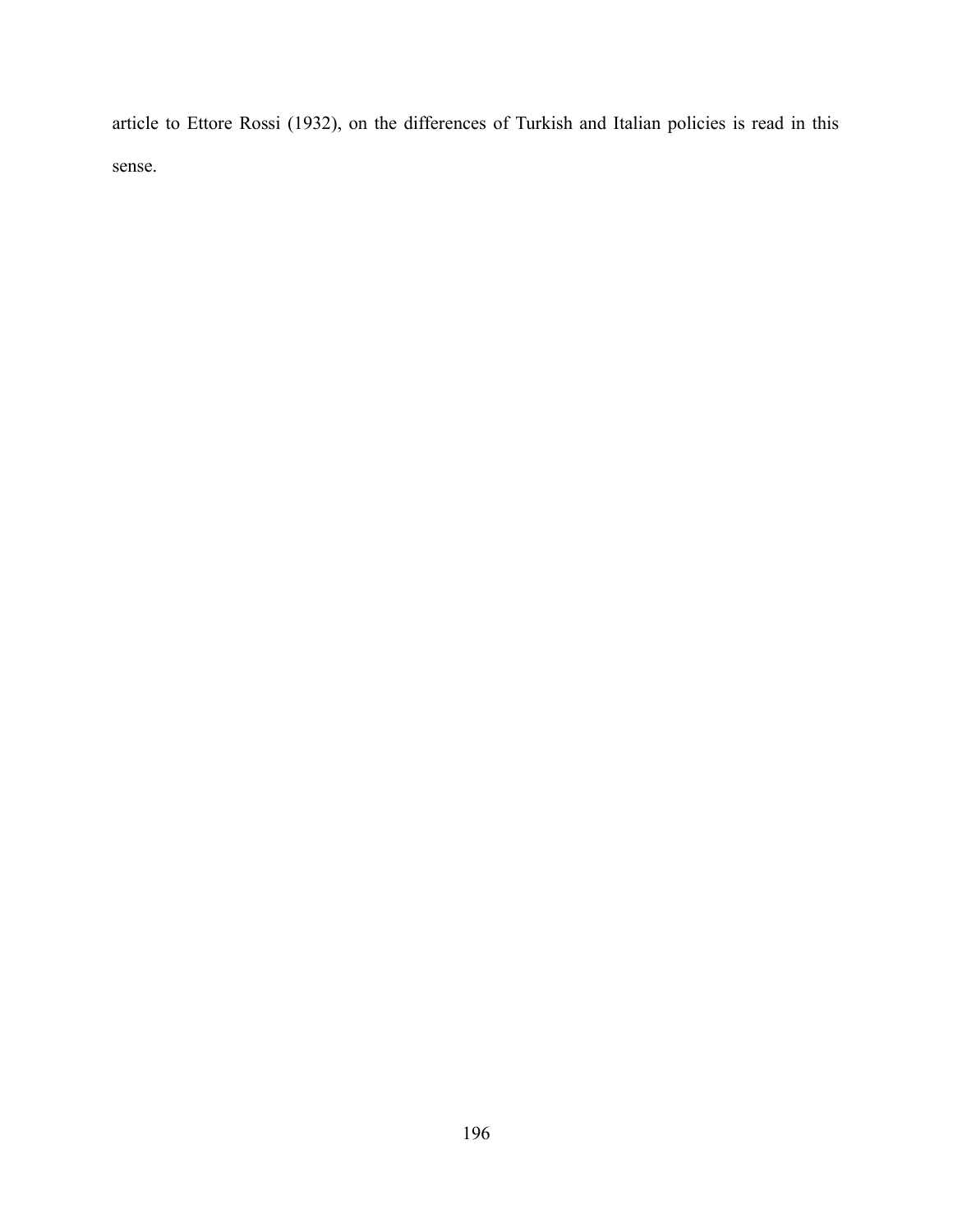article to Ettore Rossi (1932), on the differences of Turkish and Italian policies is read in this sense.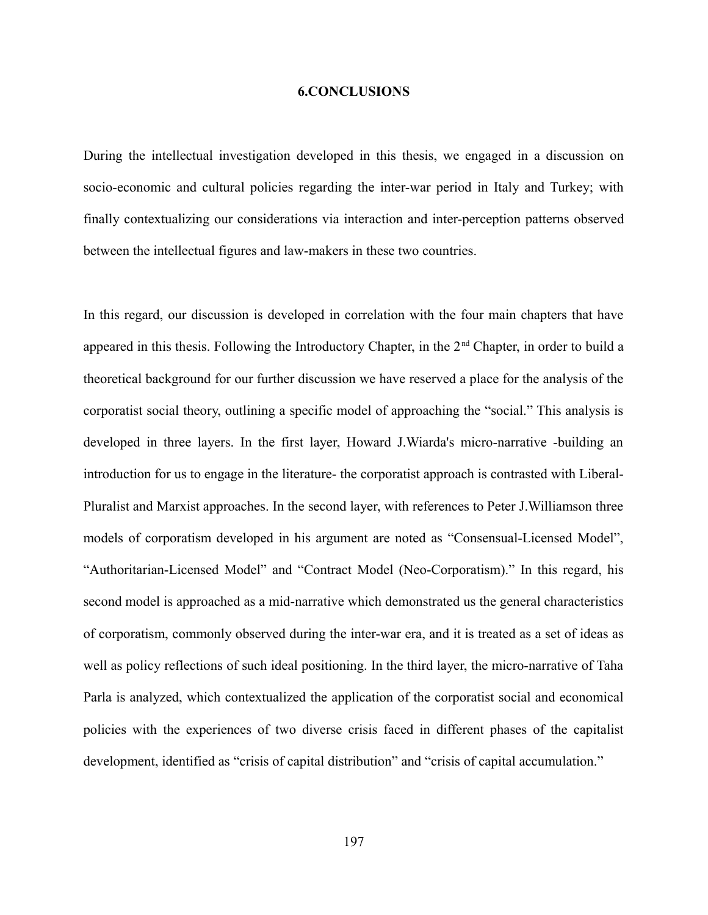# 6.CONCLUSIONS

During the intellectual investigation developed in this thesis, we engaged in a discussion on socio-economic and cultural policies regarding the inter-war period in Italy and Turkey; with finally contextualizing our considerations via interaction and inter-perception patterns observed between the intellectual figures and law-makers in these two countries.

In this regard, our discussion is developed in correlation with the four main chapters that have appeared in this thesis. Following the Introductory Chapter, in the 2nd Chapter, in order to build a theoretical background for our further discussion we have reserved a place for the analysis of the corporatist social theory, outlining a specific model of approaching the "social." This analysis is developed in three layers. In the first layer, Howard J.Wiarda's micro-narrative -building an introduction for us to engage in the literature- the corporatist approach is contrasted with Liberal-Pluralist and Marxist approaches. In the second layer, with references to Peter J.Williamson three models of corporatism developed in his argument are noted as "Consensual-Licensed Model", "Authoritarian-Licensed Model" and "Contract Model (Neo-Corporatism)." In this regard, his second model is approached as a mid-narrative which demonstrated us the general characteristics of corporatism, commonly observed during the inter-war era, and it is treated as a set of ideas as well as policy reflections of such ideal positioning. In the third layer, the micro-narrative of Taha Parla is analyzed, which contextualized the application of the corporatist social and economical policies with the experiences of two diverse crisis faced in different phases of the capitalist development, identified as "crisis of capital distribution" and "crisis of capital accumulation."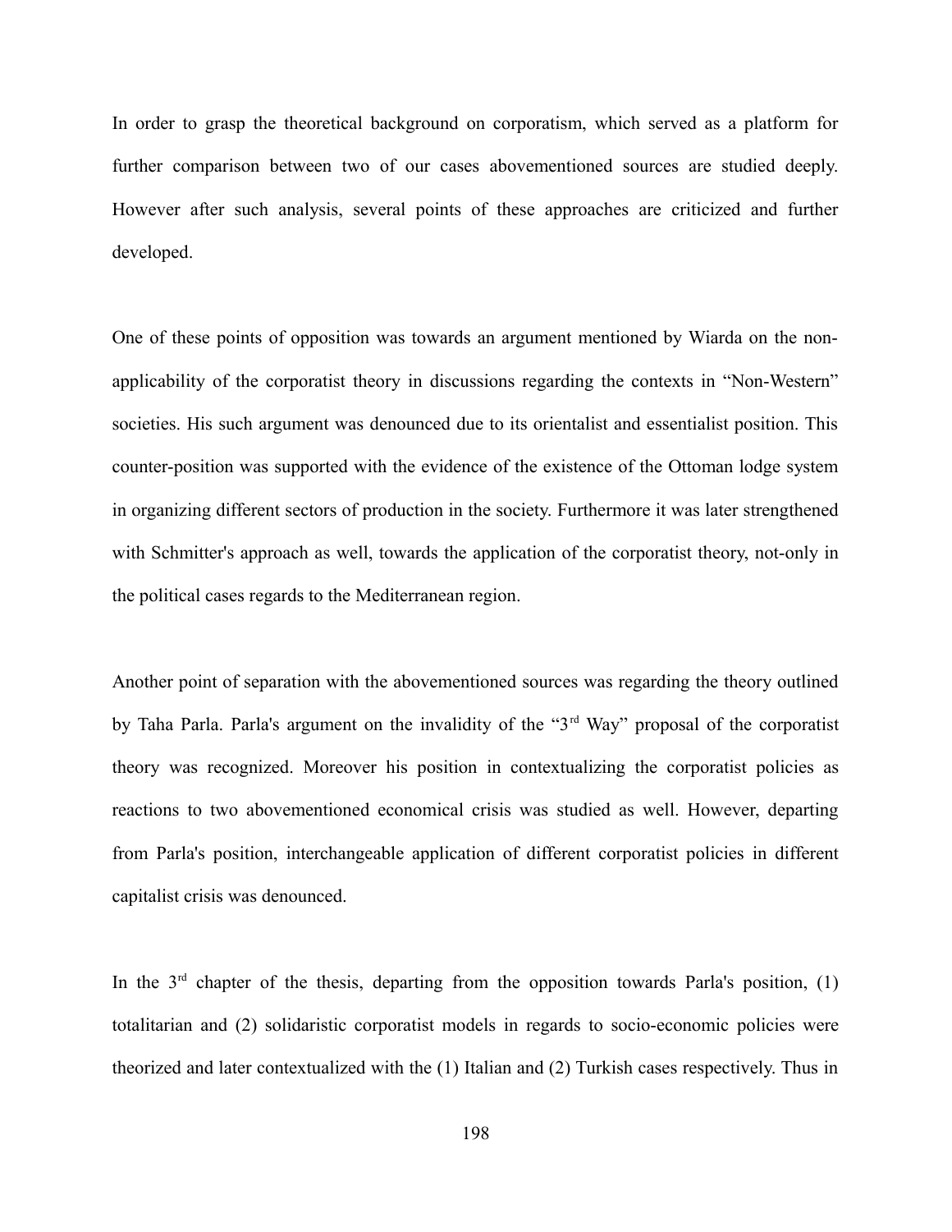In order to grasp the theoretical background on corporatism, which served as a platform for further comparison between two of our cases abovementioned sources are studied deeply. However after such analysis, several points of these approaches are criticized and further developed.

One of these points of opposition was towards an argument mentioned by Wiarda on the non-applicability of the corporatist theory in discussions regarding the contexts in "Non-Western" societies. His such argument was denounced due to its orientalist and essentialist position. This counter-position was supported with the evidence of the existence of the Ottoman lodge system in organizing different sectors of production in the society. Furthermore it was later strengthened with Schmitter's approach as well, towards the application of the corporatist theory, not-only in the political cases regards to the Mediterranean region.

Another point of separation with the abovementioned sources was regarding the theory outlined by Taha Parla. Parla's argument on the invalidity of the "3rd Way" proposal of the corporatist theory was recognized. Moreover his position in contextualizing the corporatist policies as reactions to two abovementioned economical crisis was studied as well. However, departing from Parla's position, interchangeable application of different corporatist policies in different capitalist crisis was denounced.

In the 3rd chapter of the thesis, departing from the opposition towards Parla's position, (1) totalitarian and (2) solidaristic corporatist models in regards to socio-economic policies were theorized and later contextualized with the (1) Italian and (2) Turkish cases respectively. Thus in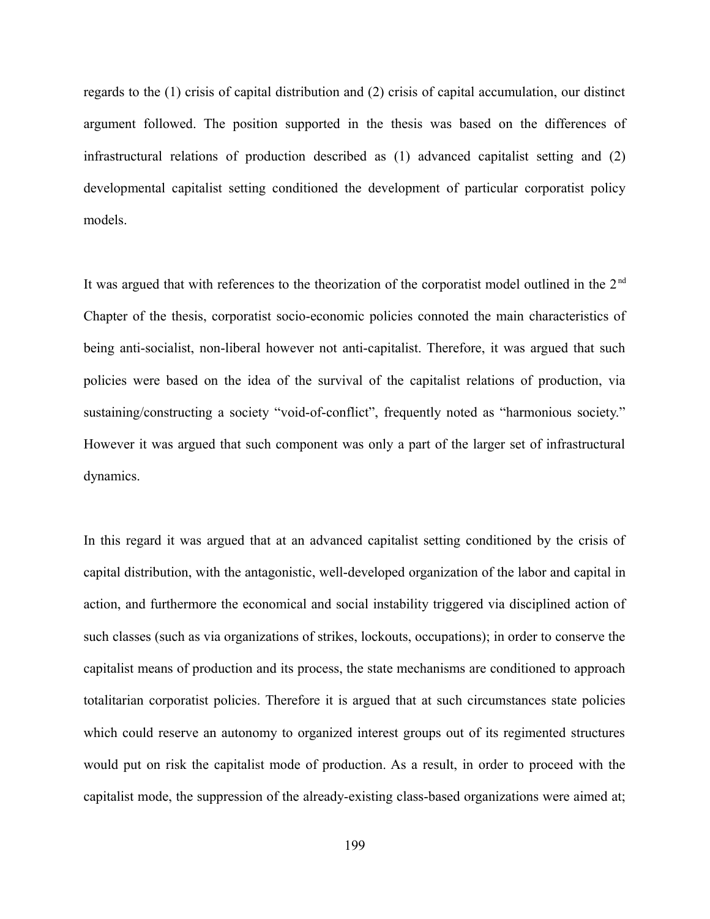regards to the (1) crisis of capital distribution and (2) crisis of capital accumulation, our distinct argument followed. The position supported in the thesis was based on the differences of infrastructural relations of production described as (1) advanced capitalist setting and (2) developmental capitalist setting conditioned the development of particular corporatist policy models.

It was argued that with references to the theorization of the corporatist model outlined in the 2nd Chapter of the thesis, corporatist socio-economic policies connoted the main characteristics of being anti-socialist, non-liberal however not anti-capitalist. Therefore, it was argued that such policies were based on the idea of the survival of the capitalist relations of production, via sustaining/constructing a society "void-of-conflict", frequently noted as "harmonious society." However it was argued that such component was only a part of the larger set of infrastructural dynamics.

In this regard it was argued that at an advanced capitalist setting conditioned by the crisis of capital distribution, with the antagonistic, well-developed organization of the labor and capital in action, and furthermore the economical and social instability triggered via disciplined action of such classes (such as via organizations of strikes, lockouts, occupations); in order to conserve the capitalist means of production and its process, the state mechanisms are conditioned to approach totalitarian corporatist policies. Therefore it is argued that at such circumstances state policies which could reserve an autonomy to organized interest groups out of its regimented structures would put on risk the capitalist mode of production. As a result, in order to proceed with the capitalist mode, the suppression of the already-existing class-based organizations were aimed at;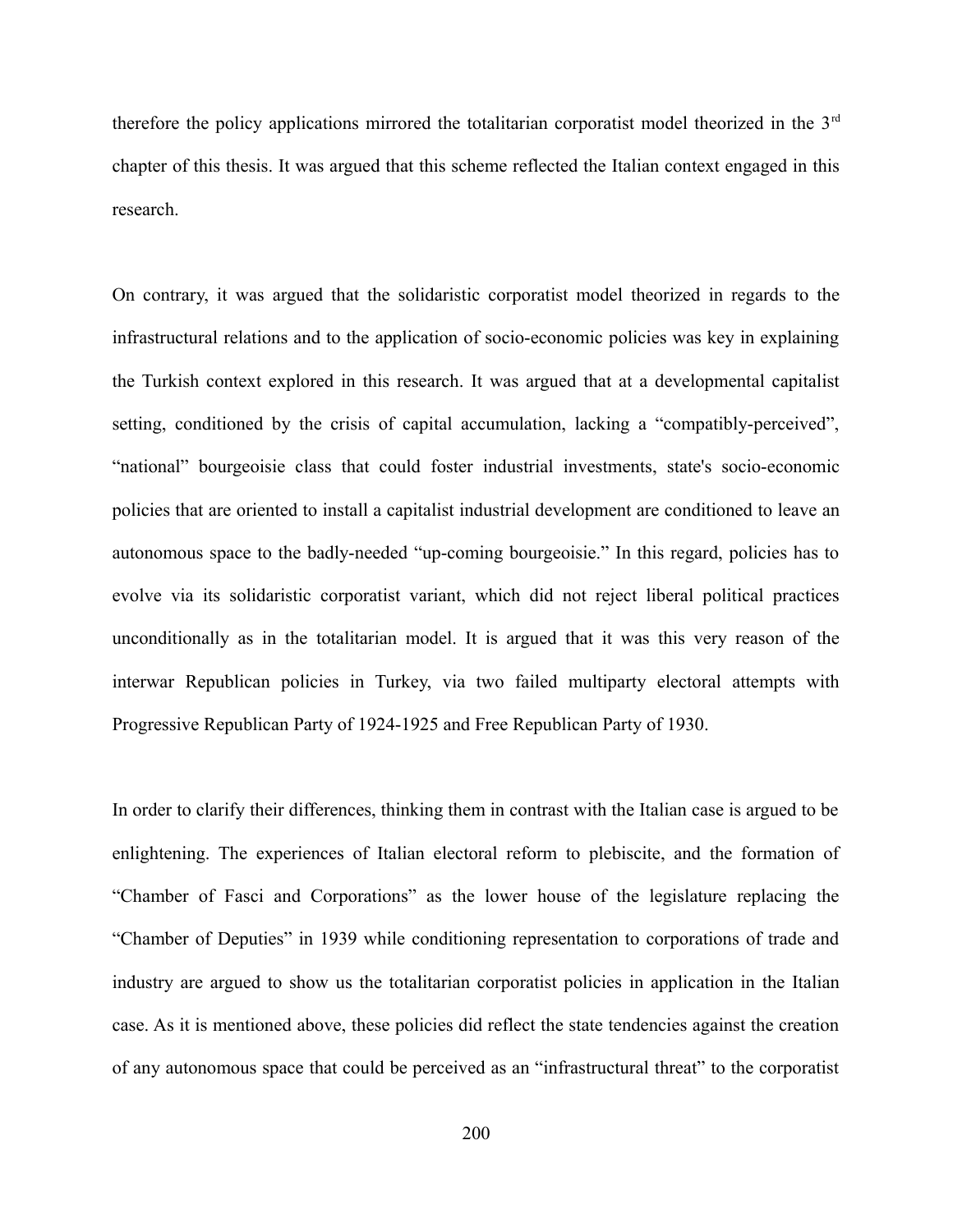therefore the policy applications mirrored the totalitarian corporatist model theorized in the 3rd chapter of this thesis. It was argued that this scheme reflected the Italian context engaged in this research.

On contrary, it was argued that the solidaristic corporatist model theorized in regards to the infrastructural relations and to the application of socio-economic policies was key in explaining the Turkish context explored in this research. It was argued that at a developmental capitalist setting, conditioned by the crisis of capital accumulation, lacking a "compatibly-perceived", "national" bourgeoisie class that could foster industrial investments, state's socio-economic policies that are oriented to install a capitalist industrial development are conditioned to leave an autonomous space to the badly-needed "up-coming bourgeoisie." In this regard, policies has to evolve via its solidaristic corporatist variant, which did not reject liberal political practices unconditionally as in the totalitarian model. It is argued that it was this very reason of the interwar Republican policies in Turkey, via two failed multiparty electoral attempts with Progressive Republican Party of 1924-1925 and Free Republican Party of 1930.

In order to clarify their differences, thinking them in contrast with the Italian case is argued to be enlightening. The experiences of Italian electoral reform to plebiscite, and the formation of "Chamber of Fasci and Corporations" as the lower house of the legislature replacing the "Chamber of Deputies" in 1939 while conditioning representation to corporations of trade and industry are argued to show us the totalitarian corporatist policies in application in the Italian case. As it is mentioned above, these policies did reflect the state tendencies against the creation of any autonomous space that could be perceived as an "infrastructural threat" to the corporatist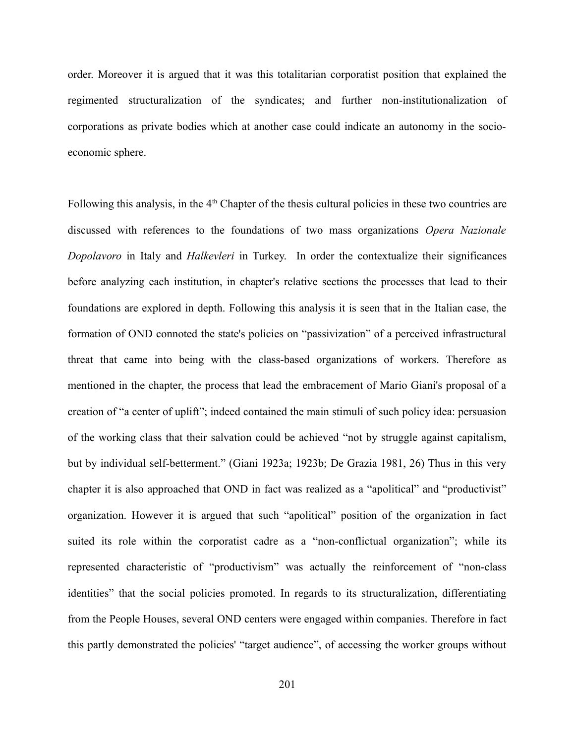order. Moreover it is argued that it was this totalitarian corporatist position that explained the regimented structuralization of the syndicates; and further non-institutionalization of corporations as private bodies which at another case could indicate an autonomy in the socio-economic sphere.

Following this analysis, in the 4th Chapter of the thesis cultural policies in these two countries are discussed with references to the foundations of two mass organizations *Opera Nazionale Dopolavoro* in Italy and *Halkevleri* in Turkey. In order the contextualize their significances before analyzing each institution, in chapter's relative sections the processes that lead to their foundations are explored in depth. Following this analysis it is seen that in the Italian case, the formation of OND connoted the state's policies on "passivization" of a perceived infrastructural threat that came into being with the class-based organizations of workers. Therefore as mentioned in the chapter, the process that lead the embracement of Mario Giani's proposal of a creation of "a center of uplift"; indeed contained the main stimuli of such policy idea: persuasion of the working class that their salvation could be achieved "not by struggle against capitalism, but by individual self-betterment." (Giani 1923a; 1923b; De Grazia 1981, 26) Thus in this very chapter it is also approached that OND in fact was realized as a "apolitical" and "productivist" organization. However it is argued that such "apolitical" position of the organization in fact suited its role within the corporatist cadre as a "non-conflictual organization"; while its represented characteristic of "productivism" was actually the reinforcement of "non-class identities" that the social policies promoted. In regards to its structuralization, differentiating from the People Houses, several OND centers were engaged within companies. Therefore in fact this partly demonstrated the policies' "target audience", of accessing the worker groups without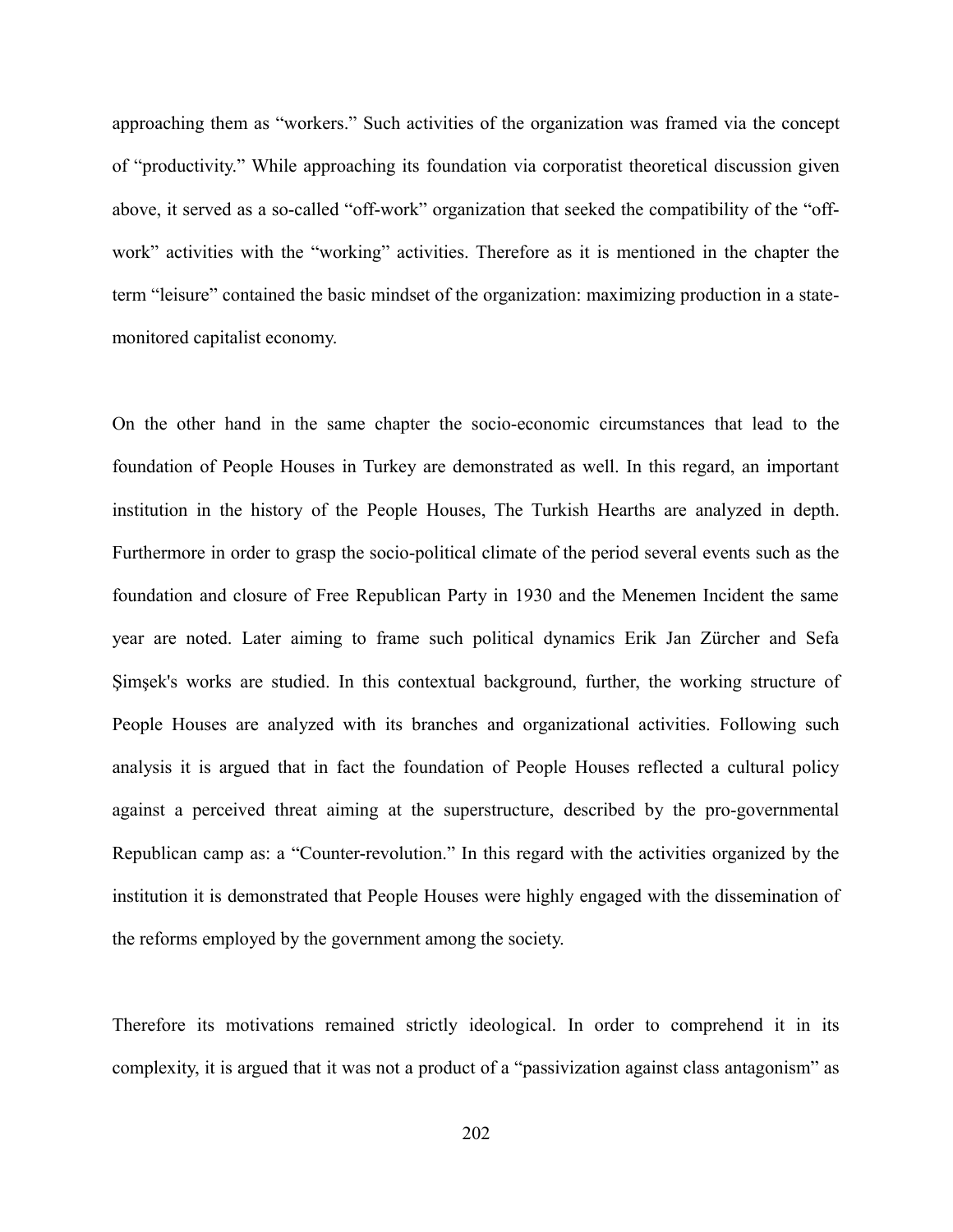approaching them as “workers.” Such activities of the organization was framed via the concept of “productivity.” While approaching its foundation via corporatist theoretical discussion given above, it served as a so-called “off-work” organization that seeked the compatibility of the “off-work” activities with the “working” activities. Therefore as it is mentioned in the chapter the term “leisure” contained the basic mindset of the organization: maximizing production in a state-monitored capitalist economy.

On the other hand in the same chapter the socio-economic circumstances that lead to the foundation of People Houses in Turkey are demonstrated as well. In this regard, an important institution in the history of the People Houses, The Turkish Hearths are analyzed in depth. Furthermore in order to grasp the socio-political climate of the period several events such as the foundation and closure of Free Republican Party in 1930 and the Menemen Incident the same year are noted. Later aiming to frame such political dynamics Erik Jan Zürcher and Sefa Şimşek's works are studied. In this contextual background, further, the working structure of People Houses are analyzed with its branches and organizational activities. Following such analysis it is argued that in fact the foundation of People Houses reflected a cultural policy against a perceived threat aiming at the superstructure, described by the pro-governmental Republican camp as: a “Counter-revolution.” In this regard with the activities organized by the institution it is demonstrated that People Houses were highly engaged with the dissemination of the reforms employed by the government among the society.

Therefore its motivations remained strictly ideological. In order to comprehend it in its complexity, it is argued that it was not a product of a “passivization against class antagonism” as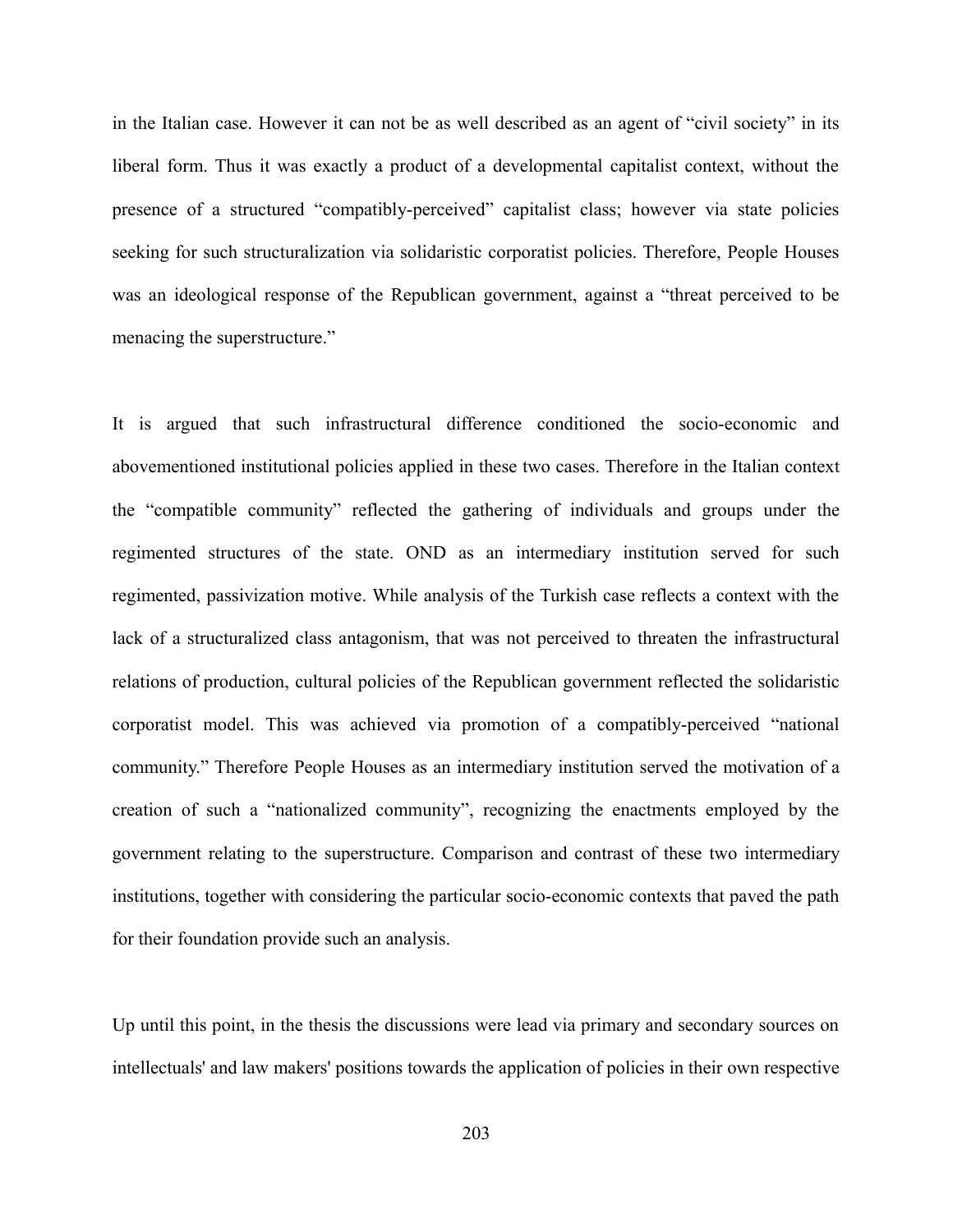in the Italian case. However it can not be as well described as an agent of "civil society" in its liberal form. Thus it was exactly a product of a developmental capitalist context, without the presence of a structured "compatibly-perceived" capitalist class; however via state policies seeking for such structuralization via solidaristic corporatist policies. Therefore, People Houses was an ideological response of the Republican government, against a "threat perceived to be menacing the superstructure."

It is argued that such infrastructural difference conditioned the socio-economic and abovementioned institutional policies applied in these two cases. Therefore in the Italian context the "compatible community" reflected the gathering of individuals and groups under the regimented structures of the state. OND as an intermediary institution served for such regimented, passivization motive. While analysis of the Turkish case reflects a context with the lack of a structuralized class antagonism, that was not perceived to threaten the infrastructural relations of production, cultural policies of the Republican government reflected the solidaristic corporatist model. This was achieved via promotion of a compatibly-perceived "national community." Therefore People Houses as an intermediary institution served the motivation of a creation of such a "nationalized community", recognizing the enactments employed by the government relating to the superstructure. Comparison and contrast of these two intermediary institutions, together with considering the particular socio-economic contexts that paved the path for their foundation provide such an analysis.

Up until this point, in the thesis the discussions were lead via primary and secondary sources on intellectuals' and law makers' positions towards the application of policies in their own respective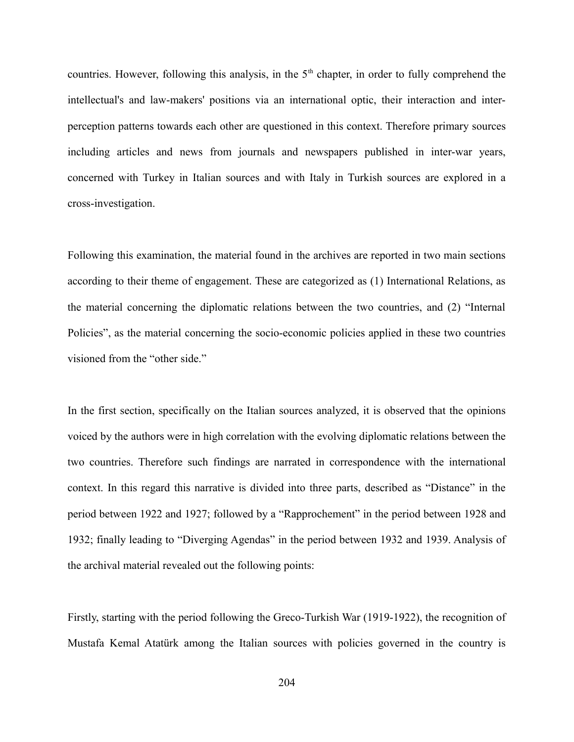countries. However, following this analysis, in the 5th chapter, in order to fully comprehend the intellectual's and law-makers' positions via an international optic, their interaction and inter-perception patterns towards each other are questioned in this context. Therefore primary sources including articles and news from journals and newspapers published in inter-war years, concerned with Turkey in Italian sources and with Italy in Turkish sources are explored in a cross-investigation.

Following this examination, the material found in the archives are reported in two main sections according to their theme of engagement. These are categorized as (1) International Relations, as the material concerning the diplomatic relations between the two countries, and (2) "Internal Policies", as the material concerning the socio-economic policies applied in these two countries visioned from the "other side."

In the first section, specifically on the Italian sources analyzed, it is observed that the opinions voiced by the authors were in high correlation with the evolving diplomatic relations between the two countries. Therefore such findings are narrated in correspondence with the international context. In this regard this narrative is divided into three parts, described as "Distance" in the period between 1922 and 1927; followed by a "Rapprochement" in the period between 1928 and 1932; finally leading to "Diverging Agendas" in the period between 1932 and 1939. Analysis of the archival material revealed out the following points:

Firstly, starting with the period following the Greco-Turkish War (1919-1922), the recognition of Mustafa Kemal Atatürk among the Italian sources with policies governed in the country is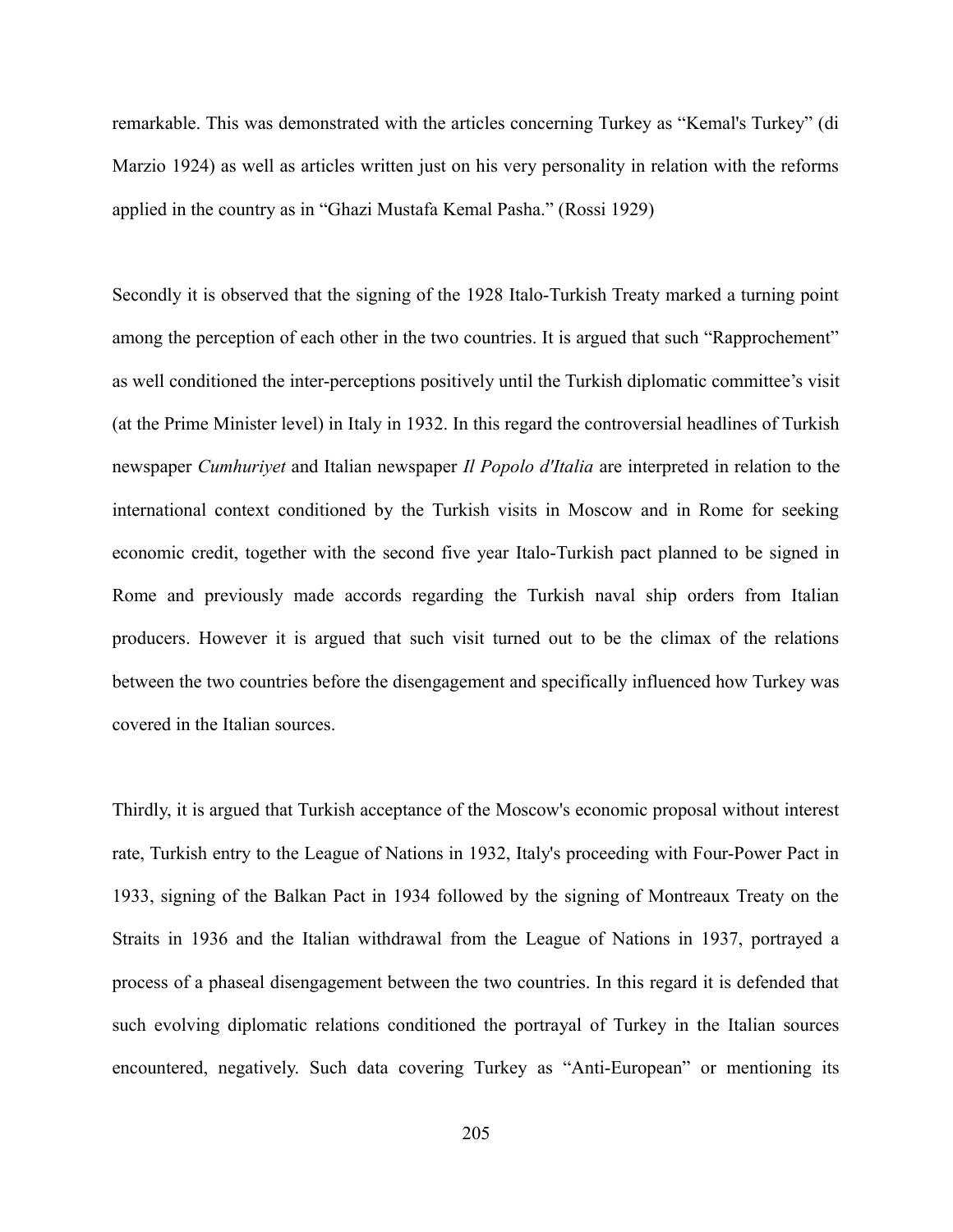remarkable. This was demonstrated with the articles concerning Turkey as "Kemal's Turkey" (di Marzio 1924) as well as articles written just on his very personality in relation with the reforms applied in the country as in "Ghazi Mustafa Kemal Pasha." (Rossi 1929)

Secondly it is observed that the signing of the 1928 Italo-Turkish Treaty marked a turning point among the perception of each other in the two countries. It is argued that such "Rapprochement" as well conditioned the inter-perceptions positively until the Turkish diplomatic committee's visit (at the Prime Minister level) in Italy in 1932. In this regard the controversial headlines of Turkish newspaper *Cumhuriyet* and Italian newspaper *Il Popolo d'Italia* are interpreted in relation to the international context conditioned by the Turkish visits in Moscow and in Rome for seeking economic credit, together with the second five year Italo-Turkish pact planned to be signed in Rome and previously made accords regarding the Turkish naval ship orders from Italian producers. However it is argued that such visit turned out to be the climax of the relations between the two countries before the disengagement and specifically influenced how Turkey was covered in the Italian sources.

Thirdly, it is argued that Turkish acceptance of the Moscow's economic proposal without interest rate, Turkish entry to the League of Nations in 1932, Italy's proceeding with Four-Power Pact in 1933, signing of the Balkan Pact in 1934 followed by the signing of Montreaux Treaty on the Straits in 1936 and the Italian withdrawal from the League of Nations in 1937, portrayed a process of a phaseal disengagement between the two countries. In this regard it is defended that such evolving diplomatic relations conditioned the portrayal of Turkey in the Italian sources encountered, negatively. Such data covering Turkey as "Anti-European" or mentioning its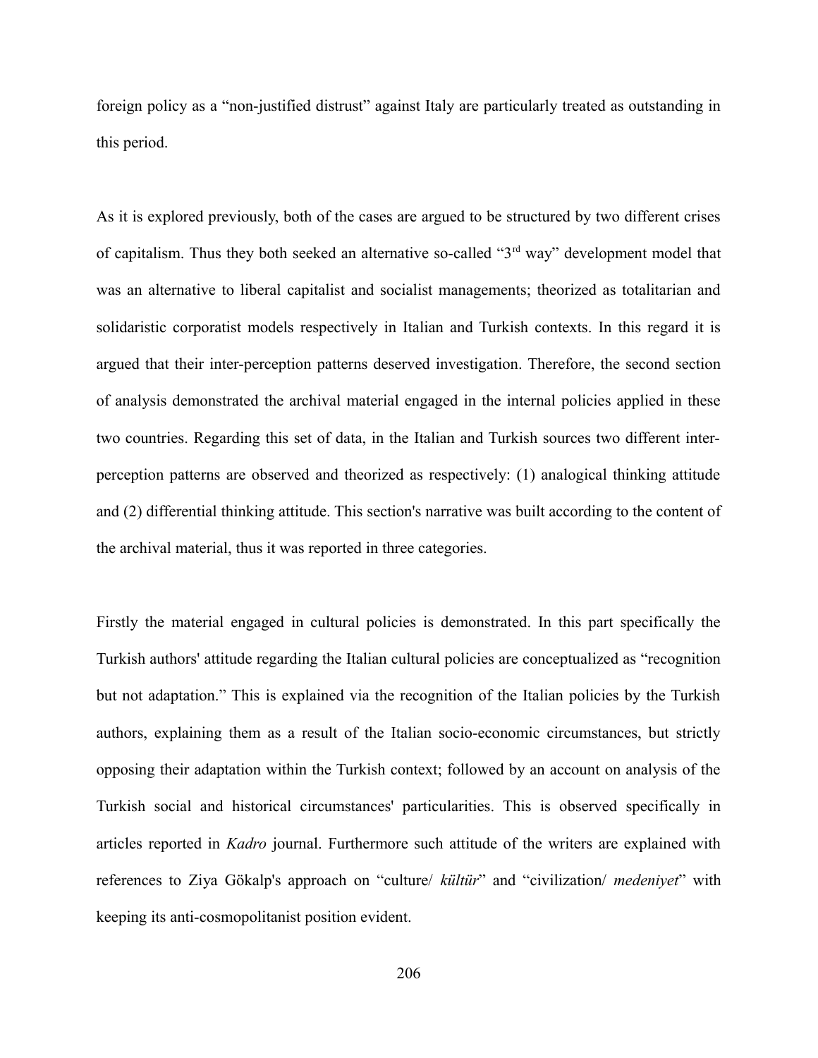foreign policy as a "non-justified distrust" against Italy are particularly treated as outstanding in this period.

As it is explored previously, both of the cases are argued to be structured by two different crises of capitalism. Thus they both seeked an alternative so-called "3rd way" development model that was an alternative to liberal capitalist and socialist managements; theorized as totalitarian and solidaristic corporatist models respectively in Italian and Turkish contexts. In this regard it is argued that their inter-perception patterns deserved investigation. Therefore, the second section of analysis demonstrated the archival material engaged in the internal policies applied in these two countries. Regarding this set of data, in the Italian and Turkish sources two different inter-perception patterns are observed and theorized as respectively: (1) analogical thinking attitude and (2) differential thinking attitude. This section's narrative was built according to the content of the archival material, thus it was reported in three categories.

Firstly the material engaged in cultural policies is demonstrated. In this part specifically the Turkish authors' attitude regarding the Italian cultural policies are conceptualized as "recognition but not adaptation." This is explained via the recognition of the Italian policies by the Turkish authors, explaining them as a result of the Italian socio-economic circumstances, but strictly opposing their adaptation within the Turkish context; followed by an account on analysis of the Turkish social and historical circumstances' particularities. This is observed specifically in articles reported in *Kadro* journal. Furthermore such attitude of the writers are explained with references to Ziya Gökalp's approach on "culture/ *kültür*" and "civilization/ *medeniyet*" with keeping its anti-cosmopolitanist position evident.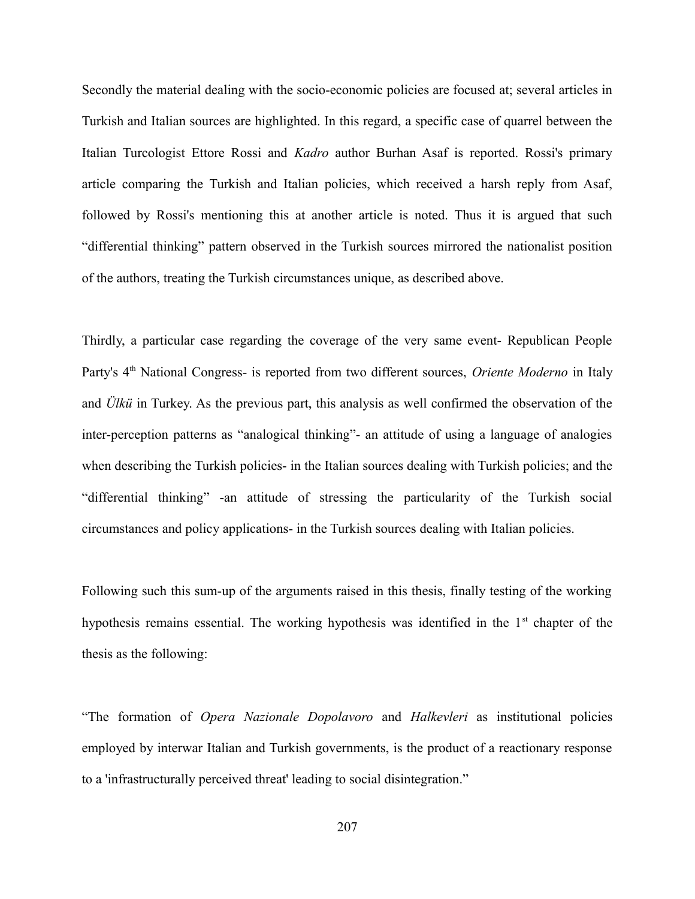Secondly the material dealing with the socio-economic policies are focused at; several articles in Turkish and Italian sources are highlighted. In this regard, a specific case of quarrel between the Italian Turcologist Ettore Rossi and *Kadro* author Burhan Asaf is reported. Rossi's primary article comparing the Turkish and Italian policies, which received a harsh reply from Asaf, followed by Rossi's mentioning this at another article is noted. Thus it is argued that such "differential thinking" pattern observed in the Turkish sources mirrored the nationalist position of the authors, treating the Turkish circumstances unique, as described above.

Thirdly, a particular case regarding the coverage of the very same event- Republican People Party's 4th National Congress- is reported from two different sources, *Oriente Moderno* in Italy and *Ülkü* in Turkey. As the previous part, this analysis as well confirmed the observation of the inter-perception patterns as "analogical thinking"- an attitude of using a language of analogies when describing the Turkish policies- in the Italian sources dealing with Turkish policies; and the "differential thinking" -an attitude of stressing the particularity of the Turkish social circumstances and policy applications- in the Turkish sources dealing with Italian policies.

Following such this sum-up of the arguments raised in this thesis, finally testing of the working hypothesis remains essential. The working hypothesis was identified in the 1st chapter of the thesis as the following:

"The formation of *Opera Nazionale Dopolavoro* and *Halkevleri* as institutional policies employed by interwar Italian and Turkish governments, is the product of a reactionary response to a 'infrastructurally perceived threat' leading to social disintegration."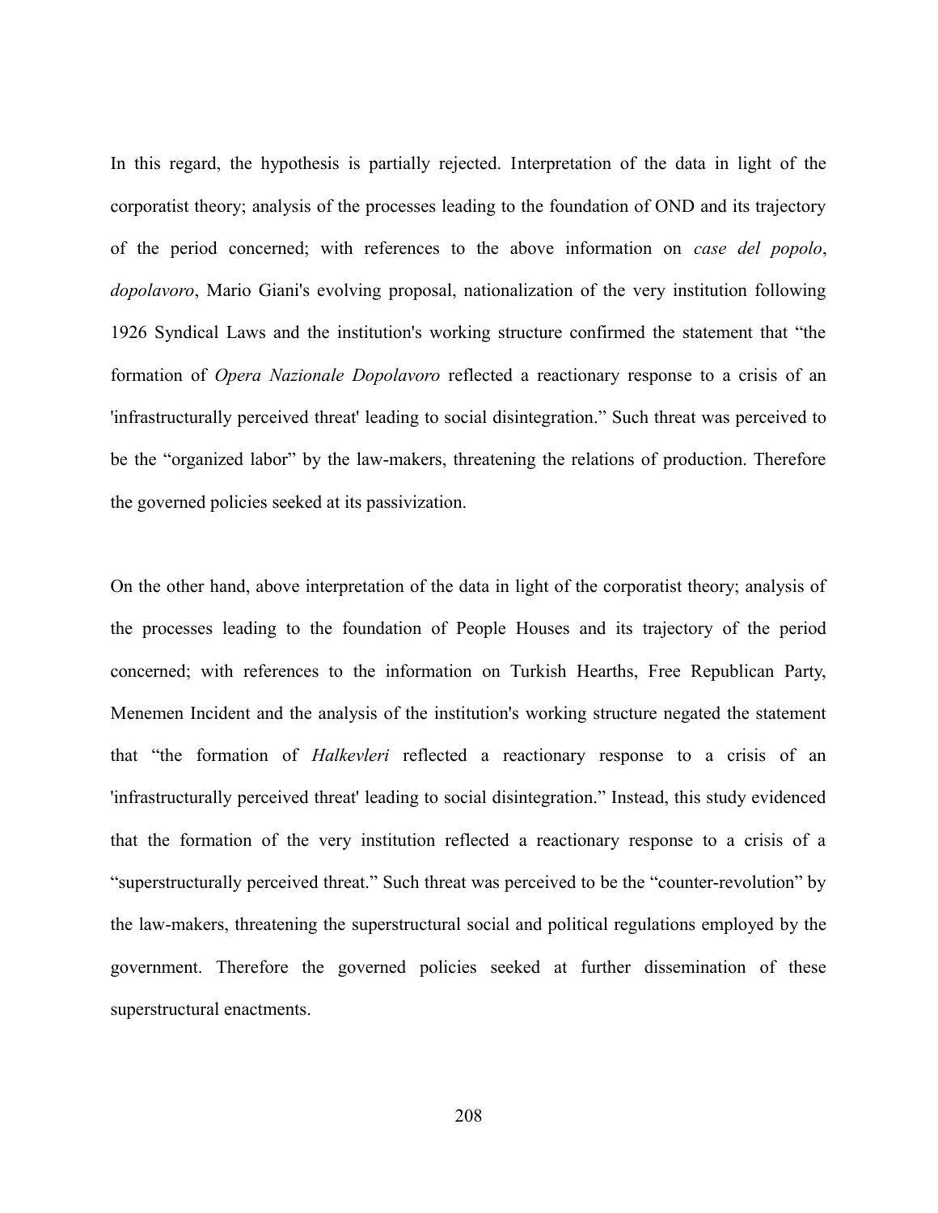In this regard, the hypothesis is partially rejected. Interpretation of the data in light of the corporatist theory; analysis of the processes leading to the foundation of OND and its trajectory of the period concerned; with references to the above information on *case del popolo*, *dopolavoro*, Mario Giani's evolving proposal, nationalization of the very institution following 1926 Syndical Laws and the institution's working structure confirmed the statement that "the formation of *Opera Nazionale Dopolavoro* reflected a reactionary response to a crisis of an 'infrastructurally perceived threat' leading to social disintegration." Such threat was perceived to be the "organized labor" by the law-makers, threatening the relations of production. Therefore the governed policies seeked at its passivization.

On the other hand, above interpretation of the data in light of the corporatist theory; analysis of the processes leading to the foundation of People Houses and its trajectory of the period concerned; with references to the information on Turkish Hearths, Free Republican Party, Menemen Incident and the analysis of the institution's working structure negated the statement that "the formation of *Halkevleri* reflected a reactionary response to a crisis of an 'infrastructurally perceived threat' leading to social disintegration." Instead, this study evidenced that the formation of the very institution reflected a reactionary response to a crisis of a "superstructurally perceived threat." Such threat was perceived to be the "counter-revolution" by the law-makers, threatening the superstructural social and political regulations employed by the government. Therefore the governed policies seeked at further dissemination of these superstructural enactments.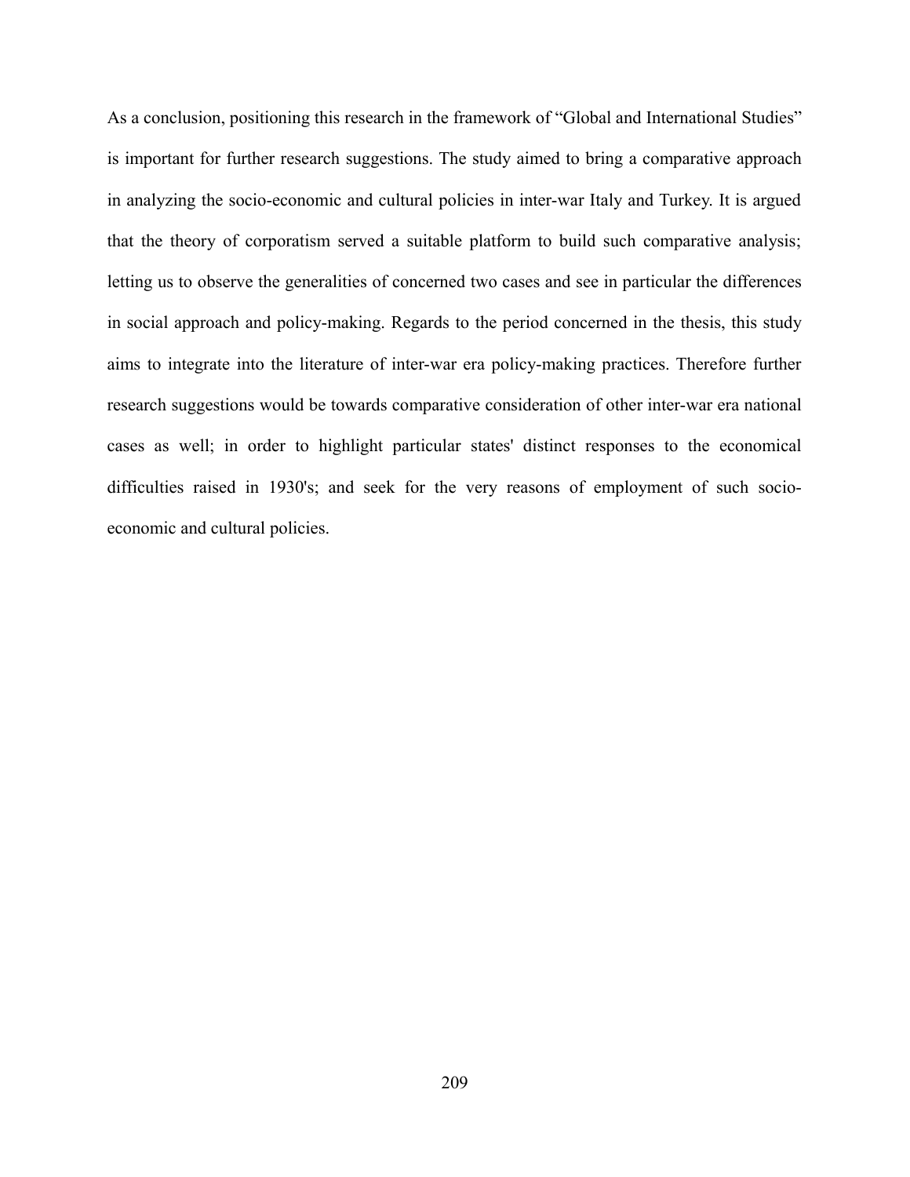As a conclusion, positioning this research in the framework of "Global and International Studies" is important for further research suggestions. The study aimed to bring a comparative approach in analyzing the socio-economic and cultural policies in inter-war Italy and Turkey. It is argued that the theory of corporatism served a suitable platform to build such comparative analysis; letting us to observe the generalities of concerned two cases and see in particular the differences in social approach and policy-making. Regards to the period concerned in the thesis, this study aims to integrate into the literature of inter-war era policy-making practices. Therefore further research suggestions would be towards comparative consideration of other inter-war era national cases as well; in order to highlight particular states' distinct responses to the economical difficulties raised in 1930's; and seek for the very reasons of employment of such socio-economic and cultural policies.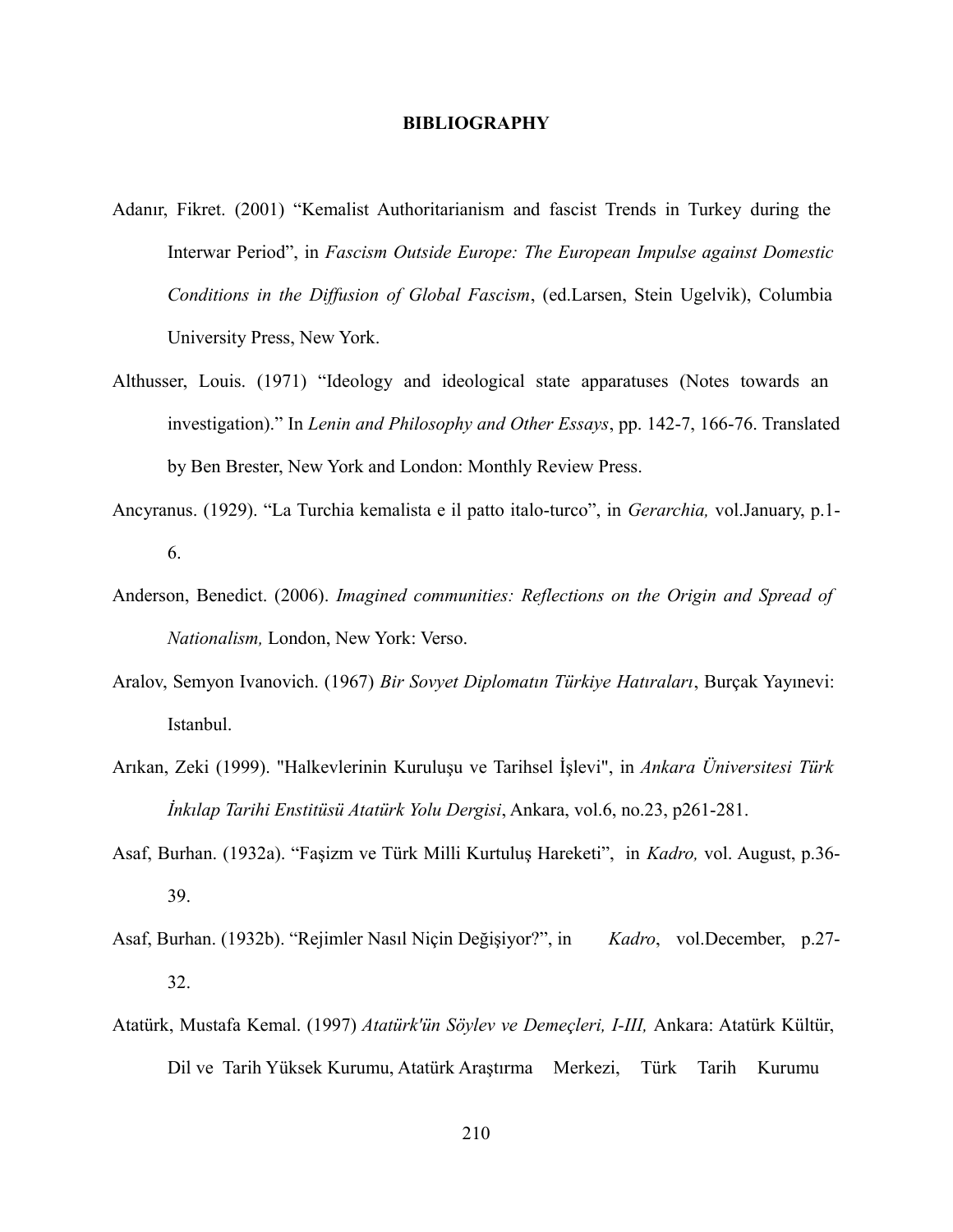# BIBLIOGRAPHY

Adanır, Fikret. (2001) "Kemalist Authoritarianism and fascist Trends in Turkey during the Interwar Period", in *Fascism Outside Europe: The European Impulse against Domestic Conditions in the Diffusion of Global Fascism*, (ed.Larsen, Stein Ugelvik), Columbia University Press, New York.

Althusser, Louis. (1971) "Ideology and ideological state apparatuses (Notes towards an investigation)." In *Lenin and Philosophy and Other Essays*, pp. 142-7, 166-76. Translated by Ben Brester, New York and London: Monthly Review Press.

Ancyranus. (1929). "La Turchia kemalista e il patto italo-turco", in *Gerarchia,* vol.January, p.1-6.

Anderson, Benedict. (2006). *Imagined communities: Reflections on the Origin and Spread of Nationalism,* London, New York: Verso.

Aralov, Semyon Ivanovich. (1967) *Bir Sovyet Diplomatın Türkiye Hatıraları*, Burçak Yayınevi: Istanbul.

Arıkan, Zeki (1999). "Halkevlerinin Kuruluşu ve Tarihsel İşlevi", in *Ankara Üniversitesi Türk İnkılap Tarihi Enstitüsü Atatürk Yolu Dergisi*, Ankara, vol.6, no.23, p261-281.

Asaf, Burhan. (1932a). "Faşizm ve Türk Milli Kurtuluş Hareketi", in *Kadro,* vol. August, p.36-39.

Asaf, Burhan. (1932b). "Rejimler Nasıl Niçin Değişiyor?", in *Kadro*, vol.December, p.27-32.

Atatürk, Mustafa Kemal. (1997) *Atatürk'ün Söylev ve Demeçleri, I-III,* Ankara: Atatürk Kültür, Dil ve Tarih Yüksek Kurumu, Atatürk Araştırma Merkezi, Türk Tarih Kurumu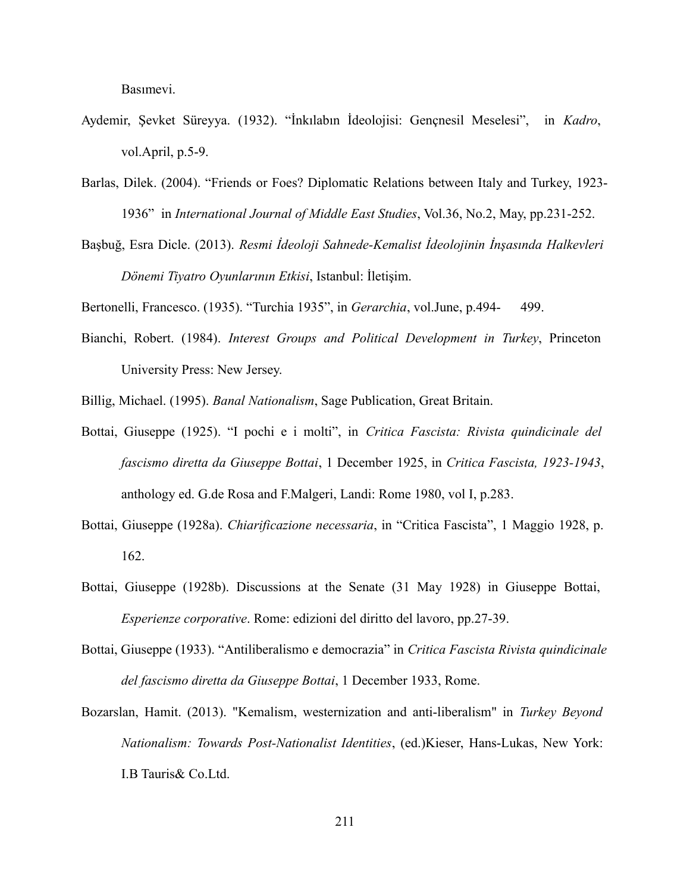Basımevi.

Aydemir, Şevket Süreyya. (1932). "İnkılabın İdeolojisi: Gençnesil Meselesi", in *Kadro*, vol.April, p.5-9.

Barlas, Dilek. (2004). "Friends or Foes? Diplomatic Relations between Italy and Turkey, 1923-1936" in *International Journal of Middle East Studies*, Vol.36, No.2, May, pp.231-252.

Başbuğ, Esra Dicle. (2013). *Resmi İdeoloji Sahnede-Kemalist İdeolojinin İnşasında Halkevleri Dönemi Tiyatro Oyunlarının Etkisi*, Istanbul: İletişim.

Bertonelli, Francesco. (1935). "Turchia 1935", in *Gerarchia*, vol.June, p.494- 499.

Bianchi, Robert. (1984). *Interest Groups and Political Development in Turkey*, Princeton University Press: New Jersey.

Billig, Michael. (1995). *Banal Nationalism*, Sage Publication, Great Britain.

Bottai, Giuseppe (1925). "I pochi e i molti", in *Critica Fascista: Rivista quindicinale del fascismo diretta da Giuseppe Bottai*, 1 December 1925, in *Critica Fascista, 1923-1943*, anthology ed. G.de Rosa and F.Malgeri, Landi: Rome 1980, vol I, p.283.

Bottai, Giuseppe (1928a). *Chiarificazione necessaria*, in "Critica Fascista", 1 Maggio 1928, p. 162.

Bottai, Giuseppe (1928b). Discussions at the Senate (31 May 1928) in Giuseppe Bottai, *Esperienze corporative*. Rome: edizioni del diritto del lavoro, pp.27-39.

Bottai, Giuseppe (1933). "Antiliberalismo e democrazia" in *Critica Fascista Rivista quindicinale del fascismo diretta da Giuseppe Bottai*, 1 December 1933, Rome.

Bozarslan, Hamit. (2013). "Kemalism, westernization and anti-liberalism" in *Turkey Beyond Nationalism: Towards Post-Nationalist Identities*, (ed.)Kieser, Hans-Lukas, New York: I.B Tauris& Co.Ltd.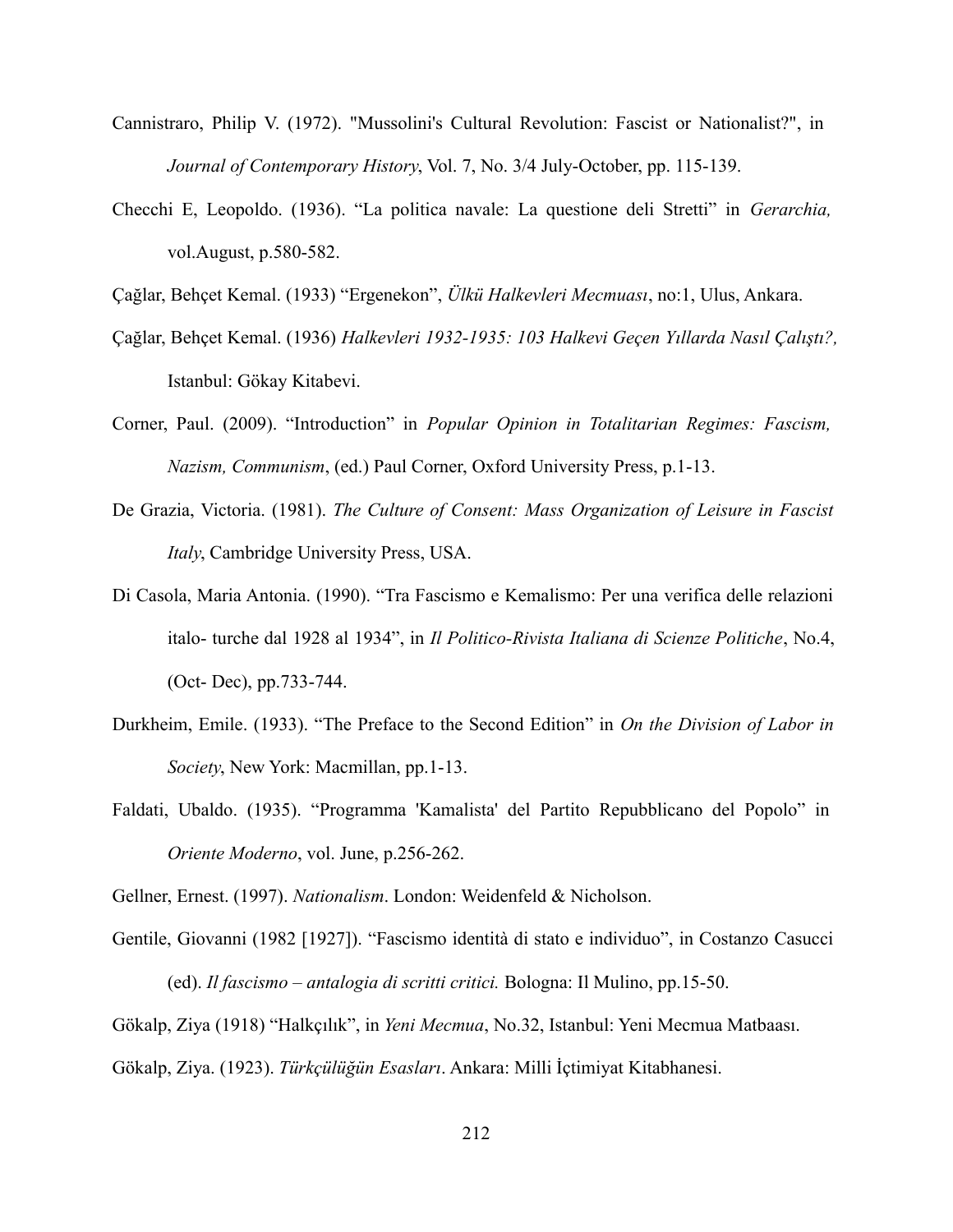Cannistraro, Philip V. (1972). "Mussolini's Cultural Revolution: Fascist or Nationalist?", in *Journal of Contemporary History*, Vol. 7, No. 3/4 July-October, pp. 115-139.

Checchi E, Leopoldo. (1936). "La politica navale: La questione deli Stretti" in *Gerarchia,* vol.August, p.580-582.

Çağlar, Behçet Kemal. (1933) "Ergenekon", *Ülkü Halkevleri Mecmuası*, no:1, Ulus, Ankara.

Çağlar, Behçet Kemal. (1936) *Halkevleri 1932-1935: 103 Halkevi Geçen Yıllarda Nasıl Çalıştı?,* Istanbul: Gökay Kitabevi.

Corner, Paul. (2009). "Introduction" in *Popular Opinion in Totalitarian Regimes: Fascism, Nazism, Communism*, (ed.) Paul Corner, Oxford University Press, p.1-13.

De Grazia, Victoria. (1981). *The Culture of Consent: Mass Organization of Leisure in Fascist Italy*, Cambridge University Press, USA.

Di Casola, Maria Antonia. (1990). "Tra Fascismo e Kemalismo: Per una verifica delle relazioni italo- turche dal 1928 al 1934", in *Il Politico-Rivista Italiana di Scienze Politiche*, No.4, (Oct- Dec), pp.733-744.

Durkheim, Emile. (1933). "The Preface to the Second Edition" in *On the Division of Labor in Society*, New York: Macmillan, pp.1-13.

Faldati, Ubaldo. (1935). "Programma 'Kamalista' del Partito Repubblicano del Popolo" in *Oriente Moderno*, vol. June, p.256-262.

Gellner, Ernest. (1997). *Nationalism*. London: Weidenfeld & Nicholson.

Gentile, Giovanni (1982 [1927]). "Fascismo identità di stato e individuo", in Costanzo Casucci (ed). *Il fascismo – antalogia di scritti critici.* Bologna: Il Mulino, pp.15-50.

Gökalp, Ziya (1918) "Halkçılık", in *Yeni Mecmua*, No.32, Istanbul: Yeni Mecmua Matbaası.

Gökalp, Ziya. (1923). *Türkçülüğün Esasları*. Ankara: Milli İçtimiyat Kitabhanesi.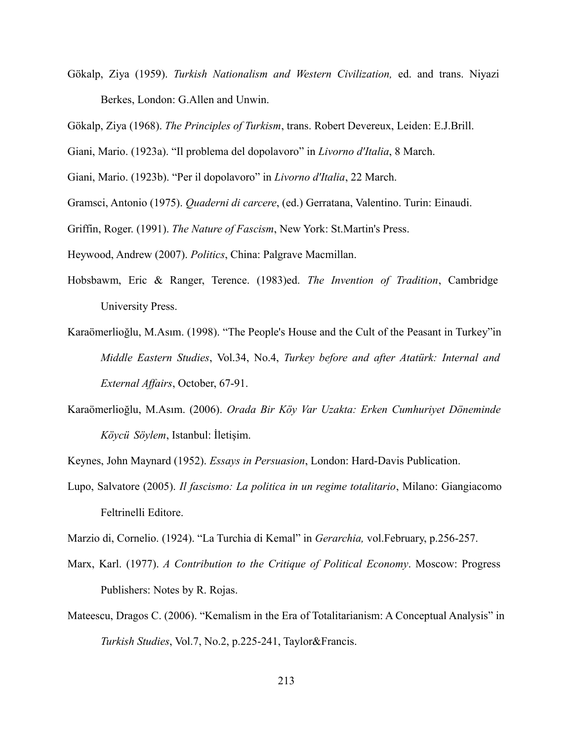Gökalp, Ziya (1959). *Turkish Nationalism and Western Civilization,* ed. and trans. Niyazi Berkes, London: G.Allen and Unwin.

Gökalp, Ziya (1968). *The Principles of Turkism*, trans. Robert Devereux, Leiden: E.J.Brill.

Giani, Mario. (1923a). "Il problema del dopolavoro" in *Livorno d'Italia*, 8 March.

Giani, Mario. (1923b). "Per il dopolavoro" in *Livorno d'Italia*, 22 March.

Gramsci, Antonio (1975). *Quaderni di carcere*, (ed.) Gerratana, Valentino. Turin: Einaudi.

Griffin, Roger. (1991). *The Nature of Fascism*, New York: St.Martin's Press.

Heywood, Andrew (2007). *Politics*, China: Palgrave Macmillan.

Hobsbawm, Eric & Ranger, Terence. (1983)ed. *The Invention of Tradition*, Cambridge University Press.

Karaömerlioğlu, M.Asım. (1998). "The People's House and the Cult of the Peasant in Turkey"in *Middle Eastern Studies*, Vol.34, No.4, *Turkey before and after Atatürk: Internal and External Affairs*, October, 67-91.

Karaömerlioğlu, M.Asım. (2006). *Orada Bir Köy Var Uzakta: Erken Cumhuriyet Döneminde Köycü Söylem*, Istanbul: İletişim.

Keynes, John Maynard (1952). *Essays in Persuasion*, London: Hard-Davis Publication.

Lupo, Salvatore (2005). *Il fascismo: La politica in un regime totalitario*, Milano: Giangiacomo Feltrinelli Editore.

Marzio di, Cornelio. (1924). "La Turchia di Kemal" in *Gerarchia,* vol.February, p.256-257.

Marx, Karl. (1977). *A Contribution to the Critique of Political Economy*. Moscow: Progress Publishers: Notes by R. Rojas.

Mateescu, Dragos C. (2006). "Kemalism in the Era of Totalitarianism: A Conceptual Analysis" in *Turkish Studies*, Vol.7, No.2, p.225-241, Taylor&Francis.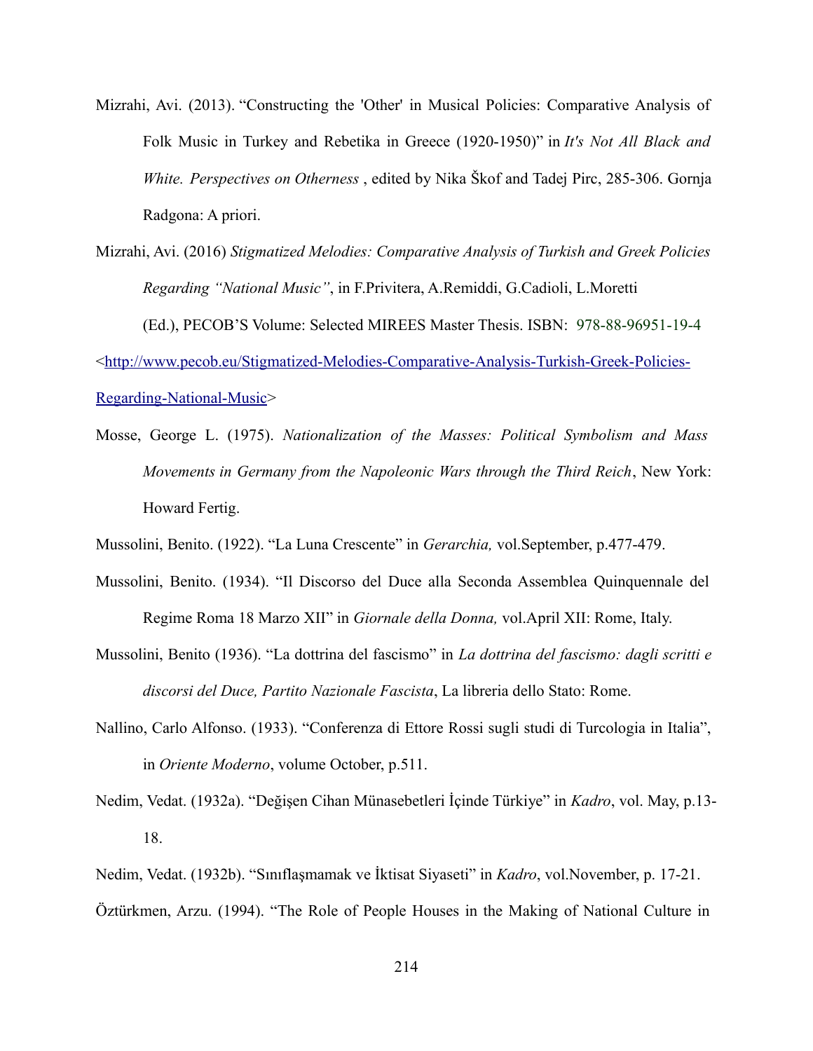Mizrahi, Avi. (2013). "Constructing the 'Other' in Musical Policies: Comparative Analysis of Folk Music in Turkey and Rebetika in Greece (1920-1950)" in *It's Not All Black and White. Perspectives on Otherness* , edited by Nika Škof and Tadej Pirc, 285-306. Gornja Radgona: A priori.

Mizrahi, Avi. (2016) *Stigmatized Melodies: Comparative Analysis of Turkish and Greek Policies Regarding "National Music"*, in F.Privitera, A.Remiddi, G.Cadioli, L.Moretti (Ed.), PECOB'S Volume: Selected MIREES Master Thesis. ISBN: 978-88-96951-19-4 <http://www.pecob.eu/Stigmatized-Melodies-Comparative-Analysis-Turkish-Greek-Policies-Regarding-National-Music>

Mosse, George L. (1975). *Nationalization of the Masses: Political Symbolism and Mass Movements in Germany from the Napoleonic Wars through the Third Reich*, New York: Howard Fertig.

Mussolini, Benito. (1922). "La Luna Crescente" in *Gerarchia,* vol.September, p.477-479.

Mussolini, Benito. (1934). "Il Discorso del Duce alla Seconda Assemblea Quinquennale del Regime Roma 18 Marzo XII" in *Giornale della Donna,* vol.April XII: Rome, Italy.

Mussolini, Benito (1936). "La dottrina del fascismo" in *La dottrina del fascismo: dagli scritti e discorsi del Duce, Partito Nazionale Fascista*, La libreria dello Stato: Rome.

Nallino, Carlo Alfonso. (1933). "Conferenza di Ettore Rossi sugli studi di Turcologia in Italia", in *Oriente Moderno*, volume October, p.511.

Nedim, Vedat. (1932a). "Değişen Cihan Münasebetleri İçinde Türkiye" in *Kadro*, vol. May, p.13-18.

Nedim, Vedat. (1932b). "Sınıflaşmamak ve İktisat Siyaseti" in *Kadro*, vol.November, p. 17-21.

Öztürkmen, Arzu. (1994). "The Role of People Houses in the Making of National Culture in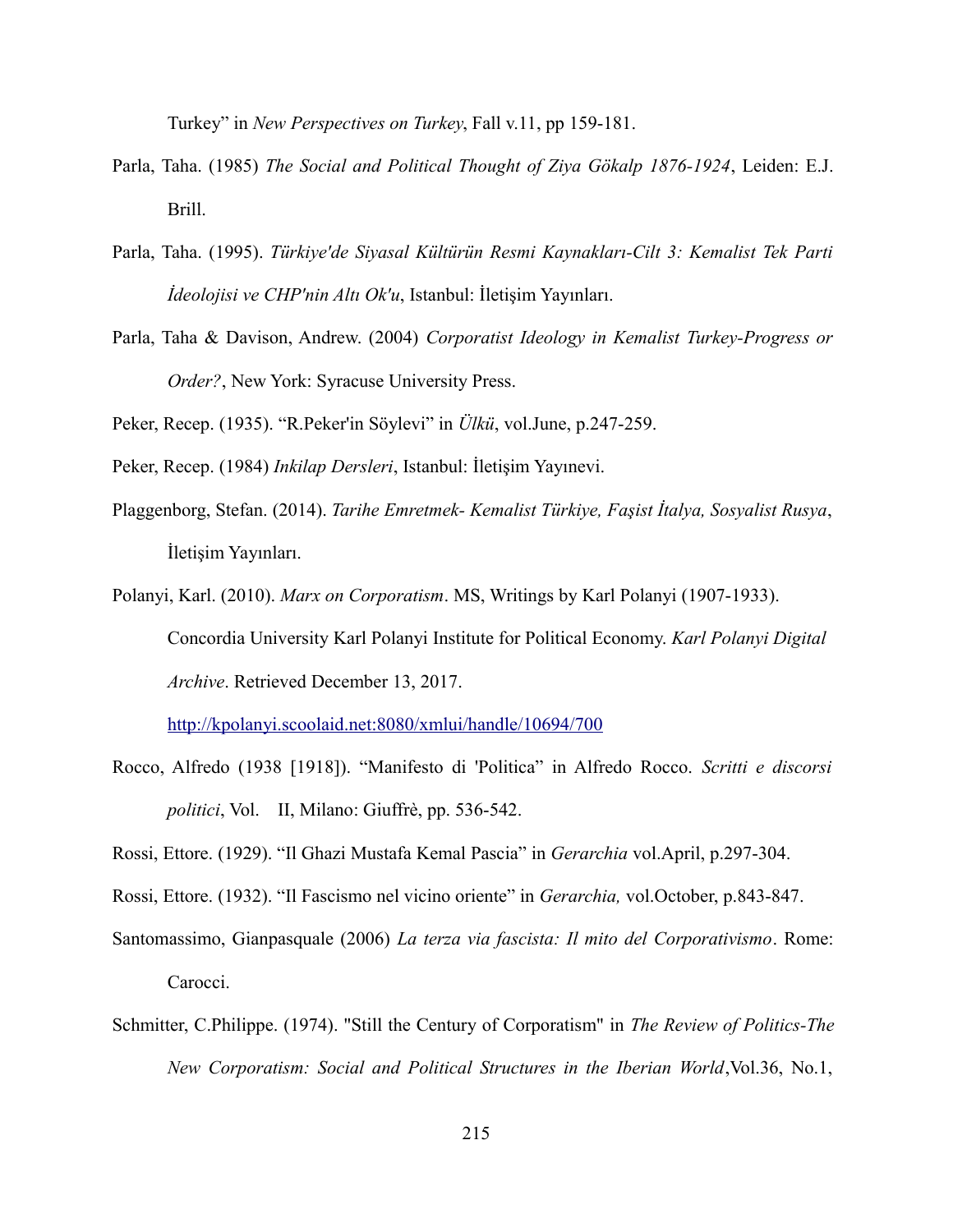Turkey" in *New Perspectives on Turkey*, Fall v.11, pp 159-181.

Parla, Taha. (1985) *The Social and Political Thought of Ziya Gökalp 1876-1924*, Leiden: E.J. Brill.

Parla, Taha. (1995). *Türkiye'de Siyasal Kültürün Resmi Kaynakları-Cilt 3: Kemalist Tek Parti İdeolojisi ve CHP'nin Altı Ok'u*, Istanbul: İletişim Yayınları.

Parla, Taha & Davison, Andrew. (2004) *Corporatist Ideology in Kemalist Turkey-Progress or Order?*, New York: Syracuse University Press.

Peker, Recep. (1935). "R.Peker'in Söylevi" in *Ülkü*, vol.June, p.247-259.

Peker, Recep. (1984) *Inkilap Dersleri*, Istanbul: İletişim Yayınevi.

Plaggenborg, Stefan. (2014). *Tarihe Emretmek- Kemalist Türkiye, Faşist İtalya, Sosyalist Rusya*, İletişim Yayınları.

Polanyi, Karl. (2010). *Marx on Corporatism*. MS, Writings by Karl Polanyi (1907-1933). Concordia University Karl Polanyi Institute for Political Economy. *Karl Polanyi Digital Archive*. Retrieved December 13, 2017. http://kpolanyi.scoolaid.net:8080/xmlui/handle/10694/700

Rocco, Alfredo (1938 [1918]). "Manifesto di 'Politica" in Alfredo Rocco. *Scritti e discorsi politici*, Vol. II, Milano: Giuffrè, pp. 536-542.

Rossi, Ettore. (1929). "Il Ghazi Mustafa Kemal Pascia" in *Gerarchia* vol.April, p.297-304.

Rossi, Ettore. (1932). "Il Fascismo nel vicino oriente" in *Gerarchia,* vol.October, p.843-847.

Santomassimo, Gianpasquale (2006) *La terza via fascista: Il mito del Corporativismo*. Rome: Carocci.

Schmitter, C.Philippe. (1974). "Still the Century of Corporatism" in *The Review of Politics-The New Corporatism: Social and Political Structures in the Iberian World*,Vol.36, No.1,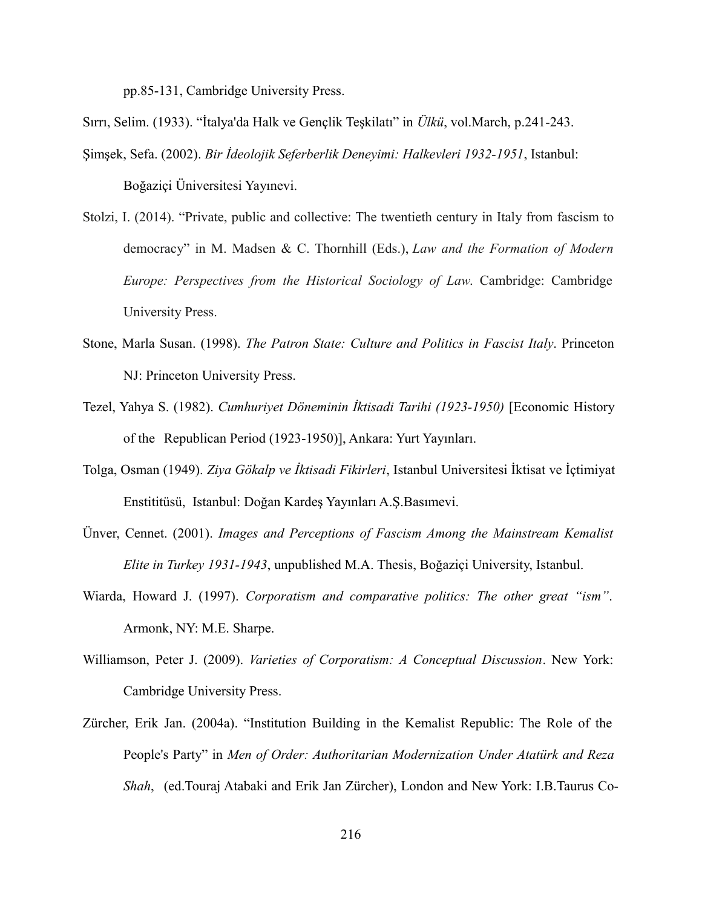pp.85-131, Cambridge University Press.

Sırrı, Selim. (1933). "İtalya'da Halk ve Gençlik Teşkilatı" in *Ülkü*, vol.March, p.241-243.

Şimşek, Sefa. (2002). *Bir İdeolojik Seferberlik Deneyimi: Halkevleri 1932-1951*, Istanbul: Boğaziçi Üniversitesi Yayınevi.

Stolzi, I. (2014). "Private, public and collective: The twentieth century in Italy from fascism to democracy" in M. Madsen & C. Thornhill (Eds.), *Law and the Formation of Modern Europe: Perspectives from the Historical Sociology of Law*. Cambridge: Cambridge University Press.

Stone, Marla Susan. (1998). *The Patron State: Culture and Politics in Fascist Italy*. Princeton NJ: Princeton University Press.

Tezel, Yahya S. (1982). *Cumhuriyet Döneminin İktisadi Tarihi (1923-1950)* [Economic History of the Republican Period (1923-1950)], Ankara: Yurt Yayınları.

Tolga, Osman (1949). *Ziya Gökalp ve İktisadi Fikirleri*, Istanbul Universitesi İktisat ve İçtimiyat Enstititüsü, Istanbul: Doğan Kardeş Yayınları A.Ş.Basımevi.

Ünver, Cennet. (2001). *Images and Perceptions of Fascism Among the Mainstream Kemalist Elite in Turkey 1931-1943*, unpublished M.A. Thesis, Boğaziçi University, Istanbul.

Wiarda, Howard J. (1997). *Corporatism and comparative politics: The other great "ism"*. Armonk, NY: M.E. Sharpe.

Williamson, Peter J. (2009). *Varieties of Corporatism: A Conceptual Discussion*. New York: Cambridge University Press.

Zürcher, Erik Jan. (2004a). "Institution Building in the Kemalist Republic: The Role of the People's Party" in *Men of Order: Authoritarian Modernization Under Atatürk and Reza Shah*, (ed.Touraj Atabaki and Erik Jan Zürcher), London and New York: I.B.Taurus Co-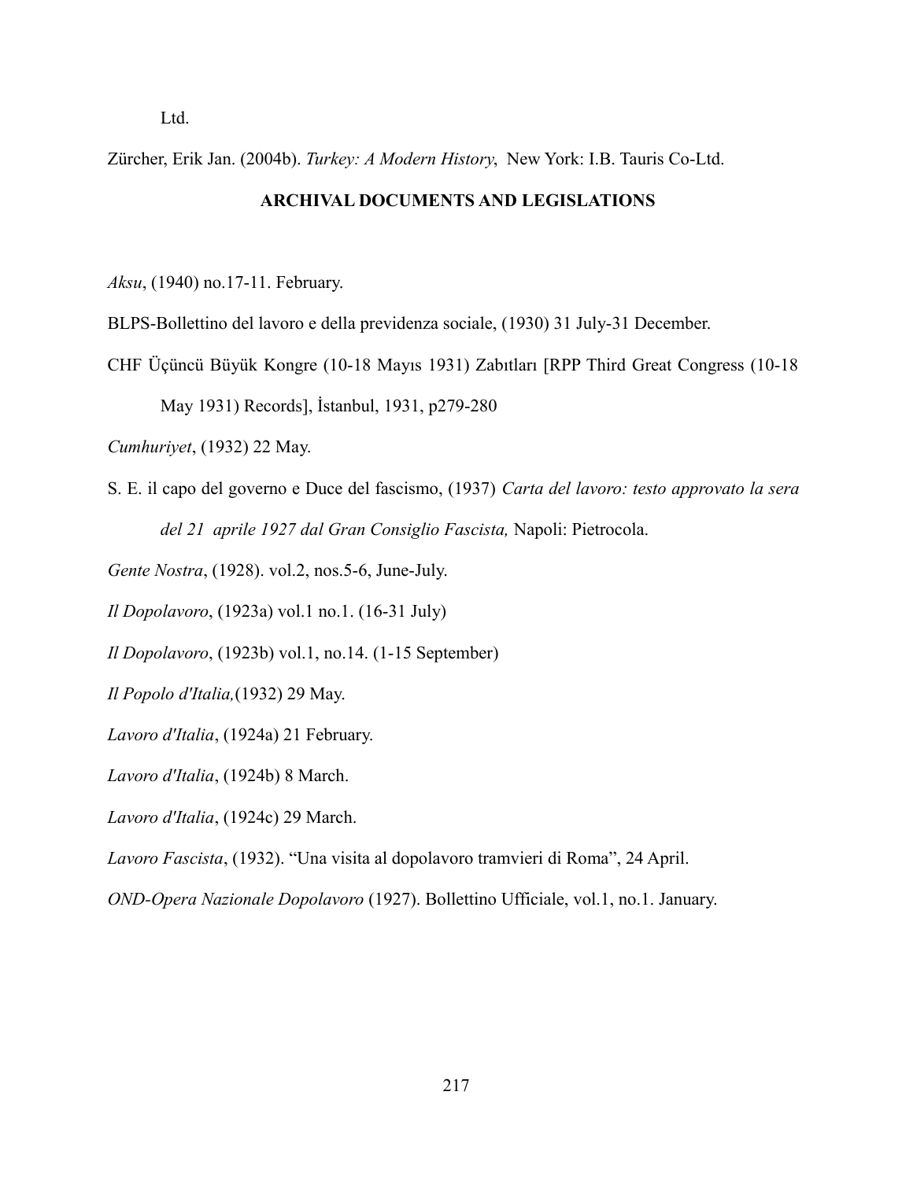Ltd.

Zürcher, Erik Jan. (2004b). *Turkey: A Modern History*, New York: I.B. Tauris Co-Ltd.

## ARCHIVAL DOCUMENTS AND LEGISLATIONS

*Aksu*, (1940) no.17-11. February.

BLPS-Bollettino del lavoro e della previdenza sociale, (1930) 31 July-31 December.

CHF Üçüncü Büyük Kongre (10-18 Mayıs 1931) Zabıtları [RPP Third Great Congress (10-18 May 1931) Records], İstanbul, 1931, p279-280

*Cumhuriyet*, (1932) 22 May.

S. E. il capo del governo e Duce del fascismo, (1937) *Carta del lavoro: testo approvato la sera del 21 aprile 1927 dal Gran Consiglio Fascista,* Napoli: Pietrocola.

*Gente Nostra*, (1928). vol.2, nos.5-6, June-July.

*Il Dopolavoro*, (1923a) vol.1 no.1. (16-31 July)

*Il Dopolavoro*, (1923b) vol.1, no.14. (1-15 September)

*Il Popolo d'Italia,*(1932) 29 May.

*Lavoro d'Italia*, (1924a) 21 February.

*Lavoro d'Italia*, (1924b) 8 March.

*Lavoro d'Italia*, (1924c) 29 March.

*Lavoro Fascista*, (1932). "Una visita al dopolavoro tramvieri di Roma", 24 April.

*OND-Opera Nazionale Dopolavoro* (1927). Bollettino Ufficiale, vol.1, no.1. January.